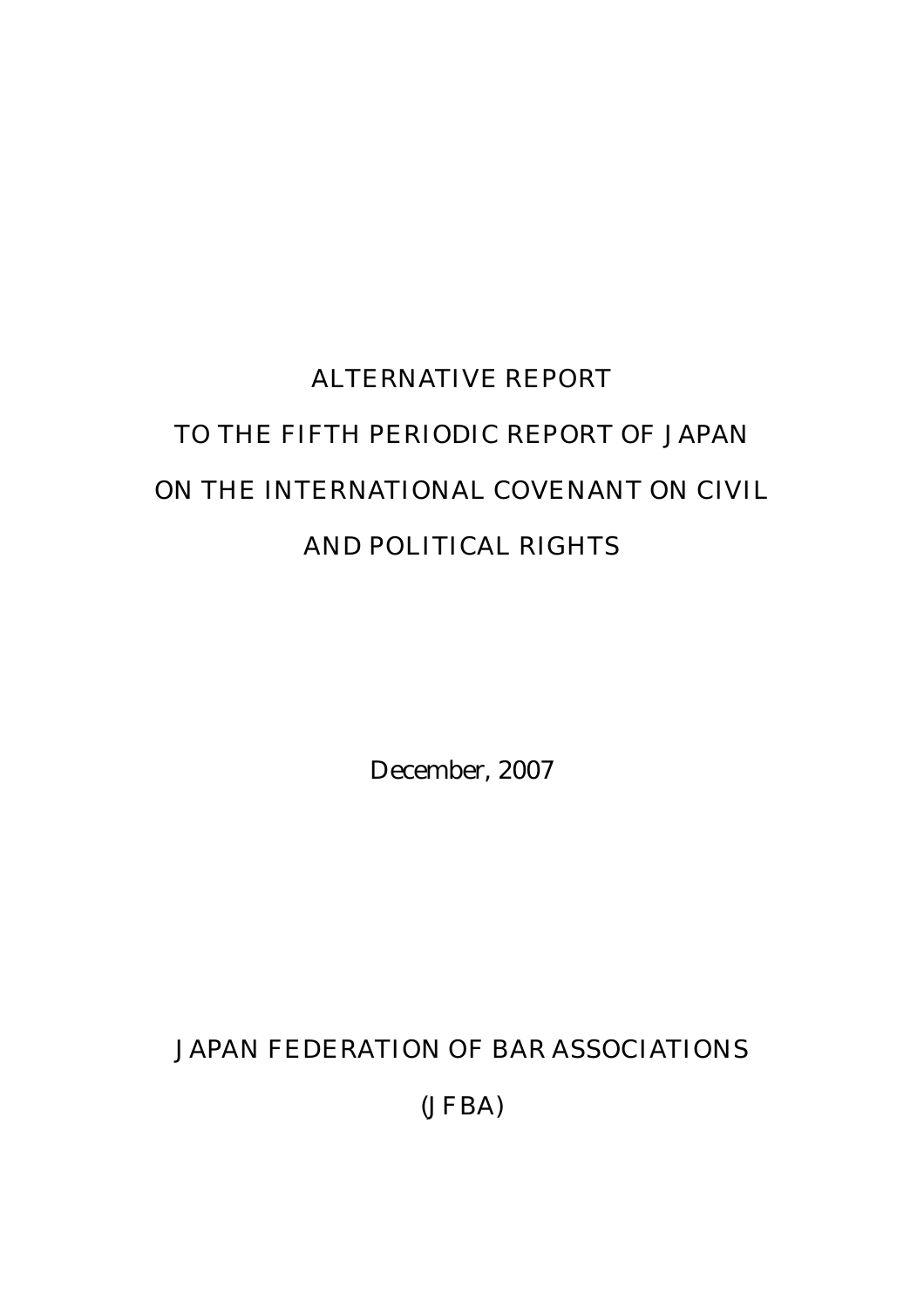# ALTERNATIVE REPORT
# TO THE FIFTH PERIODIC REPORT OF JAPAN
# ON THE INTERNATIONAL COVENANT ON CIVIL AND POLITICAL RIGHTS

December, 2007

JAPAN FEDERATION OF BAR ASSOCIATIONS

(JFBA)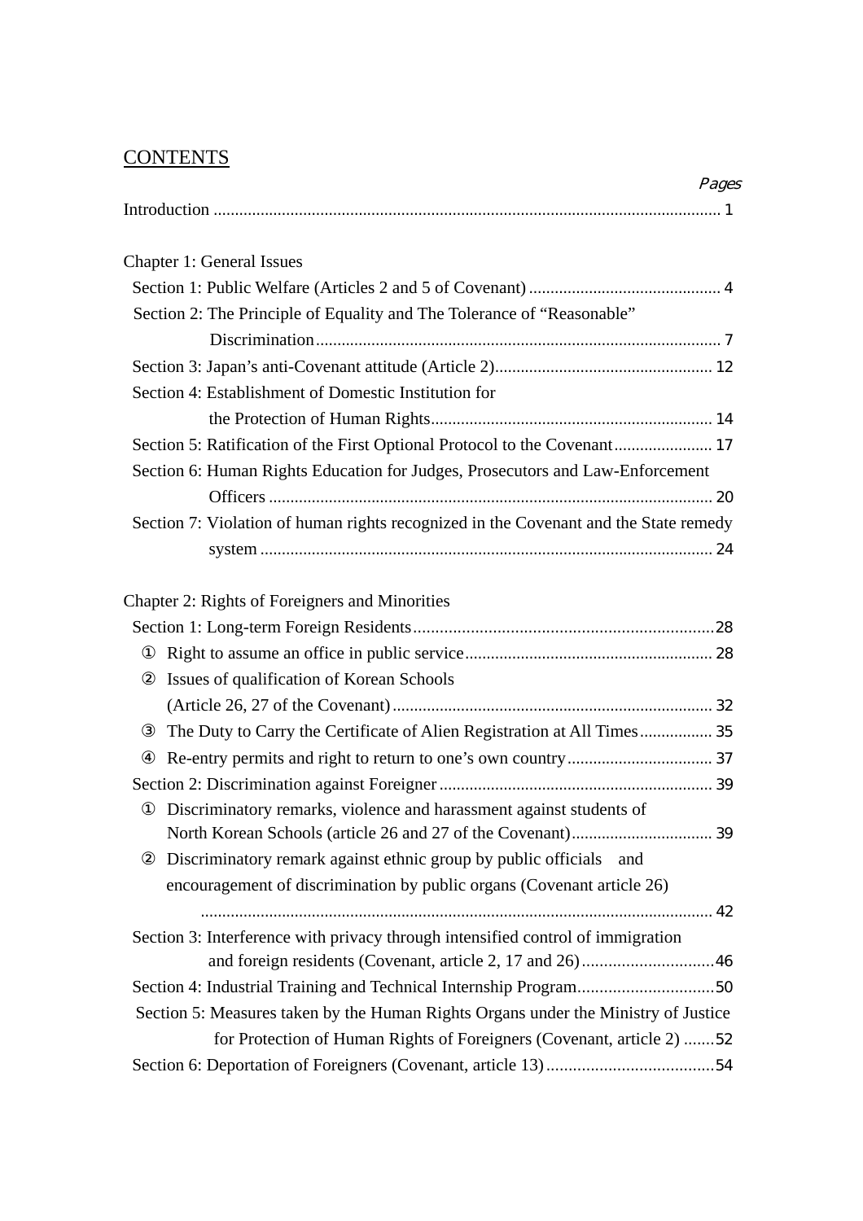# CONTENTS

*Pages*

Introduction ........................................................................................................................ 1

Chapter 1: General Issues

- Section 1: Public Welfare (Articles 2 and 5 of Covenant) ............................................. 4
- Section 2: The Principle of Equality and The Tolerance of "Reasonable" Discrimination .............................................................................................. 7
- Section 3: Japan's anti-Covenant attitude (Article 2) .................................................. 12
- Section 4: Establishment of Domestic Institution for the Protection of Human Rights ................................................................. 14
- Section 5: Ratification of the First Optional Protocol to the Covenant ....................... 17
- Section 6: Human Rights Education for Judges, Prosecutors and Law-Enforcement Officers ....................................................................................................... 20
- Section 7: Violation of human rights recognized in the Covenant and the State remedy system ......................................................................................................... 24

Chapter 2: Rights of Foreigners and Minorities

- Section 1: Long-term Foreign Residents .................................................................... 28
  - ① Right to assume an office in public service ......................................................... 28
  - ② Issues of qualification of Korean Schools (Article 26, 27 of the Covenant) .......................................................................... 32
  - ③ The Duty to Carry the Certificate of Alien Registration at All Times ................. 35
  - ④ Re-entry permits and right to return to one's own country .................................. 37
- Section 2: Discrimination against Foreigner ............................................................... 39
  - ① Discriminatory remarks, violence and harassment against students of North Korean Schools (article 26 and 27 of the Covenant) ................................. 39
  - ② Discriminatory remark against ethnic group by public officials and encouragement of discrimination by public organs (Covenant article 26) ........................................................................................................................ 42
- Section 3: Interference with privacy through intensified control of immigration and foreign residents (Covenant, article 2, 17 and 26) .............................. 46
- Section 4: Industrial Training and Technical Internship Program ............................... 50
- Section 5: Measures taken by the Human Rights Organs under the Ministry of Justice for Protection of Human Rights of Foreigners (Covenant, article 2) ....... 52
- Section 6: Deportation of Foreigners (Covenant, article 13) ...................................... 54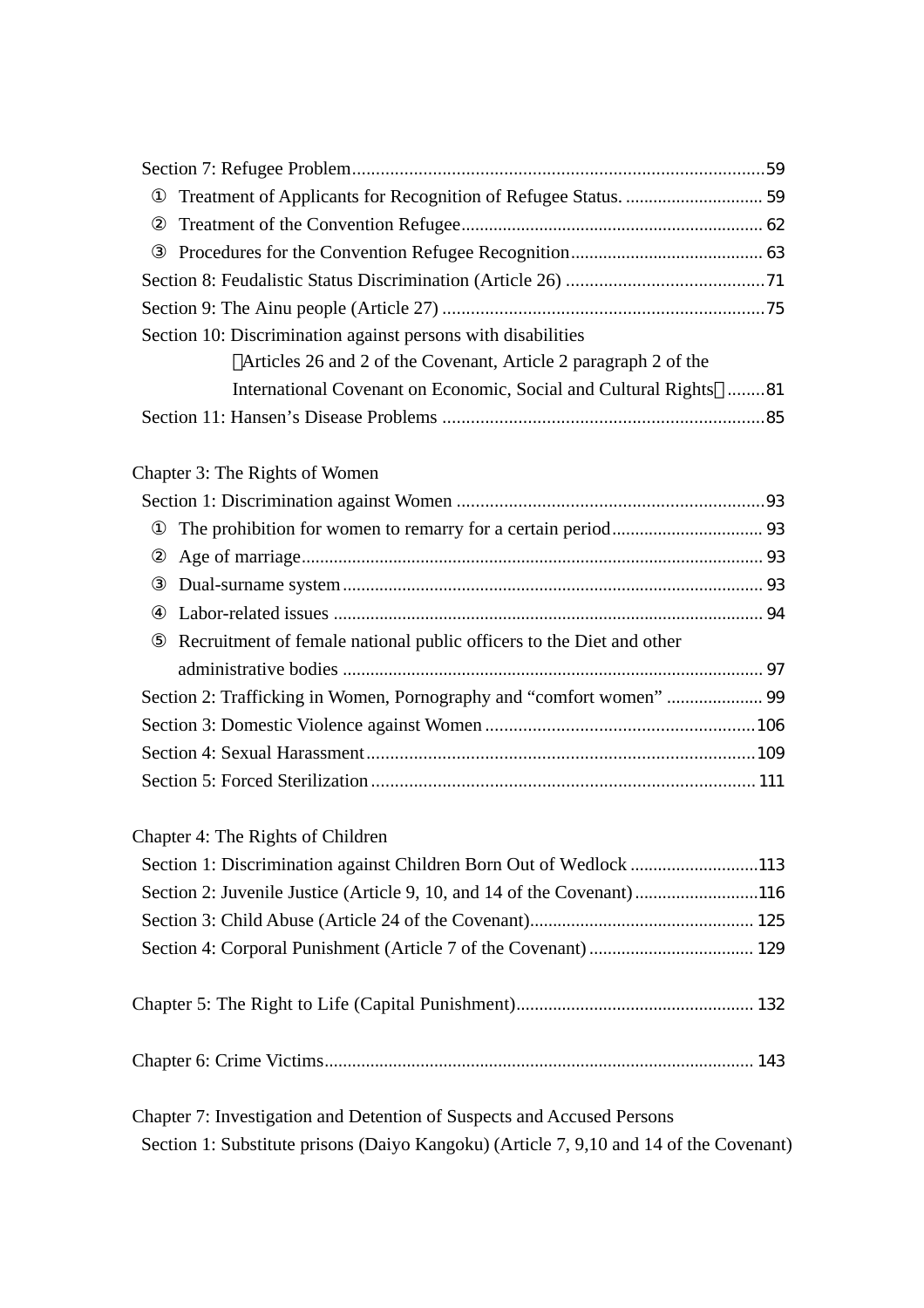Section 7: Refugee Problem........................................................................................59

① Treatment of Applicants for Recognition of Refugee Status. .............................. 59

② Treatment of the Convention Refugee.................................................................. 62

③ Procedures for the Convention Refugee Recognition.......................................... 63

Section 8: Feudalistic Status Discrimination (Article 26) ..........................................71

Section 9: The Ainu people (Article 27) .....................................................................75

Section 10: Discrimination against persons with disabilities （Articles 26 and 2 of the Covenant, Article 2 paragraph 2 of the International Covenant on Economic, Social and Cultural Rights） ........81

Section 11: Hansen's Disease Problems .....................................................................85

Chapter 3: The Rights of Women

Section 1: Discrimination against Women ..................................................................93

① The prohibition for women to remarry for a certain period................................. 93

② Age of marriage.................................................................................................... 93

③ Dual-surname system........................................................................................... 93

④ Labor-related issues ............................................................................................. 94

⑤ Recruitment of female national public officers to the Diet and other administrative bodies ........................................................................................... 97

Section 2: Trafficking in Women, Pornography and "comfort women" ..................... 99

Section 3: Domestic Violence against Women..........................................................106

Section 4: Sexual Harassment...................................................................................109

Section 5: Forced Sterilization.................................................................................. 111

Chapter 4: The Rights of Children

Section 1: Discrimination against Children Born Out of Wedlock ............................113

Section 2: Juvenile Justice (Article 9, 10, and 14 of the Covenant)...........................116

Section 3: Child Abuse (Article 24 of the Covenant)................................................. 125

Section 4: Corporal Punishment (Article 7 of the Covenant) .................................... 129

Chapter 5: The Right to Life (Capital Punishment)................................................... 132

Chapter 6: Crime Victims............................................................................................ 143

Chapter 7: Investigation and Detention of Suspects and Accused Persons

Section 1: Substitute prisons (Daiyo Kangoku) (Article 7, 9,10 and 14 of the Covenant)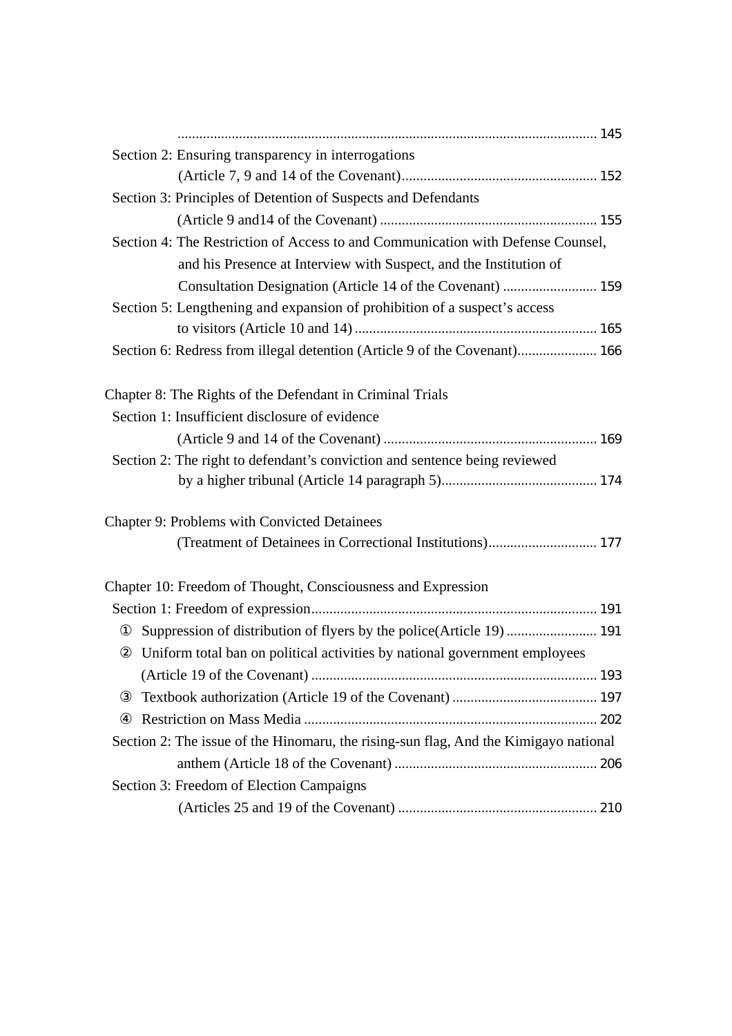........................................................................................................................ 145

Section 2: Ensuring transparency in interrogations
(Article 7, 9 and 14 of the Covenant)...................................................... 152

Section 3: Principles of Detention of Suspects and Defendants
(Article 9 and14 of the Covenant) ............................................................ 155

Section 4: The Restriction of Access to and Communication with Defense Counsel, and his Presence at Interview with Suspect, and the Institution of Consultation Designation (Article 14 of the Covenant) .......................... 159

Section 5: Lengthening and expansion of prohibition of a suspect's access to visitors (Article 10 and 14) ................................................................... 165

Section 6: Redress from illegal detention (Article 9 of the Covenant)...................... 166

Chapter 8: The Rights of the Defendant in Criminal Trials

Section 1: Insufficient disclosure of evidence
(Article 9 and 14 of the Covenant) ........................................................... 169

Section 2: The right to defendant's conviction and sentence being reviewed by a higher tribunal (Article 14 paragraph 5)........................................... 174

Chapter 9: Problems with Convicted Detainees
(Treatment of Detainees in Correctional Institutions).............................. 177

Chapter 10: Freedom of Thought, Consciousness and Expression

Section 1: Freedom of expression.............................................................................. 191

① Suppression of distribution of flyers by the police(Article 19) ......................... 191

② Uniform total ban on political activities by national government employees (Article 19 of the Covenant) ............................................................................... 193

③ Textbook authorization (Article 19 of the Covenant) ........................................ 197

④ Restriction on Mass Media ................................................................................. 202

Section 2: The issue of the Hinomaru, the rising-sun flag, And the Kimigayo national anthem (Article 18 of the Covenant) ........................................................ 206

Section 3: Freedom of Election Campaigns
(Articles 25 and 19 of the Covenant) ....................................................... 210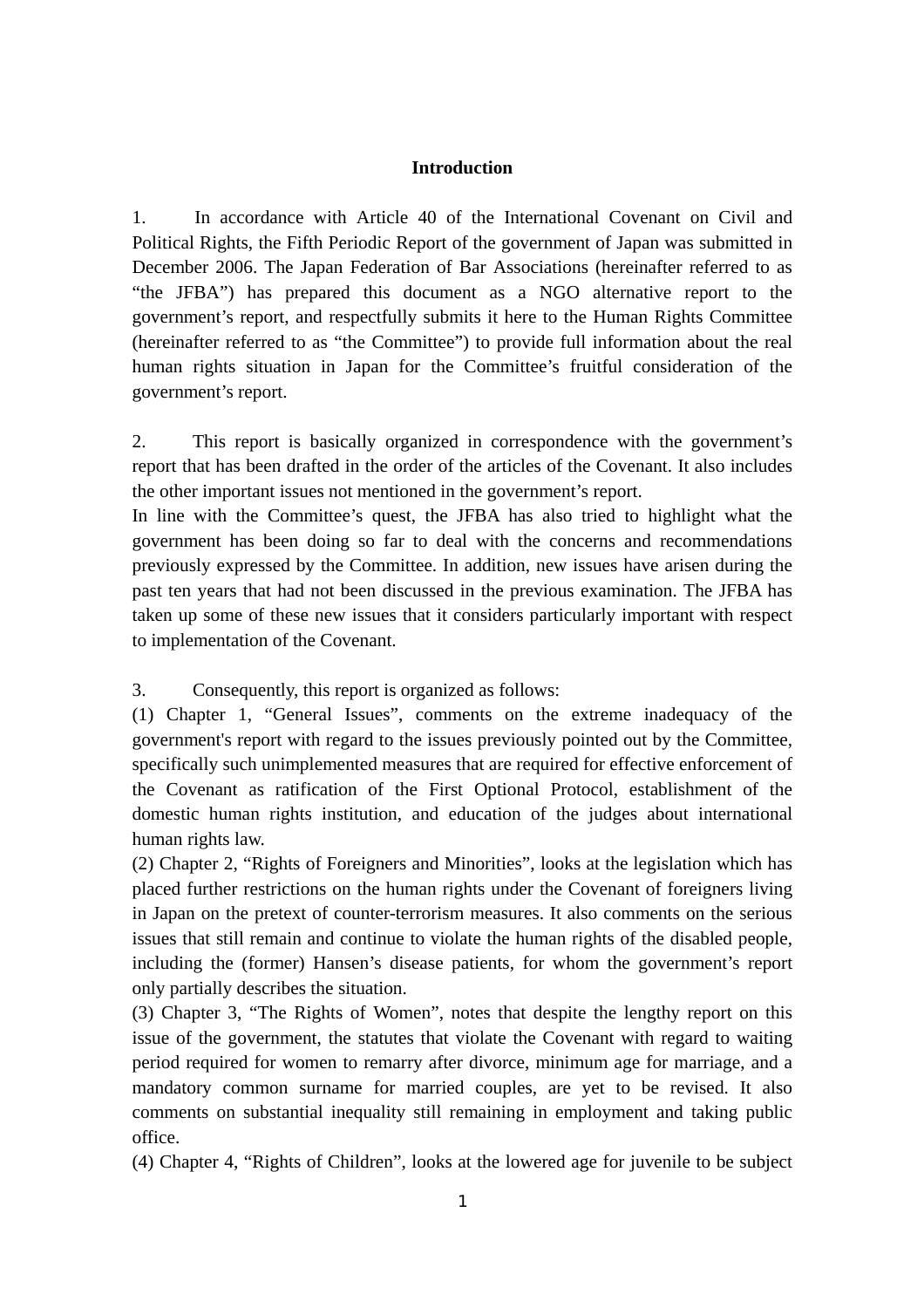## Introduction

1. In accordance with Article 40 of the International Covenant on Civil and Political Rights, the Fifth Periodic Report of the government of Japan was submitted in December 2006. The Japan Federation of Bar Associations (hereinafter referred to as "the JFBA") has prepared this document as a NGO alternative report to the government's report, and respectfully submits it here to the Human Rights Committee (hereinafter referred to as "the Committee") to provide full information about the real human rights situation in Japan for the Committee's fruitful consideration of the government's report.

2. This report is basically organized in correspondence with the government's report that has been drafted in the order of the articles of the Covenant. It also includes the other important issues not mentioned in the government's report.
In line with the Committee's quest, the JFBA has also tried to highlight what the government has been doing so far to deal with the concerns and recommendations previously expressed by the Committee. In addition, new issues have arisen during the past ten years that had not been discussed in the previous examination. The JFBA has taken up some of these new issues that it considers particularly important with respect to implementation of the Covenant.

3. Consequently, this report is organized as follows:
(1) Chapter 1, "General Issues", comments on the extreme inadequacy of the government's report with regard to the issues previously pointed out by the Committee, specifically such unimplemented measures that are required for effective enforcement of the Covenant as ratification of the First Optional Protocol, establishment of the domestic human rights institution, and education of the judges about international human rights law.
(2) Chapter 2, "Rights of Foreigners and Minorities", looks at the legislation which has placed further restrictions on the human rights under the Covenant of foreigners living in Japan on the pretext of counter-terrorism measures. It also comments on the serious issues that still remain and continue to violate the human rights of the disabled people, including the (former) Hansen's disease patients, for whom the government's report only partially describes the situation.
(3) Chapter 3, "The Rights of Women", notes that despite the lengthy report on this issue of the government, the statutes that violate the Covenant with regard to waiting period required for women to remarry after divorce, minimum age for marriage, and a mandatory common surname for married couples, are yet to be revised. It also comments on substantial inequality still remaining in employment and taking public office.
(4) Chapter 4, "Rights of Children", looks at the lowered age for juvenile to be subject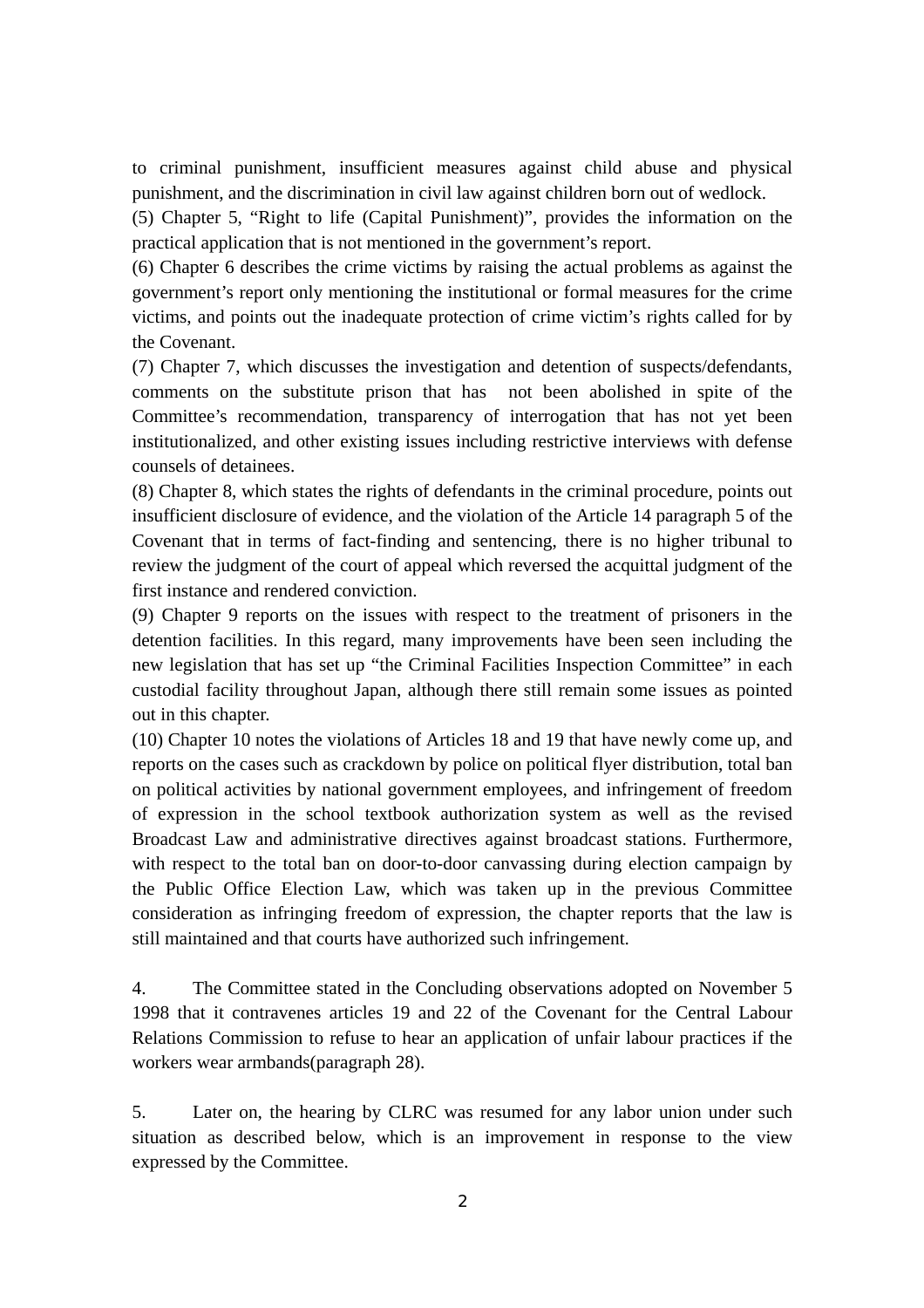to criminal punishment, insufficient measures against child abuse and physical punishment, and the discrimination in civil law against children born out of wedlock.

(5) Chapter 5, "Right to life (Capital Punishment)", provides the information on the practical application that is not mentioned in the government's report.

(6) Chapter 6 describes the crime victims by raising the actual problems as against the government's report only mentioning the institutional or formal measures for the crime victims, and points out the inadequate protection of crime victim's rights called for by the Covenant.

(7) Chapter 7, which discusses the investigation and detention of suspects/defendants, comments on the substitute prison that has not been abolished in spite of the Committee's recommendation, transparency of interrogation that has not yet been institutionalized, and other existing issues including restrictive interviews with defense counsels of detainees.

(8) Chapter 8, which states the rights of defendants in the criminal procedure, points out insufficient disclosure of evidence, and the violation of the Article 14 paragraph 5 of the Covenant that in terms of fact-finding and sentencing, there is no higher tribunal to review the judgment of the court of appeal which reversed the acquittal judgment of the first instance and rendered conviction.

(9) Chapter 9 reports on the issues with respect to the treatment of prisoners in the detention facilities. In this regard, many improvements have been seen including the new legislation that has set up "the Criminal Facilities Inspection Committee" in each custodial facility throughout Japan, although there still remain some issues as pointed out in this chapter.

(10) Chapter 10 notes the violations of Articles 18 and 19 that have newly come up, and reports on the cases such as crackdown by police on political flyer distribution, total ban on political activities by national government employees, and infringement of freedom of expression in the school textbook authorization system as well as the revised Broadcast Law and administrative directives against broadcast stations. Furthermore, with respect to the total ban on door-to-door canvassing during election campaign by the Public Office Election Law, which was taken up in the previous Committee consideration as infringing freedom of expression, the chapter reports that the law is still maintained and that courts have authorized such infringement.

4. The Committee stated in the Concluding observations adopted on November 5 1998 that it contravenes articles 19 and 22 of the Covenant for the Central Labour Relations Commission to refuse to hear an application of unfair labour practices if the workers wear armbands(paragraph 28).

5. Later on, the hearing by CLRC was resumed for any labor union under such situation as described below, which is an improvement in response to the view expressed by the Committee.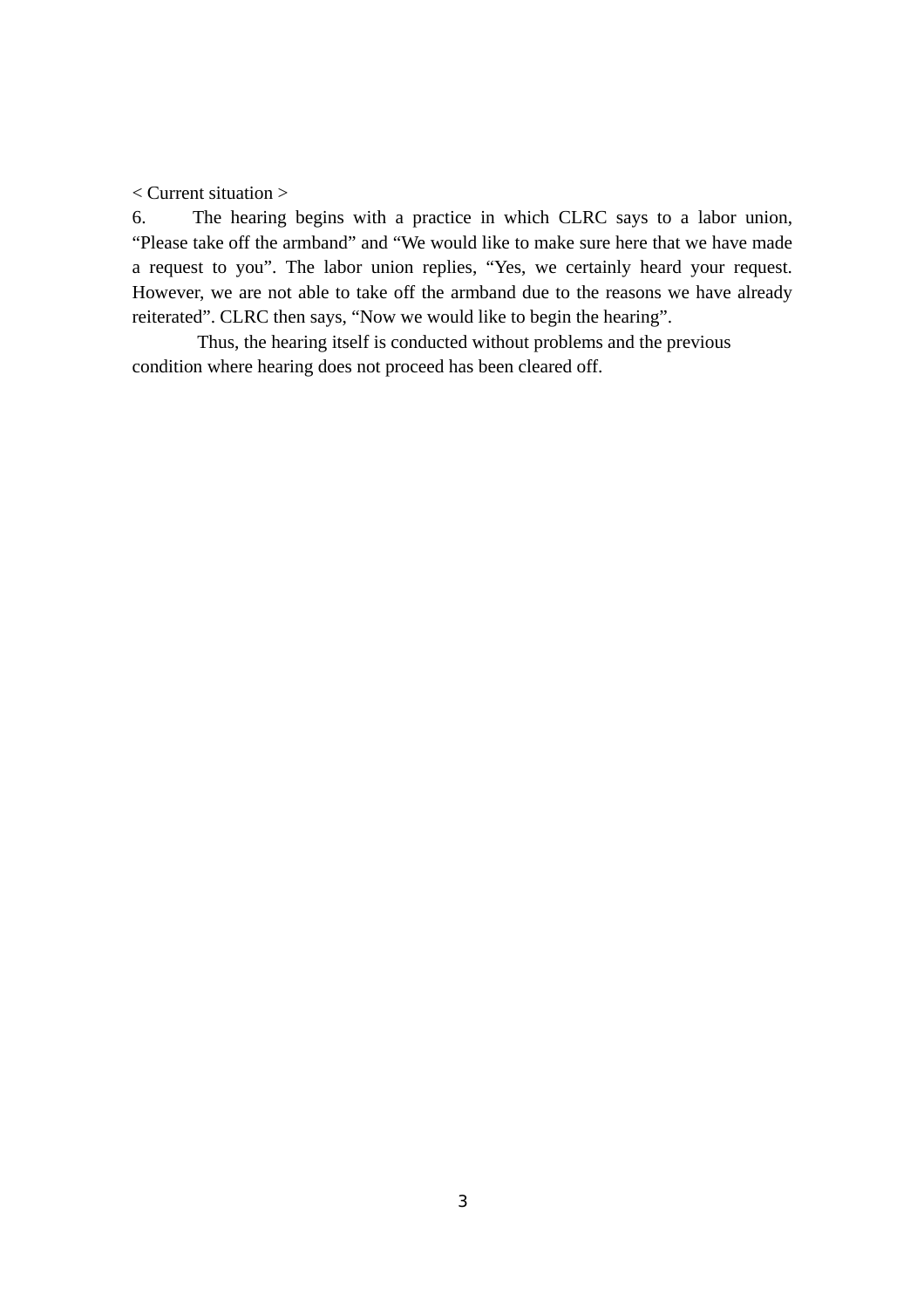< Current situation >

6. The hearing begins with a practice in which CLRC says to a labor union, “Please take off the armband” and “We would like to make sure here that we have made a request to you”. The labor union replies, “Yes, we certainly heard your request. However, we are not able to take off the armband due to the reasons we have already reiterated”. CLRC then says, “Now we would like to begin the hearing”.

Thus, the hearing itself is conducted without problems and the previous condition where hearing does not proceed has been cleared off.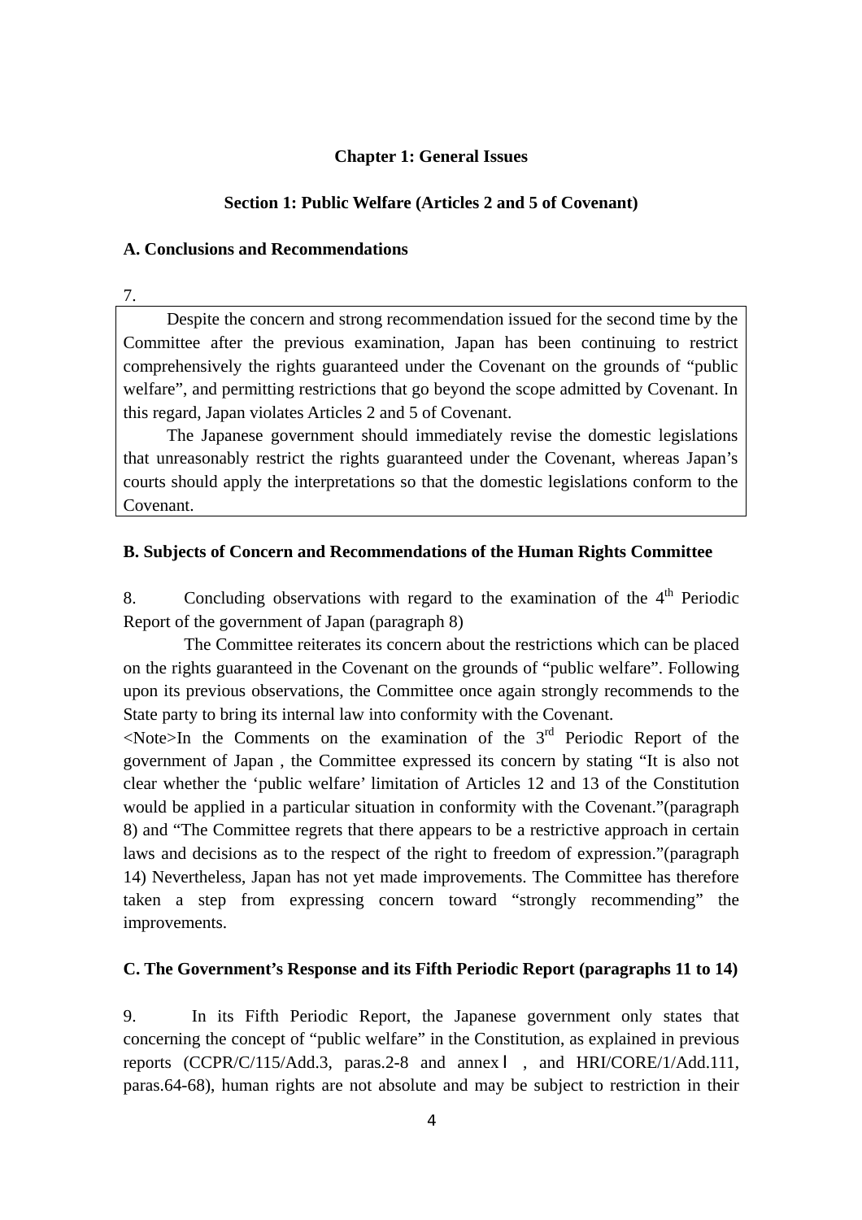## Chapter 1: General Issues

### Section 1: Public Welfare (Articles 2 and 5 of Covenant)

**A. Conclusions and Recommendations**

7.

Despite the concern and strong recommendation issued for the second time by the Committee after the previous examination, Japan has been continuing to restrict comprehensively the rights guaranteed under the Covenant on the grounds of "public welfare", and permitting restrictions that go beyond the scope admitted by Covenant. In this regard, Japan violates Articles 2 and 5 of Covenant.

The Japanese government should immediately revise the domestic legislations that unreasonably restrict the rights guaranteed under the Covenant, whereas Japan's courts should apply the interpretations so that the domestic legislations conform to the Covenant.

**B. Subjects of Concern and Recommendations of the Human Rights Committee**

8. Concluding observations with regard to the examination of the 4th Periodic Report of the government of Japan (paragraph 8)

The Committee reiterates its concern about the restrictions which can be placed on the rights guaranteed in the Covenant on the grounds of "public welfare". Following upon its previous observations, the Committee once again strongly recommends to the State party to bring its internal law into conformity with the Covenant.

<Note>In the Comments on the examination of the 3rd Periodic Report of the government of Japan , the Committee expressed its concern by stating "It is also not clear whether the 'public welfare' limitation of Articles 12 and 13 of the Constitution would be applied in a particular situation in conformity with the Covenant."(paragraph 8) and "The Committee regrets that there appears to be a restrictive approach in certain laws and decisions as to the respect of the right to freedom of expression."(paragraph 14) Nevertheless, Japan has not yet made improvements. The Committee has therefore taken a step from expressing concern toward "strongly recommending" the improvements.

**C. The Government's Response and its Fifth Periodic Report (paragraphs 11 to 14)**

9. In its Fifth Periodic Report, the Japanese government only states that concerning the concept of "public welfare" in the Constitution, as explained in previous reports (CCPR/C/115/Add.3, paras.2-8 and annexⅠ, and HRI/CORE/1/Add.111, paras.64-68), human rights are not absolute and may be subject to restriction in their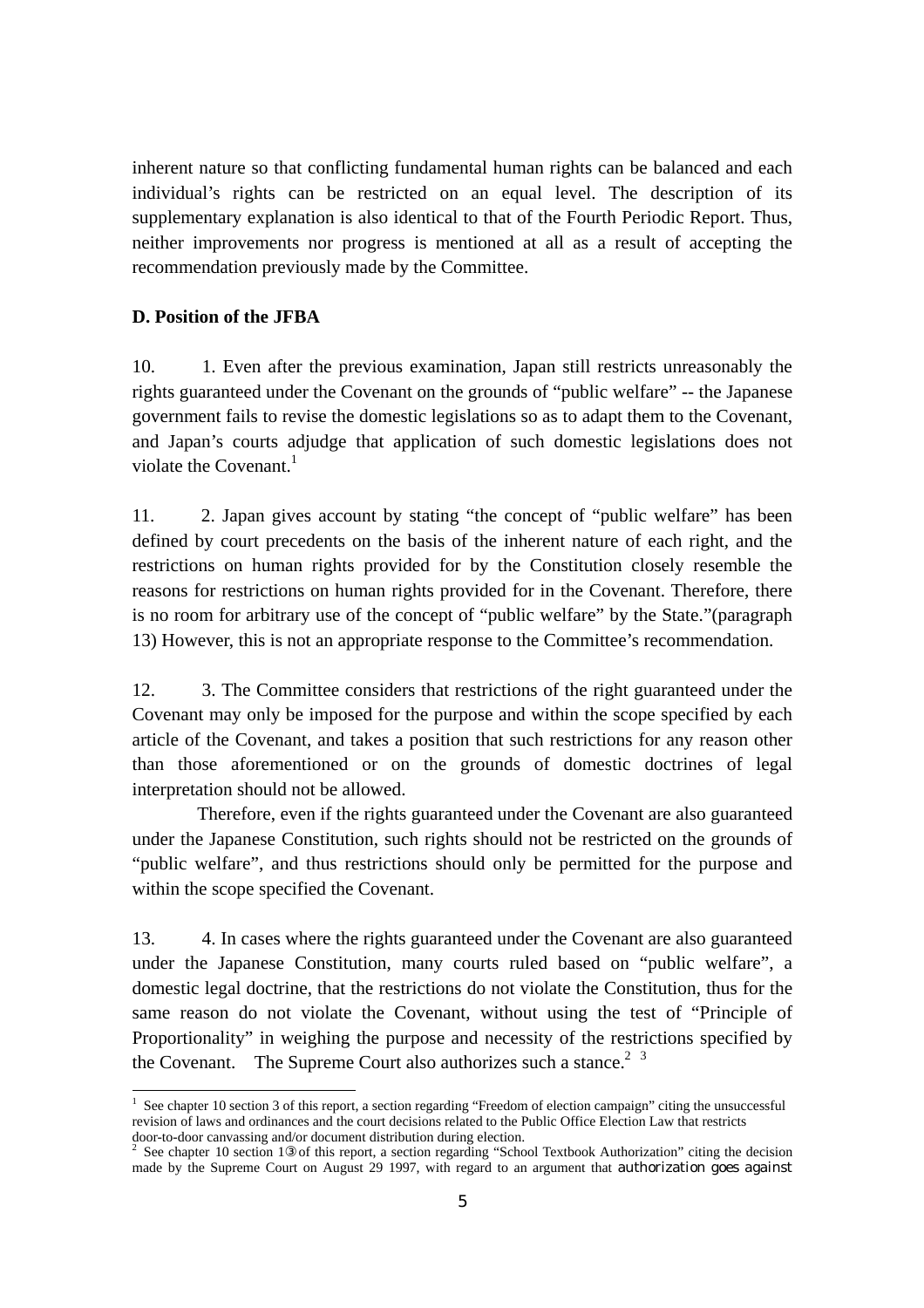inherent nature so that conflicting fundamental human rights can be balanced and each individual's rights can be restricted on an equal level. The description of its supplementary explanation is also identical to that of the Fourth Periodic Report. Thus, neither improvements nor progress is mentioned at all as a result of accepting the recommendation previously made by the Committee.

### D. Position of the JFBA

10. 1. Even after the previous examination, Japan still restricts unreasonably the rights guaranteed under the Covenant on the grounds of "public welfare" -- the Japanese government fails to revise the domestic legislations so as to adapt them to the Covenant, and Japan's courts adjudge that application of such domestic legislations does not violate the Covenant.[1]

11. 2. Japan gives account by stating "the concept of "public welfare" has been defined by court precedents on the basis of the inherent nature of each right, and the restrictions on human rights provided for by the Constitution closely resemble the reasons for restrictions on human rights provided for in the Covenant. Therefore, there is no room for arbitrary use of the concept of "public welfare" by the State."(paragraph 13) However, this is not an appropriate response to the Committee's recommendation.

12. 3. The Committee considers that restrictions of the right guaranteed under the Covenant may only be imposed for the purpose and within the scope specified by each article of the Covenant, and takes a position that such restrictions for any reason other than those aforementioned or on the grounds of domestic doctrines of legal interpretation should not be allowed.

Therefore, even if the rights guaranteed under the Covenant are also guaranteed under the Japanese Constitution, such rights should not be restricted on the grounds of "public welfare", and thus restrictions should only be permitted for the purpose and within the scope specified the Covenant.

13. 4. In cases where the rights guaranteed under the Covenant are also guaranteed under the Japanese Constitution, many courts ruled based on "public welfare", a domestic legal doctrine, that the restrictions do not violate the Constitution, thus for the same reason do not violate the Covenant, without using the test of "Principle of Proportionality" in weighing the purpose and necessity of the restrictions specified by the Covenant. The Supreme Court also authorizes such a stance.[2] [3]

---

[1] See chapter 10 section 3 of this report, a section regarding "Freedom of election campaign" citing the unsuccessful revision of laws and ordinances and the court decisions related to the Public Office Election Law that restricts door-to-door canvassing and/or document distribution during election.

[2] See chapter 10 section 1③ of this report, a section regarding "School Textbook Authorization" citing the decision made by the Supreme Court on August 29 1997, with regard to an argument that authorization goes against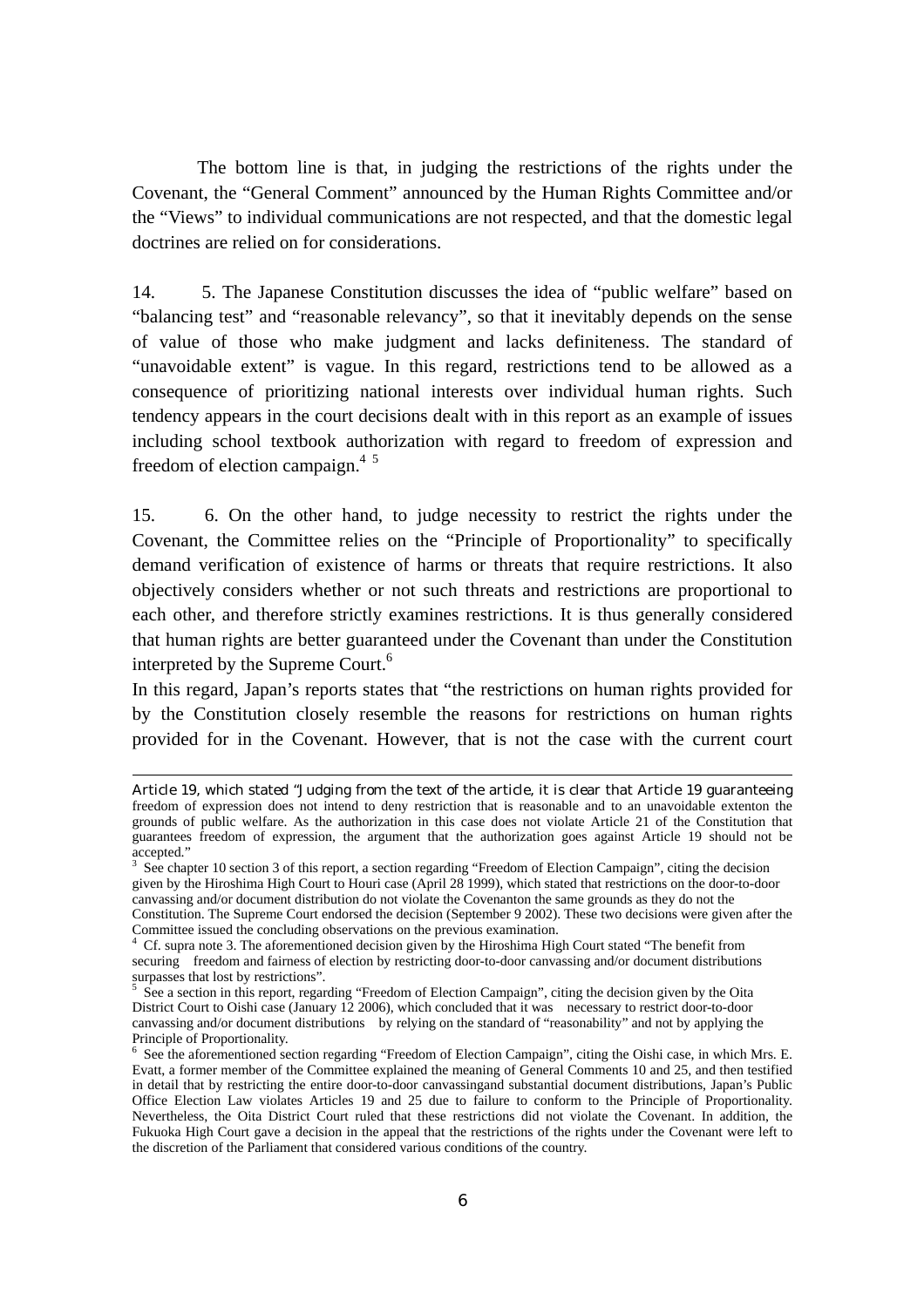The bottom line is that, in judging the restrictions of the rights under the Covenant, the "General Comment" announced by the Human Rights Committee and/or the "Views" to individual communications are not respected, and that the domestic legal doctrines are relied on for considerations.

14. 5. The Japanese Constitution discusses the idea of "public welfare" based on "balancing test" and "reasonable relevancy", so that it inevitably depends on the sense of value of those who make judgment and lacks definiteness. The standard of "unavoidable extent" is vague. In this regard, restrictions tend to be allowed as a consequence of prioritizing national interests over individual human rights. Such tendency appears in the court decisions dealt with in this report as an example of issues including school textbook authorization with regard to freedom of expression and freedom of election campaign.[4] [5]

15. 6. On the other hand, to judge necessity to restrict the rights under the Covenant, the Committee relies on the "Principle of Proportionality" to specifically demand verification of existence of harms or threats that require restrictions. It also objectively considers whether or not such threats and restrictions are proportional to each other, and therefore strictly examines restrictions. It is thus generally considered that human rights are better guaranteed under the Covenant than under the Constitution interpreted by the Supreme Court.[6]

In this regard, Japan's reports states that "the restrictions on human rights provided for by the Constitution closely resemble the reasons for restrictions on human rights provided for in the Covenant. However, that is not the case with the current court

---

Article 19, which stated "Judging from the text of the article, it is clear that Article 19 guaranteeing freedom of expression does not intend to deny restriction that is reasonable and to an unavoidable extenton the grounds of public welfare. As the authorization in this case does not violate Article 21 of the Constitution that guarantees freedom of expression, the argument that the authorization goes against Article 19 should not be accepted."

[3] See chapter 10 section 3 of this report, a section regarding "Freedom of Election Campaign", citing the decision given by the Hiroshima High Court to Houri case (April 28 1999), which stated that restrictions on the door-to-door canvassing and/or document distribution do not violate the Covenanton the same grounds as they do not the Constitution. The Supreme Court endorsed the decision (September 9 2002). These two decisions were given after the Committee issued the concluding observations on the previous examination.

[4] Cf. supra note 3. The aforementioned decision given by the Hiroshima High Court stated "The benefit from securing freedom and fairness of election by restricting door-to-door canvassing and/or document distributions surpasses that lost by restrictions".

[5] See a section in this report, regarding "Freedom of Election Campaign", citing the decision given by the Oita District Court to Oishi case (January 12 2006), which concluded that it was necessary to restrict door-to-door canvassing and/or document distributions by relying on the standard of "reasonability" and not by applying the Principle of Proportionality.

[6] See the aforementioned section regarding "Freedom of Election Campaign", citing the Oishi case, in which Mrs. E. Evatt, a former member of the Committee explained the meaning of General Comments 10 and 25, and then testified in detail that by restricting the entire door-to-door canvassingand substantial document distributions, Japan's Public Office Election Law violates Articles 19 and 25 due to failure to conform to the Principle of Proportionality. Nevertheless, the Oita District Court ruled that these restrictions did not violate the Covenant. In addition, the Fukuoka High Court gave a decision in the appeal that the restrictions of the rights under the Covenant were left to the discretion of the Parliament that considered various conditions of the country.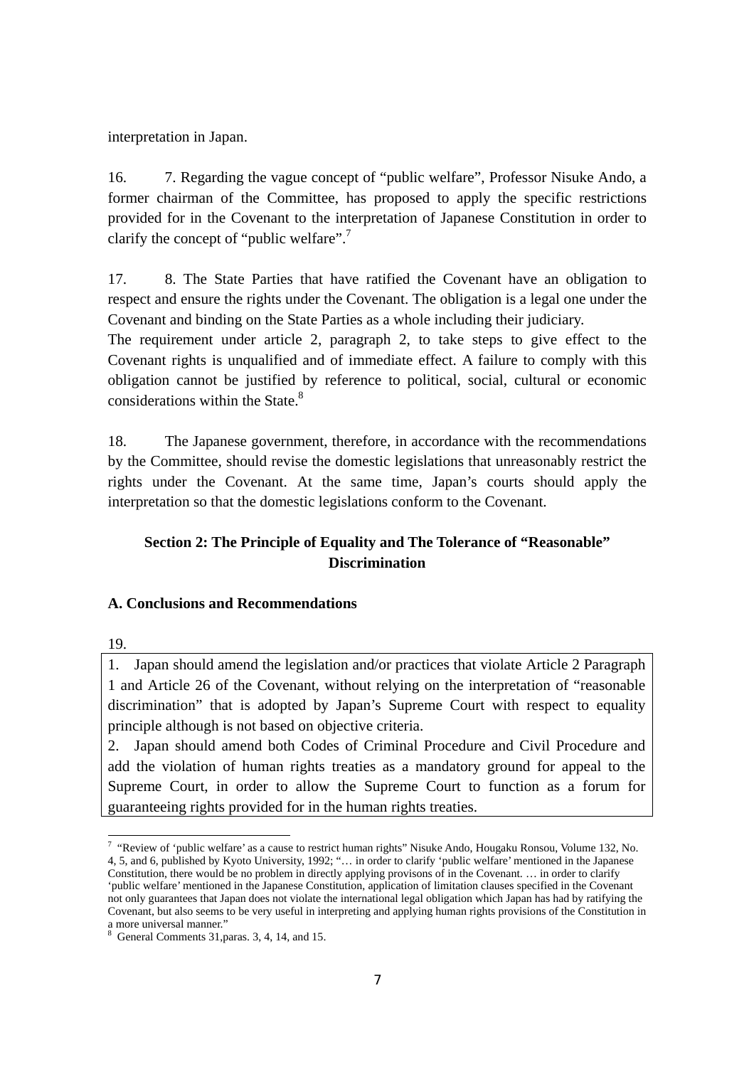interpretation in Japan.

16. 7. Regarding the vague concept of "public welfare", Professor Nisuke Ando, a former chairman of the Committee, has proposed to apply the specific restrictions provided for in the Covenant to the interpretation of Japanese Constitution in order to clarify the concept of "public welfare".[7]

17. 8. The State Parties that have ratified the Covenant have an obligation to respect and ensure the rights under the Covenant. The obligation is a legal one under the Covenant and binding on the State Parties as a whole including their judiciary.
The requirement under article 2, paragraph 2, to take steps to give effect to the Covenant rights is unqualified and of immediate effect. A failure to comply with this obligation cannot be justified by reference to political, social, cultural or economic considerations within the State.[8]

18. The Japanese government, therefore, in accordance with the recommendations by the Committee, should revise the domestic legislations that unreasonably restrict the rights under the Covenant. At the same time, Japan's courts should apply the interpretation so that the domestic legislations conform to the Covenant.

## Section 2: The Principle of Equality and The Tolerance of "Reasonable" Discrimination

### A. Conclusions and Recommendations

19.

1. Japan should amend the legislation and/or practices that violate Article 2 Paragraph 1 and Article 26 of the Covenant, without relying on the interpretation of "reasonable discrimination" that is adopted by Japan's Supreme Court with respect to equality principle although is not based on objective criteria.
2. Japan should amend both Codes of Criminal Procedure and Civil Procedure and add the violation of human rights treaties as a mandatory ground for appeal to the Supreme Court, in order to allow the Supreme Court to function as a forum for guaranteeing rights provided for in the human rights treaties.

---

[7] "Review of 'public welfare' as a cause to restrict human rights" Nisuke Ando, Hougaku Ronsou, Volume 132, No. 4, 5, and 6, published by Kyoto University, 1992; "… in order to clarify 'public welfare' mentioned in the Japanese Constitution, there would be no problem in directly applying provisons of in the Covenant. … in order to clarify 'public welfare' mentioned in the Japanese Constitution, application of limitation clauses specified in the Covenant not only guarantees that Japan does not violate the international legal obligation which Japan has had by ratifying the Covenant, but also seems to be very useful in interpreting and applying human rights provisions of the Constitution in a more universal manner."

[8] General Comments 31,paras. 3, 4, 14, and 15.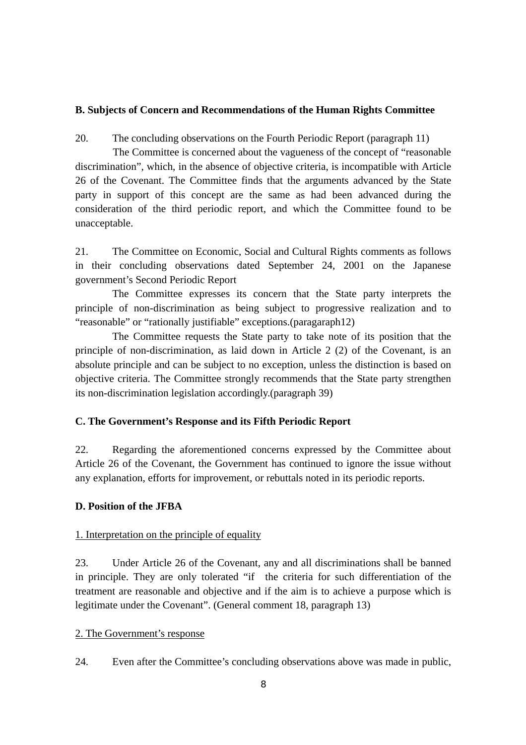**B. Subjects of Concern and Recommendations of the Human Rights Committee**

20. The concluding observations on the Fourth Periodic Report (paragraph 11)

The Committee is concerned about the vagueness of the concept of "reasonable discrimination", which, in the absence of objective criteria, is incompatible with Article 26 of the Covenant. The Committee finds that the arguments advanced by the State party in support of this concept are the same as had been advanced during the consideration of the third periodic report, and which the Committee found to be unacceptable.

21. The Committee on Economic, Social and Cultural Rights comments as follows in their concluding observations dated September 24, 2001 on the Japanese government's Second Periodic Report

The Committee expresses its concern that the State party interprets the principle of non-discrimination as being subject to progressive realization and to "reasonable" or "rationally justifiable" exceptions.(paragaraph12)

The Committee requests the State party to take note of its position that the principle of non-discrimination, as laid down in Article 2 (2) of the Covenant, is an absolute principle and can be subject to no exception, unless the distinction is based on objective criteria. The Committee strongly recommends that the State party strengthen its non-discrimination legislation accordingly.(paragraph 39)

**C. The Government's Response and its Fifth Periodic Report**

22. Regarding the aforementioned concerns expressed by the Committee about Article 26 of the Covenant, the Government has continued to ignore the issue without any explanation, efforts for improvement, or rebuttals noted in its periodic reports.

**D. Position of the JFBA**

1. Interpretation on the principle of equality

23. Under Article 26 of the Covenant, any and all discriminations shall be banned in principle. They are only tolerated "if the criteria for such differentiation of the treatment are reasonable and objective and if the aim is to achieve a purpose which is legitimate under the Covenant". (General comment 18, paragraph 13)

2. The Government's response

24. Even after the Committee's concluding observations above was made in public,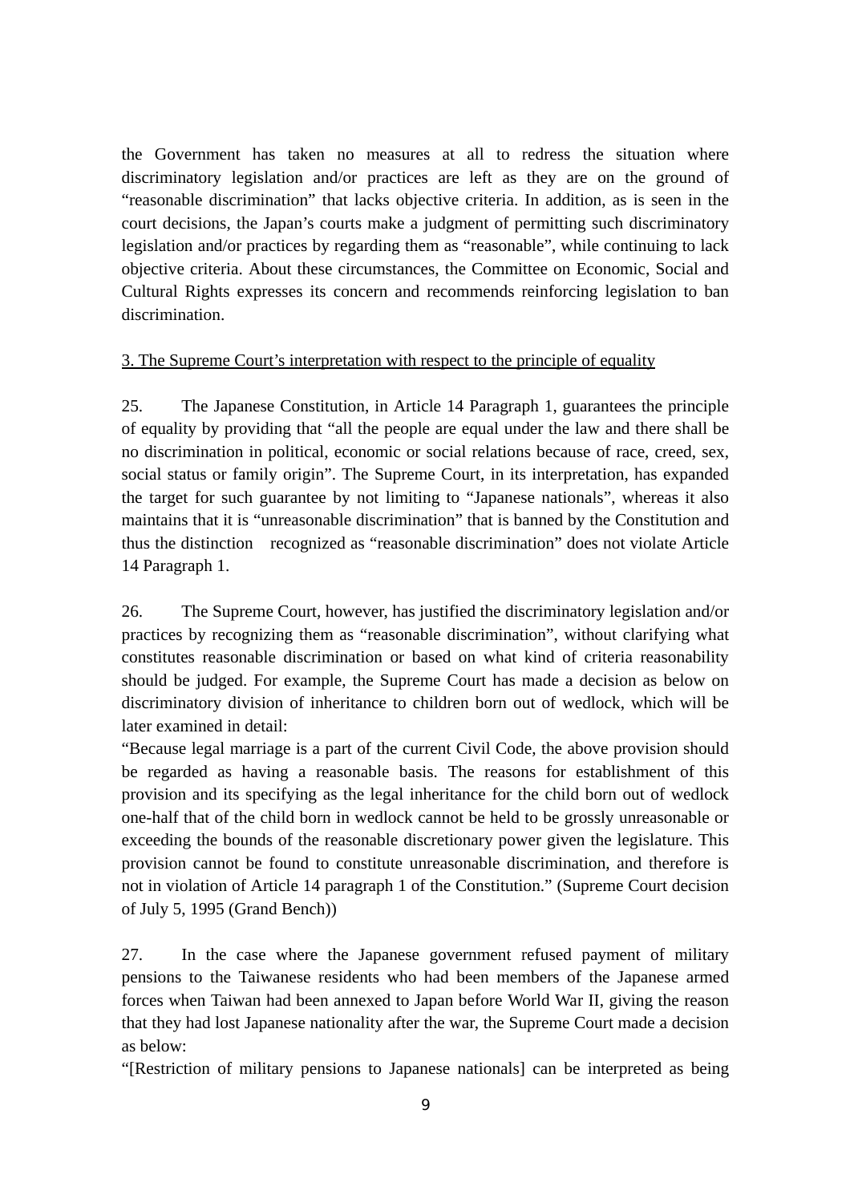the Government has taken no measures at all to redress the situation where discriminatory legislation and/or practices are left as they are on the ground of “reasonable discrimination” that lacks objective criteria. In addition, as is seen in the court decisions, the Japan’s courts make a judgment of permitting such discriminatory legislation and/or practices by regarding them as “reasonable”, while continuing to lack objective criteria. About these circumstances, the Committee on Economic, Social and Cultural Rights expresses its concern and recommends reinforcing legislation to ban discrimination.

<u>3. The Supreme Court’s interpretation with respect to the principle of equality</u>

25. The Japanese Constitution, in Article 14 Paragraph 1, guarantees the principle of equality by providing that “all the people are equal under the law and there shall be no discrimination in political, economic or social relations because of race, creed, sex, social status or family origin”. The Supreme Court, in its interpretation, has expanded the target for such guarantee by not limiting to “Japanese nationals”, whereas it also maintains that it is “unreasonable discrimination” that is banned by the Constitution and thus the distinction recognized as “reasonable discrimination” does not violate Article 14 Paragraph 1.

26. The Supreme Court, however, has justified the discriminatory legislation and/or practices by recognizing them as “reasonable discrimination”, without clarifying what constitutes reasonable discrimination or based on what kind of criteria reasonability should be judged. For example, the Supreme Court has made a decision as below on discriminatory division of inheritance to children born out of wedlock, which will be later examined in detail:

“Because legal marriage is a part of the current Civil Code, the above provision should be regarded as having a reasonable basis. The reasons for establishment of this provision and its specifying as the legal inheritance for the child born out of wedlock one-half that of the child born in wedlock cannot be held to be grossly unreasonable or exceeding the bounds of the reasonable discretionary power given the legislature. This provision cannot be found to constitute unreasonable discrimination, and therefore is not in violation of Article 14 paragraph 1 of the Constitution.” (Supreme Court decision of July 5, 1995 (Grand Bench))

27. In the case where the Japanese government refused payment of military pensions to the Taiwanese residents who had been members of the Japanese armed forces when Taiwan had been annexed to Japan before World War II, giving the reason that they had lost Japanese nationality after the war, the Supreme Court made a decision as below:

“[Restriction of military pensions to Japanese nationals] can be interpreted as being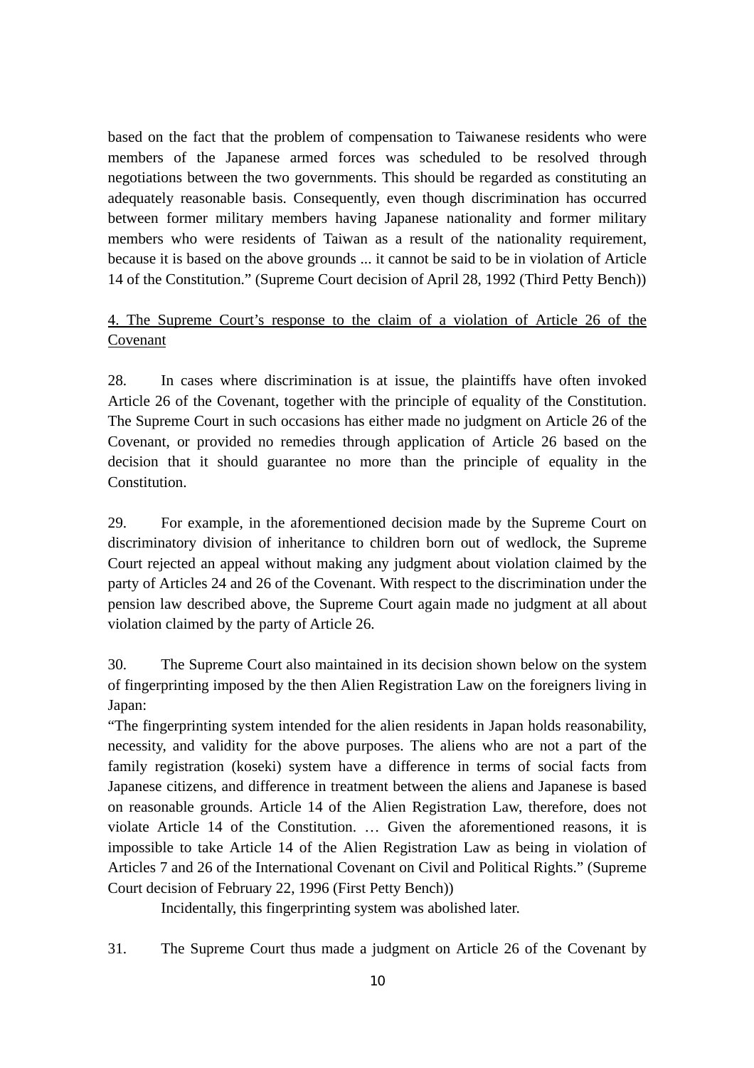based on the fact that the problem of compensation to Taiwanese residents who were members of the Japanese armed forces was scheduled to be resolved through negotiations between the two governments. This should be regarded as constituting an adequately reasonable basis. Consequently, even though discrimination has occurred between former military members having Japanese nationality and former military members who were residents of Taiwan as a result of the nationality requirement, because it is based on the above grounds ... it cannot be said to be in violation of Article 14 of the Constitution.” (Supreme Court decision of April 28, 1992 (Third Petty Bench))

4. The Supreme Court’s response to the claim of a violation of Article 26 of the Covenant

28. In cases where discrimination is at issue, the plaintiffs have often invoked Article 26 of the Covenant, together with the principle of equality of the Constitution. The Supreme Court in such occasions has either made no judgment on Article 26 of the Covenant, or provided no remedies through application of Article 26 based on the decision that it should guarantee no more than the principle of equality in the Constitution.

29. For example, in the aforementioned decision made by the Supreme Court on discriminatory division of inheritance to children born out of wedlock, the Supreme Court rejected an appeal without making any judgment about violation claimed by the party of Articles 24 and 26 of the Covenant. With respect to the discrimination under the pension law described above, the Supreme Court again made no judgment at all about violation claimed by the party of Article 26.

30. The Supreme Court also maintained in its decision shown below on the system of fingerprinting imposed by the then Alien Registration Law on the foreigners living in Japan:

“The fingerprinting system intended for the alien residents in Japan holds reasonability, necessity, and validity for the above purposes. The aliens who are not a part of the family registration (koseki) system have a difference in terms of social facts from Japanese citizens, and difference in treatment between the aliens and Japanese is based on reasonable grounds. Article 14 of the Alien Registration Law, therefore, does not violate Article 14 of the Constitution. … Given the aforementioned reasons, it is impossible to take Article 14 of the Alien Registration Law as being in violation of Articles 7 and 26 of the International Covenant on Civil and Political Rights.” (Supreme Court decision of February 22, 1996 (First Petty Bench))

Incidentally, this fingerprinting system was abolished later.

31. The Supreme Court thus made a judgment on Article 26 of the Covenant by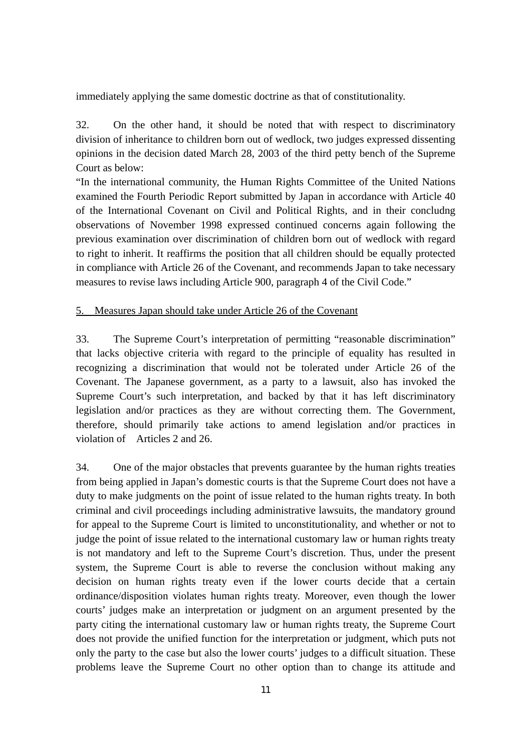immediately applying the same domestic doctrine as that of constitutionality.

32. On the other hand, it should be noted that with respect to discriminatory division of inheritance to children born out of wedlock, two judges expressed dissenting opinions in the decision dated March 28, 2003 of the third petty bench of the Supreme Court as below:

"In the international community, the Human Rights Committee of the United Nations examined the Fourth Periodic Report submitted by Japan in accordance with Article 40 of the International Covenant on Civil and Political Rights, and in their concludng observations of November 1998 expressed continued concerns again following the previous examination over discrimination of children born out of wedlock with regard to right to inherit. It reaffirms the position that all children should be equally protected in compliance with Article 26 of the Covenant, and recommends Japan to take necessary measures to revise laws including Article 900, paragraph 4 of the Civil Code."

<u>5. Measures Japan should take under Article 26 of the Covenant</u>

33. The Supreme Court's interpretation of permitting "reasonable discrimination" that lacks objective criteria with regard to the principle of equality has resulted in recognizing a discrimination that would not be tolerated under Article 26 of the Covenant. The Japanese government, as a party to a lawsuit, also has invoked the Supreme Court's such interpretation, and backed by that it has left discriminatory legislation and/or practices as they are without correcting them. The Government, therefore, should primarily take actions to amend legislation and/or practices in violation of Articles 2 and 26.

34. One of the major obstacles that prevents guarantee by the human rights treaties from being applied in Japan's domestic courts is that the Supreme Court does not have a duty to make judgments on the point of issue related to the human rights treaty. In both criminal and civil proceedings including administrative lawsuits, the mandatory ground for appeal to the Supreme Court is limited to unconstitutionality, and whether or not to judge the point of issue related to the international customary law or human rights treaty is not mandatory and left to the Supreme Court's discretion. Thus, under the present system, the Supreme Court is able to reverse the conclusion without making any decision on human rights treaty even if the lower courts decide that a certain ordinance/disposition violates human rights treaty. Moreover, even though the lower courts' judges make an interpretation or judgment on an argument presented by the party citing the international customary law or human rights treaty, the Supreme Court does not provide the unified function for the interpretation or judgment, which puts not only the party to the case but also the lower courts' judges to a difficult situation. These problems leave the Supreme Court no other option than to change its attitude and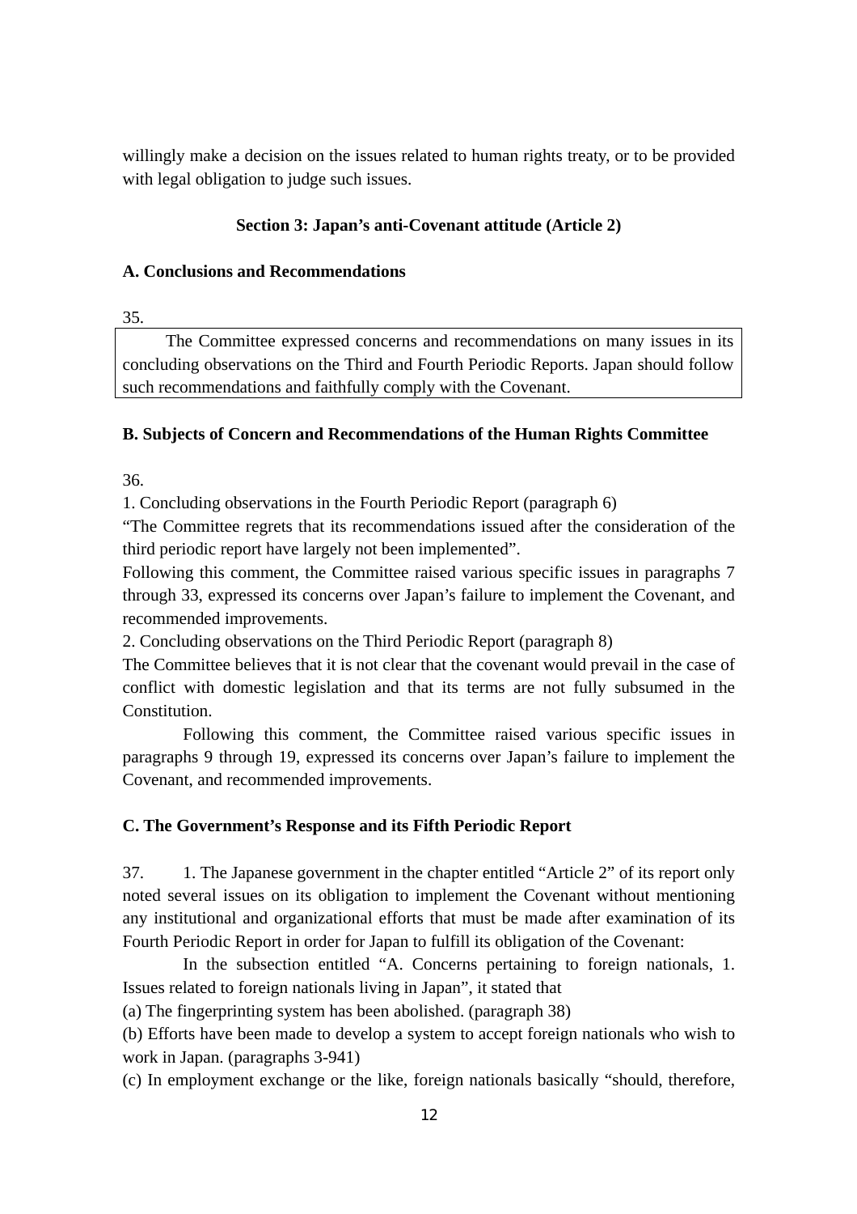willingly make a decision on the issues related to human rights treaty, or to be provided with legal obligation to judge such issues.

### Section 3: Japan's anti-Covenant attitude (Article 2)

**A. Conclusions and Recommendations**

35.

> The Committee expressed concerns and recommendations on many issues in its concluding observations on the Third and Fourth Periodic Reports. Japan should follow such recommendations and faithfully comply with the Covenant.

**B. Subjects of Concern and Recommendations of the Human Rights Committee**

36.

1. Concluding observations in the Fourth Periodic Report (paragraph 6)

"The Committee regrets that its recommendations issued after the consideration of the third periodic report have largely not been implemented".

Following this comment, the Committee raised various specific issues in paragraphs 7 through 33, expressed its concerns over Japan's failure to implement the Covenant, and recommended improvements.

2. Concluding observations on the Third Periodic Report (paragraph 8)

The Committee believes that it is not clear that the covenant would prevail in the case of conflict with domestic legislation and that its terms are not fully subsumed in the Constitution.

Following this comment, the Committee raised various specific issues in paragraphs 9 through 19, expressed its concerns over Japan's failure to implement the Covenant, and recommended improvements.

**C. The Government's Response and its Fifth Periodic Report**

37. 1. The Japanese government in the chapter entitled "Article 2" of its report only noted several issues on its obligation to implement the Covenant without mentioning any institutional and organizational efforts that must be made after examination of its Fourth Periodic Report in order for Japan to fulfill its obligation of the Covenant:

In the subsection entitled "A. Concerns pertaining to foreign nationals, 1. Issues related to foreign nationals living in Japan", it stated that

(a) The fingerprinting system has been abolished. (paragraph 38)

(b) Efforts have been made to develop a system to accept foreign nationals who wish to work in Japan. (paragraphs 3-941)

(c) In employment exchange or the like, foreign nationals basically "should, therefore,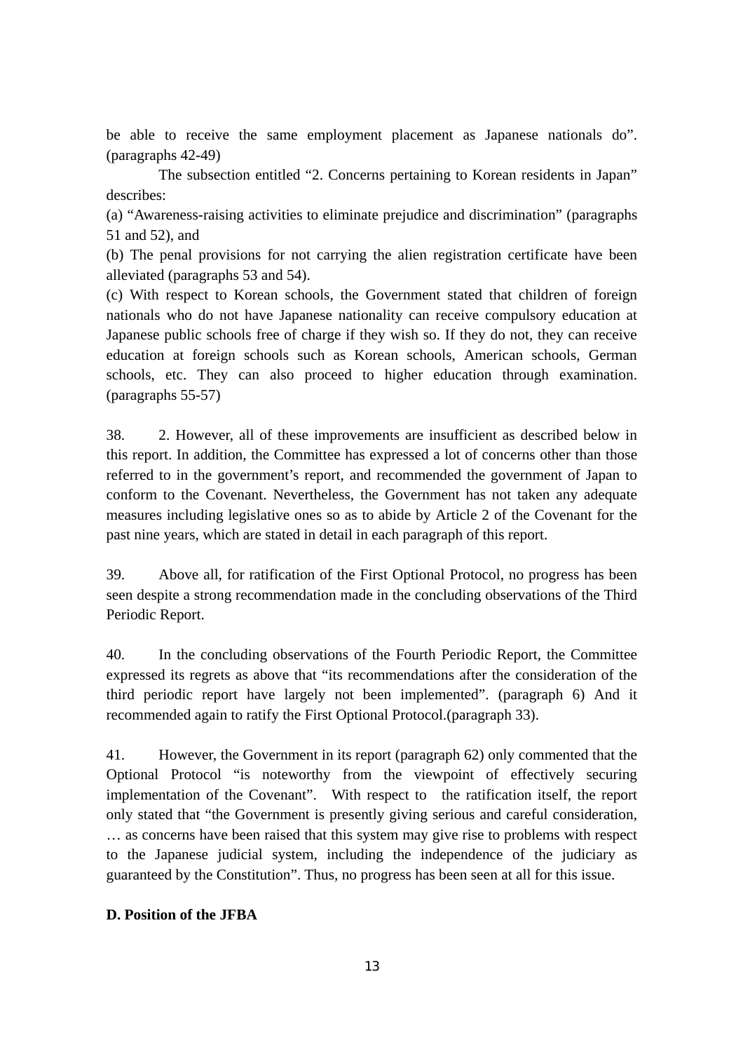be able to receive the same employment placement as Japanese nationals do". (paragraphs 42-49)

The subsection entitled "2. Concerns pertaining to Korean residents in Japan" describes:

(a) "Awareness-raising activities to eliminate prejudice and discrimination" (paragraphs 51 and 52), and

(b) The penal provisions for not carrying the alien registration certificate have been alleviated (paragraphs 53 and 54).

(c) With respect to Korean schools, the Government stated that children of foreign nationals who do not have Japanese nationality can receive compulsory education at Japanese public schools free of charge if they wish so. If they do not, they can receive education at foreign schools such as Korean schools, American schools, German schools, etc. They can also proceed to higher education through examination. (paragraphs 55-57)

38. 2. However, all of these improvements are insufficient as described below in this report. In addition, the Committee has expressed a lot of concerns other than those referred to in the government's report, and recommended the government of Japan to conform to the Covenant. Nevertheless, the Government has not taken any adequate measures including legislative ones so as to abide by Article 2 of the Covenant for the past nine years, which are stated in detail in each paragraph of this report.

39. Above all, for ratification of the First Optional Protocol, no progress has been seen despite a strong recommendation made in the concluding observations of the Third Periodic Report.

40. In the concluding observations of the Fourth Periodic Report, the Committee expressed its regrets as above that "its recommendations after the consideration of the third periodic report have largely not been implemented". (paragraph 6) And it recommended again to ratify the First Optional Protocol.(paragraph 33).

41. However, the Government in its report (paragraph 62) only commented that the Optional Protocol "is noteworthy from the viewpoint of effectively securing implementation of the Covenant". With respect to the ratification itself, the report only stated that "the Government is presently giving serious and careful consideration, … as concerns have been raised that this system may give rise to problems with respect to the Japanese judicial system, including the independence of the judiciary as guaranteed by the Constitution". Thus, no progress has been seen at all for this issue.

**D. Position of the JFBA**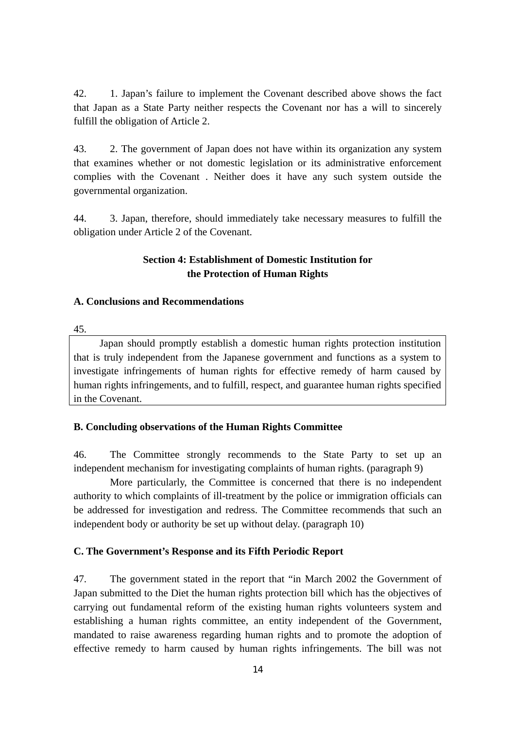42. 1. Japan's failure to implement the Covenant described above shows the fact that Japan as a State Party neither respects the Covenant nor has a will to sincerely fulfill the obligation of Article 2.

43. 2. The government of Japan does not have within its organization any system that examines whether or not domestic legislation or its administrative enforcement complies with the Covenant . Neither does it have any such system outside the governmental organization.

44. 3. Japan, therefore, should immediately take necessary measures to fulfill the obligation under Article 2 of the Covenant.

## Section 4: Establishment of Domestic Institution for the Protection of Human Rights

### A. Conclusions and Recommendations

45.

Japan should promptly establish a domestic human rights protection institution that is truly independent from the Japanese government and functions as a system to investigate infringements of human rights for effective remedy of harm caused by human rights infringements, and to fulfill, respect, and guarantee human rights specified in the Covenant.

### B. Concluding observations of the Human Rights Committee

46. The Committee strongly recommends to the State Party to set up an independent mechanism for investigating complaints of human rights. (paragraph 9)

More particularly, the Committee is concerned that there is no independent authority to which complaints of ill-treatment by the police or immigration officials can be addressed for investigation and redress. The Committee recommends that such an independent body or authority be set up without delay. (paragraph 10)

### C. The Government's Response and its Fifth Periodic Report

47. The government stated in the report that "in March 2002 the Government of Japan submitted to the Diet the human rights protection bill which has the objectives of carrying out fundamental reform of the existing human rights volunteers system and establishing a human rights committee, an entity independent of the Government, mandated to raise awareness regarding human rights and to promote the adoption of effective remedy to harm caused by human rights infringements. The bill was not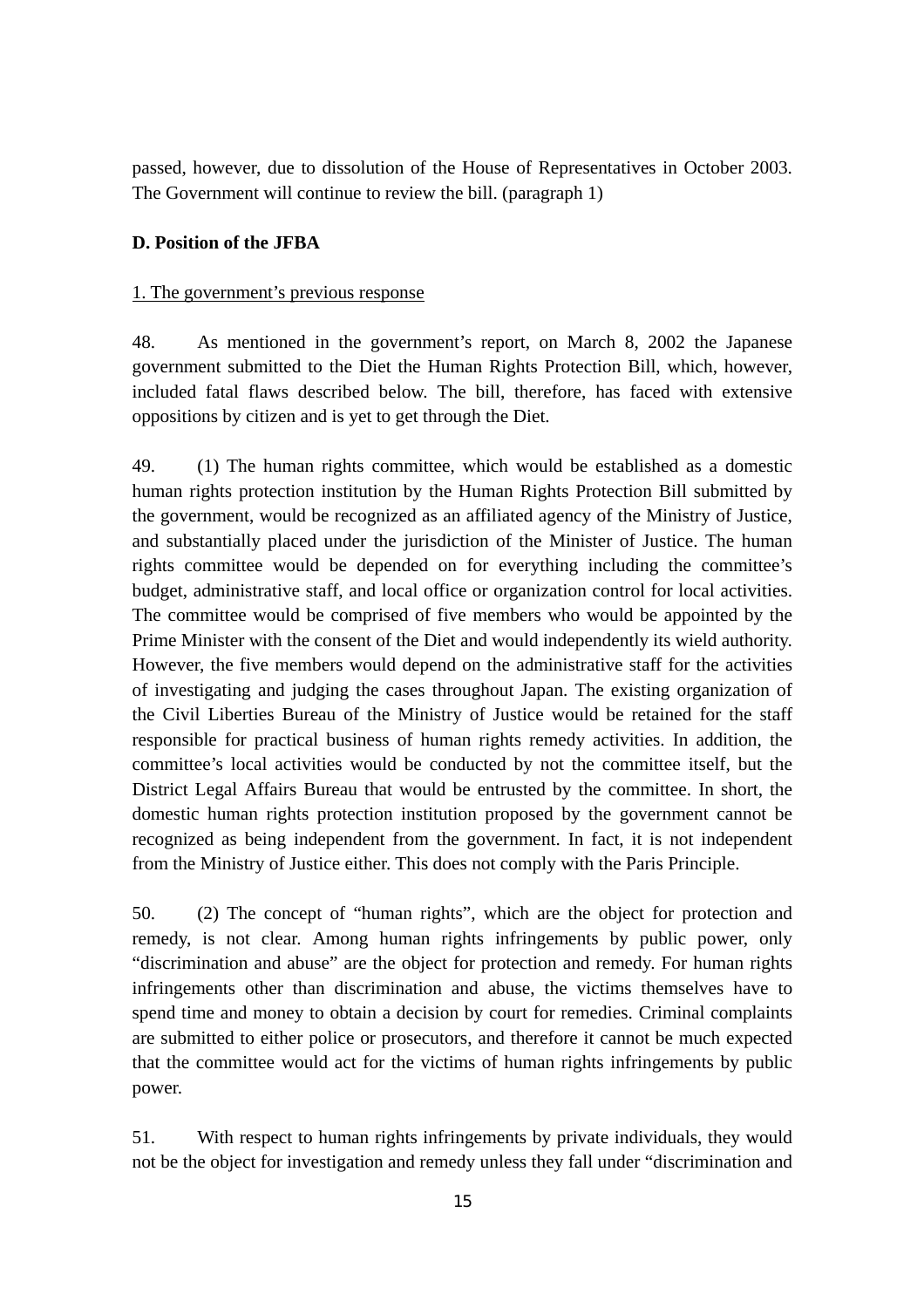passed, however, due to dissolution of the House of Representatives in October 2003. The Government will continue to review the bill. (paragraph 1)

**D. Position of the JFBA**

1. The government's previous response

48. As mentioned in the government's report, on March 8, 2002 the Japanese government submitted to the Diet the Human Rights Protection Bill, which, however, included fatal flaws described below. The bill, therefore, has faced with extensive oppositions by citizen and is yet to get through the Diet.

49. (1) The human rights committee, which would be established as a domestic human rights protection institution by the Human Rights Protection Bill submitted by the government, would be recognized as an affiliated agency of the Ministry of Justice, and substantially placed under the jurisdiction of the Minister of Justice. The human rights committee would be depended on for everything including the committee's budget, administrative staff, and local office or organization control for local activities. The committee would be comprised of five members who would be appointed by the Prime Minister with the consent of the Diet and would independently its wield authority. However, the five members would depend on the administrative staff for the activities of investigating and judging the cases throughout Japan. The existing organization of the Civil Liberties Bureau of the Ministry of Justice would be retained for the staff responsible for practical business of human rights remedy activities. In addition, the committee's local activities would be conducted by not the committee itself, but the District Legal Affairs Bureau that would be entrusted by the committee. In short, the domestic human rights protection institution proposed by the government cannot be recognized as being independent from the government. In fact, it is not independent from the Ministry of Justice either. This does not comply with the Paris Principle.

50. (2) The concept of "human rights", which are the object for protection and remedy, is not clear. Among human rights infringements by public power, only "discrimination and abuse" are the object for protection and remedy. For human rights infringements other than discrimination and abuse, the victims themselves have to spend time and money to obtain a decision by court for remedies. Criminal complaints are submitted to either police or prosecutors, and therefore it cannot be much expected that the committee would act for the victims of human rights infringements by public power.

51. With respect to human rights infringements by private individuals, they would not be the object for investigation and remedy unless they fall under "discrimination and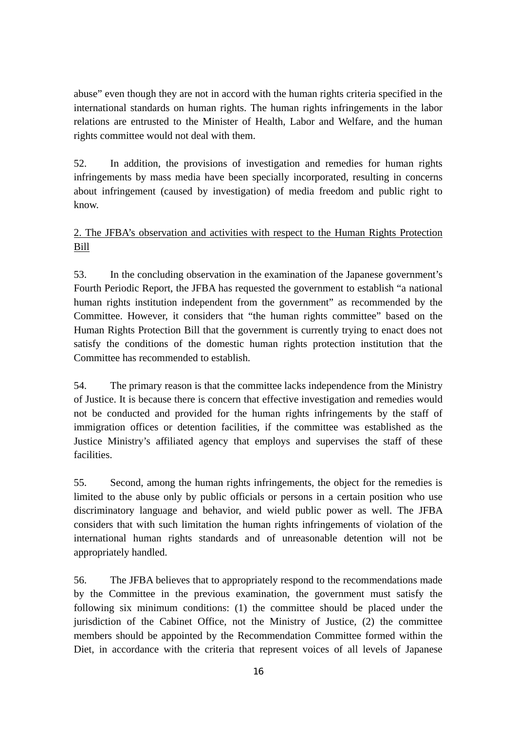abuse" even though they are not in accord with the human rights criteria specified in the international standards on human rights. The human rights infringements in the labor relations are entrusted to the Minister of Health, Labor and Welfare, and the human rights committee would not deal with them.

52. In addition, the provisions of investigation and remedies for human rights infringements by mass media have been specially incorporated, resulting in concerns about infringement (caused by investigation) of media freedom and public right to know.

<u>2. The JFBA's observation and activities with respect to the Human Rights Protection Bill</u>

53. In the concluding observation in the examination of the Japanese government's Fourth Periodic Report, the JFBA has requested the government to establish "a national human rights institution independent from the government" as recommended by the Committee. However, it considers that "the human rights committee" based on the Human Rights Protection Bill that the government is currently trying to enact does not satisfy the conditions of the domestic human rights protection institution that the Committee has recommended to establish.

54. The primary reason is that the committee lacks independence from the Ministry of Justice. It is because there is concern that effective investigation and remedies would not be conducted and provided for the human rights infringements by the staff of immigration offices or detention facilities, if the committee was established as the Justice Ministry's affiliated agency that employs and supervises the staff of these facilities.

55. Second, among the human rights infringements, the object for the remedies is limited to the abuse only by public officials or persons in a certain position who use discriminatory language and behavior, and wield public power as well. The JFBA considers that with such limitation the human rights infringements of violation of the international human rights standards and of unreasonable detention will not be appropriately handled.

56. The JFBA believes that to appropriately respond to the recommendations made by the Committee in the previous examination, the government must satisfy the following six minimum conditions: (1) the committee should be placed under the jurisdiction of the Cabinet Office, not the Ministry of Justice, (2) the committee members should be appointed by the Recommendation Committee formed within the Diet, in accordance with the criteria that represent voices of all levels of Japanese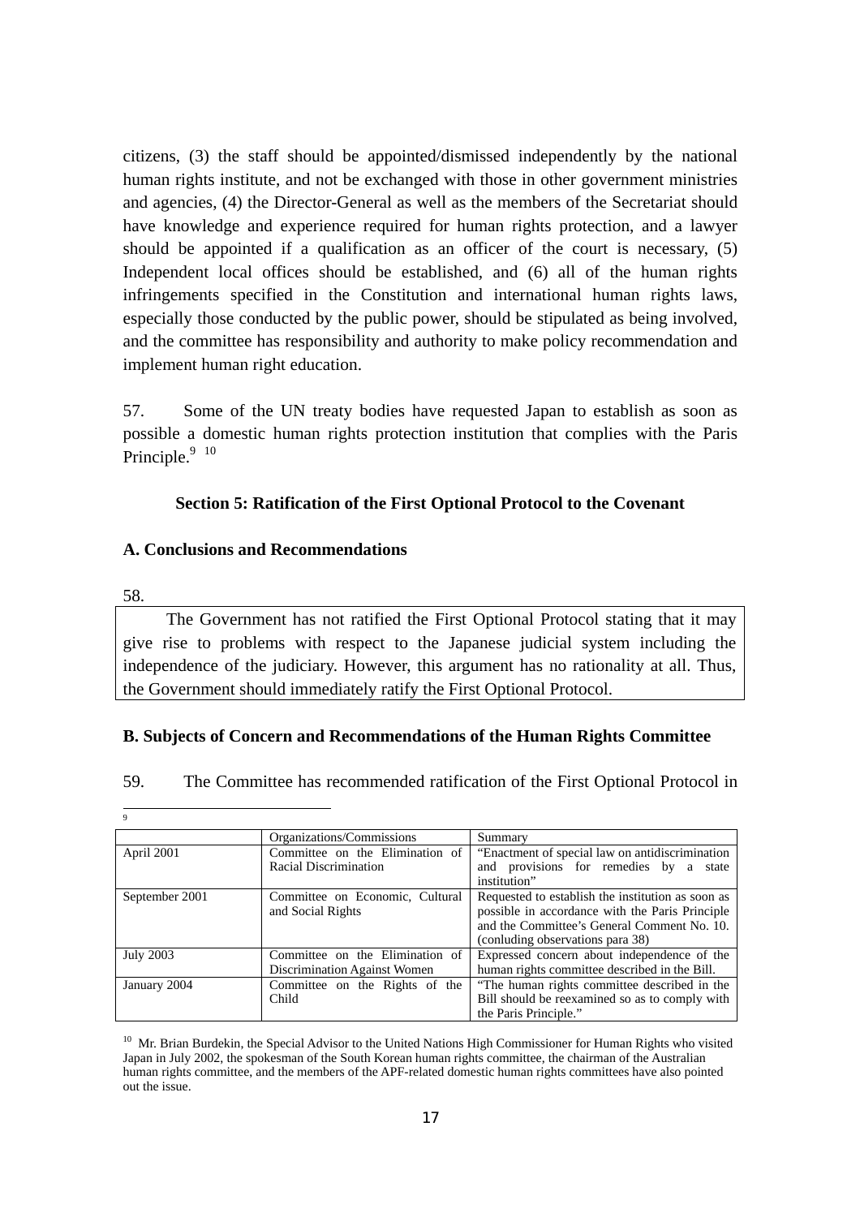citizens, (3) the staff should be appointed/dismissed independently by the national human rights institute, and not be exchanged with those in other government ministries and agencies, (4) the Director-General as well as the members of the Secretariat should have knowledge and experience required for human rights protection, and a lawyer should be appointed if a qualification as an officer of the court is necessary, (5) Independent local offices should be established, and (6) all of the human rights infringements specified in the Constitution and international human rights laws, especially those conducted by the public power, should be stipulated as being involved, and the committee has responsibility and authority to make policy recommendation and implement human right education.

57. Some of the UN treaty bodies have requested Japan to establish as soon as possible a domestic human rights protection institution that complies with the Paris Principle.[9] [10]

### Section 5: Ratification of the First Optional Protocol to the Covenant

**A. Conclusions and Recommendations**

58.

The Government has not ratified the First Optional Protocol stating that it may give rise to problems with respect to the Japanese judicial system including the independence of the judiciary. However, this argument has no rationality at all. Thus, the Government should immediately ratify the First Optional Protocol.

**B. Subjects of Concern and Recommendations of the Human Rights Committee**

59. The Committee has recommended ratification of the First Optional Protocol in

---

[9]

| | Organizations/Commissions | Summary |
|---|---|---|
| April 2001 | Committee on the Elimination of Racial Discrimination | "Enactment of special law on antidiscrimination and provisions for remedies by a state institution" |
| September 2001 | Committee on Economic, Cultural and Social Rights | Requested to establish the institution as soon as possible in accordance with the Paris Principle and the Committee's General Comment No. 10. (conluding observations para 38) |
| July 2003 | Committee on the Elimination of Discrimination Against Women | Expressed concern about independence of the human rights committee described in the Bill. |
| January 2004 | Committee on the Rights of the Child | "The human rights committee described in the Bill should be reexamined so as to comply with the Paris Principle." |

[10] Mr. Brian Burdekin, the Special Advisor to the United Nations High Commissioner for Human Rights who visited Japan in July 2002, the spokesman of the South Korean human rights committee, the chairman of the Australian human rights committee, and the members of the APF-related domestic human rights committees have also pointed out the issue.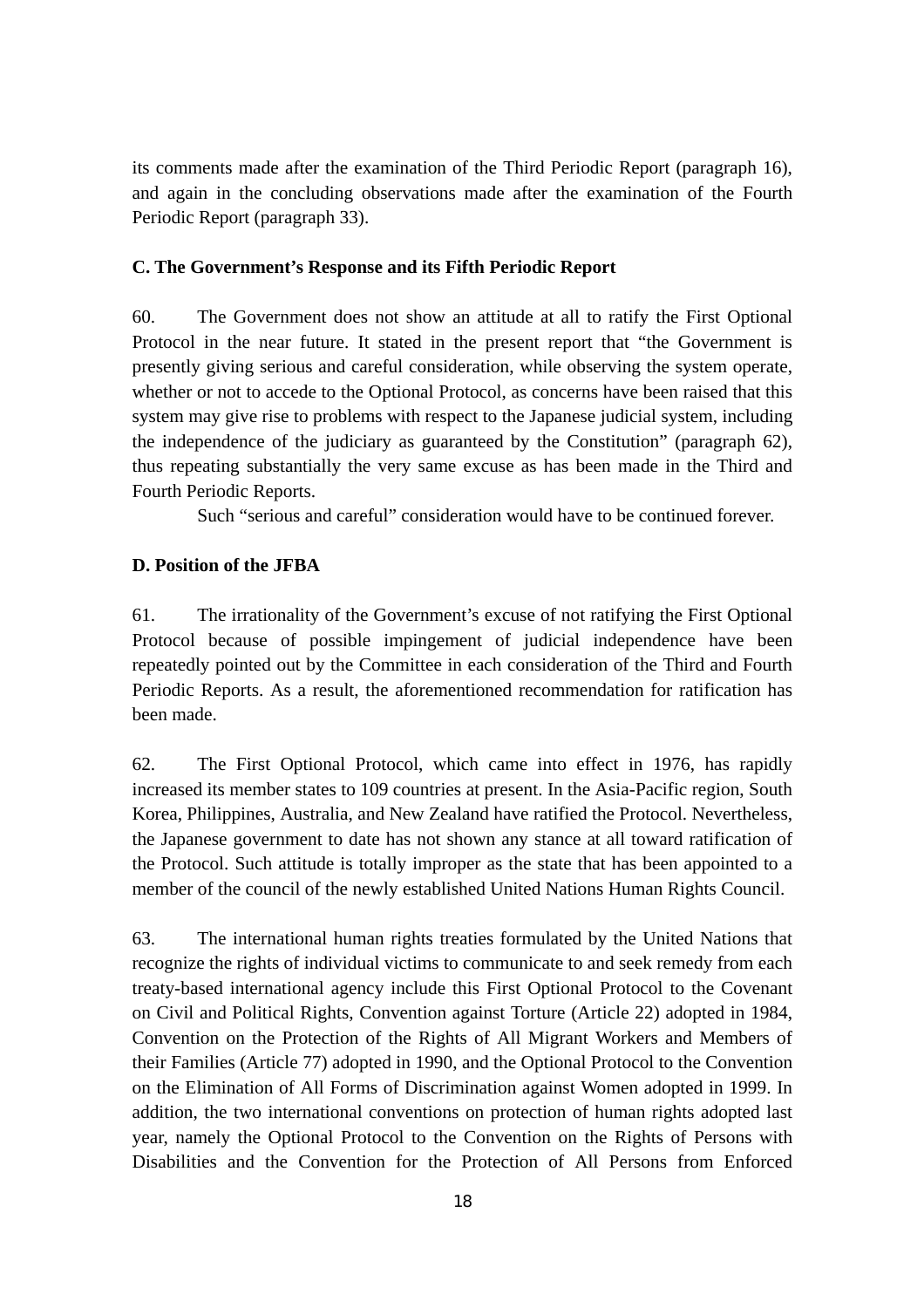its comments made after the examination of the Third Periodic Report (paragraph 16), and again in the concluding observations made after the examination of the Fourth Periodic Report (paragraph 33).

### C. The Government's Response and its Fifth Periodic Report

60. The Government does not show an attitude at all to ratify the First Optional Protocol in the near future. It stated in the present report that "the Government is presently giving serious and careful consideration, while observing the system operate, whether or not to accede to the Optional Protocol, as concerns have been raised that this system may give rise to problems with respect to the Japanese judicial system, including the independence of the judiciary as guaranteed by the Constitution" (paragraph 62), thus repeating substantially the very same excuse as has been made in the Third and Fourth Periodic Reports.

Such "serious and careful" consideration would have to be continued forever.

### D. Position of the JFBA

61. The irrationality of the Government's excuse of not ratifying the First Optional Protocol because of possible impingement of judicial independence have been repeatedly pointed out by the Committee in each consideration of the Third and Fourth Periodic Reports. As a result, the aforementioned recommendation for ratification has been made.

62. The First Optional Protocol, which came into effect in 1976, has rapidly increased its member states to 109 countries at present. In the Asia-Pacific region, South Korea, Philippines, Australia, and New Zealand have ratified the Protocol. Nevertheless, the Japanese government to date has not shown any stance at all toward ratification of the Protocol. Such attitude is totally improper as the state that has been appointed to a member of the council of the newly established United Nations Human Rights Council.

63. The international human rights treaties formulated by the United Nations that recognize the rights of individual victims to communicate to and seek remedy from each treaty-based international agency include this First Optional Protocol to the Covenant on Civil and Political Rights, Convention against Torture (Article 22) adopted in 1984, Convention on the Protection of the Rights of All Migrant Workers and Members of their Families (Article 77) adopted in 1990, and the Optional Protocol to the Convention on the Elimination of All Forms of Discrimination against Women adopted in 1999. In addition, the two international conventions on protection of human rights adopted last year, namely the Optional Protocol to the Convention on the Rights of Persons with Disabilities and the Convention for the Protection of All Persons from Enforced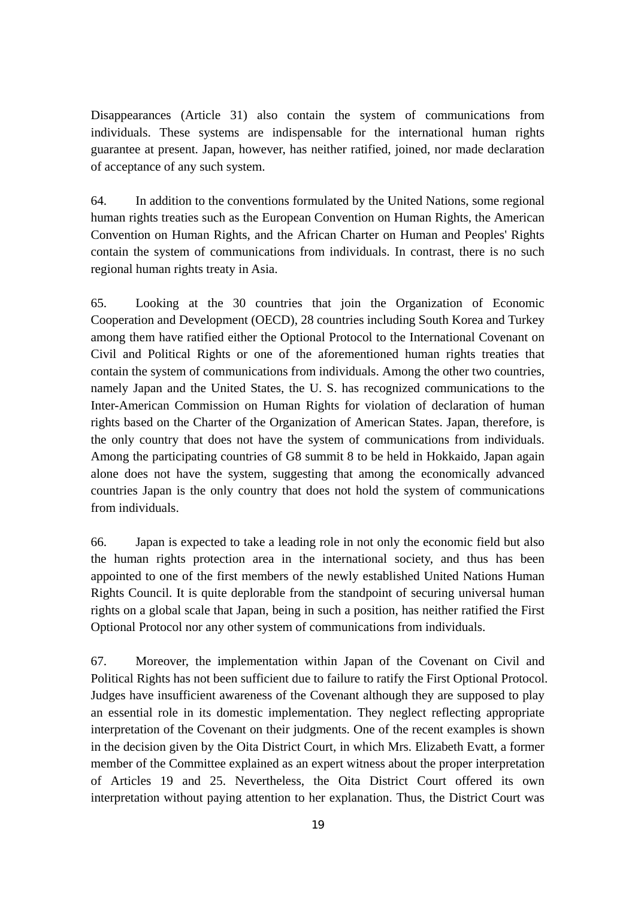Disappearances (Article 31) also contain the system of communications from individuals. These systems are indispensable for the international human rights guarantee at present. Japan, however, has neither ratified, joined, nor made declaration of acceptance of any such system.

64. In addition to the conventions formulated by the United Nations, some regional human rights treaties such as the European Convention on Human Rights, the American Convention on Human Rights, and the African Charter on Human and Peoples' Rights contain the system of communications from individuals. In contrast, there is no such regional human rights treaty in Asia.

65. Looking at the 30 countries that join the Organization of Economic Cooperation and Development (OECD), 28 countries including South Korea and Turkey among them have ratified either the Optional Protocol to the International Covenant on Civil and Political Rights or one of the aforementioned human rights treaties that contain the system of communications from individuals. Among the other two countries, namely Japan and the United States, the U. S. has recognized communications to the Inter-American Commission on Human Rights for violation of declaration of human rights based on the Charter of the Organization of American States. Japan, therefore, is the only country that does not have the system of communications from individuals. Among the participating countries of G8 summit 8 to be held in Hokkaido, Japan again alone does not have the system, suggesting that among the economically advanced countries Japan is the only country that does not hold the system of communications from individuals.

66. Japan is expected to take a leading role in not only the economic field but also the human rights protection area in the international society, and thus has been appointed to one of the first members of the newly established United Nations Human Rights Council. It is quite deplorable from the standpoint of securing universal human rights on a global scale that Japan, being in such a position, has neither ratified the First Optional Protocol nor any other system of communications from individuals.

67. Moreover, the implementation within Japan of the Covenant on Civil and Political Rights has not been sufficient due to failure to ratify the First Optional Protocol. Judges have insufficient awareness of the Covenant although they are supposed to play an essential role in its domestic implementation. They neglect reflecting appropriate interpretation of the Covenant on their judgments. One of the recent examples is shown in the decision given by the Oita District Court, in which Mrs. Elizabeth Evatt, a former member of the Committee explained as an expert witness about the proper interpretation of Articles 19 and 25. Nevertheless, the Oita District Court offered its own interpretation without paying attention to her explanation. Thus, the District Court was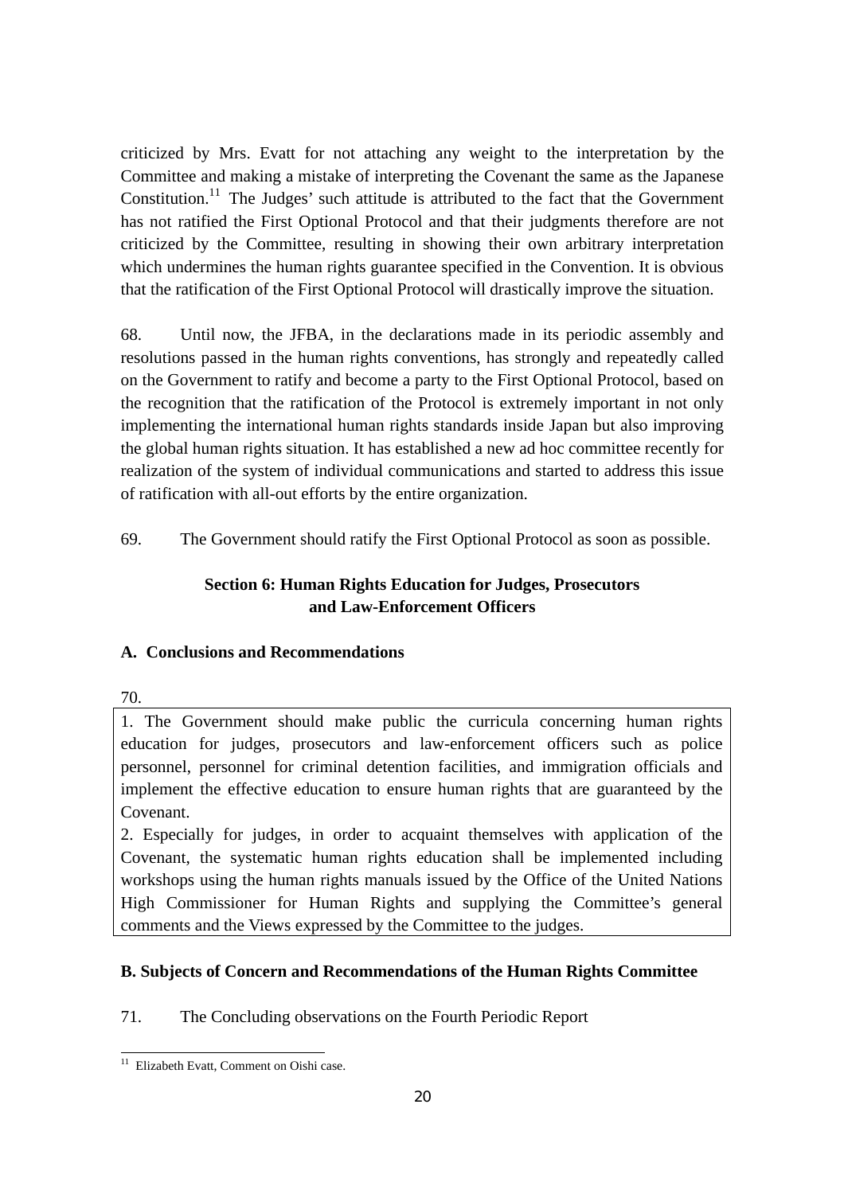criticized by Mrs. Evatt for not attaching any weight to the interpretation by the Committee and making a mistake of interpreting the Covenant the same as the Japanese Constitution.[11] The Judges' such attitude is attributed to the fact that the Government has not ratified the First Optional Protocol and that their judgments therefore are not criticized by the Committee, resulting in showing their own arbitrary interpretation which undermines the human rights guarantee specified in the Convention. It is obvious that the ratification of the First Optional Protocol will drastically improve the situation.

68. Until now, the JFBA, in the declarations made in its periodic assembly and resolutions passed in the human rights conventions, has strongly and repeatedly called on the Government to ratify and become a party to the First Optional Protocol, based on the recognition that the ratification of the Protocol is extremely important in not only implementing the international human rights standards inside Japan but also improving the global human rights situation. It has established a new ad hoc committee recently for realization of the system of individual communications and started to address this issue of ratification with all-out efforts by the entire organization.

69. The Government should ratify the First Optional Protocol as soon as possible.

## Section 6: Human Rights Education for Judges, Prosecutors and Law-Enforcement Officers

### A. Conclusions and Recommendations

70.

1. The Government should make public the curricula concerning human rights education for judges, prosecutors and law-enforcement officers such as police personnel, personnel for criminal detention facilities, and immigration officials and implement the effective education to ensure human rights that are guaranteed by the Covenant.
2. Especially for judges, in order to acquaint themselves with application of the Covenant, the systematic human rights education shall be implemented including workshops using the human rights manuals issued by the Office of the United Nations High Commissioner for Human Rights and supplying the Committee's general comments and the Views expressed by the Committee to the judges.

### B. Subjects of Concern and Recommendations of the Human Rights Committee

71. The Concluding observations on the Fourth Periodic Report

[11] Elizabeth Evatt, Comment on Oishi case.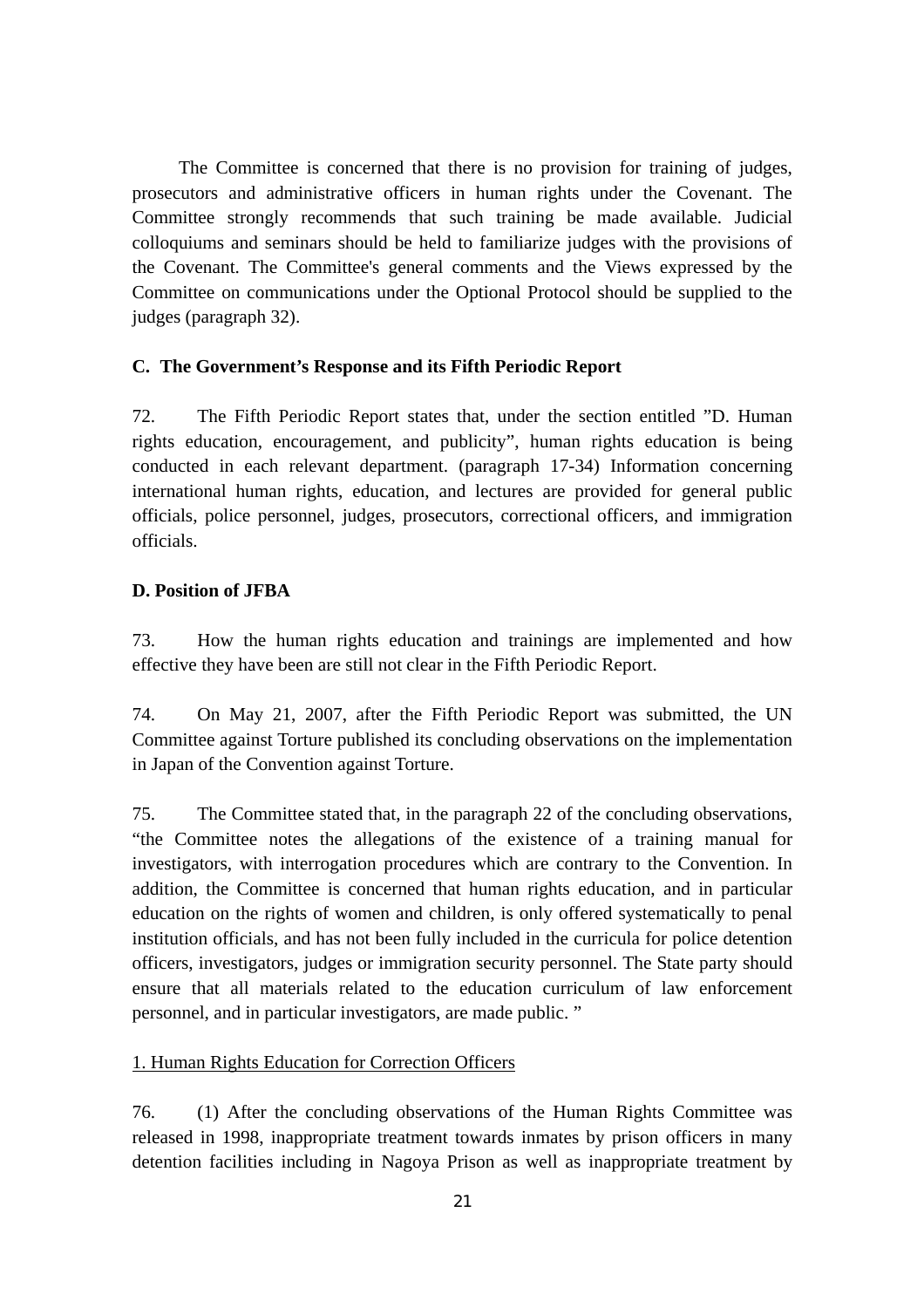The Committee is concerned that there is no provision for training of judges, prosecutors and administrative officers in human rights under the Covenant. The Committee strongly recommends that such training be made available. Judicial colloquiums and seminars should be held to familiarize judges with the provisions of the Covenant. The Committee's general comments and the Views expressed by the Committee on communications under the Optional Protocol should be supplied to the judges (paragraph 32).

**C. The Government's Response and its Fifth Periodic Report**

72. The Fifth Periodic Report states that, under the section entitled "D. Human rights education, encouragement, and publicity", human rights education is being conducted in each relevant department. (paragraph 17-34) Information concerning international human rights, education, and lectures are provided for general public officials, police personnel, judges, prosecutors, correctional officers, and immigration officials.

**D. Position of JFBA**

73. How the human rights education and trainings are implemented and how effective they have been are still not clear in the Fifth Periodic Report.

74. On May 21, 2007, after the Fifth Periodic Report was submitted, the UN Committee against Torture published its concluding observations on the implementation in Japan of the Convention against Torture.

75. The Committee stated that, in the paragraph 22 of the concluding observations, "the Committee notes the allegations of the existence of a training manual for investigators, with interrogation procedures which are contrary to the Convention. In addition, the Committee is concerned that human rights education, and in particular education on the rights of women and children, is only offered systematically to penal institution officials, and has not been fully included in the curricula for police detention officers, investigators, judges or immigration security personnel. The State party should ensure that all materials related to the education curriculum of law enforcement personnel, and in particular investigators, are made public. "

1. Human Rights Education for Correction Officers

76. (1) After the concluding observations of the Human Rights Committee was released in 1998, inappropriate treatment towards inmates by prison officers in many detention facilities including in Nagoya Prison as well as inappropriate treatment by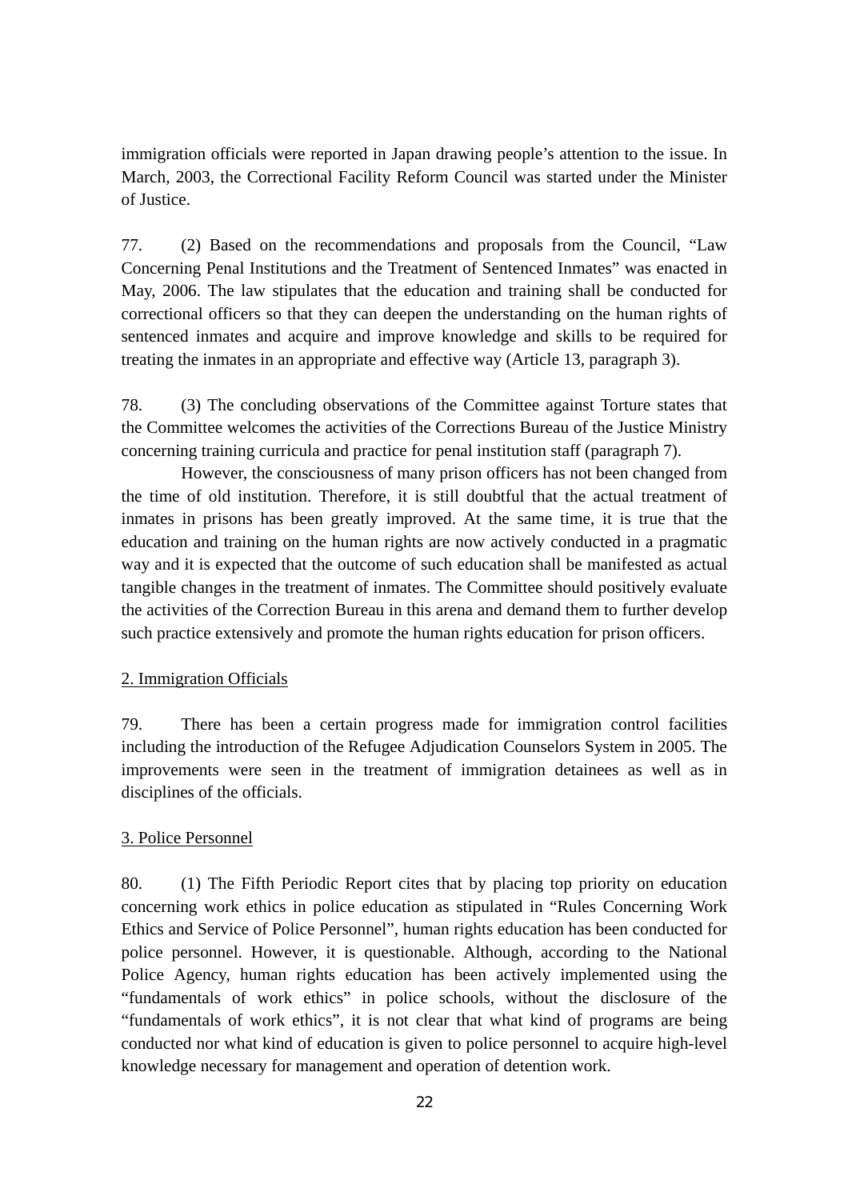immigration officials were reported in Japan drawing people's attention to the issue. In March, 2003, the Correctional Facility Reform Council was started under the Minister of Justice.

77. (2) Based on the recommendations and proposals from the Council, "Law Concerning Penal Institutions and the Treatment of Sentenced Inmates" was enacted in May, 2006. The law stipulates that the education and training shall be conducted for correctional officers so that they can deepen the understanding on the human rights of sentenced inmates and acquire and improve knowledge and skills to be required for treating the inmates in an appropriate and effective way (Article 13, paragraph 3).

78. (3) The concluding observations of the Committee against Torture states that the Committee welcomes the activities of the Corrections Bureau of the Justice Ministry concerning training curricula and practice for penal institution staff (paragraph 7).

However, the consciousness of many prison officers has not been changed from the time of old institution. Therefore, it is still doubtful that the actual treatment of inmates in prisons has been greatly improved. At the same time, it is true that the education and training on the human rights are now actively conducted in a pragmatic way and it is expected that the outcome of such education shall be manifested as actual tangible changes in the treatment of inmates. The Committee should positively evaluate the activities of the Correction Bureau in this arena and demand them to further develop such practice extensively and promote the human rights education for prison officers.

## 2. Immigration Officials

79. There has been a certain progress made for immigration control facilities including the introduction of the Refugee Adjudication Counselors System in 2005. The improvements were seen in the treatment of immigration detainees as well as in disciplines of the officials.

## 3. Police Personnel

80. (1) The Fifth Periodic Report cites that by placing top priority on education concerning work ethics in police education as stipulated in "Rules Concerning Work Ethics and Service of Police Personnel", human rights education has been conducted for police personnel. However, it is questionable. Although, according to the National Police Agency, human rights education has been actively implemented using the "fundamentals of work ethics" in police schools, without the disclosure of the "fundamentals of work ethics", it is not clear that what kind of programs are being conducted nor what kind of education is given to police personnel to acquire high-level knowledge necessary for management and operation of detention work.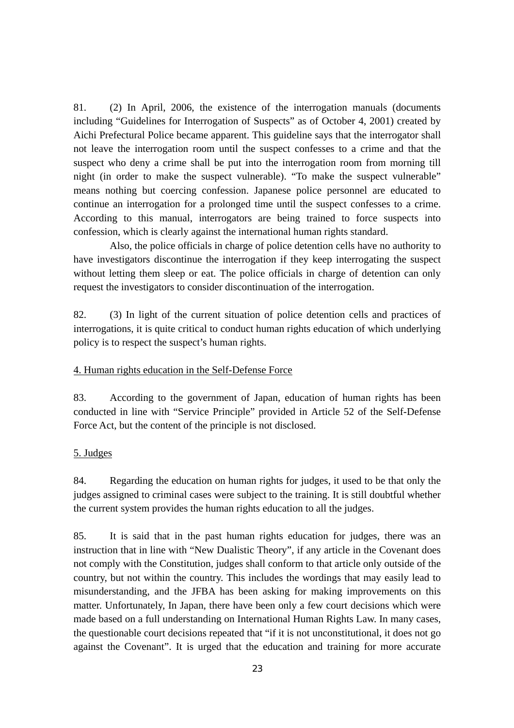81. (2) In April, 2006, the existence of the interrogation manuals (documents including "Guidelines for Interrogation of Suspects" as of October 4, 2001) created by Aichi Prefectural Police became apparent. This guideline says that the interrogator shall not leave the interrogation room until the suspect confesses to a crime and that the suspect who deny a crime shall be put into the interrogation room from morning till night (in order to make the suspect vulnerable). "To make the suspect vulnerable" means nothing but coercing confession. Japanese police personnel are educated to continue an interrogation for a prolonged time until the suspect confesses to a crime. According to this manual, interrogators are being trained to force suspects into confession, which is clearly against the international human rights standard.

Also, the police officials in charge of police detention cells have no authority to have investigators discontinue the interrogation if they keep interrogating the suspect without letting them sleep or eat. The police officials in charge of detention can only request the investigators to consider discontinuation of the interrogation.

82. (3) In light of the current situation of police detention cells and practices of interrogations, it is quite critical to conduct human rights education of which underlying policy is to respect the suspect's human rights.

4. Human rights education in the Self-Defense Force

83. According to the government of Japan, education of human rights has been conducted in line with "Service Principle" provided in Article 52 of the Self-Defense Force Act, but the content of the principle is not disclosed.

5. Judges

84. Regarding the education on human rights for judges, it used to be that only the judges assigned to criminal cases were subject to the training. It is still doubtful whether the current system provides the human rights education to all the judges.

85. It is said that in the past human rights education for judges, there was an instruction that in line with "New Dualistic Theory", if any article in the Covenant does not comply with the Constitution, judges shall conform to that article only outside of the country, but not within the country. This includes the wordings that may easily lead to misunderstanding, and the JFBA has been asking for making improvements on this matter. Unfortunately, In Japan, there have been only a few court decisions which were made based on a full understanding on International Human Rights Law. In many cases, the questionable court decisions repeated that "if it is not unconstitutional, it does not go against the Covenant". It is urged that the education and training for more accurate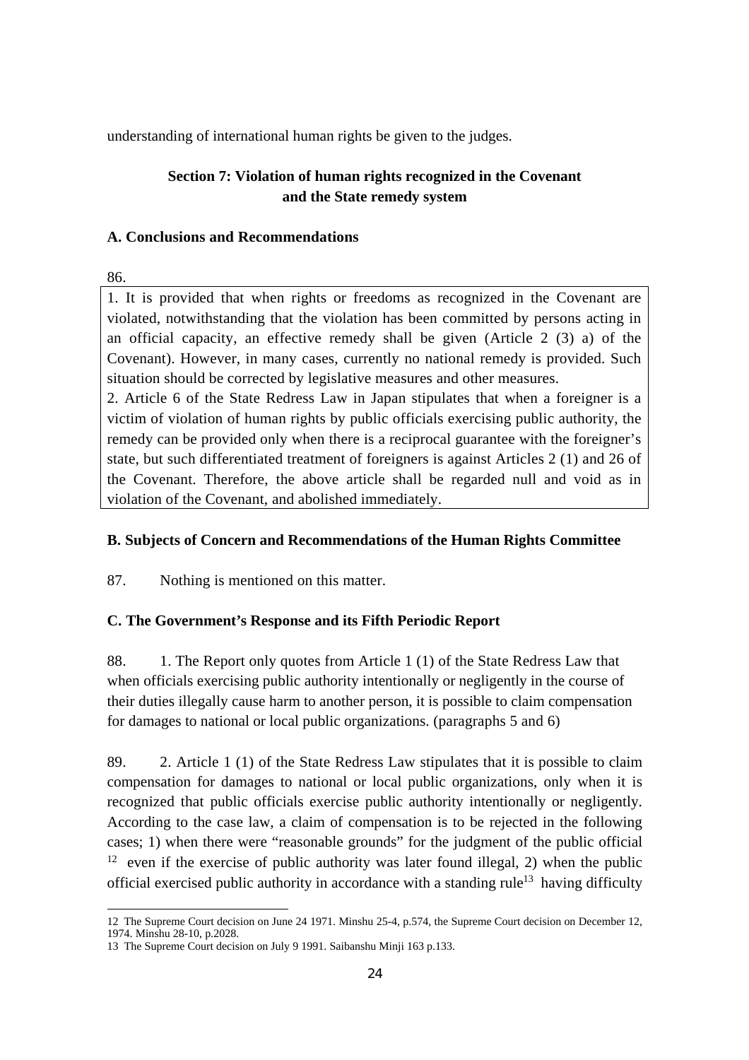understanding of international human rights be given to the judges.

### Section 7: Violation of human rights recognized in the Covenant and the State remedy system

**A. Conclusions and Recommendations**

86.

1. It is provided that when rights or freedoms as recognized in the Covenant are violated, notwithstanding that the violation has been committed by persons acting in an official capacity, an effective remedy shall be given (Article 2 (3) a) of the Covenant). However, in many cases, currently no national remedy is provided. Such situation should be corrected by legislative measures and other measures.
2. Article 6 of the State Redress Law in Japan stipulates that when a foreigner is a victim of violation of human rights by public officials exercising public authority, the remedy can be provided only when there is a reciprocal guarantee with the foreigner's state, but such differentiated treatment of foreigners is against Articles 2 (1) and 26 of the Covenant. Therefore, the above article shall be regarded null and void as in violation of the Covenant, and abolished immediately.

**B. Subjects of Concern and Recommendations of the Human Rights Committee**

87. Nothing is mentioned on this matter.

**C. The Government's Response and its Fifth Periodic Report**

88. 1. The Report only quotes from Article 1 (1) of the State Redress Law that when officials exercising public authority intentionally or negligently in the course of their duties illegally cause harm to another person, it is possible to claim compensation for damages to national or local public organizations. (paragraphs 5 and 6)

89. 2. Article 1 (1) of the State Redress Law stipulates that it is possible to claim compensation for damages to national or local public organizations, only when it is recognized that public officials exercise public authority intentionally or negligently. According to the case law, a claim of compensation is to be rejected in the following cases; 1) when there were "reasonable grounds" for the judgment of the public official [12] even if the exercise of public authority was later found illegal, 2) when the public official exercised public authority in accordance with a standing rule[13] having difficulty

12 The Supreme Court decision on June 24 1971. Minshu 25-4, p.574, the Supreme Court decision on December 12, 1974. Minshu 28-10, p.2028.

13 The Supreme Court decision on July 9 1991. Saibanshu Minji 163 p.133.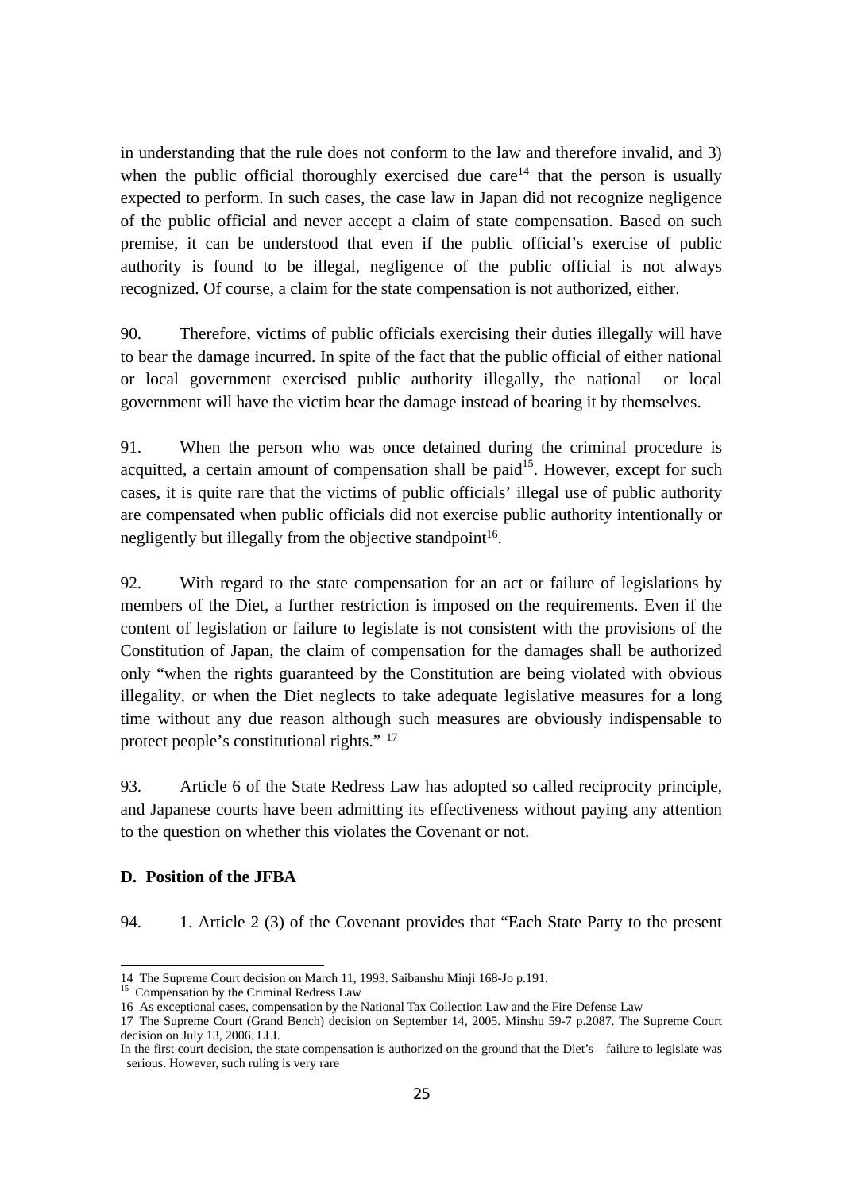in understanding that the rule does not conform to the law and therefore invalid, and 3) when the public official thoroughly exercised due care[14] that the person is usually expected to perform. In such cases, the case law in Japan did not recognize negligence of the public official and never accept a claim of state compensation. Based on such premise, it can be understood that even if the public official's exercise of public authority is found to be illegal, negligence of the public official is not always recognized. Of course, a claim for the state compensation is not authorized, either.

90. Therefore, victims of public officials exercising their duties illegally will have to bear the damage incurred. In spite of the fact that the public official of either national or local government exercised public authority illegally, the national or local government will have the victim bear the damage instead of bearing it by themselves.

91. When the person who was once detained during the criminal procedure is acquitted, a certain amount of compensation shall be paid[15]. However, except for such cases, it is quite rare that the victims of public officials' illegal use of public authority are compensated when public officials did not exercise public authority intentionally or negligently but illegally from the objective standpoint[16].

92. With regard to the state compensation for an act or failure of legislations by members of the Diet, a further restriction is imposed on the requirements. Even if the content of legislation or failure to legislate is not consistent with the provisions of the Constitution of Japan, the claim of compensation for the damages shall be authorized only "when the rights guaranteed by the Constitution are being violated with obvious illegality, or when the Diet neglects to take adequate legislative measures for a long time without any due reason although such measures are obviously indispensable to protect people's constitutional rights." [17]

93. Article 6 of the State Redress Law has adopted so called reciprocity principle, and Japanese courts have been admitting its effectiveness without paying any attention to the question on whether this violates the Covenant or not.

**D. Position of the JFBA**

94. 1. Article 2 (3) of the Covenant provides that "Each State Party to the present

---

14 The Supreme Court decision on March 11, 1993. Saibanshu Minji 168-Jo p.191.

15 Compensation by the Criminal Redress Law

16 As exceptional cases, compensation by the National Tax Collection Law and the Fire Defense Law

17 The Supreme Court (Grand Bench) decision on September 14, 2005. Minshu 59-7 p.2087. The Supreme Court decision on July 13, 2006. LLI.

In the first court decision, the state compensation is authorized on the ground that the Diet's failure to legislate was serious. However, such ruling is very rare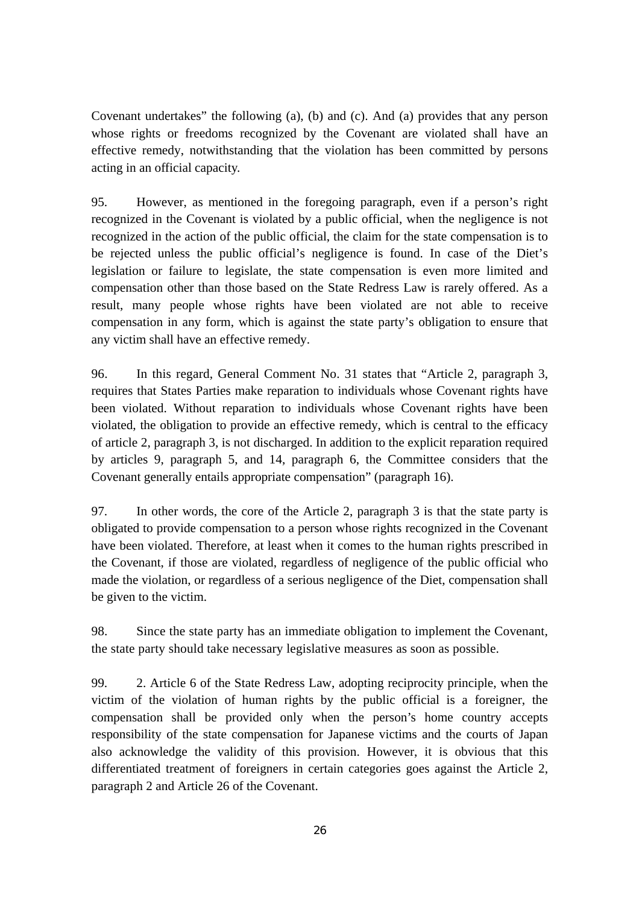Covenant undertakes" the following (a), (b) and (c). And (a) provides that any person whose rights or freedoms recognized by the Covenant are violated shall have an effective remedy, notwithstanding that the violation has been committed by persons acting in an official capacity.

95. However, as mentioned in the foregoing paragraph, even if a person's right recognized in the Covenant is violated by a public official, when the negligence is not recognized in the action of the public official, the claim for the state compensation is to be rejected unless the public official's negligence is found. In case of the Diet's legislation or failure to legislate, the state compensation is even more limited and compensation other than those based on the State Redress Law is rarely offered. As a result, many people whose rights have been violated are not able to receive compensation in any form, which is against the state party's obligation to ensure that any victim shall have an effective remedy.

96. In this regard, General Comment No. 31 states that "Article 2, paragraph 3, requires that States Parties make reparation to individuals whose Covenant rights have been violated. Without reparation to individuals whose Covenant rights have been violated, the obligation to provide an effective remedy, which is central to the efficacy of article 2, paragraph 3, is not discharged. In addition to the explicit reparation required by articles 9, paragraph 5, and 14, paragraph 6, the Committee considers that the Covenant generally entails appropriate compensation" (paragraph 16).

97. In other words, the core of the Article 2, paragraph 3 is that the state party is obligated to provide compensation to a person whose rights recognized in the Covenant have been violated. Therefore, at least when it comes to the human rights prescribed in the Covenant, if those are violated, regardless of negligence of the public official who made the violation, or regardless of a serious negligence of the Diet, compensation shall be given to the victim.

98. Since the state party has an immediate obligation to implement the Covenant, the state party should take necessary legislative measures as soon as possible.

99. 2. Article 6 of the State Redress Law, adopting reciprocity principle, when the victim of the violation of human rights by the public official is a foreigner, the compensation shall be provided only when the person's home country accepts responsibility of the state compensation for Japanese victims and the courts of Japan also acknowledge the validity of this provision. However, it is obvious that this differentiated treatment of foreigners in certain categories goes against the Article 2, paragraph 2 and Article 26 of the Covenant.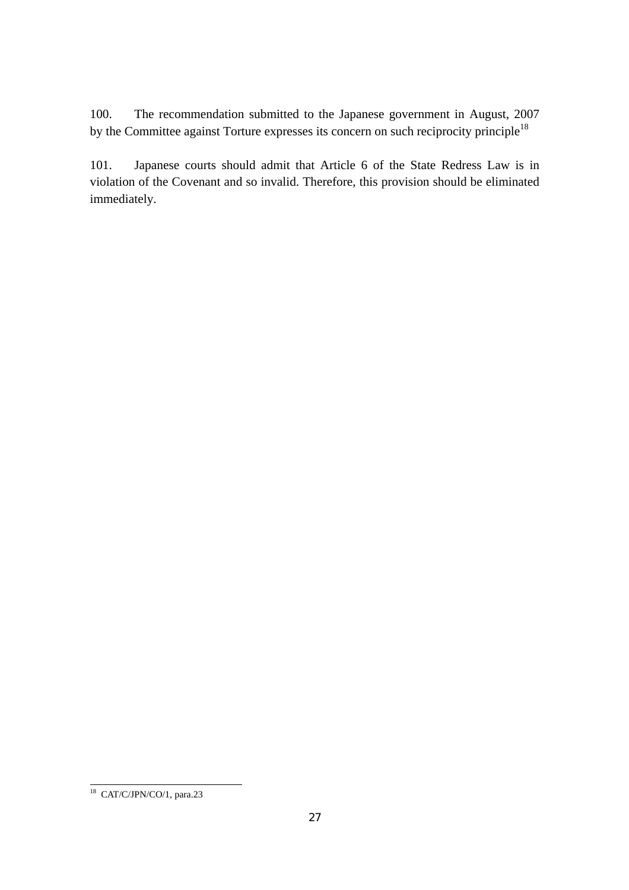100. The recommendation submitted to the Japanese government in August, 2007 by the Committee against Torture expresses its concern on such reciprocity principle[18]

101. Japanese courts should admit that Article 6 of the State Redress Law is in violation of the Covenant and so invalid. Therefore, this provision should be eliminated immediately.

---

[18] CAT/C/JPN/CO/1, para.23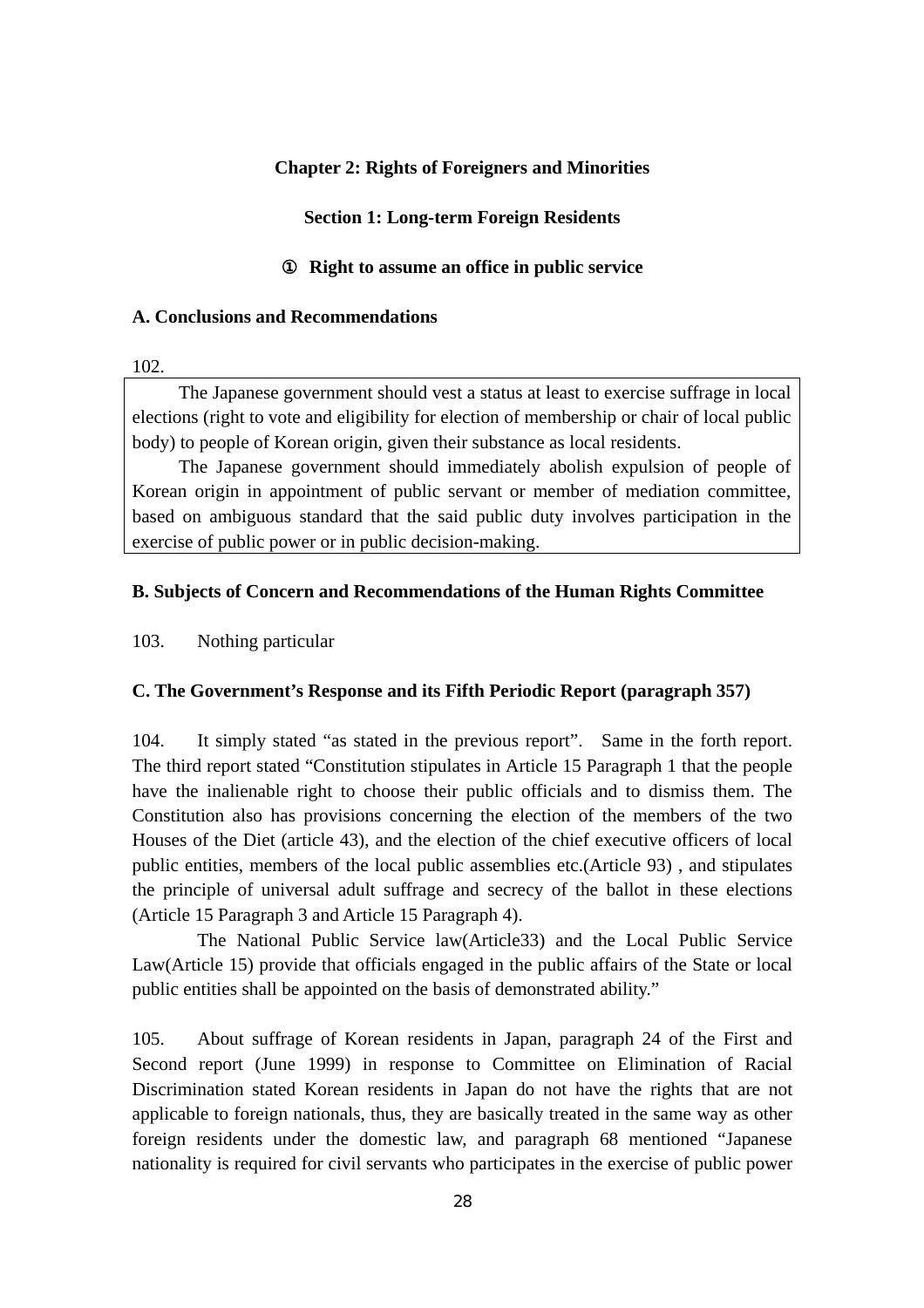## Chapter 2: Rights of Foreigners and Minorities

### Section 1: Long-term Foreign Residents

#### ① Right to assume an office in public service

**A. Conclusions and Recommendations**

102.

> The Japanese government should vest a status at least to exercise suffrage in local elections (right to vote and eligibility for election of membership or chair of local public body) to people of Korean origin, given their substance as local residents.
>
> The Japanese government should immediately abolish expulsion of people of Korean origin in appointment of public servant or member of mediation committee, based on ambiguous standard that the said public duty involves participation in the exercise of public power or in public decision-making.

**B. Subjects of Concern and Recommendations of the Human Rights Committee**

103. Nothing particular

**C. The Government's Response and its Fifth Periodic Report (paragraph 357)**

104. It simply stated "as stated in the previous report". Same in the forth report. The third report stated "Constitution stipulates in Article 15 Paragraph 1 that the people have the inalienable right to choose their public officials and to dismiss them. The Constitution also has provisions concerning the election of the members of the two Houses of the Diet (article 43), and the election of the chief executive officers of local public entities, members of the local public assemblies etc.(Article 93) , and stipulates the principle of universal adult suffrage and secrecy of the ballot in these elections (Article 15 Paragraph 3 and Article 15 Paragraph 4).

The National Public Service law(Article33) and the Local Public Service Law(Article 15) provide that officials engaged in the public affairs of the State or local public entities shall be appointed on the basis of demonstrated ability."

105. About suffrage of Korean residents in Japan, paragraph 24 of the First and Second report (June 1999) in response to Committee on Elimination of Racial Discrimination stated Korean residents in Japan do not have the rights that are not applicable to foreign nationals, thus, they are basically treated in the same way as other foreign residents under the domestic law, and paragraph 68 mentioned "Japanese nationality is required for civil servants who participates in the exercise of public power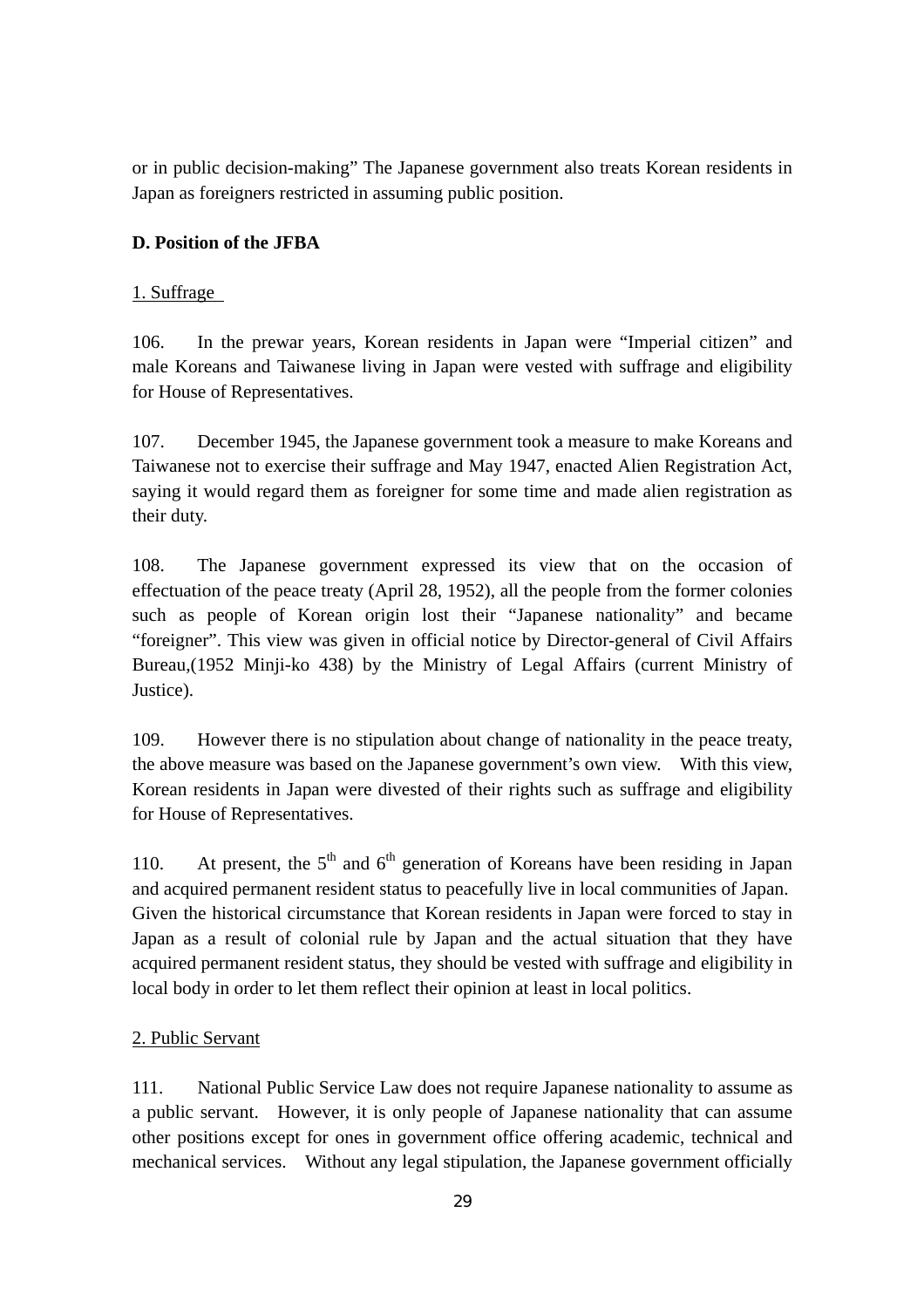or in public decision-making" The Japanese government also treats Korean residents in Japan as foreigners restricted in assuming public position.

**D. Position of the JFBA**

1. Suffrage

106. In the prewar years, Korean residents in Japan were "Imperial citizen" and male Koreans and Taiwanese living in Japan were vested with suffrage and eligibility for House of Representatives.

107. December 1945, the Japanese government took a measure to make Koreans and Taiwanese not to exercise their suffrage and May 1947, enacted Alien Registration Act, saying it would regard them as foreigner for some time and made alien registration as their duty.

108. The Japanese government expressed its view that on the occasion of effectuation of the peace treaty (April 28, 1952), all the people from the former colonies such as people of Korean origin lost their "Japanese nationality" and became "foreigner". This view was given in official notice by Director-general of Civil Affairs Bureau,(1952 Minji-ko 438) by the Ministry of Legal Affairs (current Ministry of Justice).

109. However there is no stipulation about change of nationality in the peace treaty, the above measure was based on the Japanese government's own view. With this view, Korean residents in Japan were divested of their rights such as suffrage and eligibility for House of Representatives.

110. At present, the 5th and 6th generation of Koreans have been residing in Japan and acquired permanent resident status to peacefully live in local communities of Japan. Given the historical circumstance that Korean residents in Japan were forced to stay in Japan as a result of colonial rule by Japan and the actual situation that they have acquired permanent resident status, they should be vested with suffrage and eligibility in local body in order to let them reflect their opinion at least in local politics.

2. Public Servant

111. National Public Service Law does not require Japanese nationality to assume as a public servant. However, it is only people of Japanese nationality that can assume other positions except for ones in government office offering academic, technical and mechanical services. Without any legal stipulation, the Japanese government officially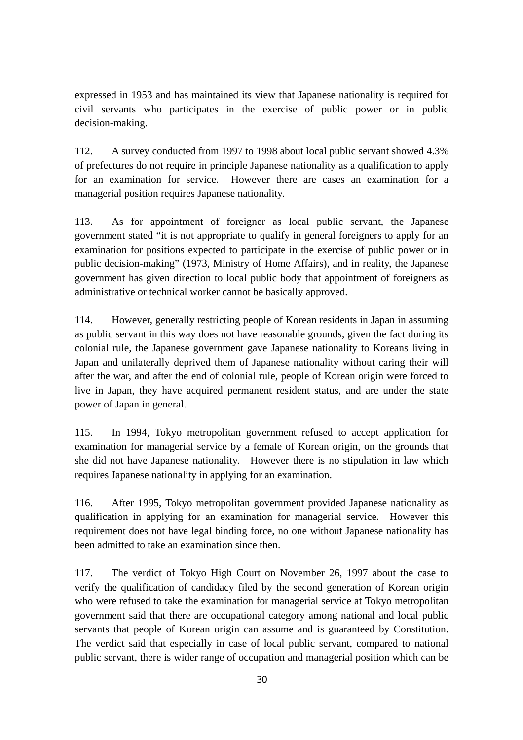expressed in 1953 and has maintained its view that Japanese nationality is required for civil servants who participates in the exercise of public power or in public decision-making.

112. A survey conducted from 1997 to 1998 about local public servant showed 4.3% of prefectures do not require in principle Japanese nationality as a qualification to apply for an examination for service. However there are cases an examination for a managerial position requires Japanese nationality.

113. As for appointment of foreigner as local public servant, the Japanese government stated "it is not appropriate to qualify in general foreigners to apply for an examination for positions expected to participate in the exercise of public power or in public decision-making" (1973, Ministry of Home Affairs), and in reality, the Japanese government has given direction to local public body that appointment of foreigners as administrative or technical worker cannot be basically approved.

114. However, generally restricting people of Korean residents in Japan in assuming as public servant in this way does not have reasonable grounds, given the fact during its colonial rule, the Japanese government gave Japanese nationality to Koreans living in Japan and unilaterally deprived them of Japanese nationality without caring their will after the war, and after the end of colonial rule, people of Korean origin were forced to live in Japan, they have acquired permanent resident status, and are under the state power of Japan in general.

115. In 1994, Tokyo metropolitan government refused to accept application for examination for managerial service by a female of Korean origin, on the grounds that she did not have Japanese nationality. However there is no stipulation in law which requires Japanese nationality in applying for an examination.

116. After 1995, Tokyo metropolitan government provided Japanese nationality as qualification in applying for an examination for managerial service. However this requirement does not have legal binding force, no one without Japanese nationality has been admitted to take an examination since then.

117. The verdict of Tokyo High Court on November 26, 1997 about the case to verify the qualification of candidacy filed by the second generation of Korean origin who were refused to take the examination for managerial service at Tokyo metropolitan government said that there are occupational category among national and local public servants that people of Korean origin can assume and is guaranteed by Constitution. The verdict said that especially in case of local public servant, compared to national public servant, there is wider range of occupation and managerial position which can be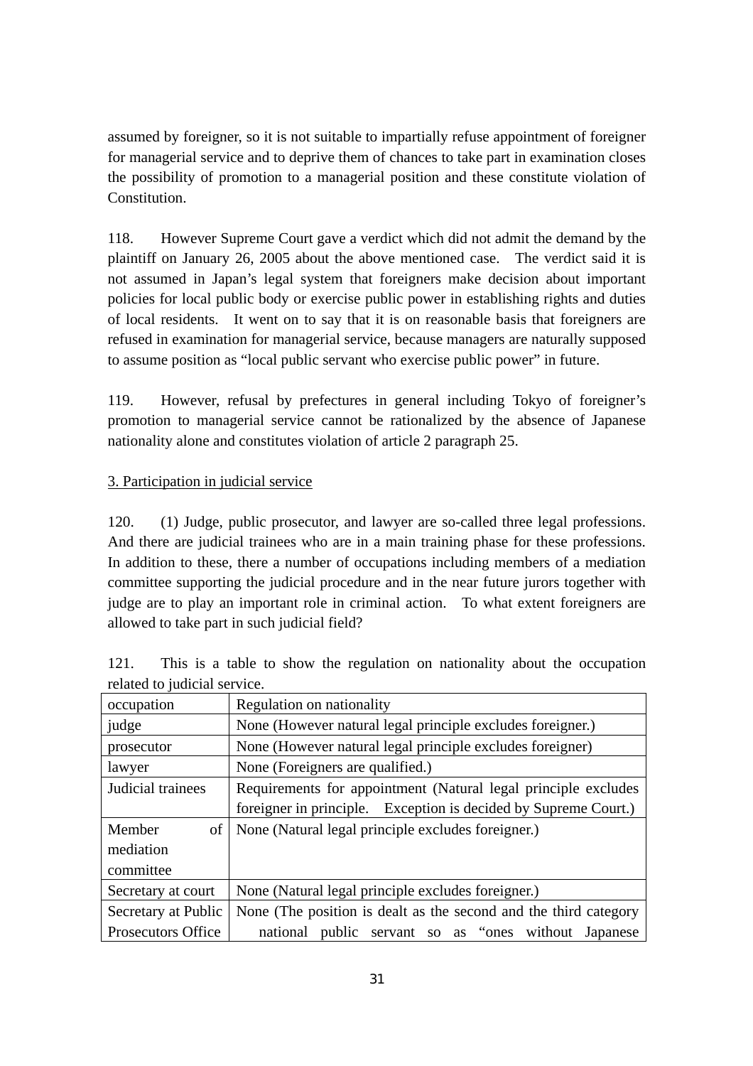assumed by foreigner, so it is not suitable to impartially refuse appointment of foreigner for managerial service and to deprive them of chances to take part in examination closes the possibility of promotion to a managerial position and these constitute violation of Constitution.

118. However Supreme Court gave a verdict which did not admit the demand by the plaintiff on January 26, 2005 about the above mentioned case. The verdict said it is not assumed in Japan's legal system that foreigners make decision about important policies for local public body or exercise public power in establishing rights and duties of local residents. It went on to say that it is on reasonable basis that foreigners are refused in examination for managerial service, because managers are naturally supposed to assume position as "local public servant who exercise public power" in future.

119. However, refusal by prefectures in general including Tokyo of foreigner's promotion to managerial service cannot be rationalized by the absence of Japanese nationality alone and constitutes violation of article 2 paragraph 25.

3. Participation in judicial service

120. (1) Judge, public prosecutor, and lawyer are so-called three legal professions. And there are judicial trainees who are in a main training phase for these professions. In addition to these, there a number of occupations including members of a mediation committee supporting the judicial procedure and in the near future jurors together with judge are to play an important role in criminal action. To what extent foreigners are allowed to take part in such judicial field?

121. This is a table to show the regulation on nationality about the occupation related to judicial service.

| occupation | Regulation on nationality |
|---|---|
| judge | None (However natural legal principle excludes foreigner.) |
| prosecutor | None (However natural legal principle excludes foreigner) |
| lawyer | None (Foreigners are qualified.) |
| Judicial trainees | Requirements for appointment (Natural legal principle excludes foreigner in principle. Exception is decided by Supreme Court.) |
| Member of mediation committee | None (Natural legal principle excludes foreigner.) |
| Secretary at court | None (Natural legal principle excludes foreigner.) |
| Secretary at Public Prosecutors Office | None (The position is dealt as the second and the third category national public servant so as "ones without Japanese |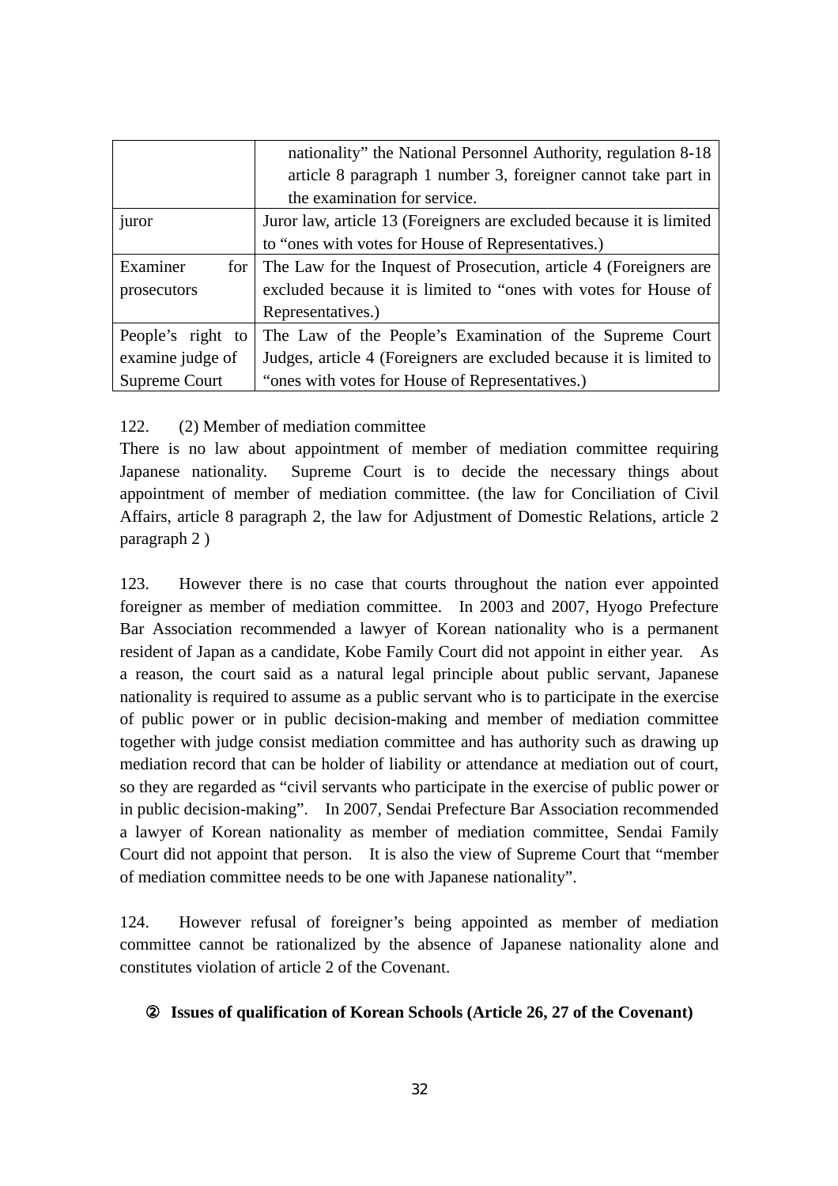| | |
|---|---|
| | nationality" the National Personnel Authority, regulation 8-18 article 8 paragraph 1 number 3, foreigner cannot take part in the examination for service. |
| juror | Juror law, article 13 (Foreigners are excluded because it is limited to "ones with votes for House of Representatives.) |
| Examiner for prosecutors | The Law for the Inquest of Prosecution, article 4 (Foreigners are excluded because it is limited to "ones with votes for House of Representatives.) |
| People's right to examine judge of Supreme Court | The Law of the People's Examination of the Supreme Court Judges, article 4 (Foreigners are excluded because it is limited to "ones with votes for House of Representatives.) |

122. (2) Member of mediation committee

There is no law about appointment of member of mediation committee requiring Japanese nationality. Supreme Court is to decide the necessary things about appointment of member of mediation committee. (the law for Conciliation of Civil Affairs, article 8 paragraph 2, the law for Adjustment of Domestic Relations, article 2 paragraph 2 )

123. However there is no case that courts throughout the nation ever appointed foreigner as member of mediation committee. In 2003 and 2007, Hyogo Prefecture Bar Association recommended a lawyer of Korean nationality who is a permanent resident of Japan as a candidate, Kobe Family Court did not appoint in either year. As a reason, the court said as a natural legal principle about public servant, Japanese nationality is required to assume as a public servant who is to participate in the exercise of public power or in public decision-making and member of mediation committee together with judge consist mediation committee and has authority such as drawing up mediation record that can be holder of liability or attendance at mediation out of court, so they are regarded as "civil servants who participate in the exercise of public power or in public decision-making". In 2007, Sendai Prefecture Bar Association recommended a lawyer of Korean nationality as member of mediation committee, Sendai Family Court did not appoint that person. It is also the view of Supreme Court that "member of mediation committee needs to be one with Japanese nationality".

124. However refusal of foreigner's being appointed as member of mediation committee cannot be rationalized by the absence of Japanese nationality alone and constitutes violation of article 2 of the Covenant.

**② Issues of qualification of Korean Schools (Article 26, 27 of the Covenant)**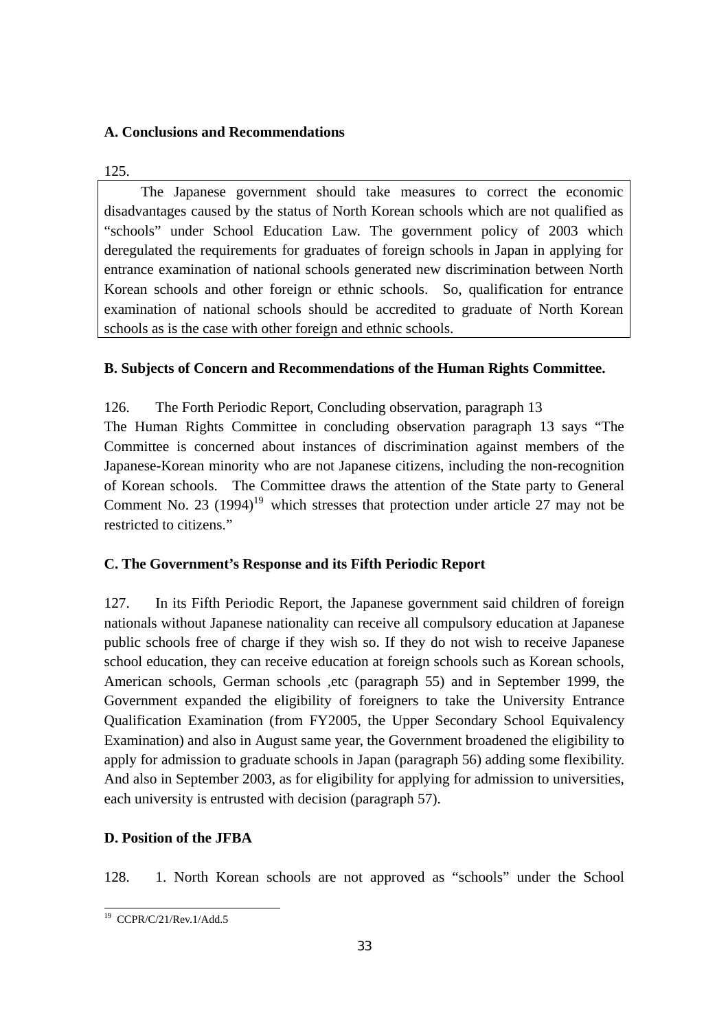**A. Conclusions and Recommendations**

125.

The Japanese government should take measures to correct the economic disadvantages caused by the status of North Korean schools which are not qualified as "schools" under School Education Law. The government policy of 2003 which deregulated the requirements for graduates of foreign schools in Japan in applying for entrance examination of national schools generated new discrimination between North Korean schools and other foreign or ethnic schools. So, qualification for entrance examination of national schools should be accredited to graduate of North Korean schools as is the case with other foreign and ethnic schools.

**B. Subjects of Concern and Recommendations of the Human Rights Committee.**

126. The Forth Periodic Report, Concluding observation, paragraph 13

The Human Rights Committee in concluding observation paragraph 13 says "The Committee is concerned about instances of discrimination against members of the Japanese-Korean minority who are not Japanese citizens, including the non-recognition of Korean schools. The Committee draws the attention of the State party to General Comment No. 23 (1994)[19] which stresses that protection under article 27 may not be restricted to citizens."

**C. The Government's Response and its Fifth Periodic Report**

127. In its Fifth Periodic Report, the Japanese government said children of foreign nationals without Japanese nationality can receive all compulsory education at Japanese public schools free of charge if they wish so. If they do not wish to receive Japanese school education, they can receive education at foreign schools such as Korean schools, American schools, German schools ,etc (paragraph 55) and in September 1999, the Government expanded the eligibility of foreigners to take the University Entrance Qualification Examination (from FY2005, the Upper Secondary School Equivalency Examination) and also in August same year, the Government broadened the eligibility to apply for admission to graduate schools in Japan (paragraph 56) adding some flexibility. And also in September 2003, as for eligibility for applying for admission to universities, each university is entrusted with decision (paragraph 57).

**D. Position of the JFBA**

128. 1. North Korean schools are not approved as "schools" under the School

---

[19] CCPR/C/21/Rev.1/Add.5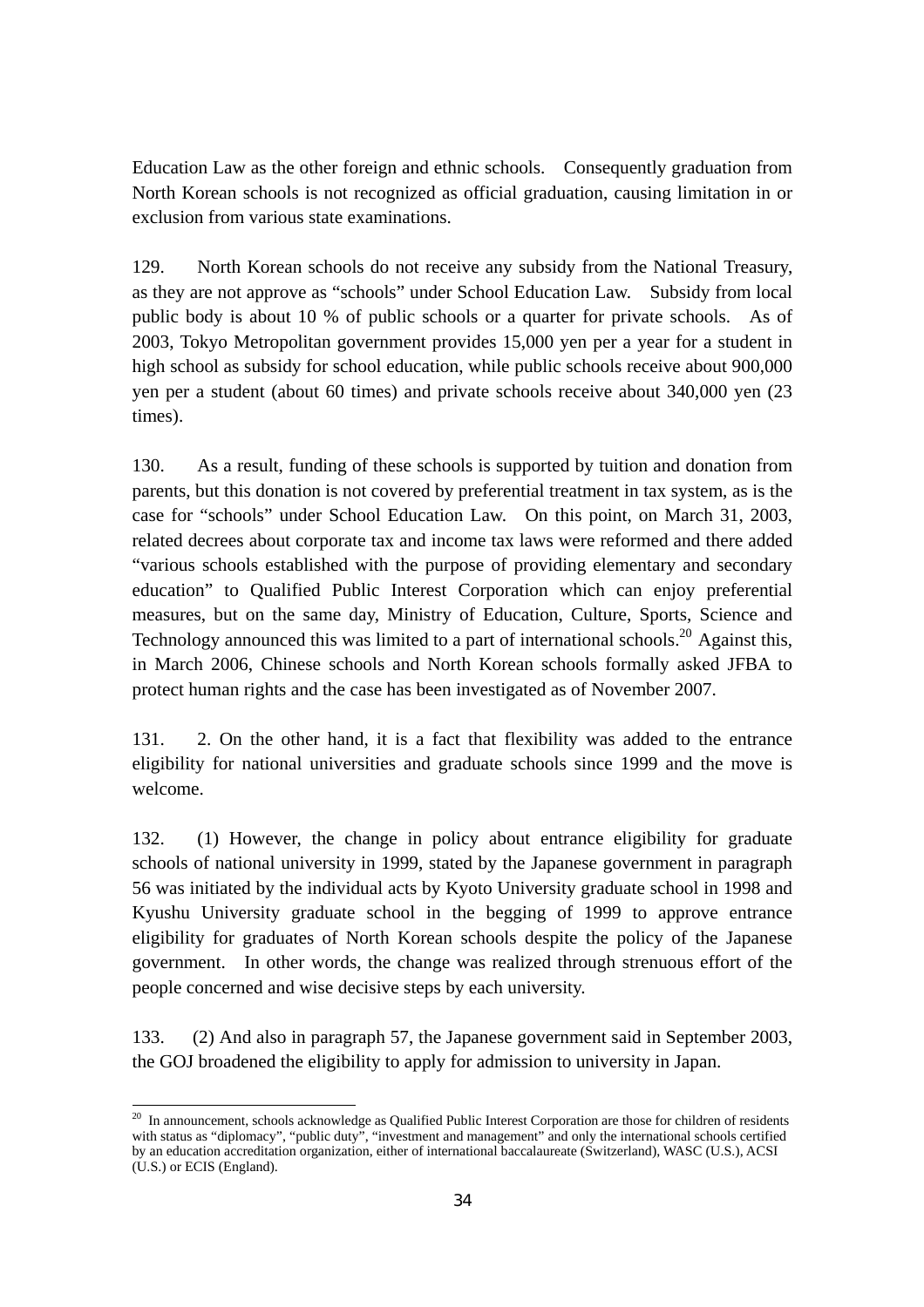Education Law as the other foreign and ethnic schools. Consequently graduation from North Korean schools is not recognized as official graduation, causing limitation in or exclusion from various state examinations.

129. North Korean schools do not receive any subsidy from the National Treasury, as they are not approve as "schools" under School Education Law. Subsidy from local public body is about 10 % of public schools or a quarter for private schools. As of 2003, Tokyo Metropolitan government provides 15,000 yen per a year for a student in high school as subsidy for school education, while public schools receive about 900,000 yen per a student (about 60 times) and private schools receive about 340,000 yen (23 times).

130. As a result, funding of these schools is supported by tuition and donation from parents, but this donation is not covered by preferential treatment in tax system, as is the case for "schools" under School Education Law. On this point, on March 31, 2003, related decrees about corporate tax and income tax laws were reformed and there added "various schools established with the purpose of providing elementary and secondary education" to Qualified Public Interest Corporation which can enjoy preferential measures, but on the same day, Ministry of Education, Culture, Sports, Science and Technology announced this was limited to a part of international schools.[20] Against this, in March 2006, Chinese schools and North Korean schools formally asked JFBA to protect human rights and the case has been investigated as of November 2007.

131. 2. On the other hand, it is a fact that flexibility was added to the entrance eligibility for national universities and graduate schools since 1999 and the move is welcome.

132. (1) However, the change in policy about entrance eligibility for graduate schools of national university in 1999, stated by the Japanese government in paragraph 56 was initiated by the individual acts by Kyoto University graduate school in 1998 and Kyushu University graduate school in the begging of 1999 to approve entrance eligibility for graduates of North Korean schools despite the policy of the Japanese government. In other words, the change was realized through strenuous effort of the people concerned and wise decisive steps by each university.

133. (2) And also in paragraph 57, the Japanese government said in September 2003, the GOJ broadened the eligibility to apply for admission to university in Japan.

---

[20] In announcement, schools acknowledge as Qualified Public Interest Corporation are those for children of residents with status as "diplomacy", "public duty", "investment and management" and only the international schools certified by an education accreditation organization, either of international baccalaureate (Switzerland), WASC (U.S.), ACSI (U.S.) or ECIS (England).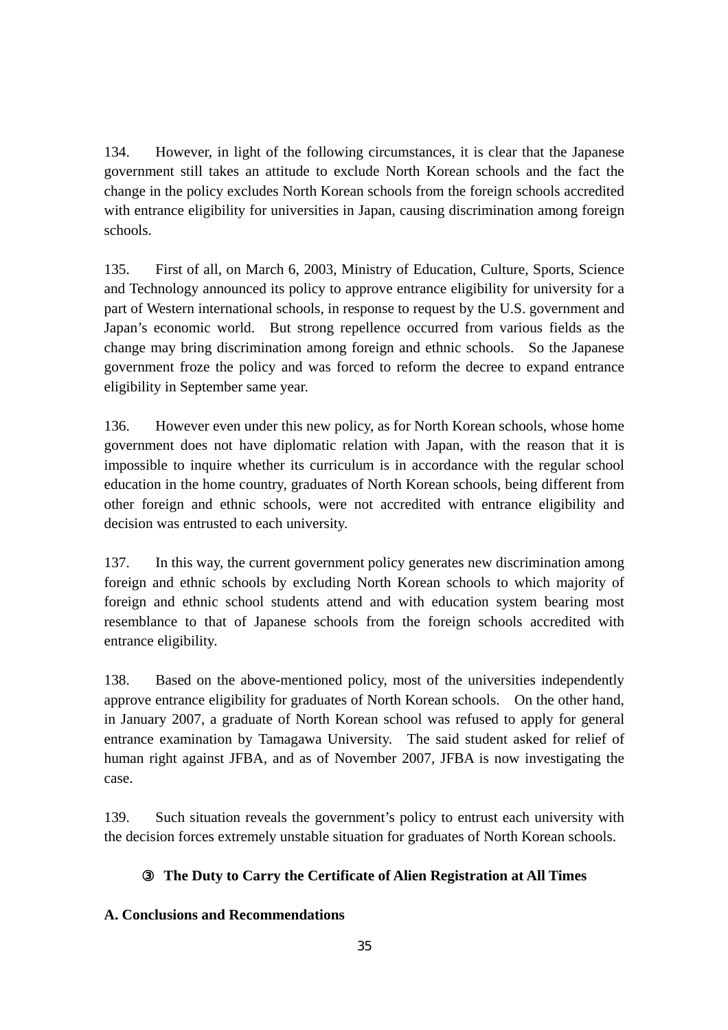134. However, in light of the following circumstances, it is clear that the Japanese government still takes an attitude to exclude North Korean schools and the fact the change in the policy excludes North Korean schools from the foreign schools accredited with entrance eligibility for universities in Japan, causing discrimination among foreign schools.

135. First of all, on March 6, 2003, Ministry of Education, Culture, Sports, Science and Technology announced its policy to approve entrance eligibility for university for a part of Western international schools, in response to request by the U.S. government and Japan's economic world. But strong repellence occurred from various fields as the change may bring discrimination among foreign and ethnic schools. So the Japanese government froze the policy and was forced to reform the decree to expand entrance eligibility in September same year.

136. However even under this new policy, as for North Korean schools, whose home government does not have diplomatic relation with Japan, with the reason that it is impossible to inquire whether its curriculum is in accordance with the regular school education in the home country, graduates of North Korean schools, being different from other foreign and ethnic schools, were not accredited with entrance eligibility and decision was entrusted to each university.

137. In this way, the current government policy generates new discrimination among foreign and ethnic schools by excluding North Korean schools to which majority of foreign and ethnic school students attend and with education system bearing most resemblance to that of Japanese schools from the foreign schools accredited with entrance eligibility.

138. Based on the above-mentioned policy, most of the universities independently approve entrance eligibility for graduates of North Korean schools. On the other hand, in January 2007, a graduate of North Korean school was refused to apply for general entrance examination by Tamagawa University. The said student asked for relief of human right against JFBA, and as of November 2007, JFBA is now investigating the case.

139. Such situation reveals the government's policy to entrust each university with the decision forces extremely unstable situation for graduates of North Korean schools.

### ③ The Duty to Carry the Certificate of Alien Registration at All Times

**A. Conclusions and Recommendations**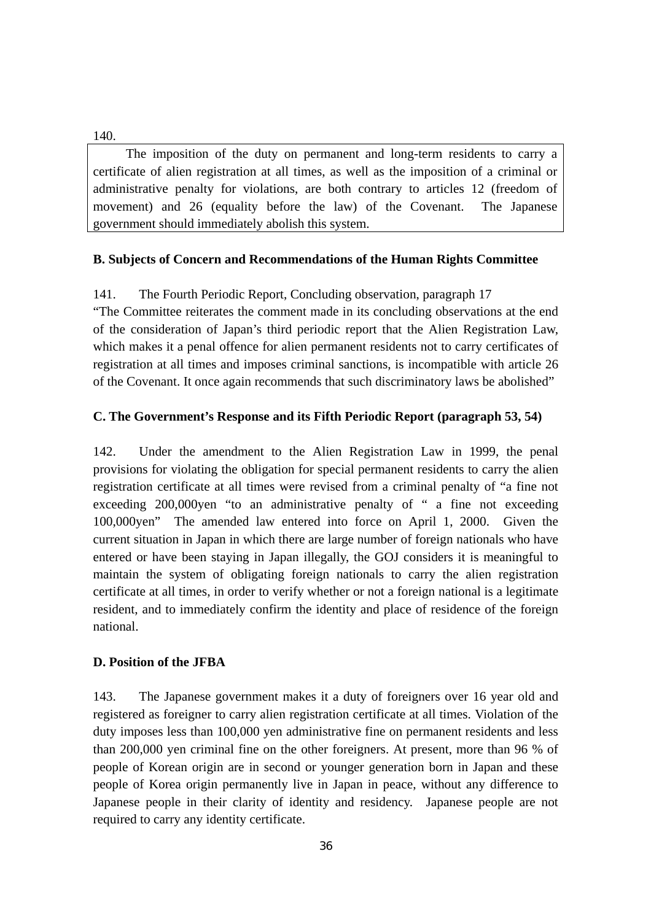140.

> The imposition of the duty on permanent and long-term residents to carry a certificate of alien registration at all times, as well as the imposition of a criminal or administrative penalty for violations, are both contrary to articles 12 (freedom of movement) and 26 (equality before the law) of the Covenant. The Japanese government should immediately abolish this system.

**B. Subjects of Concern and Recommendations of the Human Rights Committee**

141. The Fourth Periodic Report, Concluding observation, paragraph 17

"The Committee reiterates the comment made in its concluding observations at the end of the consideration of Japan's third periodic report that the Alien Registration Law, which makes it a penal offence for alien permanent residents not to carry certificates of registration at all times and imposes criminal sanctions, is incompatible with article 26 of the Covenant. It once again recommends that such discriminatory laws be abolished"

**C. The Government's Response and its Fifth Periodic Report (paragraph 53, 54)**

142. Under the amendment to the Alien Registration Law in 1999, the penal provisions for violating the obligation for special permanent residents to carry the alien registration certificate at all times were revised from a criminal penalty of "a fine not exceeding 200,000yen "to an administrative penalty of " a fine not exceeding 100,000yen" The amended law entered into force on April 1, 2000. Given the current situation in Japan in which there are large number of foreign nationals who have entered or have been staying in Japan illegally, the GOJ considers it is meaningful to maintain the system of obligating foreign nationals to carry the alien registration certificate at all times, in order to verify whether or not a foreign national is a legitimate resident, and to immediately confirm the identity and place of residence of the foreign national.

**D. Position of the JFBA**

143. The Japanese government makes it a duty of foreigners over 16 year old and registered as foreigner to carry alien registration certificate at all times. Violation of the duty imposes less than 100,000 yen administrative fine on permanent residents and less than 200,000 yen criminal fine on the other foreigners. At present, more than 96 % of people of Korean origin are in second or younger generation born in Japan and these people of Korea origin permanently live in Japan in peace, without any difference to Japanese people in their clarity of identity and residency. Japanese people are not required to carry any identity certificate.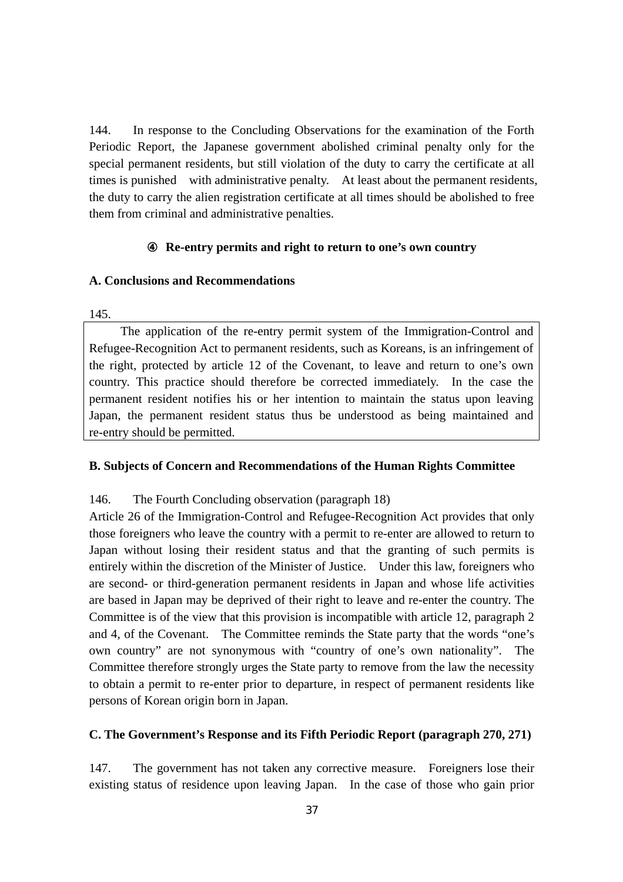144. In response to the Concluding Observations for the examination of the Forth Periodic Report, the Japanese government abolished criminal penalty only for the special permanent residents, but still violation of the duty to carry the certificate at all times is punished with administrative penalty. At least about the permanent residents, the duty to carry the alien registration certificate at all times should be abolished to free them from criminal and administrative penalties.

### ④ Re-entry permits and right to return to one's own country

**A. Conclusions and Recommendations**

145.

> The application of the re-entry permit system of the Immigration-Control and Refugee-Recognition Act to permanent residents, such as Koreans, is an infringement of the right, protected by article 12 of the Covenant, to leave and return to one's own country. This practice should therefore be corrected immediately. In the case the permanent resident notifies his or her intention to maintain the status upon leaving Japan, the permanent resident status thus be understood as being maintained and re-entry should be permitted.

**B. Subjects of Concern and Recommendations of the Human Rights Committee**

146. The Fourth Concluding observation (paragraph 18)

Article 26 of the Immigration-Control and Refugee-Recognition Act provides that only those foreigners who leave the country with a permit to re-enter are allowed to return to Japan without losing their resident status and that the granting of such permits is entirely within the discretion of the Minister of Justice. Under this law, foreigners who are second- or third-generation permanent residents in Japan and whose life activities are based in Japan may be deprived of their right to leave and re-enter the country. The Committee is of the view that this provision is incompatible with article 12, paragraph 2 and 4, of the Covenant. The Committee reminds the State party that the words "one's own country" are not synonymous with "country of one's own nationality". The Committee therefore strongly urges the State party to remove from the law the necessity to obtain a permit to re-enter prior to departure, in respect of permanent residents like persons of Korean origin born in Japan.

**C. The Government's Response and its Fifth Periodic Report (paragraph 270, 271)**

147. The government has not taken any corrective measure. Foreigners lose their existing status of residence upon leaving Japan. In the case of those who gain prior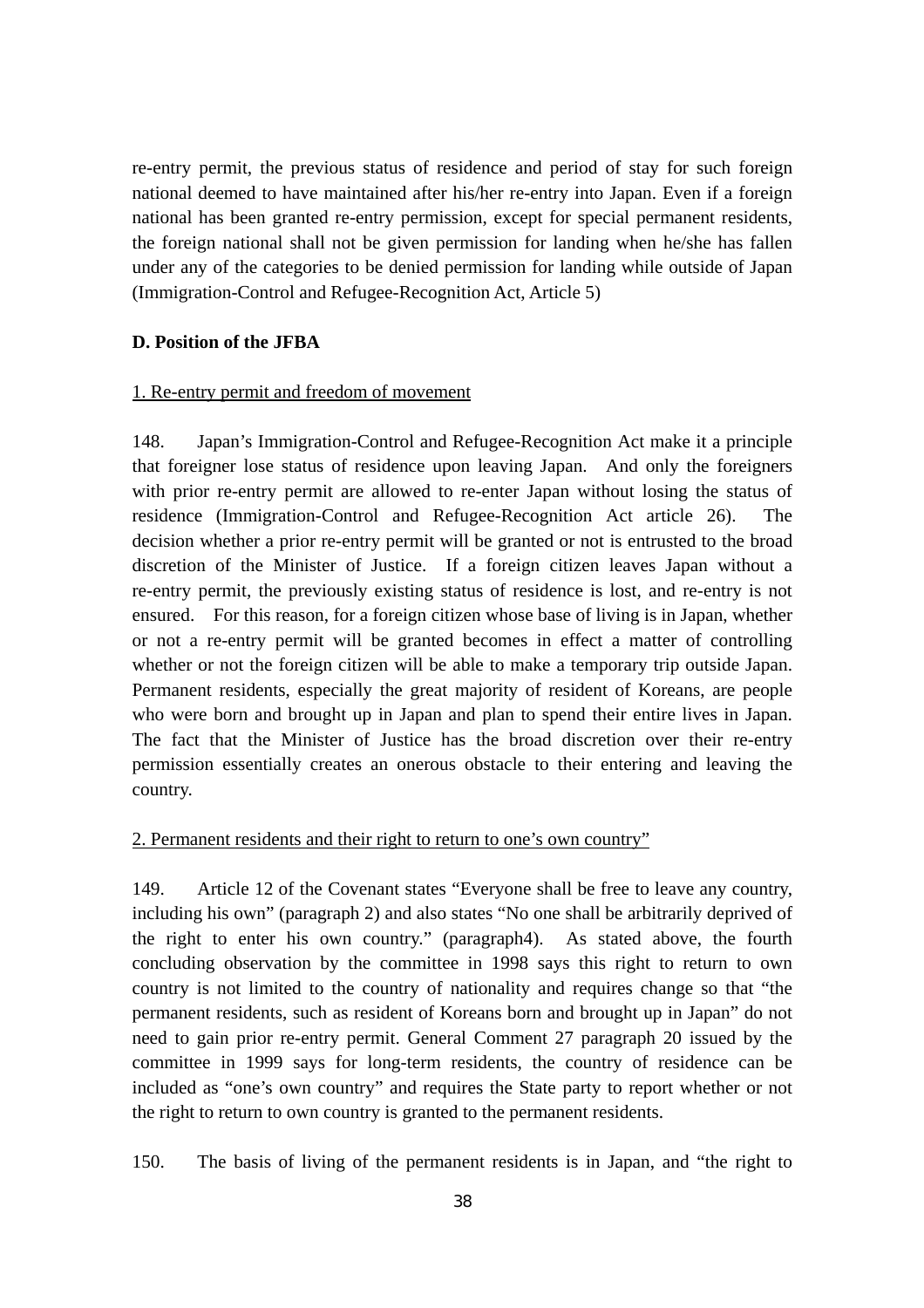re-entry permit, the previous status of residence and period of stay for such foreign national deemed to have maintained after his/her re-entry into Japan. Even if a foreign national has been granted re-entry permission, except for special permanent residents, the foreign national shall not be given permission for landing when he/she has fallen under any of the categories to be denied permission for landing while outside of Japan (Immigration-Control and Refugee-Recognition Act, Article 5)

**D. Position of the JFBA**

1. Re-entry permit and freedom of movement

148. Japan's Immigration-Control and Refugee-Recognition Act make it a principle that foreigner lose status of residence upon leaving Japan. And only the foreigners with prior re-entry permit are allowed to re-enter Japan without losing the status of residence (Immigration-Control and Refugee-Recognition Act article 26). The decision whether a prior re-entry permit will be granted or not is entrusted to the broad discretion of the Minister of Justice. If a foreign citizen leaves Japan without a re-entry permit, the previously existing status of residence is lost, and re-entry is not ensured. For this reason, for a foreign citizen whose base of living is in Japan, whether or not a re-entry permit will be granted becomes in effect a matter of controlling whether or not the foreign citizen will be able to make a temporary trip outside Japan. Permanent residents, especially the great majority of resident of Koreans, are people who were born and brought up in Japan and plan to spend their entire lives in Japan. The fact that the Minister of Justice has the broad discretion over their re-entry permission essentially creates an onerous obstacle to their entering and leaving the country.

2. Permanent residents and their right to return to one's own country"

149. Article 12 of the Covenant states "Everyone shall be free to leave any country, including his own" (paragraph 2) and also states "No one shall be arbitrarily deprived of the right to enter his own country." (paragraph4). As stated above, the fourth concluding observation by the committee in 1998 says this right to return to own country is not limited to the country of nationality and requires change so that "the permanent residents, such as resident of Koreans born and brought up in Japan" do not need to gain prior re-entry permit. General Comment 27 paragraph 20 issued by the committee in 1999 says for long-term residents, the country of residence can be included as "one's own country" and requires the State party to report whether or not the right to return to own country is granted to the permanent residents.

150. The basis of living of the permanent residents is in Japan, and "the right to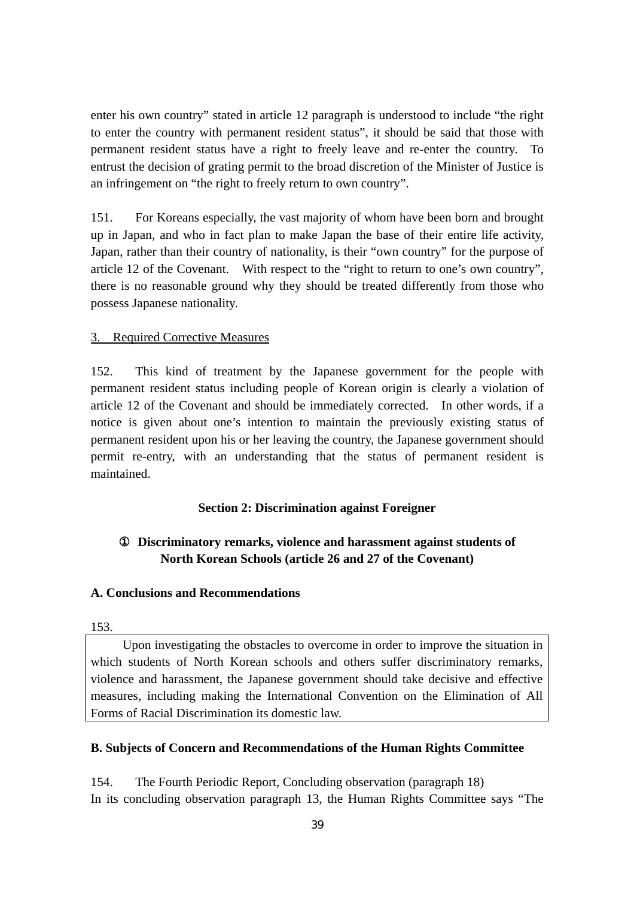enter his own country" stated in article 12 paragraph is understood to include "the right to enter the country with permanent resident status", it should be said that those with permanent resident status have a right to freely leave and re-enter the country. To entrust the decision of grating permit to the broad discretion of the Minister of Justice is an infringement on "the right to freely return to own country".

151. For Koreans especially, the vast majority of whom have been born and brought up in Japan, and who in fact plan to make Japan the base of their entire life activity, Japan, rather than their country of nationality, is their "own country" for the purpose of article 12 of the Covenant. With respect to the "right to return to one's own country", there is no reasonable ground why they should be treated differently from those who possess Japanese nationality.

<u>3. Required Corrective Measures</u>

152. This kind of treatment by the Japanese government for the people with permanent resident status including people of Korean origin is clearly a violation of article 12 of the Covenant and should be immediately corrected. In other words, if a notice is given about one's intention to maintain the previously existing status of permanent resident upon his or her leaving the country, the Japanese government should permit re-entry, with an understanding that the status of permanent resident is maintained.

## Section 2: Discrimination against Foreigner

### ① Discriminatory remarks, violence and harassment against students of North Korean Schools (article 26 and 27 of the Covenant)

**A. Conclusions and Recommendations**

153.

Upon investigating the obstacles to overcome in order to improve the situation in which students of North Korean schools and others suffer discriminatory remarks, violence and harassment, the Japanese government should take decisive and effective measures, including making the International Convention on the Elimination of All Forms of Racial Discrimination its domestic law.

**B. Subjects of Concern and Recommendations of the Human Rights Committee**

154. The Fourth Periodic Report, Concluding observation (paragraph 18)
In its concluding observation paragraph 13, the Human Rights Committee says "The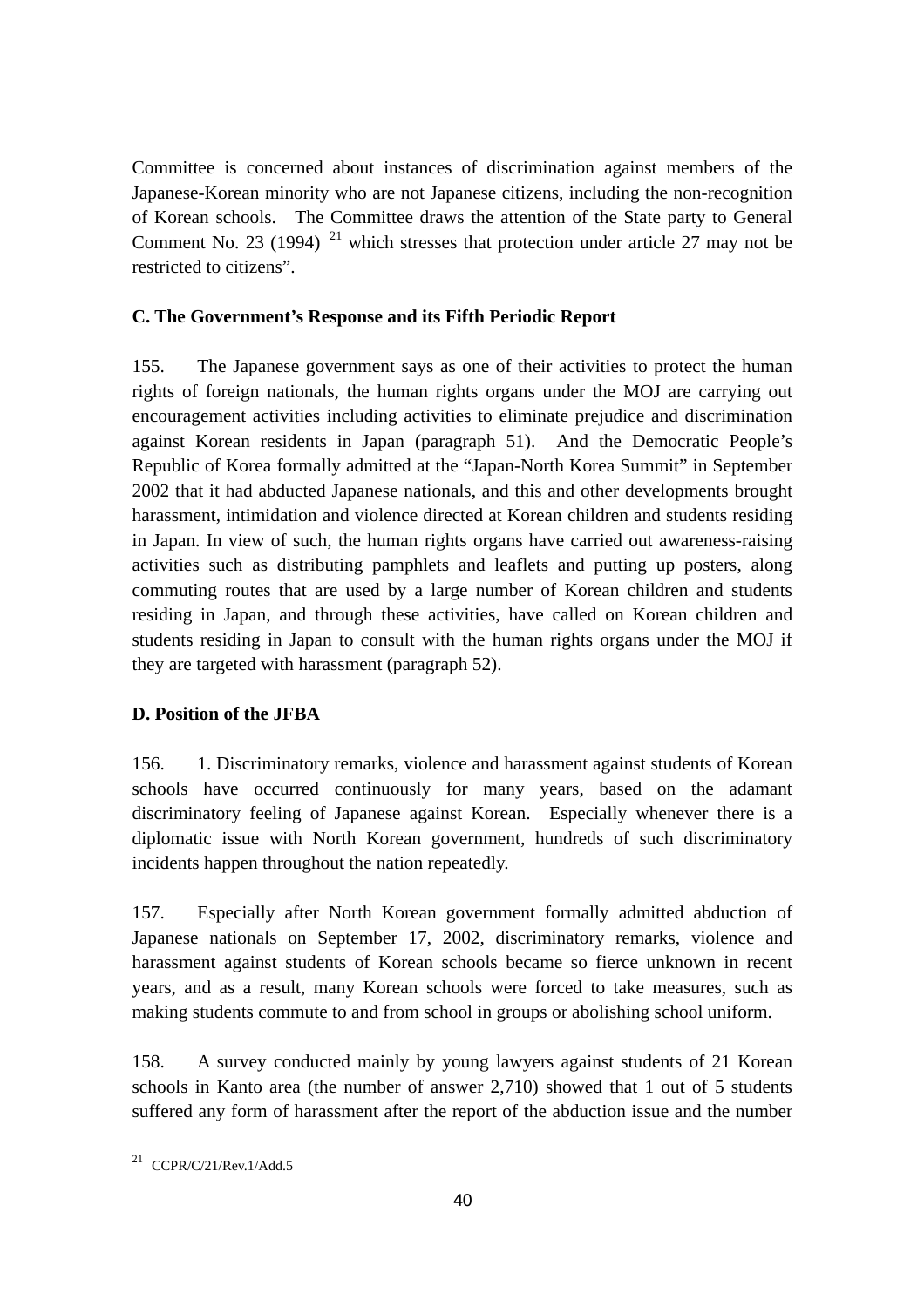Committee is concerned about instances of discrimination against members of the Japanese-Korean minority who are not Japanese citizens, including the non-recognition of Korean schools. The Committee draws the attention of the State party to General Comment No. 23 (1994) [21] which stresses that protection under article 27 may not be restricted to citizens".

### C. The Government's Response and its Fifth Periodic Report

155. The Japanese government says as one of their activities to protect the human rights of foreign nationals, the human rights organs under the MOJ are carrying out encouragement activities including activities to eliminate prejudice and discrimination against Korean residents in Japan (paragraph 51). And the Democratic People's Republic of Korea formally admitted at the "Japan-North Korea Summit" in September 2002 that it had abducted Japanese nationals, and this and other developments brought harassment, intimidation and violence directed at Korean children and students residing in Japan. In view of such, the human rights organs have carried out awareness-raising activities such as distributing pamphlets and leaflets and putting up posters, along commuting routes that are used by a large number of Korean children and students residing in Japan, and through these activities, have called on Korean children and students residing in Japan to consult with the human rights organs under the MOJ if they are targeted with harassment (paragraph 52).

### D. Position of the JFBA

156. 1. Discriminatory remarks, violence and harassment against students of Korean schools have occurred continuously for many years, based on the adamant discriminatory feeling of Japanese against Korean. Especially whenever there is a diplomatic issue with North Korean government, hundreds of such discriminatory incidents happen throughout the nation repeatedly.

157. Especially after North Korean government formally admitted abduction of Japanese nationals on September 17, 2002, discriminatory remarks, violence and harassment against students of Korean schools became so fierce unknown in recent years, and as a result, many Korean schools were forced to take measures, such as making students commute to and from school in groups or abolishing school uniform.

158. A survey conducted mainly by young lawyers against students of 21 Korean schools in Kanto area (the number of answer 2,710) showed that 1 out of 5 students suffered any form of harassment after the report of the abduction issue and the number

---

[21] CCPR/C/21/Rev.1/Add.5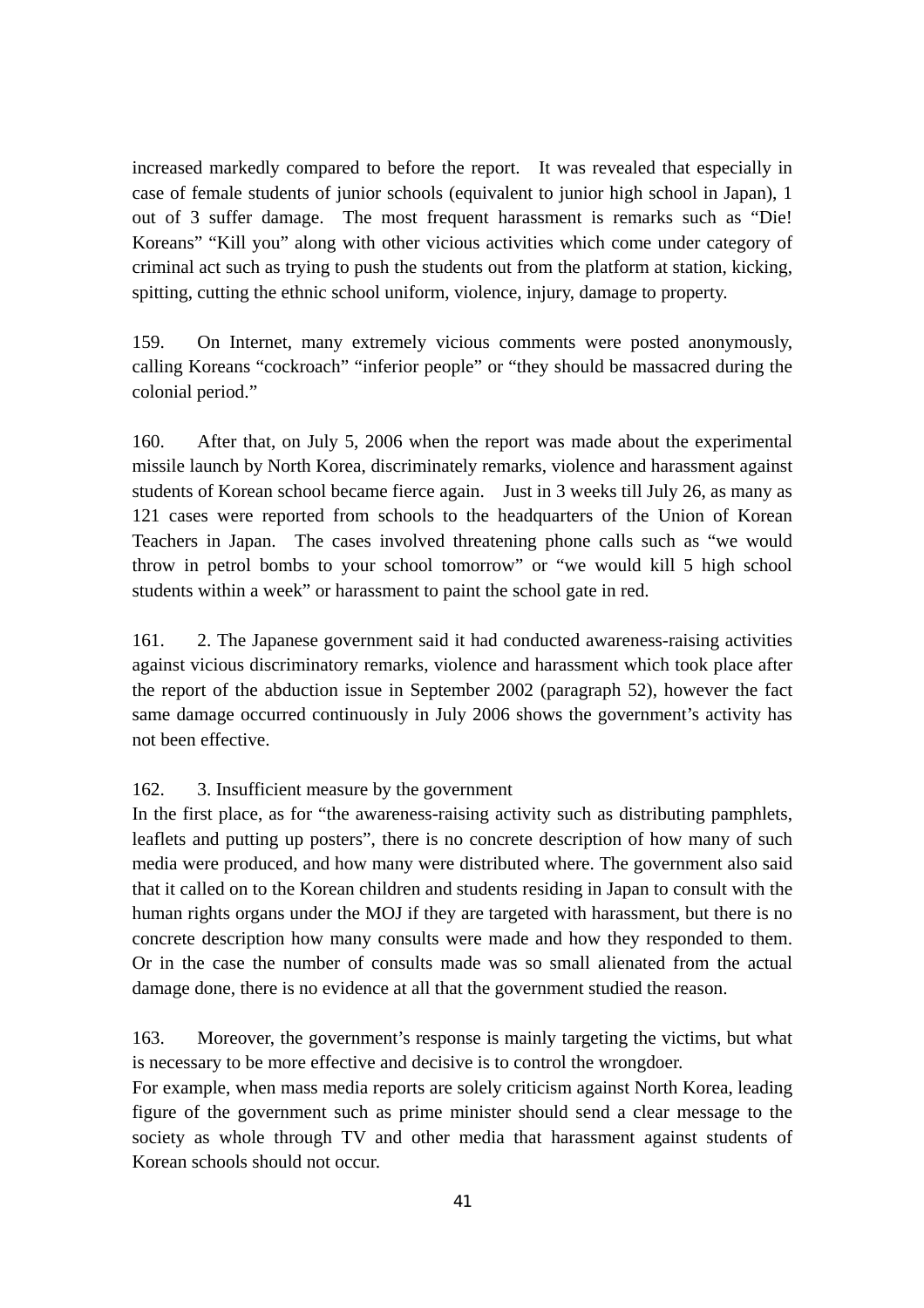increased markedly compared to before the report. It was revealed that especially in case of female students of junior schools (equivalent to junior high school in Japan), 1 out of 3 suffer damage. The most frequent harassment is remarks such as "Die! Koreans" "Kill you" along with other vicious activities which come under category of criminal act such as trying to push the students out from the platform at station, kicking, spitting, cutting the ethnic school uniform, violence, injury, damage to property.

159. On Internet, many extremely vicious comments were posted anonymously, calling Koreans "cockroach" "inferior people" or "they should be massacred during the colonial period."

160. After that, on July 5, 2006 when the report was made about the experimental missile launch by North Korea, discriminately remarks, violence and harassment against students of Korean school became fierce again. Just in 3 weeks till July 26, as many as 121 cases were reported from schools to the headquarters of the Union of Korean Teachers in Japan. The cases involved threatening phone calls such as "we would throw in petrol bombs to your school tomorrow" or "we would kill 5 high school students within a week" or harassment to paint the school gate in red.

161. 2. The Japanese government said it had conducted awareness-raising activities against vicious discriminatory remarks, violence and harassment which took place after the report of the abduction issue in September 2002 (paragraph 52), however the fact same damage occurred continuously in July 2006 shows the government's activity has not been effective.

162. 3. Insufficient measure by the government

In the first place, as for "the awareness-raising activity such as distributing pamphlets, leaflets and putting up posters", there is no concrete description of how many of such media were produced, and how many were distributed where. The government also said that it called on to the Korean children and students residing in Japan to consult with the human rights organs under the MOJ if they are targeted with harassment, but there is no concrete description how many consults were made and how they responded to them. Or in the case the number of consults made was so small alienated from the actual damage done, there is no evidence at all that the government studied the reason.

163. Moreover, the government's response is mainly targeting the victims, but what is necessary to be more effective and decisive is to control the wrongdoer.

For example, when mass media reports are solely criticism against North Korea, leading figure of the government such as prime minister should send a clear message to the society as whole through TV and other media that harassment against students of Korean schools should not occur.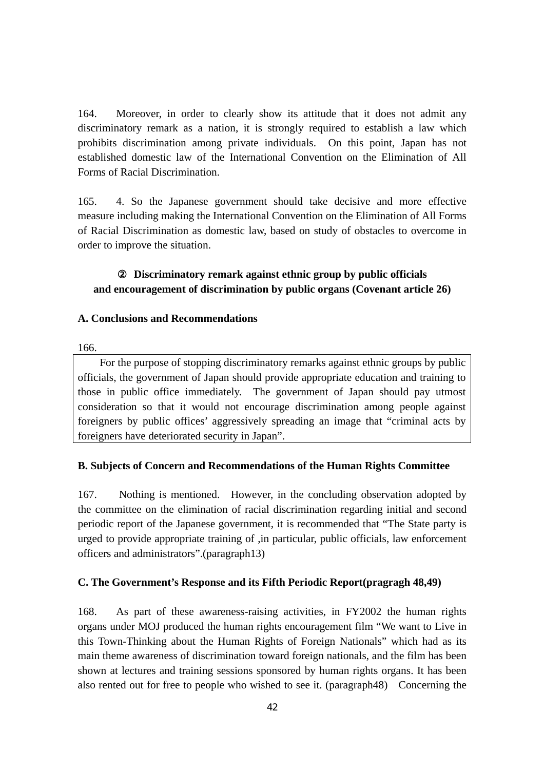164. Moreover, in order to clearly show its attitude that it does not admit any discriminatory remark as a nation, it is strongly required to establish a law which prohibits discrimination among private individuals. On this point, Japan has not established domestic law of the International Convention on the Elimination of All Forms of Racial Discrimination.

165. 4. So the Japanese government should take decisive and more effective measure including making the International Convention on the Elimination of All Forms of Racial Discrimination as domestic law, based on study of obstacles to overcome in order to improve the situation.

### ② Discriminatory remark against ethnic group by public officials and encouragement of discrimination by public organs (Covenant article 26)

**A. Conclusions and Recommendations**

166.

For the purpose of stopping discriminatory remarks against ethnic groups by public officials, the government of Japan should provide appropriate education and training to those in public office immediately. The government of Japan should pay utmost consideration so that it would not encourage discrimination among people against foreigners by public offices' aggressively spreading an image that "criminal acts by foreigners have deteriorated security in Japan".

**B. Subjects of Concern and Recommendations of the Human Rights Committee**

167. Nothing is mentioned. However, in the concluding observation adopted by the committee on the elimination of racial discrimination regarding initial and second periodic report of the Japanese government, it is recommended that "The State party is urged to provide appropriate training of ,in particular, public officials, law enforcement officers and administrators".(paragraph13)

**C. The Government's Response and its Fifth Periodic Report(pragragh 48,49)**

168. As part of these awareness-raising activities, in FY2002 the human rights organs under MOJ produced the human rights encouragement film "We want to Live in this Town-Thinking about the Human Rights of Foreign Nationals" which had as its main theme awareness of discrimination toward foreign nationals, and the film has been shown at lectures and training sessions sponsored by human rights organs. It has been also rented out for free to people who wished to see it. (paragraph48) Concerning the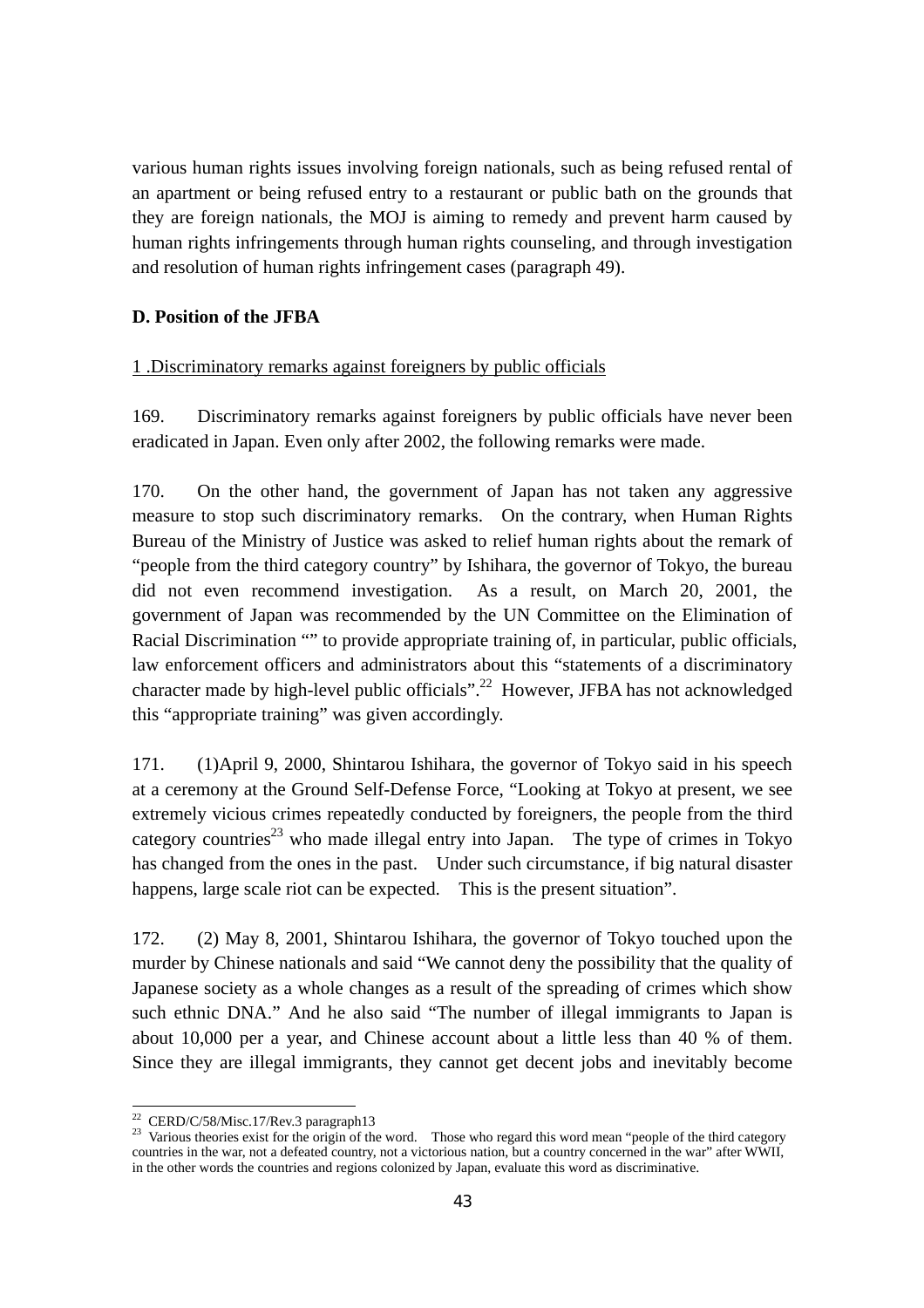various human rights issues involving foreign nationals, such as being refused rental of an apartment or being refused entry to a restaurant or public bath on the grounds that they are foreign nationals, the MOJ is aiming to remedy and prevent harm caused by human rights infringements through human rights counseling, and through investigation and resolution of human rights infringement cases (paragraph 49).

**D. Position of the JFBA**

1 .Discriminatory remarks against foreigners by public officials

169. Discriminatory remarks against foreigners by public officials have never been eradicated in Japan. Even only after 2002, the following remarks were made.

170. On the other hand, the government of Japan has not taken any aggressive measure to stop such discriminatory remarks. On the contrary, when Human Rights Bureau of the Ministry of Justice was asked to relief human rights about the remark of "people from the third category country" by Ishihara, the governor of Tokyo, the bureau did not even recommend investigation. As a result, on March 20, 2001, the government of Japan was recommended by the UN Committee on the Elimination of Racial Discrimination "" to provide appropriate training of, in particular, public officials, law enforcement officers and administrators about this "statements of a discriminatory character made by high-level public officials".[22] However, JFBA has not acknowledged this "appropriate training" was given accordingly.

171. (1)April 9, 2000, Shintarou Ishihara, the governor of Tokyo said in his speech at a ceremony at the Ground Self-Defense Force, "Looking at Tokyo at present, we see extremely vicious crimes repeatedly conducted by foreigners, the people from the third category countries[23] who made illegal entry into Japan. The type of crimes in Tokyo has changed from the ones in the past. Under such circumstance, if big natural disaster happens, large scale riot can be expected. This is the present situation".

172. (2) May 8, 2001, Shintarou Ishihara, the governor of Tokyo touched upon the murder by Chinese nationals and said "We cannot deny the possibility that the quality of Japanese society as a whole changes as a result of the spreading of crimes which show such ethnic DNA." And he also said "The number of illegal immigrants to Japan is about 10,000 per a year, and Chinese account about a little less than 40 % of them. Since they are illegal immigrants, they cannot get decent jobs and inevitably become

---

[22] CERD/C/58/Misc.17/Rev.3 paragraph13

[23] Various theories exist for the origin of the word. Those who regard this word mean "people of the third category countries in the war, not a defeated country, not a victorious nation, but a country concerned in the war" after WWII, in the other words the countries and regions colonized by Japan, evaluate this word as discriminative.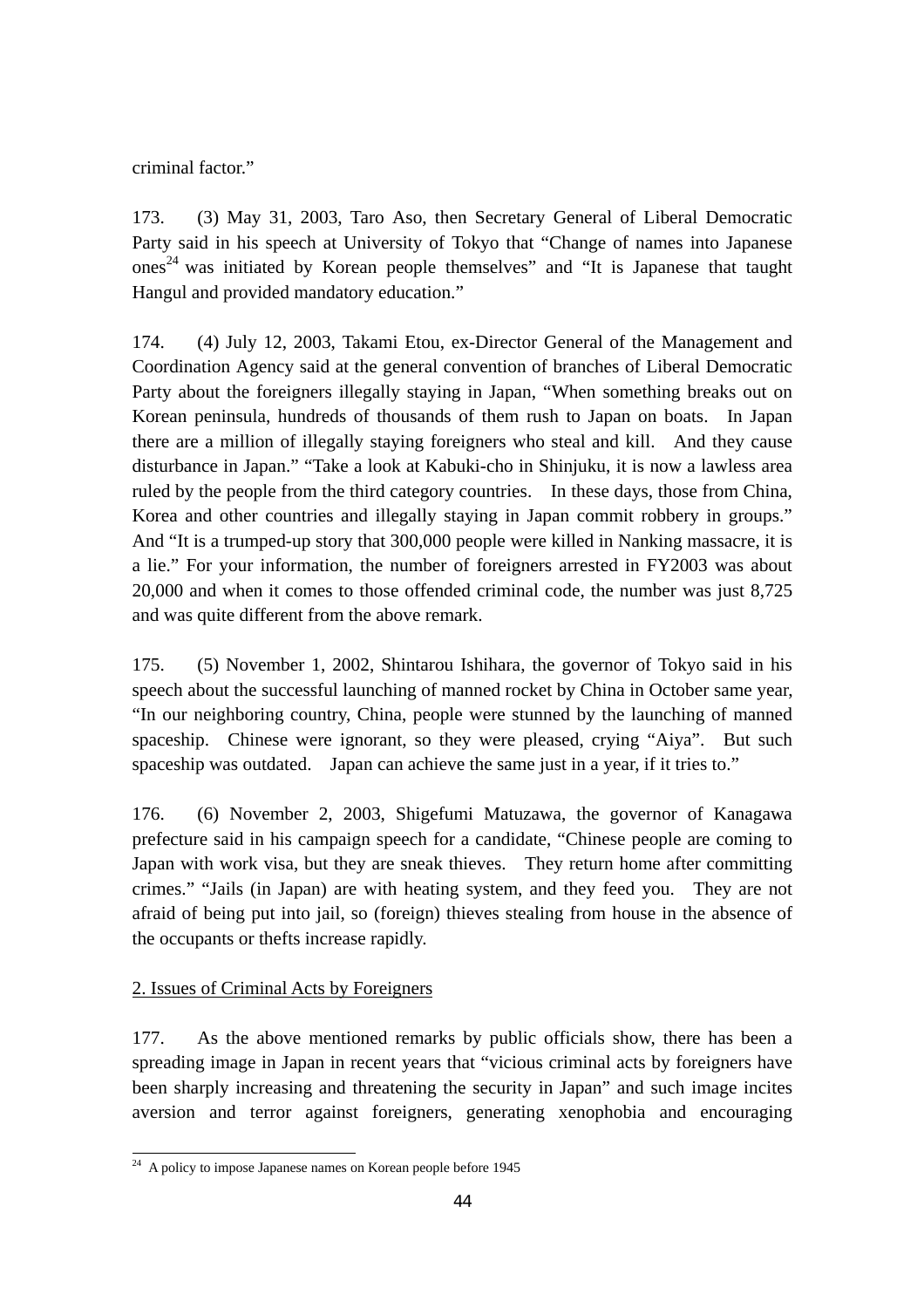criminal factor."

173. (3) May 31, 2003, Taro Aso, then Secretary General of Liberal Democratic Party said in his speech at University of Tokyo that "Change of names into Japanese ones[24] was initiated by Korean people themselves" and "It is Japanese that taught Hangul and provided mandatory education."

174. (4) July 12, 2003, Takami Etou, ex-Director General of the Management and Coordination Agency said at the general convention of branches of Liberal Democratic Party about the foreigners illegally staying in Japan, "When something breaks out on Korean peninsula, hundreds of thousands of them rush to Japan on boats. In Japan there are a million of illegally staying foreigners who steal and kill. And they cause disturbance in Japan." "Take a look at Kabuki-cho in Shinjuku, it is now a lawless area ruled by the people from the third category countries. In these days, those from China, Korea and other countries and illegally staying in Japan commit robbery in groups." And "It is a trumped-up story that 300,000 people were killed in Nanking massacre, it is a lie." For your information, the number of foreigners arrested in FY2003 was about 20,000 and when it comes to those offended criminal code, the number was just 8,725 and was quite different from the above remark.

175. (5) November 1, 2002, Shintarou Ishihara, the governor of Tokyo said in his speech about the successful launching of manned rocket by China in October same year, "In our neighboring country, China, people were stunned by the launching of manned spaceship. Chinese were ignorant, so they were pleased, crying "Aiya". But such spaceship was outdated. Japan can achieve the same just in a year, if it tries to."

176. (6) November 2, 2003, Shigefumi Matuzawa, the governor of Kanagawa prefecture said in his campaign speech for a candidate, "Chinese people are coming to Japan with work visa, but they are sneak thieves. They return home after committing crimes." "Jails (in Japan) are with heating system, and they feed you. They are not afraid of being put into jail, so (foreign) thieves stealing from house in the absence of the occupants or thefts increase rapidly.

## 2. Issues of Criminal Acts by Foreigners

177. As the above mentioned remarks by public officials show, there has been a spreading image in Japan in recent years that "vicious criminal acts by foreigners have been sharply increasing and threatening the security in Japan" and such image incites aversion and terror against foreigners, generating xenophobia and encouraging

[24] A policy to impose Japanese names on Korean people before 1945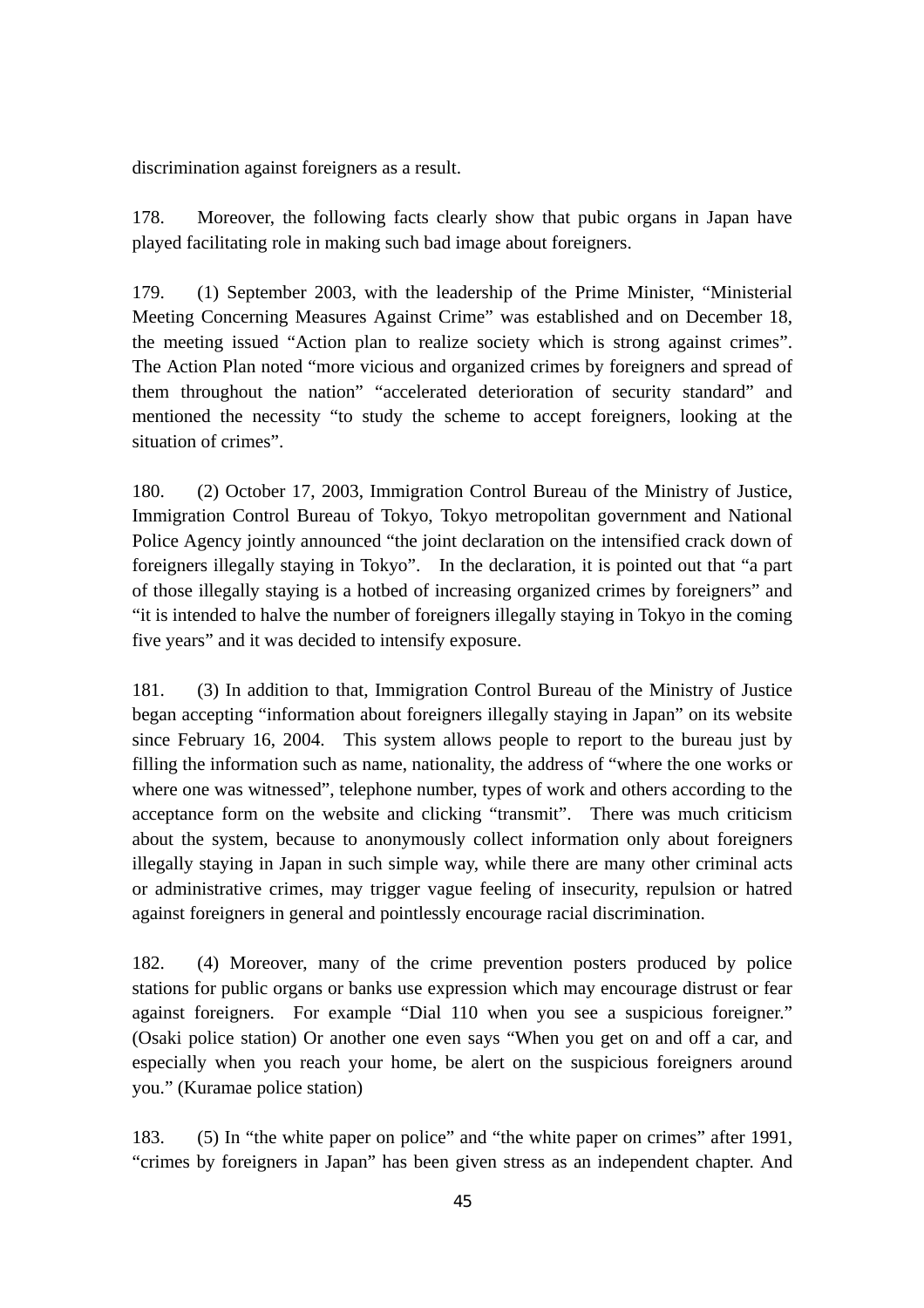discrimination against foreigners as a result.

178. Moreover, the following facts clearly show that pubic organs in Japan have played facilitating role in making such bad image about foreigners.

179. (1) September 2003, with the leadership of the Prime Minister, "Ministerial Meeting Concerning Measures Against Crime" was established and on December 18, the meeting issued "Action plan to realize society which is strong against crimes". The Action Plan noted "more vicious and organized crimes by foreigners and spread of them throughout the nation" "accelerated deterioration of security standard" and mentioned the necessity "to study the scheme to accept foreigners, looking at the situation of crimes".

180. (2) October 17, 2003, Immigration Control Bureau of the Ministry of Justice, Immigration Control Bureau of Tokyo, Tokyo metropolitan government and National Police Agency jointly announced "the joint declaration on the intensified crack down of foreigners illegally staying in Tokyo". In the declaration, it is pointed out that "a part of those illegally staying is a hotbed of increasing organized crimes by foreigners" and "it is intended to halve the number of foreigners illegally staying in Tokyo in the coming five years" and it was decided to intensify exposure.

181. (3) In addition to that, Immigration Control Bureau of the Ministry of Justice began accepting "information about foreigners illegally staying in Japan" on its website since February 16, 2004. This system allows people to report to the bureau just by filling the information such as name, nationality, the address of "where the one works or where one was witnessed", telephone number, types of work and others according to the acceptance form on the website and clicking "transmit". There was much criticism about the system, because to anonymously collect information only about foreigners illegally staying in Japan in such simple way, while there are many other criminal acts or administrative crimes, may trigger vague feeling of insecurity, repulsion or hatred against foreigners in general and pointlessly encourage racial discrimination.

182. (4) Moreover, many of the crime prevention posters produced by police stations for public organs or banks use expression which may encourage distrust or fear against foreigners. For example "Dial 110 when you see a suspicious foreigner." (Osaki police station) Or another one even says "When you get on and off a car, and especially when you reach your home, be alert on the suspicious foreigners around you." (Kuramae police station)

183. (5) In "the white paper on police" and "the white paper on crimes" after 1991, "crimes by foreigners in Japan" has been given stress as an independent chapter. And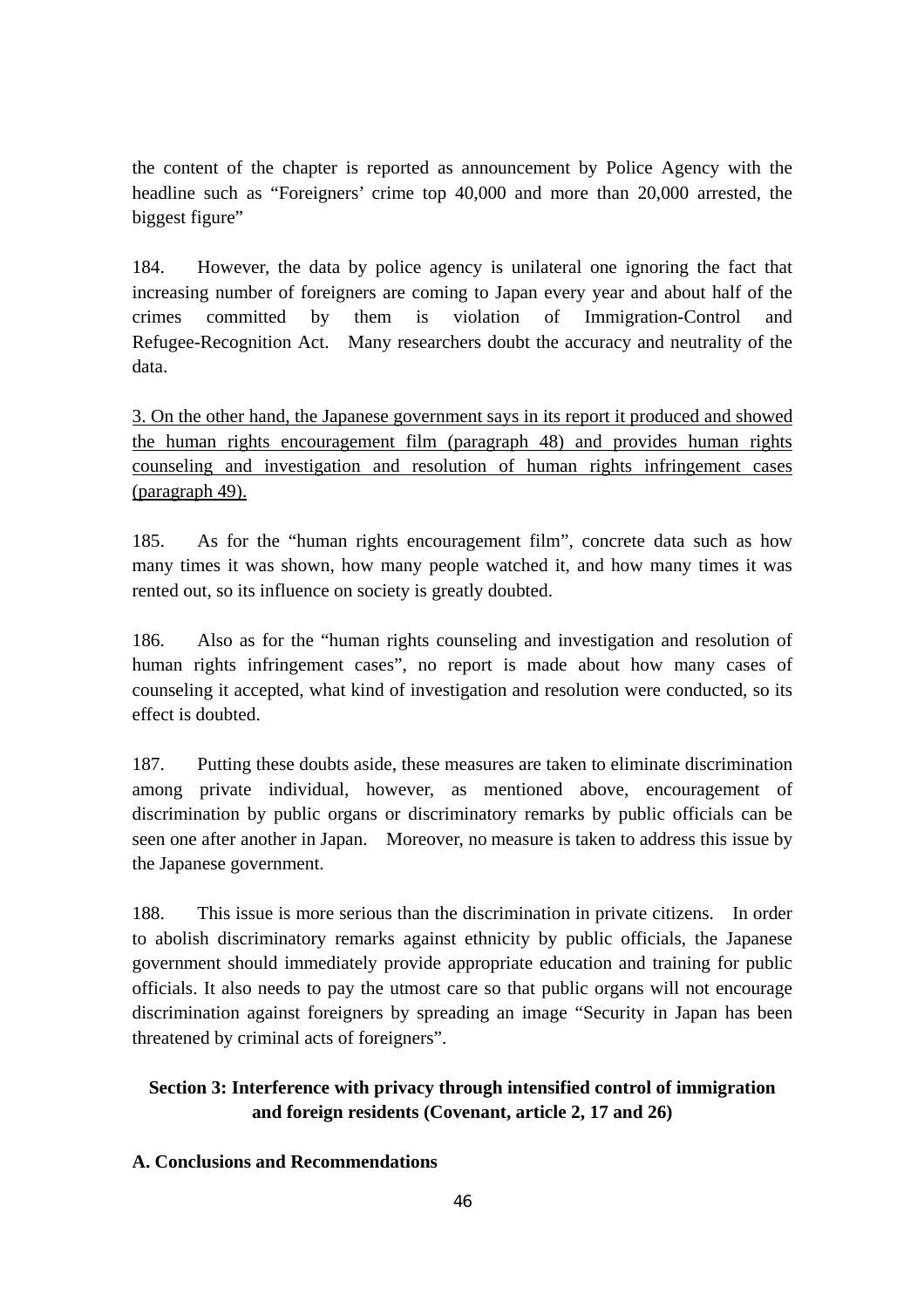the content of the chapter is reported as announcement by Police Agency with the headline such as "Foreigners' crime top 40,000 and more than 20,000 arrested, the biggest figure"

184. However, the data by police agency is unilateral one ignoring the fact that increasing number of foreigners are coming to Japan every year and about half of the crimes committed by them is violation of Immigration-Control and Refugee-Recognition Act. Many researchers doubt the accuracy and neutrality of the data.

<u>3. On the other hand, the Japanese government says in its report it produced and showed the human rights encouragement film (paragraph 48) and provides human rights counseling and investigation and resolution of human rights infringement cases (paragraph 49).</u>

185. As for the "human rights encouragement film", concrete data such as how many times it was shown, how many people watched it, and how many times it was rented out, so its influence on society is greatly doubted.

186. Also as for the "human rights counseling and investigation and resolution of human rights infringement cases", no report is made about how many cases of counseling it accepted, what kind of investigation and resolution were conducted, so its effect is doubted.

187. Putting these doubts aside, these measures are taken to eliminate discrimination among private individual, however, as mentioned above, encouragement of discrimination by public organs or discriminatory remarks by public officials can be seen one after another in Japan. Moreover, no measure is taken to address this issue by the Japanese government.

188. This issue is more serious than the discrimination in private citizens. In order to abolish discriminatory remarks against ethnicity by public officials, the Japanese government should immediately provide appropriate education and training for public officials. It also needs to pay the utmost care so that public organs will not encourage discrimination against foreigners by spreading an image "Security in Japan has been threatened by criminal acts of foreigners".

## Section 3: Interference with privacy through intensified control of immigration and foreign residents (Covenant, article 2, 17 and 26)

### A. Conclusions and Recommendations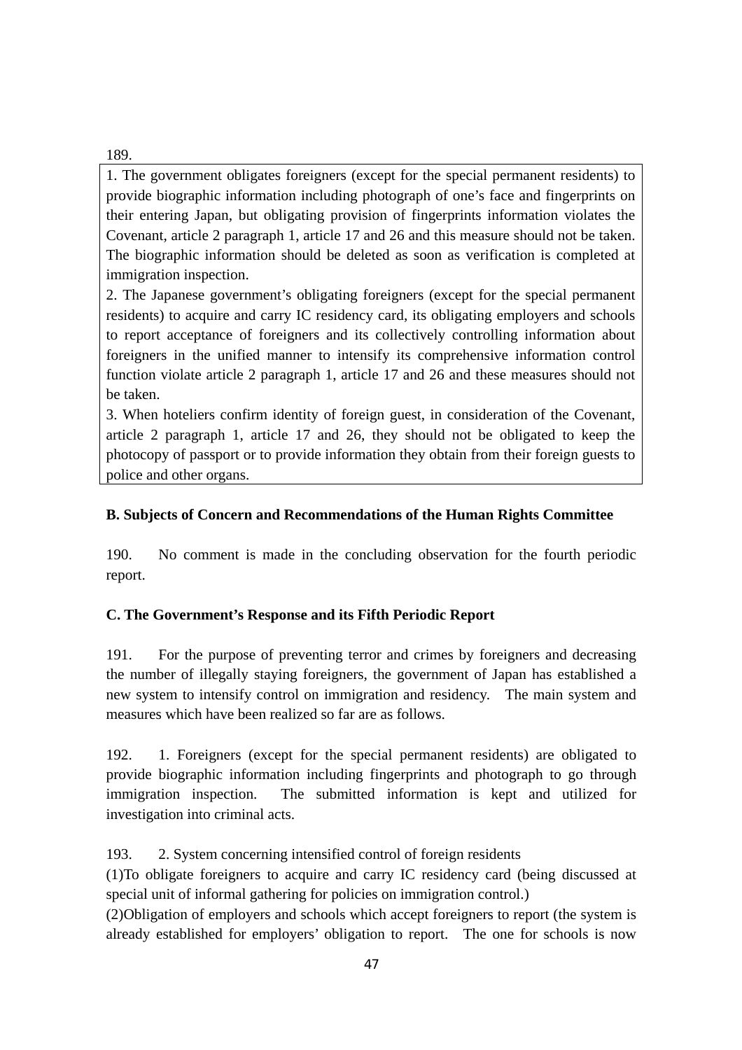189.

> 1. The government obligates foreigners (except for the special permanent residents) to provide biographic information including photograph of one's face and fingerprints on their entering Japan, but obligating provision of fingerprints information violates the Covenant, article 2 paragraph 1, article 17 and 26 and this measure should not be taken. The biographic information should be deleted as soon as verification is completed at immigration inspection.
> 2. The Japanese government's obligating foreigners (except for the special permanent residents) to acquire and carry IC residency card, its obligating employers and schools to report acceptance of foreigners and its collectively controlling information about foreigners in the unified manner to intensify its comprehensive information control function violate article 2 paragraph 1, article 17 and 26 and these measures should not be taken.
> 3. When hoteliers confirm identity of foreign guest, in consideration of the Covenant, article 2 paragraph 1, article 17 and 26, they should not be obligated to keep the photocopy of passport or to provide information they obtain from their foreign guests to police and other organs.

**B. Subjects of Concern and Recommendations of the Human Rights Committee**

190. No comment is made in the concluding observation for the fourth periodic report.

**C. The Government's Response and its Fifth Periodic Report**

191. For the purpose of preventing terror and crimes by foreigners and decreasing the number of illegally staying foreigners, the government of Japan has established a new system to intensify control on immigration and residency. The main system and measures which have been realized so far are as follows.

192. 1. Foreigners (except for the special permanent residents) are obligated to provide biographic information including fingerprints and photograph to go through immigration inspection. The submitted information is kept and utilized for investigation into criminal acts.

193. 2. System concerning intensified control of foreign residents

(1)To obligate foreigners to acquire and carry IC residency card (being discussed at special unit of informal gathering for policies on immigration control.)

(2)Obligation of employers and schools which accept foreigners to report (the system is already established for employers' obligation to report. The one for schools is now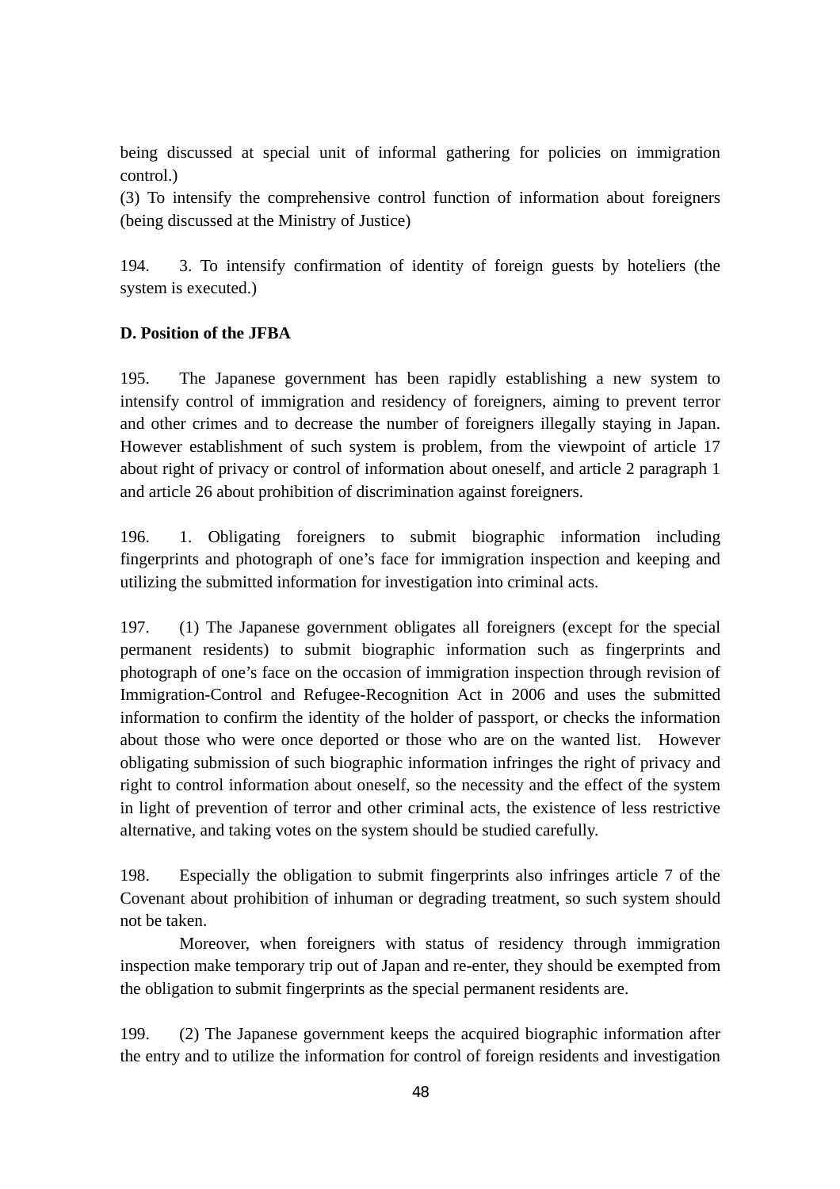being discussed at special unit of informal gathering for policies on immigration control.)

(3) To intensify the comprehensive control function of information about foreigners (being discussed at the Ministry of Justice)

194. 3. To intensify confirmation of identity of foreign guests by hoteliers (the system is executed.)

**D. Position of the JFBA**

195. The Japanese government has been rapidly establishing a new system to intensify control of immigration and residency of foreigners, aiming to prevent terror and other crimes and to decrease the number of foreigners illegally staying in Japan. However establishment of such system is problem, from the viewpoint of article 17 about right of privacy or control of information about oneself, and article 2 paragraph 1 and article 26 about prohibition of discrimination against foreigners.

196. 1. Obligating foreigners to submit biographic information including fingerprints and photograph of one's face for immigration inspection and keeping and utilizing the submitted information for investigation into criminal acts.

197. (1) The Japanese government obligates all foreigners (except for the special permanent residents) to submit biographic information such as fingerprints and photograph of one's face on the occasion of immigration inspection through revision of Immigration-Control and Refugee-Recognition Act in 2006 and uses the submitted information to confirm the identity of the holder of passport, or checks the information about those who were once deported or those who are on the wanted list. However obligating submission of such biographic information infringes the right of privacy and right to control information about oneself, so the necessity and the effect of the system in light of prevention of terror and other criminal acts, the existence of less restrictive alternative, and taking votes on the system should be studied carefully.

198. Especially the obligation to submit fingerprints also infringes article 7 of the Covenant about prohibition of inhuman or degrading treatment, so such system should not be taken.

Moreover, when foreigners with status of residency through immigration inspection make temporary trip out of Japan and re-enter, they should be exempted from the obligation to submit fingerprints as the special permanent residents are.

199. (2) The Japanese government keeps the acquired biographic information after the entry and to utilize the information for control of foreign residents and investigation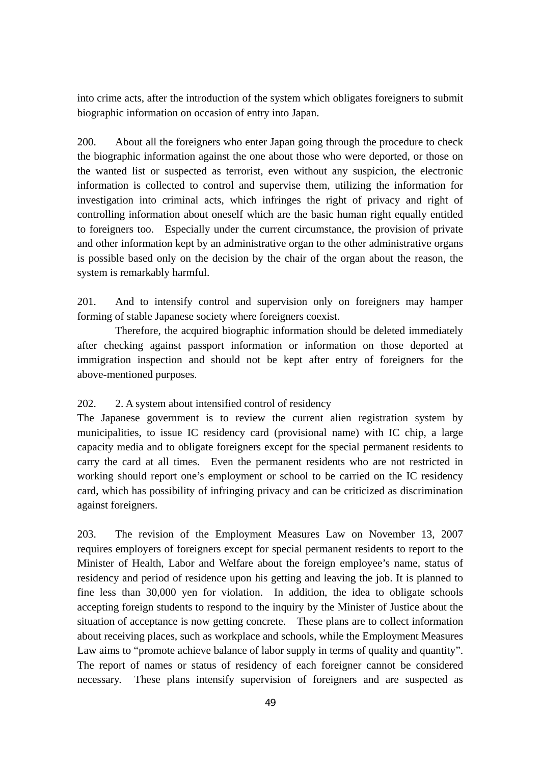into crime acts, after the introduction of the system which obligates foreigners to submit biographic information on occasion of entry into Japan.

200. About all the foreigners who enter Japan going through the procedure to check the biographic information against the one about those who were deported, or those on the wanted list or suspected as terrorist, even without any suspicion, the electronic information is collected to control and supervise them, utilizing the information for investigation into criminal acts, which infringes the right of privacy and right of controlling information about oneself which are the basic human right equally entitled to foreigners too. Especially under the current circumstance, the provision of private and other information kept by an administrative organ to the other administrative organs is possible based only on the decision by the chair of the organ about the reason, the system is remarkably harmful.

201. And to intensify control and supervision only on foreigners may hamper forming of stable Japanese society where foreigners coexist.

Therefore, the acquired biographic information should be deleted immediately after checking against passport information or information on those deported at immigration inspection and should not be kept after entry of foreigners for the above-mentioned purposes.

202. 2. A system about intensified control of residency

The Japanese government is to review the current alien registration system by municipalities, to issue IC residency card (provisional name) with IC chip, a large capacity media and to obligate foreigners except for the special permanent residents to carry the card at all times. Even the permanent residents who are not restricted in working should report one's employment or school to be carried on the IC residency card, which has possibility of infringing privacy and can be criticized as discrimination against foreigners.

203. The revision of the Employment Measures Law on November 13, 2007 requires employers of foreigners except for special permanent residents to report to the Minister of Health, Labor and Welfare about the foreign employee's name, status of residency and period of residence upon his getting and leaving the job. It is planned to fine less than 30,000 yen for violation. In addition, the idea to obligate schools accepting foreign students to respond to the inquiry by the Minister of Justice about the situation of acceptance is now getting concrete. These plans are to collect information about receiving places, such as workplace and schools, while the Employment Measures Law aims to "promote achieve balance of labor supply in terms of quality and quantity". The report of names or status of residency of each foreigner cannot be considered necessary. These plans intensify supervision of foreigners and are suspected as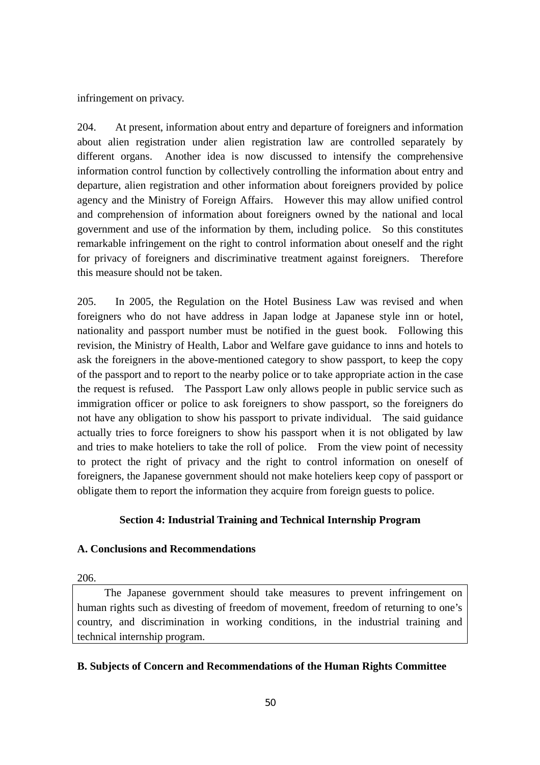infringement on privacy.

204. At present, information about entry and departure of foreigners and information about alien registration under alien registration law are controlled separately by different organs. Another idea is now discussed to intensify the comprehensive information control function by collectively controlling the information about entry and departure, alien registration and other information about foreigners provided by police agency and the Ministry of Foreign Affairs. However this may allow unified control and comprehension of information about foreigners owned by the national and local government and use of the information by them, including police. So this constitutes remarkable infringement on the right to control information about oneself and the right for privacy of foreigners and discriminative treatment against foreigners. Therefore this measure should not be taken.

205. In 2005, the Regulation on the Hotel Business Law was revised and when foreigners who do not have address in Japan lodge at Japanese style inn or hotel, nationality and passport number must be notified in the guest book. Following this revision, the Ministry of Health, Labor and Welfare gave guidance to inns and hotels to ask the foreigners in the above-mentioned category to show passport, to keep the copy of the passport and to report to the nearby police or to take appropriate action in the case the request is refused. The Passport Law only allows people in public service such as immigration officer or police to ask foreigners to show passport, so the foreigners do not have any obligation to show his passport to private individual. The said guidance actually tries to force foreigners to show his passport when it is not obligated by law and tries to make hoteliers to take the roll of police. From the view point of necessity to protect the right of privacy and the right to control information on oneself of foreigners, the Japanese government should not make hoteliers keep copy of passport or obligate them to report the information they acquire from foreign guests to police.

## Section 4: Industrial Training and Technical Internship Program

### A. Conclusions and Recommendations

206.

> The Japanese government should take measures to prevent infringement on human rights such as divesting of freedom of movement, freedom of returning to one's country, and discrimination in working conditions, in the industrial training and technical internship program.

### B. Subjects of Concern and Recommendations of the Human Rights Committee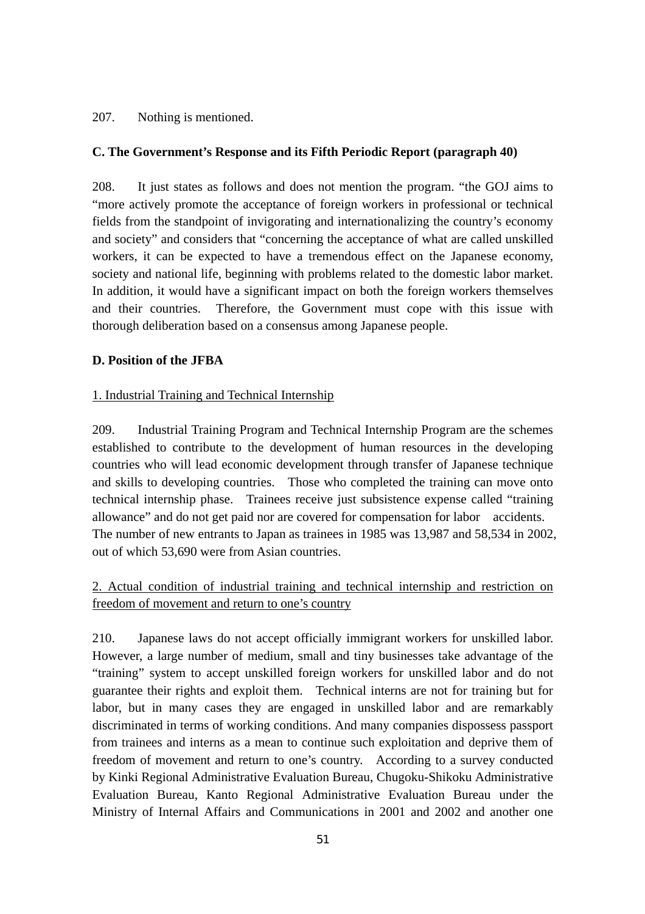207. Nothing is mentioned.

**C. The Government's Response and its Fifth Periodic Report (paragraph 40)**

208. It just states as follows and does not mention the program. "the GOJ aims to "more actively promote the acceptance of foreign workers in professional or technical fields from the standpoint of invigorating and internationalizing the country's economy and society" and considers that "concerning the acceptance of what are called unskilled workers, it can be expected to have a tremendous effect on the Japanese economy, society and national life, beginning with problems related to the domestic labor market. In addition, it would have a significant impact on both the foreign workers themselves and their countries. Therefore, the Government must cope with this issue with thorough deliberation based on a consensus among Japanese people.

**D. Position of the JFBA**

1. Industrial Training and Technical Internship

209. Industrial Training Program and Technical Internship Program are the schemes established to contribute to the development of human resources in the developing countries who will lead economic development through transfer of Japanese technique and skills to developing countries. Those who completed the training can move onto technical internship phase. Trainees receive just subsistence expense called "training allowance" and do not get paid nor are covered for compensation for labor accidents. The number of new entrants to Japan as trainees in 1985 was 13,987 and 58,534 in 2002, out of which 53,690 were from Asian countries.

2. Actual condition of industrial training and technical internship and restriction on freedom of movement and return to one's country

210. Japanese laws do not accept officially immigrant workers for unskilled labor. However, a large number of medium, small and tiny businesses take advantage of the "training" system to accept unskilled foreign workers for unskilled labor and do not guarantee their rights and exploit them. Technical interns are not for training but for labor, but in many cases they are engaged in unskilled labor and are remarkably discriminated in terms of working conditions. And many companies dispossess passport from trainees and interns as a mean to continue such exploitation and deprive them of freedom of movement and return to one's country. According to a survey conducted by Kinki Regional Administrative Evaluation Bureau, Chugoku-Shikoku Administrative Evaluation Bureau, Kanto Regional Administrative Evaluation Bureau under the Ministry of Internal Affairs and Communications in 2001 and 2002 and another one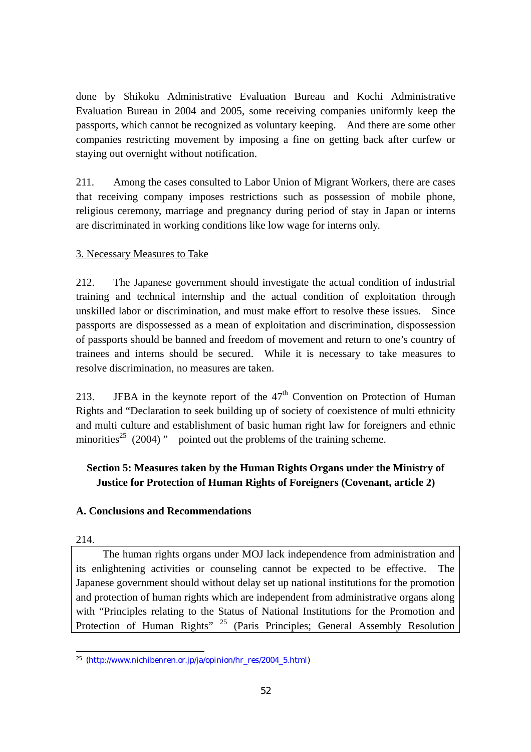done by Shikoku Administrative Evaluation Bureau and Kochi Administrative Evaluation Bureau in 2004 and 2005, some receiving companies uniformly keep the passports, which cannot be recognized as voluntary keeping. And there are some other companies restricting movement by imposing a fine on getting back after curfew or staying out overnight without notification.

211. Among the cases consulted to Labor Union of Migrant Workers, there are cases that receiving company imposes restrictions such as possession of mobile phone, religious ceremony, marriage and pregnancy during period of stay in Japan or interns are discriminated in working conditions like low wage for interns only.

3. Necessary Measures to Take

212. The Japanese government should investigate the actual condition of industrial training and technical internship and the actual condition of exploitation through unskilled labor or discrimination, and must make effort to resolve these issues. Since passports are dispossessed as a mean of exploitation and discrimination, dispossession of passports should be banned and freedom of movement and return to one's country of trainees and interns should be secured. While it is necessary to take measures to resolve discrimination, no measures are taken.

213. JFBA in the keynote report of the 47th Convention on Protection of Human Rights and "Declaration to seek building up of society of coexistence of multi ethnicity and multi culture and establishment of basic human right law for foreigners and ethnic minorities[25] (2004) " pointed out the problems of the training scheme.

## Section 5: Measures taken by the Human Rights Organs under the Ministry of Justice for Protection of Human Rights of Foreigners (Covenant, article 2)

### A. Conclusions and Recommendations

214.

The human rights organs under MOJ lack independence from administration and its enlightening activities or counseling cannot be expected to be effective. The Japanese government should without delay set up national institutions for the promotion and protection of human rights which are independent from administrative organs along with "Principles relating to the Status of National Institutions for the Promotion and Protection of Human Rights" [25] (Paris Principles; General Assembly Resolution

---

[25] (http://www.nichibenren.or.jp/ja/opinion/hr_res/2004_5.html)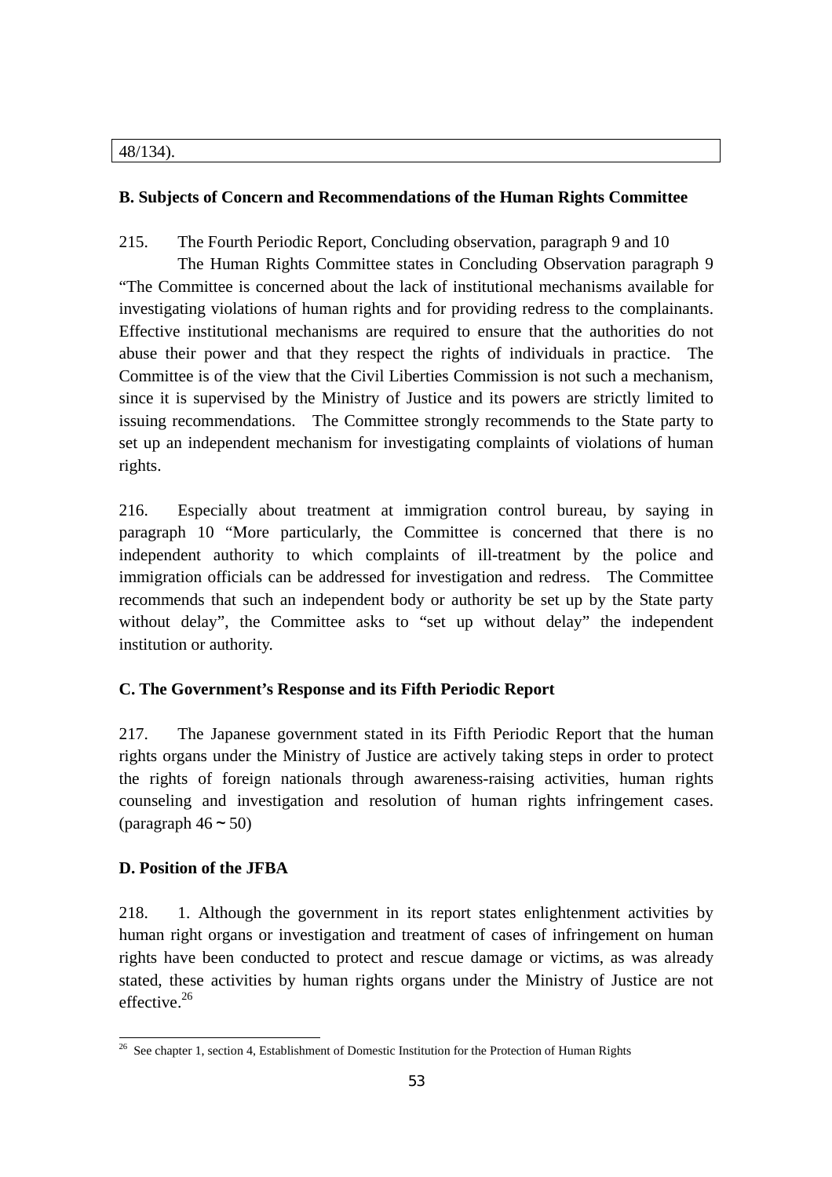48/134).

**B. Subjects of Concern and Recommendations of the Human Rights Committee**

215. The Fourth Periodic Report, Concluding observation, paragraph 9 and 10

The Human Rights Committee states in Concluding Observation paragraph 9 "The Committee is concerned about the lack of institutional mechanisms available for investigating violations of human rights and for providing redress to the complainants. Effective institutional mechanisms are required to ensure that the authorities do not abuse their power and that they respect the rights of individuals in practice. The Committee is of the view that the Civil Liberties Commission is not such a mechanism, since it is supervised by the Ministry of Justice and its powers are strictly limited to issuing recommendations. The Committee strongly recommends to the State party to set up an independent mechanism for investigating complaints of violations of human rights.

216. Especially about treatment at immigration control bureau, by saying in paragraph 10 "More particularly, the Committee is concerned that there is no independent authority to which complaints of ill-treatment by the police and immigration officials can be addressed for investigation and redress. The Committee recommends that such an independent body or authority be set up by the State party without delay", the Committee asks to "set up without delay" the independent institution or authority.

**C. The Government's Response and its Fifth Periodic Report**

217. The Japanese government stated in its Fifth Periodic Report that the human rights organs under the Ministry of Justice are actively taking steps in order to protect the rights of foreign nationals through awareness-raising activities, human rights counseling and investigation and resolution of human rights infringement cases. (paragraph 46～50)

**D. Position of the JFBA**

218. 1. Although the government in its report states enlightenment activities by human right organs or investigation and treatment of cases of infringement on human rights have been conducted to protect and rescue damage or victims, as was already stated, these activities by human rights organs under the Ministry of Justice are not effective.[26]

[26] See chapter 1, section 4, Establishment of Domestic Institution for the Protection of Human Rights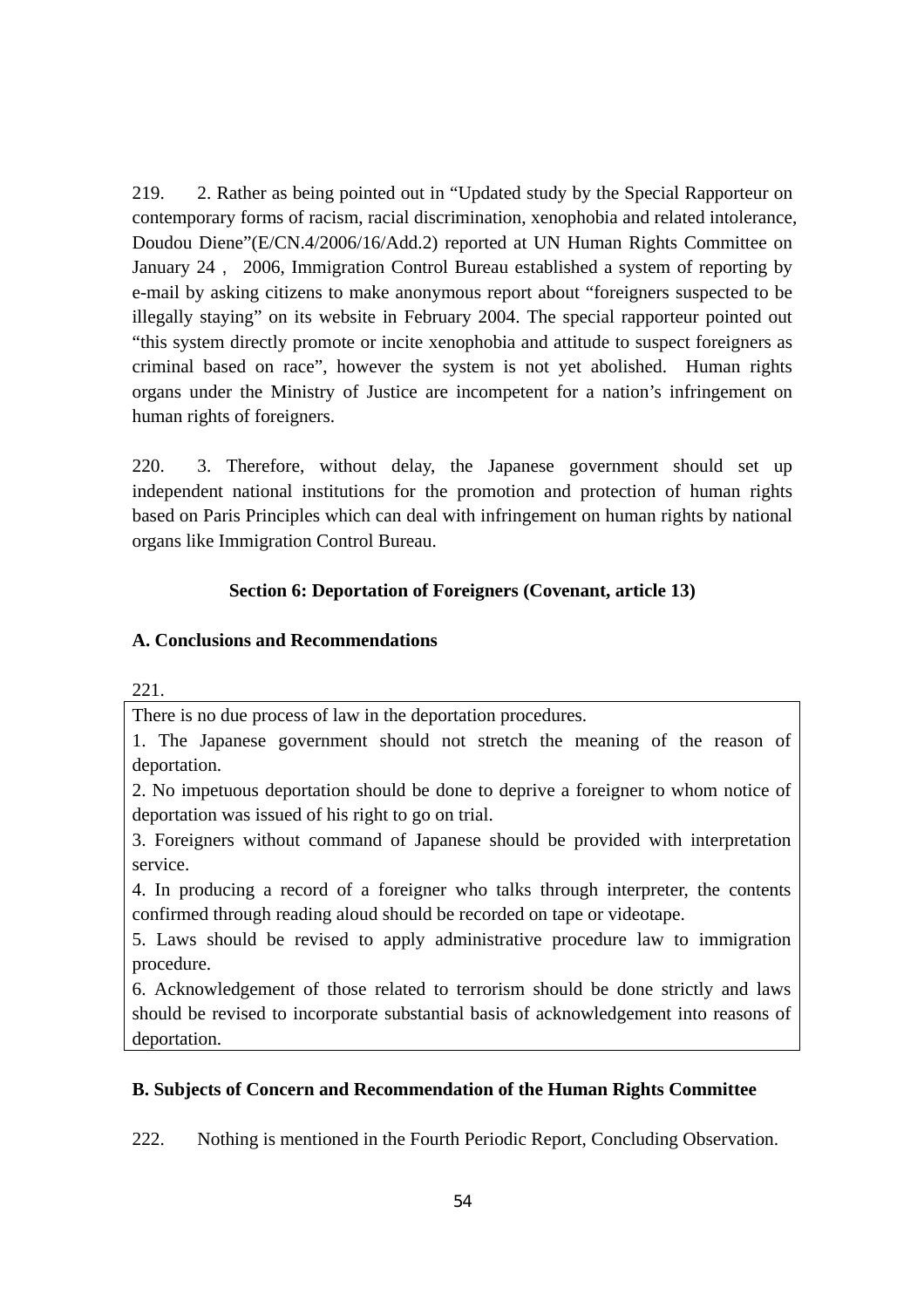219. 2. Rather as being pointed out in "Updated study by the Special Rapporteur on contemporary forms of racism, racial discrimination, xenophobia and related intolerance, Doudou Diene"(E/CN.4/2006/16/Add.2) reported at UN Human Rights Committee on January 24 , 2006, Immigration Control Bureau established a system of reporting by e-mail by asking citizens to make anonymous report about "foreigners suspected to be illegally staying" on its website in February 2004. The special rapporteur pointed out "this system directly promote or incite xenophobia and attitude to suspect foreigners as criminal based on race", however the system is not yet abolished. Human rights organs under the Ministry of Justice are incompetent for a nation's infringement on human rights of foreigners.

220. 3. Therefore, without delay, the Japanese government should set up independent national institutions for the promotion and protection of human rights based on Paris Principles which can deal with infringement on human rights by national organs like Immigration Control Bureau.

### Section 6: Deportation of Foreigners (Covenant, article 13)

#### A. Conclusions and Recommendations

221.

There is no due process of law in the deportation procedures.

1. The Japanese government should not stretch the meaning of the reason of deportation.
2. No impetuous deportation should be done to deprive a foreigner to whom notice of deportation was issued of his right to go on trial.
3. Foreigners without command of Japanese should be provided with interpretation service.
4. In producing a record of a foreigner who talks through interpreter, the contents confirmed through reading aloud should be recorded on tape or videotape.
5. Laws should be revised to apply administrative procedure law to immigration procedure.
6. Acknowledgement of those related to terrorism should be done strictly and laws should be revised to incorporate substantial basis of acknowledgement into reasons of deportation.

#### B. Subjects of Concern and Recommendation of the Human Rights Committee

222. Nothing is mentioned in the Fourth Periodic Report, Concluding Observation.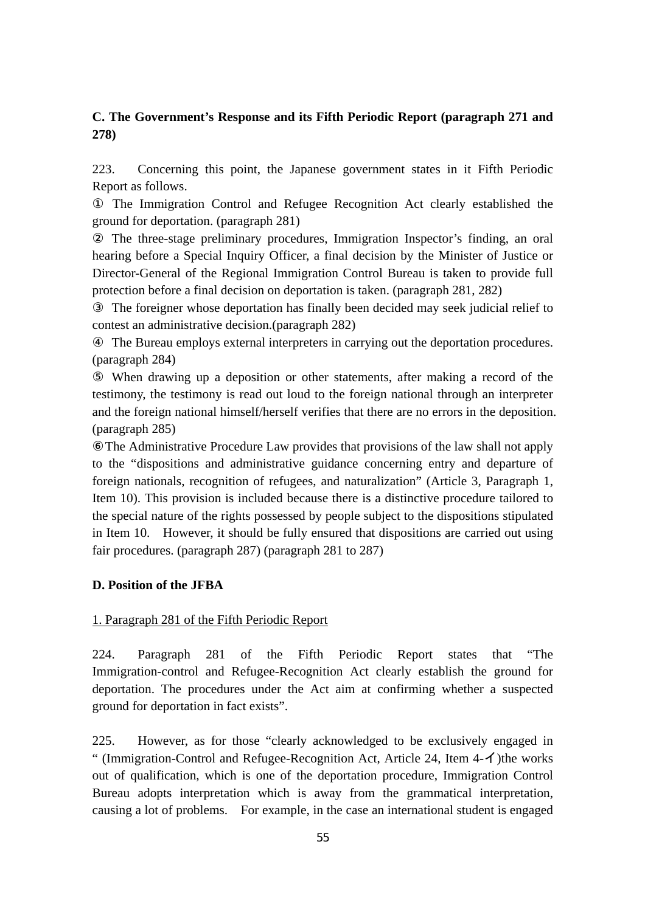### C. The Government's Response and its Fifth Periodic Report (paragraph 271 and 278)

223. Concerning this point, the Japanese government states in it Fifth Periodic Report as follows.

① The Immigration Control and Refugee Recognition Act clearly established the ground for deportation. (paragraph 281)

② The three-stage preliminary procedures, Immigration Inspector's finding, an oral hearing before a Special Inquiry Officer, a final decision by the Minister of Justice or Director-General of the Regional Immigration Control Bureau is taken to provide full protection before a final decision on deportation is taken. (paragraph 281, 282)

③ The foreigner whose deportation has finally been decided may seek judicial relief to contest an administrative decision.(paragraph 282)

④ The Bureau employs external interpreters in carrying out the deportation procedures. (paragraph 284)

⑤ When drawing up a deposition or other statements, after making a record of the testimony, the testimony is read out loud to the foreign national through an interpreter and the foreign national himself/herself verifies that there are no errors in the deposition. (paragraph 285)

⑥ The Administrative Procedure Law provides that provisions of the law shall not apply to the "dispositions and administrative guidance concerning entry and departure of foreign nationals, recognition of refugees, and naturalization" (Article 3, Paragraph 1, Item 10). This provision is included because there is a distinctive procedure tailored to the special nature of the rights possessed by people subject to the dispositions stipulated in Item 10. However, it should be fully ensured that dispositions are carried out using fair procedures. (paragraph 287) (paragraph 281 to 287)

### D. Position of the JFBA

1. Paragraph 281 of the Fifth Periodic Report

224. Paragraph 281 of the Fifth Periodic Report states that "The Immigration-control and Refugee-Recognition Act clearly establish the ground for deportation. The procedures under the Act aim at confirming whether a suspected ground for deportation in fact exists".

225. However, as for those "clearly acknowledged to be exclusively engaged in " (Immigration-Control and Refugee-Recognition Act, Article 24, Item 4-イ)the works out of qualification, which is one of the deportation procedure, Immigration Control Bureau adopts interpretation which is away from the grammatical interpretation, causing a lot of problems. For example, in the case an international student is engaged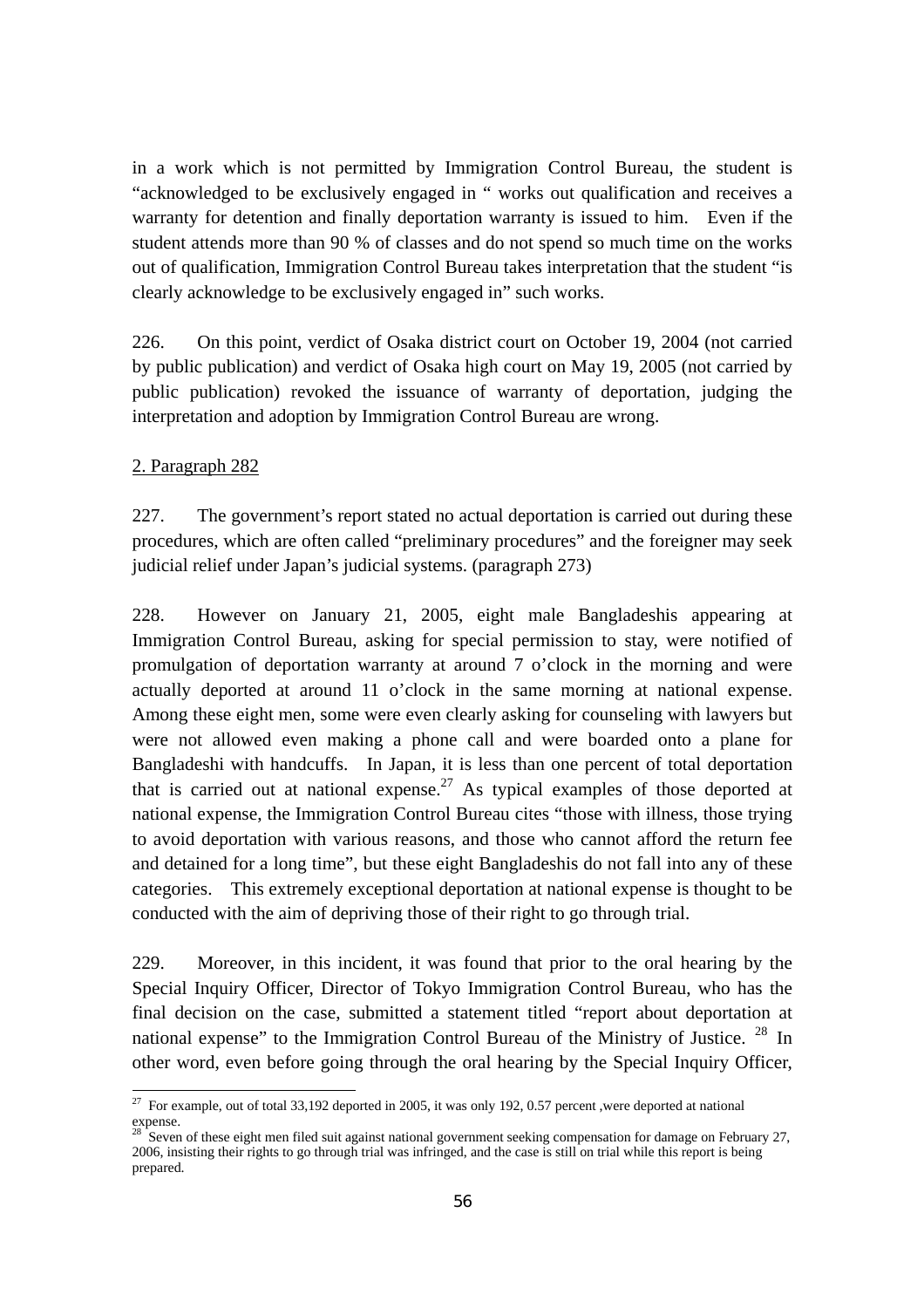in a work which is not permitted by Immigration Control Bureau, the student is "acknowledged to be exclusively engaged in " works out qualification and receives a warranty for detention and finally deportation warranty is issued to him. Even if the student attends more than 90 % of classes and do not spend so much time on the works out of qualification, Immigration Control Bureau takes interpretation that the student "is clearly acknowledge to be exclusively engaged in" such works.

226. On this point, verdict of Osaka district court on October 19, 2004 (not carried by public publication) and verdict of Osaka high court on May 19, 2005 (not carried by public publication) revoked the issuance of warranty of deportation, judging the interpretation and adoption by Immigration Control Bureau are wrong.

2. Paragraph 282

227. The government's report stated no actual deportation is carried out during these procedures, which are often called "preliminary procedures" and the foreigner may seek judicial relief under Japan's judicial systems. (paragraph 273)

228. However on January 21, 2005, eight male Bangladeshis appearing at Immigration Control Bureau, asking for special permission to stay, were notified of promulgation of deportation warranty at around 7 o'clock in the morning and were actually deported at around 11 o'clock in the same morning at national expense. Among these eight men, some were even clearly asking for counseling with lawyers but were not allowed even making a phone call and were boarded onto a plane for Bangladeshi with handcuffs. In Japan, it is less than one percent of total deportation that is carried out at national expense.[27] As typical examples of those deported at national expense, the Immigration Control Bureau cites "those with illness, those trying to avoid deportation with various reasons, and those who cannot afford the return fee and detained for a long time", but these eight Bangladeshis do not fall into any of these categories. This extremely exceptional deportation at national expense is thought to be conducted with the aim of depriving those of their right to go through trial.

229. Moreover, in this incident, it was found that prior to the oral hearing by the Special Inquiry Officer, Director of Tokyo Immigration Control Bureau, who has the final decision on the case, submitted a statement titled "report about deportation at national expense" to the Immigration Control Bureau of the Ministry of Justice. [28] In other word, even before going through the oral hearing by the Special Inquiry Officer,

---

[27] For example, out of total 33,192 deported in 2005, it was only 192, 0.57 percent ,were deported at national expense.

[28] Seven of these eight men filed suit against national government seeking compensation for damage on February 27, 2006, insisting their rights to go through trial was infringed, and the case is still on trial while this report is being prepared.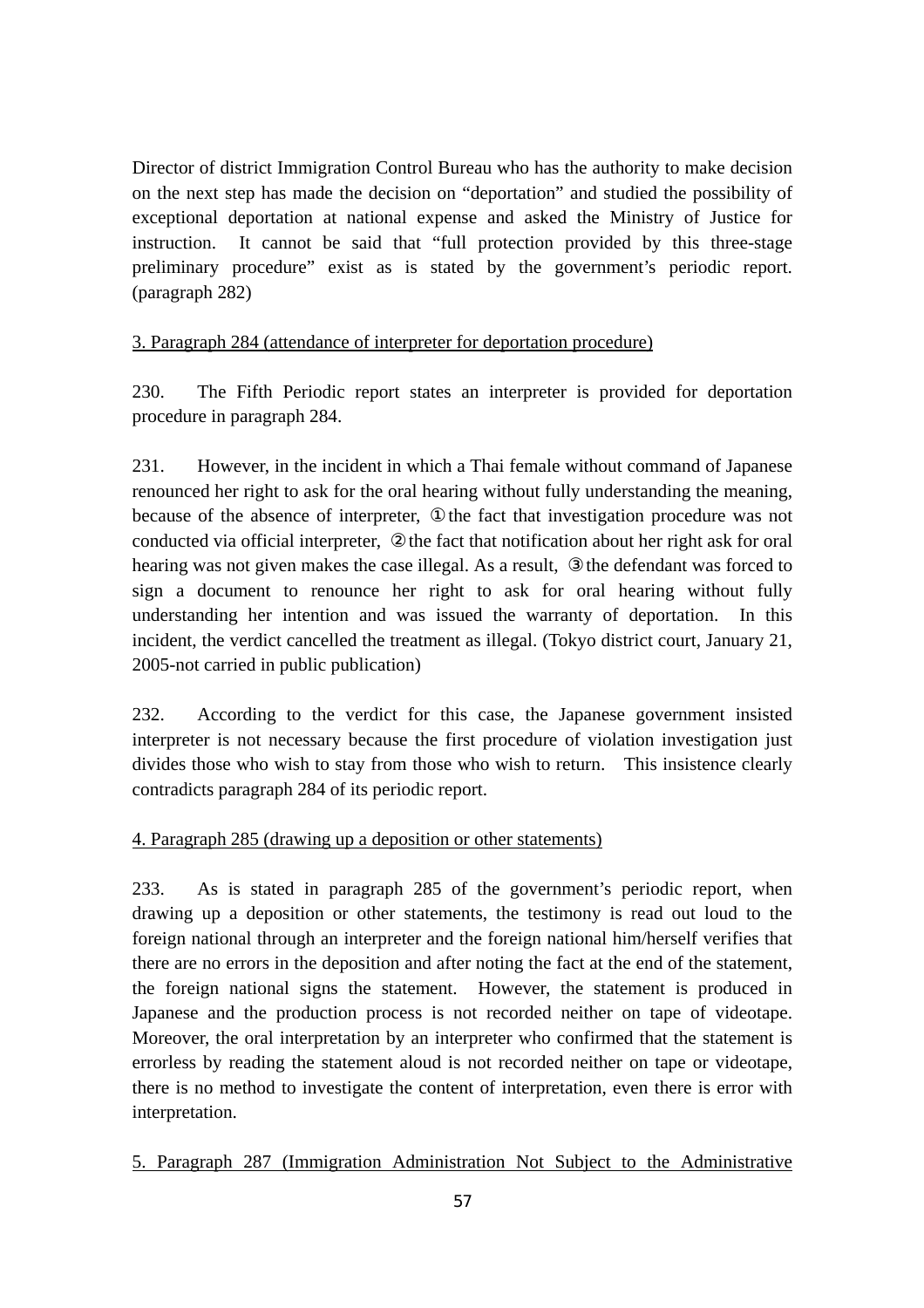Director of district Immigration Control Bureau who has the authority to make decision on the next step has made the decision on "deportation" and studied the possibility of exceptional deportation at national expense and asked the Ministry of Justice for instruction. It cannot be said that "full protection provided by this three-stage preliminary procedure" exist as is stated by the government's periodic report. (paragraph 282)

<u>3. Paragraph 284 (attendance of interpreter for deportation procedure)</u>

230. The Fifth Periodic report states an interpreter is provided for deportation procedure in paragraph 284.

231. However, in the incident in which a Thai female without command of Japanese renounced her right to ask for the oral hearing without fully understanding the meaning, because of the absence of interpreter, ①the fact that investigation procedure was not conducted via official interpreter, ②the fact that notification about her right ask for oral hearing was not given makes the case illegal. As a result, ③the defendant was forced to sign a document to renounce her right to ask for oral hearing without fully understanding her intention and was issued the warranty of deportation. In this incident, the verdict cancelled the treatment as illegal. (Tokyo district court, January 21, 2005-not carried in public publication)

232. According to the verdict for this case, the Japanese government insisted interpreter is not necessary because the first procedure of violation investigation just divides those who wish to stay from those who wish to return. This insistence clearly contradicts paragraph 284 of its periodic report.

<u>4. Paragraph 285 (drawing up a deposition or other statements)</u>

233. As is stated in paragraph 285 of the government's periodic report, when drawing up a deposition or other statements, the testimony is read out loud to the foreign national through an interpreter and the foreign national him/herself verifies that there are no errors in the deposition and after noting the fact at the end of the statement, the foreign national signs the statement. However, the statement is produced in Japanese and the production process is not recorded neither on tape of videotape. Moreover, the oral interpretation by an interpreter who confirmed that the statement is errorless by reading the statement aloud is not recorded neither on tape or videotape, there is no method to investigate the content of interpretation, even there is error with interpretation.

<u>5. Paragraph 287 (Immigration Administration Not Subject to the Administrative</u>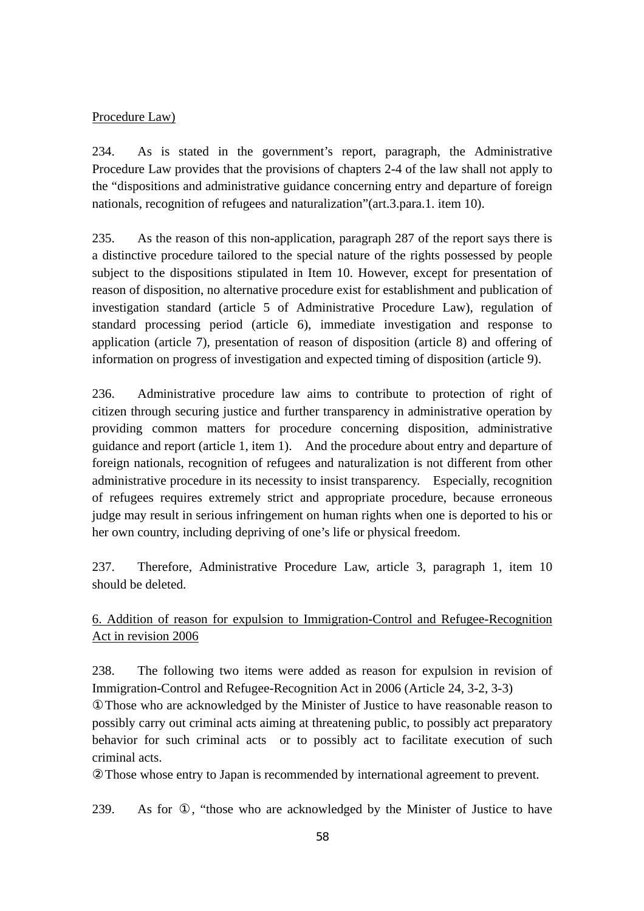Procedure Law)

234. As is stated in the government's report, paragraph, the Administrative Procedure Law provides that the provisions of chapters 2-4 of the law shall not apply to the "dispositions and administrative guidance concerning entry and departure of foreign nationals, recognition of refugees and naturalization"(art.3.para.1. item 10).

235. As the reason of this non-application, paragraph 287 of the report says there is a distinctive procedure tailored to the special nature of the rights possessed by people subject to the dispositions stipulated in Item 10. However, except for presentation of reason of disposition, no alternative procedure exist for establishment and publication of investigation standard (article 5 of Administrative Procedure Law), regulation of standard processing period (article 6), immediate investigation and response to application (article 7), presentation of reason of disposition (article 8) and offering of information on progress of investigation and expected timing of disposition (article 9).

236. Administrative procedure law aims to contribute to protection of right of citizen through securing justice and further transparency in administrative operation by providing common matters for procedure concerning disposition, administrative guidance and report (article 1, item 1). And the procedure about entry and departure of foreign nationals, recognition of refugees and naturalization is not different from other administrative procedure in its necessity to insist transparency. Especially, recognition of refugees requires extremely strict and appropriate procedure, because erroneous judge may result in serious infringement on human rights when one is deported to his or her own country, including depriving of one's life or physical freedom.

237. Therefore, Administrative Procedure Law, article 3, paragraph 1, item 10 should be deleted.

6. Addition of reason for expulsion to Immigration-Control and Refugee-Recognition Act in revision 2006

238. The following two items were added as reason for expulsion in revision of Immigration-Control and Refugee-Recognition Act in 2006 (Article 24, 3-2, 3-3)

①Those who are acknowledged by the Minister of Justice to have reasonable reason to possibly carry out criminal acts aiming at threatening public, to possibly act preparatory behavior for such criminal acts or to possibly act to facilitate execution of such criminal acts.

②Those whose entry to Japan is recommended by international agreement to prevent.

239. As for ①, "those who are acknowledged by the Minister of Justice to have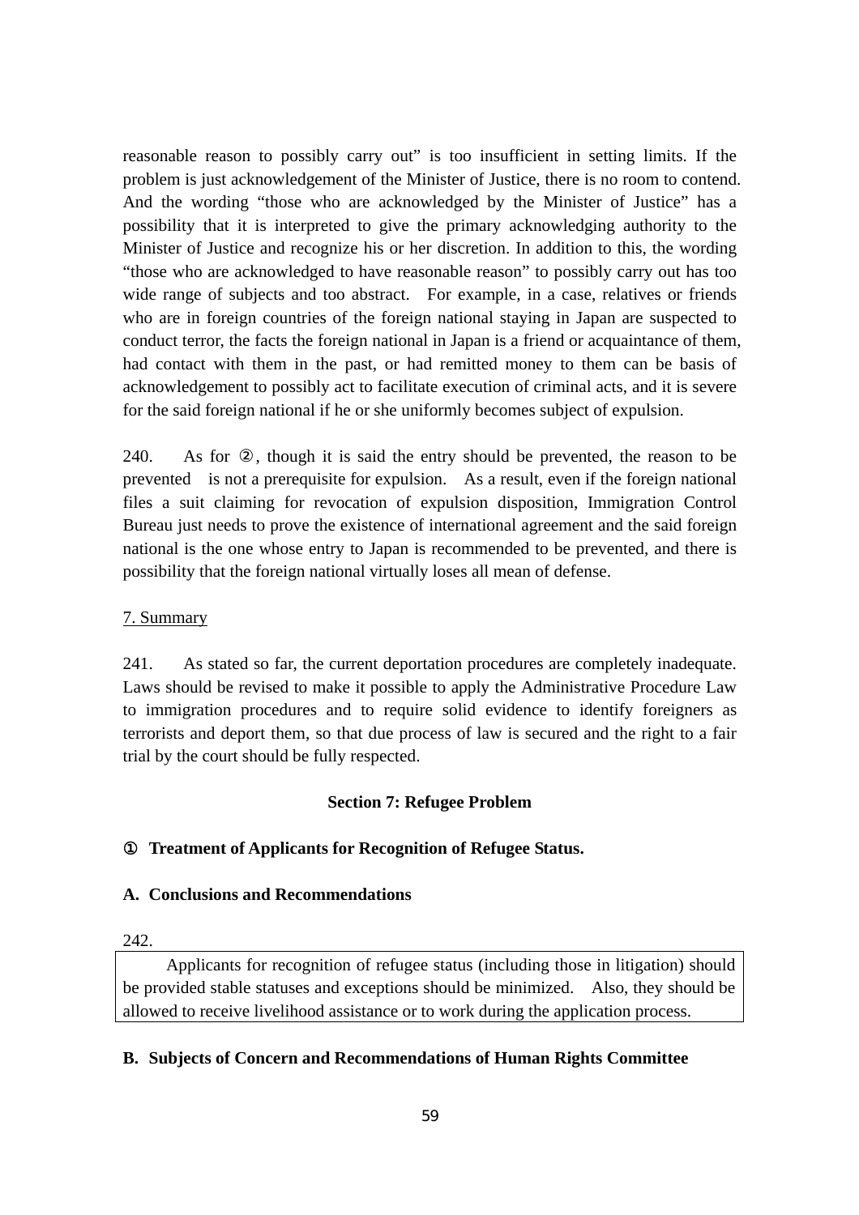reasonable reason to possibly carry out" is too insufficient in setting limits. If the problem is just acknowledgement of the Minister of Justice, there is no room to contend. And the wording "those who are acknowledged by the Minister of Justice" has a possibility that it is interpreted to give the primary acknowledging authority to the Minister of Justice and recognize his or her discretion. In addition to this, the wording "those who are acknowledged to have reasonable reason" to possibly carry out has too wide range of subjects and too abstract. For example, in a case, relatives or friends who are in foreign countries of the foreign national staying in Japan are suspected to conduct terror, the facts the foreign national in Japan is a friend or acquaintance of them, had contact with them in the past, or had remitted money to them can be basis of acknowledgement to possibly act to facilitate execution of criminal acts, and it is severe for the said foreign national if he or she uniformly becomes subject of expulsion.

240. As for ②, though it is said the entry should be prevented, the reason to be prevented is not a prerequisite for expulsion. As a result, even if the foreign national files a suit claiming for revocation of expulsion disposition, Immigration Control Bureau just needs to prove the existence of international agreement and the said foreign national is the one whose entry to Japan is recommended to be prevented, and there is possibility that the foreign national virtually loses all mean of defense.

7. Summary

241. As stated so far, the current deportation procedures are completely inadequate. Laws should be revised to make it possible to apply the Administrative Procedure Law to immigration procedures and to require solid evidence to identify foreigners as terrorists and deport them, so that due process of law is secured and the right to a fair trial by the court should be fully respected.

## Section 7: Refugee Problem

### ① Treatment of Applicants for Recognition of Refugee Status.

### A. Conclusions and Recommendations

242.

Applicants for recognition of refugee status (including those in litigation) should be provided stable statuses and exceptions should be minimized. Also, they should be allowed to receive livelihood assistance or to work during the application process.

### B. Subjects of Concern and Recommendations of Human Rights Committee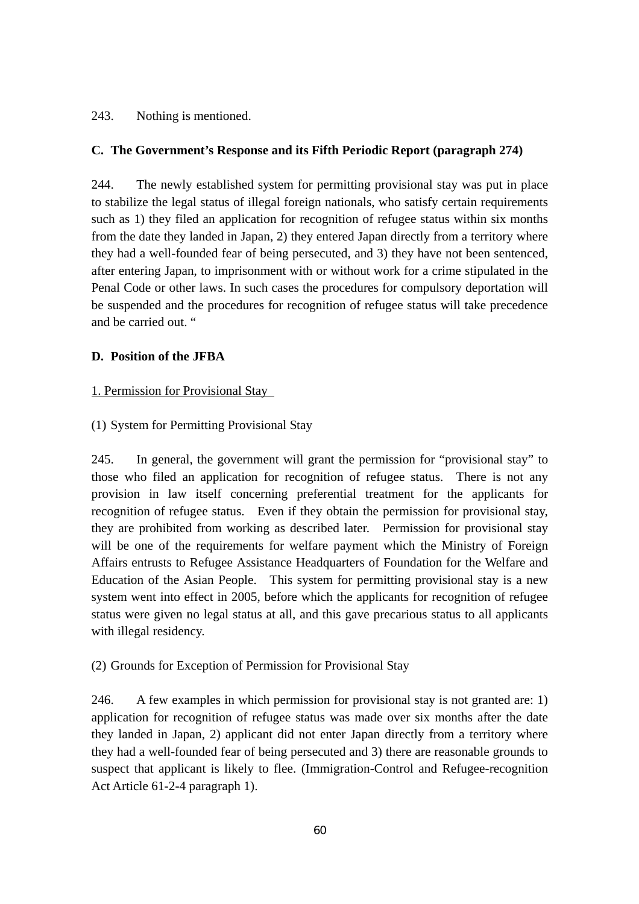243. Nothing is mentioned.

### C. The Government's Response and its Fifth Periodic Report (paragraph 274)

244. The newly established system for permitting provisional stay was put in place to stabilize the legal status of illegal foreign nationals, who satisfy certain requirements such as 1) they filed an application for recognition of refugee status within six months from the date they landed in Japan, 2) they entered Japan directly from a territory where they had a well-founded fear of being persecuted, and 3) they have not been sentenced, after entering Japan, to imprisonment with or without work for a crime stipulated in the Penal Code or other laws. In such cases the procedures for compulsory deportation will be suspended and the procedures for recognition of refugee status will take precedence and be carried out. "

### D. Position of the JFBA

1. Permission for Provisional Stay

(1) System for Permitting Provisional Stay

245. In general, the government will grant the permission for "provisional stay" to those who filed an application for recognition of refugee status. There is not any provision in law itself concerning preferential treatment for the applicants for recognition of refugee status. Even if they obtain the permission for provisional stay, they are prohibited from working as described later. Permission for provisional stay will be one of the requirements for welfare payment which the Ministry of Foreign Affairs entrusts to Refugee Assistance Headquarters of Foundation for the Welfare and Education of the Asian People. This system for permitting provisional stay is a new system went into effect in 2005, before which the applicants for recognition of refugee status were given no legal status at all, and this gave precarious status to all applicants with illegal residency.

(2) Grounds for Exception of Permission for Provisional Stay

246. A few examples in which permission for provisional stay is not granted are: 1) application for recognition of refugee status was made over six months after the date they landed in Japan, 2) applicant did not enter Japan directly from a territory where they had a well-founded fear of being persecuted and 3) there are reasonable grounds to suspect that applicant is likely to flee. (Immigration-Control and Refugee-recognition Act Article 61-2-4 paragraph 1).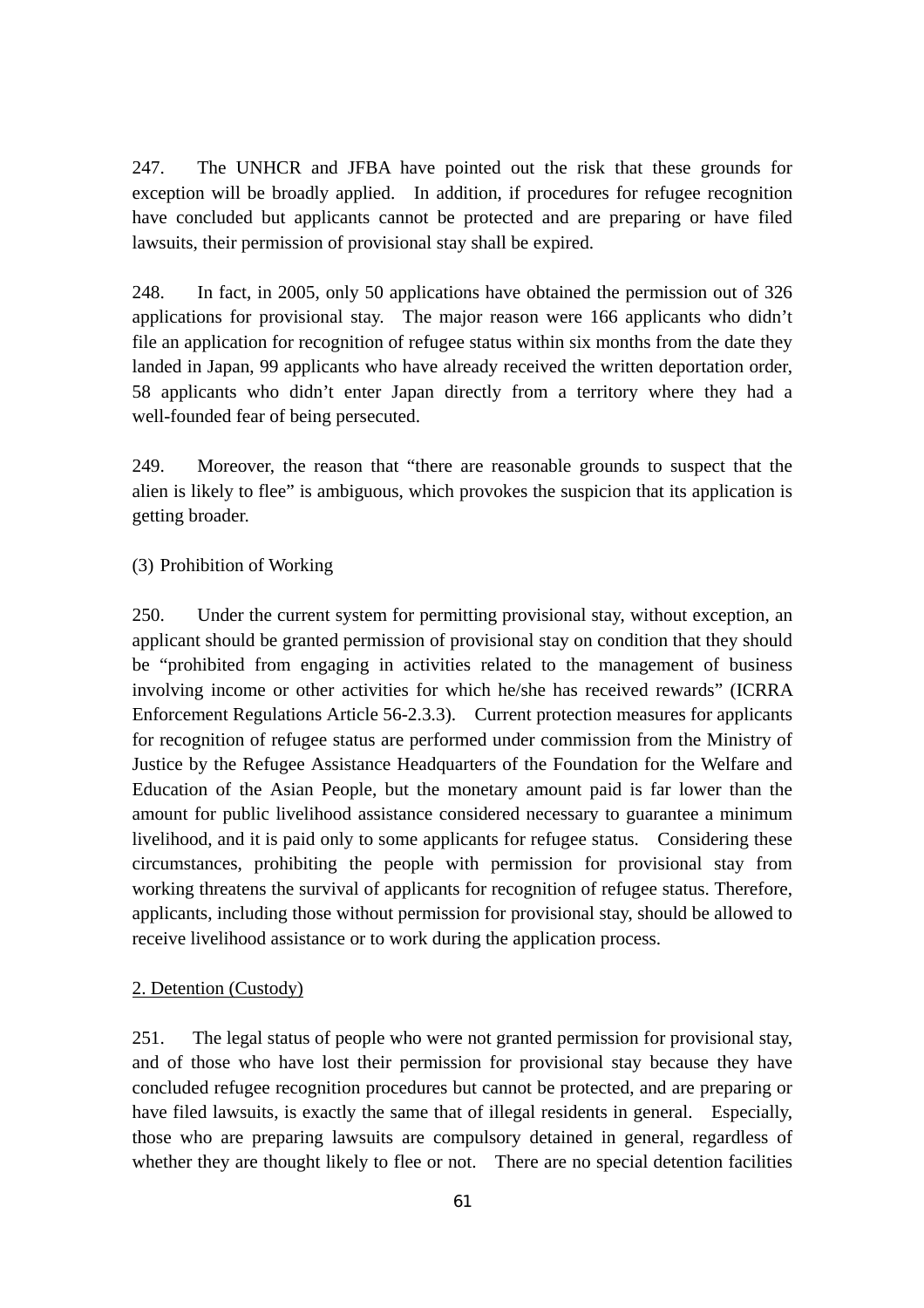247. The UNHCR and JFBA have pointed out the risk that these grounds for exception will be broadly applied. In addition, if procedures for refugee recognition have concluded but applicants cannot be protected and are preparing or have filed lawsuits, their permission of provisional stay shall be expired.

248. In fact, in 2005, only 50 applications have obtained the permission out of 326 applications for provisional stay. The major reason were 166 applicants who didn’t file an application for recognition of refugee status within six months from the date they landed in Japan, 99 applicants who have already received the written deportation order, 58 applicants who didn’t enter Japan directly from a territory where they had a well-founded fear of being persecuted.

249. Moreover, the reason that “there are reasonable grounds to suspect that the alien is likely to flee” is ambiguous, which provokes the suspicion that its application is getting broader.

(3) Prohibition of Working

250. Under the current system for permitting provisional stay, without exception, an applicant should be granted permission of provisional stay on condition that they should be “prohibited from engaging in activities related to the management of business involving income or other activities for which he/she has received rewards” (ICRRA Enforcement Regulations Article 56-2.3.3). Current protection measures for applicants for recognition of refugee status are performed under commission from the Ministry of Justice by the Refugee Assistance Headquarters of the Foundation for the Welfare and Education of the Asian People, but the monetary amount paid is far lower than the amount for public livelihood assistance considered necessary to guarantee a minimum livelihood, and it is paid only to some applicants for refugee status. Considering these circumstances, prohibiting the people with permission for provisional stay from working threatens the survival of applicants for recognition of refugee status. Therefore, applicants, including those without permission for provisional stay, should be allowed to receive livelihood assistance or to work during the application process.

2. Detention (Custody)

251. The legal status of people who were not granted permission for provisional stay, and of those who have lost their permission for provisional stay because they have concluded refugee recognition procedures but cannot be protected, and are preparing or have filed lawsuits, is exactly the same that of illegal residents in general. Especially, those who are preparing lawsuits are compulsory detained in general, regardless of whether they are thought likely to flee or not. There are no special detention facilities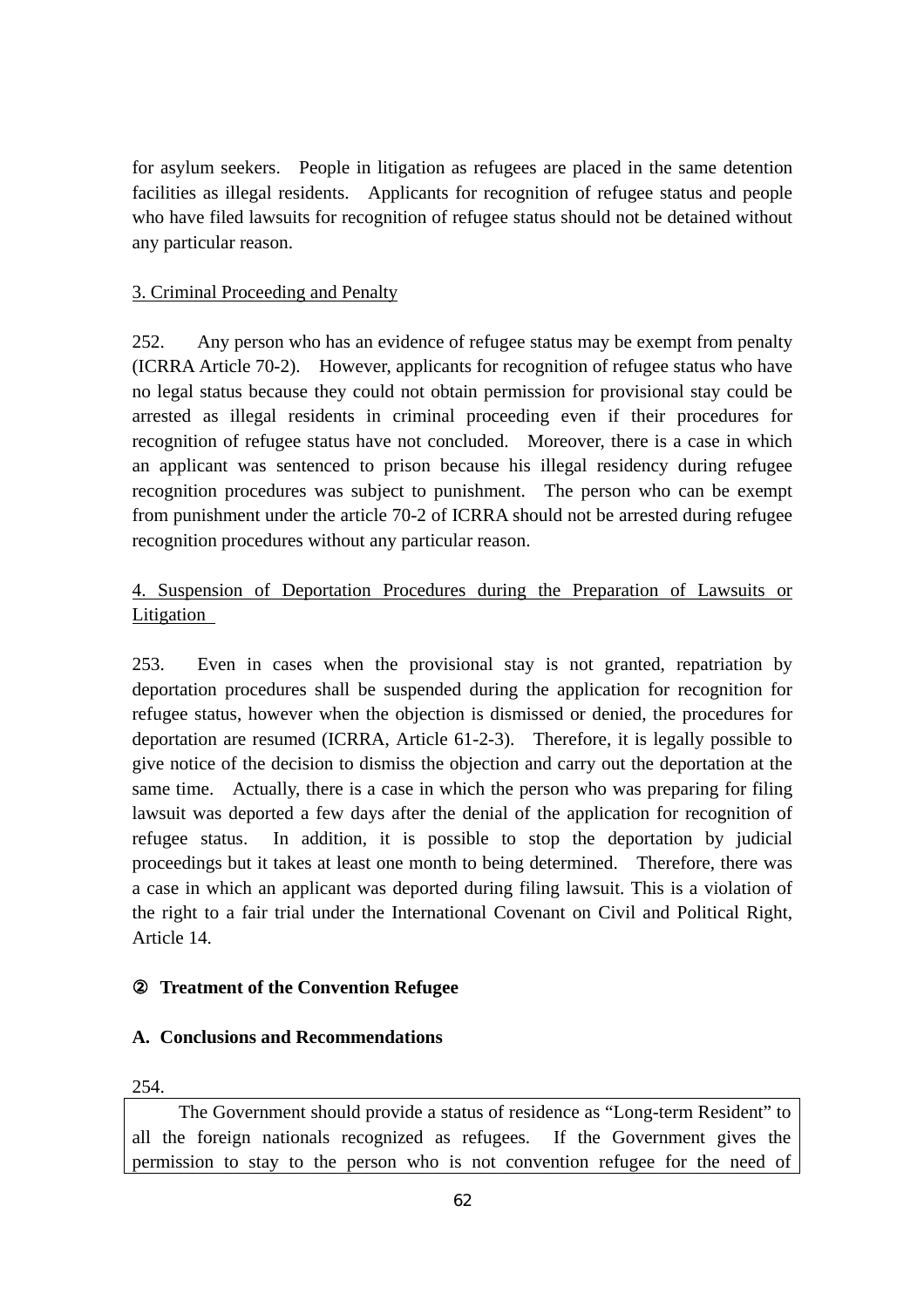for asylum seekers. People in litigation as refugees are placed in the same detention facilities as illegal residents. Applicants for recognition of refugee status and people who have filed lawsuits for recognition of refugee status should not be detained without any particular reason.

<u>3. Criminal Proceeding and Penalty</u>

252. Any person who has an evidence of refugee status may be exempt from penalty (ICRRA Article 70-2). However, applicants for recognition of refugee status who have no legal status because they could not obtain permission for provisional stay could be arrested as illegal residents in criminal proceeding even if their procedures for recognition of refugee status have not concluded. Moreover, there is a case in which an applicant was sentenced to prison because his illegal residency during refugee recognition procedures was subject to punishment. The person who can be exempt from punishment under the article 70-2 of ICRRA should not be arrested during refugee recognition procedures without any particular reason.

<u>4. Suspension of Deportation Procedures during the Preparation of Lawsuits or Litigation</u>

253. Even in cases when the provisional stay is not granted, repatriation by deportation procedures shall be suspended during the application for recognition for refugee status, however when the objection is dismissed or denied, the procedures for deportation are resumed (ICRRA, Article 61-2-3). Therefore, it is legally possible to give notice of the decision to dismiss the objection and carry out the deportation at the same time. Actually, there is a case in which the person who was preparing for filing lawsuit was deported a few days after the denial of the application for recognition of refugee status. In addition, it is possible to stop the deportation by judicial proceedings but it takes at least one month to being determined. Therefore, there was a case in which an applicant was deported during filing lawsuit. This is a violation of the right to a fair trial under the International Covenant on Civil and Political Right, Article 14.

**② Treatment of the Convention Refugee**

**A. Conclusions and Recommendations**

254.

The Government should provide a status of residence as "Long-term Resident" to all the foreign nationals recognized as refugees. If the Government gives the permission to stay to the person who is not convention refugee for the need of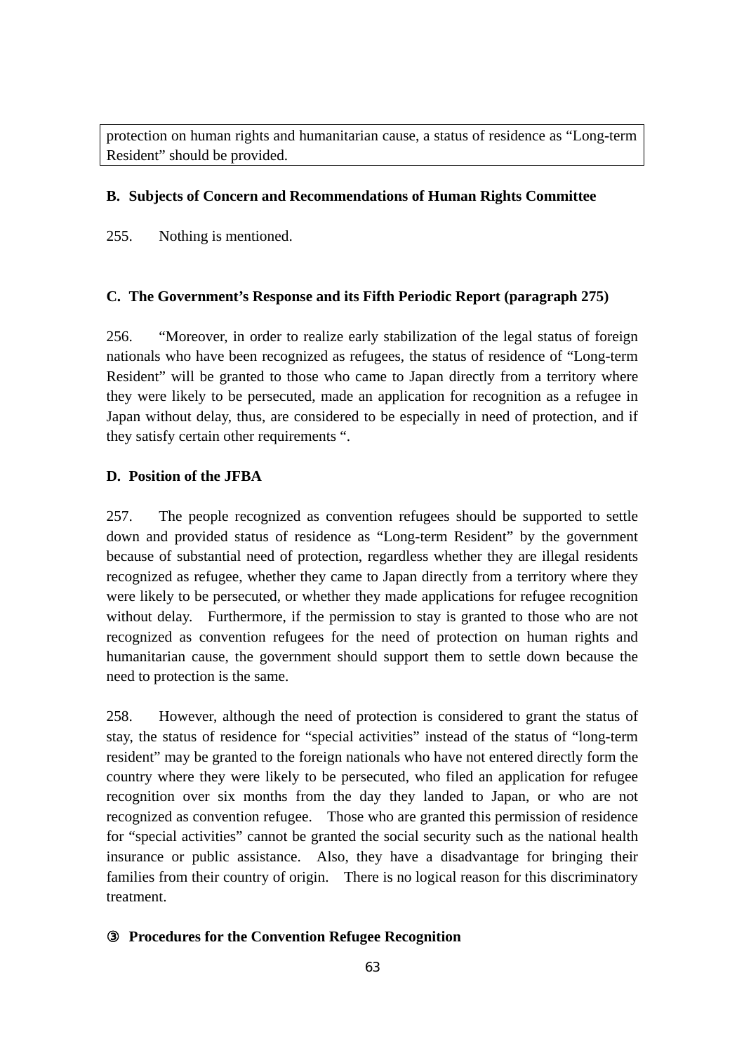protection on human rights and humanitarian cause, a status of residence as “Long-term Resident” should be provided.

**B. Subjects of Concern and Recommendations of Human Rights Committee**

255. Nothing is mentioned.

**C. The Government’s Response and its Fifth Periodic Report (paragraph 275)**

256. “Moreover, in order to realize early stabilization of the legal status of foreign nationals who have been recognized as refugees, the status of residence of “Long-term Resident” will be granted to those who came to Japan directly from a territory where they were likely to be persecuted, made an application for recognition as a refugee in Japan without delay, thus, are considered to be especially in need of protection, and if they satisfy certain other requirements “.

**D. Position of the JFBA**

257. The people recognized as convention refugees should be supported to settle down and provided status of residence as “Long-term Resident” by the government because of substantial need of protection, regardless whether they are illegal residents recognized as refugee, whether they came to Japan directly from a territory where they were likely to be persecuted, or whether they made applications for refugee recognition without delay. Furthermore, if the permission to stay is granted to those who are not recognized as convention refugees for the need of protection on human rights and humanitarian cause, the government should support them to settle down because the need to protection is the same.

258. However, although the need of protection is considered to grant the status of stay, the status of residence for “special activities” instead of the status of “long-term resident” may be granted to the foreign nationals who have not entered directly form the country where they were likely to be persecuted, who filed an application for refugee recognition over six months from the day they landed to Japan, or who are not recognized as convention refugee. Those who are granted this permission of residence for “special activities” cannot be granted the social security such as the national health insurance or public assistance. Also, they have a disadvantage for bringing their families from their country of origin. There is no logical reason for this discriminatory treatment.

**③ Procedures for the Convention Refugee Recognition**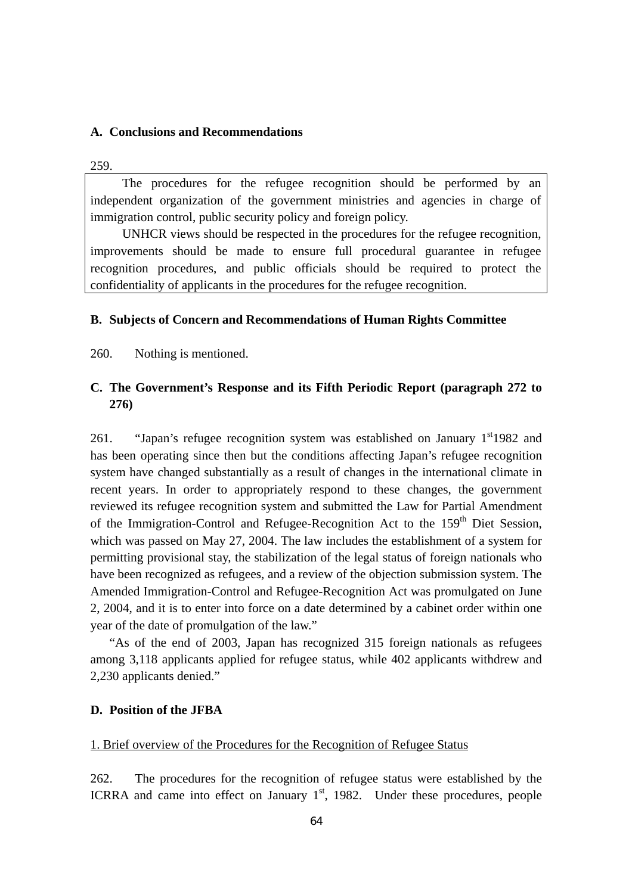### A. Conclusions and Recommendations

259.

> The procedures for the refugee recognition should be performed by an independent organization of the government ministries and agencies in charge of immigration control, public security policy and foreign policy.
>
> UNHCR views should be respected in the procedures for the refugee recognition, improvements should be made to ensure full procedural guarantee in refugee recognition procedures, and public officials should be required to protect the confidentiality of applicants in the procedures for the refugee recognition.

### B. Subjects of Concern and Recommendations of Human Rights Committee

260. Nothing is mentioned.

### C. The Government's Response and its Fifth Periodic Report (paragraph 272 to 276)

261. "Japan's refugee recognition system was established on January 1st 1982 and has been operating since then but the conditions affecting Japan's refugee recognition system have changed substantially as a result of changes in the international climate in recent years. In order to appropriately respond to these changes, the government reviewed its refugee recognition system and submitted the Law for Partial Amendment of the Immigration-Control and Refugee-Recognition Act to the 159th Diet Session, which was passed on May 27, 2004. The law includes the establishment of a system for permitting provisional stay, the stabilization of the legal status of foreign nationals who have been recognized as refugees, and a review of the objection submission system. The Amended Immigration-Control and Refugee-Recognition Act was promulgated on June 2, 2004, and it is to enter into force on a date determined by a cabinet order within one year of the date of promulgation of the law."

"As of the end of 2003, Japan has recognized 315 foreign nationals as refugees among 3,118 applicants applied for refugee status, while 402 applicants withdrew and 2,230 applicants denied."

### D. Position of the JFBA

1. Brief overview of the Procedures for the Recognition of Refugee Status

262. The procedures for the recognition of refugee status were established by the ICRRA and came into effect on January 1st, 1982. Under these procedures, people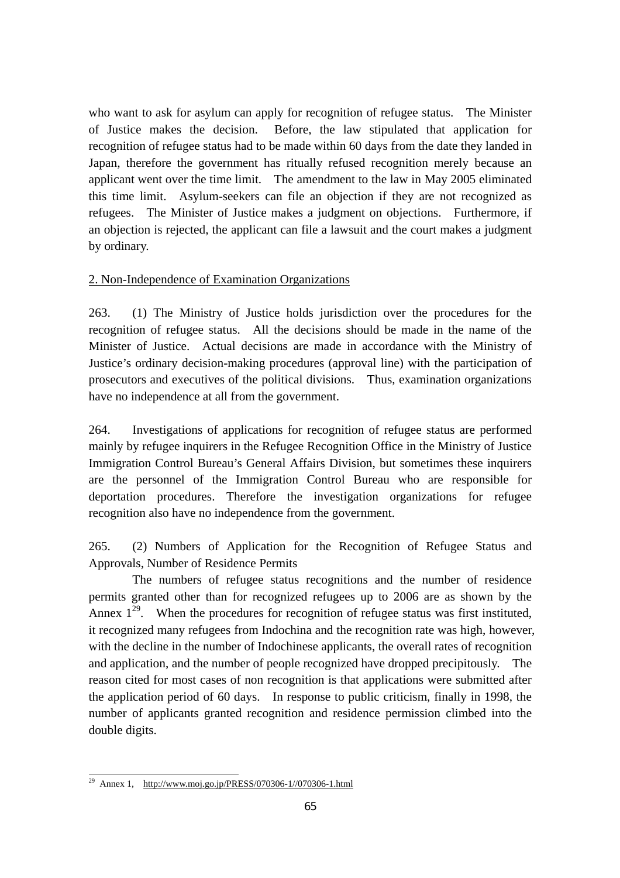who want to ask for asylum can apply for recognition of refugee status. The Minister of Justice makes the decision. Before, the law stipulated that application for recognition of refugee status had to be made within 60 days from the date they landed in Japan, therefore the government has ritually refused recognition merely because an applicant went over the time limit. The amendment to the law in May 2005 eliminated this time limit. Asylum-seekers can file an objection if they are not recognized as refugees. The Minister of Justice makes a judgment on objections. Furthermore, if an objection is rejected, the applicant can file a lawsuit and the court makes a judgment by ordinary.

2. Non-Independence of Examination Organizations

263. (1) The Ministry of Justice holds jurisdiction over the procedures for the recognition of refugee status. All the decisions should be made in the name of the Minister of Justice. Actual decisions are made in accordance with the Ministry of Justice's ordinary decision-making procedures (approval line) with the participation of prosecutors and executives of the political divisions. Thus, examination organizations have no independence at all from the government.

264. Investigations of applications for recognition of refugee status are performed mainly by refugee inquirers in the Refugee Recognition Office in the Ministry of Justice Immigration Control Bureau's General Affairs Division, but sometimes these inquirers are the personnel of the Immigration Control Bureau who are responsible for deportation procedures. Therefore the investigation organizations for refugee recognition also have no independence from the government.

265. (2) Numbers of Application for the Recognition of Refugee Status and Approvals, Number of Residence Permits

The numbers of refugee status recognitions and the number of residence permits granted other than for recognized refugees up to 2006 are as shown by the Annex 1[29]. When the procedures for recognition of refugee status was first instituted, it recognized many refugees from Indochina and the recognition rate was high, however, with the decline in the number of Indochinese applicants, the overall rates of recognition and application, and the number of people recognized have dropped precipitously. The reason cited for most cases of non recognition is that applications were submitted after the application period of 60 days. In response to public criticism, finally in 1998, the number of applicants granted recognition and residence permission climbed into the double digits.

[29] Annex 1, http://www.moj.go.jp/PRESS/070306-1//070306-1.html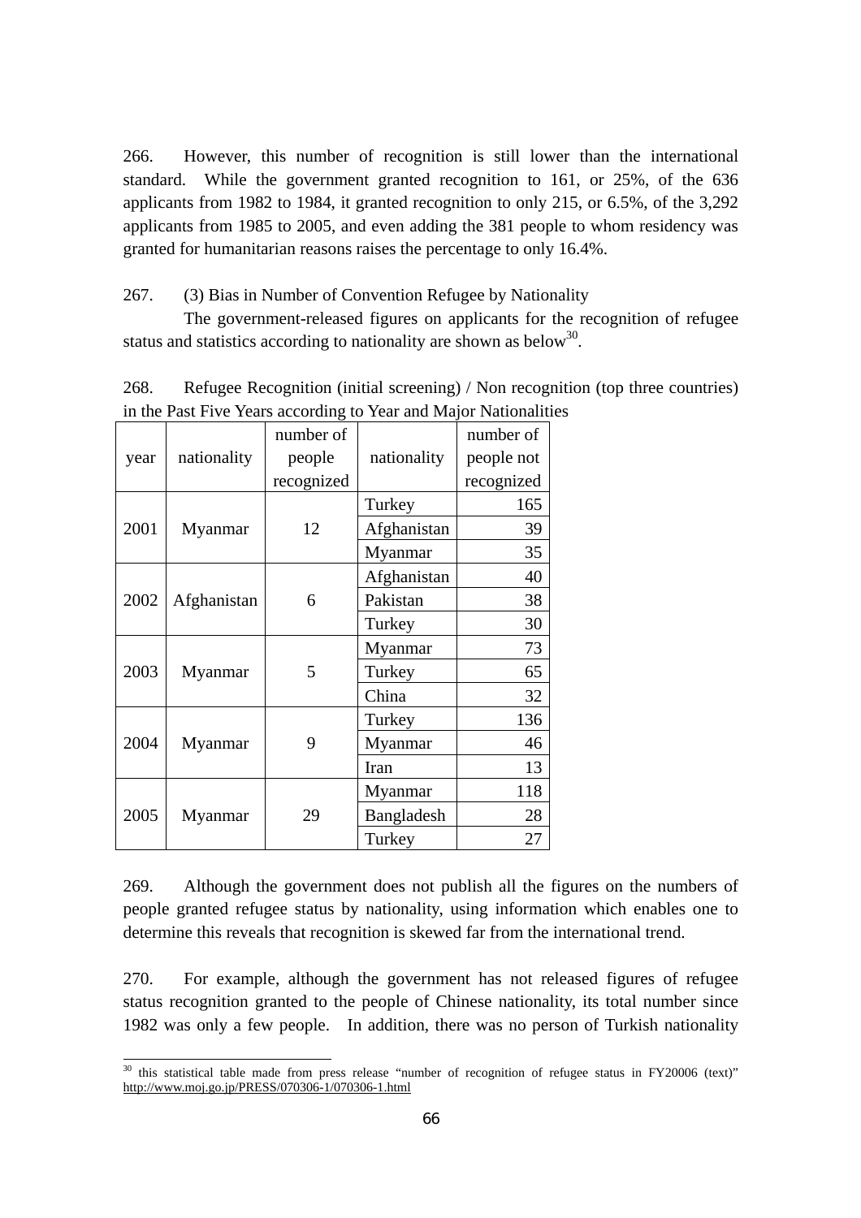266. However, this number of recognition is still lower than the international standard. While the government granted recognition to 161, or 25%, of the 636 applicants from 1982 to 1984, it granted recognition to only 215, or 6.5%, of the 3,292 applicants from 1985 to 2005, and even adding the 381 people to whom residency was granted for humanitarian reasons raises the percentage to only 16.4%.

267. (3) Bias in Number of Convention Refugee by Nationality

The government-released figures on applicants for the recognition of refugee status and statistics according to nationality are shown as below[30].

268. Refugee Recognition (initial screening) / Non recognition (top three countries) in the Past Five Years according to Year and Major Nationalities

| year | nationality | number of people recognized | nationality | number of people not recognized |
|---|---|---|---|---|
| 2001 | Myanmar | 12 | Turkey | 165 |
| | | | Afghanistan | 39 |
| | | | Myanmar | 35 |
| 2002 | Afghanistan | 6 | Afghanistan | 40 |
| | | | Pakistan | 38 |
| | | | Turkey | 30 |
| 2003 | Myanmar | 5 | Myanmar | 73 |
| | | | Turkey | 65 |
| | | | China | 32 |
| 2004 | Myanmar | 9 | Turkey | 136 |
| | | | Myanmar | 46 |
| | | | Iran | 13 |
| 2005 | Myanmar | 29 | Myanmar | 118 |
| | | | Bangladesh | 28 |
| | | | Turkey | 27 |

269. Although the government does not publish all the figures on the numbers of people granted refugee status by nationality, using information which enables one to determine this reveals that recognition is skewed far from the international trend.

270. For example, although the government has not released figures of refugee status recognition granted to the people of Chinese nationality, its total number since 1982 was only a few people. In addition, there was no person of Turkish nationality

[30] this statistical table made from press release "number of recognition of refugee status in FY20006 (text)" http://www.moj.go.jp/PRESS/070306-1/070306-1.html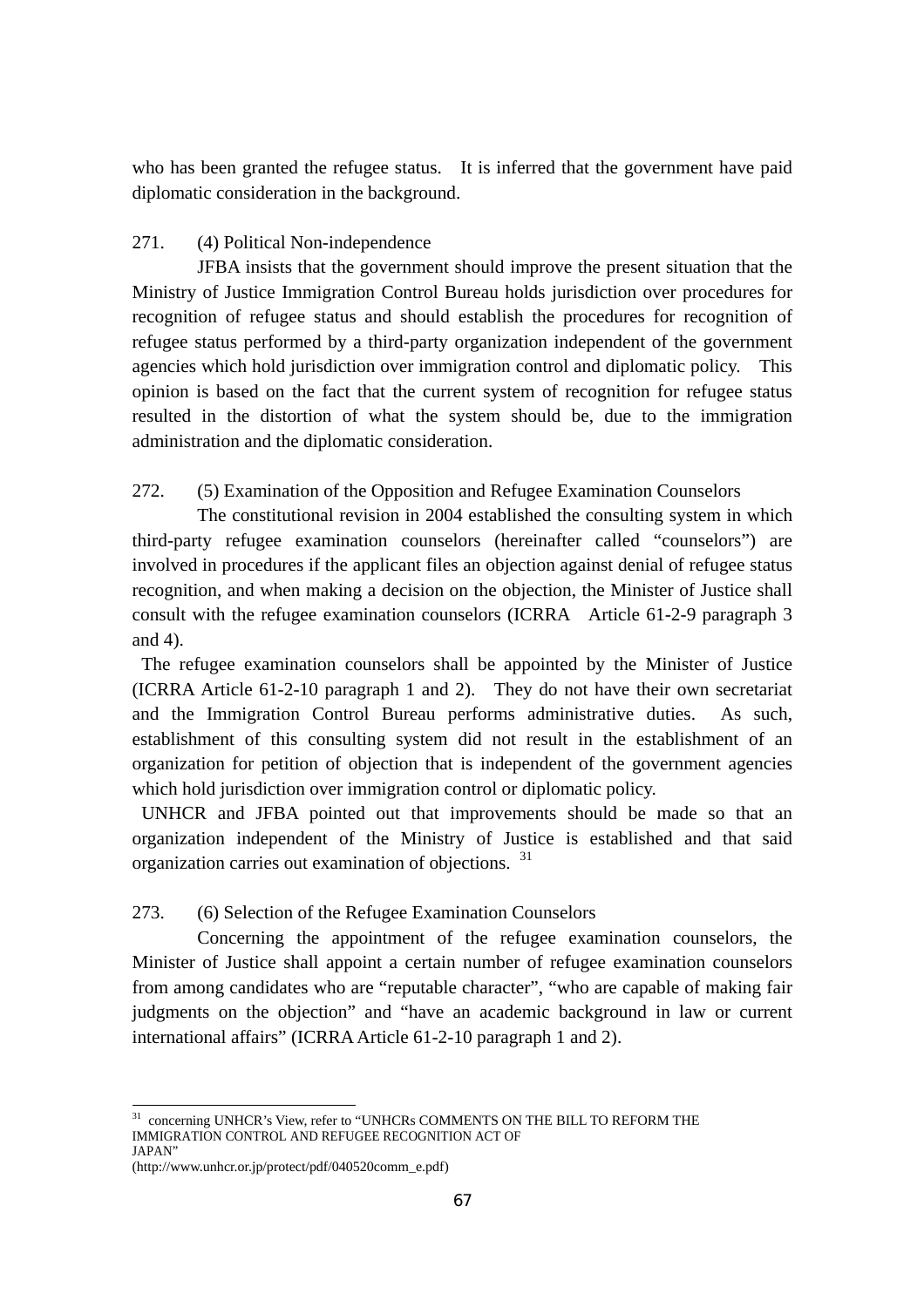who has been granted the refugee status. It is inferred that the government have paid diplomatic consideration in the background.

271. (4) Political Non-independence

JFBA insists that the government should improve the present situation that the Ministry of Justice Immigration Control Bureau holds jurisdiction over procedures for recognition of refugee status and should establish the procedures for recognition of refugee status performed by a third-party organization independent of the government agencies which hold jurisdiction over immigration control and diplomatic policy. This opinion is based on the fact that the current system of recognition for refugee status resulted in the distortion of what the system should be, due to the immigration administration and the diplomatic consideration.

272. (5) Examination of the Opposition and Refugee Examination Counselors

The constitutional revision in 2004 established the consulting system in which third-party refugee examination counselors (hereinafter called "counselors") are involved in procedures if the applicant files an objection against denial of refugee status recognition, and when making a decision on the objection, the Minister of Justice shall consult with the refugee examination counselors (ICRRA Article 61-2-9 paragraph 3 and 4).

The refugee examination counselors shall be appointed by the Minister of Justice (ICRRA Article 61-2-10 paragraph 1 and 2). They do not have their own secretariat and the Immigration Control Bureau performs administrative duties. As such, establishment of this consulting system did not result in the establishment of an organization for petition of objection that is independent of the government agencies which hold jurisdiction over immigration control or diplomatic policy.

UNHCR and JFBA pointed out that improvements should be made so that an organization independent of the Ministry of Justice is established and that said organization carries out examination of objections. [31]

273. (6) Selection of the Refugee Examination Counselors

Concerning the appointment of the refugee examination counselors, the Minister of Justice shall appoint a certain number of refugee examination counselors from among candidates who are "reputable character", "who are capable of making fair judgments on the objection" and "have an academic background in law or current international affairs" (ICRRA Article 61-2-10 paragraph 1 and 2).

---

[31] concerning UNHCR's View, refer to "UNHCRs COMMENTS ON THE BILL TO REFORM THE IMMIGRATION CONTROL AND REFUGEE RECOGNITION ACT OF JAPAN"
(http://www.unhcr.or.jp/protect/pdf/040520comm_e.pdf)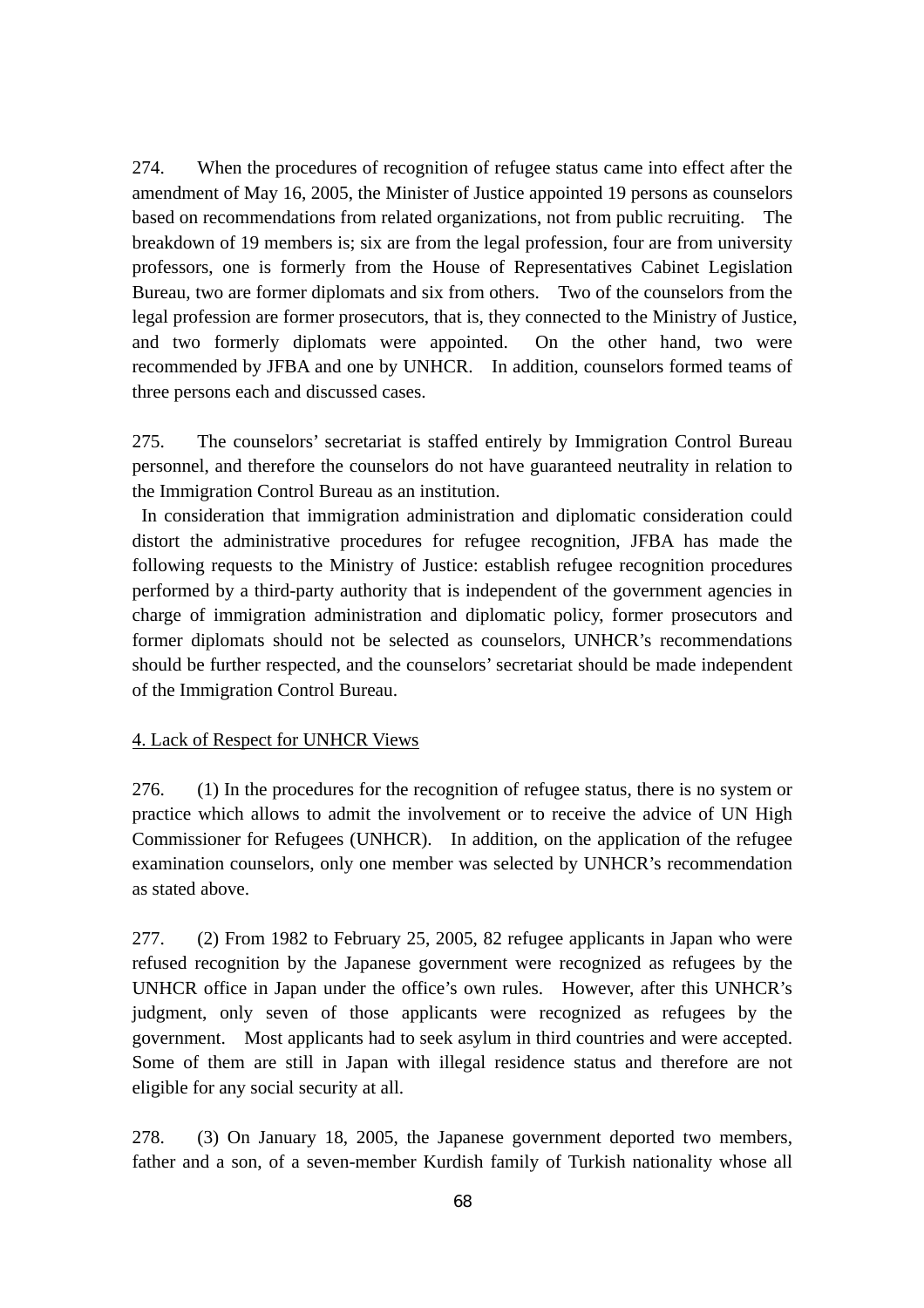274. When the procedures of recognition of refugee status came into effect after the amendment of May 16, 2005, the Minister of Justice appointed 19 persons as counselors based on recommendations from related organizations, not from public recruiting. The breakdown of 19 members is; six are from the legal profession, four are from university professors, one is formerly from the House of Representatives Cabinet Legislation Bureau, two are former diplomats and six from others. Two of the counselors from the legal profession are former prosecutors, that is, they connected to the Ministry of Justice, and two formerly diplomats were appointed. On the other hand, two were recommended by JFBA and one by UNHCR. In addition, counselors formed teams of three persons each and discussed cases.

275. The counselors' secretariat is staffed entirely by Immigration Control Bureau personnel, and therefore the counselors do not have guaranteed neutrality in relation to the Immigration Control Bureau as an institution.

In consideration that immigration administration and diplomatic consideration could distort the administrative procedures for refugee recognition, JFBA has made the following requests to the Ministry of Justice: establish refugee recognition procedures performed by a third-party authority that is independent of the government agencies in charge of immigration administration and diplomatic policy, former prosecutors and former diplomats should not be selected as counselors, UNHCR's recommendations should be further respected, and the counselors' secretariat should be made independent of the Immigration Control Bureau.

4. Lack of Respect for UNHCR Views

276. (1) In the procedures for the recognition of refugee status, there is no system or practice which allows to admit the involvement or to receive the advice of UN High Commissioner for Refugees (UNHCR). In addition, on the application of the refugee examination counselors, only one member was selected by UNHCR's recommendation as stated above.

277. (2) From 1982 to February 25, 2005, 82 refugee applicants in Japan who were refused recognition by the Japanese government were recognized as refugees by the UNHCR office in Japan under the office's own rules. However, after this UNHCR's judgment, only seven of those applicants were recognized as refugees by the government. Most applicants had to seek asylum in third countries and were accepted. Some of them are still in Japan with illegal residence status and therefore are not eligible for any social security at all.

278. (3) On January 18, 2005, the Japanese government deported two members, father and a son, of a seven-member Kurdish family of Turkish nationality whose all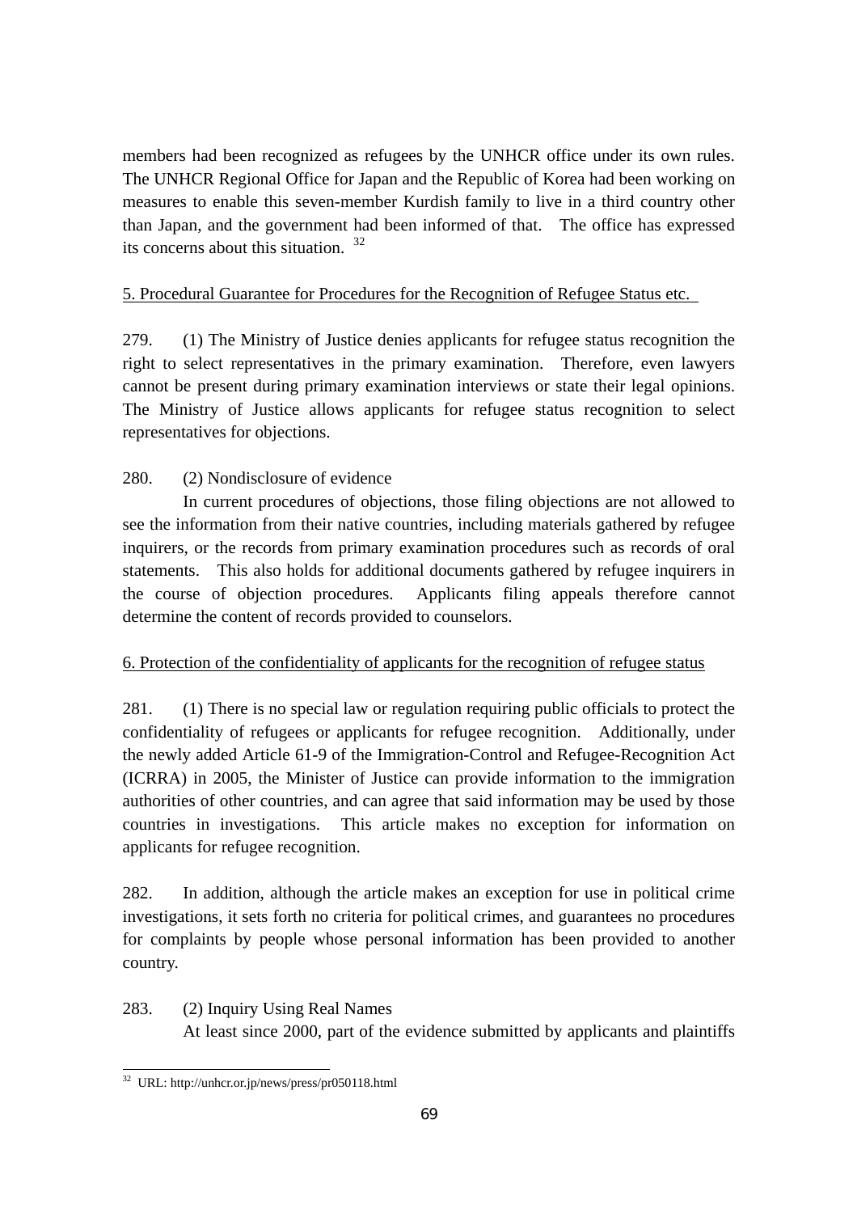members had been recognized as refugees by the UNHCR office under its own rules. The UNHCR Regional Office for Japan and the Republic of Korea had been working on measures to enable this seven-member Kurdish family to live in a third country other than Japan, and the government had been informed of that. The office has expressed its concerns about this situation. [32]

5. Procedural Guarantee for Procedures for the Recognition of Refugee Status etc.

279. (1) The Ministry of Justice denies applicants for refugee status recognition the right to select representatives in the primary examination. Therefore, even lawyers cannot be present during primary examination interviews or state their legal opinions. The Ministry of Justice allows applicants for refugee status recognition to select representatives for objections.

280. (2) Nondisclosure of evidence

In current procedures of objections, those filing objections are not allowed to see the information from their native countries, including materials gathered by refugee inquirers, or the records from primary examination procedures such as records of oral statements. This also holds for additional documents gathered by refugee inquirers in the course of objection procedures. Applicants filing appeals therefore cannot determine the content of records provided to counselors.

6. Protection of the confidentiality of applicants for the recognition of refugee status

281. (1) There is no special law or regulation requiring public officials to protect the confidentiality of refugees or applicants for refugee recognition. Additionally, under the newly added Article 61-9 of the Immigration-Control and Refugee-Recognition Act (ICRRA) in 2005, the Minister of Justice can provide information to the immigration authorities of other countries, and can agree that said information may be used by those countries in investigations. This article makes no exception for information on applicants for refugee recognition.

282. In addition, although the article makes an exception for use in political crime investigations, it sets forth no criteria for political crimes, and guarantees no procedures for complaints by people whose personal information has been provided to another country.

283. (2) Inquiry Using Real Names

At least since 2000, part of the evidence submitted by applicants and plaintiffs

[32] URL: http://unhcr.or.jp/news/press/pr050118.html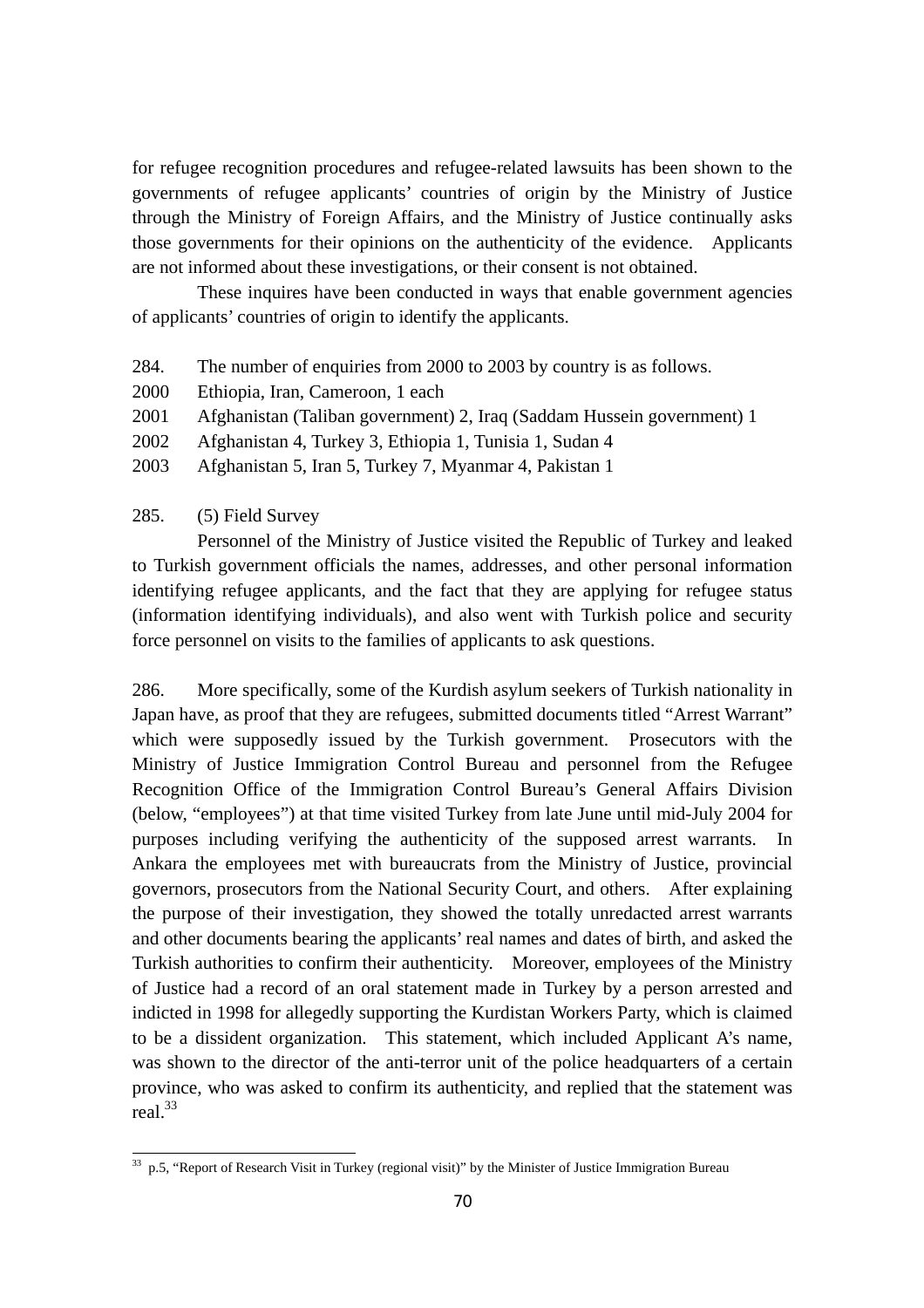for refugee recognition procedures and refugee-related lawsuits has been shown to the governments of refugee applicants' countries of origin by the Ministry of Justice through the Ministry of Foreign Affairs, and the Ministry of Justice continually asks those governments for their opinions on the authenticity of the evidence. Applicants are not informed about these investigations, or their consent is not obtained.

These inquires have been conducted in ways that enable government agencies of applicants' countries of origin to identify the applicants.

284. The number of enquiries from 2000 to 2003 by country is as follows.

2000 Ethiopia, Iran, Cameroon, 1 each

2001 Afghanistan (Taliban government) 2, Iraq (Saddam Hussein government) 1

2002 Afghanistan 4, Turkey 3, Ethiopia 1, Tunisia 1, Sudan 4

2003 Afghanistan 5, Iran 5, Turkey 7, Myanmar 4, Pakistan 1

285. (5) Field Survey

Personnel of the Ministry of Justice visited the Republic of Turkey and leaked to Turkish government officials the names, addresses, and other personal information identifying refugee applicants, and the fact that they are applying for refugee status (information identifying individuals), and also went with Turkish police and security force personnel on visits to the families of applicants to ask questions.

286. More specifically, some of the Kurdish asylum seekers of Turkish nationality in Japan have, as proof that they are refugees, submitted documents titled "Arrest Warrant" which were supposedly issued by the Turkish government. Prosecutors with the Ministry of Justice Immigration Control Bureau and personnel from the Refugee Recognition Office of the Immigration Control Bureau's General Affairs Division (below, "employees") at that time visited Turkey from late June until mid-July 2004 for purposes including verifying the authenticity of the supposed arrest warrants. In Ankara the employees met with bureaucrats from the Ministry of Justice, provincial governors, prosecutors from the National Security Court, and others. After explaining the purpose of their investigation, they showed the totally unredacted arrest warrants and other documents bearing the applicants' real names and dates of birth, and asked the Turkish authorities to confirm their authenticity. Moreover, employees of the Ministry of Justice had a record of an oral statement made in Turkey by a person arrested and indicted in 1998 for allegedly supporting the Kurdistan Workers Party, which is claimed to be a dissident organization. This statement, which included Applicant A's name, was shown to the director of the anti-terror unit of the police headquarters of a certain province, who was asked to confirm its authenticity, and replied that the statement was real.[33]

[33] p.5, "Report of Research Visit in Turkey (regional visit)" by the Minister of Justice Immigration Bureau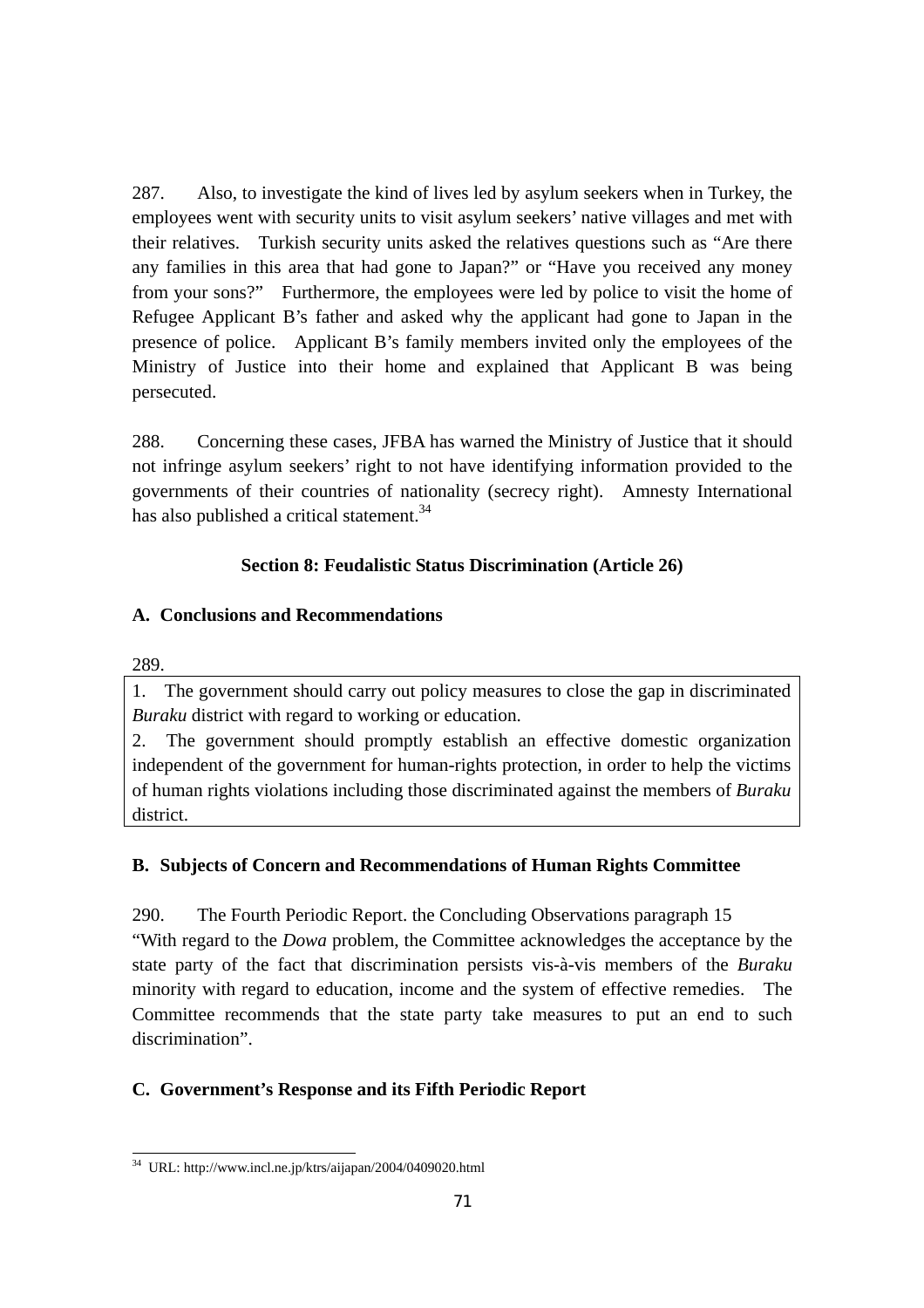287. Also, to investigate the kind of lives led by asylum seekers when in Turkey, the employees went with security units to visit asylum seekers' native villages and met with their relatives. Turkish security units asked the relatives questions such as "Are there any families in this area that had gone to Japan?" or "Have you received any money from your sons?" Furthermore, the employees were led by police to visit the home of Refugee Applicant B's father and asked why the applicant had gone to Japan in the presence of police. Applicant B's family members invited only the employees of the Ministry of Justice into their home and explained that Applicant B was being persecuted.

288. Concerning these cases, JFBA has warned the Ministry of Justice that it should not infringe asylum seekers' right to not have identifying information provided to the governments of their countries of nationality (secrecy right). Amnesty International has also published a critical statement.[34]

## Section 8: Feudalistic Status Discrimination (Article 26)

### A. Conclusions and Recommendations

289.

1. The government should carry out policy measures to close the gap in discriminated *Buraku* district with regard to working or education.
2. The government should promptly establish an effective domestic organization independent of the government for human-rights protection, in order to help the victims of human rights violations including those discriminated against the members of *Buraku* district.

### B. Subjects of Concern and Recommendations of Human Rights Committee

290. The Fourth Periodic Report. the Concluding Observations paragraph 15
"With regard to the *Dowa* problem, the Committee acknowledges the acceptance by the state party of the fact that discrimination persists vis-à-vis members of the *Buraku* minority with regard to education, income and the system of effective remedies. The Committee recommends that the state party take measures to put an end to such discrimination".

### C. Government's Response and its Fifth Periodic Report

---

[34] URL: http://www.incl.ne.jp/ktrs/aijapan/2004/0409020.html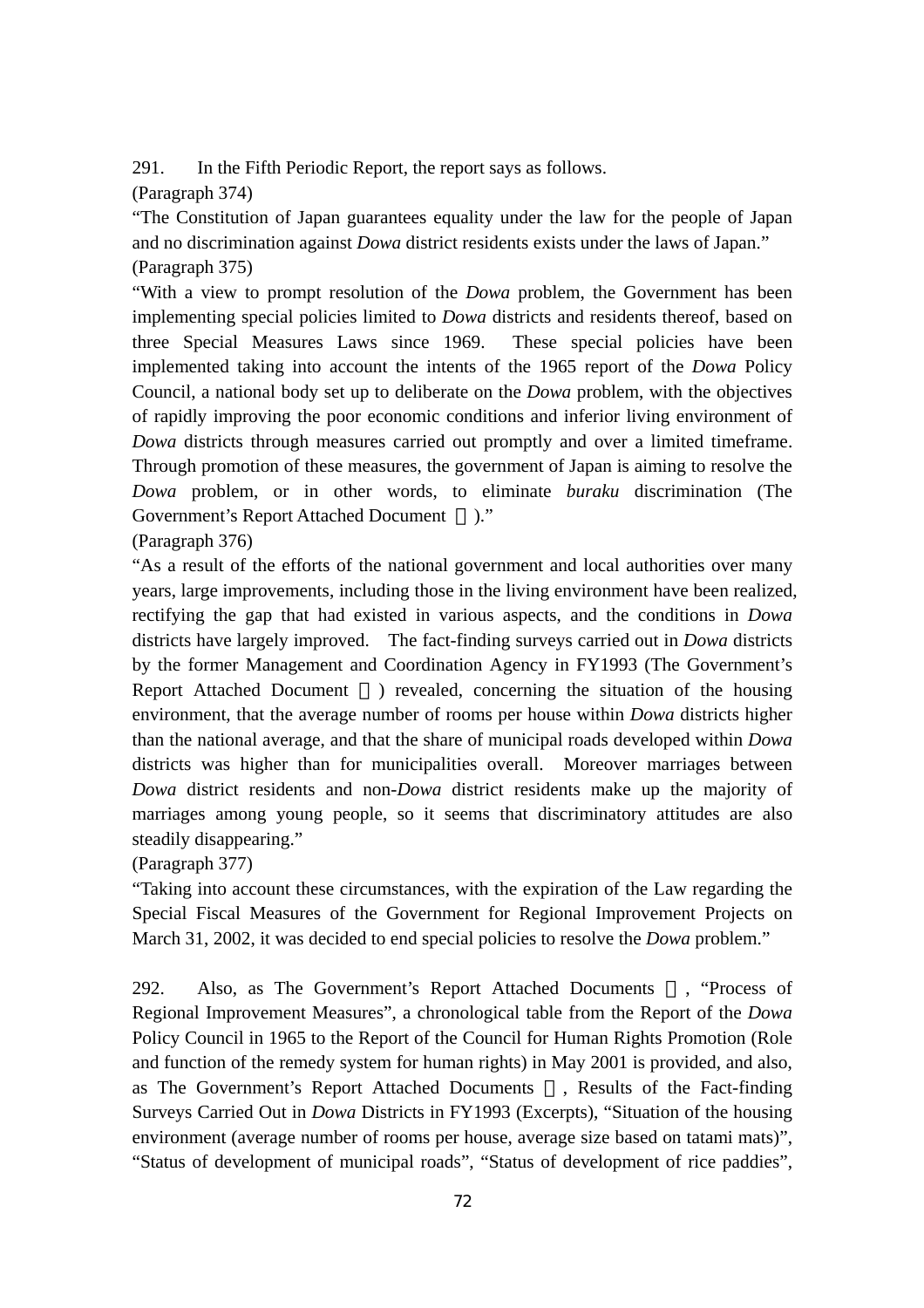291. In the Fifth Periodic Report, the report says as follows.

(Paragraph 374)

"The Constitution of Japan guarantees equality under the law for the people of Japan and no discrimination against *Dowa* district residents exists under the laws of Japan."

(Paragraph 375)

"With a view to prompt resolution of the *Dowa* problem, the Government has been implementing special policies limited to *Dowa* districts and residents thereof, based on three Special Measures Laws since 1969. These special policies have been implemented taking into account the intents of the 1965 report of the *Dowa* Policy Council, a national body set up to deliberate on the *Dowa* problem, with the objectives of rapidly improving the poor economic conditions and inferior living environment of *Dowa* districts through measures carried out promptly and over a limited timeframe. Through promotion of these measures, the government of Japan is aiming to resolve the *Dowa* problem, or in other words, to eliminate *buraku* discrimination (The Government's Report Attached Document ）."

(Paragraph 376)

"As a result of the efforts of the national government and local authorities over many years, large improvements, including those in the living environment have been realized, rectifying the gap that had existed in various aspects, and the conditions in *Dowa* districts have largely improved. The fact-finding surveys carried out in *Dowa* districts by the former Management and Coordination Agency in FY1993 (The Government's Report Attached Document ） revealed, concerning the situation of the housing environment, that the average number of rooms per house within *Dowa* districts higher than the national average, and that the share of municipal roads developed within *Dowa* districts was higher than for municipalities overall. Moreover marriages between *Dowa* district residents and non-*Dowa* district residents make up the majority of marriages among young people, so it seems that discriminatory attitudes are also steadily disappearing."

(Paragraph 377)

"Taking into account these circumstances, with the expiration of the Law regarding the Special Fiscal Measures of the Government for Regional Improvement Projects on March 31, 2002, it was decided to end special policies to resolve the *Dowa* problem."

292. Also, as The Government's Report Attached Documents , "Process of Regional Improvement Measures", a chronological table from the Report of the *Dowa* Policy Council in 1965 to the Report of the Council for Human Rights Promotion (Role and function of the remedy system for human rights) in May 2001 is provided, and also, as The Government's Report Attached Documents , Results of the Fact-finding Surveys Carried Out in *Dowa* Districts in FY1993 (Excerpts), "Situation of the housing environment (average number of rooms per house, average size based on tatami mats)", "Status of development of municipal roads", "Status of development of rice paddies",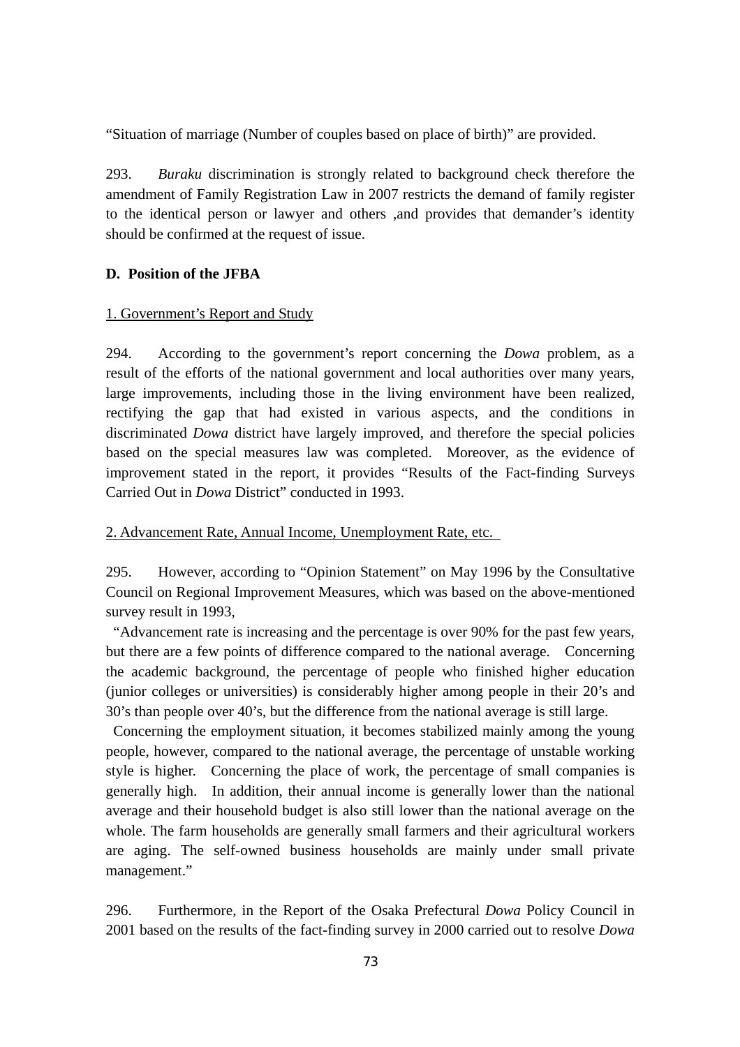"Situation of marriage (Number of couples based on place of birth)" are provided.

293. *Buraku* discrimination is strongly related to background check therefore the amendment of Family Registration Law in 2007 restricts the demand of family register to the identical person or lawyer and others ,and provides that demander's identity should be confirmed at the request of issue.

**D. Position of the JFBA**

1. Government's Report and Study

294. According to the government's report concerning the *Dowa* problem, as a result of the efforts of the national government and local authorities over many years, large improvements, including those in the living environment have been realized, rectifying the gap that had existed in various aspects, and the conditions in discriminated *Dowa* district have largely improved, and therefore the special policies based on the special measures law was completed. Moreover, as the evidence of improvement stated in the report, it provides "Results of the Fact-finding Surveys Carried Out in *Dowa* District" conducted in 1993.

2. Advancement Rate, Annual Income, Unemployment Rate, etc.

295. However, according to "Opinion Statement" on May 1996 by the Consultative Council on Regional Improvement Measures, which was based on the above-mentioned survey result in 1993,

"Advancement rate is increasing and the percentage is over 90% for the past few years, but there are a few points of difference compared to the national average. Concerning the academic background, the percentage of people who finished higher education (junior colleges or universities) is considerably higher among people in their 20's and 30's than people over 40's, but the difference from the national average is still large.

Concerning the employment situation, it becomes stabilized mainly among the young people, however, compared to the national average, the percentage of unstable working style is higher. Concerning the place of work, the percentage of small companies is generally high. In addition, their annual income is generally lower than the national average and their household budget is also still lower than the national average on the whole. The farm households are generally small farmers and their agricultural workers are aging. The self-owned business households are mainly under small private management."

296. Furthermore, in the Report of the Osaka Prefectural *Dowa* Policy Council in 2001 based on the results of the fact-finding survey in 2000 carried out to resolve *Dowa*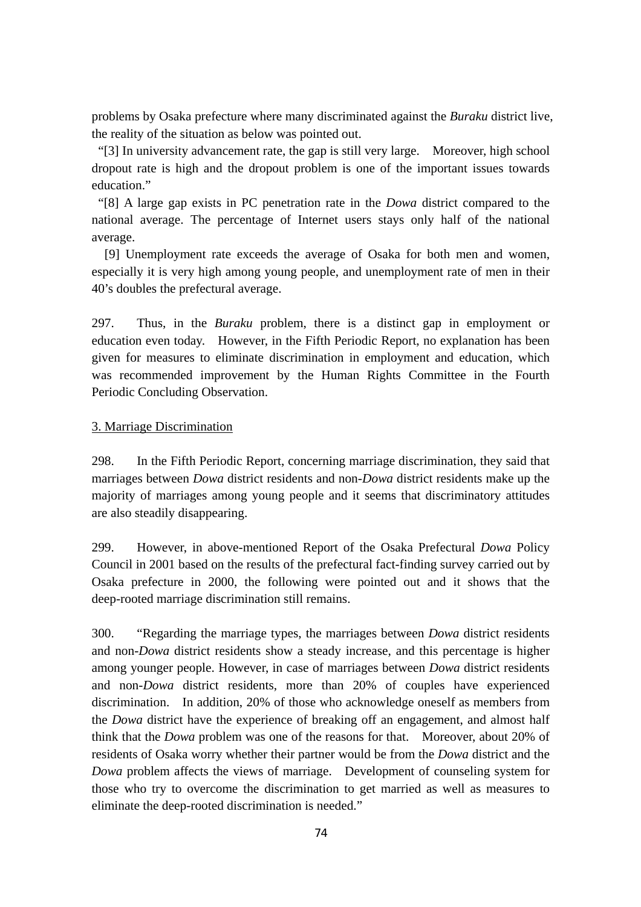problems by Osaka prefecture where many discriminated against the *Buraku* district live, the reality of the situation as below was pointed out.

"[3] In university advancement rate, the gap is still very large. Moreover, high school dropout rate is high and the dropout problem is one of the important issues towards education."

"[8] A large gap exists in PC penetration rate in the *Dowa* district compared to the national average. The percentage of Internet users stays only half of the national average.

[9] Unemployment rate exceeds the average of Osaka for both men and women, especially it is very high among young people, and unemployment rate of men in their 40's doubles the prefectural average.

297. Thus, in the *Buraku* problem, there is a distinct gap in employment or education even today. However, in the Fifth Periodic Report, no explanation has been given for measures to eliminate discrimination in employment and education, which was recommended improvement by the Human Rights Committee in the Fourth Periodic Concluding Observation.

3. Marriage Discrimination

298. In the Fifth Periodic Report, concerning marriage discrimination, they said that marriages between *Dowa* district residents and non-*Dowa* district residents make up the majority of marriages among young people and it seems that discriminatory attitudes are also steadily disappearing.

299. However, in above-mentioned Report of the Osaka Prefectural *Dowa* Policy Council in 2001 based on the results of the prefectural fact-finding survey carried out by Osaka prefecture in 2000, the following were pointed out and it shows that the deep-rooted marriage discrimination still remains.

300. "Regarding the marriage types, the marriages between *Dowa* district residents and non-*Dowa* district residents show a steady increase, and this percentage is higher among younger people. However, in case of marriages between *Dowa* district residents and non-*Dowa* district residents, more than 20% of couples have experienced discrimination. In addition, 20% of those who acknowledge oneself as members from the *Dowa* district have the experience of breaking off an engagement, and almost half think that the *Dowa* problem was one of the reasons for that. Moreover, about 20% of residents of Osaka worry whether their partner would be from the *Dowa* district and the *Dowa* problem affects the views of marriage. Development of counseling system for those who try to overcome the discrimination to get married as well as measures to eliminate the deep-rooted discrimination is needed."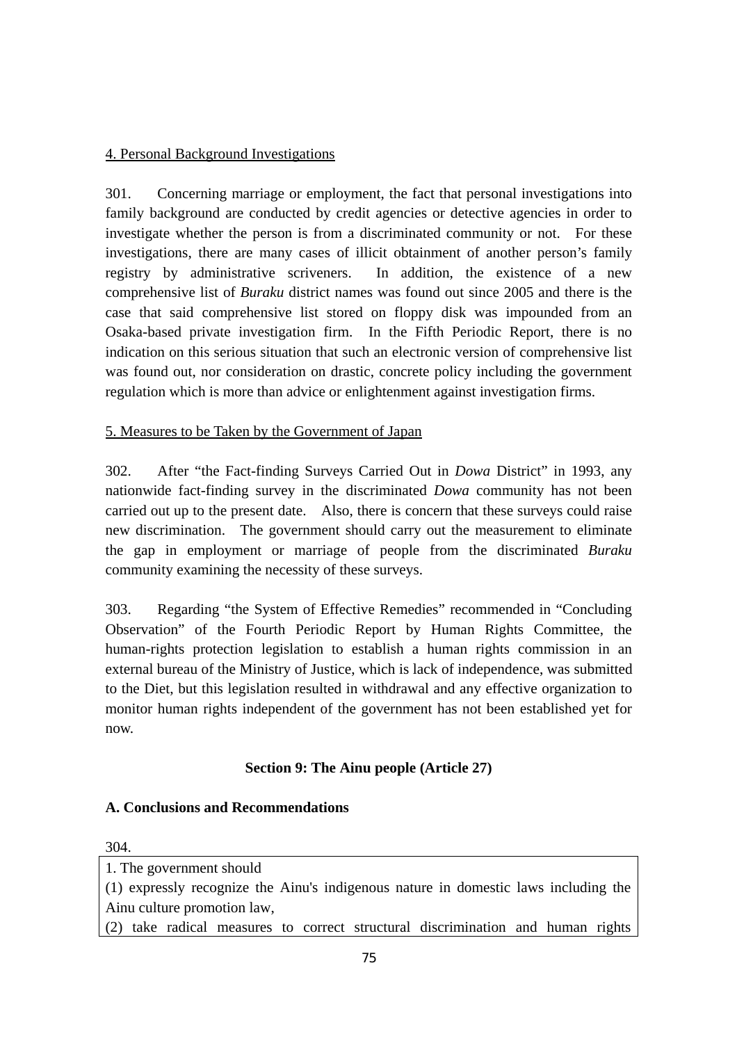4. Personal Background Investigations

301. Concerning marriage or employment, the fact that personal investigations into family background are conducted by credit agencies or detective agencies in order to investigate whether the person is from a discriminated community or not. For these investigations, there are many cases of illicit obtainment of another person's family registry by administrative scriveners. In addition, the existence of a new comprehensive list of *Buraku* district names was found out since 2005 and there is the case that said comprehensive list stored on floppy disk was impounded from an Osaka-based private investigation firm. In the Fifth Periodic Report, there is no indication on this serious situation that such an electronic version of comprehensive list was found out, nor consideration on drastic, concrete policy including the government regulation which is more than advice or enlightenment against investigation firms.

5. Measures to be Taken by the Government of Japan

302. After "the Fact-finding Surveys Carried Out in *Dowa* District" in 1993, any nationwide fact-finding survey in the discriminated *Dowa* community has not been carried out up to the present date. Also, there is concern that these surveys could raise new discrimination. The government should carry out the measurement to eliminate the gap in employment or marriage of people from the discriminated *Buraku* community examining the necessity of these surveys.

303. Regarding "the System of Effective Remedies" recommended in "Concluding Observation" of the Fourth Periodic Report by Human Rights Committee, the human-rights protection legislation to establish a human rights commission in an external bureau of the Ministry of Justice, which is lack of independence, was submitted to the Diet, but this legislation resulted in withdrawal and any effective organization to monitor human rights independent of the government has not been established yet for now.

## Section 9: The Ainu people (Article 27)

### A. Conclusions and Recommendations

304.

1. The government should
(1) expressly recognize the Ainu's indigenous nature in domestic laws including the Ainu culture promotion law,
(2) take radical measures to correct structural discrimination and human rights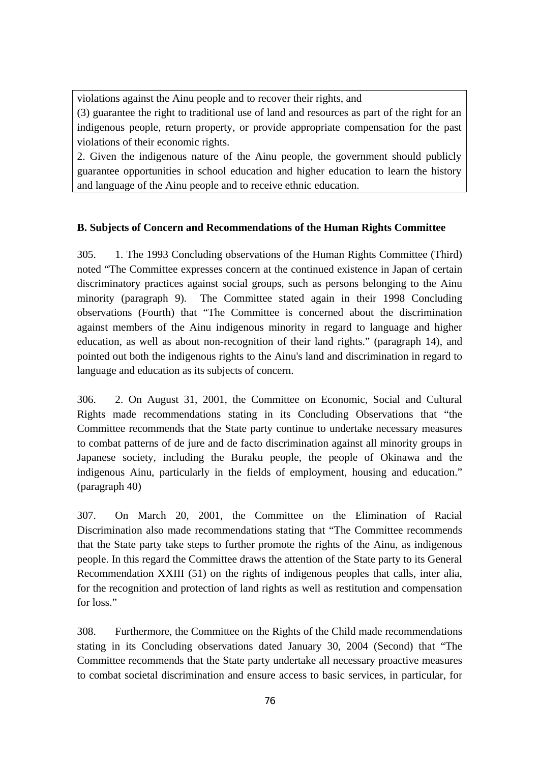violations against the Ainu people and to recover their rights, and
(3) guarantee the right to traditional use of land and resources as part of the right for an indigenous people, return property, or provide appropriate compensation for the past violations of their economic rights.
2. Given the indigenous nature of the Ainu people, the government should publicly guarantee opportunities in school education and higher education to learn the history and language of the Ainu people and to receive ethnic education.

**B. Subjects of Concern and Recommendations of the Human Rights Committee**

305. 1. The 1993 Concluding observations of the Human Rights Committee (Third) noted "The Committee expresses concern at the continued existence in Japan of certain discriminatory practices against social groups, such as persons belonging to the Ainu minority (paragraph 9). The Committee stated again in their 1998 Concluding observations (Fourth) that "The Committee is concerned about the discrimination against members of the Ainu indigenous minority in regard to language and higher education, as well as about non-recognition of their land rights." (paragraph 14), and pointed out both the indigenous rights to the Ainu's land and discrimination in regard to language and education as its subjects of concern.

306. 2. On August 31, 2001, the Committee on Economic, Social and Cultural Rights made recommendations stating in its Concluding Observations that "the Committee recommends that the State party continue to undertake necessary measures to combat patterns of de jure and de facto discrimination against all minority groups in Japanese society, including the Buraku people, the people of Okinawa and the indigenous Ainu, particularly in the fields of employment, housing and education." (paragraph 40)

307. On March 20, 2001, the Committee on the Elimination of Racial Discrimination also made recommendations stating that "The Committee recommends that the State party take steps to further promote the rights of the Ainu, as indigenous people. In this regard the Committee draws the attention of the State party to its General Recommendation XXIII (51) on the rights of indigenous peoples that calls, inter alia, for the recognition and protection of land rights as well as restitution and compensation for loss."

308. Furthermore, the Committee on the Rights of the Child made recommendations stating in its Concluding observations dated January 30, 2004 (Second) that "The Committee recommends that the State party undertake all necessary proactive measures to combat societal discrimination and ensure access to basic services, in particular, for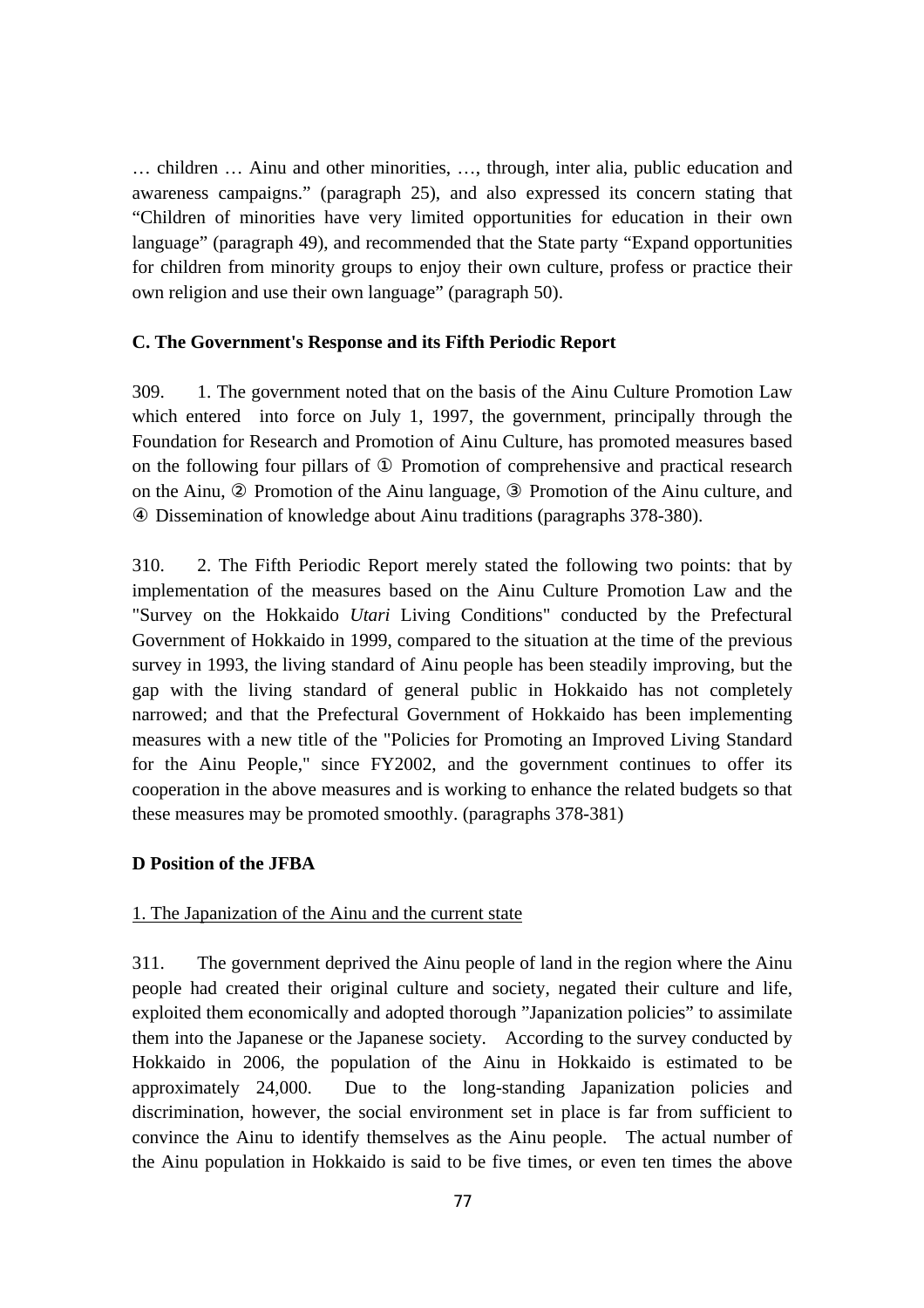… children … Ainu and other minorities, …, through, inter alia, public education and awareness campaigns." (paragraph 25), and also expressed its concern stating that "Children of minorities have very limited opportunities for education in their own language" (paragraph 49), and recommended that the State party "Expand opportunities for children from minority groups to enjoy their own culture, profess or practice their own religion and use their own language" (paragraph 50).

**C. The Government's Response and its Fifth Periodic Report**

309. 1. The government noted that on the basis of the Ainu Culture Promotion Law which entered into force on July 1, 1997, the government, principally through the Foundation for Research and Promotion of Ainu Culture, has promoted measures based on the following four pillars of ① Promotion of comprehensive and practical research on the Ainu, ② Promotion of the Ainu language, ③ Promotion of the Ainu culture, and ④ Dissemination of knowledge about Ainu traditions (paragraphs 378-380).

310. 2. The Fifth Periodic Report merely stated the following two points: that by implementation of the measures based on the Ainu Culture Promotion Law and the "Survey on the Hokkaido *Utari* Living Conditions" conducted by the Prefectural Government of Hokkaido in 1999, compared to the situation at the time of the previous survey in 1993, the living standard of Ainu people has been steadily improving, but the gap with the living standard of general public in Hokkaido has not completely narrowed; and that the Prefectural Government of Hokkaido has been implementing measures with a new title of the "Policies for Promoting an Improved Living Standard for the Ainu People," since FY2002, and the government continues to offer its cooperation in the above measures and is working to enhance the related budgets so that these measures may be promoted smoothly. (paragraphs 378-381)

**D Position of the JFBA**

1. The Japanization of the Ainu and the current state

311. The government deprived the Ainu people of land in the region where the Ainu people had created their original culture and society, negated their culture and life, exploited them economically and adopted thorough "Japanization policies" to assimilate them into the Japanese or the Japanese society. According to the survey conducted by Hokkaido in 2006, the population of the Ainu in Hokkaido is estimated to be approximately 24,000. Due to the long-standing Japanization policies and discrimination, however, the social environment set in place is far from sufficient to convince the Ainu to identify themselves as the Ainu people. The actual number of the Ainu population in Hokkaido is said to be five times, or even ten times the above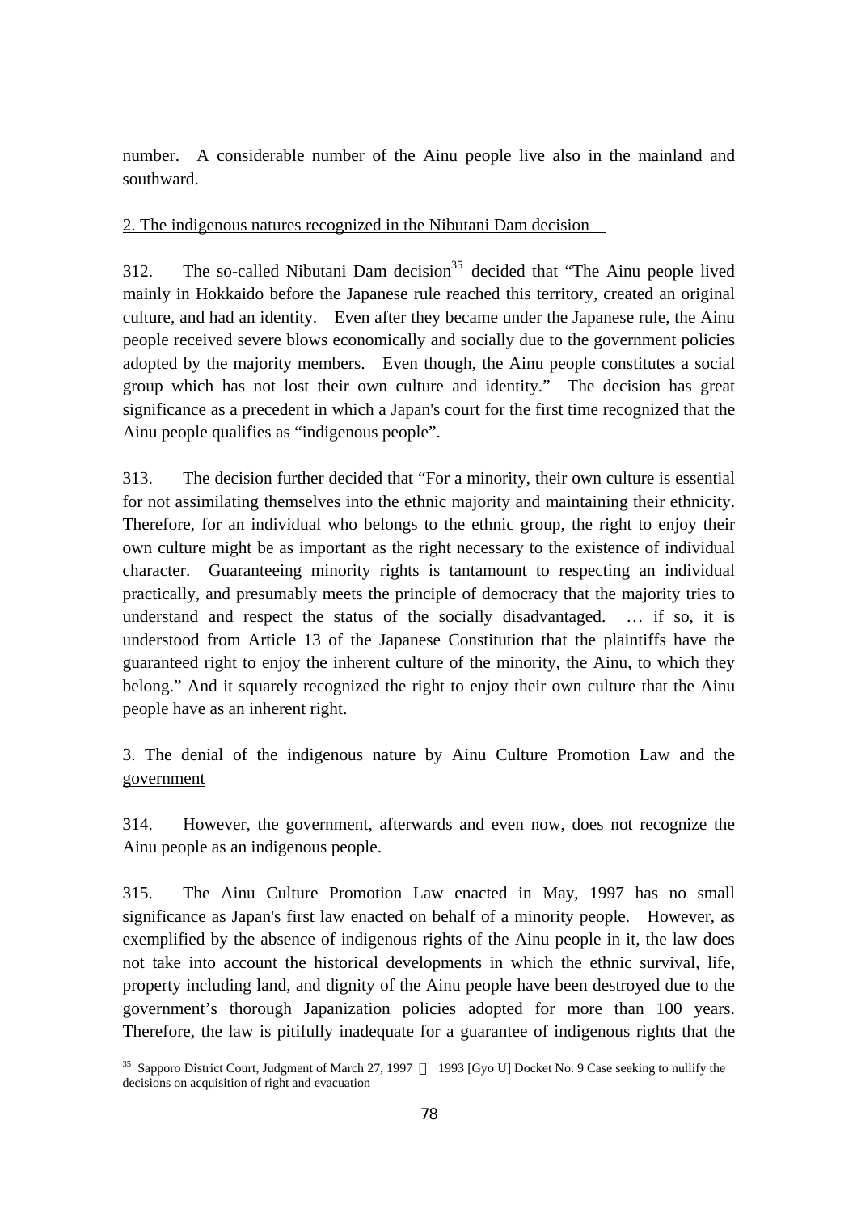number. A considerable number of the Ainu people live also in the mainland and southward.

2. The indigenous natures recognized in the Nibutani Dam decision

312. The so-called Nibutani Dam decision[35] decided that "The Ainu people lived mainly in Hokkaido before the Japanese rule reached this territory, created an original culture, and had an identity. Even after they became under the Japanese rule, the Ainu people received severe blows economically and socially due to the government policies adopted by the majority members. Even though, the Ainu people constitutes a social group which has not lost their own culture and identity." The decision has great significance as a precedent in which a Japan's court for the first time recognized that the Ainu people qualifies as "indigenous people".

313. The decision further decided that "For a minority, their own culture is essential for not assimilating themselves into the ethnic majority and maintaining their ethnicity. Therefore, for an individual who belongs to the ethnic group, the right to enjoy their own culture might be as important as the right necessary to the existence of individual character. Guaranteeing minority rights is tantamount to respecting an individual practically, and presumably meets the principle of democracy that the majority tries to understand and respect the status of the socially disadvantaged. … if so, it is understood from Article 13 of the Japanese Constitution that the plaintiffs have the guaranteed right to enjoy the inherent culture of the minority, the Ainu, to which they belong." And it squarely recognized the right to enjoy their own culture that the Ainu people have as an inherent right.

3. The denial of the indigenous nature by Ainu Culture Promotion Law and the government

314. However, the government, afterwards and even now, does not recognize the Ainu people as an indigenous people.

315. The Ainu Culture Promotion Law enacted in May, 1997 has no small significance as Japan's first law enacted on behalf of a minority people. However, as exemplified by the absence of indigenous rights of the Ainu people in it, the law does not take into account the historical developments in which the ethnic survival, life, property including land, and dignity of the Ainu people have been destroyed due to the government's thorough Japanization policies adopted for more than 100 years. Therefore, the law is pitifully inadequate for a guarantee of indigenous rights that the

[35] Sapporo District Court, Judgment of March 27, 1997 1993 [Gyo U] Docket No. 9 Case seeking to nullify the decisions on acquisition of right and evacuation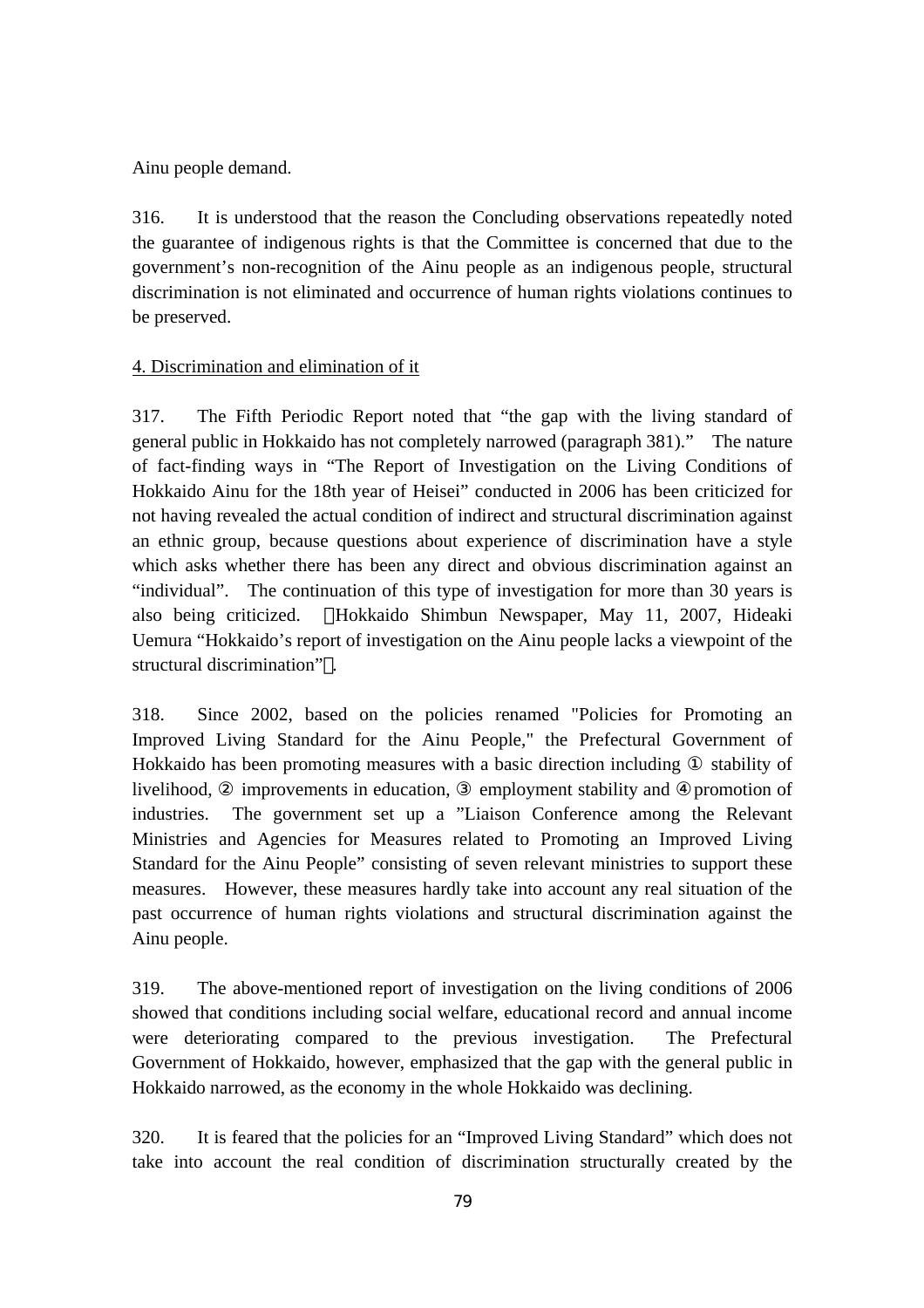Ainu people demand.

316. It is understood that the reason the Concluding observations repeatedly noted the guarantee of indigenous rights is that the Committee is concerned that due to the government's non-recognition of the Ainu people as an indigenous people, structural discrimination is not eliminated and occurrence of human rights violations continues to be preserved.

4. Discrimination and elimination of it

317. The Fifth Periodic Report noted that "the gap with the living standard of general public in Hokkaido has not completely narrowed (paragraph 381)." The nature of fact-finding ways in "The Report of Investigation on the Living Conditions of Hokkaido Ainu for the 18th year of Heisei" conducted in 2006 has been criticized for not having revealed the actual condition of indirect and structural discrimination against an ethnic group, because questions about experience of discrimination have a style which asks whether there has been any direct and obvious discrimination against an "individual". The continuation of this type of investigation for more than 30 years is also being criticized. （Hokkaido Shimbun Newspaper, May 11, 2007, Hideaki Uemura "Hokkaido's report of investigation on the Ainu people lacks a viewpoint of the structural discrimination"）.

318. Since 2002, based on the policies renamed "Policies for Promoting an Improved Living Standard for the Ainu People," the Prefectural Government of Hokkaido has been promoting measures with a basic direction including ① stability of livelihood, ② improvements in education, ③ employment stability and ④ promotion of industries. The government set up a "Liaison Conference among the Relevant Ministries and Agencies for Measures related to Promoting an Improved Living Standard for the Ainu People" consisting of seven relevant ministries to support these measures. However, these measures hardly take into account any real situation of the past occurrence of human rights violations and structural discrimination against the Ainu people.

319. The above-mentioned report of investigation on the living conditions of 2006 showed that conditions including social welfare, educational record and annual income were deteriorating compared to the previous investigation. The Prefectural Government of Hokkaido, however, emphasized that the gap with the general public in Hokkaido narrowed, as the economy in the whole Hokkaido was declining.

320. It is feared that the policies for an "Improved Living Standard" which does not take into account the real condition of discrimination structurally created by the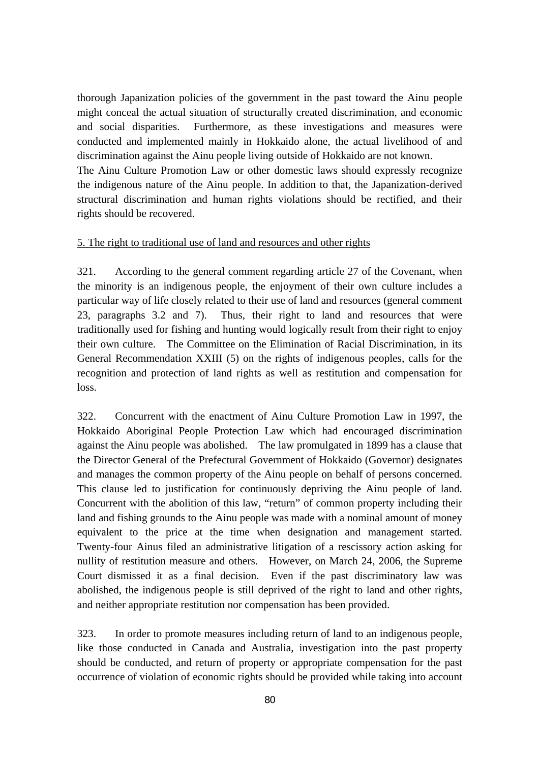thorough Japanization policies of the government in the past toward the Ainu people might conceal the actual situation of structurally created discrimination, and economic and social disparities. Furthermore, as these investigations and measures were conducted and implemented mainly in Hokkaido alone, the actual livelihood of and discrimination against the Ainu people living outside of Hokkaido are not known.

The Ainu Culture Promotion Law or other domestic laws should expressly recognize the indigenous nature of the Ainu people. In addition to that, the Japanization-derived structural discrimination and human rights violations should be rectified, and their rights should be recovered.

<u>5. The right to traditional use of land and resources and other rights</u>

321. According to the general comment regarding article 27 of the Covenant, when the minority is an indigenous people, the enjoyment of their own culture includes a particular way of life closely related to their use of land and resources (general comment 23, paragraphs 3.2 and 7). Thus, their right to land and resources that were traditionally used for fishing and hunting would logically result from their right to enjoy their own culture. The Committee on the Elimination of Racial Discrimination, in its General Recommendation XXIII (5) on the rights of indigenous peoples, calls for the recognition and protection of land rights as well as restitution and compensation for loss.

322. Concurrent with the enactment of Ainu Culture Promotion Law in 1997, the Hokkaido Aboriginal People Protection Law which had encouraged discrimination against the Ainu people was abolished. The law promulgated in 1899 has a clause that the Director General of the Prefectural Government of Hokkaido (Governor) designates and manages the common property of the Ainu people on behalf of persons concerned. This clause led to justification for continuously depriving the Ainu people of land. Concurrent with the abolition of this law, "return" of common property including their land and fishing grounds to the Ainu people was made with a nominal amount of money equivalent to the price at the time when designation and management started. Twenty-four Ainus filed an administrative litigation of a rescissory action asking for nullity of restitution measure and others. However, on March 24, 2006, the Supreme Court dismissed it as a final decision. Even if the past discriminatory law was abolished, the indigenous people is still deprived of the right to land and other rights, and neither appropriate restitution nor compensation has been provided.

323. In order to promote measures including return of land to an indigenous people, like those conducted in Canada and Australia, investigation into the past property should be conducted, and return of property or appropriate compensation for the past occurrence of violation of economic rights should be provided while taking into account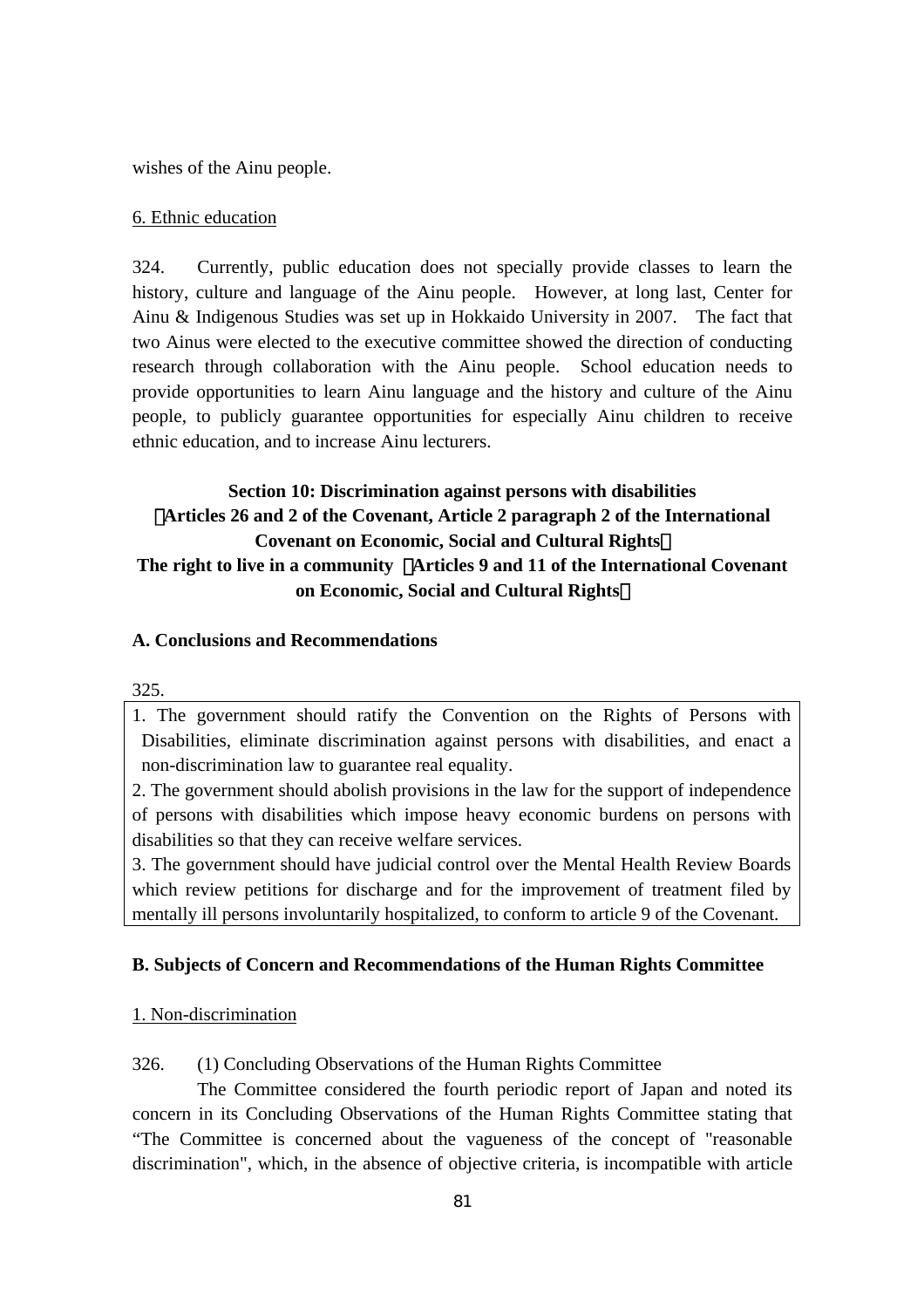wishes of the Ainu people.

6. Ethnic education

324. Currently, public education does not specially provide classes to learn the history, culture and language of the Ainu people. However, at long last, Center for Ainu & Indigenous Studies was set up in Hokkaido University in 2007. The fact that two Ainus were elected to the executive committee showed the direction of conducting research through collaboration with the Ainu people. School education needs to provide opportunities to learn Ainu language and the history and culture of the Ainu people, to publicly guarantee opportunities for especially Ainu children to receive ethnic education, and to increase Ainu lecturers.

## Section 10: Discrimination against persons with disabilities （Articles 26 and 2 of the Covenant, Article 2 paragraph 2 of the International Covenant on Economic, Social and Cultural Rights） The right to live in a community （Articles 9 and 11 of the International Covenant on Economic, Social and Cultural Rights）

### A. Conclusions and Recommendations

325.

1. The government should ratify the Convention on the Rights of Persons with Disabilities, eliminate discrimination against persons with disabilities, and enact a non-discrimination law to guarantee real equality.
2. The government should abolish provisions in the law for the support of independence of persons with disabilities which impose heavy economic burdens on persons with disabilities so that they can receive welfare services.
3. The government should have judicial control over the Mental Health Review Boards which review petitions for discharge and for the improvement of treatment filed by mentally ill persons involuntarily hospitalized, to conform to article 9 of the Covenant.

### B. Subjects of Concern and Recommendations of the Human Rights Committee

1. Non-discrimination

326. (1) Concluding Observations of the Human Rights Committee

The Committee considered the fourth periodic report of Japan and noted its concern in its Concluding Observations of the Human Rights Committee stating that "The Committee is concerned about the vagueness of the concept of "reasonable discrimination", which, in the absence of objective criteria, is incompatible with article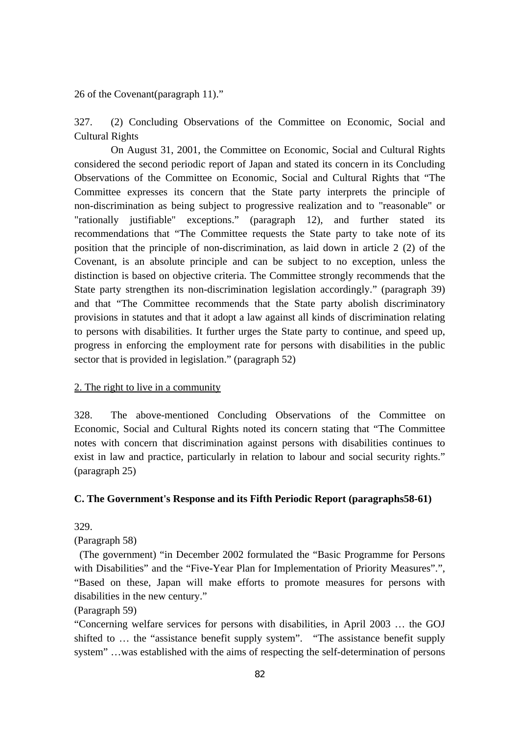26 of the Covenant(paragraph 11)."

327. (2) Concluding Observations of the Committee on Economic, Social and Cultural Rights

On August 31, 2001, the Committee on Economic, Social and Cultural Rights considered the second periodic report of Japan and stated its concern in its Concluding Observations of the Committee on Economic, Social and Cultural Rights that "The Committee expresses its concern that the State party interprets the principle of non-discrimination as being subject to progressive realization and to "reasonable" or "rationally justifiable" exceptions." (paragraph 12), and further stated its recommendations that "The Committee requests the State party to take note of its position that the principle of non-discrimination, as laid down in article 2 (2) of the Covenant, is an absolute principle and can be subject to no exception, unless the distinction is based on objective criteria. The Committee strongly recommends that the State party strengthen its non-discrimination legislation accordingly." (paragraph 39) and that "The Committee recommends that the State party abolish discriminatory provisions in statutes and that it adopt a law against all kinds of discrimination relating to persons with disabilities. It further urges the State party to continue, and speed up, progress in enforcing the employment rate for persons with disabilities in the public sector that is provided in legislation." (paragraph 52)

2. The right to live in a community

328. The above-mentioned Concluding Observations of the Committee on Economic, Social and Cultural Rights noted its concern stating that "The Committee notes with concern that discrimination against persons with disabilities continues to exist in law and practice, particularly in relation to labour and social security rights." (paragraph 25)

**C. The Government's Response and its Fifth Periodic Report (paragraphs58-61)**

329.

(Paragraph 58)

(The government) "in December 2002 formulated the "Basic Programme for Persons with Disabilities" and the "Five-Year Plan for Implementation of Priority Measures".", "Based on these, Japan will make efforts to promote measures for persons with disabilities in the new century."

(Paragraph 59)

"Concerning welfare services for persons with disabilities, in April 2003 … the GOJ shifted to … the "assistance benefit supply system". "The assistance benefit supply system" …was established with the aims of respecting the self-determination of persons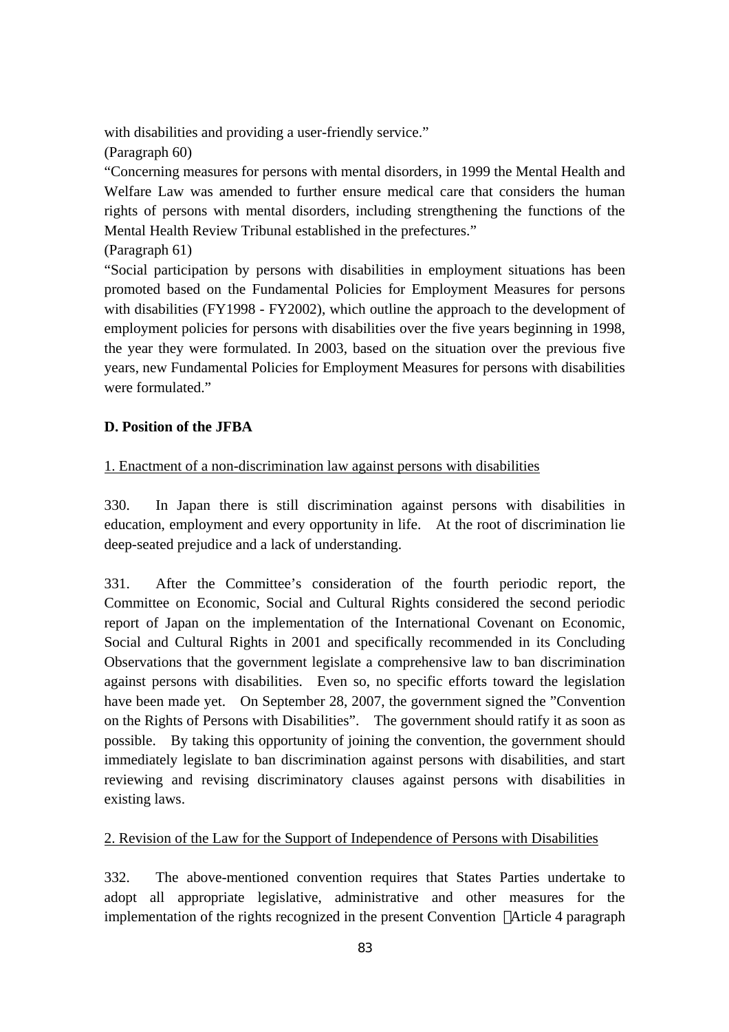with disabilities and providing a user-friendly service."

(Paragraph 60)

"Concerning measures for persons with mental disorders, in 1999 the Mental Health and Welfare Law was amended to further ensure medical care that considers the human rights of persons with mental disorders, including strengthening the functions of the Mental Health Review Tribunal established in the prefectures."

(Paragraph 61)

"Social participation by persons with disabilities in employment situations has been promoted based on the Fundamental Policies for Employment Measures for persons with disabilities (FY1998 - FY2002), which outline the approach to the development of employment policies for persons with disabilities over the five years beginning in 1998, the year they were formulated. In 2003, based on the situation over the previous five years, new Fundamental Policies for Employment Measures for persons with disabilities were formulated."

**D. Position of the JFBA**

1. Enactment of a non-discrimination law against persons with disabilities

330. In Japan there is still discrimination against persons with disabilities in education, employment and every opportunity in life. At the root of discrimination lie deep-seated prejudice and a lack of understanding.

331. After the Committee's consideration of the fourth periodic report, the Committee on Economic, Social and Cultural Rights considered the second periodic report of Japan on the implementation of the International Covenant on Economic, Social and Cultural Rights in 2001 and specifically recommended in its Concluding Observations that the government legislate a comprehensive law to ban discrimination against persons with disabilities. Even so, no specific efforts toward the legislation have been made yet. On September 28, 2007, the government signed the "Convention on the Rights of Persons with Disabilities". The government should ratify it as soon as possible. By taking this opportunity of joining the convention, the government should immediately legislate to ban discrimination against persons with disabilities, and start reviewing and revising discriminatory clauses against persons with disabilities in existing laws.

2. Revision of the Law for the Support of Independence of Persons with Disabilities

332. The above-mentioned convention requires that States Parties undertake to adopt all appropriate legislative, administrative and other measures for the implementation of the rights recognized in the present Convention （Article 4 paragraph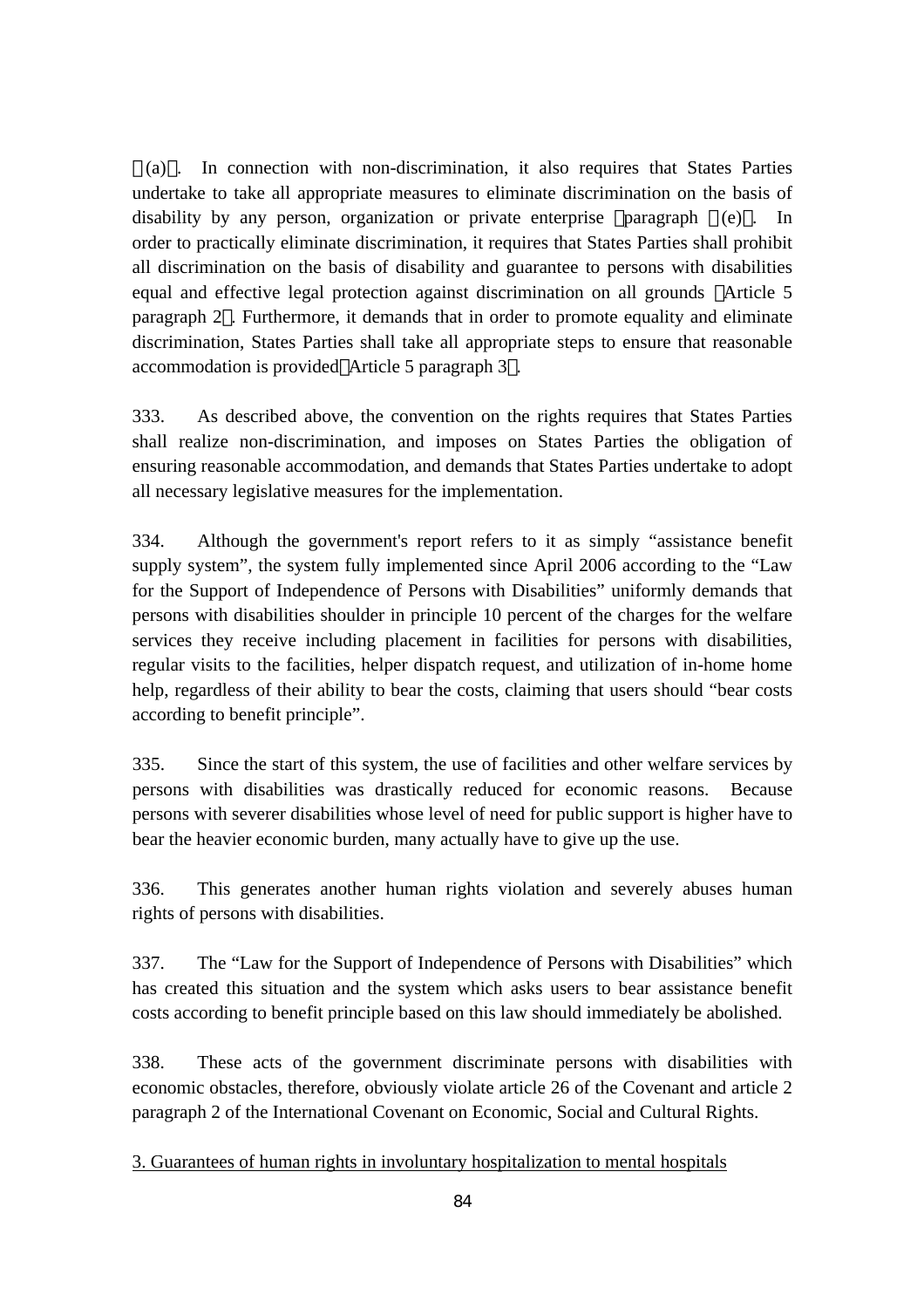(a). In connection with non-discrimination, it also requires that States Parties undertake to take all appropriate measures to eliminate discrimination on the basis of disability by any person, organization or private enterprise paragraph (e). In order to practically eliminate discrimination, it requires that States Parties shall prohibit all discrimination on the basis of disability and guarantee to persons with disabilities equal and effective legal protection against discrimination on all grounds Article 5 paragraph 2. Furthermore, it demands that in order to promote equality and eliminate discrimination, States Parties shall take all appropriate steps to ensure that reasonable accommodation is provided Article 5 paragraph 3.

333. As described above, the convention on the rights requires that States Parties shall realize non-discrimination, and imposes on States Parties the obligation of ensuring reasonable accommodation, and demands that States Parties undertake to adopt all necessary legislative measures for the implementation.

334. Although the government's report refers to it as simply "assistance benefit supply system", the system fully implemented since April 2006 according to the "Law for the Support of Independence of Persons with Disabilities" uniformly demands that persons with disabilities shoulder in principle 10 percent of the charges for the welfare services they receive including placement in facilities for persons with disabilities, regular visits to the facilities, helper dispatch request, and utilization of in-home home help, regardless of their ability to bear the costs, claiming that users should "bear costs according to benefit principle".

335. Since the start of this system, the use of facilities and other welfare services by persons with disabilities was drastically reduced for economic reasons. Because persons with severer disabilities whose level of need for public support is higher have to bear the heavier economic burden, many actually have to give up the use.

336. This generates another human rights violation and severely abuses human rights of persons with disabilities.

337. The "Law for the Support of Independence of Persons with Disabilities" which has created this situation and the system which asks users to bear assistance benefit costs according to benefit principle based on this law should immediately be abolished.

338. These acts of the government discriminate persons with disabilities with economic obstacles, therefore, obviously violate article 26 of the Covenant and article 2 paragraph 2 of the International Covenant on Economic, Social and Cultural Rights.

### 3. Guarantees of human rights in involuntary hospitalization to mental hospitals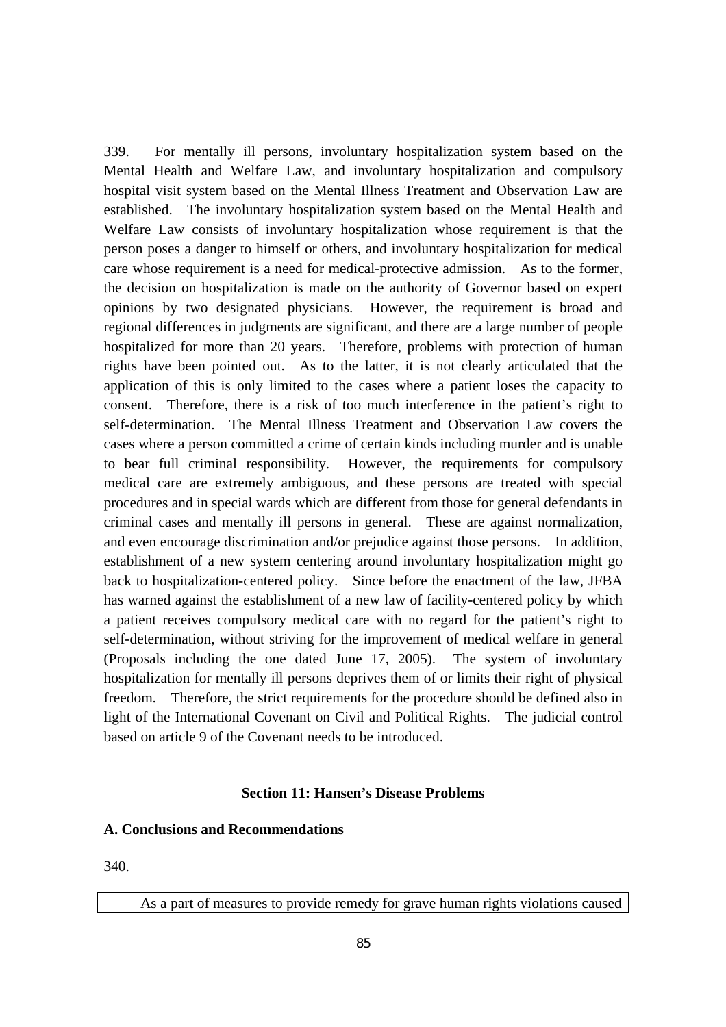339. For mentally ill persons, involuntary hospitalization system based on the Mental Health and Welfare Law, and involuntary hospitalization and compulsory hospital visit system based on the Mental Illness Treatment and Observation Law are established. The involuntary hospitalization system based on the Mental Health and Welfare Law consists of involuntary hospitalization whose requirement is that the person poses a danger to himself or others, and involuntary hospitalization for medical care whose requirement is a need for medical-protective admission. As to the former, the decision on hospitalization is made on the authority of Governor based on expert opinions by two designated physicians. However, the requirement is broad and regional differences in judgments are significant, and there are a large number of people hospitalized for more than 20 years. Therefore, problems with protection of human rights have been pointed out. As to the latter, it is not clearly articulated that the application of this is only limited to the cases where a patient loses the capacity to consent. Therefore, there is a risk of too much interference in the patient's right to self-determination. The Mental Illness Treatment and Observation Law covers the cases where a person committed a crime of certain kinds including murder and is unable to bear full criminal responsibility. However, the requirements for compulsory medical care are extremely ambiguous, and these persons are treated with special procedures and in special wards which are different from those for general defendants in criminal cases and mentally ill persons in general. These are against normalization, and even encourage discrimination and/or prejudice against those persons. In addition, establishment of a new system centering around involuntary hospitalization might go back to hospitalization-centered policy. Since before the enactment of the law, JFBA has warned against the establishment of a new law of facility-centered policy by which a patient receives compulsory medical care with no regard for the patient's right to self-determination, without striving for the improvement of medical welfare in general (Proposals including the one dated June 17, 2005). The system of involuntary hospitalization for mentally ill persons deprives them of or limits their right of physical freedom. Therefore, the strict requirements for the procedure should be defined also in light of the International Covenant on Civil and Political Rights. The judicial control based on article 9 of the Covenant needs to be introduced.

### Section 11: Hansen's Disease Problems

**A. Conclusions and Recommendations**

340.

As a part of measures to provide remedy for grave human rights violations caused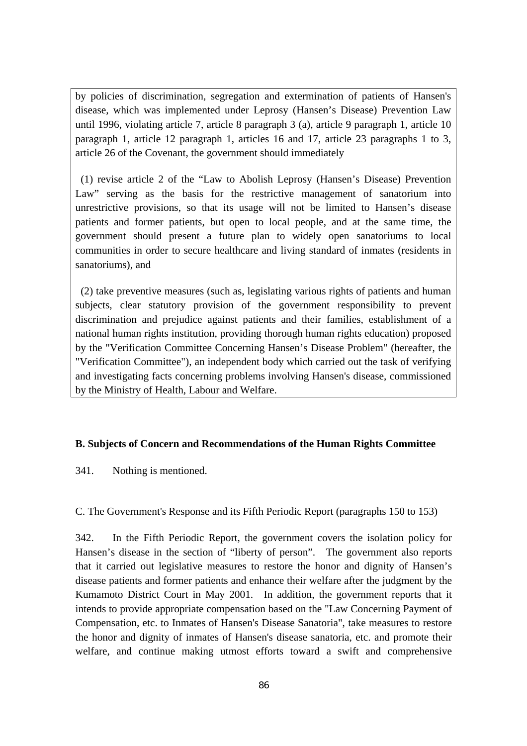by policies of discrimination, segregation and extermination of patients of Hansen's disease, which was implemented under Leprosy (Hansen’s Disease) Prevention Law until 1996, violating article 7, article 8 paragraph 3 (a), article 9 paragraph 1, article 10 paragraph 1, article 12 paragraph 1, articles 16 and 17, article 23 paragraphs 1 to 3, article 26 of the Covenant, the government should immediately

(1) revise article 2 of the “Law to Abolish Leprosy (Hansen’s Disease) Prevention Law” serving as the basis for the restrictive management of sanatorium into unrestrictive provisions, so that its usage will not be limited to Hansen’s disease patients and former patients, but open to local people, and at the same time, the government should present a future plan to widely open sanatoriums to local communities in order to secure healthcare and living standard of inmates (residents in sanatoriums), and

(2) take preventive measures (such as, legislating various rights of patients and human subjects, clear statutory provision of the government responsibility to prevent discrimination and prejudice against patients and their families, establishment of a national human rights institution, providing thorough human rights education) proposed by the "Verification Committee Concerning Hansen’s Disease Problem" (hereafter, the "Verification Committee"), an independent body which carried out the task of verifying and investigating facts concerning problems involving Hansen's disease, commissioned by the Ministry of Health, Labour and Welfare.

**B. Subjects of Concern and Recommendations of the Human Rights Committee**

341. Nothing is mentioned.

C. The Government's Response and its Fifth Periodic Report (paragraphs 150 to 153)

342. In the Fifth Periodic Report, the government covers the isolation policy for Hansen’s disease in the section of “liberty of person”. The government also reports that it carried out legislative measures to restore the honor and dignity of Hansen’s disease patients and former patients and enhance their welfare after the judgment by the Kumamoto District Court in May 2001. In addition, the government reports that it intends to provide appropriate compensation based on the "Law Concerning Payment of Compensation, etc. to Inmates of Hansen's Disease Sanatoria", take measures to restore the honor and dignity of inmates of Hansen's disease sanatoria, etc. and promote their welfare, and continue making utmost efforts toward a swift and comprehensive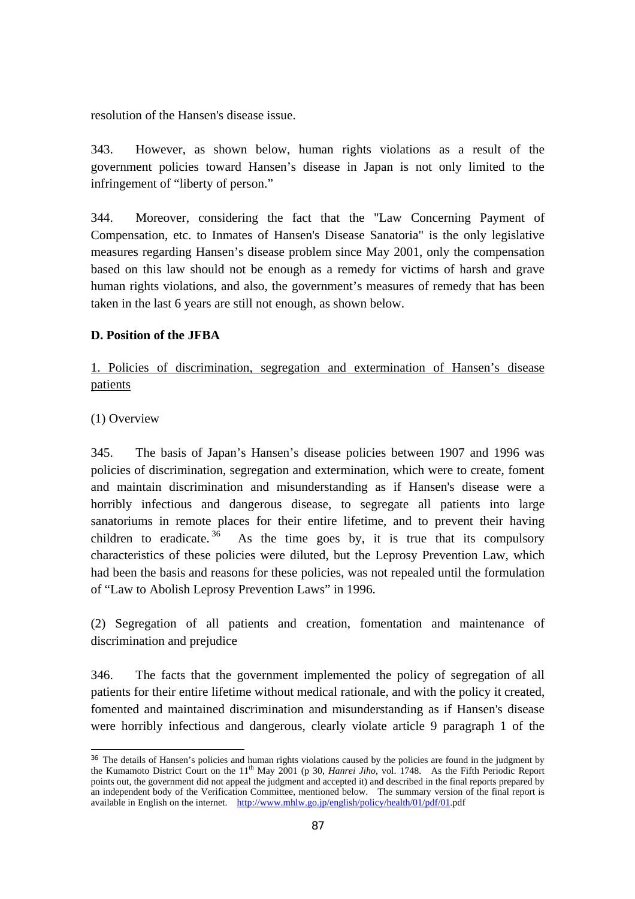resolution of the Hansen's disease issue.

343. However, as shown below, human rights violations as a result of the government policies toward Hansen’s disease in Japan is not only limited to the infringement of “liberty of person.”

344. Moreover, considering the fact that the "Law Concerning Payment of Compensation, etc. to Inmates of Hansen's Disease Sanatoria" is the only legislative measures regarding Hansen’s disease problem since May 2001, only the compensation based on this law should not be enough as a remedy for victims of harsh and grave human rights violations, and also, the government’s measures of remedy that has been taken in the last 6 years are still not enough, as shown below.

**D. Position of the JFBA**

1. Policies of discrimination, segregation and extermination of Hansen’s disease patients

(1) Overview

345. The basis of Japan’s Hansen’s disease policies between 1907 and 1996 was policies of discrimination, segregation and extermination, which were to create, foment and maintain discrimination and misunderstanding as if Hansen's disease were a horribly infectious and dangerous disease, to segregate all patients into large sanatoriums in remote places for their entire lifetime, and to prevent their having children to eradicate.[36] As the time goes by, it is true that its compulsory characteristics of these policies were diluted, but the Leprosy Prevention Law, which had been the basis and reasons for these policies, was not repealed until the formulation of “Law to Abolish Leprosy Prevention Laws” in 1996.

(2) Segregation of all patients and creation, fomentation and maintenance of discrimination and prejudice

346. The facts that the government implemented the policy of segregation of all patients for their entire lifetime without medical rationale, and with the policy it created, fomented and maintained discrimination and misunderstanding as if Hansen's disease were horribly infectious and dangerous, clearly violate article 9 paragraph 1 of the

---

[36] The details of Hansen’s policies and human rights violations caused by the policies are found in the judgment by the Kumamoto District Court on the 11th May 2001 (p 30, *Hanrei Jiho*, vol. 1748. As the Fifth Periodic Report points out, the government did not appeal the judgment and accepted it) and described in the final reports prepared by an independent body of the Verification Committee, mentioned below. The summary version of the final report is available in English on the internet. http://www.mhlw.go.jp/english/policy/health/01/pdf/01.pdf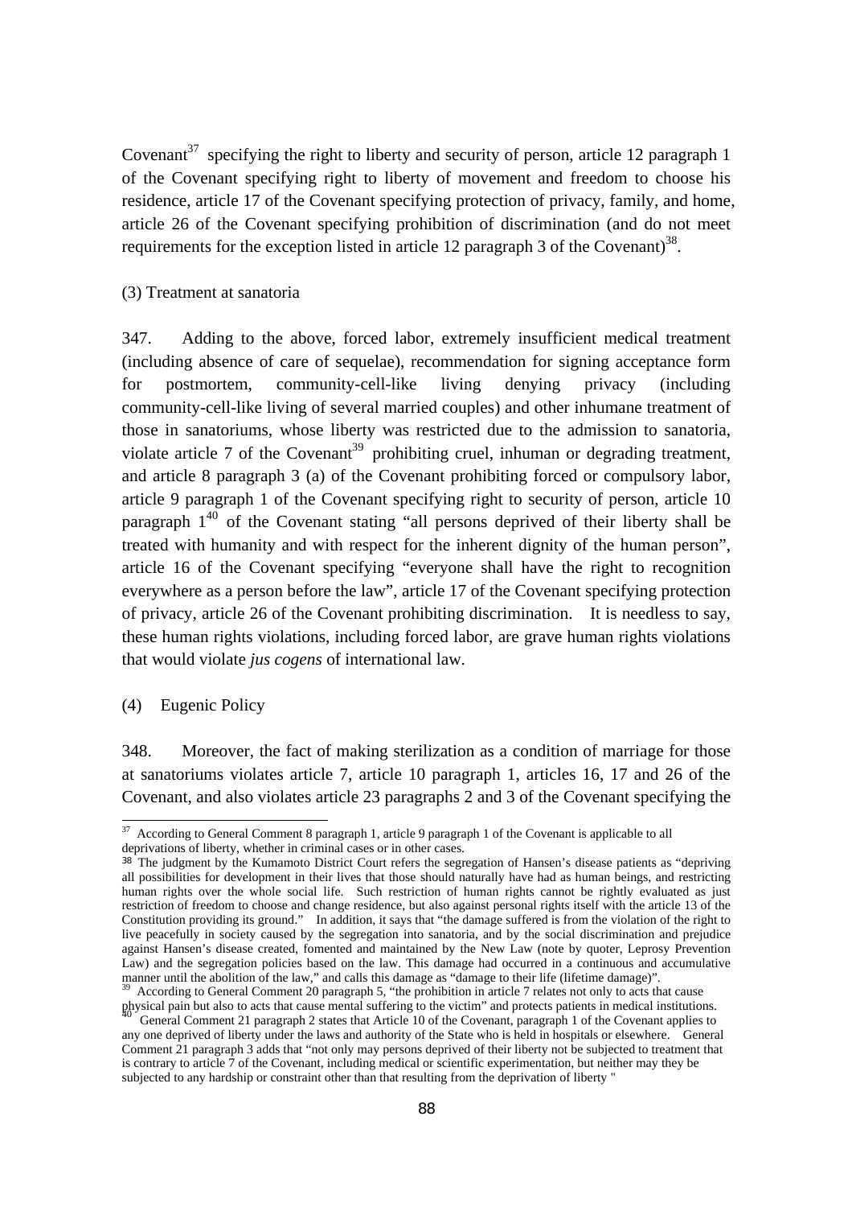Covenant[37] specifying the right to liberty and security of person, article 12 paragraph 1 of the Covenant specifying right to liberty of movement and freedom to choose his residence, article 17 of the Covenant specifying protection of privacy, family, and home, article 26 of the Covenant specifying prohibition of discrimination (and do not meet requirements for the exception listed in article 12 paragraph 3 of the Covenant)[38].

(3) Treatment at sanatoria

347. Adding to the above, forced labor, extremely insufficient medical treatment (including absence of care of sequelae), recommendation for signing acceptance form for postmortem, community-cell-like living denying privacy (including community-cell-like living of several married couples) and other inhumane treatment of those in sanatoriums, whose liberty was restricted due to the admission to sanatoria, violate article 7 of the Covenant[39] prohibiting cruel, inhuman or degrading treatment, and article 8 paragraph 3 (a) of the Covenant prohibiting forced or compulsory labor, article 9 paragraph 1 of the Covenant specifying right to security of person, article 10 paragraph 1[40] of the Covenant stating "all persons deprived of their liberty shall be treated with humanity and with respect for the inherent dignity of the human person", article 16 of the Covenant specifying "everyone shall have the right to recognition everywhere as a person before the law", article 17 of the Covenant specifying protection of privacy, article 26 of the Covenant prohibiting discrimination. It is needless to say, these human rights violations, including forced labor, are grave human rights violations that would violate *jus cogens* of international law.

(4) Eugenic Policy

348. Moreover, the fact of making sterilization as a condition of marriage for those at sanatoriums violates article 7, article 10 paragraph 1, articles 16, 17 and 26 of the Covenant, and also violates article 23 paragraphs 2 and 3 of the Covenant specifying the

---

[37] According to General Comment 8 paragraph 1, article 9 paragraph 1 of the Covenant is applicable to all deprivations of liberty, whether in criminal cases or in other cases.

[38] The judgment by the Kumamoto District Court refers the segregation of Hansen's disease patients as "depriving all possibilities for development in their lives that those should naturally have had as human beings, and restricting human rights over the whole social life. Such restriction of human rights cannot be rightly evaluated as just restriction of freedom to choose and change residence, but also against personal rights itself with the article 13 of the Constitution providing its ground." In addition, it says that "the damage suffered is from the violation of the right to live peacefully in society caused by the segregation into sanatoria, and by the social discrimination and prejudice against Hansen's disease created, fomented and maintained by the New Law (note by quoter, Leprosy Prevention Law) and the segregation policies based on the law. This damage had occurred in a continuous and accumulative manner until the abolition of the law," and calls this damage as "damage to their life (lifetime damage)".

[39] According to General Comment 20 paragraph 5, "the prohibition in article 7 relates not only to acts that cause physical pain but also to acts that cause mental suffering to the victim" and protects patients in medical institutions.

[40] General Comment 21 paragraph 2 states that Article 10 of the Covenant, paragraph 1 of the Covenant applies to any one deprived of liberty under the laws and authority of the State who is held in hospitals or elsewhere. General Comment 21 paragraph 3 adds that "not only may persons deprived of their liberty not be subjected to treatment that is contrary to article 7 of the Covenant, including medical or scientific experimentation, but neither may they be subjected to any hardship or constraint other than that resulting from the deprivation of liberty "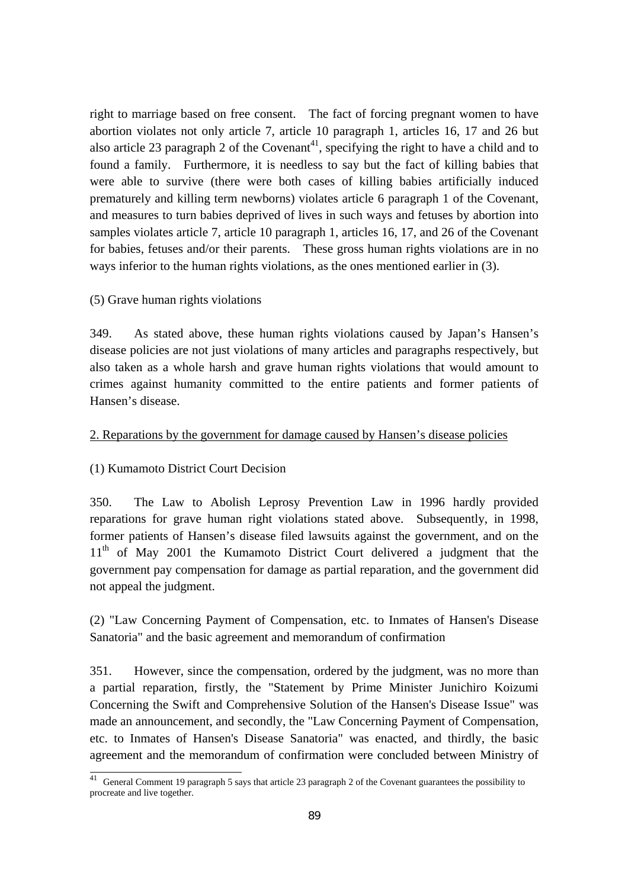right to marriage based on free consent. The fact of forcing pregnant women to have abortion violates not only article 7, article 10 paragraph 1, articles 16, 17 and 26 but also article 23 paragraph 2 of the Covenant[41], specifying the right to have a child and to found a family. Furthermore, it is needless to say but the fact of killing babies that were able to survive (there were both cases of killing babies artificially induced prematurely and killing term newborns) violates article 6 paragraph 1 of the Covenant, and measures to turn babies deprived of lives in such ways and fetuses by abortion into samples violates article 7, article 10 paragraph 1, articles 16, 17, and 26 of the Covenant for babies, fetuses and/or their parents. These gross human rights violations are in no ways inferior to the human rights violations, as the ones mentioned earlier in (3).

(5) Grave human rights violations

349. As stated above, these human rights violations caused by Japan's Hansen's disease policies are not just violations of many articles and paragraphs respectively, but also taken as a whole harsh and grave human rights violations that would amount to crimes against humanity committed to the entire patients and former patients of Hansen's disease.

<u>2. Reparations by the government for damage caused by Hansen's disease policies</u>

(1) Kumamoto District Court Decision

350. The Law to Abolish Leprosy Prevention Law in 1996 hardly provided reparations for grave human right violations stated above. Subsequently, in 1998, former patients of Hansen's disease filed lawsuits against the government, and on the 11th of May 2001 the Kumamoto District Court delivered a judgment that the government pay compensation for damage as partial reparation, and the government did not appeal the judgment.

(2) "Law Concerning Payment of Compensation, etc. to Inmates of Hansen's Disease Sanatoria" and the basic agreement and memorandum of confirmation

351. However, since the compensation, ordered by the judgment, was no more than a partial reparation, firstly, the "Statement by Prime Minister Junichiro Koizumi Concerning the Swift and Comprehensive Solution of the Hansen's Disease Issue" was made an announcement, and secondly, the "Law Concerning Payment of Compensation, etc. to Inmates of Hansen's Disease Sanatoria" was enacted, and thirdly, the basic agreement and the memorandum of confirmation were concluded between Ministry of

[41] General Comment 19 paragraph 5 says that article 23 paragraph 2 of the Covenant guarantees the possibility to procreate and live together.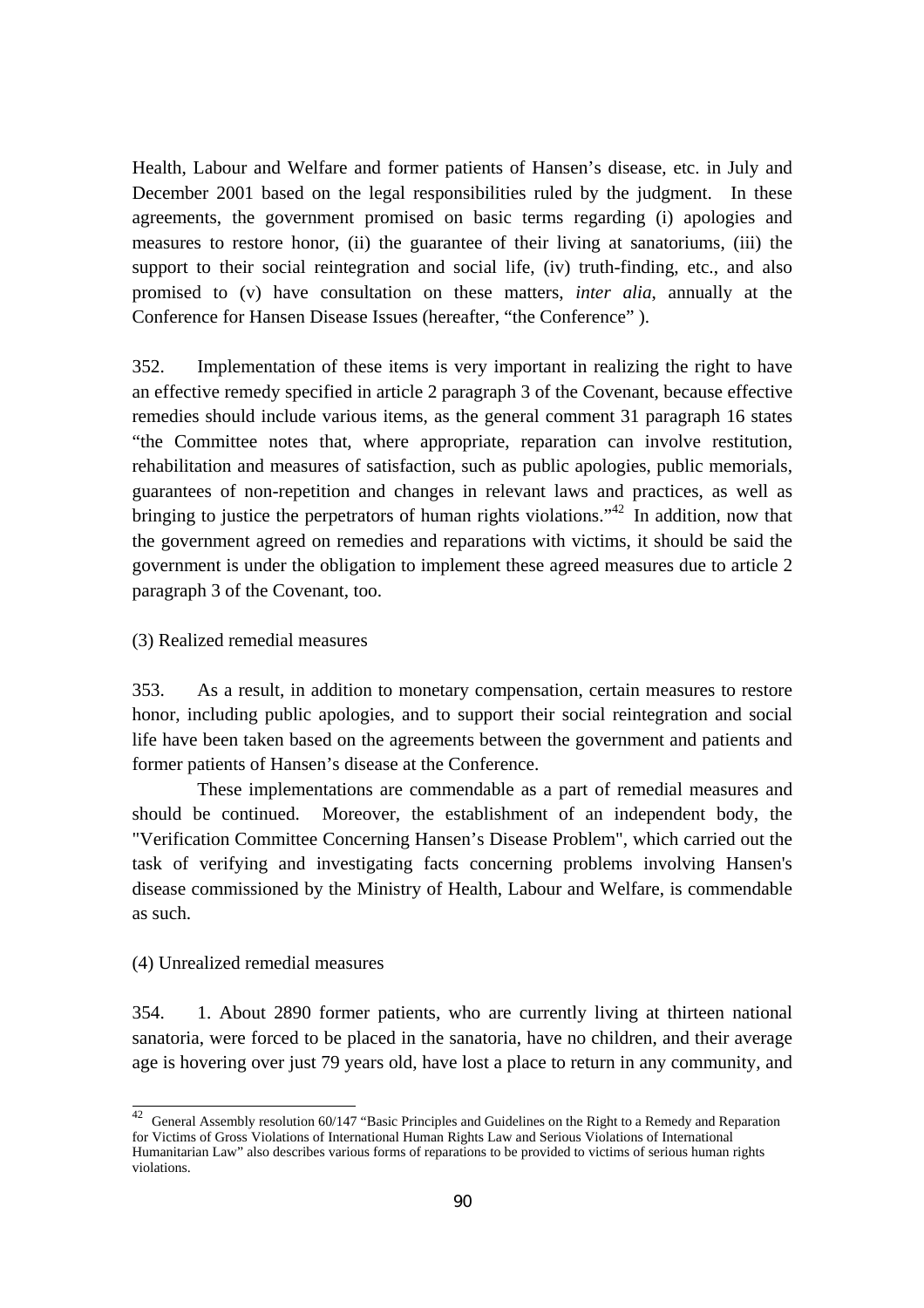Health, Labour and Welfare and former patients of Hansen's disease, etc. in July and December 2001 based on the legal responsibilities ruled by the judgment. In these agreements, the government promised on basic terms regarding (i) apologies and measures to restore honor, (ii) the guarantee of their living at sanatoriums, (iii) the support to their social reintegration and social life, (iv) truth-finding, etc., and also promised to (v) have consultation on these matters, *inter alia*, annually at the Conference for Hansen Disease Issues (hereafter, "the Conference" ).

352. Implementation of these items is very important in realizing the right to have an effective remedy specified in article 2 paragraph 3 of the Covenant, because effective remedies should include various items, as the general comment 31 paragraph 16 states "the Committee notes that, where appropriate, reparation can involve restitution, rehabilitation and measures of satisfaction, such as public apologies, public memorials, guarantees of non-repetition and changes in relevant laws and practices, as well as bringing to justice the perpetrators of human rights violations."[42] In addition, now that the government agreed on remedies and reparations with victims, it should be said the government is under the obligation to implement these agreed measures due to article 2 paragraph 3 of the Covenant, too.

(3) Realized remedial measures

353. As a result, in addition to monetary compensation, certain measures to restore honor, including public apologies, and to support their social reintegration and social life have been taken based on the agreements between the government and patients and former patients of Hansen's disease at the Conference.

These implementations are commendable as a part of remedial measures and should be continued. Moreover, the establishment of an independent body, the "Verification Committee Concerning Hansen's Disease Problem", which carried out the task of verifying and investigating facts concerning problems involving Hansen's disease commissioned by the Ministry of Health, Labour and Welfare, is commendable as such.

(4) Unrealized remedial measures

354. 1. About 2890 former patients, who are currently living at thirteen national sanatoria, were forced to be placed in the sanatoria, have no children, and their average age is hovering over just 79 years old, have lost a place to return in any community, and

[42] General Assembly resolution 60/147 "Basic Principles and Guidelines on the Right to a Remedy and Reparation for Victims of Gross Violations of International Human Rights Law and Serious Violations of International Humanitarian Law" also describes various forms of reparations to be provided to victims of serious human rights violations.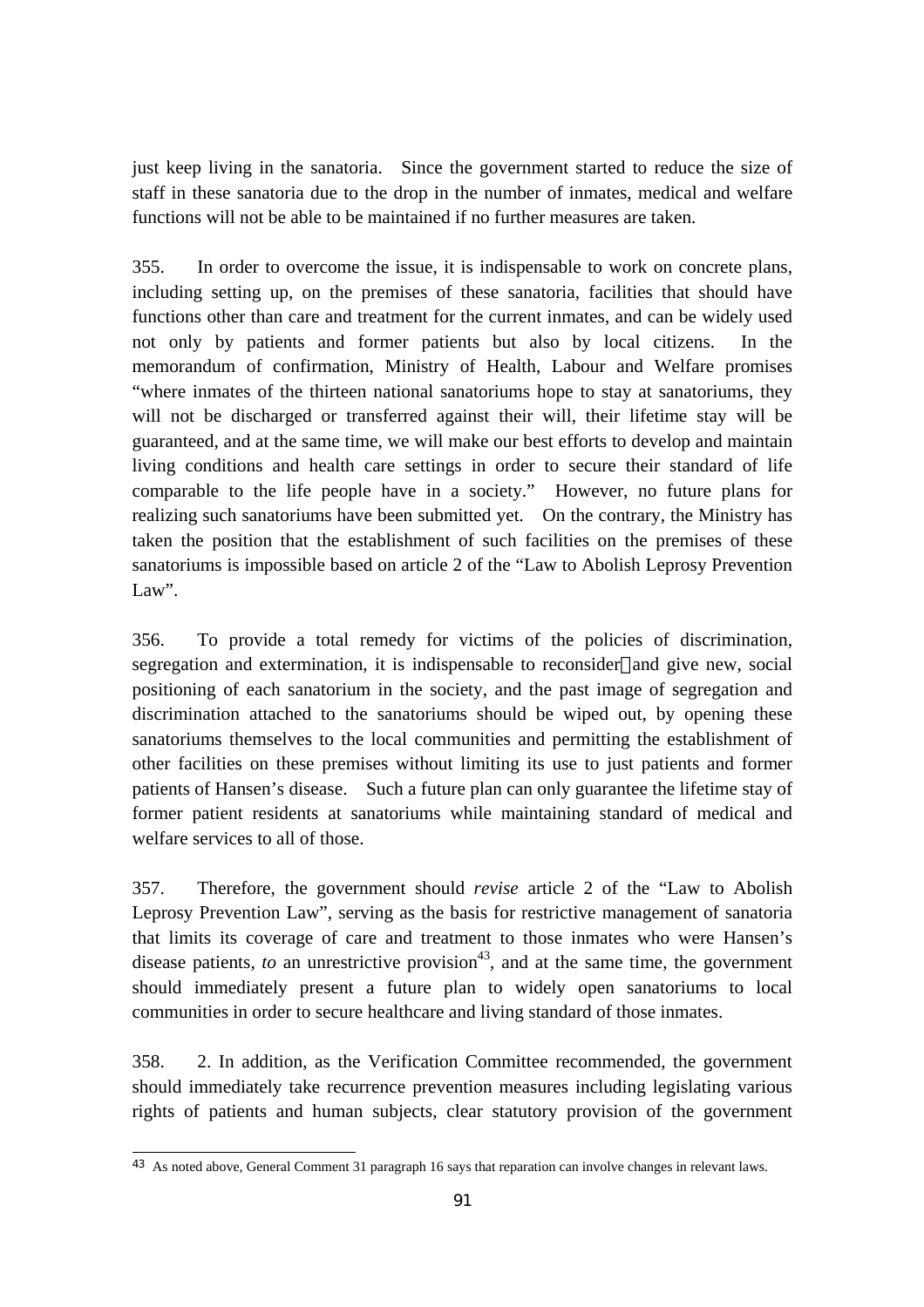just keep living in the sanatoria. Since the government started to reduce the size of staff in these sanatoria due to the drop in the number of inmates, medical and welfare functions will not be able to be maintained if no further measures are taken.

355. In order to overcome the issue, it is indispensable to work on concrete plans, including setting up, on the premises of these sanatoria, facilities that should have functions other than care and treatment for the current inmates, and can be widely used not only by patients and former patients but also by local citizens. In the memorandum of confirmation, Ministry of Health, Labour and Welfare promises "where inmates of the thirteen national sanatoriums hope to stay at sanatoriums, they will not be discharged or transferred against their will, their lifetime stay will be guaranteed, and at the same time, we will make our best efforts to develop and maintain living conditions and health care settings in order to secure their standard of life comparable to the life people have in a society." However, no future plans for realizing such sanatoriums have been submitted yet. On the contrary, the Ministry has taken the position that the establishment of such facilities on the premises of these sanatoriums is impossible based on article 2 of the "Law to Abolish Leprosy Prevention Law".

356. To provide a total remedy for victims of the policies of discrimination, segregation and extermination, it is indispensable to reconsider and give new, social positioning of each sanatorium in the society, and the past image of segregation and discrimination attached to the sanatoriums should be wiped out, by opening these sanatoriums themselves to the local communities and permitting the establishment of other facilities on these premises without limiting its use to just patients and former patients of Hansen's disease. Such a future plan can only guarantee the lifetime stay of former patient residents at sanatoriums while maintaining standard of medical and welfare services to all of those.

357. Therefore, the government should *revise* article 2 of the "Law to Abolish Leprosy Prevention Law", serving as the basis for restrictive management of sanatoria that limits its coverage of care and treatment to those inmates who were Hansen's disease patients, *to* an unrestrictive provision[43], and at the same time, the government should immediately present a future plan to widely open sanatoriums to local communities in order to secure healthcare and living standard of those inmates.

358. 2. In addition, as the Verification Committee recommended, the government should immediately take recurrence prevention measures including legislating various rights of patients and human subjects, clear statutory provision of the government

---

[43] As noted above, General Comment 31 paragraph 16 says that reparation can involve changes in relevant laws.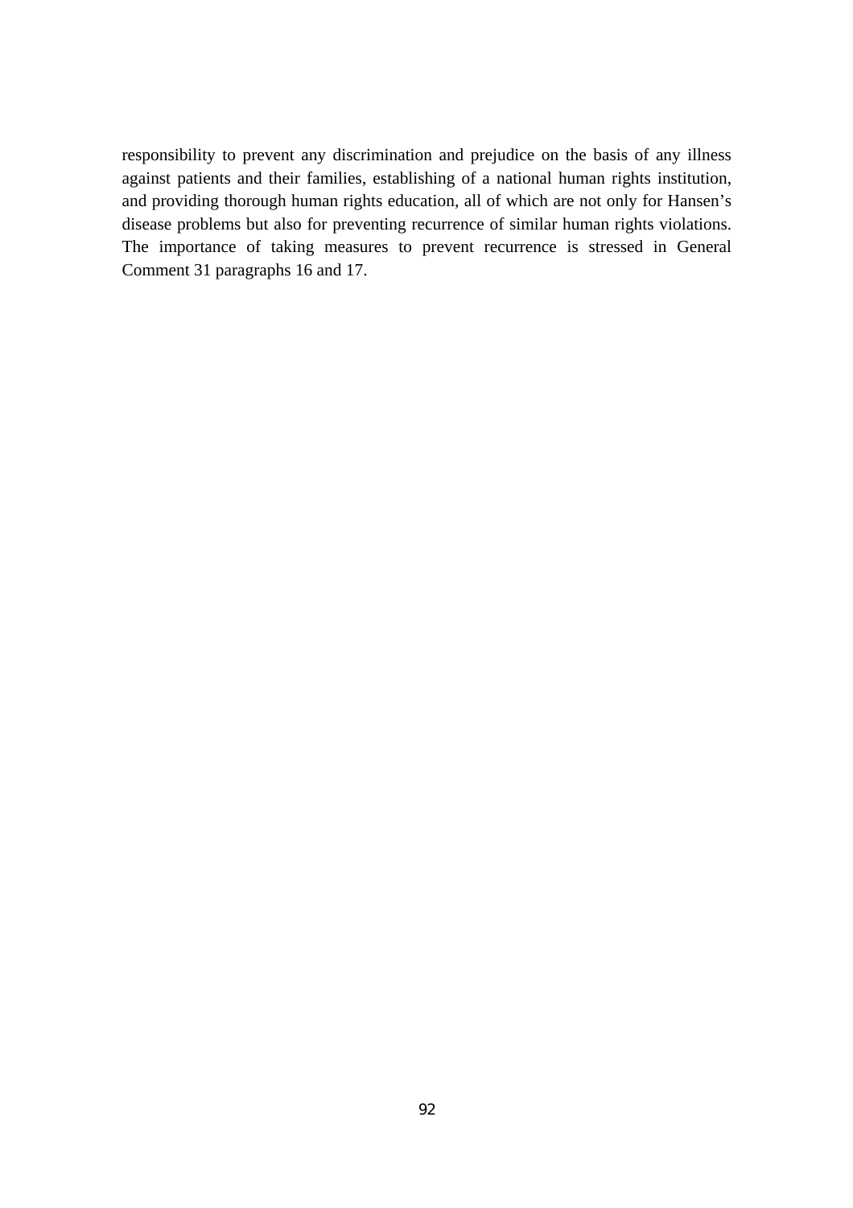responsibility to prevent any discrimination and prejudice on the basis of any illness against patients and their families, establishing of a national human rights institution, and providing thorough human rights education, all of which are not only for Hansen's disease problems but also for preventing recurrence of similar human rights violations. The importance of taking measures to prevent recurrence is stressed in General Comment 31 paragraphs 16 and 17.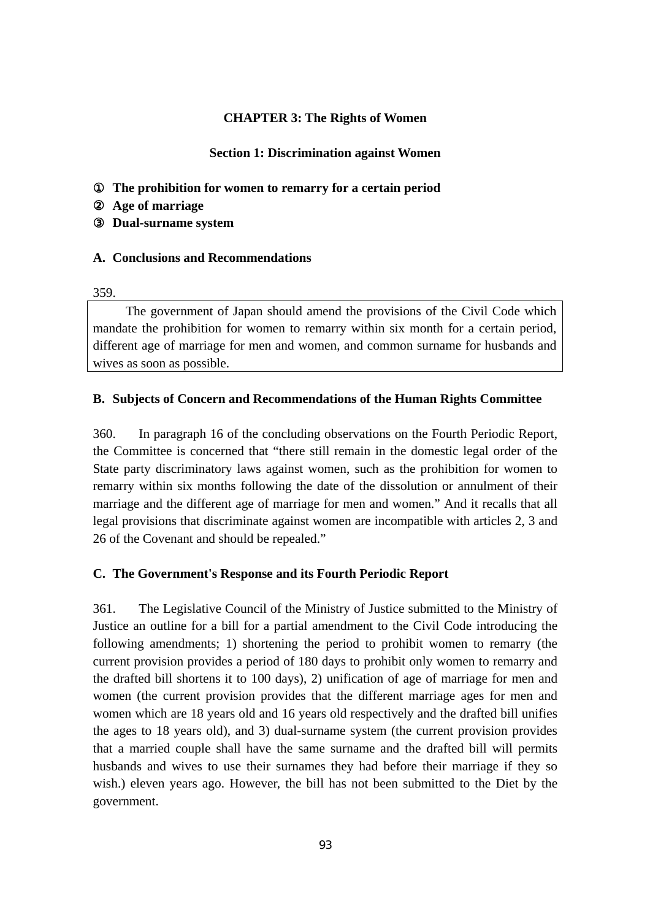## CHAPTER 3: The Rights of Women

### Section 1: Discrimination against Women

① **The prohibition for women to remarry for a certain period**
② **Age of marriage**
③ **Dual-surname system**

#### A. Conclusions and Recommendations

359.

The government of Japan should amend the provisions of the Civil Code which mandate the prohibition for women to remarry within six month for a certain period, different age of marriage for men and women, and common surname for husbands and wives as soon as possible.

#### B. Subjects of Concern and Recommendations of the Human Rights Committee

360. In paragraph 16 of the concluding observations on the Fourth Periodic Report, the Committee is concerned that "there still remain in the domestic legal order of the State party discriminatory laws against women, such as the prohibition for women to remarry within six months following the date of the dissolution or annulment of their marriage and the different age of marriage for men and women." And it recalls that all legal provisions that discriminate against women are incompatible with articles 2, 3 and 26 of the Covenant and should be repealed."

#### C. The Government's Response and its Fourth Periodic Report

361. The Legislative Council of the Ministry of Justice submitted to the Ministry of Justice an outline for a bill for a partial amendment to the Civil Code introducing the following amendments; 1) shortening the period to prohibit women to remarry (the current provision provides a period of 180 days to prohibit only women to remarry and the drafted bill shortens it to 100 days), 2) unification of age of marriage for men and women (the current provision provides that the different marriage ages for men and women which are 18 years old and 16 years old respectively and the drafted bill unifies the ages to 18 years old), and 3) dual-surname system (the current provision provides that a married couple shall have the same surname and the drafted bill will permits husbands and wives to use their surnames they had before their marriage if they so wish.) eleven years ago. However, the bill has not been submitted to the Diet by the government.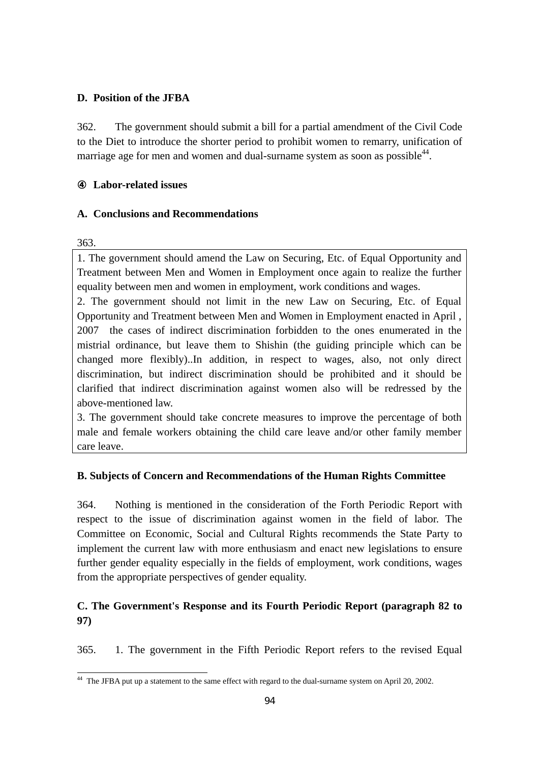### D. Position of the JFBA

362. The government should submit a bill for a partial amendment of the Civil Code to the Diet to introduce the shorter period to prohibit women to remarry, unification of marriage age for men and women and dual-surname system as soon as possible[44].

### ④ Labor-related issues

### A. Conclusions and Recommendations

363.

1. The government should amend the Law on Securing, Etc. of Equal Opportunity and Treatment between Men and Women in Employment once again to realize the further equality between men and women in employment, work conditions and wages.
2. The government should not limit in the new Law on Securing, Etc. of Equal Opportunity and Treatment between Men and Women in Employment enacted in April , 2007 the cases of indirect discrimination forbidden to the ones enumerated in the mistrial ordinance, but leave them to Shishin (the guiding principle which can be changed more flexibly)..In addition, in respect to wages, also, not only direct discrimination, but indirect discrimination should be prohibited and it should be clarified that indirect discrimination against women also will be redressed by the above-mentioned law.
3. The government should take concrete measures to improve the percentage of both male and female workers obtaining the child care leave and/or other family member care leave.

### B. Subjects of Concern and Recommendations of the Human Rights Committee

364. Nothing is mentioned in the consideration of the Forth Periodic Report with respect to the issue of discrimination against women in the field of labor. The Committee on Economic, Social and Cultural Rights recommends the State Party to implement the current law with more enthusiasm and enact new legislations to ensure further gender equality especially in the fields of employment, work conditions, wages from the appropriate perspectives of gender equality.

### C. The Government's Response and its Fourth Periodic Report (paragraph 82 to 97)

365. 1. The government in the Fifth Periodic Report refers to the revised Equal

---

[44] The JFBA put up a statement to the same effect with regard to the dual-surname system on April 20, 2002.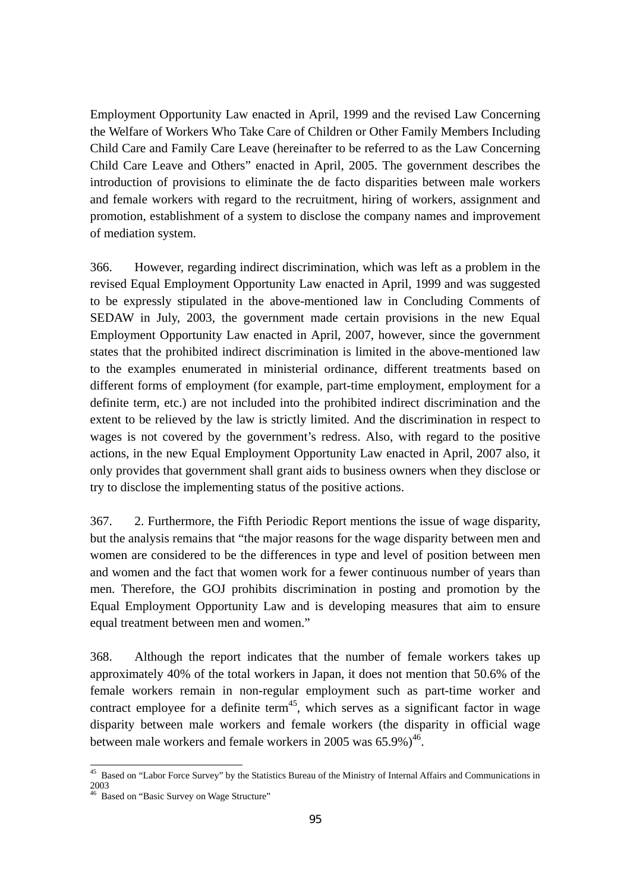Employment Opportunity Law enacted in April, 1999 and the revised Law Concerning the Welfare of Workers Who Take Care of Children or Other Family Members Including Child Care and Family Care Leave (hereinafter to be referred to as the Law Concerning Child Care Leave and Others" enacted in April, 2005. The government describes the introduction of provisions to eliminate the de facto disparities between male workers and female workers with regard to the recruitment, hiring of workers, assignment and promotion, establishment of a system to disclose the company names and improvement of mediation system.

366. However, regarding indirect discrimination, which was left as a problem in the revised Equal Employment Opportunity Law enacted in April, 1999 and was suggested to be expressly stipulated in the above-mentioned law in Concluding Comments of SEDAW in July, 2003, the government made certain provisions in the new Equal Employment Opportunity Law enacted in April, 2007, however, since the government states that the prohibited indirect discrimination is limited in the above-mentioned law to the examples enumerated in ministerial ordinance, different treatments based on different forms of employment (for example, part-time employment, employment for a definite term, etc.) are not included into the prohibited indirect discrimination and the extent to be relieved by the law is strictly limited. And the discrimination in respect to wages is not covered by the government's redress. Also, with regard to the positive actions, in the new Equal Employment Opportunity Law enacted in April, 2007 also, it only provides that government shall grant aids to business owners when they disclose or try to disclose the implementing status of the positive actions.

367. 2. Furthermore, the Fifth Periodic Report mentions the issue of wage disparity, but the analysis remains that "the major reasons for the wage disparity between men and women are considered to be the differences in type and level of position between men and women and the fact that women work for a fewer continuous number of years than men. Therefore, the GOJ prohibits discrimination in posting and promotion by the Equal Employment Opportunity Law and is developing measures that aim to ensure equal treatment between men and women."

368. Although the report indicates that the number of female workers takes up approximately 40% of the total workers in Japan, it does not mention that 50.6% of the female workers remain in non-regular employment such as part-time worker and contract employee for a definite term[45], which serves as a significant factor in wage disparity between male workers and female workers (the disparity in official wage between male workers and female workers in 2005 was 65.9%)[46].

---

[45] Based on "Labor Force Survey" by the Statistics Bureau of the Ministry of Internal Affairs and Communications in 2003

[46] Based on "Basic Survey on Wage Structure"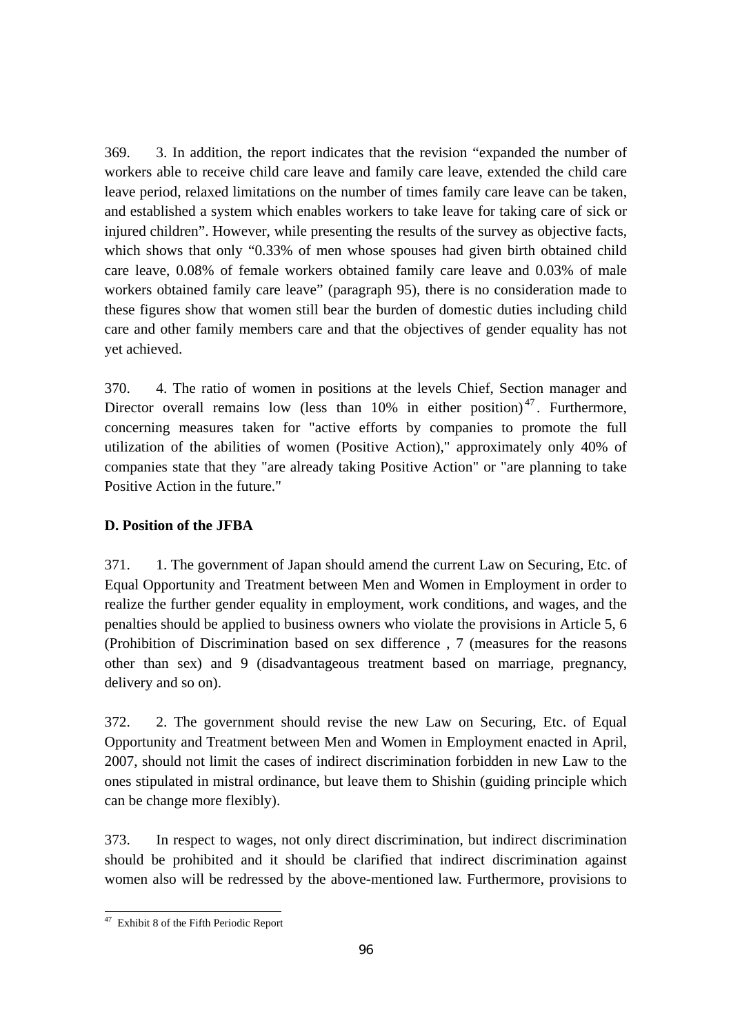369. 3. In addition, the report indicates that the revision “expanded the number of workers able to receive child care leave and family care leave, extended the child care leave period, relaxed limitations on the number of times family care leave can be taken, and established a system which enables workers to take leave for taking care of sick or injured children”. However, while presenting the results of the survey as objective facts, which shows that only “0.33% of men whose spouses had given birth obtained child care leave, 0.08% of female workers obtained family care leave and 0.03% of male workers obtained family care leave” (paragraph 95), there is no consideration made to these figures show that women still bear the burden of domestic duties including child care and other family members care and that the objectives of gender equality has not yet achieved.

370. 4. The ratio of women in positions at the levels Chief, Section manager and Director overall remains low (less than 10% in either position)[47]. Furthermore, concerning measures taken for "active efforts by companies to promote the full utilization of the abilities of women (Positive Action)," approximately only 40% of companies state that they "are already taking Positive Action" or "are planning to take Positive Action in the future."

**D. Position of the JFBA**

371. 1. The government of Japan should amend the current Law on Securing, Etc. of Equal Opportunity and Treatment between Men and Women in Employment in order to realize the further gender equality in employment, work conditions, and wages, and the penalties should be applied to business owners who violate the provisions in Article 5, 6 (Prohibition of Discrimination based on sex difference , 7 (measures for the reasons other than sex) and 9 (disadvantageous treatment based on marriage, pregnancy, delivery and so on).

372. 2. The government should revise the new Law on Securing, Etc. of Equal Opportunity and Treatment between Men and Women in Employment enacted in April, 2007, should not limit the cases of indirect discrimination forbidden in new Law to the ones stipulated in mistral ordinance, but leave them to Shishin (guiding principle which can be change more flexibly).

373. In respect to wages, not only direct discrimination, but indirect discrimination should be prohibited and it should be clarified that indirect discrimination against women also will be redressed by the above-mentioned law. Furthermore, provisions to

[47] Exhibit 8 of the Fifth Periodic Report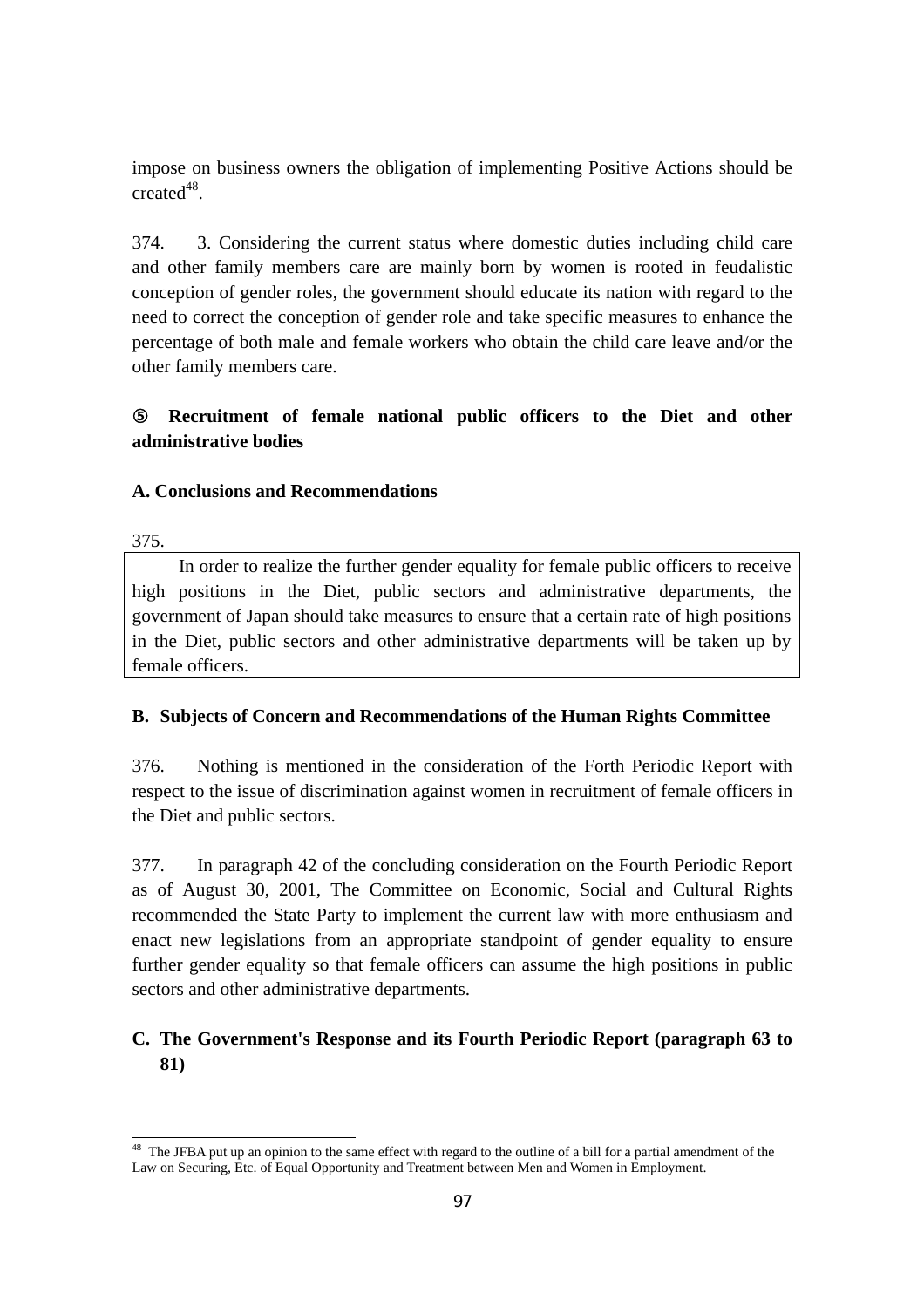impose on business owners the obligation of implementing Positive Actions should be created[48].

374. 3. Considering the current status where domestic duties including child care and other family members care are mainly born by women is rooted in feudalistic conception of gender roles, the government should educate its nation with regard to the need to correct the conception of gender role and take specific measures to enhance the percentage of both male and female workers who obtain the child care leave and/or the other family members care.

### ⑤ Recruitment of female national public officers to the Diet and other administrative bodies

#### A. Conclusions and Recommendations

375.

| In order to realize the further gender equality for female public officers to receive high positions in the Diet, public sectors and administrative departments, the government of Japan should take measures to ensure that a certain rate of high positions in the Diet, public sectors and other administrative departments will be taken up by female officers. |
|---|

#### B. Subjects of Concern and Recommendations of the Human Rights Committee

376. Nothing is mentioned in the consideration of the Forth Periodic Report with respect to the issue of discrimination against women in recruitment of female officers in the Diet and public sectors.

377. In paragraph 42 of the concluding consideration on the Fourth Periodic Report as of August 30, 2001, The Committee on Economic, Social and Cultural Rights recommended the State Party to implement the current law with more enthusiasm and enact new legislations from an appropriate standpoint of gender equality to ensure further gender equality so that female officers can assume the high positions in public sectors and other administrative departments.

#### C. The Government's Response and its Fourth Periodic Report (paragraph 63 to 81)

---

[48] The JFBA put up an opinion to the same effect with regard to the outline of a bill for a partial amendment of the Law on Securing, Etc. of Equal Opportunity and Treatment between Men and Women in Employment.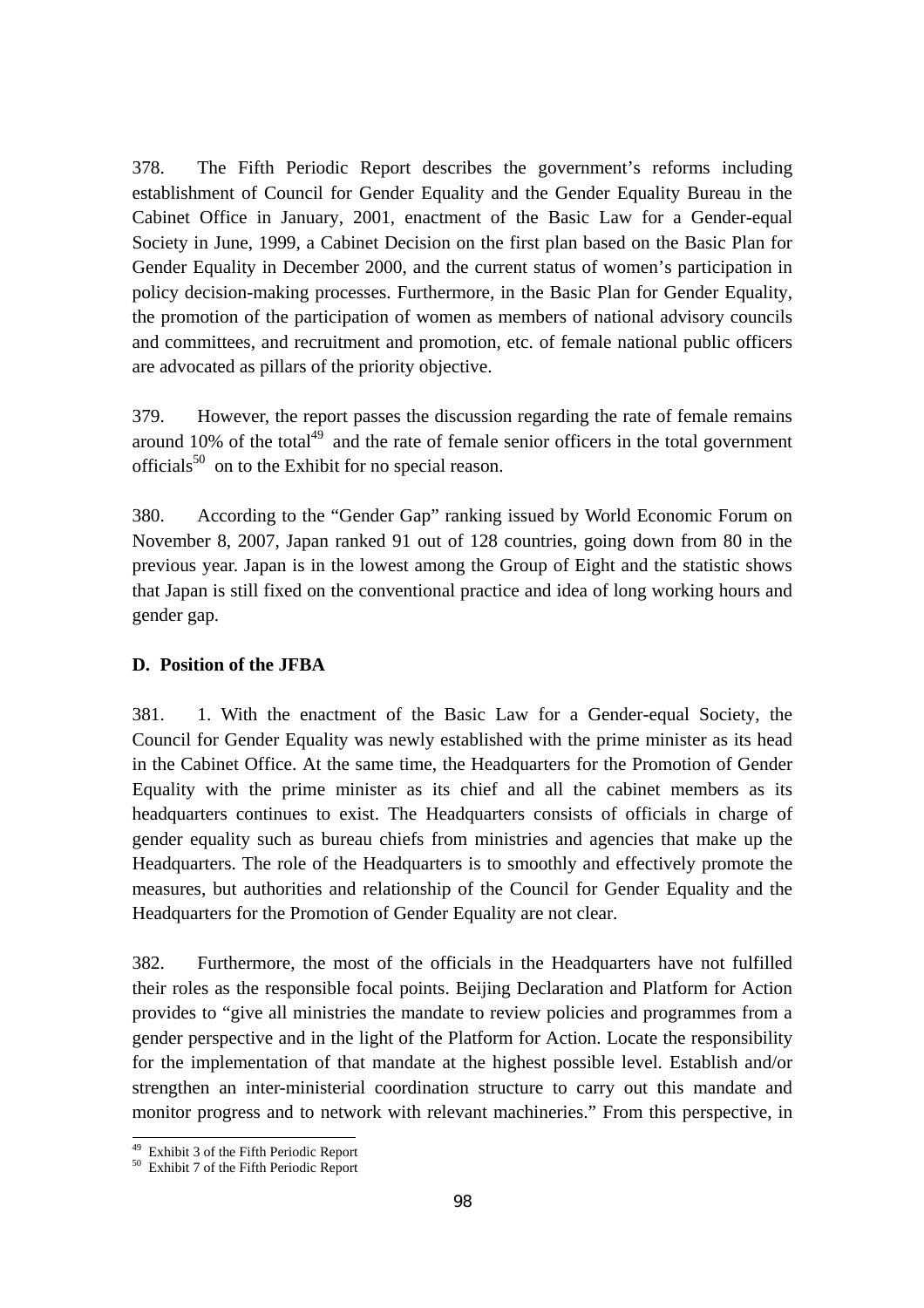378. The Fifth Periodic Report describes the government's reforms including establishment of Council for Gender Equality and the Gender Equality Bureau in the Cabinet Office in January, 2001, enactment of the Basic Law for a Gender-equal Society in June, 1999, a Cabinet Decision on the first plan based on the Basic Plan for Gender Equality in December 2000, and the current status of women's participation in policy decision-making processes. Furthermore, in the Basic Plan for Gender Equality, the promotion of the participation of women as members of national advisory councils and committees, and recruitment and promotion, etc. of female national public officers are advocated as pillars of the priority objective.

379. However, the report passes the discussion regarding the rate of female remains around 10% of the total[49] and the rate of female senior officers in the total government officials[50] on to the Exhibit for no special reason.

380. According to the "Gender Gap" ranking issued by World Economic Forum on November 8, 2007, Japan ranked 91 out of 128 countries, going down from 80 in the previous year. Japan is in the lowest among the Group of Eight and the statistic shows that Japan is still fixed on the conventional practice and idea of long working hours and gender gap.

**D. Position of the JFBA**

381. 1. With the enactment of the Basic Law for a Gender-equal Society, the Council for Gender Equality was newly established with the prime minister as its head in the Cabinet Office. At the same time, the Headquarters for the Promotion of Gender Equality with the prime minister as its chief and all the cabinet members as its headquarters continues to exist. The Headquarters consists of officials in charge of gender equality such as bureau chiefs from ministries and agencies that make up the Headquarters. The role of the Headquarters is to smoothly and effectively promote the measures, but authorities and relationship of the Council for Gender Equality and the Headquarters for the Promotion of Gender Equality are not clear.

382. Furthermore, the most of the officials in the Headquarters have not fulfilled their roles as the responsible focal points. Beijing Declaration and Platform for Action provides to "give all ministries the mandate to review policies and programmes from a gender perspective and in the light of the Platform for Action. Locate the responsibility for the implementation of that mandate at the highest possible level. Establish and/or strengthen an inter-ministerial coordination structure to carry out this mandate and monitor progress and to network with relevant machineries." From this perspective, in

---

[49] Exhibit 3 of the Fifth Periodic Report

[50] Exhibit 7 of the Fifth Periodic Report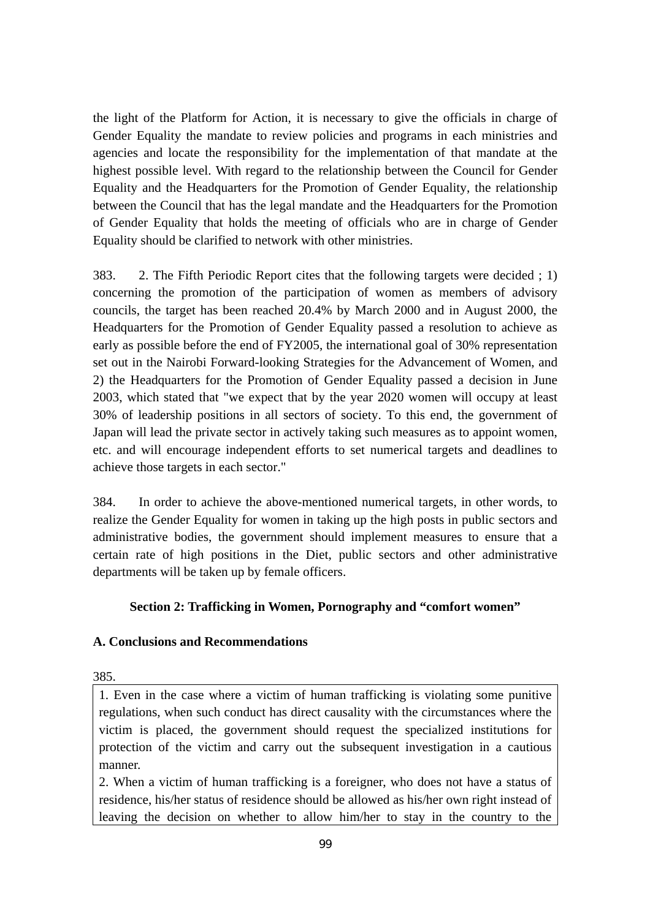the light of the Platform for Action, it is necessary to give the officials in charge of Gender Equality the mandate to review policies and programs in each ministries and agencies and locate the responsibility for the implementation of that mandate at the highest possible level. With regard to the relationship between the Council for Gender Equality and the Headquarters for the Promotion of Gender Equality, the relationship between the Council that has the legal mandate and the Headquarters for the Promotion of Gender Equality that holds the meeting of officials who are in charge of Gender Equality should be clarified to network with other ministries.

383. 2. The Fifth Periodic Report cites that the following targets were decided ; 1) concerning the promotion of the participation of women as members of advisory councils, the target has been reached 20.4% by March 2000 and in August 2000, the Headquarters for the Promotion of Gender Equality passed a resolution to achieve as early as possible before the end of FY2005, the international goal of 30% representation set out in the Nairobi Forward-looking Strategies for the Advancement of Women, and 2) the Headquarters for the Promotion of Gender Equality passed a decision in June 2003, which stated that "we expect that by the year 2020 women will occupy at least 30% of leadership positions in all sectors of society. To this end, the government of Japan will lead the private sector in actively taking such measures as to appoint women, etc. and will encourage independent efforts to set numerical targets and deadlines to achieve those targets in each sector."

384. In order to achieve the above-mentioned numerical targets, in other words, to realize the Gender Equality for women in taking up the high posts in public sectors and administrative bodies, the government should implement measures to ensure that a certain rate of high positions in the Diet, public sectors and other administrative departments will be taken up by female officers.

## Section 2: Trafficking in Women, Pornography and "comfort women"

### A. Conclusions and Recommendations

385.

1. Even in the case where a victim of human trafficking is violating some punitive regulations, when such conduct has direct causality with the circumstances where the victim is placed, the government should request the specialized institutions for protection of the victim and carry out the subsequent investigation in a cautious manner.
2. When a victim of human trafficking is a foreigner, who does not have a status of residence, his/her status of residence should be allowed as his/her own right instead of leaving the decision on whether to allow him/her to stay in the country to the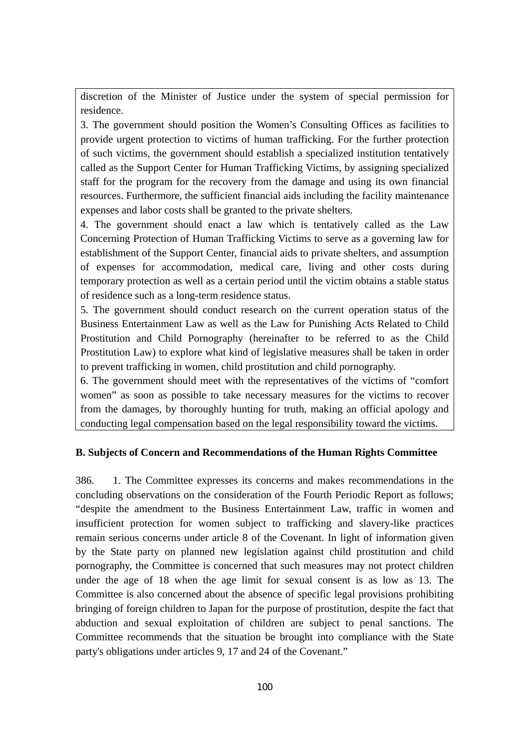discretion of the Minister of Justice under the system of special permission for residence.

3. The government should position the Women's Consulting Offices as facilities to provide urgent protection to victims of human trafficking. For the further protection of such victims, the government should establish a specialized institution tentatively called as the Support Center for Human Trafficking Victims, by assigning specialized staff for the program for the recovery from the damage and using its own financial resources. Furthermore, the sufficient financial aids including the facility maintenance expenses and labor costs shall be granted to the private shelters.

4. The government should enact a law which is tentatively called as the Law Concerning Protection of Human Trafficking Victims to serve as a governing law for establishment of the Support Center, financial aids to private shelters, and assumption of expenses for accommodation, medical care, living and other costs during temporary protection as well as a certain period until the victim obtains a stable status of residence such as a long-term residence status.

5. The government should conduct research on the current operation status of the Business Entertainment Law as well as the Law for Punishing Acts Related to Child Prostitution and Child Pornography (hereinafter to be referred to as the Child Prostitution Law) to explore what kind of legislative measures shall be taken in order to prevent trafficking in women, child prostitution and child pornography.

6. The government should meet with the representatives of the victims of "comfort women" as soon as possible to take necessary measures for the victims to recover from the damages, by thoroughly hunting for truth, making an official apology and conducting legal compensation based on the legal responsibility toward the victims.

**B. Subjects of Concern and Recommendations of the Human Rights Committee**

386. 1. The Committee expresses its concerns and makes recommendations in the concluding observations on the consideration of the Fourth Periodic Report as follows; "despite the amendment to the Business Entertainment Law, traffic in women and insufficient protection for women subject to trafficking and slavery-like practices remain serious concerns under article 8 of the Covenant. In light of information given by the State party on planned new legislation against child prostitution and child pornography, the Committee is concerned that such measures may not protect children under the age of 18 when the age limit for sexual consent is as low as 13. The Committee is also concerned about the absence of specific legal provisions prohibiting bringing of foreign children to Japan for the purpose of prostitution, despite the fact that abduction and sexual exploitation of children are subject to penal sanctions. The Committee recommends that the situation be brought into compliance with the State party's obligations under articles 9, 17 and 24 of the Covenant."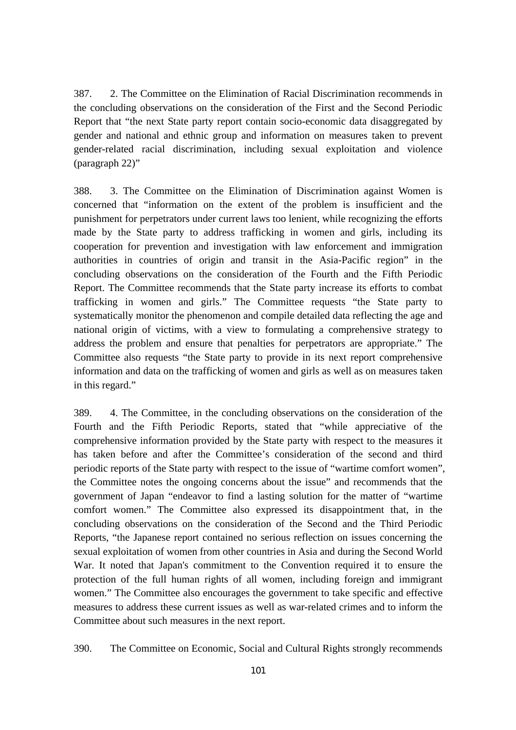387. 2. The Committee on the Elimination of Racial Discrimination recommends in the concluding observations on the consideration of the First and the Second Periodic Report that "the next State party report contain socio-economic data disaggregated by gender and national and ethnic group and information on measures taken to prevent gender-related racial discrimination, including sexual exploitation and violence (paragraph 22)"

388. 3. The Committee on the Elimination of Discrimination against Women is concerned that "information on the extent of the problem is insufficient and the punishment for perpetrators under current laws too lenient, while recognizing the efforts made by the State party to address trafficking in women and girls, including its cooperation for prevention and investigation with law enforcement and immigration authorities in countries of origin and transit in the Asia-Pacific region" in the concluding observations on the consideration of the Fourth and the Fifth Periodic Report. The Committee recommends that the State party increase its efforts to combat trafficking in women and girls." The Committee requests "the State party to systematically monitor the phenomenon and compile detailed data reflecting the age and national origin of victims, with a view to formulating a comprehensive strategy to address the problem and ensure that penalties for perpetrators are appropriate." The Committee also requests "the State party to provide in its next report comprehensive information and data on the trafficking of women and girls as well as on measures taken in this regard."

389. 4. The Committee, in the concluding observations on the consideration of the Fourth and the Fifth Periodic Reports, stated that "while appreciative of the comprehensive information provided by the State party with respect to the measures it has taken before and after the Committee's consideration of the second and third periodic reports of the State party with respect to the issue of "wartime comfort women", the Committee notes the ongoing concerns about the issue" and recommends that the government of Japan "endeavor to find a lasting solution for the matter of "wartime comfort women." The Committee also expressed its disappointment that, in the concluding observations on the consideration of the Second and the Third Periodic Reports, "the Japanese report contained no serious reflection on issues concerning the sexual exploitation of women from other countries in Asia and during the Second World War. It noted that Japan's commitment to the Convention required it to ensure the protection of the full human rights of all women, including foreign and immigrant women." The Committee also encourages the government to take specific and effective measures to address these current issues as well as war-related crimes and to inform the Committee about such measures in the next report.

390. The Committee on Economic, Social and Cultural Rights strongly recommends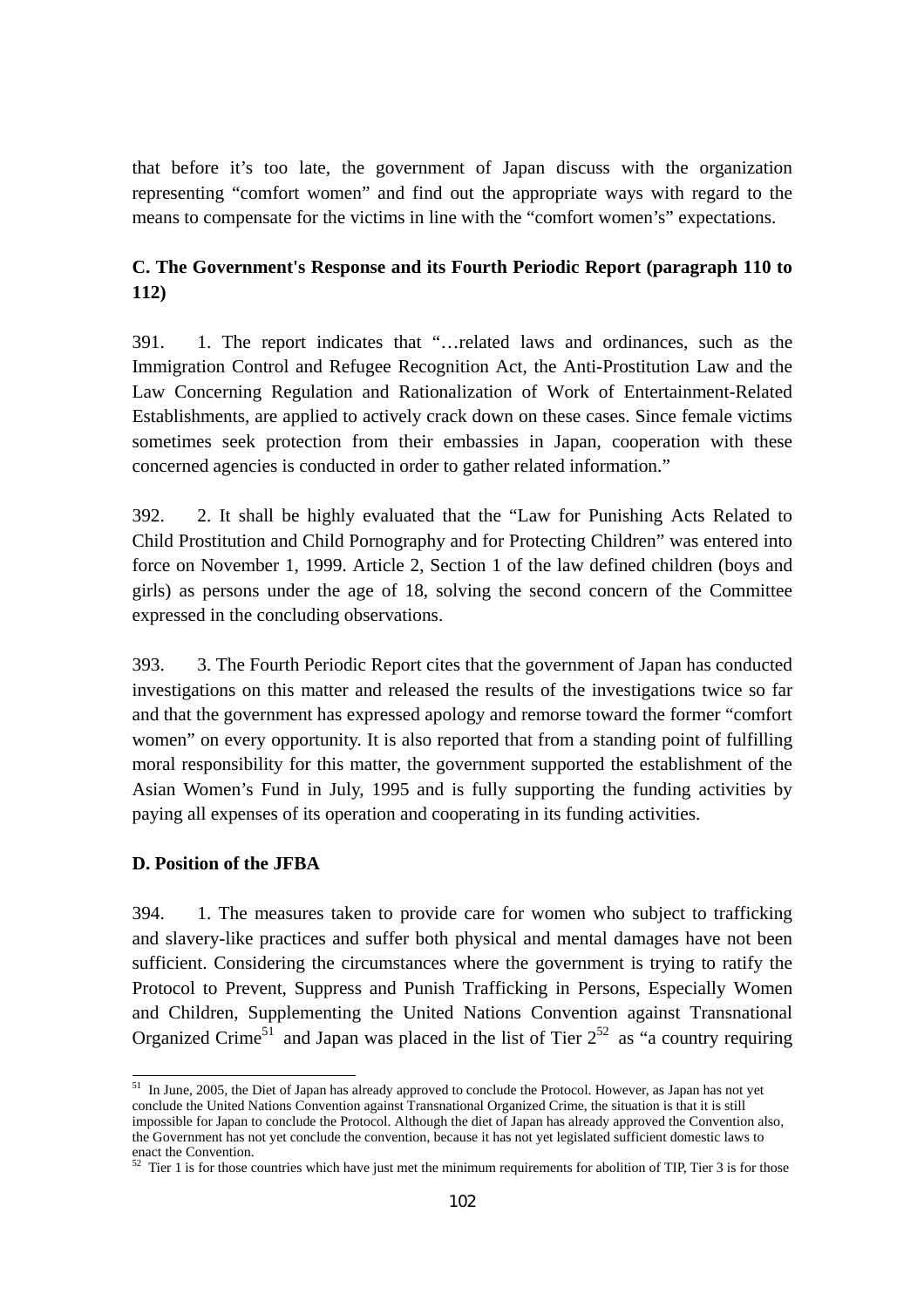that before it's too late, the government of Japan discuss with the organization representing "comfort women" and find out the appropriate ways with regard to the means to compensate for the victims in line with the "comfort women's" expectations.

### C. The Government's Response and its Fourth Periodic Report (paragraph 110 to 112)

391. 1. The report indicates that "…related laws and ordinances, such as the Immigration Control and Refugee Recognition Act, the Anti-Prostitution Law and the Law Concerning Regulation and Rationalization of Work of Entertainment-Related Establishments, are applied to actively crack down on these cases. Since female victims sometimes seek protection from their embassies in Japan, cooperation with these concerned agencies is conducted in order to gather related information."

392. 2. It shall be highly evaluated that the "Law for Punishing Acts Related to Child Prostitution and Child Pornography and for Protecting Children" was entered into force on November 1, 1999. Article 2, Section 1 of the law defined children (boys and girls) as persons under the age of 18, solving the second concern of the Committee expressed in the concluding observations.

393. 3. The Fourth Periodic Report cites that the government of Japan has conducted investigations on this matter and released the results of the investigations twice so far and that the government has expressed apology and remorse toward the former "comfort women" on every opportunity. It is also reported that from a standing point of fulfilling moral responsibility for this matter, the government supported the establishment of the Asian Women's Fund in July, 1995 and is fully supporting the funding activities by paying all expenses of its operation and cooperating in its funding activities.

### D. Position of the JFBA

394. 1. The measures taken to provide care for women who subject to trafficking and slavery-like practices and suffer both physical and mental damages have not been sufficient. Considering the circumstances where the government is trying to ratify the Protocol to Prevent, Suppress and Punish Trafficking in Persons, Especially Women and Children, Supplementing the United Nations Convention against Transnational Organized Crime[51] and Japan was placed in the list of Tier 2[52] as "a country requiring

---

[51] In June, 2005, the Diet of Japan has already approved to conclude the Protocol. However, as Japan has not yet conclude the United Nations Convention against Transnational Organized Crime, the situation is that it is still impossible for Japan to conclude the Protocol. Although the diet of Japan has already approved the Convention also, the Government has not yet conclude the convention, because it has not yet legislated sufficient domestic laws to enact the Convention.

[52] Tier 1 is for those countries which have just met the minimum requirements for abolition of TIP, Tier 3 is for those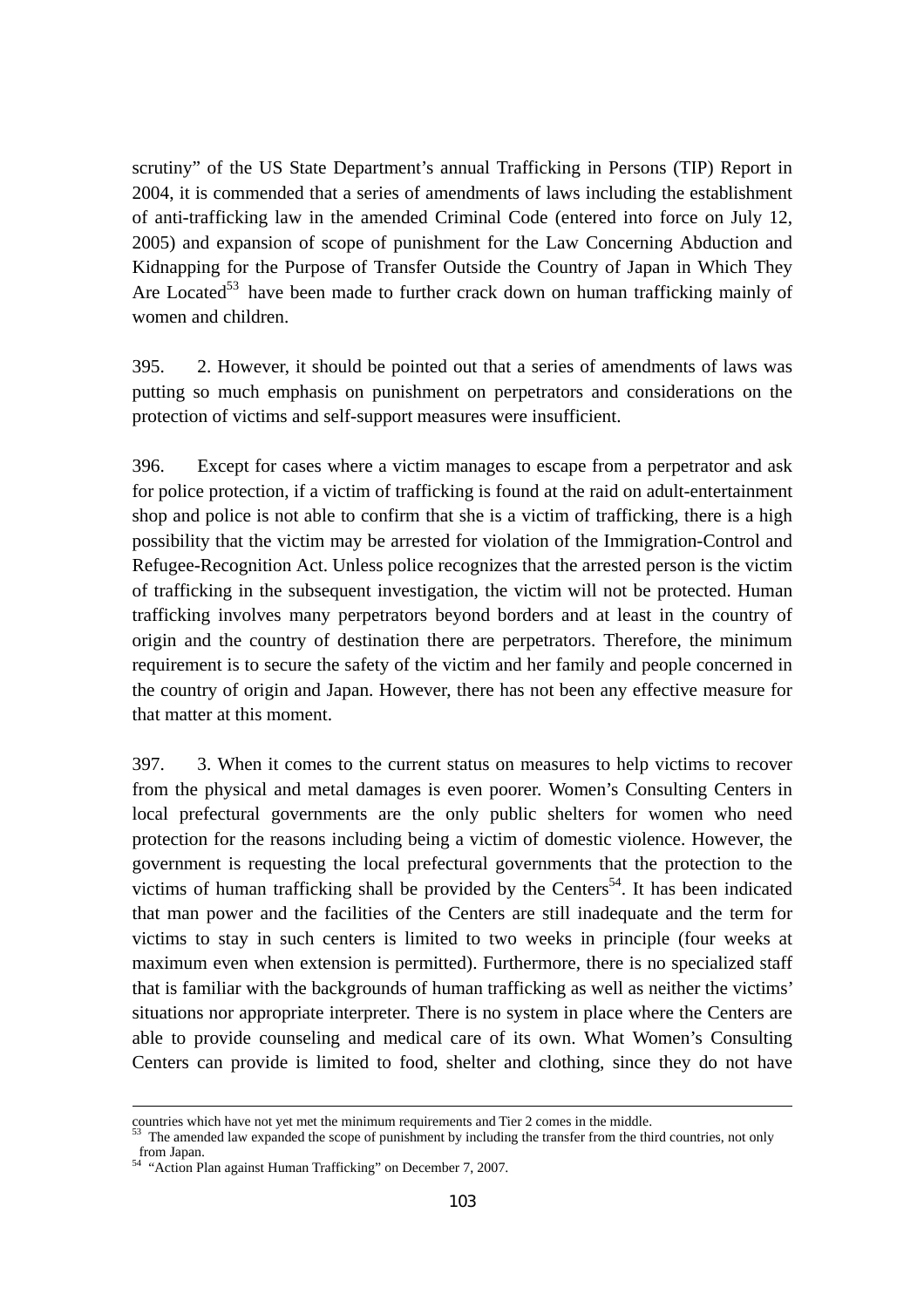scrutiny" of the US State Department's annual Trafficking in Persons (TIP) Report in 2004, it is commended that a series of amendments of laws including the establishment of anti-trafficking law in the amended Criminal Code (entered into force on July 12, 2005) and expansion of scope of punishment for the Law Concerning Abduction and Kidnapping for the Purpose of Transfer Outside the Country of Japan in Which They Are Located[53] have been made to further crack down on human trafficking mainly of women and children.

395. 2. However, it should be pointed out that a series of amendments of laws was putting so much emphasis on punishment on perpetrators and considerations on the protection of victims and self-support measures were insufficient.

396. Except for cases where a victim manages to escape from a perpetrator and ask for police protection, if a victim of trafficking is found at the raid on adult-entertainment shop and police is not able to confirm that she is a victim of trafficking, there is a high possibility that the victim may be arrested for violation of the Immigration-Control and Refugee-Recognition Act. Unless police recognizes that the arrested person is the victim of trafficking in the subsequent investigation, the victim will not be protected. Human trafficking involves many perpetrators beyond borders and at least in the country of origin and the country of destination there are perpetrators. Therefore, the minimum requirement is to secure the safety of the victim and her family and people concerned in the country of origin and Japan. However, there has not been any effective measure for that matter at this moment.

397. 3. When it comes to the current status on measures to help victims to recover from the physical and metal damages is even poorer. Women's Consulting Centers in local prefectural governments are the only public shelters for women who need protection for the reasons including being a victim of domestic violence. However, the government is requesting the local prefectural governments that the protection to the victims of human trafficking shall be provided by the Centers[54]. It has been indicated that man power and the facilities of the Centers are still inadequate and the term for victims to stay in such centers is limited to two weeks in principle (four weeks at maximum even when extension is permitted). Furthermore, there is no specialized staff that is familiar with the backgrounds of human trafficking as well as neither the victims' situations nor appropriate interpreter. There is no system in place where the Centers are able to provide counseling and medical care of its own. What Women's Consulting Centers can provide is limited to food, shelter and clothing, since they do not have

---

countries which have not yet met the minimum requirements and Tier 2 comes in the middle.

[53] The amended law expanded the scope of punishment by including the transfer from the third countries, not only from Japan.

[54] "Action Plan against Human Trafficking" on December 7, 2007.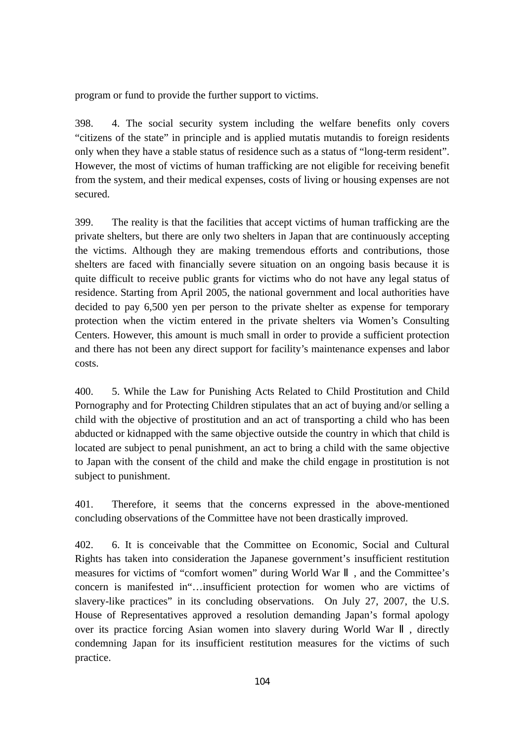program or fund to provide the further support to victims.

398. 4. The social security system including the welfare benefits only covers "citizens of the state" in principle and is applied mutatis mutandis to foreign residents only when they have a stable status of residence such as a status of "long-term resident". However, the most of victims of human trafficking are not eligible for receiving benefit from the system, and their medical expenses, costs of living or housing expenses are not secured.

399. The reality is that the facilities that accept victims of human trafficking are the private shelters, but there are only two shelters in Japan that are continuously accepting the victims. Although they are making tremendous efforts and contributions, those shelters are faced with financially severe situation on an ongoing basis because it is quite difficult to receive public grants for victims who do not have any legal status of residence. Starting from April 2005, the national government and local authorities have decided to pay 6,500 yen per person to the private shelter as expense for temporary protection when the victim entered in the private shelters via Women's Consulting Centers. However, this amount is much small in order to provide a sufficient protection and there has not been any direct support for facility's maintenance expenses and labor costs.

400. 5. While the Law for Punishing Acts Related to Child Prostitution and Child Pornography and for Protecting Children stipulates that an act of buying and/or selling a child with the objective of prostitution and an act of transporting a child who has been abducted or kidnapped with the same objective outside the country in which that child is located are subject to penal punishment, an act to bring a child with the same objective to Japan with the consent of the child and make the child engage in prostitution is not subject to punishment.

401. Therefore, it seems that the concerns expressed in the above-mentioned concluding observations of the Committee have not been drastically improved.

402. 6. It is conceivable that the Committee on Economic, Social and Cultural Rights has taken into consideration the Japanese government's insufficient restitution measures for victims of "comfort women" during World War Ⅱ, and the Committee's concern is manifested in"…insufficient protection for women who are victims of slavery-like practices" in its concluding observations. On July 27, 2007, the U.S. House of Representatives approved a resolution demanding Japan's formal apology over its practice forcing Asian women into slavery during World War Ⅱ, directly condemning Japan for its insufficient restitution measures for the victims of such practice.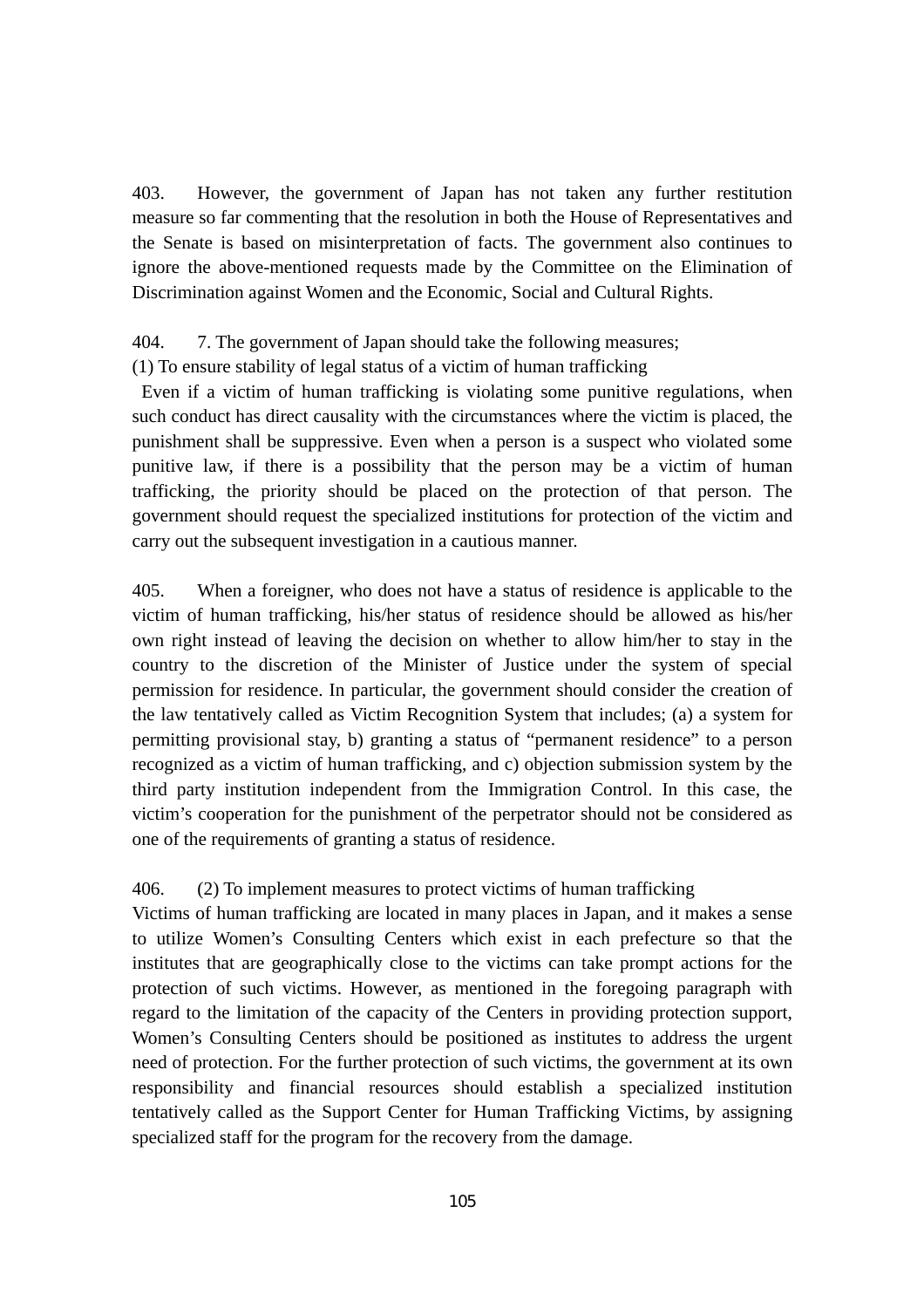403. However, the government of Japan has not taken any further restitution measure so far commenting that the resolution in both the House of Representatives and the Senate is based on misinterpretation of facts. The government also continues to ignore the above-mentioned requests made by the Committee on the Elimination of Discrimination against Women and the Economic, Social and Cultural Rights.

404. 7. The government of Japan should take the following measures;
(1) To ensure stability of legal status of a victim of human trafficking
Even if a victim of human trafficking is violating some punitive regulations, when such conduct has direct causality with the circumstances where the victim is placed, the punishment shall be suppressive. Even when a person is a suspect who violated some punitive law, if there is a possibility that the person may be a victim of human trafficking, the priority should be placed on the protection of that person. The government should request the specialized institutions for protection of the victim and carry out the subsequent investigation in a cautious manner.

405. When a foreigner, who does not have a status of residence is applicable to the victim of human trafficking, his/her status of residence should be allowed as his/her own right instead of leaving the decision on whether to allow him/her to stay in the country to the discretion of the Minister of Justice under the system of special permission for residence. In particular, the government should consider the creation of the law tentatively called as Victim Recognition System that includes; (a) a system for permitting provisional stay, b) granting a status of "permanent residence" to a person recognized as a victim of human trafficking, and c) objection submission system by the third party institution independent from the Immigration Control. In this case, the victim's cooperation for the punishment of the perpetrator should not be considered as one of the requirements of granting a status of residence.

406. (2) To implement measures to protect victims of human trafficking
Victims of human trafficking are located in many places in Japan, and it makes a sense to utilize Women's Consulting Centers which exist in each prefecture so that the institutes that are geographically close to the victims can take prompt actions for the protection of such victims. However, as mentioned in the foregoing paragraph with regard to the limitation of the capacity of the Centers in providing protection support, Women's Consulting Centers should be positioned as institutes to address the urgent need of protection. For the further protection of such victims, the government at its own responsibility and financial resources should establish a specialized institution tentatively called as the Support Center for Human Trafficking Victims, by assigning specialized staff for the program for the recovery from the damage.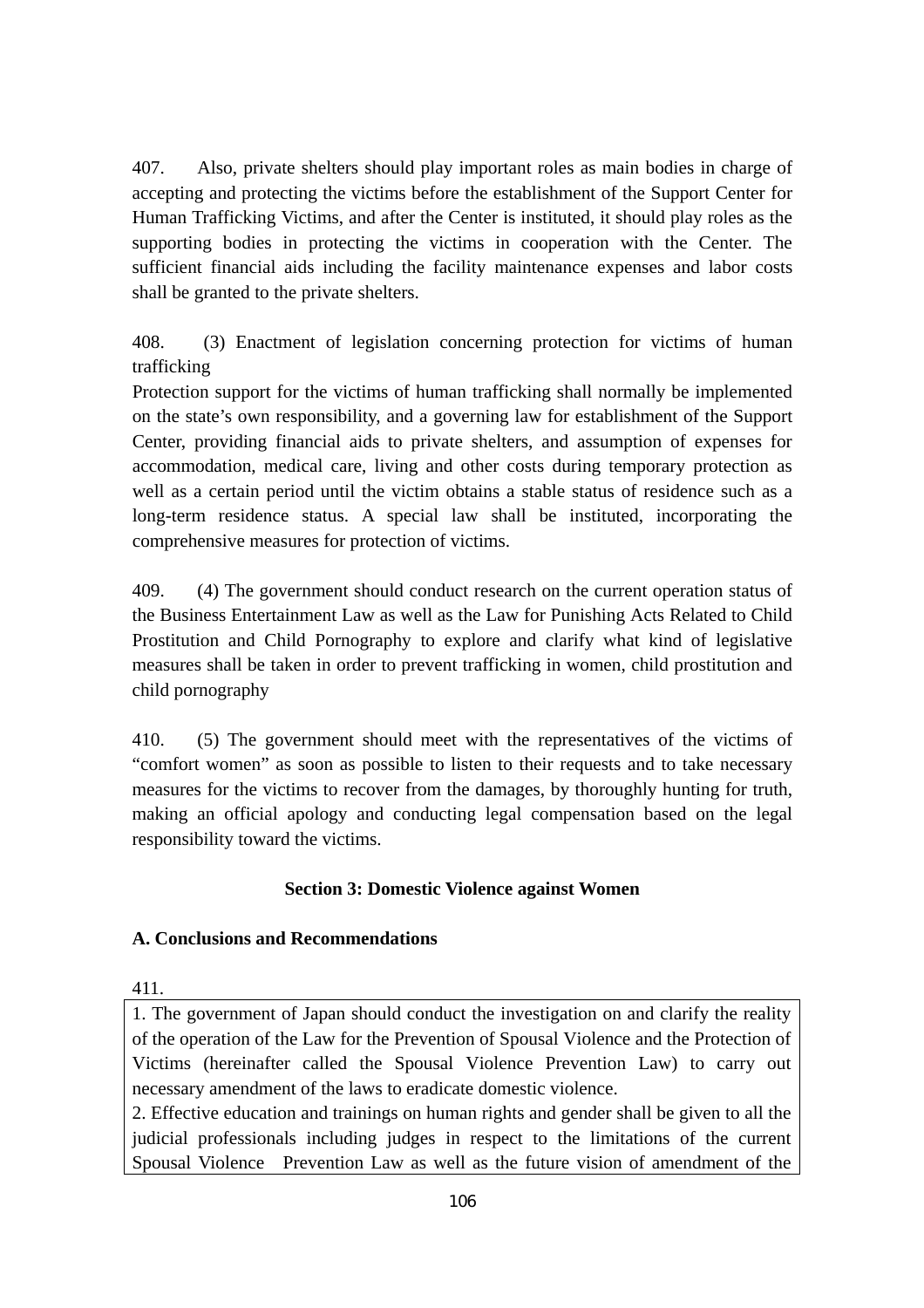407. Also, private shelters should play important roles as main bodies in charge of accepting and protecting the victims before the establishment of the Support Center for Human Trafficking Victims, and after the Center is instituted, it should play roles as the supporting bodies in protecting the victims in cooperation with the Center. The sufficient financial aids including the facility maintenance expenses and labor costs shall be granted to the private shelters.

408. (3) Enactment of legislation concerning protection for victims of human trafficking
Protection support for the victims of human trafficking shall normally be implemented on the state's own responsibility, and a governing law for establishment of the Support Center, providing financial aids to private shelters, and assumption of expenses for accommodation, medical care, living and other costs during temporary protection as well as a certain period until the victim obtains a stable status of residence such as a long-term residence status. A special law shall be instituted, incorporating the comprehensive measures for protection of victims.

409. (4) The government should conduct research on the current operation status of the Business Entertainment Law as well as the Law for Punishing Acts Related to Child Prostitution and Child Pornography to explore and clarify what kind of legislative measures shall be taken in order to prevent trafficking in women, child prostitution and child pornography

410. (5) The government should meet with the representatives of the victims of "comfort women" as soon as possible to listen to their requests and to take necessary measures for the victims to recover from the damages, by thoroughly hunting for truth, making an official apology and conducting legal compensation based on the legal responsibility toward the victims.

## Section 3: Domestic Violence against Women

### A. Conclusions and Recommendations

411.

1. The government of Japan should conduct the investigation on and clarify the reality of the operation of the Law for the Prevention of Spousal Violence and the Protection of Victims (hereinafter called the Spousal Violence Prevention Law) to carry out necessary amendment of the laws to eradicate domestic violence.
2. Effective education and trainings on human rights and gender shall be given to all the judicial professionals including judges in respect to the limitations of the current Spousal Violence Prevention Law as well as the future vision of amendment of the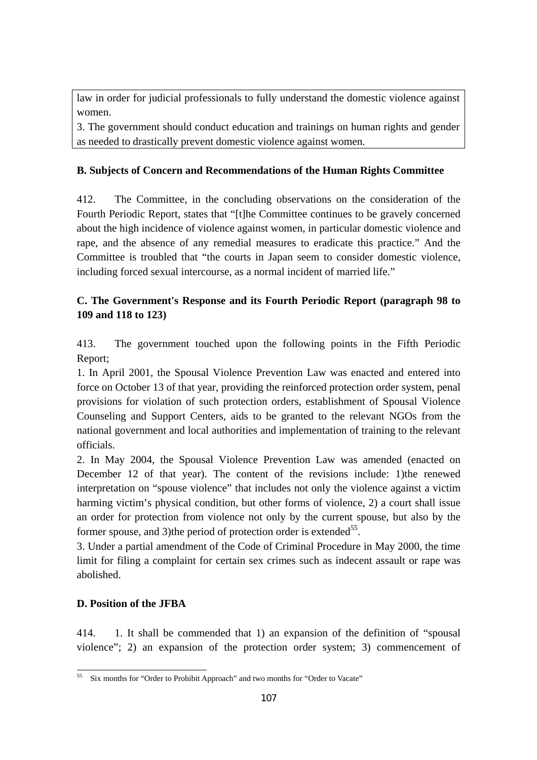law in order for judicial professionals to fully understand the domestic violence against women.
3. The government should conduct education and trainings on human rights and gender as needed to drastically prevent domestic violence against women.

**B. Subjects of Concern and Recommendations of the Human Rights Committee**

412. The Committee, in the concluding observations on the consideration of the Fourth Periodic Report, states that "[t]he Committee continues to be gravely concerned about the high incidence of violence against women, in particular domestic violence and rape, and the absence of any remedial measures to eradicate this practice." And the Committee is troubled that "the courts in Japan seem to consider domestic violence, including forced sexual intercourse, as a normal incident of married life."

**C. The Government's Response and its Fourth Periodic Report (paragraph 98 to 109 and 118 to 123)**

413. The government touched upon the following points in the Fifth Periodic Report;
1. In April 2001, the Spousal Violence Prevention Law was enacted and entered into force on October 13 of that year, providing the reinforced protection order system, penal provisions for violation of such protection orders, establishment of Spousal Violence Counseling and Support Centers, aids to be granted to the relevant NGOs from the national government and local authorities and implementation of training to the relevant officials.
2. In May 2004, the Spousal Violence Prevention Law was amended (enacted on December 12 of that year). The content of the revisions include: 1)the renewed interpretation on "spouse violence" that includes not only the violence against a victim harming victim's physical condition, but other forms of violence, 2) a court shall issue an order for protection from violence not only by the current spouse, but also by the former spouse, and 3)the period of protection order is extended[55].
3. Under a partial amendment of the Code of Criminal Procedure in May 2000, the time limit for filing a complaint for certain sex crimes such as indecent assault or rape was abolished.

**D. Position of the JFBA**

414. 1. It shall be commended that 1) an expansion of the definition of "spousal violence"; 2) an expansion of the protection order system; 3) commencement of

[55] Six months for "Order to Prohibit Approach" and two months for "Order to Vacate"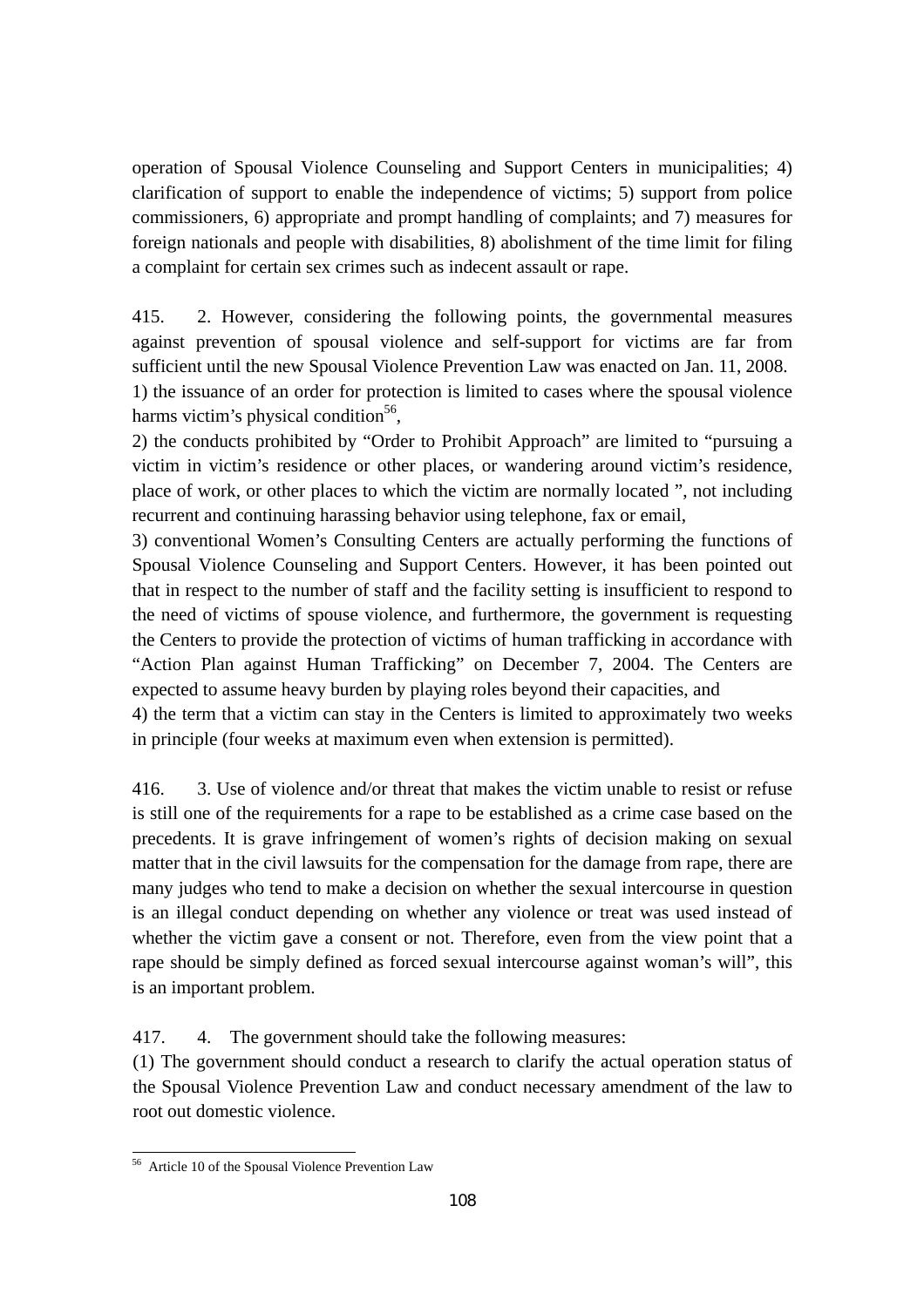operation of Spousal Violence Counseling and Support Centers in municipalities; 4) clarification of support to enable the independence of victims; 5) support from police commissioners, 6) appropriate and prompt handling of complaints; and 7) measures for foreign nationals and people with disabilities, 8) abolishment of the time limit for filing a complaint for certain sex crimes such as indecent assault or rape.

415. 2. However, considering the following points, the governmental measures against prevention of spousal violence and self-support for victims are far from sufficient until the new Spousal Violence Prevention Law was enacted on Jan. 11, 2008.
1) the issuance of an order for protection is limited to cases where the spousal violence harms victim's physical condition[56],
2) the conducts prohibited by "Order to Prohibit Approach" are limited to "pursuing a victim in victim's residence or other places, or wandering around victim's residence, place of work, or other places to which the victim are normally located ", not including recurrent and continuing harassing behavior using telephone, fax or email,
3) conventional Women's Consulting Centers are actually performing the functions of Spousal Violence Counseling and Support Centers. However, it has been pointed out that in respect to the number of staff and the facility setting is insufficient to respond to the need of victims of spouse violence, and furthermore, the government is requesting the Centers to provide the protection of victims of human trafficking in accordance with "Action Plan against Human Trafficking" on December 7, 2004. The Centers are expected to assume heavy burden by playing roles beyond their capacities, and
4) the term that a victim can stay in the Centers is limited to approximately two weeks in principle (four weeks at maximum even when extension is permitted).

416. 3. Use of violence and/or threat that makes the victim unable to resist or refuse is still one of the requirements for a rape to be established as a crime case based on the precedents. It is grave infringement of women's rights of decision making on sexual matter that in the civil lawsuits for the compensation for the damage from rape, there are many judges who tend to make a decision on whether the sexual intercourse in question is an illegal conduct depending on whether any violence or treat was used instead of whether the victim gave a consent or not. Therefore, even from the view point that a rape should be simply defined as forced sexual intercourse against woman's will", this is an important problem.

417. 4. The government should take the following measures:
(1) The government should conduct a research to clarify the actual operation status of the Spousal Violence Prevention Law and conduct necessary amendment of the law to root out domestic violence.

[56] Article 10 of the Spousal Violence Prevention Law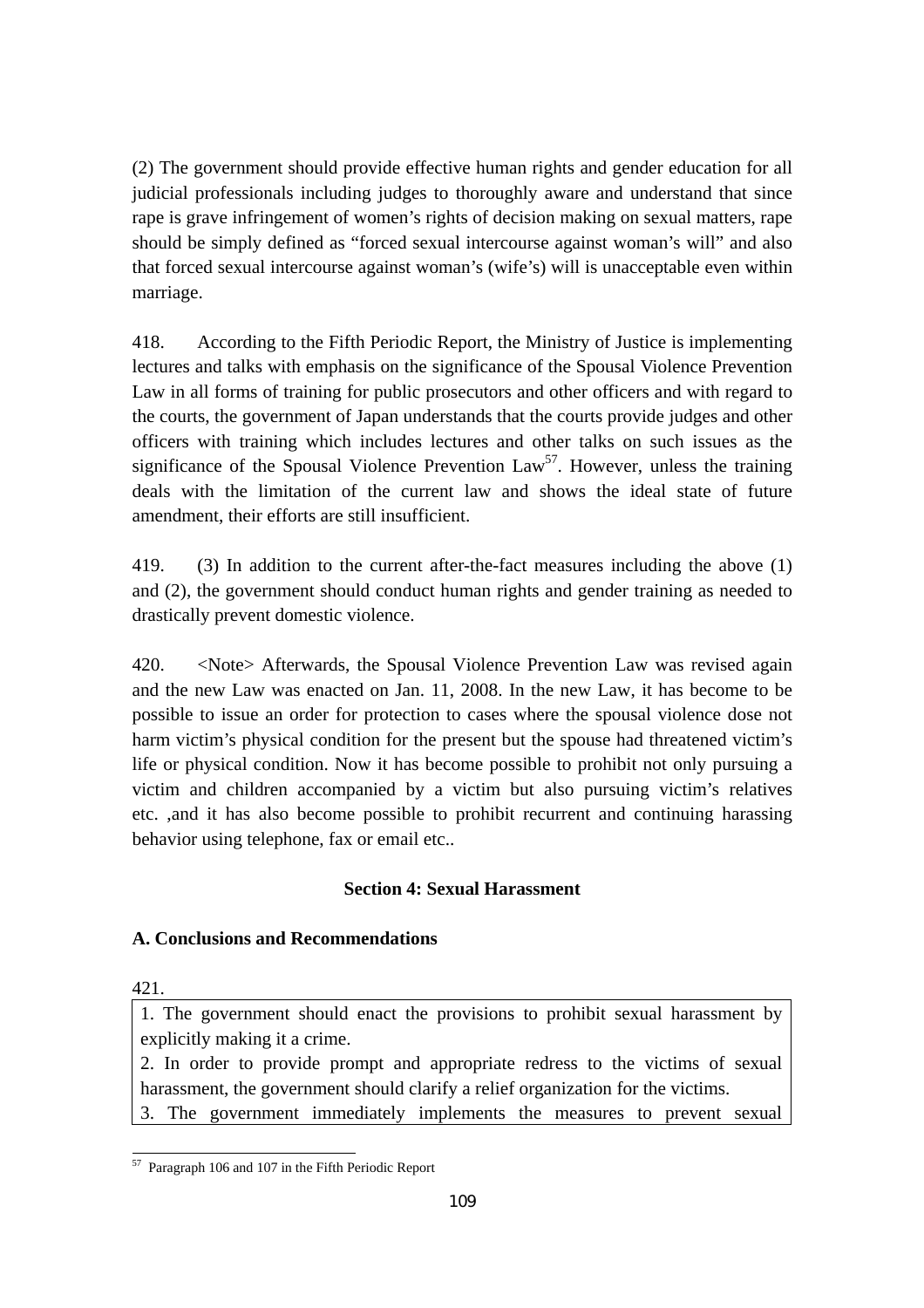(2) The government should provide effective human rights and gender education for all judicial professionals including judges to thoroughly aware and understand that since rape is grave infringement of women's rights of decision making on sexual matters, rape should be simply defined as "forced sexual intercourse against woman's will" and also that forced sexual intercourse against woman's (wife's) will is unacceptable even within marriage.

418. According to the Fifth Periodic Report, the Ministry of Justice is implementing lectures and talks with emphasis on the significance of the Spousal Violence Prevention Law in all forms of training for public prosecutors and other officers and with regard to the courts, the government of Japan understands that the courts provide judges and other officers with training which includes lectures and other talks on such issues as the significance of the Spousal Violence Prevention Law[57]. However, unless the training deals with the limitation of the current law and shows the ideal state of future amendment, their efforts are still insufficient.

419. (3) In addition to the current after-the-fact measures including the above (1) and (2), the government should conduct human rights and gender training as needed to drastically prevent domestic violence.

420. <Note> Afterwards, the Spousal Violence Prevention Law was revised again and the new Law was enacted on Jan. 11, 2008. In the new Law, it has become to be possible to issue an order for protection to cases where the spousal violence dose not harm victim's physical condition for the present but the spouse had threatened victim's life or physical condition. Now it has become possible to prohibit not only pursuing a victim and children accompanied by a victim but also pursuing victim's relatives etc. ,and it has also become possible to prohibit recurrent and continuing harassing behavior using telephone, fax or email etc..

## Section 4: Sexual Harassment

### A. Conclusions and Recommendations

421.

1. The government should enact the provisions to prohibit sexual harassment by explicitly making it a crime.
2. In order to provide prompt and appropriate redress to the victims of sexual harassment, the government should clarify a relief organization for the victims.
3. The government immediately implements the measures to prevent sexual

[57] Paragraph 106 and 107 in the Fifth Periodic Report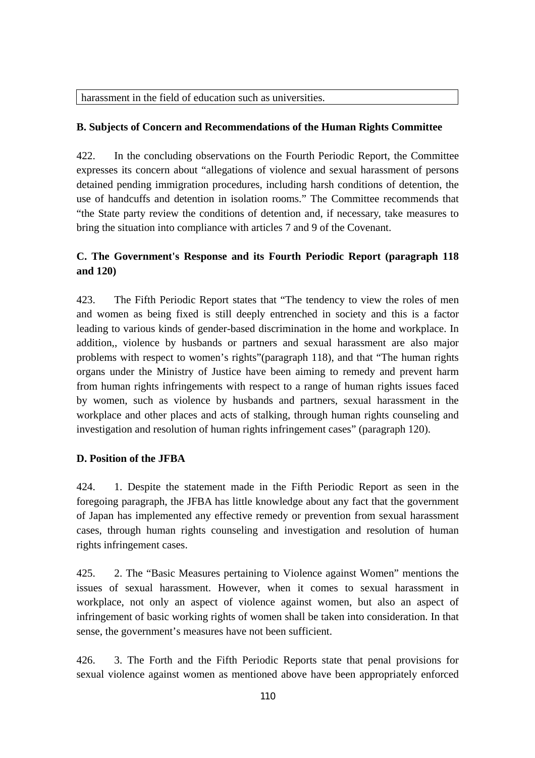| harassment in the field of education such as universities. |
|---|

**B. Subjects of Concern and Recommendations of the Human Rights Committee**

422. In the concluding observations on the Fourth Periodic Report, the Committee expresses its concern about "allegations of violence and sexual harassment of persons detained pending immigration procedures, including harsh conditions of detention, the use of handcuffs and detention in isolation rooms." The Committee recommends that "the State party review the conditions of detention and, if necessary, take measures to bring the situation into compliance with articles 7 and 9 of the Covenant.

**C. The Government's Response and its Fourth Periodic Report (paragraph 118 and 120)**

423. The Fifth Periodic Report states that "The tendency to view the roles of men and women as being fixed is still deeply entrenched in society and this is a factor leading to various kinds of gender-based discrimination in the home and workplace. In addition,, violence by husbands or partners and sexual harassment are also major problems with respect to women's rights"(paragraph 118), and that "The human rights organs under the Ministry of Justice have been aiming to remedy and prevent harm from human rights infringements with respect to a range of human rights issues faced by women, such as violence by husbands and partners, sexual harassment in the workplace and other places and acts of stalking, through human rights counseling and investigation and resolution of human rights infringement cases" (paragraph 120).

**D. Position of the JFBA**

424. 1. Despite the statement made in the Fifth Periodic Report as seen in the foregoing paragraph, the JFBA has little knowledge about any fact that the government of Japan has implemented any effective remedy or prevention from sexual harassment cases, through human rights counseling and investigation and resolution of human rights infringement cases.

425. 2. The "Basic Measures pertaining to Violence against Women" mentions the issues of sexual harassment. However, when it comes to sexual harassment in workplace, not only an aspect of violence against women, but also an aspect of infringement of basic working rights of women shall be taken into consideration. In that sense, the government's measures have not been sufficient.

426. 3. The Forth and the Fifth Periodic Reports state that penal provisions for sexual violence against women as mentioned above have been appropriately enforced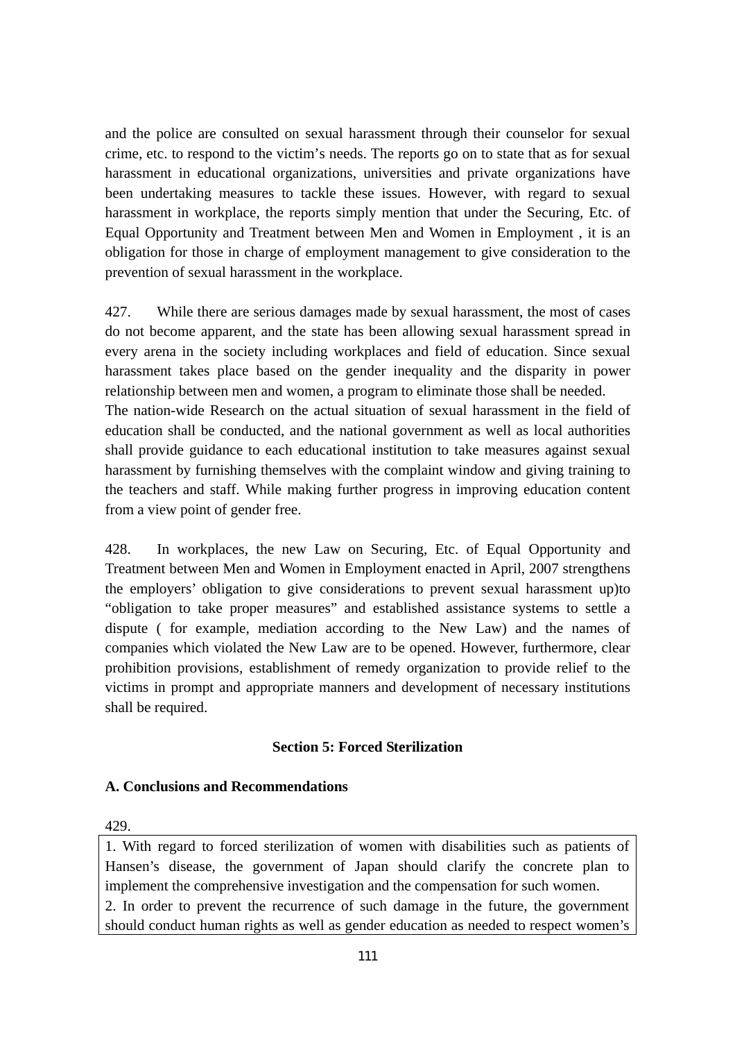and the police are consulted on sexual harassment through their counselor for sexual crime, etc. to respond to the victim's needs. The reports go on to state that as for sexual harassment in educational organizations, universities and private organizations have been undertaking measures to tackle these issues. However, with regard to sexual harassment in workplace, the reports simply mention that under the Securing, Etc. of Equal Opportunity and Treatment between Men and Women in Employment , it is an obligation for those in charge of employment management to give consideration to the prevention of sexual harassment in the workplace.

427. While there are serious damages made by sexual harassment, the most of cases do not become apparent, and the state has been allowing sexual harassment spread in every arena in the society including workplaces and field of education. Since sexual harassment takes place based on the gender inequality and the disparity in power relationship between men and women, a program to eliminate those shall be needed.
The nation-wide Research on the actual situation of sexual harassment in the field of education shall be conducted, and the national government as well as local authorities shall provide guidance to each educational institution to take measures against sexual harassment by furnishing themselves with the complaint window and giving training to the teachers and staff. While making further progress in improving education content from a view point of gender free.

428. In workplaces, the new Law on Securing, Etc. of Equal Opportunity and Treatment between Men and Women in Employment enacted in April, 2007 strengthens the employers' obligation to give considerations to prevent sexual harassment up)to "obligation to take proper measures" and established assistance systems to settle a dispute ( for example, mediation according to the New Law) and the names of companies which violated the New Law are to be opened. However, furthermore, clear prohibition provisions, establishment of remedy organization to provide relief to the victims in prompt and appropriate manners and development of necessary institutions shall be required.

### Section 5: Forced Sterilization

#### A. Conclusions and Recommendations

429.

1. With regard to forced sterilization of women with disabilities such as patients of Hansen's disease, the government of Japan should clarify the concrete plan to implement the comprehensive investigation and the compensation for such women.
2. In order to prevent the recurrence of such damage in the future, the government should conduct human rights as well as gender education as needed to respect women's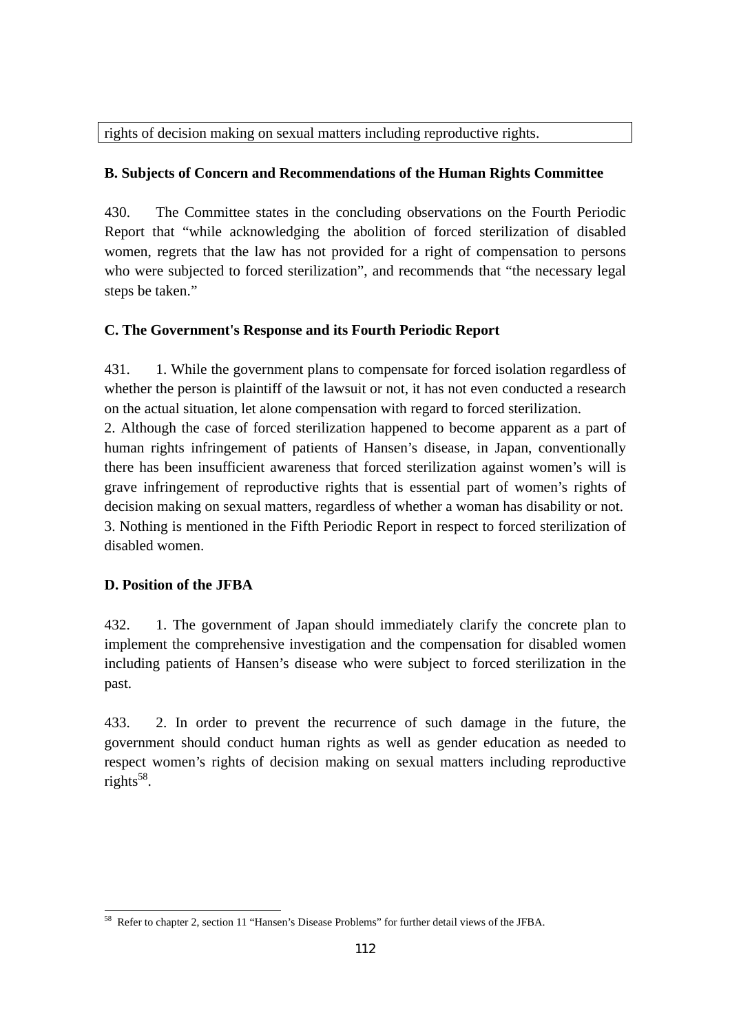rights of decision making on sexual matters including reproductive rights.

**B. Subjects of Concern and Recommendations of the Human Rights Committee**

430. The Committee states in the concluding observations on the Fourth Periodic Report that "while acknowledging the abolition of forced sterilization of disabled women, regrets that the law has not provided for a right of compensation to persons who were subjected to forced sterilization", and recommends that "the necessary legal steps be taken."

**C. The Government's Response and its Fourth Periodic Report**

431. 1. While the government plans to compensate for forced isolation regardless of whether the person is plaintiff of the lawsuit or not, it has not even conducted a research on the actual situation, let alone compensation with regard to forced sterilization.

2. Although the case of forced sterilization happened to become apparent as a part of human rights infringement of patients of Hansen's disease, in Japan, conventionally there has been insufficient awareness that forced sterilization against women's will is grave infringement of reproductive rights that is essential part of women's rights of decision making on sexual matters, regardless of whether a woman has disability or not.

3. Nothing is mentioned in the Fifth Periodic Report in respect to forced sterilization of disabled women.

**D. Position of the JFBA**

432. 1. The government of Japan should immediately clarify the concrete plan to implement the comprehensive investigation and the compensation for disabled women including patients of Hansen's disease who were subject to forced sterilization in the past.

433. 2. In order to prevent the recurrence of such damage in the future, the government should conduct human rights as well as gender education as needed to respect women's rights of decision making on sexual matters including reproductive rights[58].

---

[58] Refer to chapter 2, section 11 "Hansen's Disease Problems" for further detail views of the JFBA.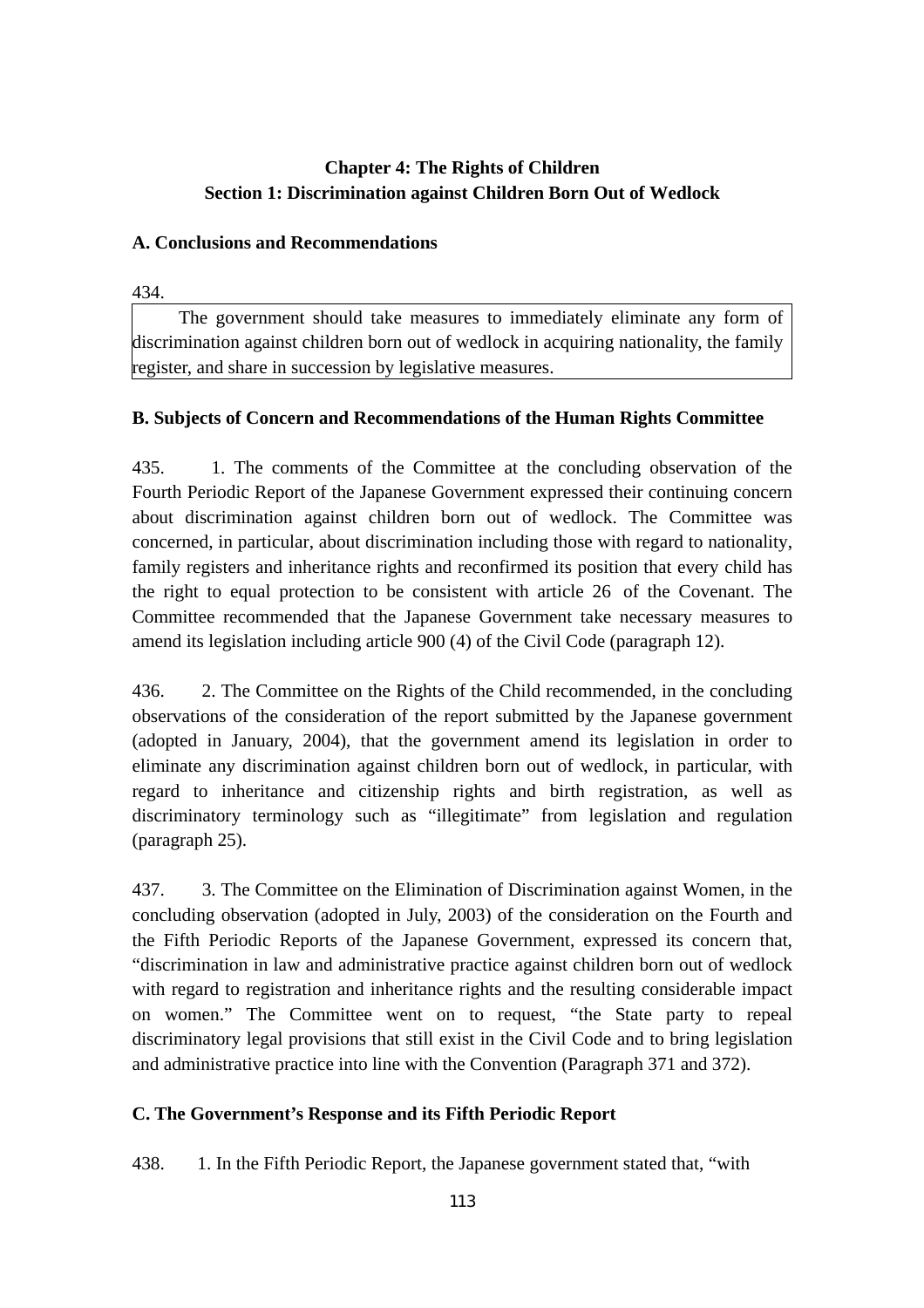## Chapter 4: The Rights of Children
## Section 1: Discrimination against Children Born Out of Wedlock

### A. Conclusions and Recommendations

434.

| The government should take measures to immediately eliminate any form of discrimination against children born out of wedlock in acquiring nationality, the family register, and share in succession by legislative measures. |
|---|

### B. Subjects of Concern and Recommendations of the Human Rights Committee

435. 1. The comments of the Committee at the concluding observation of the Fourth Periodic Report of the Japanese Government expressed their continuing concern about discrimination against children born out of wedlock. The Committee was concerned, in particular, about discrimination including those with regard to nationality, family registers and inheritance rights and reconfirmed its position that every child has the right to equal protection to be consistent with article 26 of the Covenant. The Committee recommended that the Japanese Government take necessary measures to amend its legislation including article 900 (4) of the Civil Code (paragraph 12).

436. 2. The Committee on the Rights of the Child recommended, in the concluding observations of the consideration of the report submitted by the Japanese government (adopted in January, 2004), that the government amend its legislation in order to eliminate any discrimination against children born out of wedlock, in particular, with regard to inheritance and citizenship rights and birth registration, as well as discriminatory terminology such as “illegitimate” from legislation and regulation (paragraph 25).

437. 3. The Committee on the Elimination of Discrimination against Women, in the concluding observation (adopted in July, 2003) of the consideration on the Fourth and the Fifth Periodic Reports of the Japanese Government, expressed its concern that, “discrimination in law and administrative practice against children born out of wedlock with regard to registration and inheritance rights and the resulting considerable impact on women.” The Committee went on to request, “the State party to repeal discriminatory legal provisions that still exist in the Civil Code and to bring legislation and administrative practice into line with the Convention (Paragraph 371 and 372).

### C. The Government’s Response and its Fifth Periodic Report

438. 1. In the Fifth Periodic Report, the Japanese government stated that, “with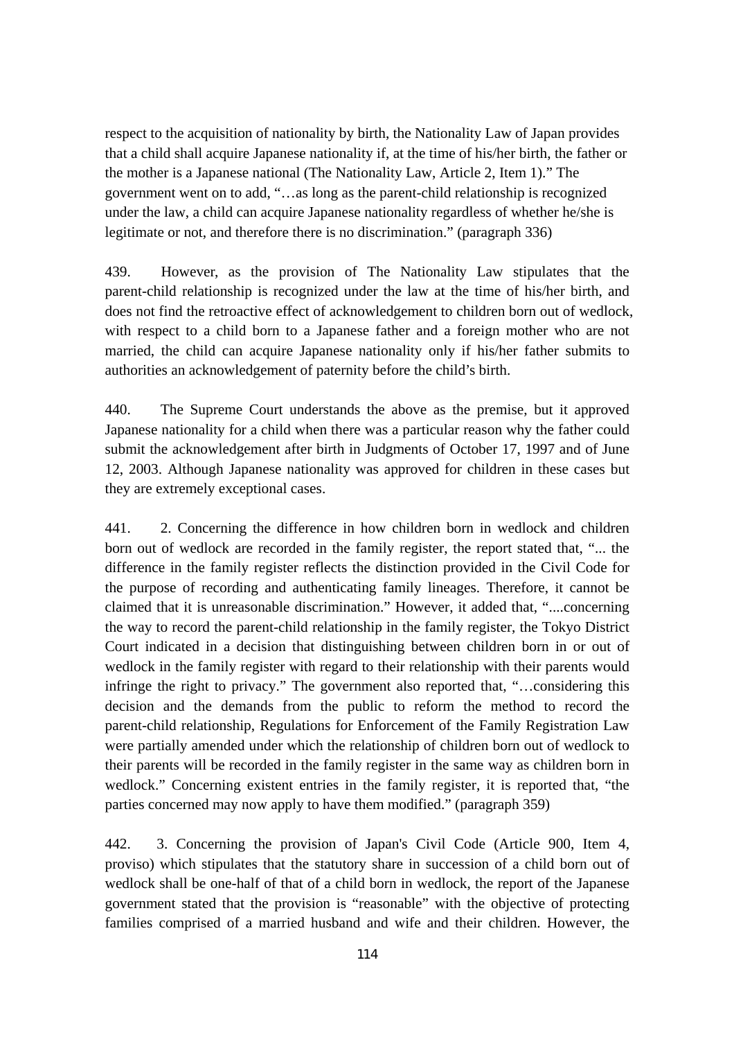respect to the acquisition of nationality by birth, the Nationality Law of Japan provides that a child shall acquire Japanese nationality if, at the time of his/her birth, the father or the mother is a Japanese national (The Nationality Law, Article 2, Item 1)." The government went on to add, "…as long as the parent-child relationship is recognized under the law, a child can acquire Japanese nationality regardless of whether he/she is legitimate or not, and therefore there is no discrimination." (paragraph 336)

439. However, as the provision of The Nationality Law stipulates that the parent-child relationship is recognized under the law at the time of his/her birth, and does not find the retroactive effect of acknowledgement to children born out of wedlock, with respect to a child born to a Japanese father and a foreign mother who are not married, the child can acquire Japanese nationality only if his/her father submits to authorities an acknowledgement of paternity before the child's birth.

440. The Supreme Court understands the above as the premise, but it approved Japanese nationality for a child when there was a particular reason why the father could submit the acknowledgement after birth in Judgments of October 17, 1997 and of June 12, 2003. Although Japanese nationality was approved for children in these cases but they are extremely exceptional cases.

441. 2. Concerning the difference in how children born in wedlock and children born out of wedlock are recorded in the family register, the report stated that, "... the difference in the family register reflects the distinction provided in the Civil Code for the purpose of recording and authenticating family lineages. Therefore, it cannot be claimed that it is unreasonable discrimination." However, it added that, "....concerning the way to record the parent-child relationship in the family register, the Tokyo District Court indicated in a decision that distinguishing between children born in or out of wedlock in the family register with regard to their relationship with their parents would infringe the right to privacy." The government also reported that, "…considering this decision and the demands from the public to reform the method to record the parent-child relationship, Regulations for Enforcement of the Family Registration Law were partially amended under which the relationship of children born out of wedlock to their parents will be recorded in the family register in the same way as children born in wedlock." Concerning existent entries in the family register, it is reported that, "the parties concerned may now apply to have them modified." (paragraph 359)

442. 3. Concerning the provision of Japan's Civil Code (Article 900, Item 4, proviso) which stipulates that the statutory share in succession of a child born out of wedlock shall be one-half of that of a child born in wedlock, the report of the Japanese government stated that the provision is "reasonable" with the objective of protecting families comprised of a married husband and wife and their children. However, the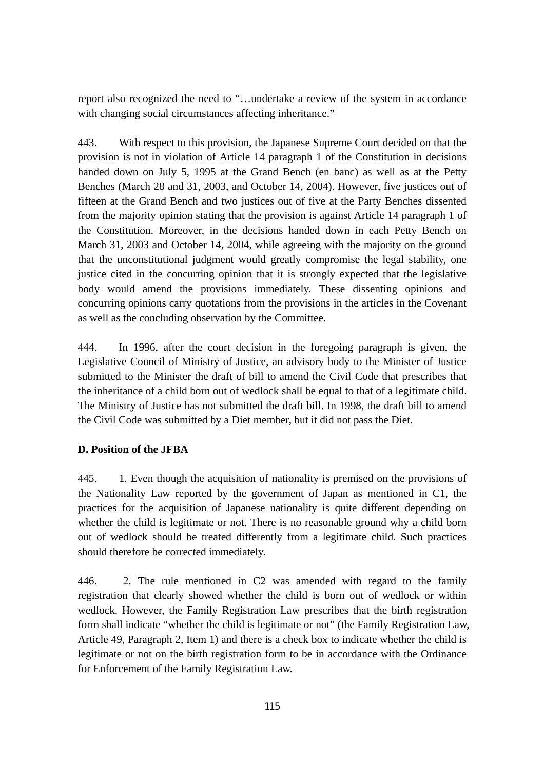report also recognized the need to "…undertake a review of the system in accordance with changing social circumstances affecting inheritance."

443. With respect to this provision, the Japanese Supreme Court decided on that the provision is not in violation of Article 14 paragraph 1 of the Constitution in decisions handed down on July 5, 1995 at the Grand Bench (en banc) as well as at the Petty Benches (March 28 and 31, 2003, and October 14, 2004). However, five justices out of fifteen at the Grand Bench and two justices out of five at the Party Benches dissented from the majority opinion stating that the provision is against Article 14 paragraph 1 of the Constitution. Moreover, in the decisions handed down in each Petty Bench on March 31, 2003 and October 14, 2004, while agreeing with the majority on the ground that the unconstitutional judgment would greatly compromise the legal stability, one justice cited in the concurring opinion that it is strongly expected that the legislative body would amend the provisions immediately. These dissenting opinions and concurring opinions carry quotations from the provisions in the articles in the Covenant as well as the concluding observation by the Committee.

444. In 1996, after the court decision in the foregoing paragraph is given, the Legislative Council of Ministry of Justice, an advisory body to the Minister of Justice submitted to the Minister the draft of bill to amend the Civil Code that prescribes that the inheritance of a child born out of wedlock shall be equal to that of a legitimate child. The Ministry of Justice has not submitted the draft bill. In 1998, the draft bill to amend the Civil Code was submitted by a Diet member, but it did not pass the Diet.

**D. Position of the JFBA**

445. 1. Even though the acquisition of nationality is premised on the provisions of the Nationality Law reported by the government of Japan as mentioned in C1, the practices for the acquisition of Japanese nationality is quite different depending on whether the child is legitimate or not. There is no reasonable ground why a child born out of wedlock should be treated differently from a legitimate child. Such practices should therefore be corrected immediately.

446. 2. The rule mentioned in C2 was amended with regard to the family registration that clearly showed whether the child is born out of wedlock or within wedlock. However, the Family Registration Law prescribes that the birth registration form shall indicate "whether the child is legitimate or not" (the Family Registration Law, Article 49, Paragraph 2, Item 1) and there is a check box to indicate whether the child is legitimate or not on the birth registration form to be in accordance with the Ordinance for Enforcement of the Family Registration Law.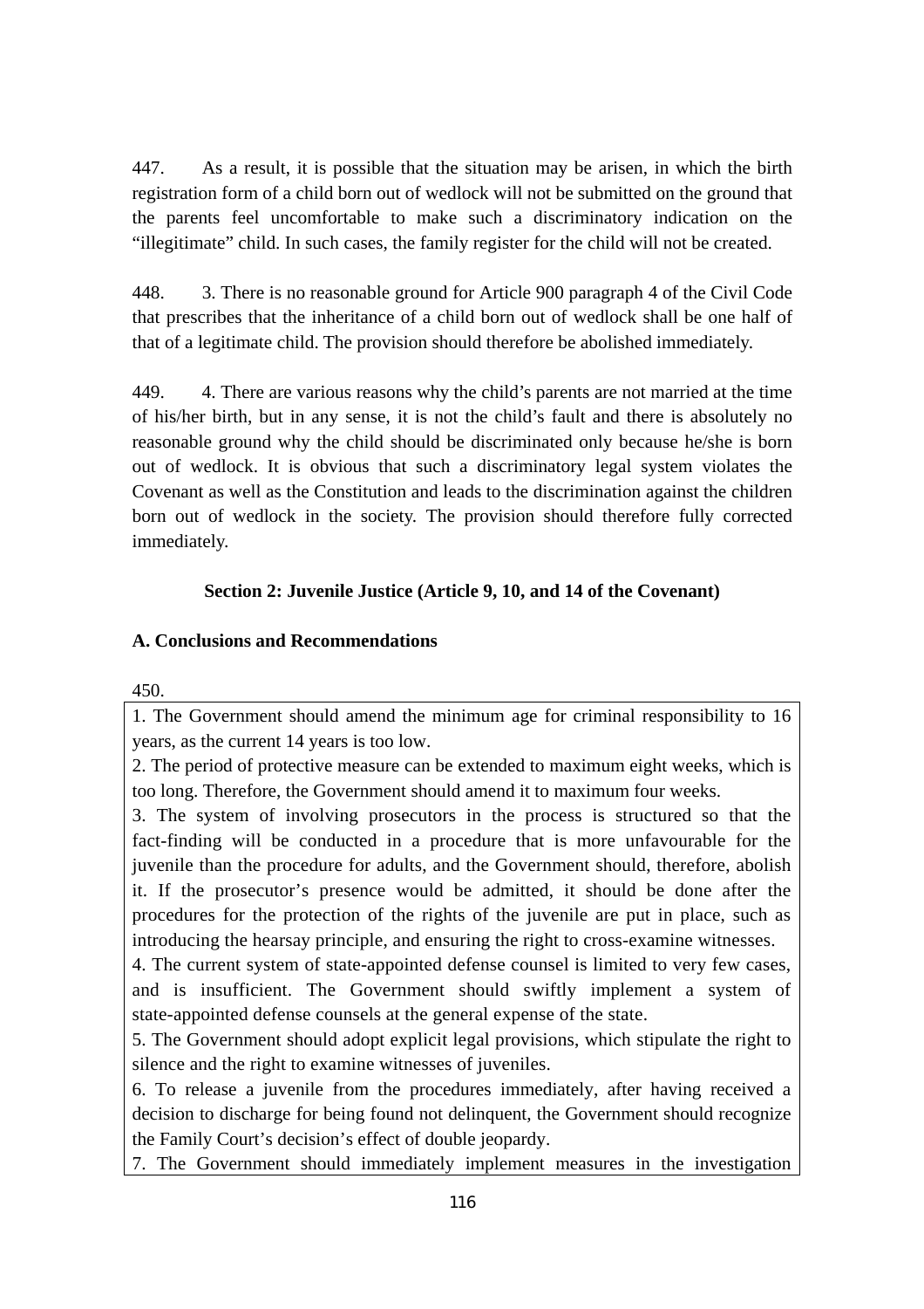447. As a result, it is possible that the situation may be arisen, in which the birth registration form of a child born out of wedlock will not be submitted on the ground that the parents feel uncomfortable to make such a discriminatory indication on the "illegitimate" child. In such cases, the family register for the child will not be created.

448. 3. There is no reasonable ground for Article 900 paragraph 4 of the Civil Code that prescribes that the inheritance of a child born out of wedlock shall be one half of that of a legitimate child. The provision should therefore be abolished immediately.

449. 4. There are various reasons why the child's parents are not married at the time of his/her birth, but in any sense, it is not the child's fault and there is absolutely no reasonable ground why the child should be discriminated only because he/she is born out of wedlock. It is obvious that such a discriminatory legal system violates the Covenant as well as the Constitution and leads to the discrimination against the children born out of wedlock in the society. The provision should therefore fully corrected immediately.

### Section 2: Juvenile Justice (Article 9, 10, and 14 of the Covenant)

**A. Conclusions and Recommendations**

450.

1. The Government should amend the minimum age for criminal responsibility to 16 years, as the current 14 years is too low.
2. The period of protective measure can be extended to maximum eight weeks, which is too long. Therefore, the Government should amend it to maximum four weeks.
3. The system of involving prosecutors in the process is structured so that the fact-finding will be conducted in a procedure that is more unfavourable for the juvenile than the procedure for adults, and the Government should, therefore, abolish it. If the prosecutor's presence would be admitted, it should be done after the procedures for the protection of the rights of the juvenile are put in place, such as introducing the hearsay principle, and ensuring the right to cross-examine witnesses.
4. The current system of state-appointed defense counsel is limited to very few cases, and is insufficient. The Government should swiftly implement a system of state-appointed defense counsels at the general expense of the state.
5. The Government should adopt explicit legal provisions, which stipulate the right to silence and the right to examine witnesses of juveniles.
6. To release a juvenile from the procedures immediately, after having received a decision to discharge for being found not delinquent, the Government should recognize the Family Court's decision's effect of double jeopardy.
7. The Government should immediately implement measures in the investigation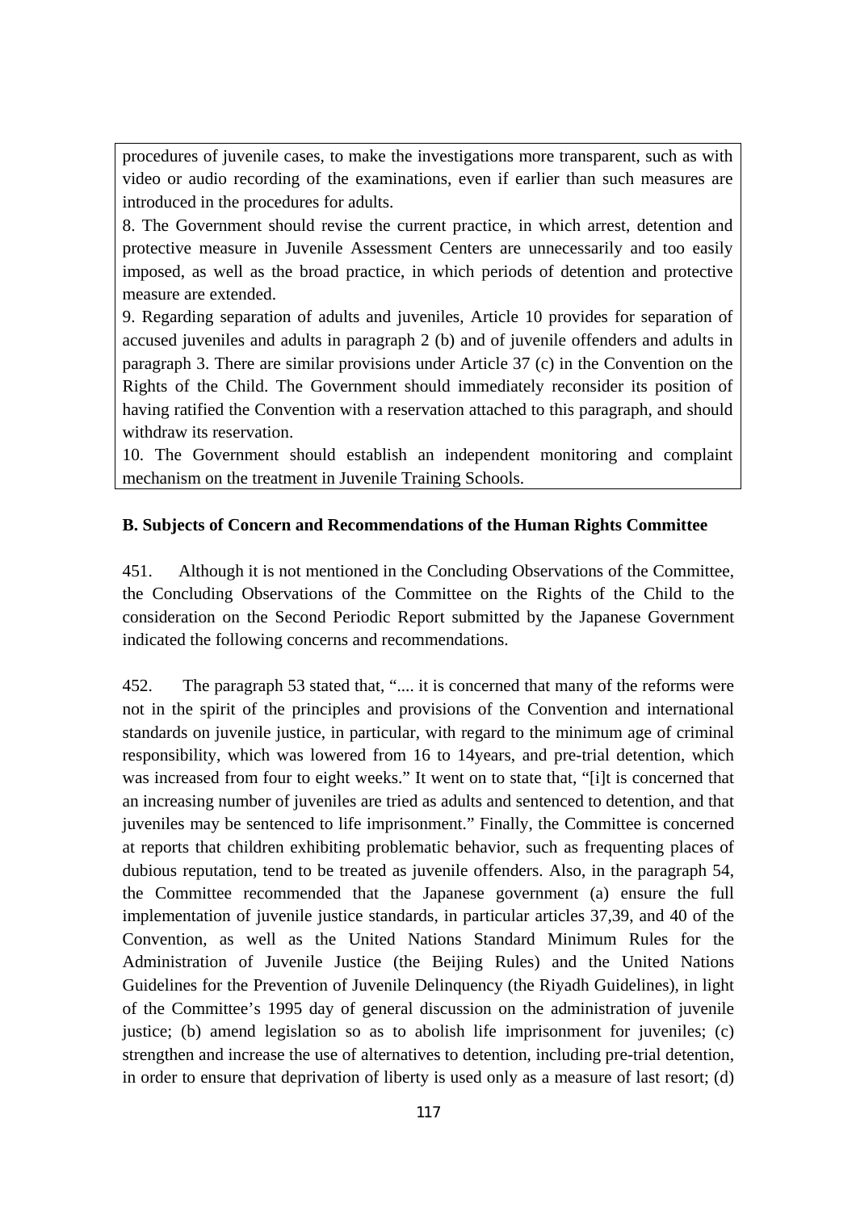procedures of juvenile cases, to make the investigations more transparent, such as with video or audio recording of the examinations, even if earlier than such measures are introduced in the procedures for adults.

8. The Government should revise the current practice, in which arrest, detention and protective measure in Juvenile Assessment Centers are unnecessarily and too easily imposed, as well as the broad practice, in which periods of detention and protective measure are extended.

9. Regarding separation of adults and juveniles, Article 10 provides for separation of accused juveniles and adults in paragraph 2 (b) and of juvenile offenders and adults in paragraph 3. There are similar provisions under Article 37 (c) in the Convention on the Rights of the Child. The Government should immediately reconsider its position of having ratified the Convention with a reservation attached to this paragraph, and should withdraw its reservation.

10. The Government should establish an independent monitoring and complaint mechanism on the treatment in Juvenile Training Schools.

**B. Subjects of Concern and Recommendations of the Human Rights Committee**

451. Although it is not mentioned in the Concluding Observations of the Committee, the Concluding Observations of the Committee on the Rights of the Child to the consideration on the Second Periodic Report submitted by the Japanese Government indicated the following concerns and recommendations.

452. The paragraph 53 stated that, ".... it is concerned that many of the reforms were not in the spirit of the principles and provisions of the Convention and international standards on juvenile justice, in particular, with regard to the minimum age of criminal responsibility, which was lowered from 16 to 14years, and pre-trial detention, which was increased from four to eight weeks." It went on to state that, "[i]t is concerned that an increasing number of juveniles are tried as adults and sentenced to detention, and that juveniles may be sentenced to life imprisonment." Finally, the Committee is concerned at reports that children exhibiting problematic behavior, such as frequenting places of dubious reputation, tend to be treated as juvenile offenders. Also, in the paragraph 54, the Committee recommended that the Japanese government (a) ensure the full implementation of juvenile justice standards, in particular articles 37,39, and 40 of the Convention, as well as the United Nations Standard Minimum Rules for the Administration of Juvenile Justice (the Beijing Rules) and the United Nations Guidelines for the Prevention of Juvenile Delinquency (the Riyadh Guidelines), in light of the Committee's 1995 day of general discussion on the administration of juvenile justice; (b) amend legislation so as to abolish life imprisonment for juveniles; (c) strengthen and increase the use of alternatives to detention, including pre-trial detention, in order to ensure that deprivation of liberty is used only as a measure of last resort; (d)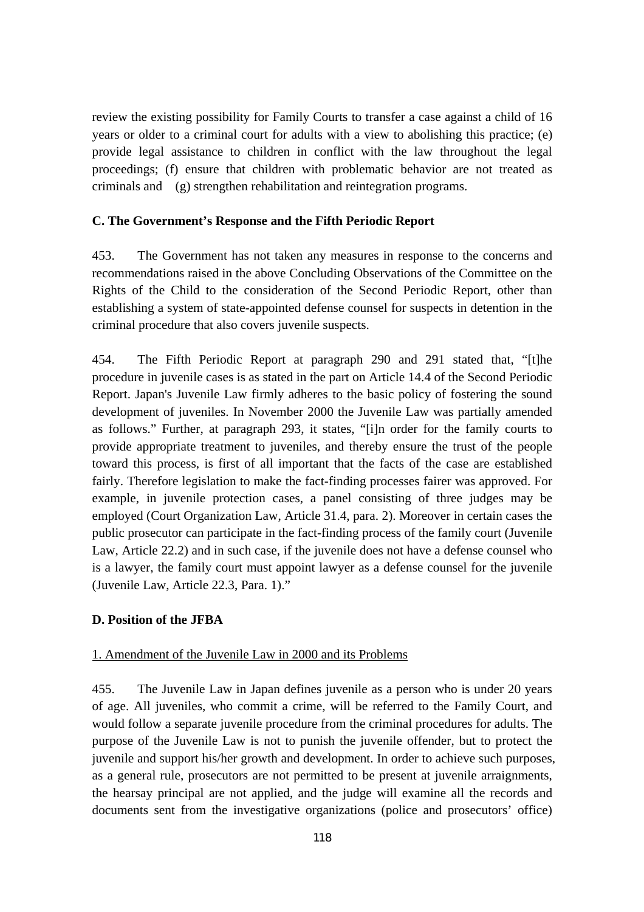review the existing possibility for Family Courts to transfer a case against a child of 16 years or older to a criminal court for adults with a view to abolishing this practice; (e) provide legal assistance to children in conflict with the law throughout the legal proceedings; (f) ensure that children with problematic behavior are not treated as criminals and (g) strengthen rehabilitation and reintegration programs.

### C. The Government's Response and the Fifth Periodic Report

453. The Government has not taken any measures in response to the concerns and recommendations raised in the above Concluding Observations of the Committee on the Rights of the Child to the consideration of the Second Periodic Report, other than establishing a system of state-appointed defense counsel for suspects in detention in the criminal procedure that also covers juvenile suspects.

454. The Fifth Periodic Report at paragraph 290 and 291 stated that, "[t]he procedure in juvenile cases is as stated in the part on Article 14.4 of the Second Periodic Report. Japan's Juvenile Law firmly adheres to the basic policy of fostering the sound development of juveniles. In November 2000 the Juvenile Law was partially amended as follows." Further, at paragraph 293, it states, "[i]n order for the family courts to provide appropriate treatment to juveniles, and thereby ensure the trust of the people toward this process, is first of all important that the facts of the case are established fairly. Therefore legislation to make the fact-finding processes fairer was approved. For example, in juvenile protection cases, a panel consisting of three judges may be employed (Court Organization Law, Article 31.4, para. 2). Moreover in certain cases the public prosecutor can participate in the fact-finding process of the family court (Juvenile Law, Article 22.2) and in such case, if the juvenile does not have a defense counsel who is a lawyer, the family court must appoint lawyer as a defense counsel for the juvenile (Juvenile Law, Article 22.3, Para. 1)."

### D. Position of the JFBA

1. Amendment of the Juvenile Law in 2000 and its Problems

455. The Juvenile Law in Japan defines juvenile as a person who is under 20 years of age. All juveniles, who commit a crime, will be referred to the Family Court, and would follow a separate juvenile procedure from the criminal procedures for adults. The purpose of the Juvenile Law is not to punish the juvenile offender, but to protect the juvenile and support his/her growth and development. In order to achieve such purposes, as a general rule, prosecutors are not permitted to be present at juvenile arraignments, the hearsay principal are not applied, and the judge will examine all the records and documents sent from the investigative organizations (police and prosecutors' office)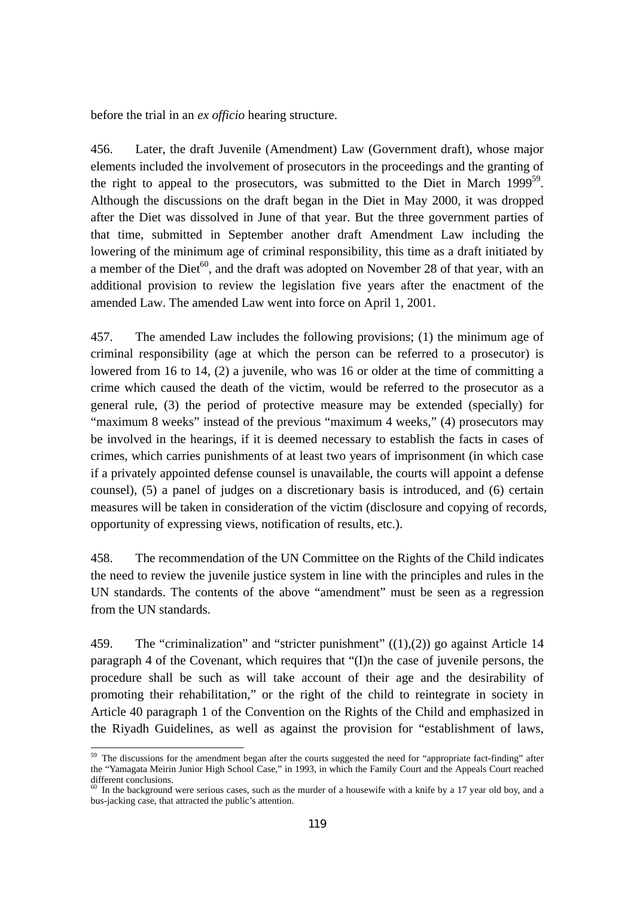before the trial in an *ex officio* hearing structure.

456. Later, the draft Juvenile (Amendment) Law (Government draft), whose major elements included the involvement of prosecutors in the proceedings and the granting of the right to appeal to the prosecutors, was submitted to the Diet in March 1999[59]. Although the discussions on the draft began in the Diet in May 2000, it was dropped after the Diet was dissolved in June of that year. But the three government parties of that time, submitted in September another draft Amendment Law including the lowering of the minimum age of criminal responsibility, this time as a draft initiated by a member of the Diet[60], and the draft was adopted on November 28 of that year, with an additional provision to review the legislation five years after the enactment of the amended Law. The amended Law went into force on April 1, 2001.

457. The amended Law includes the following provisions; (1) the minimum age of criminal responsibility (age at which the person can be referred to a prosecutor) is lowered from 16 to 14, (2) a juvenile, who was 16 or older at the time of committing a crime which caused the death of the victim, would be referred to the prosecutor as a general rule, (3) the period of protective measure may be extended (specially) for "maximum 8 weeks" instead of the previous "maximum 4 weeks," (4) prosecutors may be involved in the hearings, if it is deemed necessary to establish the facts in cases of crimes, which carries punishments of at least two years of imprisonment (in which case if a privately appointed defense counsel is unavailable, the courts will appoint a defense counsel), (5) a panel of judges on a discretionary basis is introduced, and (6) certain measures will be taken in consideration of the victim (disclosure and copying of records, opportunity of expressing views, notification of results, etc.).

458. The recommendation of the UN Committee on the Rights of the Child indicates the need to review the juvenile justice system in line with the principles and rules in the UN standards. The contents of the above "amendment" must be seen as a regression from the UN standards.

459. The "criminalization" and "stricter punishment" ((1),(2)) go against Article 14 paragraph 4 of the Covenant, which requires that "(I)n the case of juvenile persons, the procedure shall be such as will take account of their age and the desirability of promoting their rehabilitation," or the right of the child to reintegrate in society in Article 40 paragraph 1 of the Convention on the Rights of the Child and emphasized in the Riyadh Guidelines, as well as against the provision for "establishment of laws,

---

[59] The discussions for the amendment began after the courts suggested the need for "appropriate fact-finding" after the "Yamagata Meirin Junior High School Case," in 1993, in which the Family Court and the Appeals Court reached different conclusions.

[60] In the background were serious cases, such as the murder of a housewife with a knife by a 17 year old boy, and a bus-jacking case, that attracted the public's attention.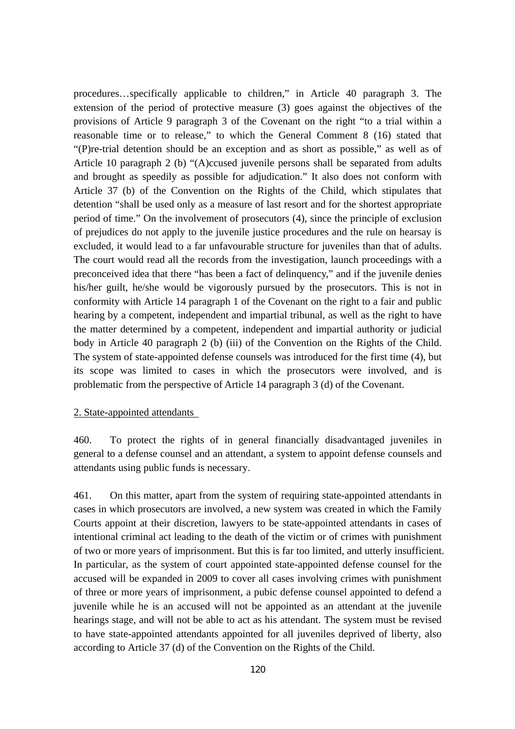procedures…specifically applicable to children," in Article 40 paragraph 3. The extension of the period of protective measure (3) goes against the objectives of the provisions of Article 9 paragraph 3 of the Covenant on the right "to a trial within a reasonable time or to release," to which the General Comment 8 (16) stated that "(P)re-trial detention should be an exception and as short as possible," as well as of Article 10 paragraph 2 (b) "(A)ccused juvenile persons shall be separated from adults and brought as speedily as possible for adjudication." It also does not conform with Article 37 (b) of the Convention on the Rights of the Child, which stipulates that detention "shall be used only as a measure of last resort and for the shortest appropriate period of time." On the involvement of prosecutors (4), since the principle of exclusion of prejudices do not apply to the juvenile justice procedures and the rule on hearsay is excluded, it would lead to a far unfavourable structure for juveniles than that of adults. The court would read all the records from the investigation, launch proceedings with a preconceived idea that there "has been a fact of delinquency," and if the juvenile denies his/her guilt, he/she would be vigorously pursued by the prosecutors. This is not in conformity with Article 14 paragraph 1 of the Covenant on the right to a fair and public hearing by a competent, independent and impartial tribunal, as well as the right to have the matter determined by a competent, independent and impartial authority or judicial body in Article 40 paragraph 2 (b) (iii) of the Convention on the Rights of the Child. The system of state-appointed defense counsels was introduced for the first time (4), but its scope was limited to cases in which the prosecutors were involved, and is problematic from the perspective of Article 14 paragraph 3 (d) of the Covenant.

2. State-appointed attendants

460. To protect the rights of in general financially disadvantaged juveniles in general to a defense counsel and an attendant, a system to appoint defense counsels and attendants using public funds is necessary.

461. On this matter, apart from the system of requiring state-appointed attendants in cases in which prosecutors are involved, a new system was created in which the Family Courts appoint at their discretion, lawyers to be state-appointed attendants in cases of intentional criminal act leading to the death of the victim or of crimes with punishment of two or more years of imprisonment. But this is far too limited, and utterly insufficient. In particular, as the system of court appointed state-appointed defense counsel for the accused will be expanded in 2009 to cover all cases involving crimes with punishment of three or more years of imprisonment, a pubic defense counsel appointed to defend a juvenile while he is an accused will not be appointed as an attendant at the juvenile hearings stage, and will not be able to act as his attendant. The system must be revised to have state-appointed attendants appointed for all juveniles deprived of liberty, also according to Article 37 (d) of the Convention on the Rights of the Child.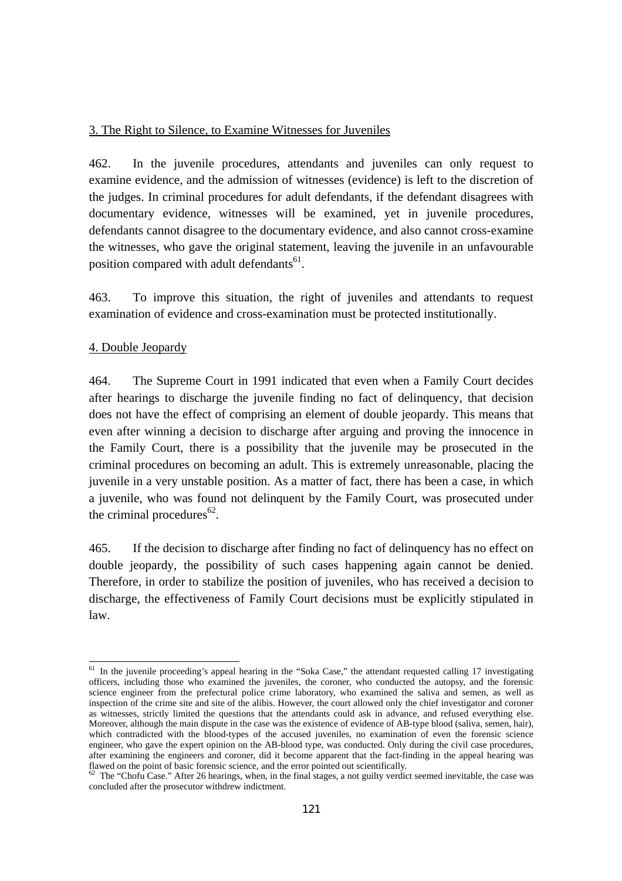3. The Right to Silence, to Examine Witnesses for Juveniles

462. In the juvenile procedures, attendants and juveniles can only request to examine evidence, and the admission of witnesses (evidence) is left to the discretion of the judges. In criminal procedures for adult defendants, if the defendant disagrees with documentary evidence, witnesses will be examined, yet in juvenile procedures, defendants cannot disagree to the documentary evidence, and also cannot cross-examine the witnesses, who gave the original statement, leaving the juvenile in an unfavourable position compared with adult defendants[61].

463. To improve this situation, the right of juveniles and attendants to request examination of evidence and cross-examination must be protected institutionally.

4. Double Jeopardy

464. The Supreme Court in 1991 indicated that even when a Family Court decides after hearings to discharge the juvenile finding no fact of delinquency, that decision does not have the effect of comprising an element of double jeopardy. This means that even after winning a decision to discharge after arguing and proving the innocence in the Family Court, there is a possibility that the juvenile may be prosecuted in the criminal procedures on becoming an adult. This is extremely unreasonable, placing the juvenile in a very unstable position. As a matter of fact, there has been a case, in which a juvenile, who was found not delinquent by the Family Court, was prosecuted under the criminal procedures[62].

465. If the decision to discharge after finding no fact of delinquency has no effect on double jeopardy, the possibility of such cases happening again cannot be denied. Therefore, in order to stabilize the position of juveniles, who has received a decision to discharge, the effectiveness of Family Court decisions must be explicitly stipulated in law.

---

[61] In the juvenile proceeding's appeal hearing in the "Soka Case," the attendant requested calling 17 investigating officers, including those who examined the juveniles, the coroner, who conducted the autopsy, and the forensic science engineer from the prefectural police crime laboratory, who examined the saliva and semen, as well as inspection of the crime site and site of the alibis. However, the court allowed only the chief investigator and coroner as witnesses, strictly limited the questions that the attendants could ask in advance, and refused everything else. Moreover, although the main dispute in the case was the existence of evidence of AB-type blood (saliva, semen, hair), which contradicted with the blood-types of the accused juveniles, no examination of even the forensic science engineer, who gave the expert opinion on the AB-blood type, was conducted. Only during the civil case procedures, after examining the engineers and coroner, did it become apparent that the fact-finding in the appeal hearing was flawed on the point of basic forensic science, and the error pointed out scientifically.

[62] The "Chofu Case." After 26 hearings, when, in the final stages, a not guilty verdict seemed inevitable, the case was concluded after the prosecutor withdrew indictment.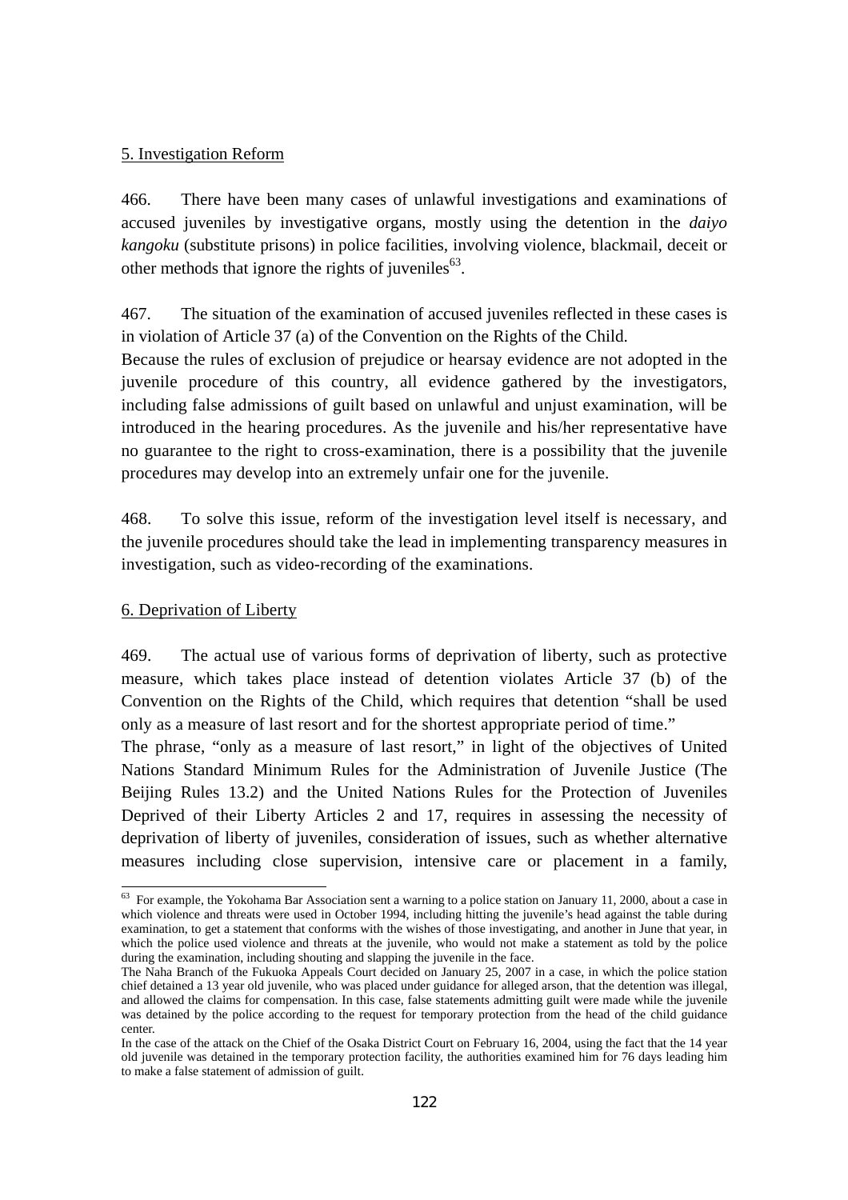5. Investigation Reform

466. There have been many cases of unlawful investigations and examinations of accused juveniles by investigative organs, mostly using the detention in the *daiyo kangoku* (substitute prisons) in police facilities, involving violence, blackmail, deceit or other methods that ignore the rights of juveniles[63].

467. The situation of the examination of accused juveniles reflected in these cases is in violation of Article 37 (a) of the Convention on the Rights of the Child.
Because the rules of exclusion of prejudice or hearsay evidence are not adopted in the juvenile procedure of this country, all evidence gathered by the investigators, including false admissions of guilt based on unlawful and unjust examination, will be introduced in the hearing procedures. As the juvenile and his/her representative have no guarantee to the right to cross-examination, there is a possibility that the juvenile procedures may develop into an extremely unfair one for the juvenile.

468. To solve this issue, reform of the investigation level itself is necessary, and the juvenile procedures should take the lead in implementing transparency measures in investigation, such as video-recording of the examinations.

6. Deprivation of Liberty

469. The actual use of various forms of deprivation of liberty, such as protective measure, which takes place instead of detention violates Article 37 (b) of the Convention on the Rights of the Child, which requires that detention "shall be used only as a measure of last resort and for the shortest appropriate period of time."
The phrase, "only as a measure of last resort," in light of the objectives of United Nations Standard Minimum Rules for the Administration of Juvenile Justice (The Beijing Rules 13.2) and the United Nations Rules for the Protection of Juveniles Deprived of their Liberty Articles 2 and 17, requires in assessing the necessity of deprivation of liberty of juveniles, consideration of issues, such as whether alternative measures including close supervision, intensive care or placement in a family,

---

[63] For example, the Yokohama Bar Association sent a warning to a police station on January 11, 2000, about a case in which violence and threats were used in October 1994, including hitting the juvenile's head against the table during examination, to get a statement that conforms with the wishes of those investigating, and another in June that year, in which the police used violence and threats at the juvenile, who would not make a statement as told by the police during the examination, including shouting and slapping the juvenile in the face.
The Naha Branch of the Fukuoka Appeals Court decided on January 25, 2007 in a case, in which the police station chief detained a 13 year old juvenile, who was placed under guidance for alleged arson, that the detention was illegal, and allowed the claims for compensation. In this case, false statements admitting guilt were made while the juvenile was detained by the police according to the request for temporary protection from the head of the child guidance center.
In the case of the attack on the Chief of the Osaka District Court on February 16, 2004, using the fact that the 14 year old juvenile was detained in the temporary protection facility, the authorities examined him for 76 days leading him to make a false statement of admission of guilt.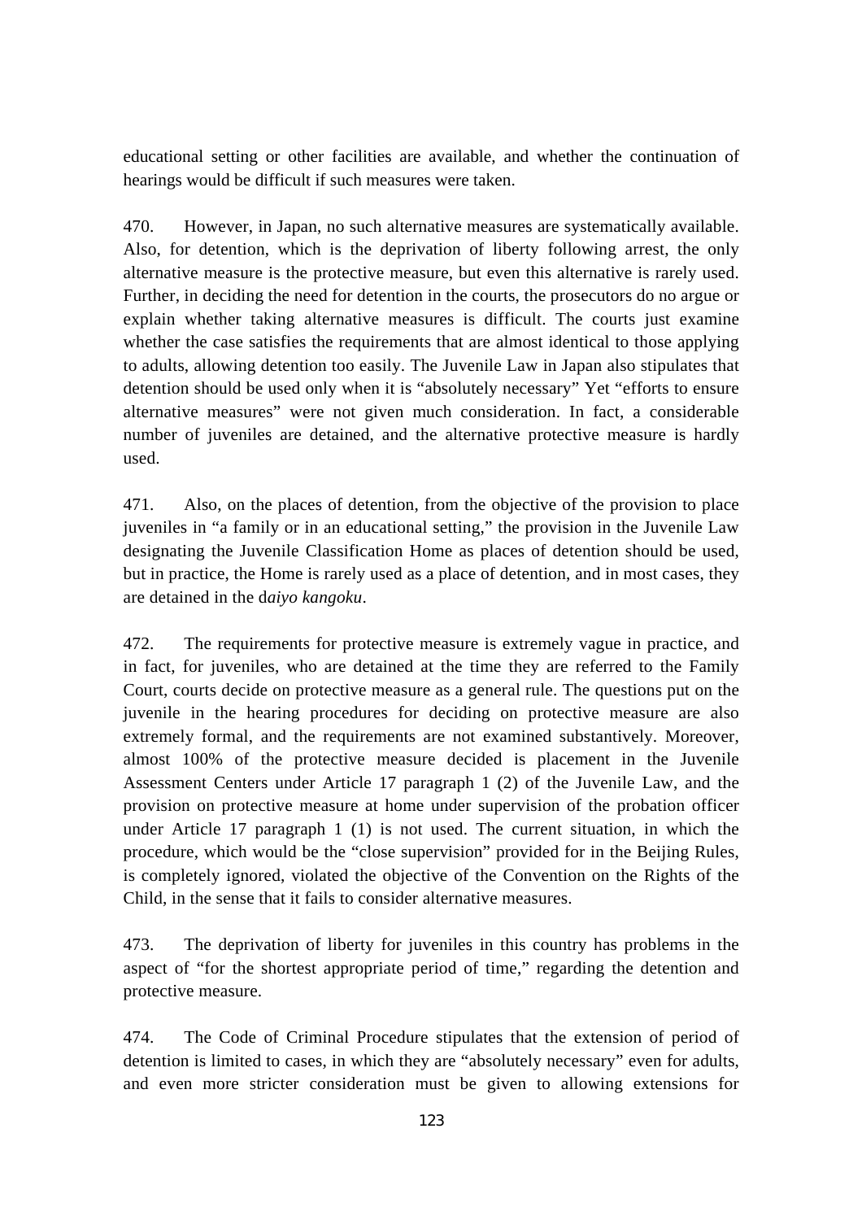educational setting or other facilities are available, and whether the continuation of hearings would be difficult if such measures were taken.

470. However, in Japan, no such alternative measures are systematically available. Also, for detention, which is the deprivation of liberty following arrest, the only alternative measure is the protective measure, but even this alternative is rarely used. Further, in deciding the need for detention in the courts, the prosecutors do no argue or explain whether taking alternative measures is difficult. The courts just examine whether the case satisfies the requirements that are almost identical to those applying to adults, allowing detention too easily. The Juvenile Law in Japan also stipulates that detention should be used only when it is "absolutely necessary" Yet "efforts to ensure alternative measures" were not given much consideration. In fact, a considerable number of juveniles are detained, and the alternative protective measure is hardly used.

471. Also, on the places of detention, from the objective of the provision to place juveniles in "a family or in an educational setting," the provision in the Juvenile Law designating the Juvenile Classification Home as places of detention should be used, but in practice, the Home is rarely used as a place of detention, and in most cases, they are detained in the d*aiyo kangoku*.

472. The requirements for protective measure is extremely vague in practice, and in fact, for juveniles, who are detained at the time they are referred to the Family Court, courts decide on protective measure as a general rule. The questions put on the juvenile in the hearing procedures for deciding on protective measure are also extremely formal, and the requirements are not examined substantively. Moreover, almost 100% of the protective measure decided is placement in the Juvenile Assessment Centers under Article 17 paragraph 1 (2) of the Juvenile Law, and the provision on protective measure at home under supervision of the probation officer under Article 17 paragraph 1 (1) is not used. The current situation, in which the procedure, which would be the "close supervision" provided for in the Beijing Rules, is completely ignored, violated the objective of the Convention on the Rights of the Child, in the sense that it fails to consider alternative measures.

473. The deprivation of liberty for juveniles in this country has problems in the aspect of "for the shortest appropriate period of time," regarding the detention and protective measure.

474. The Code of Criminal Procedure stipulates that the extension of period of detention is limited to cases, in which they are "absolutely necessary" even for adults, and even more stricter consideration must be given to allowing extensions for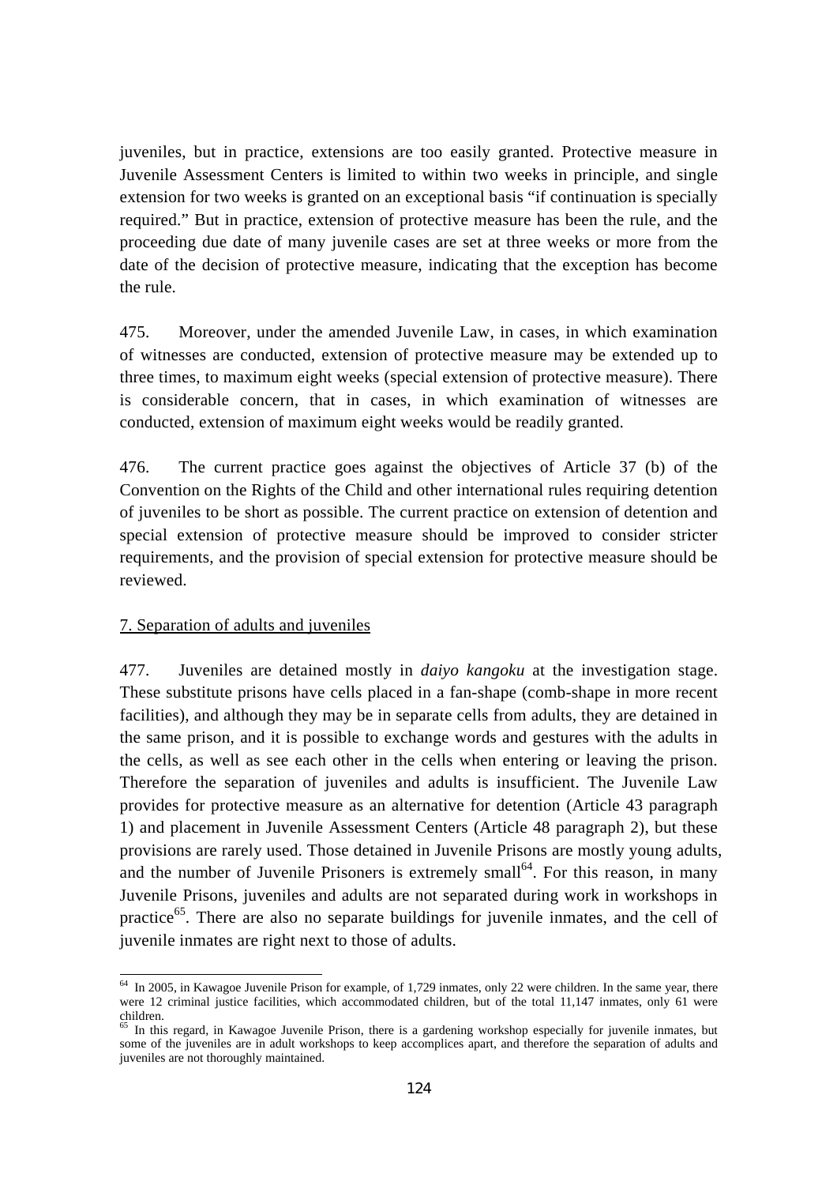juveniles, but in practice, extensions are too easily granted. Protective measure in Juvenile Assessment Centers is limited to within two weeks in principle, and single extension for two weeks is granted on an exceptional basis "if continuation is specially required." But in practice, extension of protective measure has been the rule, and the proceeding due date of many juvenile cases are set at three weeks or more from the date of the decision of protective measure, indicating that the exception has become the rule.

475. Moreover, under the amended Juvenile Law, in cases, in which examination of witnesses are conducted, extension of protective measure may be extended up to three times, to maximum eight weeks (special extension of protective measure). There is considerable concern, that in cases, in which examination of witnesses are conducted, extension of maximum eight weeks would be readily granted.

476. The current practice goes against the objectives of Article 37 (b) of the Convention on the Rights of the Child and other international rules requiring detention of juveniles to be short as possible. The current practice on extension of detention and special extension of protective measure should be improved to consider stricter requirements, and the provision of special extension for protective measure should be reviewed.

7. Separation of adults and juveniles

477. Juveniles are detained mostly in *daiyo kangoku* at the investigation stage. These substitute prisons have cells placed in a fan-shape (comb-shape in more recent facilities), and although they may be in separate cells from adults, they are detained in the same prison, and it is possible to exchange words and gestures with the adults in the cells, as well as see each other in the cells when entering or leaving the prison. Therefore the separation of juveniles and adults is insufficient. The Juvenile Law provides for protective measure as an alternative for detention (Article 43 paragraph 1) and placement in Juvenile Assessment Centers (Article 48 paragraph 2), but these provisions are rarely used. Those detained in Juvenile Prisons are mostly young adults, and the number of Juvenile Prisoners is extremely small[64]. For this reason, in many Juvenile Prisons, juveniles and adults are not separated during work in workshops in practice[65]. There are also no separate buildings for juvenile inmates, and the cell of juvenile inmates are right next to those of adults.

[64] In 2005, in Kawagoe Juvenile Prison for example, of 1,729 inmates, only 22 were children. In the same year, there were 12 criminal justice facilities, which accommodated children, but of the total 11,147 inmates, only 61 were children.

[65] In this regard, in Kawagoe Juvenile Prison, there is a gardening workshop especially for juvenile inmates, but some of the juveniles are in adult workshops to keep accomplices apart, and therefore the separation of adults and juveniles are not thoroughly maintained.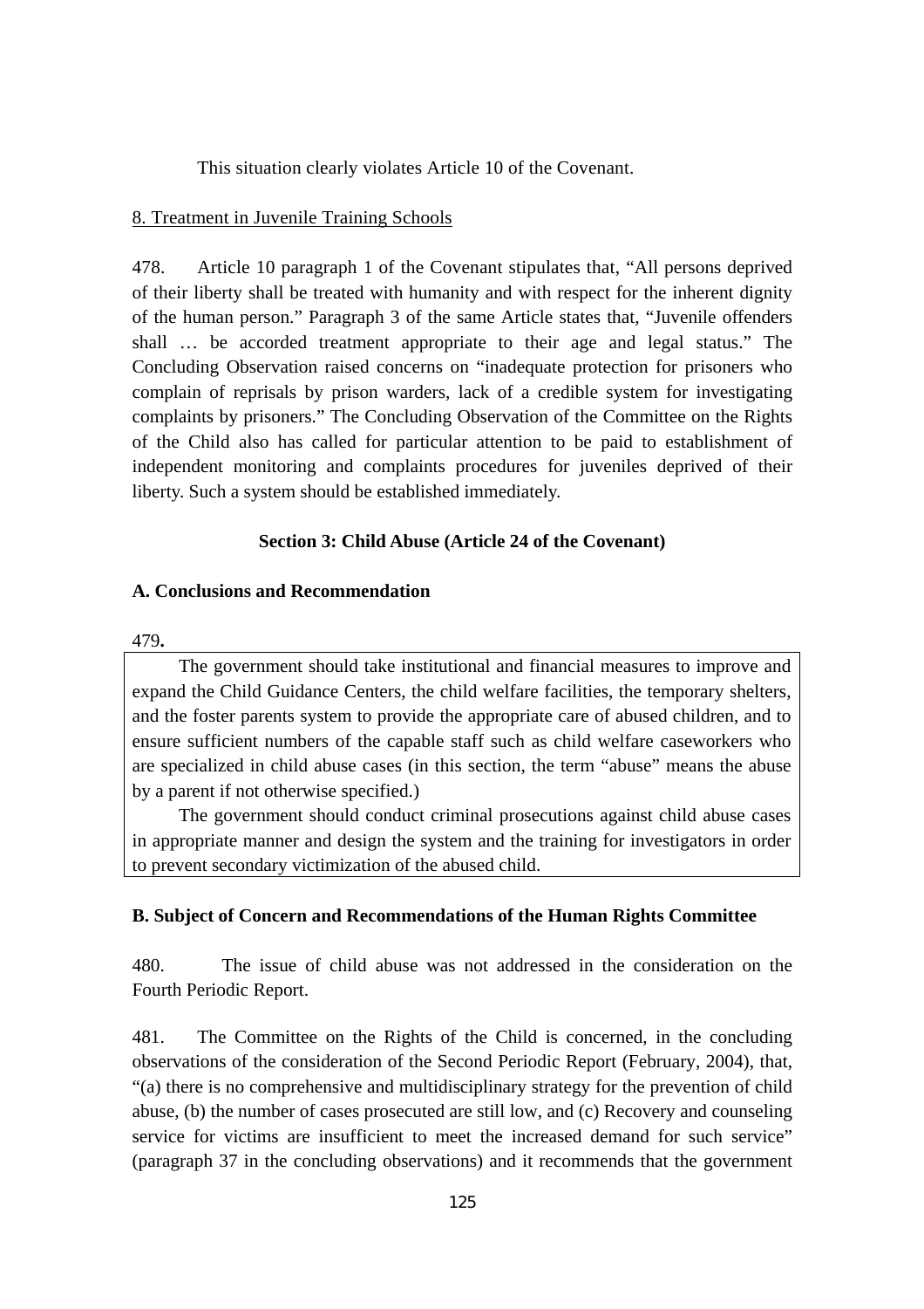This situation clearly violates Article 10 of the Covenant.

8. Treatment in Juvenile Training Schools

478. Article 10 paragraph 1 of the Covenant stipulates that, "All persons deprived of their liberty shall be treated with humanity and with respect for the inherent dignity of the human person." Paragraph 3 of the same Article states that, "Juvenile offenders shall … be accorded treatment appropriate to their age and legal status." The Concluding Observation raised concerns on "inadequate protection for prisoners who complain of reprisals by prison warders, lack of a credible system for investigating complaints by prisoners." The Concluding Observation of the Committee on the Rights of the Child also has called for particular attention to be paid to establishment of independent monitoring and complaints procedures for juveniles deprived of their liberty. Such a system should be established immediately.

### Section 3: Child Abuse (Article 24 of the Covenant)

**A. Conclusions and Recommendation**

479.

The government should take institutional and financial measures to improve and expand the Child Guidance Centers, the child welfare facilities, the temporary shelters, and the foster parents system to provide the appropriate care of abused children, and to ensure sufficient numbers of the capable staff such as child welfare caseworkers who are specialized in child abuse cases (in this section, the term "abuse" means the abuse by a parent if not otherwise specified.)

The government should conduct criminal prosecutions against child abuse cases in appropriate manner and design the system and the training for investigators in order to prevent secondary victimization of the abused child.

**B. Subject of Concern and Recommendations of the Human Rights Committee**

480. The issue of child abuse was not addressed in the consideration on the Fourth Periodic Report.

481. The Committee on the Rights of the Child is concerned, in the concluding observations of the consideration of the Second Periodic Report (February, 2004), that, "(a) there is no comprehensive and multidisciplinary strategy for the prevention of child abuse, (b) the number of cases prosecuted are still low, and (c) Recovery and counseling service for victims are insufficient to meet the increased demand for such service" (paragraph 37 in the concluding observations) and it recommends that the government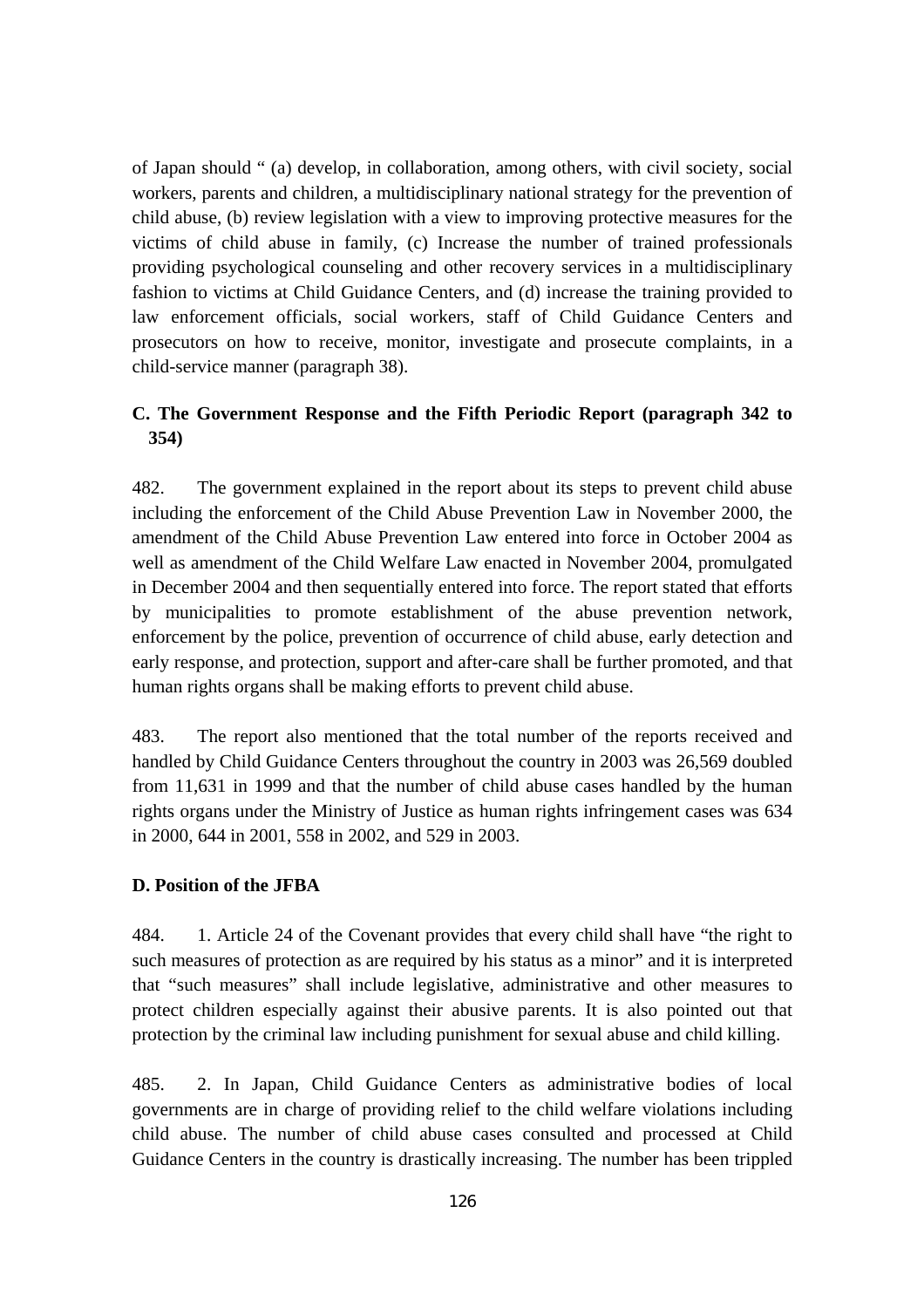of Japan should " (a) develop, in collaboration, among others, with civil society, social workers, parents and children, a multidisciplinary national strategy for the prevention of child abuse, (b) review legislation with a view to improving protective measures for the victims of child abuse in family, (c) Increase the number of trained professionals providing psychological counseling and other recovery services in a multidisciplinary fashion to victims at Child Guidance Centers, and (d) increase the training provided to law enforcement officials, social workers, staff of Child Guidance Centers and prosecutors on how to receive, monitor, investigate and prosecute complaints, in a child-service manner (paragraph 38).

### C. The Government Response and the Fifth Periodic Report (paragraph 342 to 354)

482. The government explained in the report about its steps to prevent child abuse including the enforcement of the Child Abuse Prevention Law in November 2000, the amendment of the Child Abuse Prevention Law entered into force in October 2004 as well as amendment of the Child Welfare Law enacted in November 2004, promulgated in December 2004 and then sequentially entered into force. The report stated that efforts by municipalities to promote establishment of the abuse prevention network, enforcement by the police, prevention of occurrence of child abuse, early detection and early response, and protection, support and after-care shall be further promoted, and that human rights organs shall be making efforts to prevent child abuse.

483. The report also mentioned that the total number of the reports received and handled by Child Guidance Centers throughout the country in 2003 was 26,569 doubled from 11,631 in 1999 and that the number of child abuse cases handled by the human rights organs under the Ministry of Justice as human rights infringement cases was 634 in 2000, 644 in 2001, 558 in 2002, and 529 in 2003.

### D. Position of the JFBA

484. 1. Article 24 of the Covenant provides that every child shall have "the right to such measures of protection as are required by his status as a minor" and it is interpreted that "such measures" shall include legislative, administrative and other measures to protect children especially against their abusive parents. It is also pointed out that protection by the criminal law including punishment for sexual abuse and child killing.

485. 2. In Japan, Child Guidance Centers as administrative bodies of local governments are in charge of providing relief to the child welfare violations including child abuse. The number of child abuse cases consulted and processed at Child Guidance Centers in the country is drastically increasing. The number has been trippled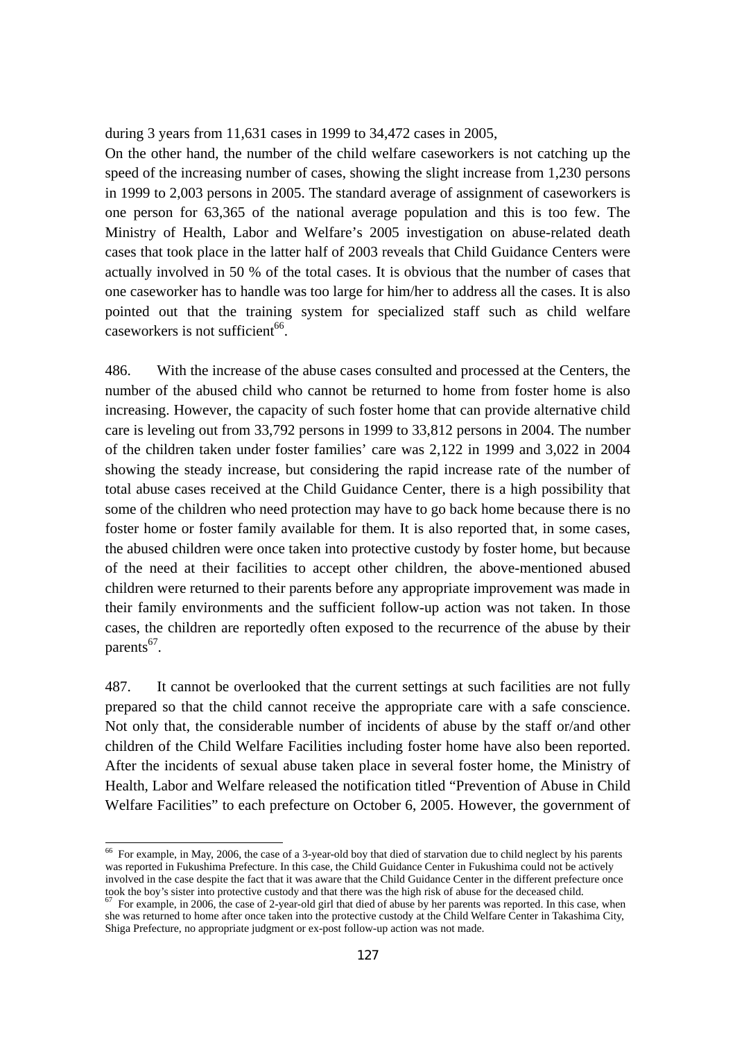during 3 years from 11,631 cases in 1999 to 34,472 cases in 2005,

On the other hand, the number of the child welfare caseworkers is not catching up the speed of the increasing number of cases, showing the slight increase from 1,230 persons in 1999 to 2,003 persons in 2005. The standard average of assignment of caseworkers is one person for 63,365 of the national average population and this is too few. The Ministry of Health, Labor and Welfare's 2005 investigation on abuse-related death cases that took place in the latter half of 2003 reveals that Child Guidance Centers were actually involved in 50 % of the total cases. It is obvious that the number of cases that one caseworker has to handle was too large for him/her to address all the cases. It is also pointed out that the training system for specialized staff such as child welfare caseworkers is not sufficient[66].

486. With the increase of the abuse cases consulted and processed at the Centers, the number of the abused child who cannot be returned to home from foster home is also increasing. However, the capacity of such foster home that can provide alternative child care is leveling out from 33,792 persons in 1999 to 33,812 persons in 2004. The number of the children taken under foster families' care was 2,122 in 1999 and 3,022 in 2004 showing the steady increase, but considering the rapid increase rate of the number of total abuse cases received at the Child Guidance Center, there is a high possibility that some of the children who need protection may have to go back home because there is no foster home or foster family available for them. It is also reported that, in some cases, the abused children were once taken into protective custody by foster home, but because of the need at their facilities to accept other children, the above-mentioned abused children were returned to their parents before any appropriate improvement was made in their family environments and the sufficient follow-up action was not taken. In those cases, the children are reportedly often exposed to the recurrence of the abuse by their parents[67].

487. It cannot be overlooked that the current settings at such facilities are not fully prepared so that the child cannot receive the appropriate care with a safe conscience. Not only that, the considerable number of incidents of abuse by the staff or/and other children of the Child Welfare Facilities including foster home have also been reported. After the incidents of sexual abuse taken place in several foster home, the Ministry of Health, Labor and Welfare released the notification titled "Prevention of Abuse in Child Welfare Facilities" to each prefecture on October 6, 2005. However, the government of

[66] For example, in May, 2006, the case of a 3-year-old boy that died of starvation due to child neglect by his parents was reported in Fukushima Prefecture. In this case, the Child Guidance Center in Fukushima could not be actively involved in the case despite the fact that it was aware that the Child Guidance Center in the different prefecture once took the boy's sister into protective custody and that there was the high risk of abuse for the deceased child.

[67] For example, in 2006, the case of 2-year-old girl that died of abuse by her parents was reported. In this case, when she was returned to home after once taken into the protective custody at the Child Welfare Center in Takashima City, Shiga Prefecture, no appropriate judgment or ex-post follow-up action was not made.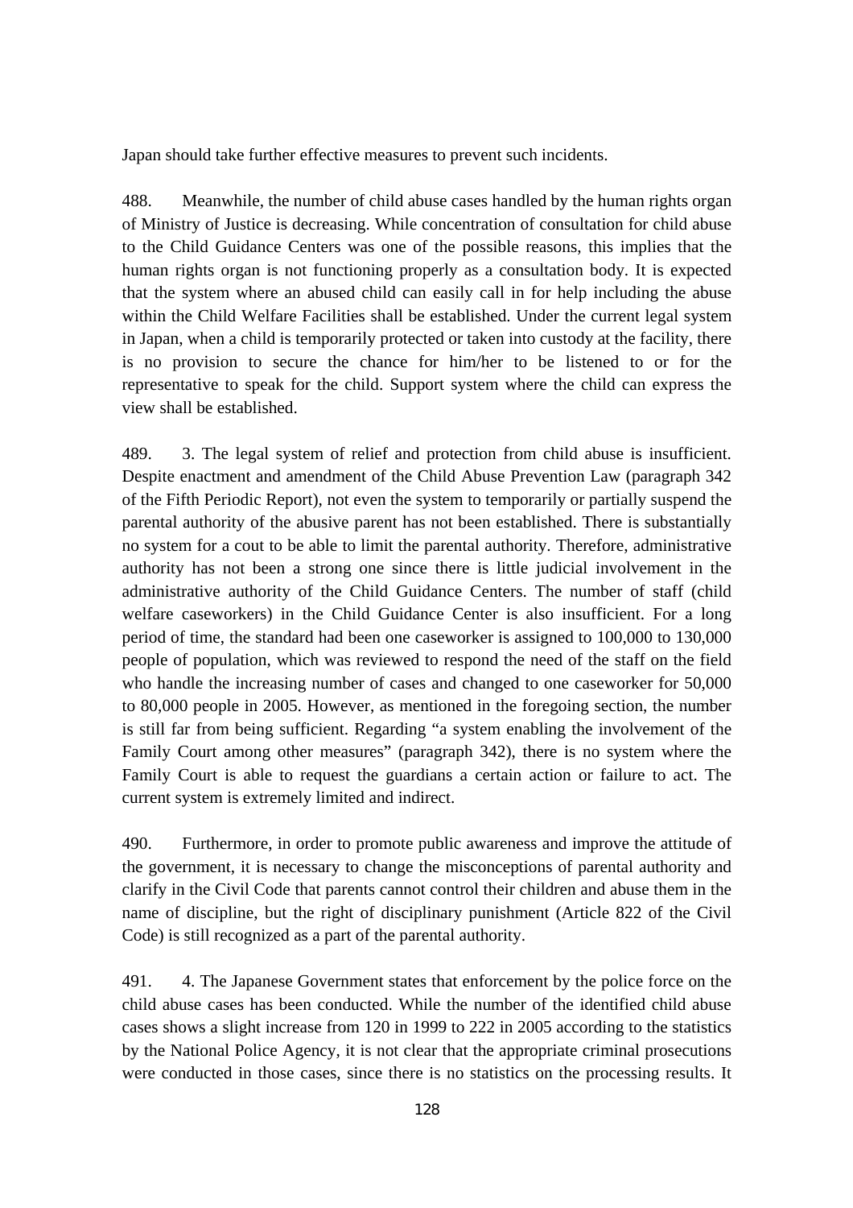Japan should take further effective measures to prevent such incidents.

488. Meanwhile, the number of child abuse cases handled by the human rights organ of Ministry of Justice is decreasing. While concentration of consultation for child abuse to the Child Guidance Centers was one of the possible reasons, this implies that the human rights organ is not functioning properly as a consultation body. It is expected that the system where an abused child can easily call in for help including the abuse within the Child Welfare Facilities shall be established. Under the current legal system in Japan, when a child is temporarily protected or taken into custody at the facility, there is no provision to secure the chance for him/her to be listened to or for the representative to speak for the child. Support system where the child can express the view shall be established.

489. 3. The legal system of relief and protection from child abuse is insufficient. Despite enactment and amendment of the Child Abuse Prevention Law (paragraph 342 of the Fifth Periodic Report), not even the system to temporarily or partially suspend the parental authority of the abusive parent has not been established. There is substantially no system for a cout to be able to limit the parental authority. Therefore, administrative authority has not been a strong one since there is little judicial involvement in the administrative authority of the Child Guidance Centers. The number of staff (child welfare caseworkers) in the Child Guidance Center is also insufficient. For a long period of time, the standard had been one caseworker is assigned to 100,000 to 130,000 people of population, which was reviewed to respond the need of the staff on the field who handle the increasing number of cases and changed to one caseworker for 50,000 to 80,000 people in 2005. However, as mentioned in the foregoing section, the number is still far from being sufficient. Regarding "a system enabling the involvement of the Family Court among other measures" (paragraph 342), there is no system where the Family Court is able to request the guardians a certain action or failure to act. The current system is extremely limited and indirect.

490. Furthermore, in order to promote public awareness and improve the attitude of the government, it is necessary to change the misconceptions of parental authority and clarify in the Civil Code that parents cannot control their children and abuse them in the name of discipline, but the right of disciplinary punishment (Article 822 of the Civil Code) is still recognized as a part of the parental authority.

491. 4. The Japanese Government states that enforcement by the police force on the child abuse cases has been conducted. While the number of the identified child abuse cases shows a slight increase from 120 in 1999 to 222 in 2005 according to the statistics by the National Police Agency, it is not clear that the appropriate criminal prosecutions were conducted in those cases, since there is no statistics on the processing results. It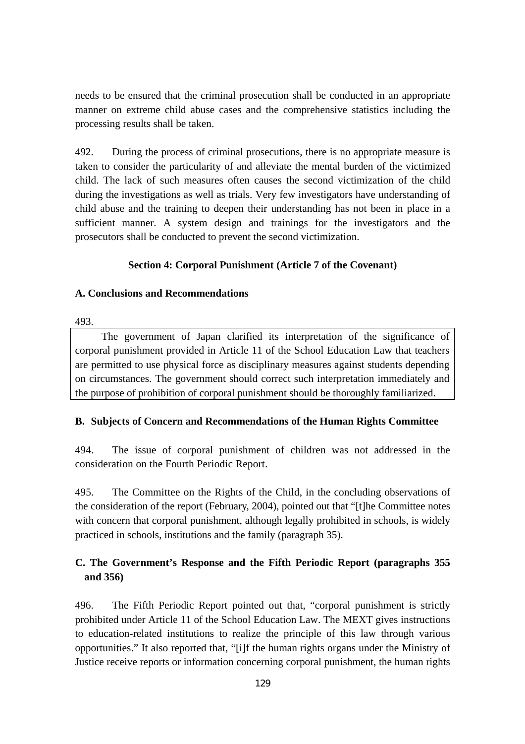needs to be ensured that the criminal prosecution shall be conducted in an appropriate manner on extreme child abuse cases and the comprehensive statistics including the processing results shall be taken.

492. During the process of criminal prosecutions, there is no appropriate measure is taken to consider the particularity of and alleviate the mental burden of the victimized child. The lack of such measures often causes the second victimization of the child during the investigations as well as trials. Very few investigators have understanding of child abuse and the training to deepen their understanding has not been in place in a sufficient manner. A system design and trainings for the investigators and the prosecutors shall be conducted to prevent the second victimization.

### Section 4: Corporal Punishment (Article 7 of the Covenant)

#### A. Conclusions and Recommendations

493.

The government of Japan clarified its interpretation of the significance of corporal punishment provided in Article 11 of the School Education Law that teachers are permitted to use physical force as disciplinary measures against students depending on circumstances. The government should correct such interpretation immediately and the purpose of prohibition of corporal punishment should be thoroughly familiarized.

#### B. Subjects of Concern and Recommendations of the Human Rights Committee

494. The issue of corporal punishment of children was not addressed in the consideration on the Fourth Periodic Report.

495. The Committee on the Rights of the Child, in the concluding observations of the consideration of the report (February, 2004), pointed out that “[t]he Committee notes with concern that corporal punishment, although legally prohibited in schools, is widely practiced in schools, institutions and the family (paragraph 35).

#### C. The Government’s Response and the Fifth Periodic Report (paragraphs 355 and 356)

496. The Fifth Periodic Report pointed out that, “corporal punishment is strictly prohibited under Article 11 of the School Education Law. The MEXT gives instructions to education-related institutions to realize the principle of this law through various opportunities.” It also reported that, “[i]f the human rights organs under the Ministry of Justice receive reports or information concerning corporal punishment, the human rights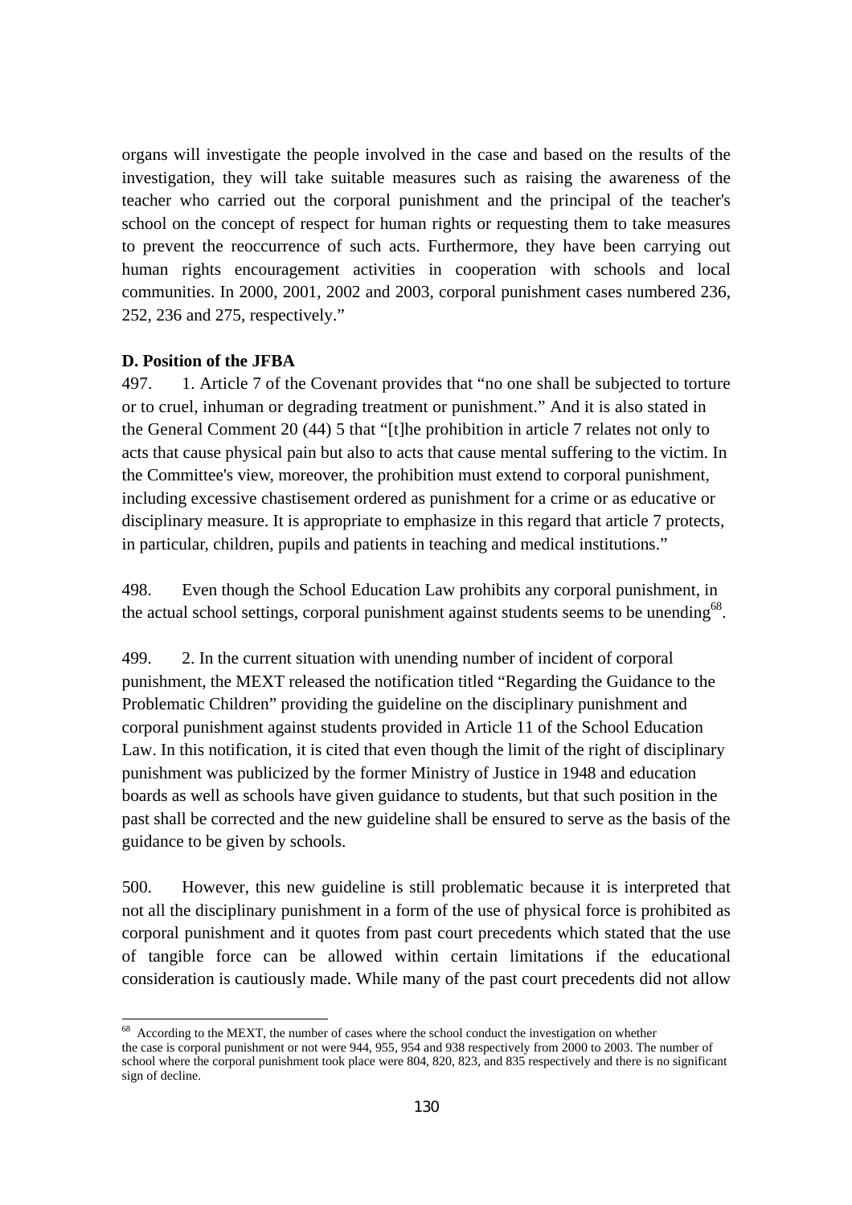organs will investigate the people involved in the case and based on the results of the investigation, they will take suitable measures such as raising the awareness of the teacher who carried out the corporal punishment and the principal of the teacher's school on the concept of respect for human rights or requesting them to take measures to prevent the reoccurrence of such acts. Furthermore, they have been carrying out human rights encouragement activities in cooperation with schools and local communities. In 2000, 2001, 2002 and 2003, corporal punishment cases numbered 236, 252, 236 and 275, respectively."

**D. Position of the JFBA**

497. 1. Article 7 of the Covenant provides that "no one shall be subjected to torture or to cruel, inhuman or degrading treatment or punishment." And it is also stated in the General Comment 20 (44) 5 that "[t]he prohibition in article 7 relates not only to acts that cause physical pain but also to acts that cause mental suffering to the victim. In the Committee's view, moreover, the prohibition must extend to corporal punishment, including excessive chastisement ordered as punishment for a crime or as educative or disciplinary measure. It is appropriate to emphasize in this regard that article 7 protects, in particular, children, pupils and patients in teaching and medical institutions."

498. Even though the School Education Law prohibits any corporal punishment, in the actual school settings, corporal punishment against students seems to be unending[68].

499. 2. In the current situation with unending number of incident of corporal punishment, the MEXT released the notification titled "Regarding the Guidance to the Problematic Children" providing the guideline on the disciplinary punishment and corporal punishment against students provided in Article 11 of the School Education Law. In this notification, it is cited that even though the limit of the right of disciplinary punishment was publicized by the former Ministry of Justice in 1948 and education boards as well as schools have given guidance to students, but that such position in the past shall be corrected and the new guideline shall be ensured to serve as the basis of the guidance to be given by schools.

500. However, this new guideline is still problematic because it is interpreted that not all the disciplinary punishment in a form of the use of physical force is prohibited as corporal punishment and it quotes from past court precedents which stated that the use of tangible force can be allowed within certain limitations if the educational consideration is cautiously made. While many of the past court precedents did not allow

---

[68] According to the MEXT, the number of cases where the school conduct the investigation on whether the case is corporal punishment or not were 944, 955, 954 and 938 respectively from 2000 to 2003. The number of school where the corporal punishment took place were 804, 820, 823, and 835 respectively and there is no significant sign of decline.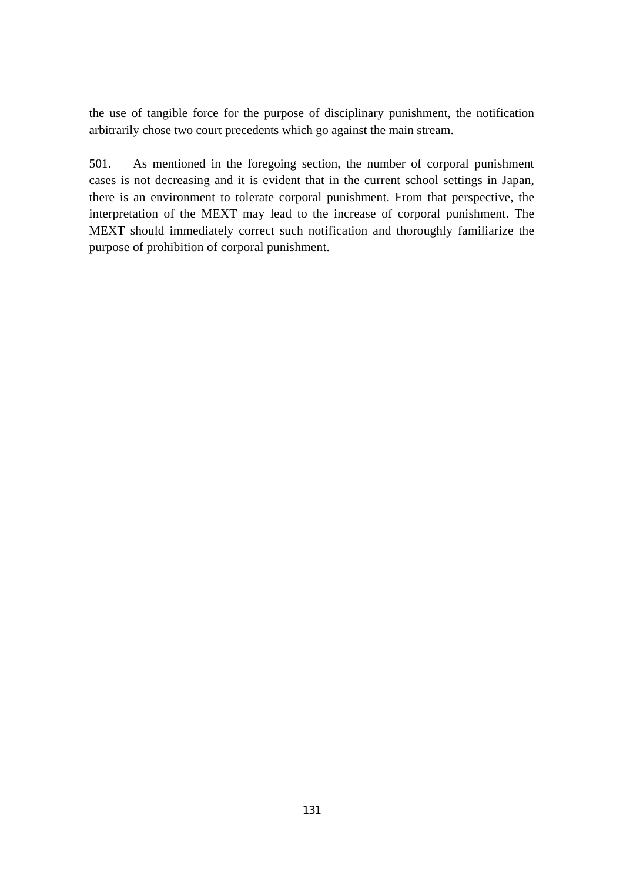the use of tangible force for the purpose of disciplinary punishment, the notification arbitrarily chose two court precedents which go against the main stream.

501. As mentioned in the foregoing section, the number of corporal punishment cases is not decreasing and it is evident that in the current school settings in Japan, there is an environment to tolerate corporal punishment. From that perspective, the interpretation of the MEXT may lead to the increase of corporal punishment. The MEXT should immediately correct such notification and thoroughly familiarize the purpose of prohibition of corporal punishment.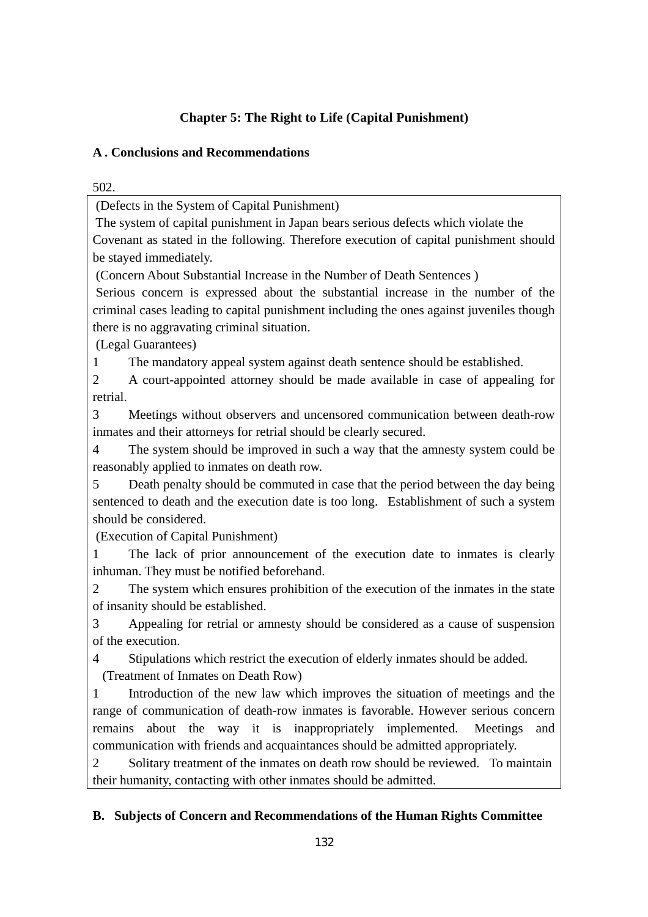## Chapter 5: The Right to Life (Capital Punishment)

### A . Conclusions and Recommendations

502.

(Defects in the System of Capital Punishment)

The system of capital punishment in Japan bears serious defects which violate the Covenant as stated in the following. Therefore execution of capital punishment should be stayed immediately.

(Concern About Substantial Increase in the Number of Death Sentences )

Serious concern is expressed about the substantial increase in the number of the criminal cases leading to capital punishment including the ones against juveniles though there is no aggravating criminal situation.

(Legal Guarantees)

1. The mandatory appeal system against death sentence should be established.
2. A court-appointed attorney should be made available in case of appealing for retrial.
3. Meetings without observers and uncensored communication between death-row inmates and their attorneys for retrial should be clearly secured.
4. The system should be improved in such a way that the amnesty system could be reasonably applied to inmates on death row.
5. Death penalty should be commuted in case that the period between the day being sentenced to death and the execution date is too long. Establishment of such a system should be considered.

(Execution of Capital Punishment)

1. The lack of prior announcement of the execution date to inmates is clearly inhuman. They must be notified beforehand.
2. The system which ensures prohibition of the execution of the inmates in the state of insanity should be established.
3. Appealing for retrial or amnesty should be considered as a cause of suspension of the execution.
4. Stipulations which restrict the execution of elderly inmates should be added.

(Treatment of Inmates on Death Row)

1. Introduction of the new law which improves the situation of meetings and the range of communication of death-row inmates is favorable. However serious concern remains about the way it is inappropriately implemented. Meetings and communication with friends and acquaintances should be admitted appropriately.
2. Solitary treatment of the inmates on death row should be reviewed. To maintain their humanity, contacting with other inmates should be admitted.

### B. Subjects of Concern and Recommendations of the Human Rights Committee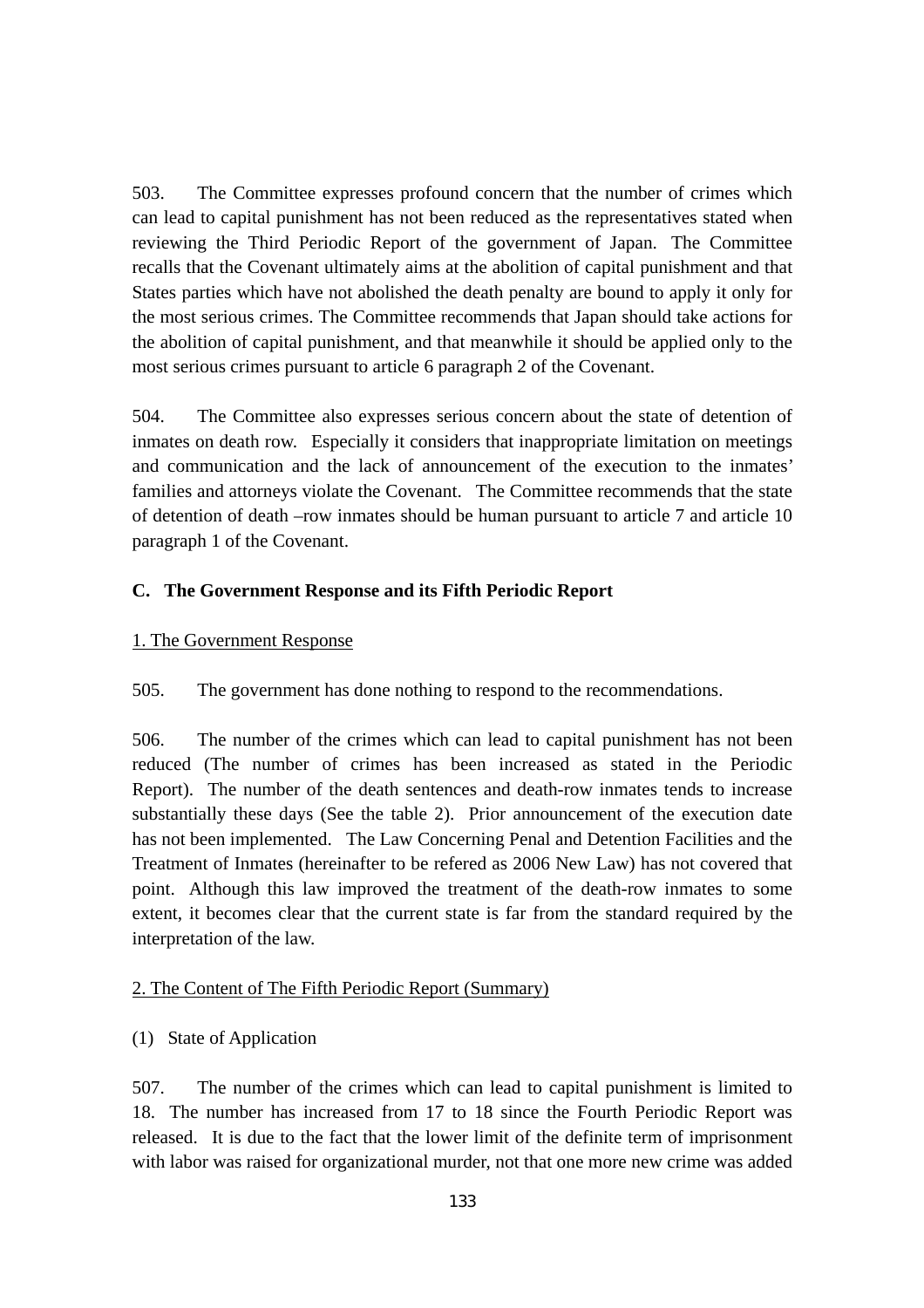503. The Committee expresses profound concern that the number of crimes which can lead to capital punishment has not been reduced as the representatives stated when reviewing the Third Periodic Report of the government of Japan. The Committee recalls that the Covenant ultimately aims at the abolition of capital punishment and that States parties which have not abolished the death penalty are bound to apply it only for the most serious crimes. The Committee recommends that Japan should take actions for the abolition of capital punishment, and that meanwhile it should be applied only to the most serious crimes pursuant to article 6 paragraph 2 of the Covenant.

504. The Committee also expresses serious concern about the state of detention of inmates on death row. Especially it considers that inappropriate limitation on meetings and communication and the lack of announcement of the execution to the inmates' families and attorneys violate the Covenant. The Committee recommends that the state of detention of death –row inmates should be human pursuant to article 7 and article 10 paragraph 1 of the Covenant.

### C. The Government Response and its Fifth Periodic Report

#### 1. The Government Response

505. The government has done nothing to respond to the recommendations.

506. The number of the crimes which can lead to capital punishment has not been reduced (The number of crimes has been increased as stated in the Periodic Report). The number of the death sentences and death-row inmates tends to increase substantially these days (See the table 2). Prior announcement of the execution date has not been implemented. The Law Concerning Penal and Detention Facilities and the Treatment of Inmates (hereinafter to be refered as 2006 New Law) has not covered that point. Although this law improved the treatment of the death-row inmates to some extent, it becomes clear that the current state is far from the standard required by the interpretation of the law.

#### 2. The Content of The Fifth Periodic Report (Summary)

(1) State of Application

507. The number of the crimes which can lead to capital punishment is limited to 18. The number has increased from 17 to 18 since the Fourth Periodic Report was released. It is due to the fact that the lower limit of the definite term of imprisonment with labor was raised for organizational murder, not that one more new crime was added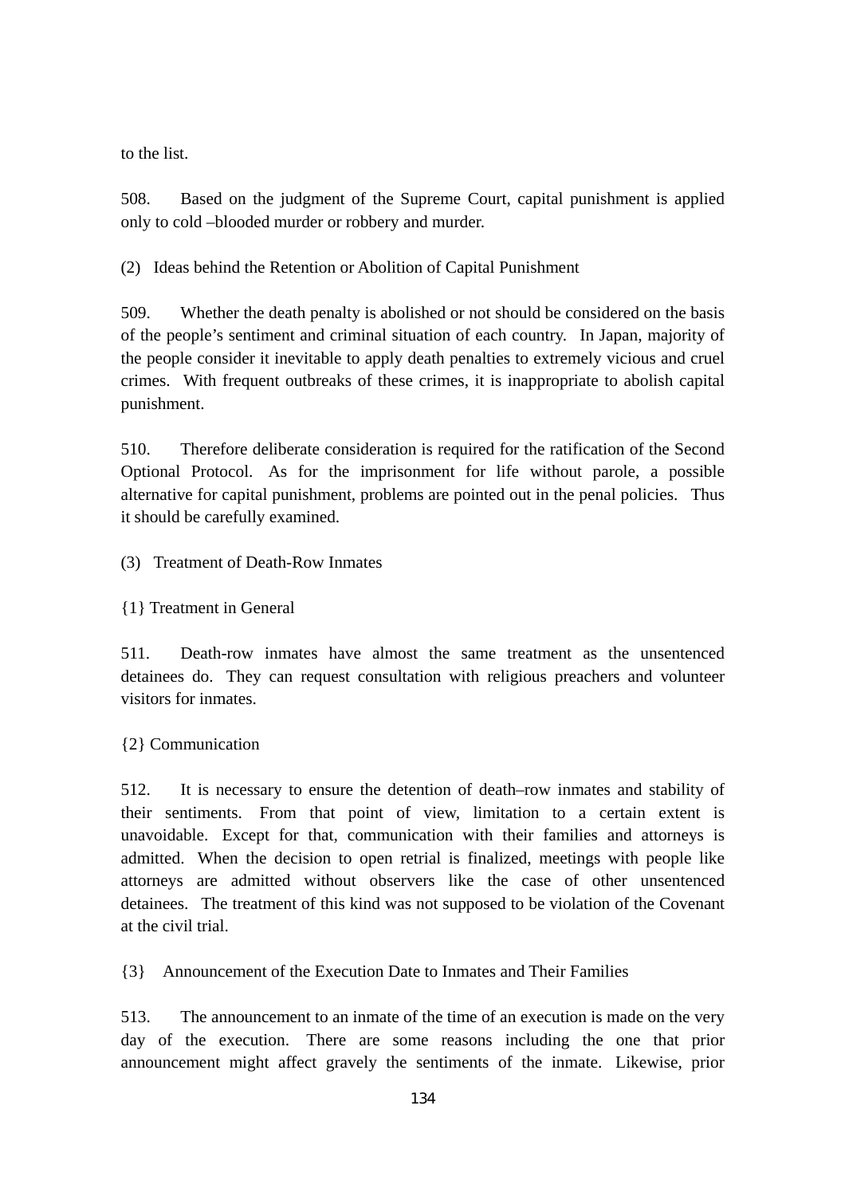to the list.

508. Based on the judgment of the Supreme Court, capital punishment is applied only to cold –blooded murder or robbery and murder.

(2) Ideas behind the Retention or Abolition of Capital Punishment

509. Whether the death penalty is abolished or not should be considered on the basis of the people's sentiment and criminal situation of each country. In Japan, majority of the people consider it inevitable to apply death penalties to extremely vicious and cruel crimes. With frequent outbreaks of these crimes, it is inappropriate to abolish capital punishment.

510. Therefore deliberate consideration is required for the ratification of the Second Optional Protocol. As for the imprisonment for life without parole, a possible alternative for capital punishment, problems are pointed out in the penal policies. Thus it should be carefully examined.

(3) Treatment of Death-Row Inmates

{1} Treatment in General

511. Death-row inmates have almost the same treatment as the unsentenced detainees do. They can request consultation with religious preachers and volunteer visitors for inmates.

{2} Communication

512. It is necessary to ensure the detention of death–row inmates and stability of their sentiments. From that point of view, limitation to a certain extent is unavoidable. Except for that, communication with their families and attorneys is admitted. When the decision to open retrial is finalized, meetings with people like attorneys are admitted without observers like the case of other unsentenced detainees. The treatment of this kind was not supposed to be violation of the Covenant at the civil trial.

{3} Announcement of the Execution Date to Inmates and Their Families

513. The announcement to an inmate of the time of an execution is made on the very day of the execution. There are some reasons including the one that prior announcement might affect gravely the sentiments of the inmate. Likewise, prior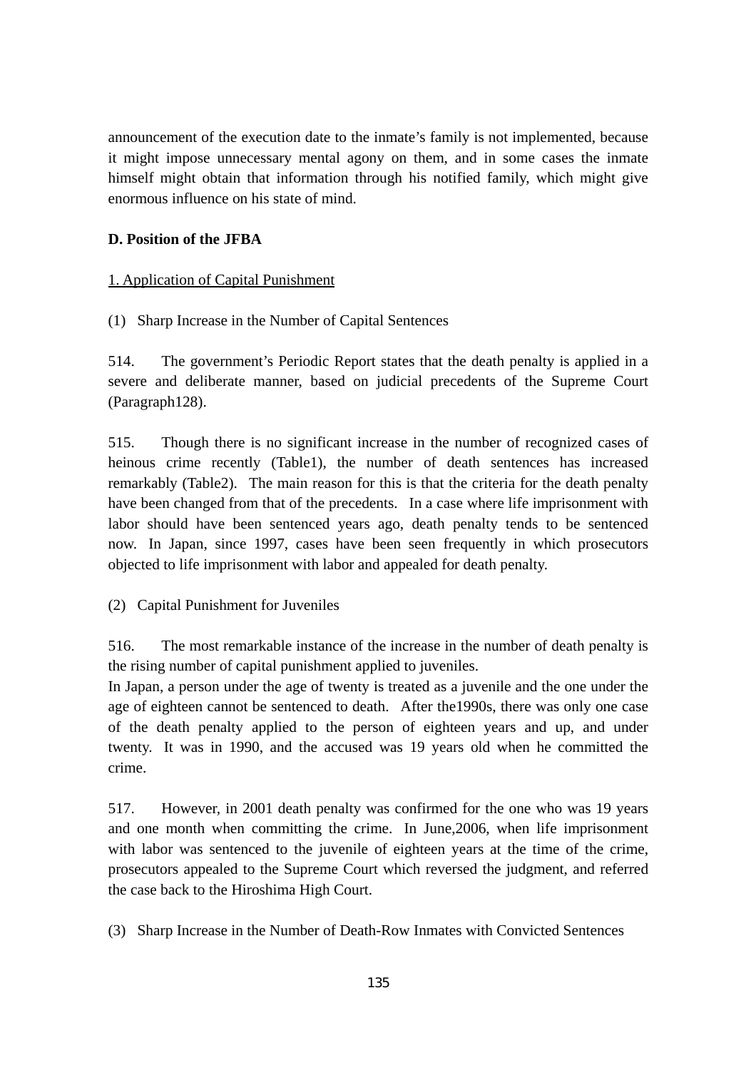announcement of the execution date to the inmate's family is not implemented, because it might impose unnecessary mental agony on them, and in some cases the inmate himself might obtain that information through his notified family, which might give enormous influence on his state of mind.

**D. Position of the JFBA**

1. Application of Capital Punishment

(1) Sharp Increase in the Number of Capital Sentences

514. The government's Periodic Report states that the death penalty is applied in a severe and deliberate manner, based on judicial precedents of the Supreme Court (Paragraph128).

515. Though there is no significant increase in the number of recognized cases of heinous crime recently (Table1), the number of death sentences has increased remarkably (Table2). The main reason for this is that the criteria for the death penalty have been changed from that of the precedents. In a case where life imprisonment with labor should have been sentenced years ago, death penalty tends to be sentenced now. In Japan, since 1997, cases have been seen frequently in which prosecutors objected to life imprisonment with labor and appealed for death penalty.

(2) Capital Punishment for Juveniles

516. The most remarkable instance of the increase in the number of death penalty is the rising number of capital punishment applied to juveniles.
In Japan, a person under the age of twenty is treated as a juvenile and the one under the age of eighteen cannot be sentenced to death. After the1990s, there was only one case of the death penalty applied to the person of eighteen years and up, and under twenty. It was in 1990, and the accused was 19 years old when he committed the crime.

517. However, in 2001 death penalty was confirmed for the one who was 19 years and one month when committing the crime. In June,2006, when life imprisonment with labor was sentenced to the juvenile of eighteen years at the time of the crime, prosecutors appealed to the Supreme Court which reversed the judgment, and referred the case back to the Hiroshima High Court.

(3) Sharp Increase in the Number of Death-Row Inmates with Convicted Sentences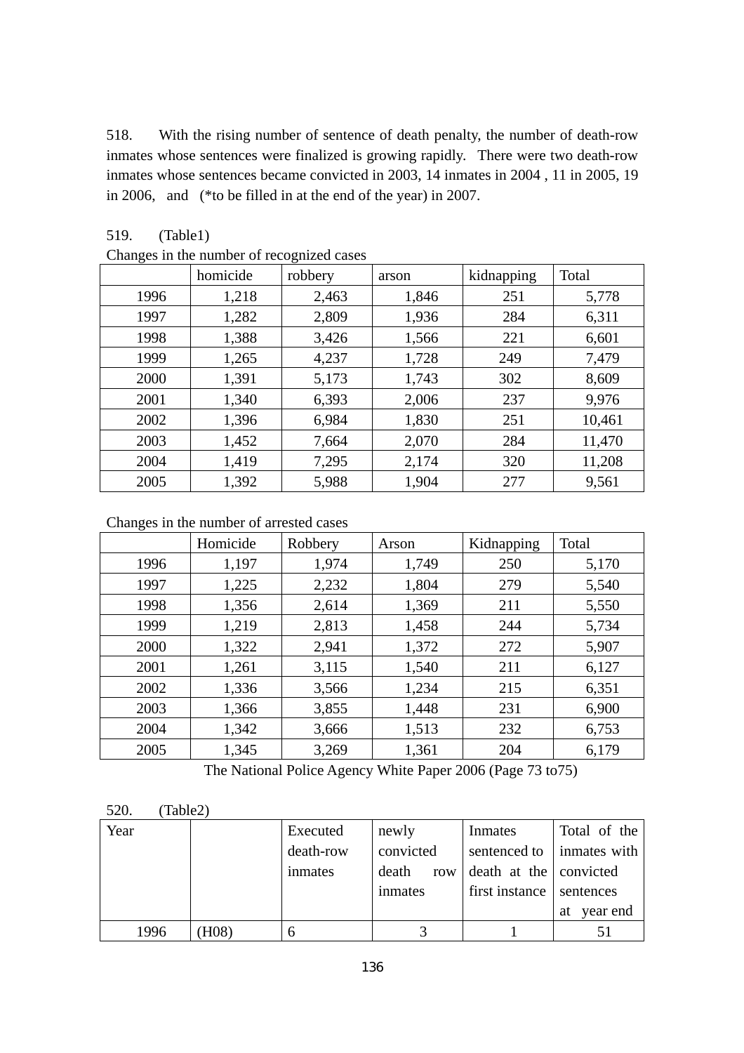518. With the rising number of sentence of death penalty, the number of death-row inmates whose sentences were finalized is growing rapidly. There were two death-row inmates whose sentences became convicted in 2003, 14 inmates in 2004 , 11 in 2005, 19 in 2006, and (*to be filled in at the end of the year) in 2007.

519. (Table1)

Changes in the number of recognized cases

| | homicide | robbery | arson | kidnapping | Total |
|---|---|---|---|---|---|
| 1996 | 1,218 | 2,463 | 1,846 | 251 | 5,778 |
| 1997 | 1,282 | 2,809 | 1,936 | 284 | 6,311 |
| 1998 | 1,388 | 3,426 | 1,566 | 221 | 6,601 |
| 1999 | 1,265 | 4,237 | 1,728 | 249 | 7,479 |
| 2000 | 1,391 | 5,173 | 1,743 | 302 | 8,609 |
| 2001 | 1,340 | 6,393 | 2,006 | 237 | 9,976 |
| 2002 | 1,396 | 6,984 | 1,830 | 251 | 10,461 |
| 2003 | 1,452 | 7,664 | 2,070 | 284 | 11,470 |
| 2004 | 1,419 | 7,295 | 2,174 | 320 | 11,208 |
| 2005 | 1,392 | 5,988 | 1,904 | 277 | 9,561 |

Changes in the number of arrested cases

| | Homicide | Robbery | Arson | Kidnapping | Total |
|---|---|---|---|---|---|
| 1996 | 1,197 | 1,974 | 1,749 | 250 | 5,170 |
| 1997 | 1,225 | 2,232 | 1,804 | 279 | 5,540 |
| 1998 | 1,356 | 2,614 | 1,369 | 211 | 5,550 |
| 1999 | 1,219 | 2,813 | 1,458 | 244 | 5,734 |
| 2000 | 1,322 | 2,941 | 1,372 | 272 | 5,907 |
| 2001 | 1,261 | 3,115 | 1,540 | 211 | 6,127 |
| 2002 | 1,336 | 3,566 | 1,234 | 215 | 6,351 |
| 2003 | 1,366 | 3,855 | 1,448 | 231 | 6,900 |
| 2004 | 1,342 | 3,666 | 1,513 | 232 | 6,753 |
| 2005 | 1,345 | 3,269 | 1,361 | 204 | 6,179 |

The National Police Agency White Paper 2006 (Page 73 to75)

520. (Table2)

| Year | | Executed death-row inmates | newly convicted death row inmates | Inmates sentenced to death at the first instance | Total of the inmates with convicted sentences at year end |
|---|---|---|---|---|---|
| 1996 | (H08) | 6 | 3 | 1 | 51 |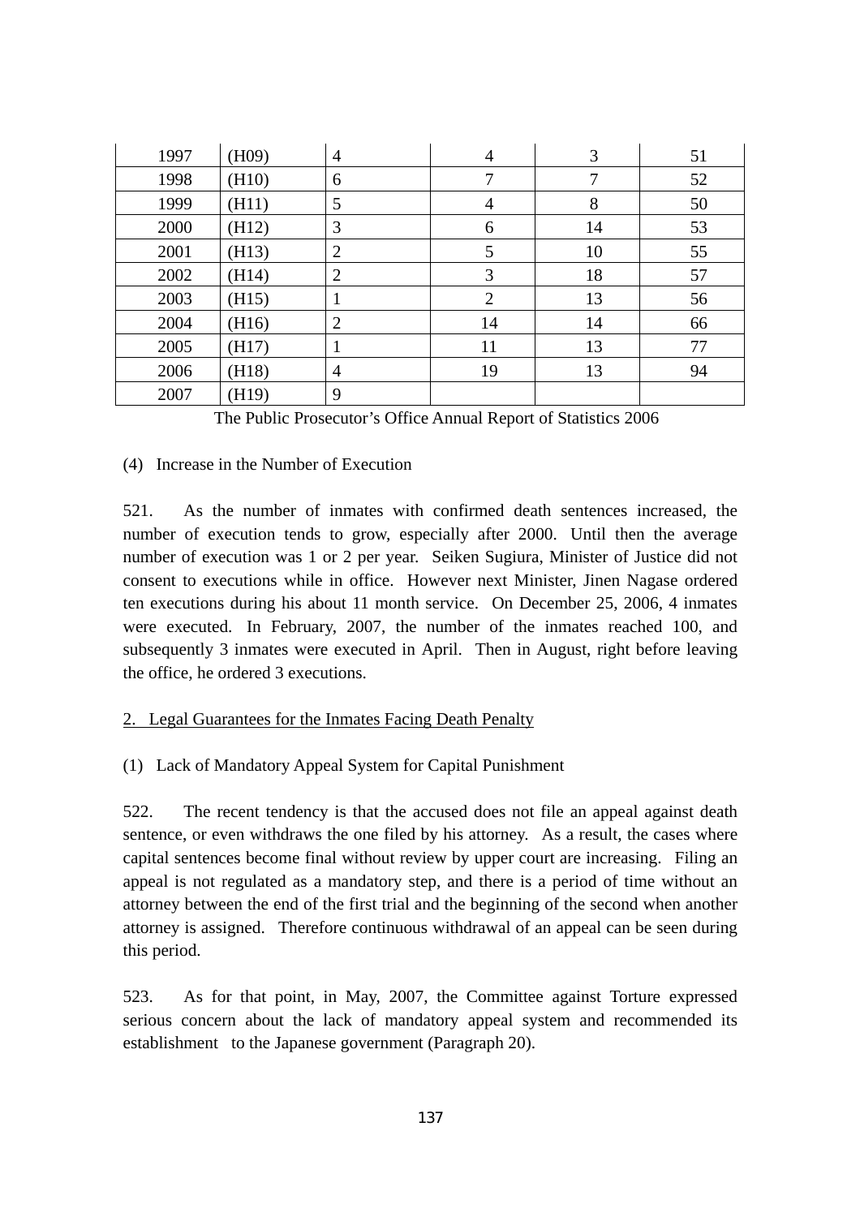| 1997 | (H09) | 4 | 4 | 3 | 51 |
|---|---|---|---|---|---|
| 1998 | (H10) | 6 | 7 | 7 | 52 |
| 1999 | (H11) | 5 | 4 | 8 | 50 |
| 2000 | (H12) | 3 | 6 | 14 | 53 |
| 2001 | (H13) | 2 | 5 | 10 | 55 |
| 2002 | (H14) | 2 | 3 | 18 | 57 |
| 2003 | (H15) | 1 | 2 | 13 | 56 |
| 2004 | (H16) | 2 | 14 | 14 | 66 |
| 2005 | (H17) | 1 | 11 | 13 | 77 |
| 2006 | (H18) | 4 | 19 | 13 | 94 |
| 2007 | (H19) | 9 | | | |

The Public Prosecutor's Office Annual Report of Statistics 2006

(4) Increase in the Number of Execution

521. As the number of inmates with confirmed death sentences increased, the number of execution tends to grow, especially after 2000. Until then the average number of execution was 1 or 2 per year. Seiken Sugiura, Minister of Justice did not consent to executions while in office. However next Minister, Jinen Nagase ordered ten executions during his about 11 month service. On December 25, 2006, 4 inmates were executed. In February, 2007, the number of the inmates reached 100, and subsequently 3 inmates were executed in April. Then in August, right before leaving the office, he ordered 3 executions.

2. Legal Guarantees for the Inmates Facing Death Penalty

(1) Lack of Mandatory Appeal System for Capital Punishment

522. The recent tendency is that the accused does not file an appeal against death sentence, or even withdraws the one filed by his attorney. As a result, the cases where capital sentences become final without review by upper court are increasing. Filing an appeal is not regulated as a mandatory step, and there is a period of time without an attorney between the end of the first trial and the beginning of the second when another attorney is assigned. Therefore continuous withdrawal of an appeal can be seen during this period.

523. As for that point, in May, 2007, the Committee against Torture expressed serious concern about the lack of mandatory appeal system and recommended its establishment to the Japanese government (Paragraph 20).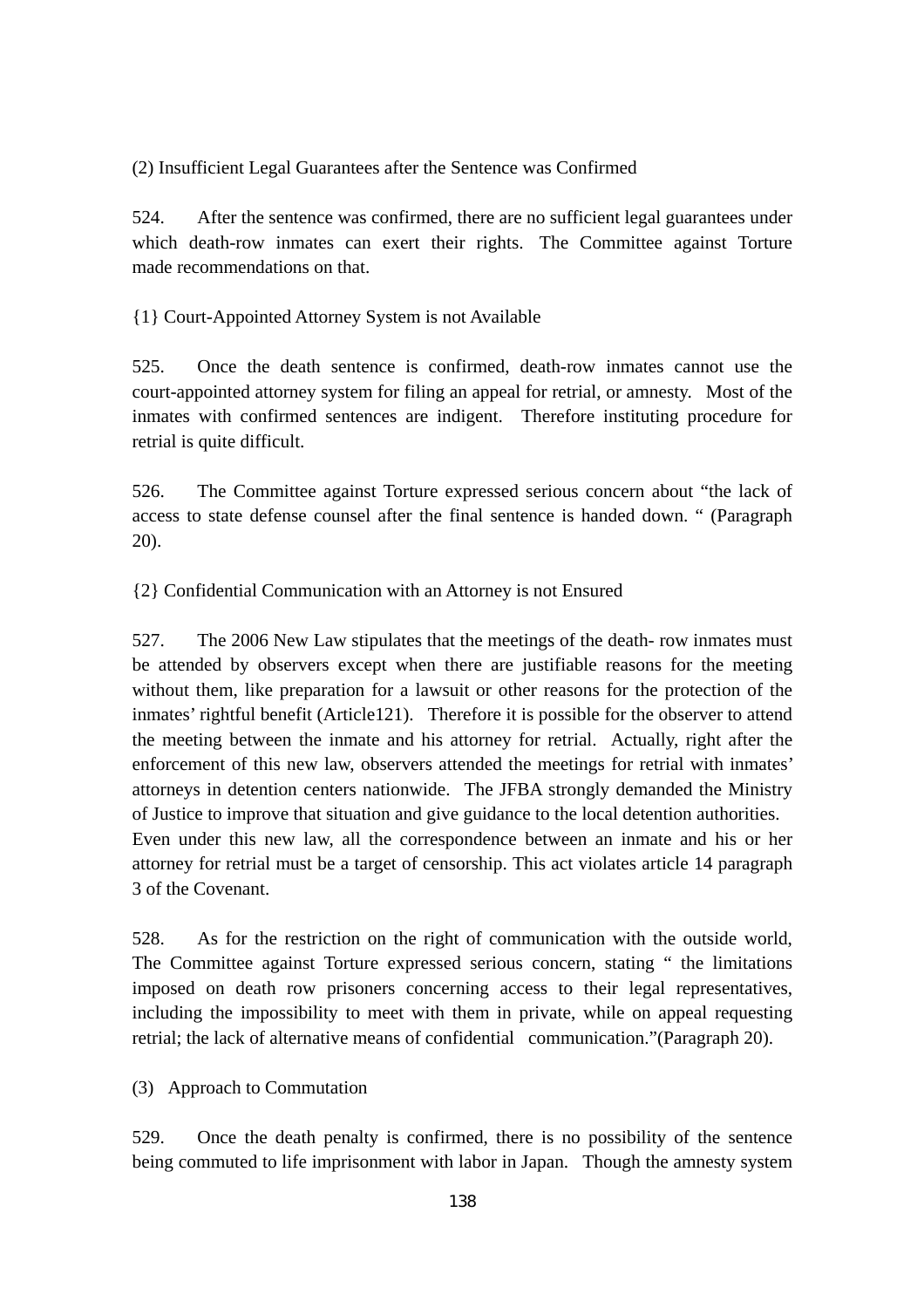(2) Insufficient Legal Guarantees after the Sentence was Confirmed

524. After the sentence was confirmed, there are no sufficient legal guarantees under which death-row inmates can exert their rights. The Committee against Torture made recommendations on that.

{1} Court-Appointed Attorney System is not Available

525. Once the death sentence is confirmed, death-row inmates cannot use the court-appointed attorney system for filing an appeal for retrial, or amnesty. Most of the inmates with confirmed sentences are indigent. Therefore instituting procedure for retrial is quite difficult.

526. The Committee against Torture expressed serious concern about "the lack of access to state defense counsel after the final sentence is handed down. " (Paragraph 20).

{2} Confidential Communication with an Attorney is not Ensured

527. The 2006 New Law stipulates that the meetings of the death- row inmates must be attended by observers except when there are justifiable reasons for the meeting without them, like preparation for a lawsuit or other reasons for the protection of the inmates' rightful benefit (Article121). Therefore it is possible for the observer to attend the meeting between the inmate and his attorney for retrial. Actually, right after the enforcement of this new law, observers attended the meetings for retrial with inmates' attorneys in detention centers nationwide. The JFBA strongly demanded the Ministry of Justice to improve that situation and give guidance to the local detention authorities. Even under this new law, all the correspondence between an inmate and his or her attorney for retrial must be a target of censorship. This act violates article 14 paragraph 3 of the Covenant.

528. As for the restriction on the right of communication with the outside world, The Committee against Torture expressed serious concern, stating " the limitations imposed on death row prisoners concerning access to their legal representatives, including the impossibility to meet with them in private, while on appeal requesting retrial; the lack of alternative means of confidential communication."(Paragraph 20).

(3) Approach to Commutation

529. Once the death penalty is confirmed, there is no possibility of the sentence being commuted to life imprisonment with labor in Japan. Though the amnesty system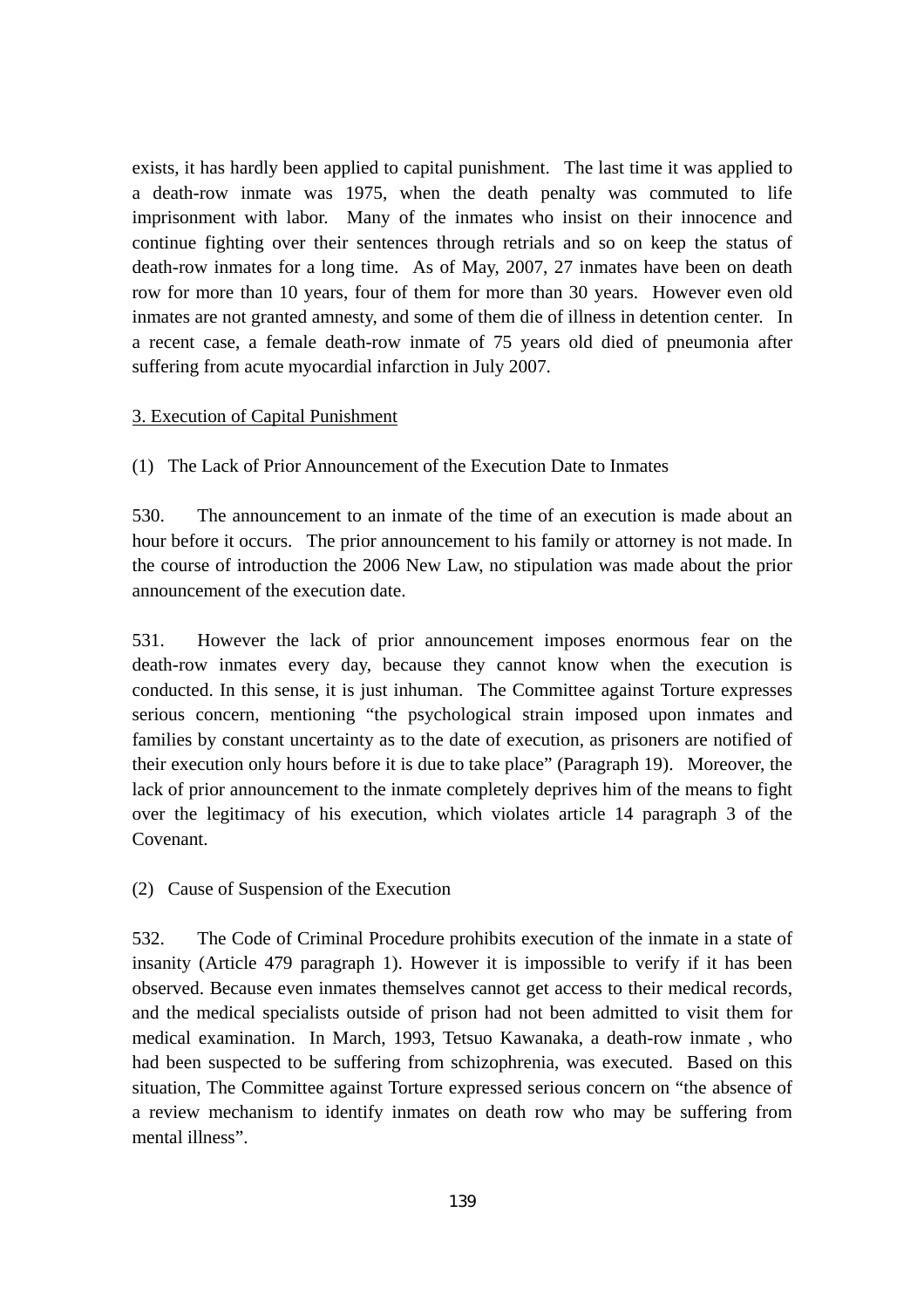exists, it has hardly been applied to capital punishment. The last time it was applied to a death-row inmate was 1975, when the death penalty was commuted to life imprisonment with labor. Many of the inmates who insist on their innocence and continue fighting over their sentences through retrials and so on keep the status of death-row inmates for a long time. As of May, 2007, 27 inmates have been on death row for more than 10 years, four of them for more than 30 years. However even old inmates are not granted amnesty, and some of them die of illness in detention center. In a recent case, a female death-row inmate of 75 years old died of pneumonia after suffering from acute myocardial infarction in July 2007.

<u>3. Execution of Capital Punishment</u>

(1) The Lack of Prior Announcement of the Execution Date to Inmates

530. The announcement to an inmate of the time of an execution is made about an hour before it occurs. The prior announcement to his family or attorney is not made. In the course of introduction the 2006 New Law, no stipulation was made about the prior announcement of the execution date.

531. However the lack of prior announcement imposes enormous fear on the death-row inmates every day, because they cannot know when the execution is conducted. In this sense, it is just inhuman. The Committee against Torture expresses serious concern, mentioning "the psychological strain imposed upon inmates and families by constant uncertainty as to the date of execution, as prisoners are notified of their execution only hours before it is due to take place" (Paragraph 19). Moreover, the lack of prior announcement to the inmate completely deprives him of the means to fight over the legitimacy of his execution, which violates article 14 paragraph 3 of the Covenant.

(2) Cause of Suspension of the Execution

532. The Code of Criminal Procedure prohibits execution of the inmate in a state of insanity (Article 479 paragraph 1). However it is impossible to verify if it has been observed. Because even inmates themselves cannot get access to their medical records, and the medical specialists outside of prison had not been admitted to visit them for medical examination. In March, 1993, Tetsuo Kawanaka, a death-row inmate , who had been suspected to be suffering from schizophrenia, was executed. Based on this situation, The Committee against Torture expressed serious concern on "the absence of a review mechanism to identify inmates on death row who may be suffering from mental illness".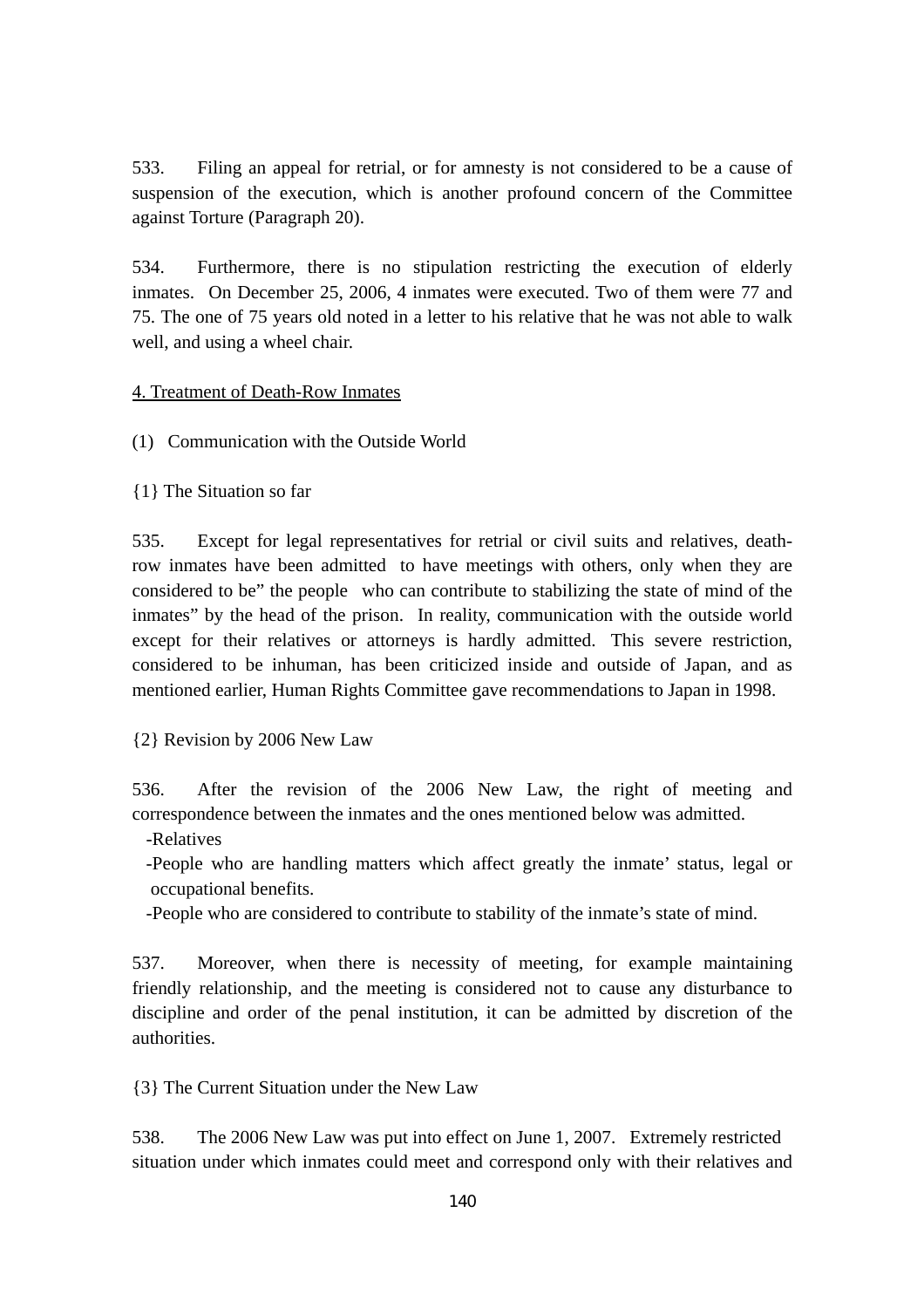533. Filing an appeal for retrial, or for amnesty is not considered to be a cause of suspension of the execution, which is another profound concern of the Committee against Torture (Paragraph 20).

534. Furthermore, there is no stipulation restricting the execution of elderly inmates. On December 25, 2006, 4 inmates were executed. Two of them were 77 and 75. The one of 75 years old noted in a letter to his relative that he was not able to walk well, and using a wheel chair.

4. Treatment of Death-Row Inmates

(1) Communication with the Outside World

{1} The Situation so far

535. Except for legal representatives for retrial or civil suits and relatives, death-row inmates have been admitted to have meetings with others, only when they are considered to be" the people who can contribute to stabilizing the state of mind of the inmates" by the head of the prison. In reality, communication with the outside world except for their relatives or attorneys is hardly admitted. This severe restriction, considered to be inhuman, has been criticized inside and outside of Japan, and as mentioned earlier, Human Rights Committee gave recommendations to Japan in 1998.

{2} Revision by 2006 New Law

536. After the revision of the 2006 New Law, the right of meeting and correspondence between the inmates and the ones mentioned below was admitted.

- Relatives
- People who are handling matters which affect greatly the inmate' status, legal or occupational benefits.
- People who are considered to contribute to stability of the inmate's state of mind.

537. Moreover, when there is necessity of meeting, for example maintaining friendly relationship, and the meeting is considered not to cause any disturbance to discipline and order of the penal institution, it can be admitted by discretion of the authorities.

{3} The Current Situation under the New Law

538. The 2006 New Law was put into effect on June 1, 2007. Extremely restricted situation under which inmates could meet and correspond only with their relatives and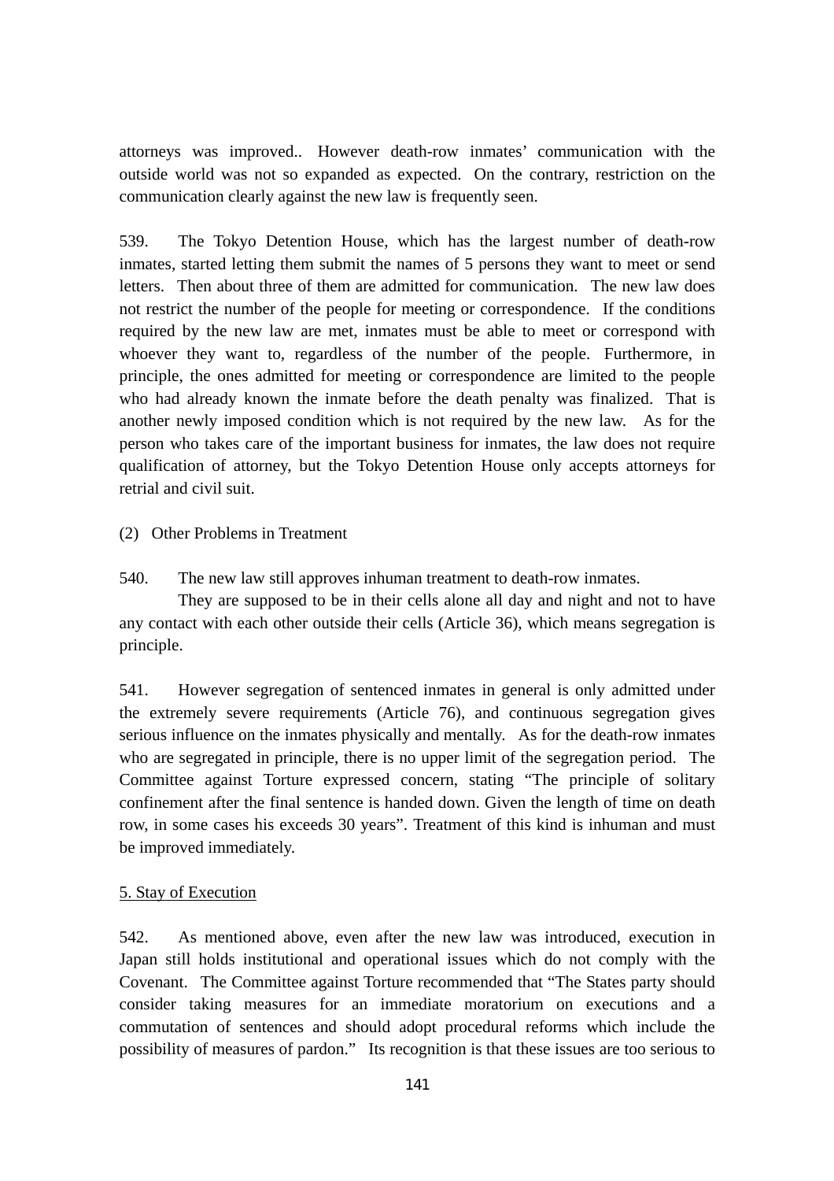attorneys was improved.. However death-row inmates' communication with the outside world was not so expanded as expected. On the contrary, restriction on the communication clearly against the new law is frequently seen.

539. The Tokyo Detention House, which has the largest number of death-row inmates, started letting them submit the names of 5 persons they want to meet or send letters. Then about three of them are admitted for communication. The new law does not restrict the number of the people for meeting or correspondence. If the conditions required by the new law are met, inmates must be able to meet or correspond with whoever they want to, regardless of the number of the people. Furthermore, in principle, the ones admitted for meeting or correspondence are limited to the people who had already known the inmate before the death penalty was finalized. That is another newly imposed condition which is not required by the new law. As for the person who takes care of the important business for inmates, the law does not require qualification of attorney, but the Tokyo Detention House only accepts attorneys for retrial and civil suit.

(2) Other Problems in Treatment

540. The new law still approves inhuman treatment to death-row inmates.
They are supposed to be in their cells alone all day and night and not to have any contact with each other outside their cells (Article 36), which means segregation is principle.

541. However segregation of sentenced inmates in general is only admitted under the extremely severe requirements (Article 76), and continuous segregation gives serious influence on the inmates physically and mentally. As for the death-row inmates who are segregated in principle, there is no upper limit of the segregation period. The Committee against Torture expressed concern, stating "The principle of solitary confinement after the final sentence is handed down. Given the length of time on death row, in some cases his exceeds 30 years". Treatment of this kind is inhuman and must be improved immediately.

5. Stay of Execution

542. As mentioned above, even after the new law was introduced, execution in Japan still holds institutional and operational issues which do not comply with the Covenant. The Committee against Torture recommended that "The States party should consider taking measures for an immediate moratorium on executions and a commutation of sentences and should adopt procedural reforms which include the possibility of measures of pardon." Its recognition is that these issues are too serious to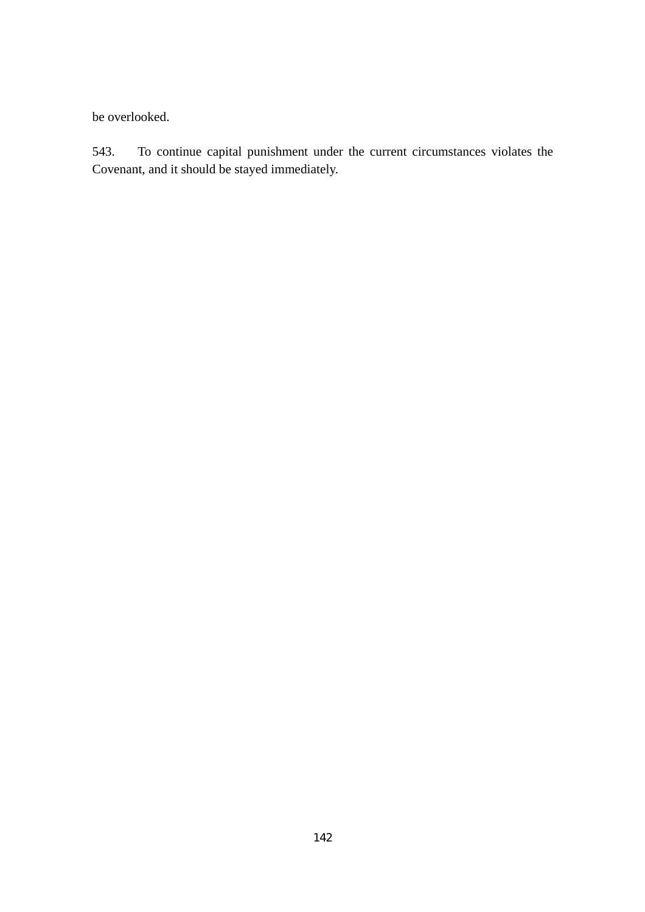be overlooked.

543. To continue capital punishment under the current circumstances violates the Covenant, and it should be stayed immediately.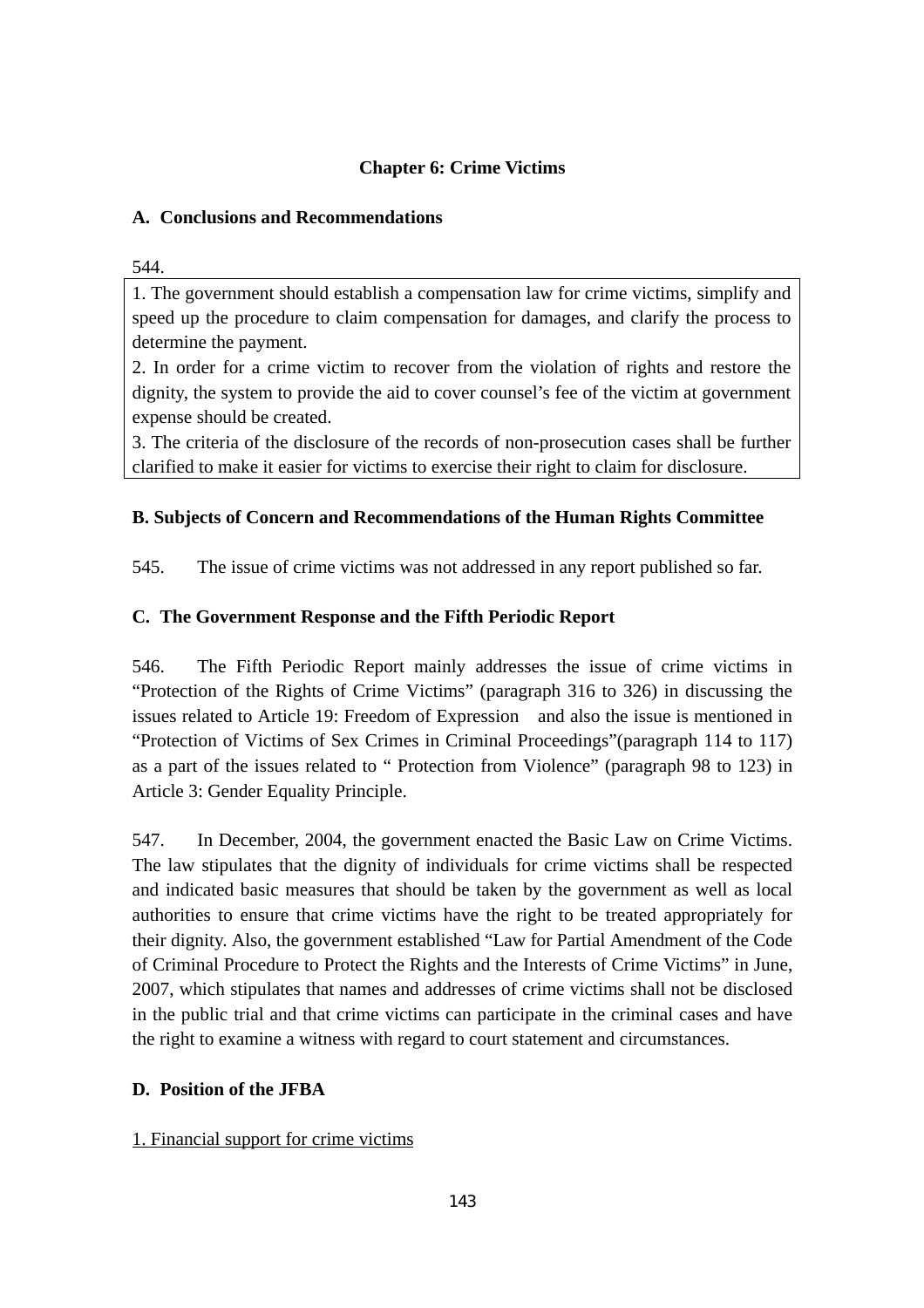# Chapter 6: Crime Victims

## A. Conclusions and Recommendations

544.

1. The government should establish a compensation law for crime victims, simplify and speed up the procedure to claim compensation for damages, and clarify the process to determine the payment.
2. In order for a crime victim to recover from the violation of rights and restore the dignity, the system to provide the aid to cover counsel's fee of the victim at government expense should be created.
3. The criteria of the disclosure of the records of non-prosecution cases shall be further clarified to make it easier for victims to exercise their right to claim for disclosure.

## B. Subjects of Concern and Recommendations of the Human Rights Committee

545. The issue of crime victims was not addressed in any report published so far.

## C. The Government Response and the Fifth Periodic Report

546. The Fifth Periodic Report mainly addresses the issue of crime victims in "Protection of the Rights of Crime Victims" (paragraph 316 to 326) in discussing the issues related to Article 19: Freedom of Expression and also the issue is mentioned in "Protection of Victims of Sex Crimes in Criminal Proceedings"(paragraph 114 to 117) as a part of the issues related to " Protection from Violence" (paragraph 98 to 123) in Article 3: Gender Equality Principle.

547. In December, 2004, the government enacted the Basic Law on Crime Victims. The law stipulates that the dignity of individuals for crime victims shall be respected and indicated basic measures that should be taken by the government as well as local authorities to ensure that crime victims have the right to be treated appropriately for their dignity. Also, the government established "Law for Partial Amendment of the Code of Criminal Procedure to Protect the Rights and the Interests of Crime Victims" in June, 2007, which stipulates that names and addresses of crime victims shall not be disclosed in the public trial and that crime victims can participate in the criminal cases and have the right to examine a witness with regard to court statement and circumstances.

## D. Position of the JFBA

1. Financial support for crime victims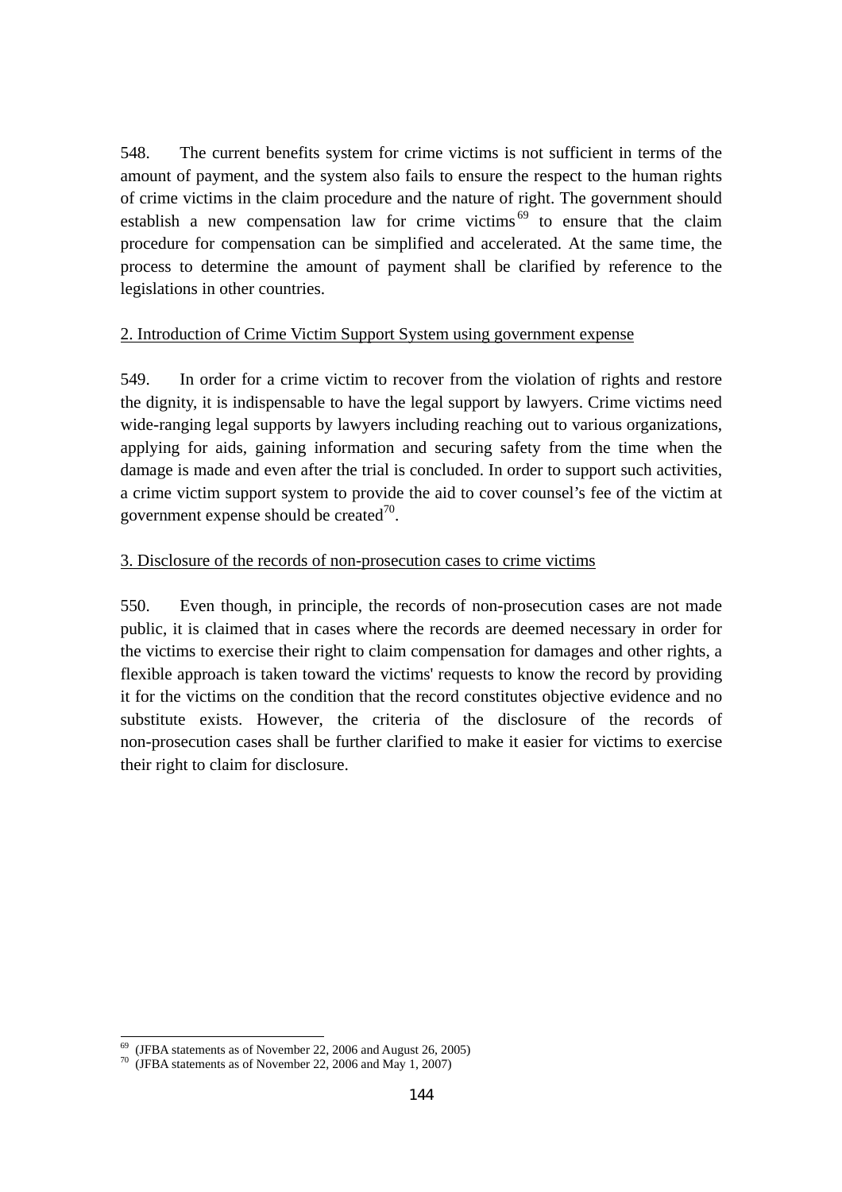548. The current benefits system for crime victims is not sufficient in terms of the amount of payment, and the system also fails to ensure the respect to the human rights of crime victims in the claim procedure and the nature of right. The government should establish a new compensation law for crime victims[69] to ensure that the claim procedure for compensation can be simplified and accelerated. At the same time, the process to determine the amount of payment shall be clarified by reference to the legislations in other countries.

2. Introduction of Crime Victim Support System using government expense

549. In order for a crime victim to recover from the violation of rights and restore the dignity, it is indispensable to have the legal support by lawyers. Crime victims need wide-ranging legal supports by lawyers including reaching out to various organizations, applying for aids, gaining information and securing safety from the time when the damage is made and even after the trial is concluded. In order to support such activities, a crime victim support system to provide the aid to cover counsel's fee of the victim at government expense should be created[70].

3. Disclosure of the records of non-prosecution cases to crime victims

550. Even though, in principle, the records of non-prosecution cases are not made public, it is claimed that in cases where the records are deemed necessary in order for the victims to exercise their right to claim compensation for damages and other rights, a flexible approach is taken toward the victims' requests to know the record by providing it for the victims on the condition that the record constitutes objective evidence and no substitute exists. However, the criteria of the disclosure of the records of non-prosecution cases shall be further clarified to make it easier for victims to exercise their right to claim for disclosure.

---

[69] (JFBA statements as of November 22, 2006 and August 26, 2005)

[70] (JFBA statements as of November 22, 2006 and May 1, 2007)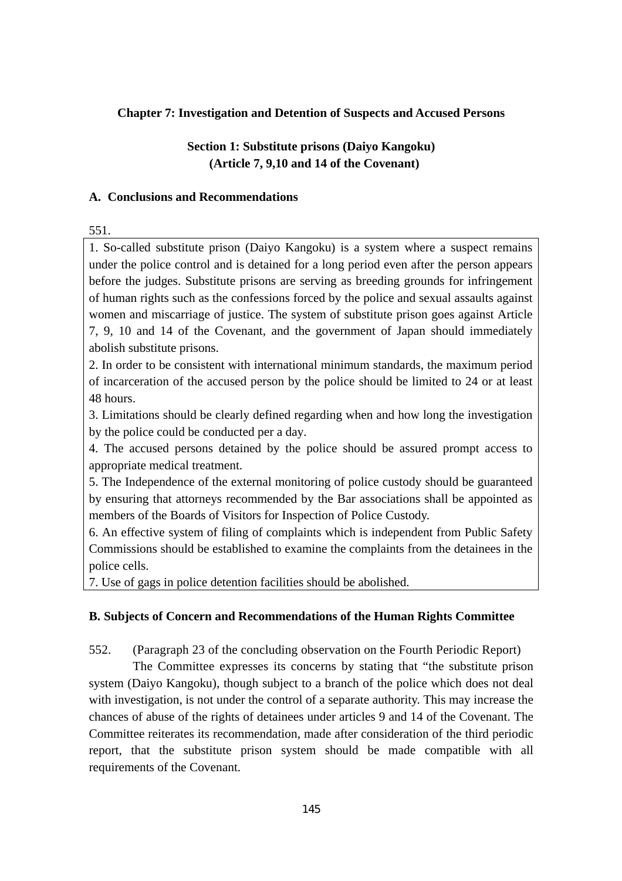**Chapter 7: Investigation and Detention of Suspects and Accused Persons**

**Section 1: Substitute prisons (Daiyo Kangoku)**
**(Article 7, 9,10 and 14 of the Covenant)**

**A. Conclusions and Recommendations**

551.

1. So-called substitute prison (Daiyo Kangoku) is a system where a suspect remains under the police control and is detained for a long period even after the person appears before the judges. Substitute prisons are serving as breeding grounds for infringement of human rights such as the confessions forced by the police and sexual assaults against women and miscarriage of justice. The system of substitute prison goes against Article 7, 9, 10 and 14 of the Covenant, and the government of Japan should immediately abolish substitute prisons.
2. In order to be consistent with international minimum standards, the maximum period of incarceration of the accused person by the police should be limited to 24 or at least 48 hours.
3. Limitations should be clearly defined regarding when and how long the investigation by the police could be conducted per a day.
4. The accused persons detained by the police should be assured prompt access to appropriate medical treatment.
5. The Independence of the external monitoring of police custody should be guaranteed by ensuring that attorneys recommended by the Bar associations shall be appointed as members of the Boards of Visitors for Inspection of Police Custody.
6. An effective system of filing of complaints which is independent from Public Safety Commissions should be established to examine the complaints from the detainees in the police cells.
7. Use of gags in police detention facilities should be abolished.

**B. Subjects of Concern and Recommendations of the Human Rights Committee**

552. (Paragraph 23 of the concluding observation on the Fourth Periodic Report)

The Committee expresses its concerns by stating that "the substitute prison system (Daiyo Kangoku), though subject to a branch of the police which does not deal with investigation, is not under the control of a separate authority. This may increase the chances of abuse of the rights of detainees under articles 9 and 14 of the Covenant. The Committee reiterates its recommendation, made after consideration of the third periodic report, that the substitute prison system should be made compatible with all requirements of the Covenant.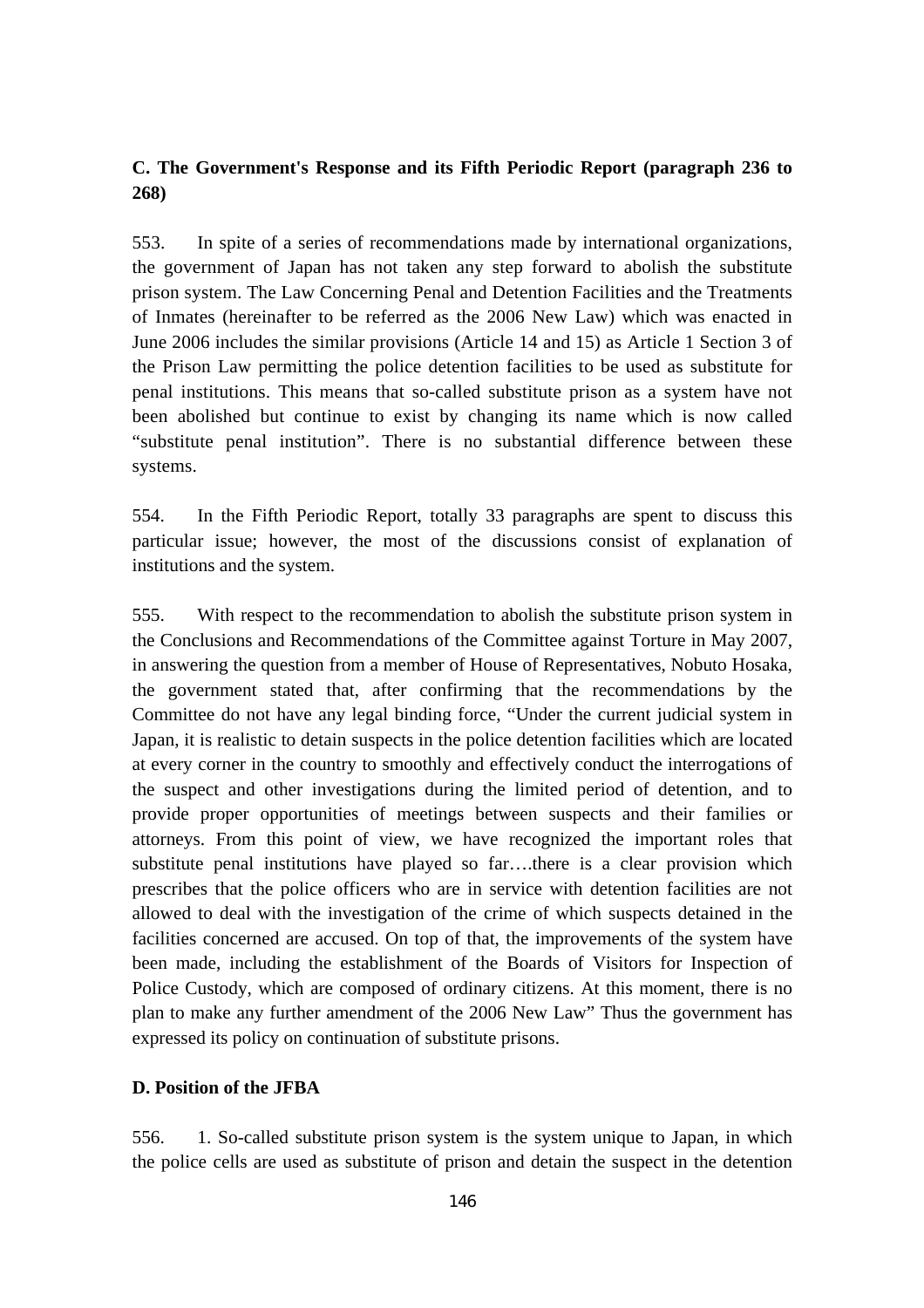**C. The Government's Response and its Fifth Periodic Report (paragraph 236 to 268)**

553. In spite of a series of recommendations made by international organizations, the government of Japan has not taken any step forward to abolish the substitute prison system. The Law Concerning Penal and Detention Facilities and the Treatments of Inmates (hereinafter to be referred as the 2006 New Law) which was enacted in June 2006 includes the similar provisions (Article 14 and 15) as Article 1 Section 3 of the Prison Law permitting the police detention facilities to be used as substitute for penal institutions. This means that so-called substitute prison as a system have not been abolished but continue to exist by changing its name which is now called "substitute penal institution". There is no substantial difference between these systems.

554. In the Fifth Periodic Report, totally 33 paragraphs are spent to discuss this particular issue; however, the most of the discussions consist of explanation of institutions and the system.

555. With respect to the recommendation to abolish the substitute prison system in the Conclusions and Recommendations of the Committee against Torture in May 2007, in answering the question from a member of House of Representatives, Nobuto Hosaka, the government stated that, after confirming that the recommendations by the Committee do not have any legal binding force, "Under the current judicial system in Japan, it is realistic to detain suspects in the police detention facilities which are located at every corner in the country to smoothly and effectively conduct the interrogations of the suspect and other investigations during the limited period of detention, and to provide proper opportunities of meetings between suspects and their families or attorneys. From this point of view, we have recognized the important roles that substitute penal institutions have played so far….there is a clear provision which prescribes that the police officers who are in service with detention facilities are not allowed to deal with the investigation of the crime of which suspects detained in the facilities concerned are accused. On top of that, the improvements of the system have been made, including the establishment of the Boards of Visitors for Inspection of Police Custody, which are composed of ordinary citizens. At this moment, there is no plan to make any further amendment of the 2006 New Law" Thus the government has expressed its policy on continuation of substitute prisons.

**D. Position of the JFBA**

556. 1. So-called substitute prison system is the system unique to Japan, in which the police cells are used as substitute of prison and detain the suspect in the detention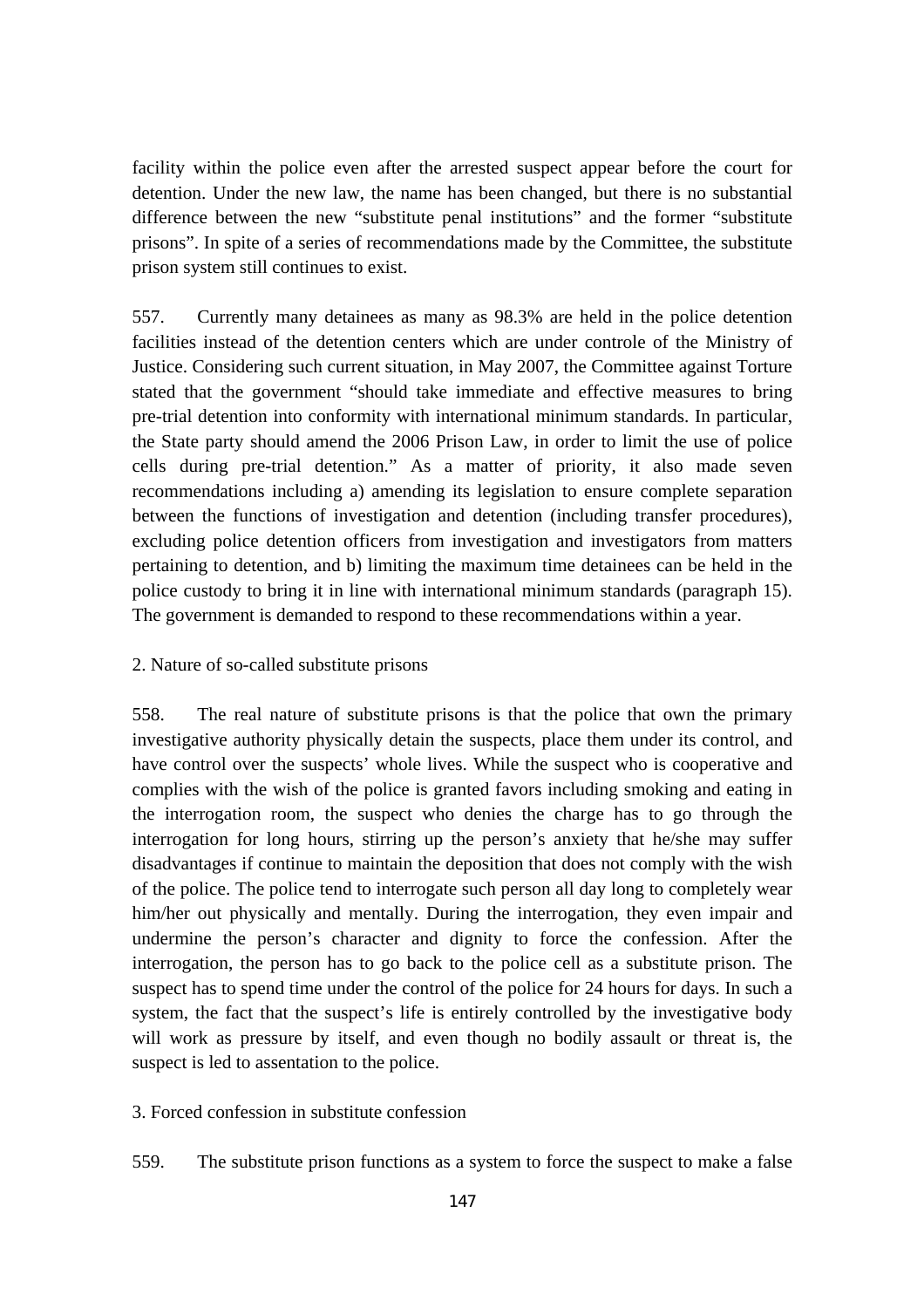facility within the police even after the arrested suspect appear before the court for detention. Under the new law, the name has been changed, but there is no substantial difference between the new "substitute penal institutions" and the former "substitute prisons". In spite of a series of recommendations made by the Committee, the substitute prison system still continues to exist.

557. Currently many detainees as many as 98.3% are held in the police detention facilities instead of the detention centers which are under controle of the Ministry of Justice. Considering such current situation, in May 2007, the Committee against Torture stated that the government "should take immediate and effective measures to bring pre-trial detention into conformity with international minimum standards. In particular, the State party should amend the 2006 Prison Law, in order to limit the use of police cells during pre-trial detention." As a matter of priority, it also made seven recommendations including a) amending its legislation to ensure complete separation between the functions of investigation and detention (including transfer procedures), excluding police detention officers from investigation and investigators from matters pertaining to detention, and b) limiting the maximum time detainees can be held in the police custody to bring it in line with international minimum standards (paragraph 15). The government is demanded to respond to these recommendations within a year.

2. Nature of so-called substitute prisons

558. The real nature of substitute prisons is that the police that own the primary investigative authority physically detain the suspects, place them under its control, and have control over the suspects' whole lives. While the suspect who is cooperative and complies with the wish of the police is granted favors including smoking and eating in the interrogation room, the suspect who denies the charge has to go through the interrogation for long hours, stirring up the person's anxiety that he/she may suffer disadvantages if continue to maintain the deposition that does not comply with the wish of the police. The police tend to interrogate such person all day long to completely wear him/her out physically and mentally. During the interrogation, they even impair and undermine the person's character and dignity to force the confession. After the interrogation, the person has to go back to the police cell as a substitute prison. The suspect has to spend time under the control of the police for 24 hours for days. In such a system, the fact that the suspect's life is entirely controlled by the investigative body will work as pressure by itself, and even though no bodily assault or threat is, the suspect is led to assentation to the police.

3. Forced confession in substitute confession

559. The substitute prison functions as a system to force the suspect to make a false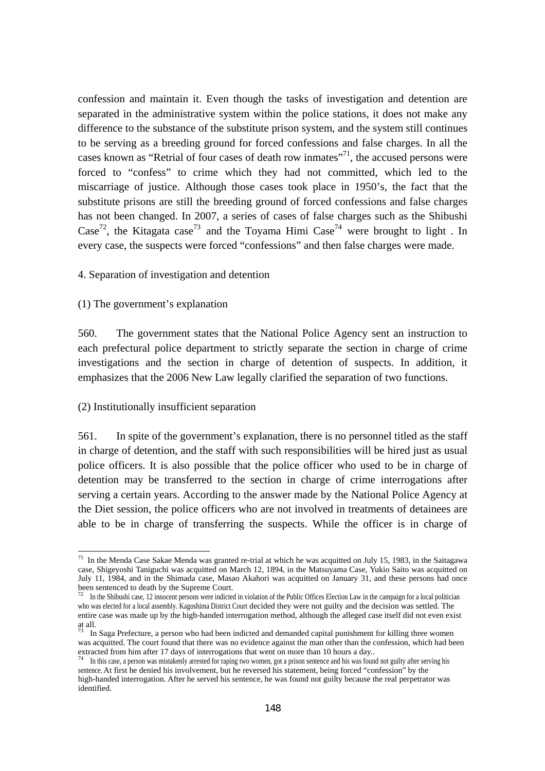confession and maintain it. Even though the tasks of investigation and detention are separated in the administrative system within the police stations, it does not make any difference to the substance of the substitute prison system, and the system still continues to be serving as a breeding ground for forced confessions and false charges. In all the cases known as "Retrial of four cases of death row inmates"[71], the accused persons were forced to "confess" to crime which they had not committed, which led to the miscarriage of justice. Although those cases took place in 1950's, the fact that the substitute prisons are still the breeding ground of forced confessions and false charges has not been changed. In 2007, a series of cases of false charges such as the Shibushi Case[72], the Kitagata case[73] and the Toyama Himi Case[74] were brought to light . In every case, the suspects were forced "confessions" and then false charges were made.

4. Separation of investigation and detention

(1) The government's explanation

560. The government states that the National Police Agency sent an instruction to each prefectural police department to strictly separate the section in charge of crime investigations and the section in charge of detention of suspects. In addition, it emphasizes that the 2006 New Law legally clarified the separation of two functions.

(2) Institutionally insufficient separation

561. In spite of the government's explanation, there is no personnel titled as the staff in charge of detention, and the staff with such responsibilities will be hired just as usual police officers. It is also possible that the police officer who used to be in charge of detention may be transferred to the section in charge of crime interrogations after serving a certain years. According to the answer made by the National Police Agency at the Diet session, the police officers who are not involved in treatments of detainees are able to be in charge of transferring the suspects. While the officer is in charge of

---

[71] In the Menda Case Sakae Menda was granted re-trial at which he was acquitted on July 15, 1983, in the Saitagawa case, Shigeyoshi Taniguchi was acquitted on March 12, 1894, in the Matsuyama Case, Yukio Saito was acquitted on July 11, 1984, and in the Shimada case, Masao Akahori was acquitted on January 31, and these persons had once been sentenced to death by the Supreme Court.

[72] In the Shibushi case, 12 innocent persons were indicted in violation of the Public Offices Election Law in the campaign for a local politician who was elected for a local assembly. Kagoshima District Court decided they were not guilty and the decision was settled. The entire case was made up by the high-handed interrogation method, although the alleged case itself did not even exist at all.

[73] In Saga Prefecture, a person who had been indicted and demanded capital punishment for killing three women was acquitted. The court found that there was no evidence against the man other than the confession, which had been extracted from him after 17 days of interrogations that went on more than 10 hours a day..

[74] In this case, a person was mistakenly arrested for raping two women, got a prison sentence and his was found not guilty after serving his sentence. At first he denied his involvement, but he reversed his statement, being forced "confession" by the high-handed interrogation. After he served his sentence, he was found not guilty because the real perpetrator was identified.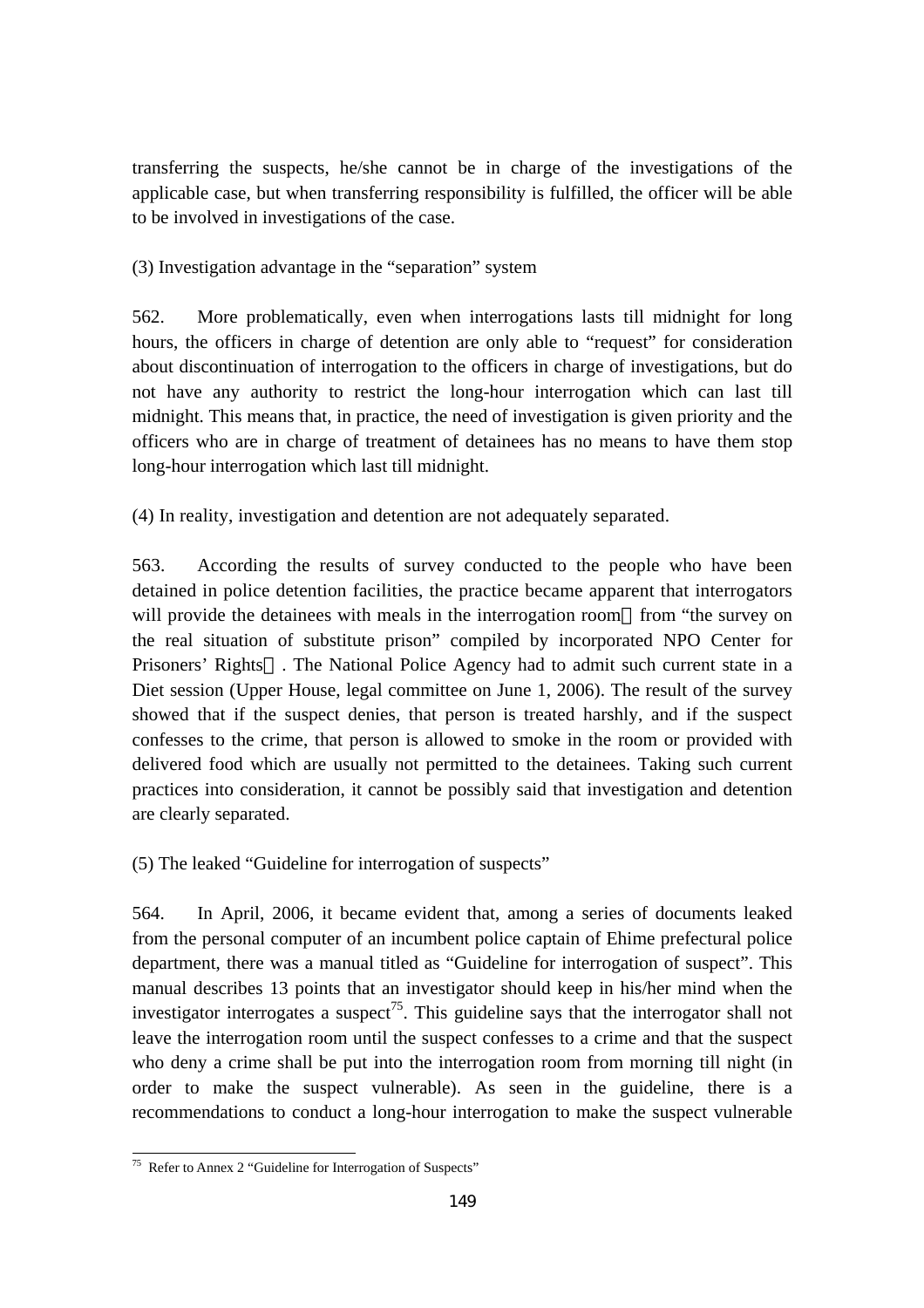transferring the suspects, he/she cannot be in charge of the investigations of the applicable case, but when transferring responsibility is fulfilled, the officer will be able to be involved in investigations of the case.

(3) Investigation advantage in the "separation" system

562. More problematically, even when interrogations lasts till midnight for long hours, the officers in charge of detention are only able to "request" for consideration about discontinuation of interrogation to the officers in charge of investigations, but do not have any authority to restrict the long-hour interrogation which can last till midnight. This means that, in practice, the need of investigation is given priority and the officers who are in charge of treatment of detainees has no means to have them stop long-hour interrogation which last till midnight.

(4) In reality, investigation and detention are not adequately separated.

563. According the results of survey conducted to the people who have been detained in police detention facilities, the practice became apparent that interrogators will provide the detainees with meals in the interrogation room（from "the survey on the real situation of substitute prison" compiled by incorporated NPO Center for Prisoners' Rights）. The National Police Agency had to admit such current state in a Diet session (Upper House, legal committee on June 1, 2006). The result of the survey showed that if the suspect denies, that person is treated harshly, and if the suspect confesses to the crime, that person is allowed to smoke in the room or provided with delivered food which are usually not permitted to the detainees. Taking such current practices into consideration, it cannot be possibly said that investigation and detention are clearly separated.

(5) The leaked "Guideline for interrogation of suspects"

564. In April, 2006, it became evident that, among a series of documents leaked from the personal computer of an incumbent police captain of Ehime prefectural police department, there was a manual titled as "Guideline for interrogation of suspect". This manual describes 13 points that an investigator should keep in his/her mind when the investigator interrogates a suspect[75]. This guideline says that the interrogator shall not leave the interrogation room until the suspect confesses to a crime and that the suspect who deny a crime shall be put into the interrogation room from morning till night (in order to make the suspect vulnerable). As seen in the guideline, there is a recommendations to conduct a long-hour interrogation to make the suspect vulnerable

[75] Refer to Annex 2 "Guideline for Interrogation of Suspects"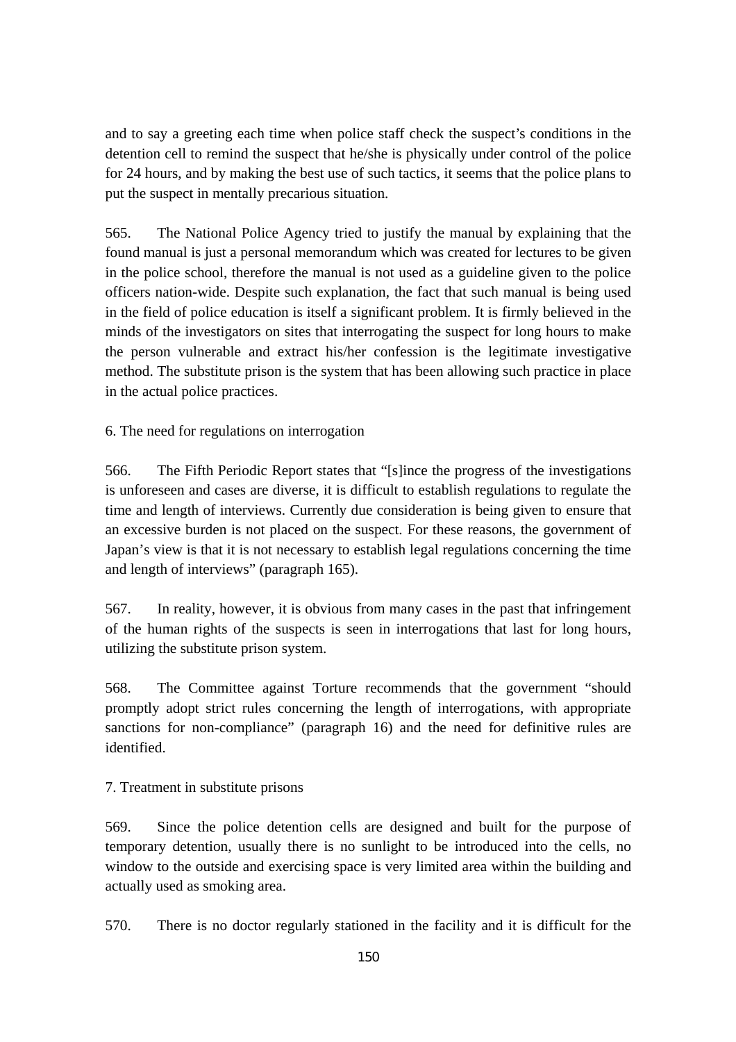and to say a greeting each time when police staff check the suspect's conditions in the detention cell to remind the suspect that he/she is physically under control of the police for 24 hours, and by making the best use of such tactics, it seems that the police plans to put the suspect in mentally precarious situation.

565. The National Police Agency tried to justify the manual by explaining that the found manual is just a personal memorandum which was created for lectures to be given in the police school, therefore the manual is not used as a guideline given to the police officers nation-wide. Despite such explanation, the fact that such manual is being used in the field of police education is itself a significant problem. It is firmly believed in the minds of the investigators on sites that interrogating the suspect for long hours to make the person vulnerable and extract his/her confession is the legitimate investigative method. The substitute prison is the system that has been allowing such practice in place in the actual police practices.

## 6. The need for regulations on interrogation

566. The Fifth Periodic Report states that "[s]ince the progress of the investigations is unforeseen and cases are diverse, it is difficult to establish regulations to regulate the time and length of interviews. Currently due consideration is being given to ensure that an excessive burden is not placed on the suspect. For these reasons, the government of Japan's view is that it is not necessary to establish legal regulations concerning the time and length of interviews" (paragraph 165).

567. In reality, however, it is obvious from many cases in the past that infringement of the human rights of the suspects is seen in interrogations that last for long hours, utilizing the substitute prison system.

568. The Committee against Torture recommends that the government "should promptly adopt strict rules concerning the length of interrogations, with appropriate sanctions for non-compliance" (paragraph 16) and the need for definitive rules are identified.

## 7. Treatment in substitute prisons

569. Since the police detention cells are designed and built for the purpose of temporary detention, usually there is no sunlight to be introduced into the cells, no window to the outside and exercising space is very limited area within the building and actually used as smoking area.

570. There is no doctor regularly stationed in the facility and it is difficult for the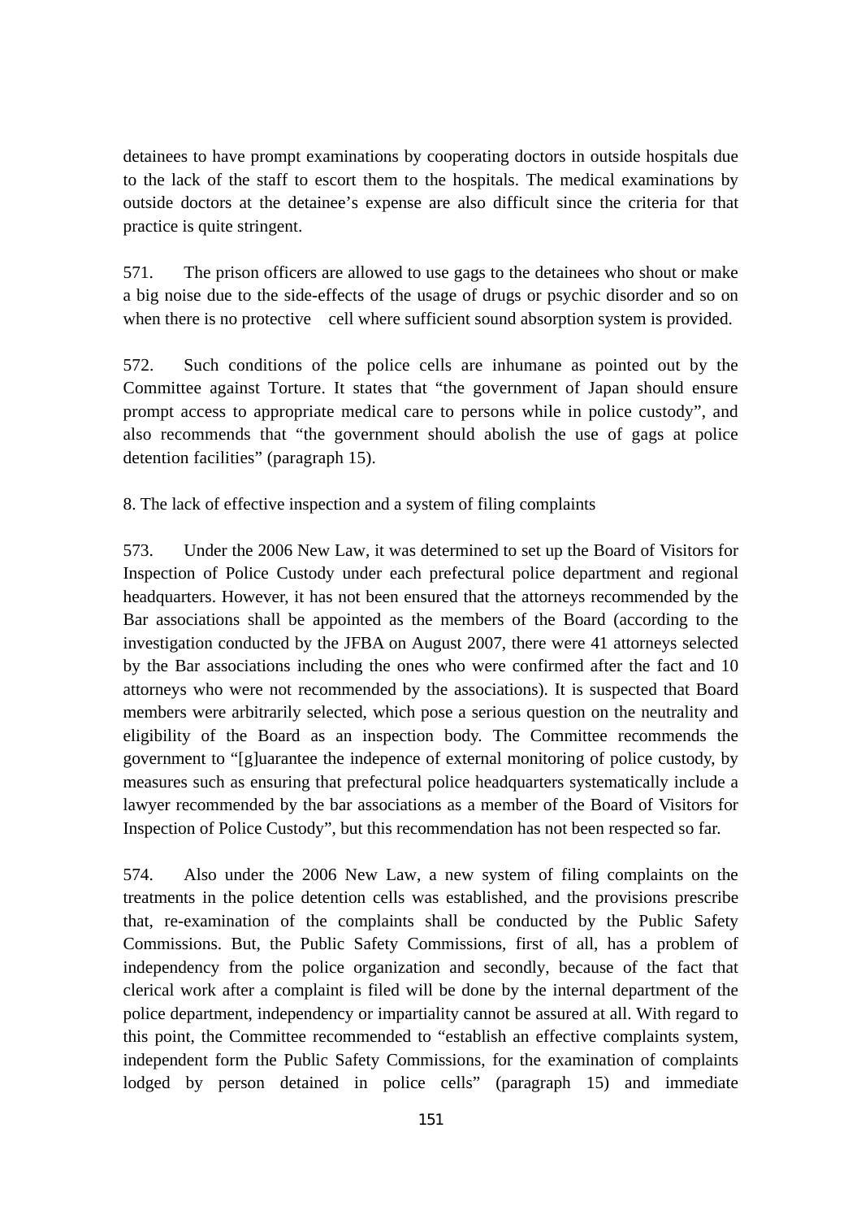detainees to have prompt examinations by cooperating doctors in outside hospitals due to the lack of the staff to escort them to the hospitals. The medical examinations by outside doctors at the detainee's expense are also difficult since the criteria for that practice is quite stringent.

571. The prison officers are allowed to use gags to the detainees who shout or make a big noise due to the side-effects of the usage of drugs or psychic disorder and so on when there is no protective cell where sufficient sound absorption system is provided.

572. Such conditions of the police cells are inhumane as pointed out by the Committee against Torture. It states that "the government of Japan should ensure prompt access to appropriate medical care to persons while in police custody", and also recommends that "the government should abolish the use of gags at police detention facilities" (paragraph 15).

8. The lack of effective inspection and a system of filing complaints

573. Under the 2006 New Law, it was determined to set up the Board of Visitors for Inspection of Police Custody under each prefectural police department and regional headquarters. However, it has not been ensured that the attorneys recommended by the Bar associations shall be appointed as the members of the Board (according to the investigation conducted by the JFBA on August 2007, there were 41 attorneys selected by the Bar associations including the ones who were confirmed after the fact and 10 attorneys who were not recommended by the associations). It is suspected that Board members were arbitrarily selected, which pose a serious question on the neutrality and eligibility of the Board as an inspection body. The Committee recommends the government to "[g]uarantee the indepence of external monitoring of police custody, by measures such as ensuring that prefectural police headquarters systematically include a lawyer recommended by the bar associations as a member of the Board of Visitors for Inspection of Police Custody", but this recommendation has not been respected so far.

574. Also under the 2006 New Law, a new system of filing complaints on the treatments in the police detention cells was established, and the provisions prescribe that, re-examination of the complaints shall be conducted by the Public Safety Commissions. But, the Public Safety Commissions, first of all, has a problem of independency from the police organization and secondly, because of the fact that clerical work after a complaint is filed will be done by the internal department of the police department, independency or impartiality cannot be assured at all. With regard to this point, the Committee recommended to "establish an effective complaints system, independent form the Public Safety Commissions, for the examination of complaints lodged by person detained in police cells" (paragraph 15) and immediate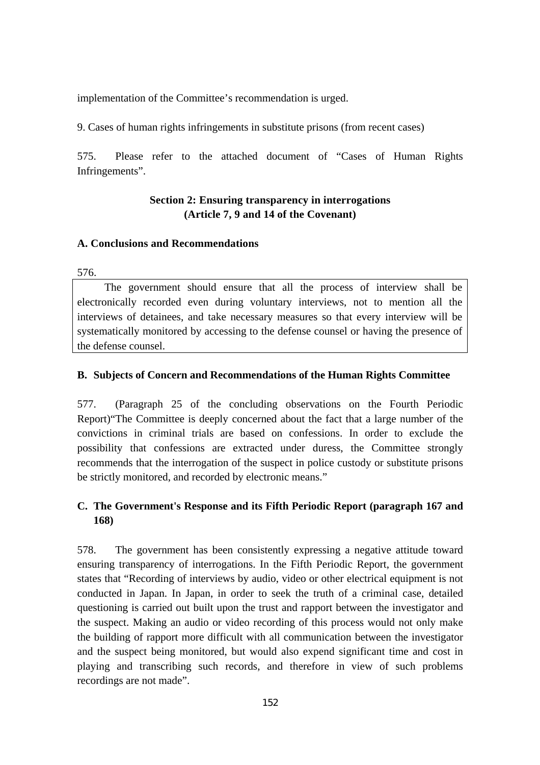implementation of the Committee's recommendation is urged.

9. Cases of human rights infringements in substitute prisons (from recent cases)

575. Please refer to the attached document of "Cases of Human Rights Infringements".

## Section 2: Ensuring transparency in interrogations (Article 7, 9 and 14 of the Covenant)

### A. Conclusions and Recommendations

576.

> The government should ensure that all the process of interview shall be electronically recorded even during voluntary interviews, not to mention all the interviews of detainees, and take necessary measures so that every interview will be systematically monitored by accessing to the defense counsel or having the presence of the defense counsel.

### B. Subjects of Concern and Recommendations of the Human Rights Committee

577. (Paragraph 25 of the concluding observations on the Fourth Periodic Report)"The Committee is deeply concerned about the fact that a large number of the convictions in criminal trials are based on confessions. In order to exclude the possibility that confessions are extracted under duress, the Committee strongly recommends that the interrogation of the suspect in police custody or substitute prisons be strictly monitored, and recorded by electronic means."

### C. The Government's Response and its Fifth Periodic Report (paragraph 167 and 168)

578. The government has been consistently expressing a negative attitude toward ensuring transparency of interrogations. In the Fifth Periodic Report, the government states that "Recording of interviews by audio, video or other electrical equipment is not conducted in Japan. In Japan, in order to seek the truth of a criminal case, detailed questioning is carried out built upon the trust and rapport between the investigator and the suspect. Making an audio or video recording of this process would not only make the building of rapport more difficult with all communication between the investigator and the suspect being monitored, but would also expend significant time and cost in playing and transcribing such records, and therefore in view of such problems recordings are not made".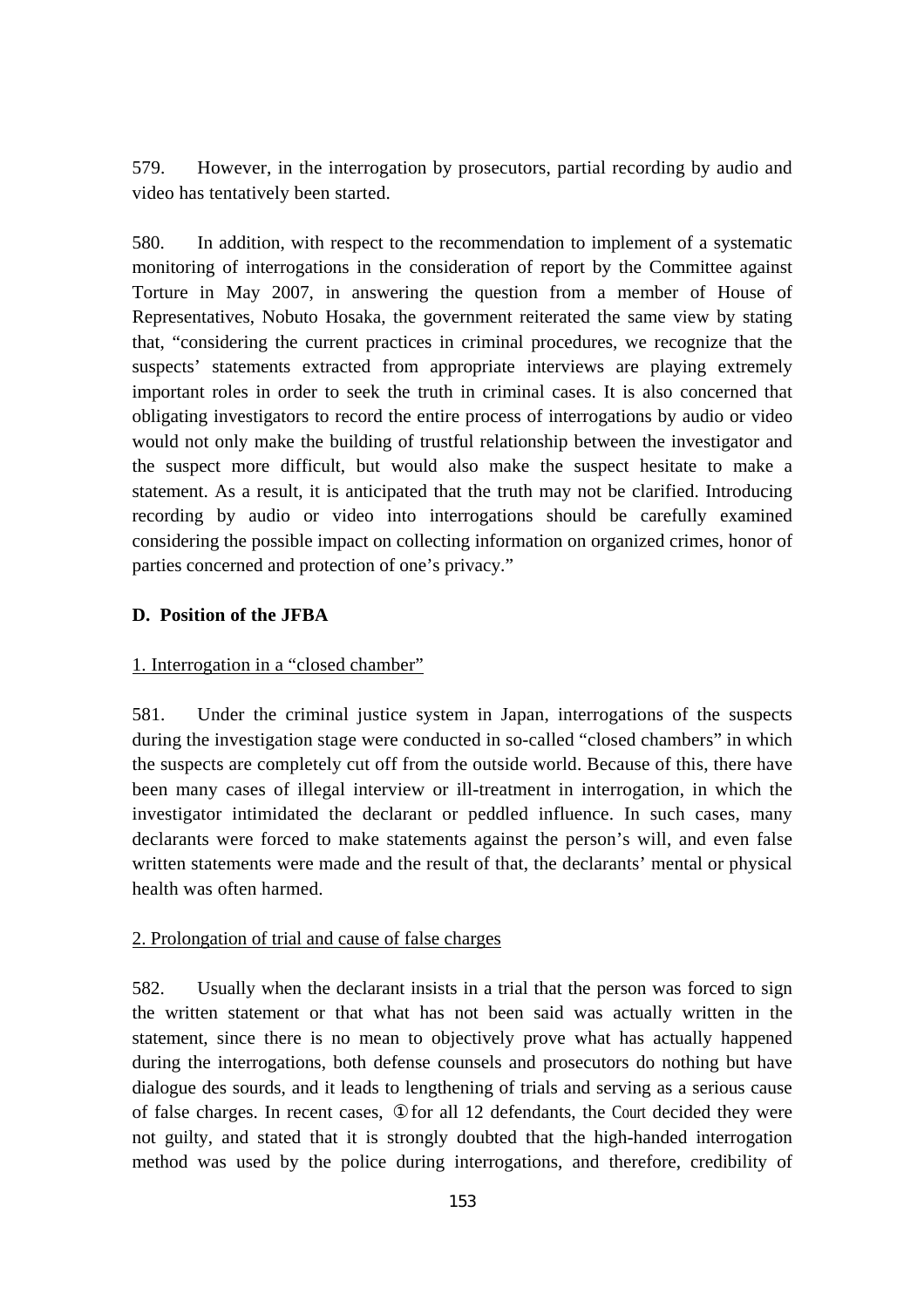579. However, in the interrogation by prosecutors, partial recording by audio and video has tentatively been started.

580. In addition, with respect to the recommendation to implement of a systematic monitoring of interrogations in the consideration of report by the Committee against Torture in May 2007, in answering the question from a member of House of Representatives, Nobuto Hosaka, the government reiterated the same view by stating that, "considering the current practices in criminal procedures, we recognize that the suspects' statements extracted from appropriate interviews are playing extremely important roles in order to seek the truth in criminal cases. It is also concerned that obligating investigators to record the entire process of interrogations by audio or video would not only make the building of trustful relationship between the investigator and the suspect more difficult, but would also make the suspect hesitate to make a statement. As a result, it is anticipated that the truth may not be clarified. Introducing recording by audio or video into interrogations should be carefully examined considering the possible impact on collecting information on organized crimes, honor of parties concerned and protection of one's privacy."

**D. Position of the JFBA**

1. Interrogation in a "closed chamber"

581. Under the criminal justice system in Japan, interrogations of the suspects during the investigation stage were conducted in so-called "closed chambers" in which the suspects are completely cut off from the outside world. Because of this, there have been many cases of illegal interview or ill-treatment in interrogation, in which the investigator intimidated the declarant or peddled influence. In such cases, many declarants were forced to make statements against the person's will, and even false written statements were made and the result of that, the declarants' mental or physical health was often harmed.

2. Prolongation of trial and cause of false charges

582. Usually when the declarant insists in a trial that the person was forced to sign the written statement or that what has not been said was actually written in the statement, since there is no mean to objectively prove what has actually happened during the interrogations, both defense counsels and prosecutors do nothing but have dialogue des sourds, and it leads to lengthening of trials and serving as a serious cause of false charges. In recent cases, ① for all 12 defendants, the Court decided they were not guilty, and stated that it is strongly doubted that the high-handed interrogation method was used by the police during interrogations, and therefore, credibility of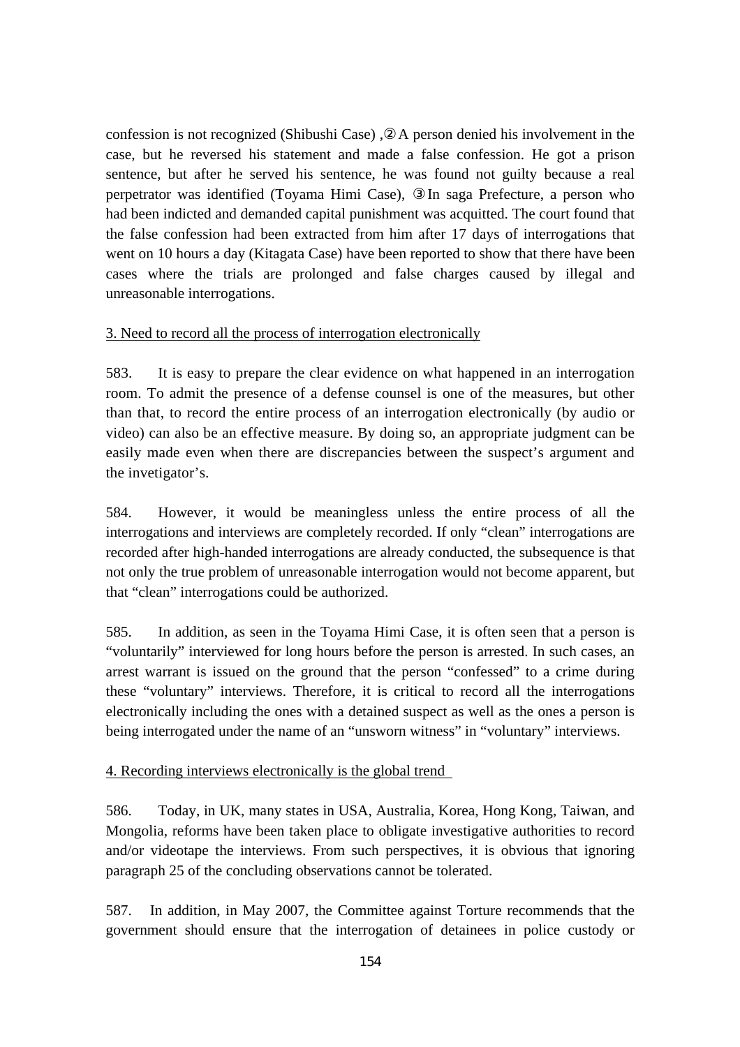confession is not recognized (Shibushi Case) ,② A person denied his involvement in the case, but he reversed his statement and made a false confession. He got a prison sentence, but after he served his sentence, he was found not guilty because a real perpetrator was identified (Toyama Himi Case), ③ In saga Prefecture, a person who had been indicted and demanded capital punishment was acquitted. The court found that the false confession had been extracted from him after 17 days of interrogations that went on 10 hours a day (Kitagata Case) have been reported to show that there have been cases where the trials are prolonged and false charges caused by illegal and unreasonable interrogations.

3. Need to record all the process of interrogation electronically

583. It is easy to prepare the clear evidence on what happened in an interrogation room. To admit the presence of a defense counsel is one of the measures, but other than that, to record the entire process of an interrogation electronically (by audio or video) can also be an effective measure. By doing so, an appropriate judgment can be easily made even when there are discrepancies between the suspect's argument and the invetigator's.

584. However, it would be meaningless unless the entire process of all the interrogations and interviews are completely recorded. If only "clean" interrogations are recorded after high-handed interrogations are already conducted, the subsequence is that not only the true problem of unreasonable interrogation would not become apparent, but that "clean" interrogations could be authorized.

585. In addition, as seen in the Toyama Himi Case, it is often seen that a person is "voluntarily" interviewed for long hours before the person is arrested. In such cases, an arrest warrant is issued on the ground that the person "confessed" to a crime during these "voluntary" interviews. Therefore, it is critical to record all the interrogations electronically including the ones with a detained suspect as well as the ones a person is being interrogated under the name of an "unsworn witness" in "voluntary" interviews.

4. Recording interviews electronically is the global trend

586. Today, in UK, many states in USA, Australia, Korea, Hong Kong, Taiwan, and Mongolia, reforms have been taken place to obligate investigative authorities to record and/or videotape the interviews. From such perspectives, it is obvious that ignoring paragraph 25 of the concluding observations cannot be tolerated.

587. In addition, in May 2007, the Committee against Torture recommends that the government should ensure that the interrogation of detainees in police custody or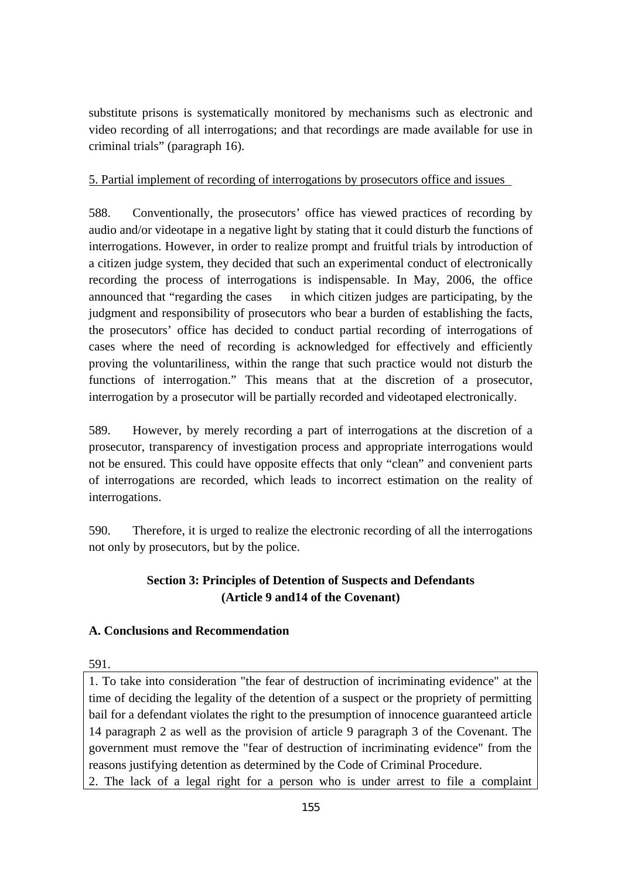substitute prisons is systematically monitored by mechanisms such as electronic and video recording of all interrogations; and that recordings are made available for use in criminal trials" (paragraph 16).

5. Partial implement of recording of interrogations by prosecutors office and issues

588. Conventionally, the prosecutors' office has viewed practices of recording by audio and/or videotape in a negative light by stating that it could disturb the functions of interrogations. However, in order to realize prompt and fruitful trials by introduction of a citizen judge system, they decided that such an experimental conduct of electronically recording the process of interrogations is indispensable. In May, 2006, the office announced that "regarding the cases in which citizen judges are participating, by the judgment and responsibility of prosecutors who bear a burden of establishing the facts, the prosecutors' office has decided to conduct partial recording of interrogations of cases where the need of recording is acknowledged for effectively and efficiently proving the voluntariliness, within the range that such practice would not disturb the functions of interrogation." This means that at the discretion of a prosecutor, interrogation by a prosecutor will be partially recorded and videotaped electronically.

589. However, by merely recording a part of interrogations at the discretion of a prosecutor, transparency of investigation process and appropriate interrogations would not be ensured. This could have opposite effects that only "clean" and convenient parts of interrogations are recorded, which leads to incorrect estimation on the reality of interrogations.

590. Therefore, it is urged to realize the electronic recording of all the interrogations not only by prosecutors, but by the police.

## Section 3: Principles of Detention of Suspects and Defendants (Article 9 and14 of the Covenant)

### A. Conclusions and Recommendation

591.

1. To take into consideration "the fear of destruction of incriminating evidence" at the time of deciding the legality of the detention of a suspect or the propriety of permitting bail for a defendant violates the right to the presumption of innocence guaranteed article 14 paragraph 2 as well as the provision of article 9 paragraph 3 of the Covenant. The government must remove the "fear of destruction of incriminating evidence" from the reasons justifying detention as determined by the Code of Criminal Procedure.
2. The lack of a legal right for a person who is under arrest to file a complaint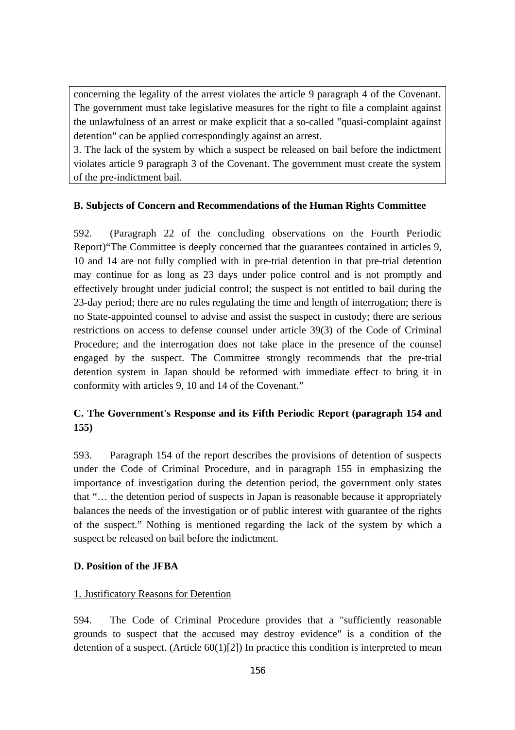concerning the legality of the arrest violates the article 9 paragraph 4 of the Covenant. The government must take legislative measures for the right to file a complaint against the unlawfulness of an arrest or make explicit that a so-called "quasi-complaint against detention" can be applied correspondingly against an arrest.

3. The lack of the system by which a suspect be released on bail before the indictment violates article 9 paragraph 3 of the Covenant. The government must create the system of the pre-indictment bail.

**B. Subjects of Concern and Recommendations of the Human Rights Committee**

592. (Paragraph 22 of the concluding observations on the Fourth Periodic Report)“The Committee is deeply concerned that the guarantees contained in articles 9, 10 and 14 are not fully complied with in pre-trial detention in that pre-trial detention may continue for as long as 23 days under police control and is not promptly and effectively brought under judicial control; the suspect is not entitled to bail during the 23-day period; there are no rules regulating the time and length of interrogation; there is no State-appointed counsel to advise and assist the suspect in custody; there are serious restrictions on access to defense counsel under article 39(3) of the Code of Criminal Procedure; and the interrogation does not take place in the presence of the counsel engaged by the suspect. The Committee strongly recommends that the pre-trial detention system in Japan should be reformed with immediate effect to bring it in conformity with articles 9, 10 and 14 of the Covenant.”

**C. The Government's Response and its Fifth Periodic Report (paragraph 154 and 155)**

593. Paragraph 154 of the report describes the provisions of detention of suspects under the Code of Criminal Procedure, and in paragraph 155 in emphasizing the importance of investigation during the detention period, the government only states that “… the detention period of suspects in Japan is reasonable because it appropriately balances the needs of the investigation or of public interest with guarantee of the rights of the suspect.” Nothing is mentioned regarding the lack of the system by which a suspect be released on bail before the indictment.

**D. Position of the JFBA**

1. Justificatory Reasons for Detention

594. The Code of Criminal Procedure provides that a "sufficiently reasonable grounds to suspect that the accused may destroy evidence" is a condition of the detention of a suspect. (Article 60(1)[2]) In practice this condition is interpreted to mean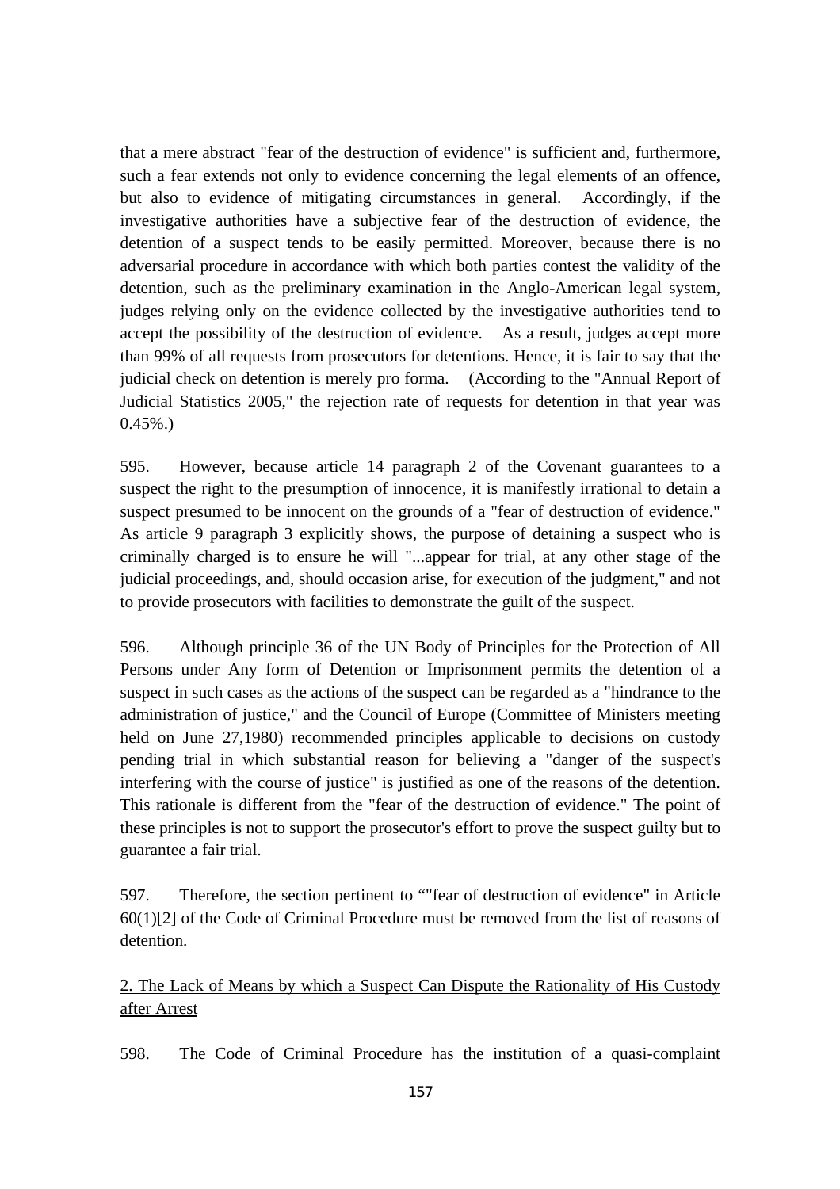that a mere abstract "fear of the destruction of evidence" is sufficient and, furthermore, such a fear extends not only to evidence concerning the legal elements of an offence, but also to evidence of mitigating circumstances in general. Accordingly, if the investigative authorities have a subjective fear of the destruction of evidence, the detention of a suspect tends to be easily permitted. Moreover, because there is no adversarial procedure in accordance with which both parties contest the validity of the detention, such as the preliminary examination in the Anglo-American legal system, judges relying only on the evidence collected by the investigative authorities tend to accept the possibility of the destruction of evidence. As a result, judges accept more than 99% of all requests from prosecutors for detentions. Hence, it is fair to say that the judicial check on detention is merely pro forma. (According to the "Annual Report of Judicial Statistics 2005," the rejection rate of requests for detention in that year was 0.45%.)

595. However, because article 14 paragraph 2 of the Covenant guarantees to a suspect the right to the presumption of innocence, it is manifestly irrational to detain a suspect presumed to be innocent on the grounds of a "fear of destruction of evidence." As article 9 paragraph 3 explicitly shows, the purpose of detaining a suspect who is criminally charged is to ensure he will "...appear for trial, at any other stage of the judicial proceedings, and, should occasion arise, for execution of the judgment," and not to provide prosecutors with facilities to demonstrate the guilt of the suspect.

596. Although principle 36 of the UN Body of Principles for the Protection of All Persons under Any form of Detention or Imprisonment permits the detention of a suspect in such cases as the actions of the suspect can be regarded as a "hindrance to the administration of justice," and the Council of Europe (Committee of Ministers meeting held on June 27,1980) recommended principles applicable to decisions on custody pending trial in which substantial reason for believing a "danger of the suspect's interfering with the course of justice" is justified as one of the reasons of the detention. This rationale is different from the "fear of the destruction of evidence." The point of these principles is not to support the prosecutor's effort to prove the suspect guilty but to guarantee a fair trial.

597. Therefore, the section pertinent to “"fear of destruction of evidence" in Article 60(1)[2] of the Code of Criminal Procedure must be removed from the list of reasons of detention.

<u>2. The Lack of Means by which a Suspect Can Dispute the Rationality of His Custody after Arrest</u>

598. The Code of Criminal Procedure has the institution of a quasi-complaint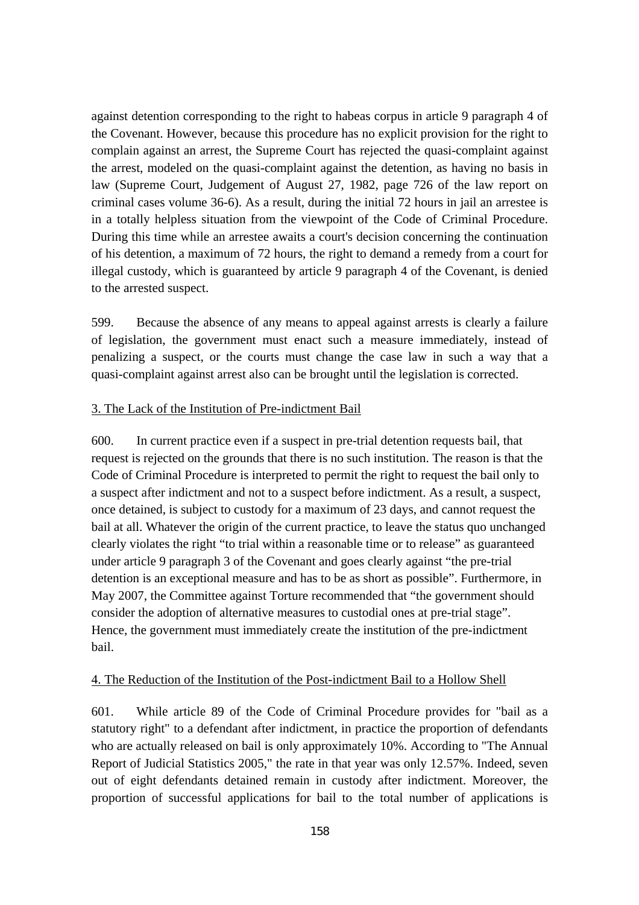against detention corresponding to the right to habeas corpus in article 9 paragraph 4 of the Covenant. However, because this procedure has no explicit provision for the right to complain against an arrest, the Supreme Court has rejected the quasi-complaint against the arrest, modeled on the quasi-complaint against the detention, as having no basis in law (Supreme Court, Judgement of August 27, 1982, page 726 of the law report on criminal cases volume 36-6). As a result, during the initial 72 hours in jail an arrestee is in a totally helpless situation from the viewpoint of the Code of Criminal Procedure. During this time while an arrestee awaits a court's decision concerning the continuation of his detention, a maximum of 72 hours, the right to demand a remedy from a court for illegal custody, which is guaranteed by article 9 paragraph 4 of the Covenant, is denied to the arrested suspect.

599. Because the absence of any means to appeal against arrests is clearly a failure of legislation, the government must enact such a measure immediately, instead of penalizing a suspect, or the courts must change the case law in such a way that a quasi-complaint against arrest also can be brought until the legislation is corrected.

### 3. The Lack of the Institution of Pre-indictment Bail

600. In current practice even if a suspect in pre-trial detention requests bail, that request is rejected on the grounds that there is no such institution. The reason is that the Code of Criminal Procedure is interpreted to permit the right to request the bail only to a suspect after indictment and not to a suspect before indictment. As a result, a suspect, once detained, is subject to custody for a maximum of 23 days, and cannot request the bail at all. Whatever the origin of the current practice, to leave the status quo unchanged clearly violates the right "to trial within a reasonable time or to release" as guaranteed under article 9 paragraph 3 of the Covenant and goes clearly against "the pre-trial detention is an exceptional measure and has to be as short as possible". Furthermore, in May 2007, the Committee against Torture recommended that "the government should consider the adoption of alternative measures to custodial ones at pre-trial stage". Hence, the government must immediately create the institution of the pre-indictment bail.

### 4. The Reduction of the Institution of the Post-indictment Bail to a Hollow Shell

601. While article 89 of the Code of Criminal Procedure provides for "bail as a statutory right" to a defendant after indictment, in practice the proportion of defendants who are actually released on bail is only approximately 10%. According to "The Annual Report of Judicial Statistics 2005," the rate in that year was only 12.57%. Indeed, seven out of eight defendants detained remain in custody after indictment. Moreover, the proportion of successful applications for bail to the total number of applications is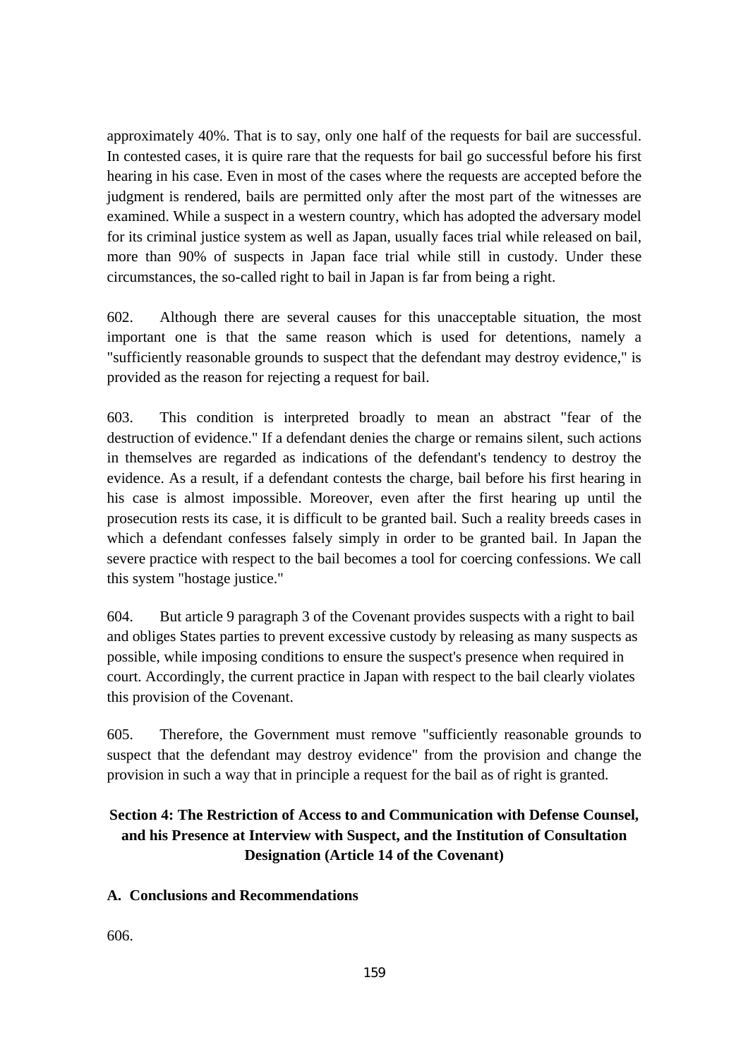approximately 40%. That is to say, only one half of the requests for bail are successful. In contested cases, it is quire rare that the requests for bail go successful before his first hearing in his case. Even in most of the cases where the requests are accepted before the judgment is rendered, bails are permitted only after the most part of the witnesses are examined. While a suspect in a western country, which has adopted the adversary model for its criminal justice system as well as Japan, usually faces trial while released on bail, more than 90% of suspects in Japan face trial while still in custody. Under these circumstances, the so-called right to bail in Japan is far from being a right.

602. Although there are several causes for this unacceptable situation, the most important one is that the same reason which is used for detentions, namely a "sufficiently reasonable grounds to suspect that the defendant may destroy evidence," is provided as the reason for rejecting a request for bail.

603. This condition is interpreted broadly to mean an abstract "fear of the destruction of evidence." If a defendant denies the charge or remains silent, such actions in themselves are regarded as indications of the defendant's tendency to destroy the evidence. As a result, if a defendant contests the charge, bail before his first hearing in his case is almost impossible. Moreover, even after the first hearing up until the prosecution rests its case, it is difficult to be granted bail. Such a reality breeds cases in which a defendant confesses falsely simply in order to be granted bail. In Japan the severe practice with respect to the bail becomes a tool for coercing confessions. We call this system "hostage justice."

604. But article 9 paragraph 3 of the Covenant provides suspects with a right to bail and obliges States parties to prevent excessive custody by releasing as many suspects as possible, while imposing conditions to ensure the suspect's presence when required in court. Accordingly, the current practice in Japan with respect to the bail clearly violates this provision of the Covenant.

605. Therefore, the Government must remove "sufficiently reasonable grounds to suspect that the defendant may destroy evidence" from the provision and change the provision in such a way that in principle a request for the bail as of right is granted.

## Section 4: The Restriction of Access to and Communication with Defense Counsel, and his Presence at Interview with Suspect, and the Institution of Consultation Designation (Article 14 of the Covenant)

### A. Conclusions and Recommendations

606.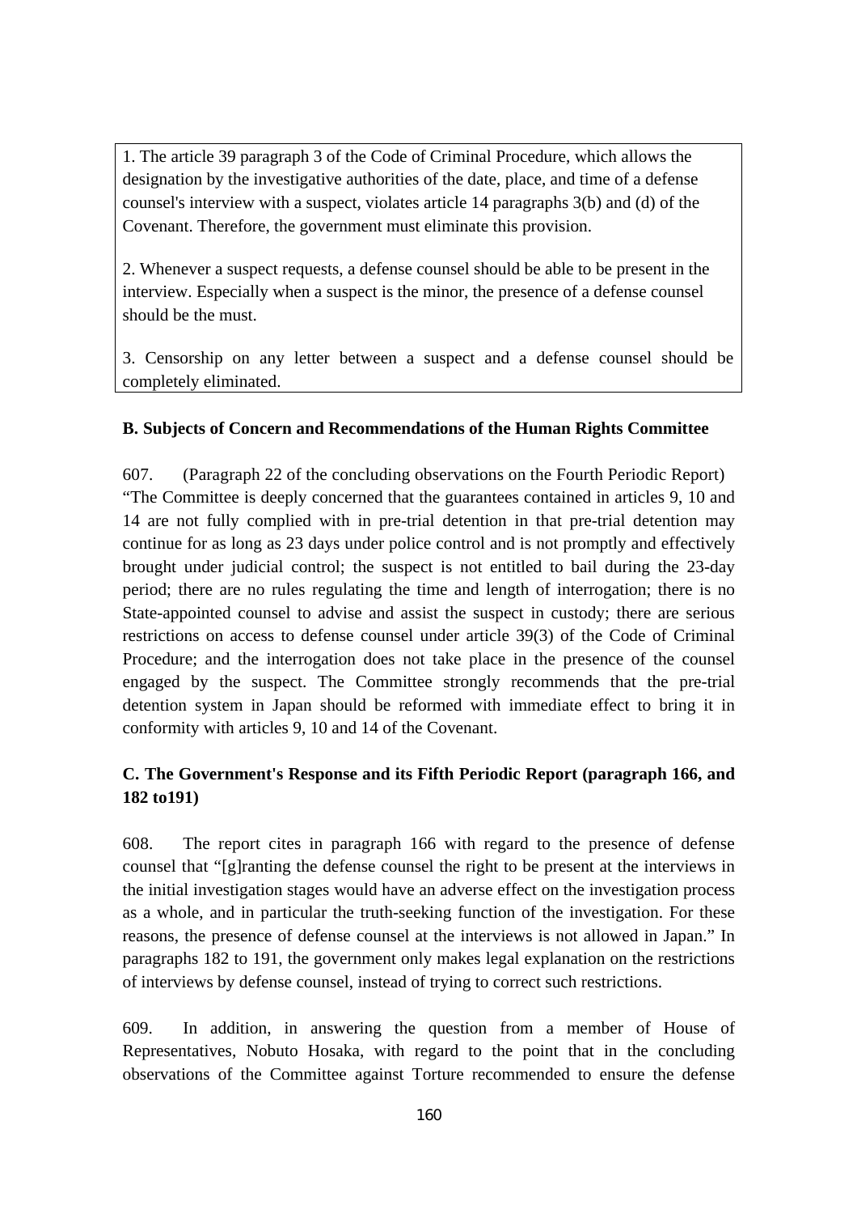1. The article 39 paragraph 3 of the Code of Criminal Procedure, which allows the designation by the investigative authorities of the date, place, and time of a defense counsel's interview with a suspect, violates article 14 paragraphs 3(b) and (d) of the Covenant. Therefore, the government must eliminate this provision.

2. Whenever a suspect requests, a defense counsel should be able to be present in the interview. Especially when a suspect is the minor, the presence of a defense counsel should be the must.

3. Censorship on any letter between a suspect and a defense counsel should be completely eliminated.

### B. Subjects of Concern and Recommendations of the Human Rights Committee

607. (Paragraph 22 of the concluding observations on the Fourth Periodic Report) “The Committee is deeply concerned that the guarantees contained in articles 9, 10 and 14 are not fully complied with in pre-trial detention in that pre-trial detention may continue for as long as 23 days under police control and is not promptly and effectively brought under judicial control; the suspect is not entitled to bail during the 23-day period; there are no rules regulating the time and length of interrogation; there is no State-appointed counsel to advise and assist the suspect in custody; there are serious restrictions on access to defense counsel under article 39(3) of the Code of Criminal Procedure; and the interrogation does not take place in the presence of the counsel engaged by the suspect. The Committee strongly recommends that the pre-trial detention system in Japan should be reformed with immediate effect to bring it in conformity with articles 9, 10 and 14 of the Covenant.

### C. The Government's Response and its Fifth Periodic Report (paragraph 166, and 182 to191)

608. The report cites in paragraph 166 with regard to the presence of defense counsel that “[g]ranting the defense counsel the right to be present at the interviews in the initial investigation stages would have an adverse effect on the investigation process as a whole, and in particular the truth-seeking function of the investigation. For these reasons, the presence of defense counsel at the interviews is not allowed in Japan.” In paragraphs 182 to 191, the government only makes legal explanation on the restrictions of interviews by defense counsel, instead of trying to correct such restrictions.

609. In addition, in answering the question from a member of House of Representatives, Nobuto Hosaka, with regard to the point that in the concluding observations of the Committee against Torture recommended to ensure the defense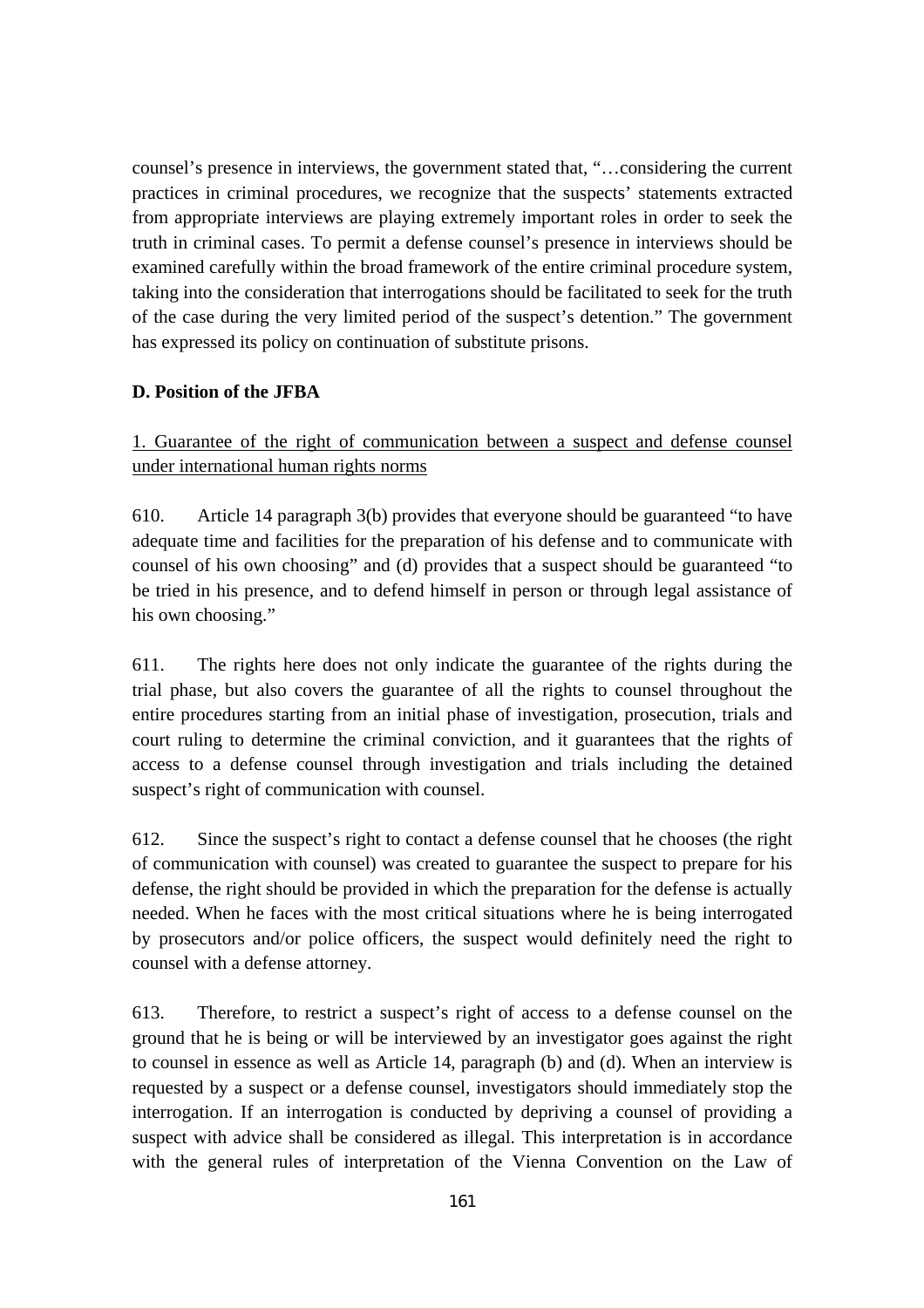counsel's presence in interviews, the government stated that, "…considering the current practices in criminal procedures, we recognize that the suspects' statements extracted from appropriate interviews are playing extremely important roles in order to seek the truth in criminal cases. To permit a defense counsel's presence in interviews should be examined carefully within the broad framework of the entire criminal procedure system, taking into the consideration that interrogations should be facilitated to seek for the truth of the case during the very limited period of the suspect's detention." The government has expressed its policy on continuation of substitute prisons.

**D. Position of the JFBA**

<u>1. Guarantee of the right of communication between a suspect and defense counsel under international human rights norms</u>

610. Article 14 paragraph 3(b) provides that everyone should be guaranteed "to have adequate time and facilities for the preparation of his defense and to communicate with counsel of his own choosing" and (d) provides that a suspect should be guaranteed "to be tried in his presence, and to defend himself in person or through legal assistance of his own choosing."

611. The rights here does not only indicate the guarantee of the rights during the trial phase, but also covers the guarantee of all the rights to counsel throughout the entire procedures starting from an initial phase of investigation, prosecution, trials and court ruling to determine the criminal conviction, and it guarantees that the rights of access to a defense counsel through investigation and trials including the detained suspect's right of communication with counsel.

612. Since the suspect's right to contact a defense counsel that he chooses (the right of communication with counsel) was created to guarantee the suspect to prepare for his defense, the right should be provided in which the preparation for the defense is actually needed. When he faces with the most critical situations where he is being interrogated by prosecutors and/or police officers, the suspect would definitely need the right to counsel with a defense attorney.

613. Therefore, to restrict a suspect's right of access to a defense counsel on the ground that he is being or will be interviewed by an investigator goes against the right to counsel in essence as well as Article 14, paragraph (b) and (d). When an interview is requested by a suspect or a defense counsel, investigators should immediately stop the interrogation. If an interrogation is conducted by depriving a counsel of providing a suspect with advice shall be considered as illegal. This interpretation is in accordance with the general rules of interpretation of the Vienna Convention on the Law of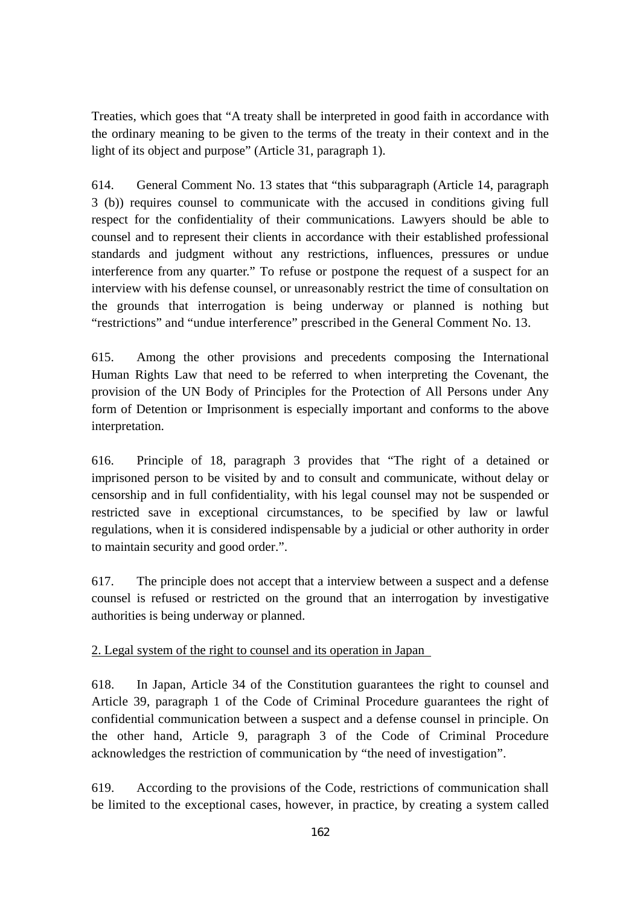Treaties, which goes that "A treaty shall be interpreted in good faith in accordance with the ordinary meaning to be given to the terms of the treaty in their context and in the light of its object and purpose" (Article 31, paragraph 1).

614. General Comment No. 13 states that "this subparagraph (Article 14, paragraph 3 (b)) requires counsel to communicate with the accused in conditions giving full respect for the confidentiality of their communications. Lawyers should be able to counsel and to represent their clients in accordance with their established professional standards and judgment without any restrictions, influences, pressures or undue interference from any quarter." To refuse or postpone the request of a suspect for an interview with his defense counsel, or unreasonably restrict the time of consultation on the grounds that interrogation is being underway or planned is nothing but "restrictions" and "undue interference" prescribed in the General Comment No. 13.

615. Among the other provisions and precedents composing the International Human Rights Law that need to be referred to when interpreting the Covenant, the provision of the UN Body of Principles for the Protection of All Persons under Any form of Detention or Imprisonment is especially important and conforms to the above interpretation.

616. Principle of 18, paragraph 3 provides that "The right of a detained or imprisoned person to be visited by and to consult and communicate, without delay or censorship and in full confidentiality, with his legal counsel may not be suspended or restricted save in exceptional circumstances, to be specified by law or lawful regulations, when it is considered indispensable by a judicial or other authority in order to maintain security and good order.".

617. The principle does not accept that a interview between a suspect and a defense counsel is refused or restricted on the ground that an interrogation by investigative authorities is being underway or planned.

2. Legal system of the right to counsel and its operation in Japan

618. In Japan, Article 34 of the Constitution guarantees the right to counsel and Article 39, paragraph 1 of the Code of Criminal Procedure guarantees the right of confidential communication between a suspect and a defense counsel in principle. On the other hand, Article 9, paragraph 3 of the Code of Criminal Procedure acknowledges the restriction of communication by "the need of investigation".

619. According to the provisions of the Code, restrictions of communication shall be limited to the exceptional cases, however, in practice, by creating a system called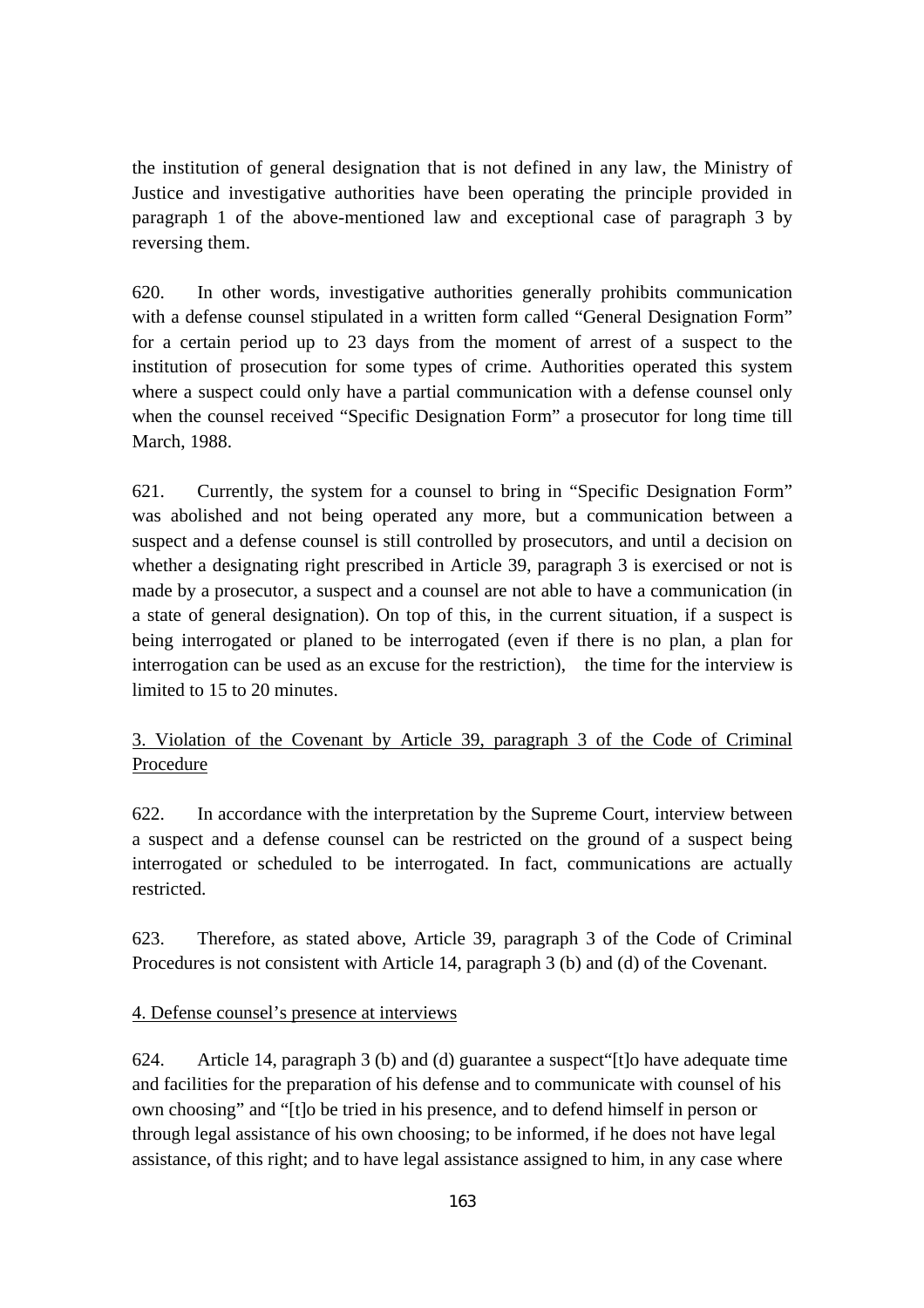the institution of general designation that is not defined in any law, the Ministry of Justice and investigative authorities have been operating the principle provided in paragraph 1 of the above-mentioned law and exceptional case of paragraph 3 by reversing them.

620. In other words, investigative authorities generally prohibits communication with a defense counsel stipulated in a written form called "General Designation Form" for a certain period up to 23 days from the moment of arrest of a suspect to the institution of prosecution for some types of crime. Authorities operated this system where a suspect could only have a partial communication with a defense counsel only when the counsel received "Specific Designation Form" a prosecutor for long time till March, 1988.

621. Currently, the system for a counsel to bring in "Specific Designation Form" was abolished and not being operated any more, but a communication between a suspect and a defense counsel is still controlled by prosecutors, and until a decision on whether a designating right prescribed in Article 39, paragraph 3 is exercised or not is made by a prosecutor, a suspect and a counsel are not able to have a communication (in a state of general designation). On top of this, in the current situation, if a suspect is being interrogated or planed to be interrogated (even if there is no plan, a plan for interrogation can be used as an excuse for the restriction), the time for the interview is limited to 15 to 20 minutes.

<u>3. Violation of the Covenant by Article 39, paragraph 3 of the Code of Criminal Procedure</u>

622. In accordance with the interpretation by the Supreme Court, interview between a suspect and a defense counsel can be restricted on the ground of a suspect being interrogated or scheduled to be interrogated. In fact, communications are actually restricted.

623. Therefore, as stated above, Article 39, paragraph 3 of the Code of Criminal Procedures is not consistent with Article 14, paragraph 3 (b) and (d) of the Covenant.

<u>4. Defense counsel's presence at interviews</u>

624. Article 14, paragraph 3 (b) and (d) guarantee a suspect"[t]o have adequate time and facilities for the preparation of his defense and to communicate with counsel of his own choosing" and "[t]o be tried in his presence, and to defend himself in person or through legal assistance of his own choosing; to be informed, if he does not have legal assistance, of this right; and to have legal assistance assigned to him, in any case where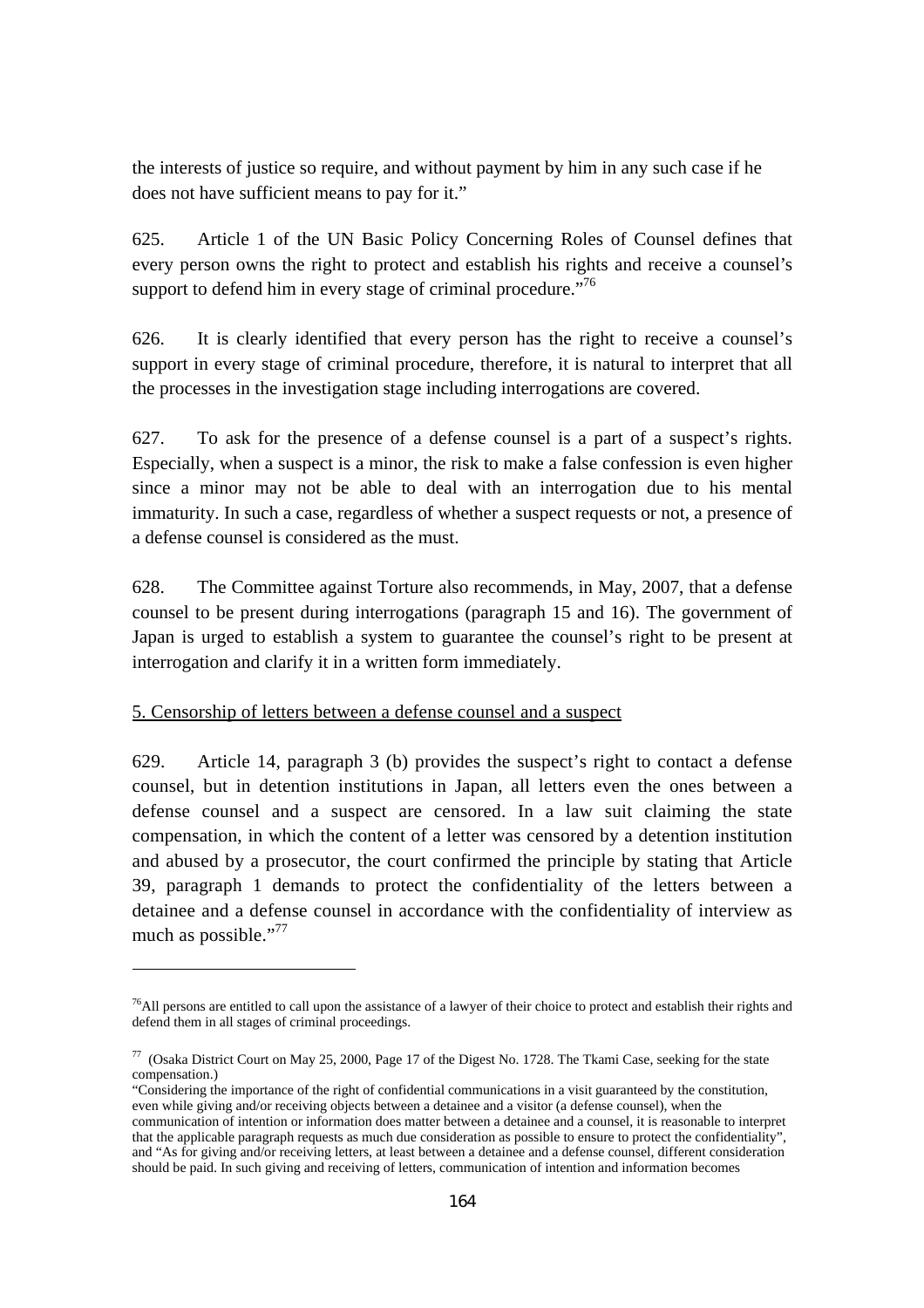the interests of justice so require, and without payment by him in any such case if he does not have sufficient means to pay for it."

625. Article 1 of the UN Basic Policy Concerning Roles of Counsel defines that every person owns the right to protect and establish his rights and receive a counsel's support to defend him in every stage of criminal procedure."[76]

626. It is clearly identified that every person has the right to receive a counsel's support in every stage of criminal procedure, therefore, it is natural to interpret that all the processes in the investigation stage including interrogations are covered.

627. To ask for the presence of a defense counsel is a part of a suspect's rights. Especially, when a suspect is a minor, the risk to make a false confession is even higher since a minor may not be able to deal with an interrogation due to his mental immaturity. In such a case, regardless of whether a suspect requests or not, a presence of a defense counsel is considered as the must.

628. The Committee against Torture also recommends, in May, 2007, that a defense counsel to be present during interrogations (paragraph 15 and 16). The government of Japan is urged to establish a system to guarantee the counsel's right to be present at interrogation and clarify it in a written form immediately.

5. Censorship of letters between a defense counsel and a suspect

629. Article 14, paragraph 3 (b) provides the suspect's right to contact a defense counsel, but in detention institutions in Japan, all letters even the ones between a defense counsel and a suspect are censored. In a law suit claiming the state compensation, in which the content of a letter was censored by a detention institution and abused by a prosecutor, the court confirmed the principle by stating that Article 39, paragraph 1 demands to protect the confidentiality of the letters between a detainee and a defense counsel in accordance with the confidentiality of interview as much as possible."[77]

---

[76] All persons are entitled to call upon the assistance of a lawyer of their choice to protect and establish their rights and defend them in all stages of criminal proceedings.

[77] (Osaka District Court on May 25, 2000, Page 17 of the Digest No. 1728. The Tkami Case, seeking for the state compensation.)
"Considering the importance of the right of confidential communications in a visit guaranteed by the constitution, even while giving and/or receiving objects between a detainee and a visitor (a defense counsel), when the communication of intention or information does matter between a detainee and a counsel, it is reasonable to interpret that the applicable paragraph requests as much due consideration as possible to ensure to protect the confidentiality", and "As for giving and/or receiving letters, at least between a detainee and a defense counsel, different consideration should be paid. In such giving and receiving of letters, communication of intention and information becomes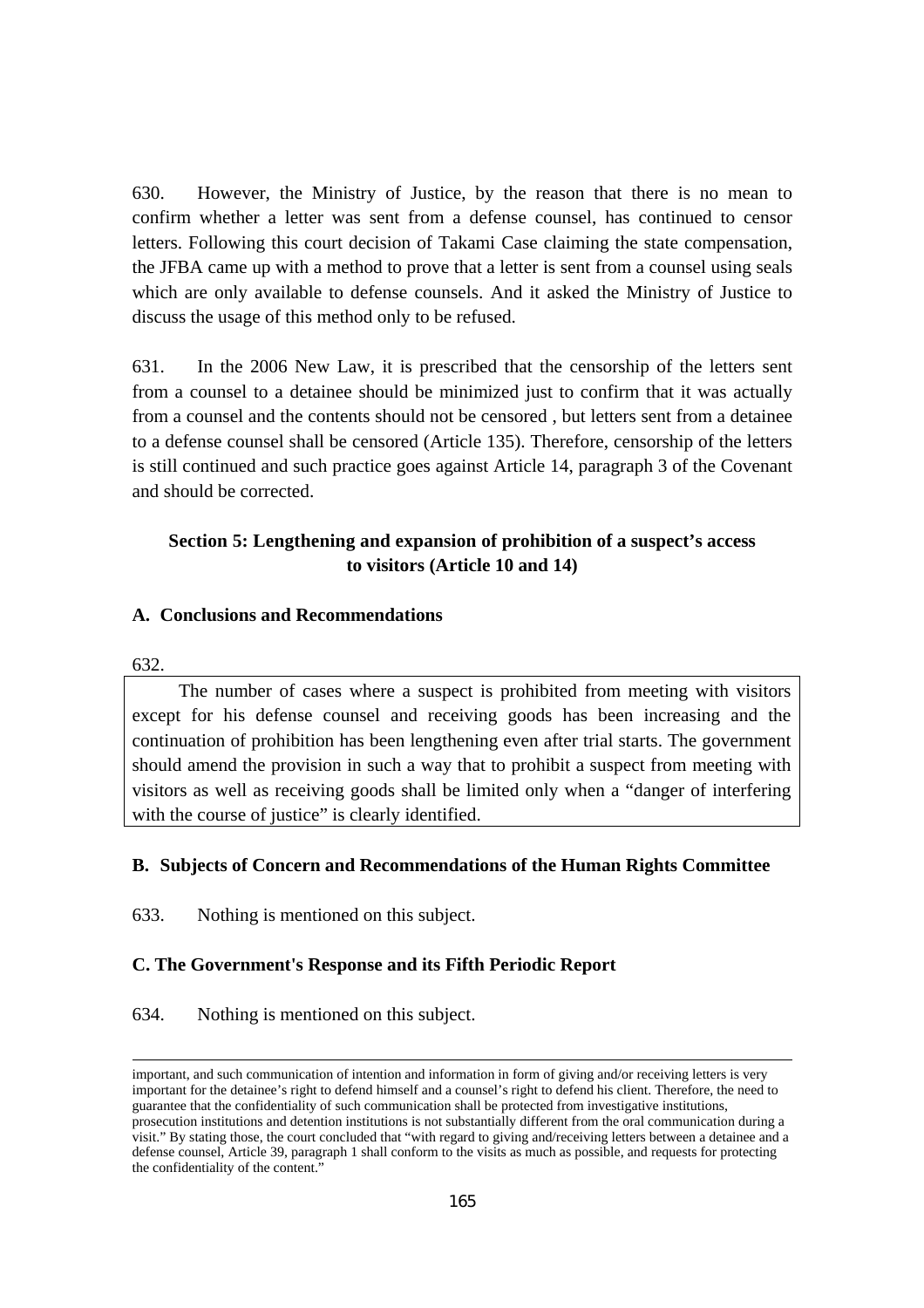630. However, the Ministry of Justice, by the reason that there is no mean to confirm whether a letter was sent from a defense counsel, has continued to censor letters. Following this court decision of Takami Case claiming the state compensation, the JFBA came up with a method to prove that a letter is sent from a counsel using seals which are only available to defense counsels. And it asked the Ministry of Justice to discuss the usage of this method only to be refused.

631. In the 2006 New Law, it is prescribed that the censorship of the letters sent from a counsel to a detainee should be minimized just to confirm that it was actually from a counsel and the contents should not be censored , but letters sent from a detainee to a defense counsel shall be censored (Article 135). Therefore, censorship of the letters is still continued and such practice goes against Article 14, paragraph 3 of the Covenant and should be corrected.

## Section 5: Lengthening and expansion of prohibition of a suspect's access to visitors (Article 10 and 14)

### A. Conclusions and Recommendations

632.

> The number of cases where a suspect is prohibited from meeting with visitors except for his defense counsel and receiving goods has been increasing and the continuation of prohibition has been lengthening even after trial starts. The government should amend the provision in such a way that to prohibit a suspect from meeting with visitors as well as receiving goods shall be limited only when a "danger of interfering with the course of justice" is clearly identified.

### B. Subjects of Concern and Recommendations of the Human Rights Committee

633. Nothing is mentioned on this subject.

### C. The Government's Response and its Fifth Periodic Report

634. Nothing is mentioned on this subject.

---

important, and such communication of intention and information in form of giving and/or receiving letters is very important for the detainee's right to defend himself and a counsel's right to defend his client. Therefore, the need to guarantee that the confidentiality of such communication shall be protected from investigative institutions, prosecution institutions and detention institutions is not substantially different from the oral communication during a visit." By stating those, the court concluded that "with regard to giving and/receiving letters between a detainee and a defense counsel, Article 39, paragraph 1 shall conform to the visits as much as possible, and requests for protecting the confidentiality of the content."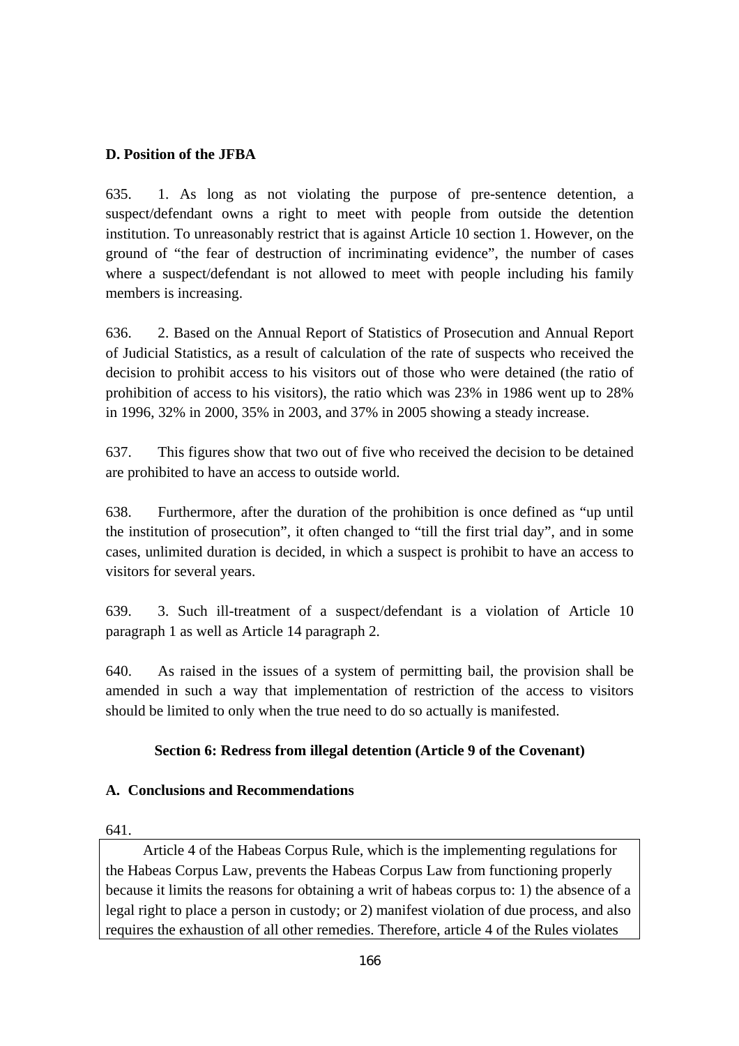**D. Position of the JFBA**

635. 1. As long as not violating the purpose of pre-sentence detention, a suspect/defendant owns a right to meet with people from outside the detention institution. To unreasonably restrict that is against Article 10 section 1. However, on the ground of "the fear of destruction of incriminating evidence", the number of cases where a suspect/defendant is not allowed to meet with people including his family members is increasing.

636. 2. Based on the Annual Report of Statistics of Prosecution and Annual Report of Judicial Statistics, as a result of calculation of the rate of suspects who received the decision to prohibit access to his visitors out of those who were detained (the ratio of prohibition of access to his visitors), the ratio which was 23% in 1986 went up to 28% in 1996, 32% in 2000, 35% in 2003, and 37% in 2005 showing a steady increase.

637. This figures show that two out of five who received the decision to be detained are prohibited to have an access to outside world.

638. Furthermore, after the duration of the prohibition is once defined as "up until the institution of prosecution", it often changed to "till the first trial day", and in some cases, unlimited duration is decided, in which a suspect is prohibit to have an access to visitors for several years.

639. 3. Such ill-treatment of a suspect/defendant is a violation of Article 10 paragraph 1 as well as Article 14 paragraph 2.

640. As raised in the issues of a system of permitting bail, the provision shall be amended in such a way that implementation of restriction of the access to visitors should be limited to only when the true need to do so actually is manifested.

## Section 6: Redress from illegal detention (Article 9 of the Covenant)

**A. Conclusions and Recommendations**

641.

> Article 4 of the Habeas Corpus Rule, which is the implementing regulations for the Habeas Corpus Law, prevents the Habeas Corpus Law from functioning properly because it limits the reasons for obtaining a writ of habeas corpus to: 1) the absence of a legal right to place a person in custody; or 2) manifest violation of due process, and also requires the exhaustion of all other remedies. Therefore, article 4 of the Rules violates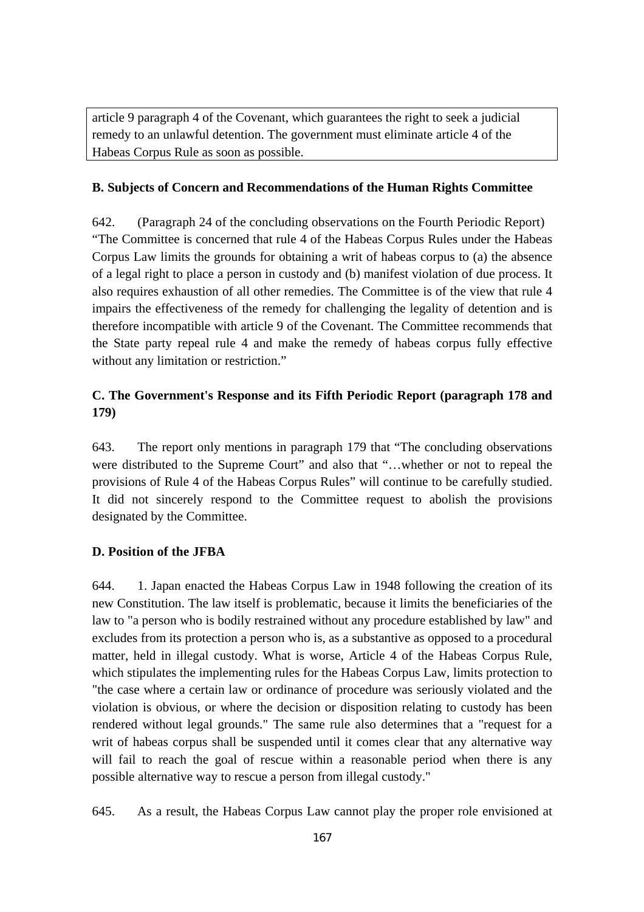article 9 paragraph 4 of the Covenant, which guarantees the right to seek a judicial remedy to an unlawful detention. The government must eliminate article 4 of the Habeas Corpus Rule as soon as possible.

**B. Subjects of Concern and Recommendations of the Human Rights Committee**

642. (Paragraph 24 of the concluding observations on the Fourth Periodic Report) “The Committee is concerned that rule 4 of the Habeas Corpus Rules under the Habeas Corpus Law limits the grounds for obtaining a writ of habeas corpus to (a) the absence of a legal right to place a person in custody and (b) manifest violation of due process. It also requires exhaustion of all other remedies. The Committee is of the view that rule 4 impairs the effectiveness of the remedy for challenging the legality of detention and is therefore incompatible with article 9 of the Covenant. The Committee recommends that the State party repeal rule 4 and make the remedy of habeas corpus fully effective without any limitation or restriction.”

**C. The Government's Response and its Fifth Periodic Report (paragraph 178 and 179)**

643. The report only mentions in paragraph 179 that “The concluding observations were distributed to the Supreme Court” and also that “…whether or not to repeal the provisions of Rule 4 of the Habeas Corpus Rules” will continue to be carefully studied. It did not sincerely respond to the Committee request to abolish the provisions designated by the Committee.

**D. Position of the JFBA**

644. 1. Japan enacted the Habeas Corpus Law in 1948 following the creation of its new Constitution. The law itself is problematic, because it limits the beneficiaries of the law to "a person who is bodily restrained without any procedure established by law" and excludes from its protection a person who is, as a substantive as opposed to a procedural matter, held in illegal custody. What is worse, Article 4 of the Habeas Corpus Rule, which stipulates the implementing rules for the Habeas Corpus Law, limits protection to "the case where a certain law or ordinance of procedure was seriously violated and the violation is obvious, or where the decision or disposition relating to custody has been rendered without legal grounds." The same rule also determines that a "request for a writ of habeas corpus shall be suspended until it comes clear that any alternative way will fail to reach the goal of rescue within a reasonable period when there is any possible alternative way to rescue a person from illegal custody."

645. As a result, the Habeas Corpus Law cannot play the proper role envisioned at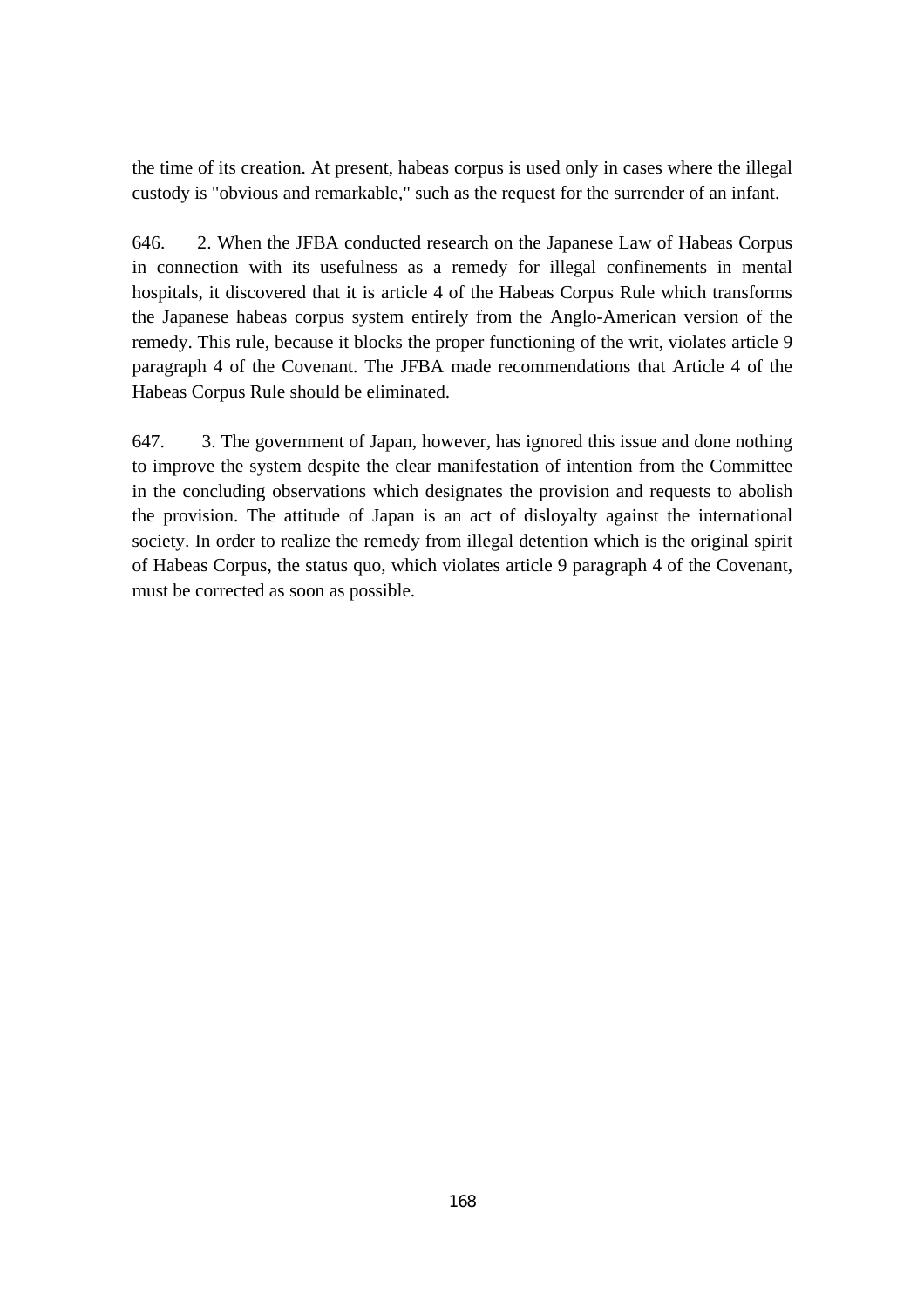the time of its creation. At present, habeas corpus is used only in cases where the illegal custody is "obvious and remarkable," such as the request for the surrender of an infant.

646. 2. When the JFBA conducted research on the Japanese Law of Habeas Corpus in connection with its usefulness as a remedy for illegal confinements in mental hospitals, it discovered that it is article 4 of the Habeas Corpus Rule which transforms the Japanese habeas corpus system entirely from the Anglo-American version of the remedy. This rule, because it blocks the proper functioning of the writ, violates article 9 paragraph 4 of the Covenant. The JFBA made recommendations that Article 4 of the Habeas Corpus Rule should be eliminated.

647. 3. The government of Japan, however, has ignored this issue and done nothing to improve the system despite the clear manifestation of intention from the Committee in the concluding observations which designates the provision and requests to abolish the provision. The attitude of Japan is an act of disloyalty against the international society. In order to realize the remedy from illegal detention which is the original spirit of Habeas Corpus, the status quo, which violates article 9 paragraph 4 of the Covenant, must be corrected as soon as possible.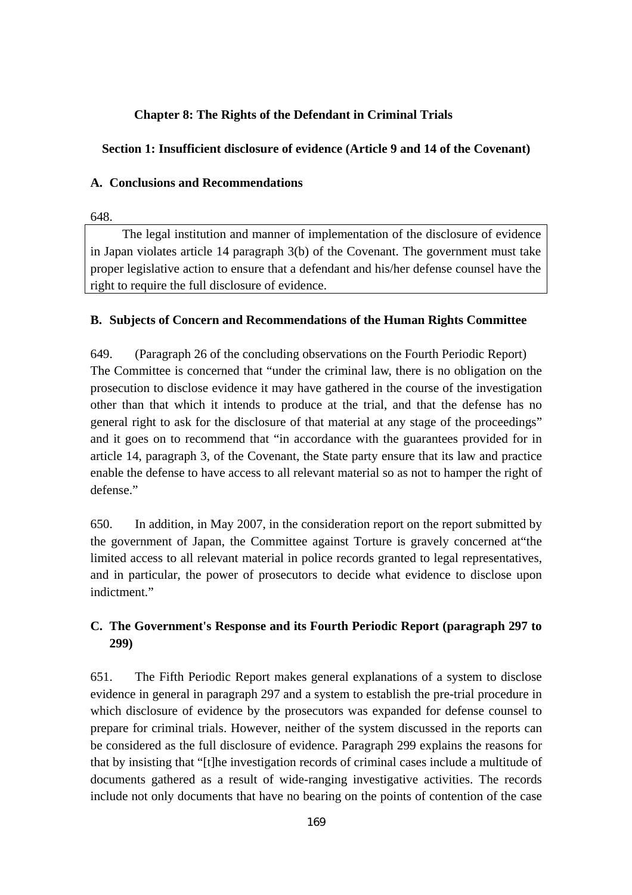## Chapter 8: The Rights of the Defendant in Criminal Trials

### Section 1: Insufficient disclosure of evidence (Article 9 and 14 of the Covenant)

#### A. Conclusions and Recommendations

648.

> The legal institution and manner of implementation of the disclosure of evidence in Japan violates article 14 paragraph 3(b) of the Covenant. The government must take proper legislative action to ensure that a defendant and his/her defense counsel have the right to require the full disclosure of evidence.

#### B. Subjects of Concern and Recommendations of the Human Rights Committee

649. (Paragraph 26 of the concluding observations on the Fourth Periodic Report) The Committee is concerned that "under the criminal law, there is no obligation on the prosecution to disclose evidence it may have gathered in the course of the investigation other than that which it intends to produce at the trial, and that the defense has no general right to ask for the disclosure of that material at any stage of the proceedings" and it goes on to recommend that "in accordance with the guarantees provided for in article 14, paragraph 3, of the Covenant, the State party ensure that its law and practice enable the defense to have access to all relevant material so as not to hamper the right of defense."

650. In addition, in May 2007, in the consideration report on the report submitted by the government of Japan, the Committee against Torture is gravely concerned at"the limited access to all relevant material in police records granted to legal representatives, and in particular, the power of prosecutors to decide what evidence to disclose upon indictment."

#### C. The Government's Response and its Fourth Periodic Report (paragraph 297 to 299)

651. The Fifth Periodic Report makes general explanations of a system to disclose evidence in general in paragraph 297 and a system to establish the pre-trial procedure in which disclosure of evidence by the prosecutors was expanded for defense counsel to prepare for criminal trials. However, neither of the system discussed in the reports can be considered as the full disclosure of evidence. Paragraph 299 explains the reasons for that by insisting that "[t]he investigation records of criminal cases include a multitude of documents gathered as a result of wide-ranging investigative activities. The records include not only documents that have no bearing on the points of contention of the case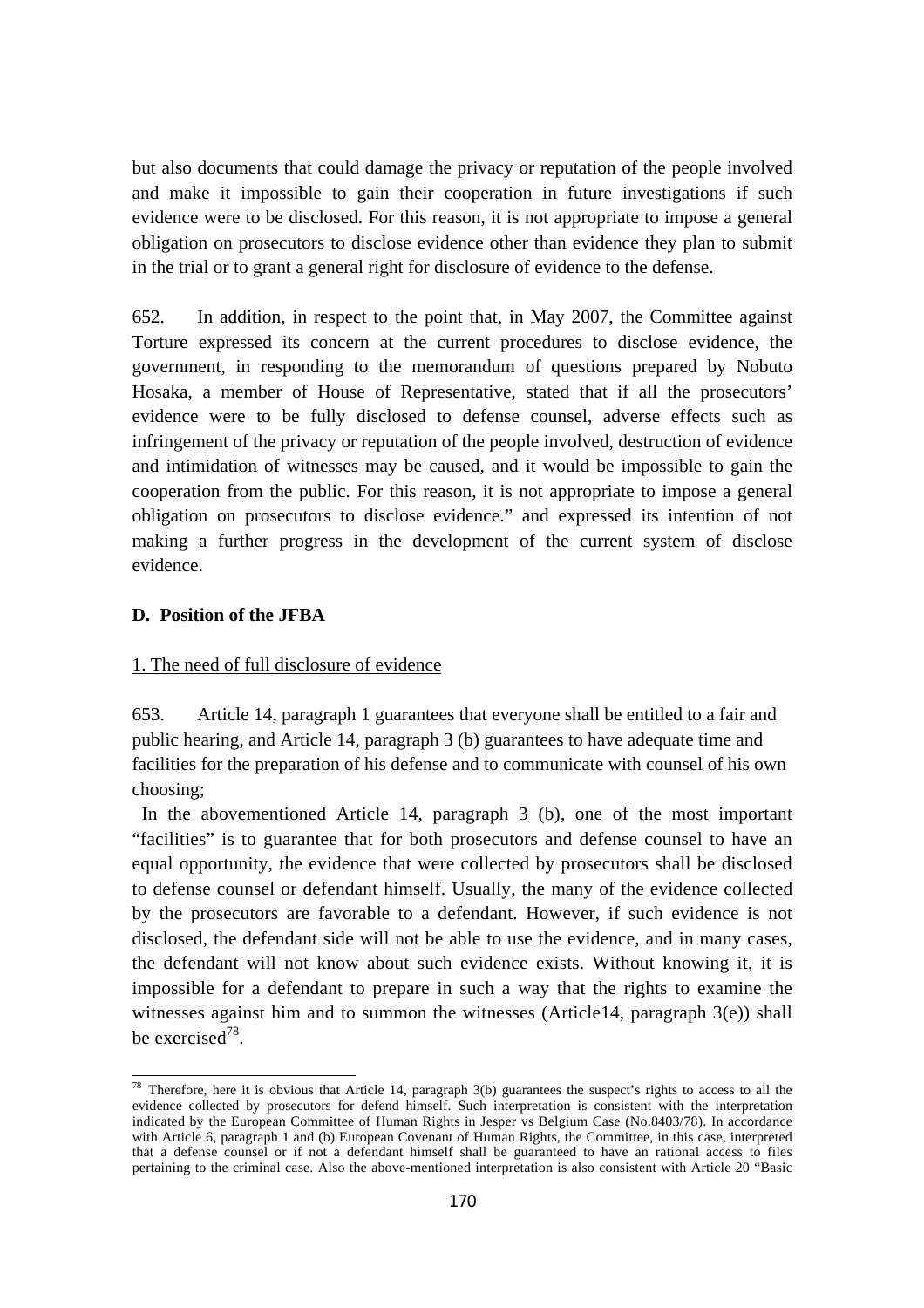but also documents that could damage the privacy or reputation of the people involved and make it impossible to gain their cooperation in future investigations if such evidence were to be disclosed. For this reason, it is not appropriate to impose a general obligation on prosecutors to disclose evidence other than evidence they plan to submit in the trial or to grant a general right for disclosure of evidence to the defense.

652. In addition, in respect to the point that, in May 2007, the Committee against Torture expressed its concern at the current procedures to disclose evidence, the government, in responding to the memorandum of questions prepared by Nobuto Hosaka, a member of House of Representative, stated that if all the prosecutors' evidence were to be fully disclosed to defense counsel, adverse effects such as infringement of the privacy or reputation of the people involved, destruction of evidence and intimidation of witnesses may be caused, and it would be impossible to gain the cooperation from the public. For this reason, it is not appropriate to impose a general obligation on prosecutors to disclose evidence." and expressed its intention of not making a further progress in the development of the current system of disclose evidence.

### D. Position of the JFBA

#### 1. The need of full disclosure of evidence

653. Article 14, paragraph 1 guarantees that everyone shall be entitled to a fair and public hearing, and Article 14, paragraph 3 (b) guarantees to have adequate time and facilities for the preparation of his defense and to communicate with counsel of his own choosing;

In the abovementioned Article 14, paragraph 3 (b), one of the most important "facilities" is to guarantee that for both prosecutors and defense counsel to have an equal opportunity, the evidence that were collected by prosecutors shall be disclosed to defense counsel or defendant himself. Usually, the many of the evidence collected by the prosecutors are favorable to a defendant. However, if such evidence is not disclosed, the defendant side will not be able to use the evidence, and in many cases, the defendant will not know about such evidence exists. Without knowing it, it is impossible for a defendant to prepare in such a way that the rights to examine the witnesses against him and to summon the witnesses (Article14, paragraph 3(e)) shall be exercised[78].

---

[78] Therefore, here it is obvious that Article 14, paragraph 3(b) guarantees the suspect's rights to access to all the evidence collected by prosecutors for defend himself. Such interpretation is consistent with the interpretation indicated by the European Committee of Human Rights in Jesper vs Belgium Case (No.8403/78). In accordance with Article 6, paragraph 1 and (b) European Covenant of Human Rights, the Committee, in this case, interpreted that a defense counsel or if not a defendant himself shall be guaranteed to have an rational access to files pertaining to the criminal case. Also the above-mentioned interpretation is also consistent with Article 20 "Basic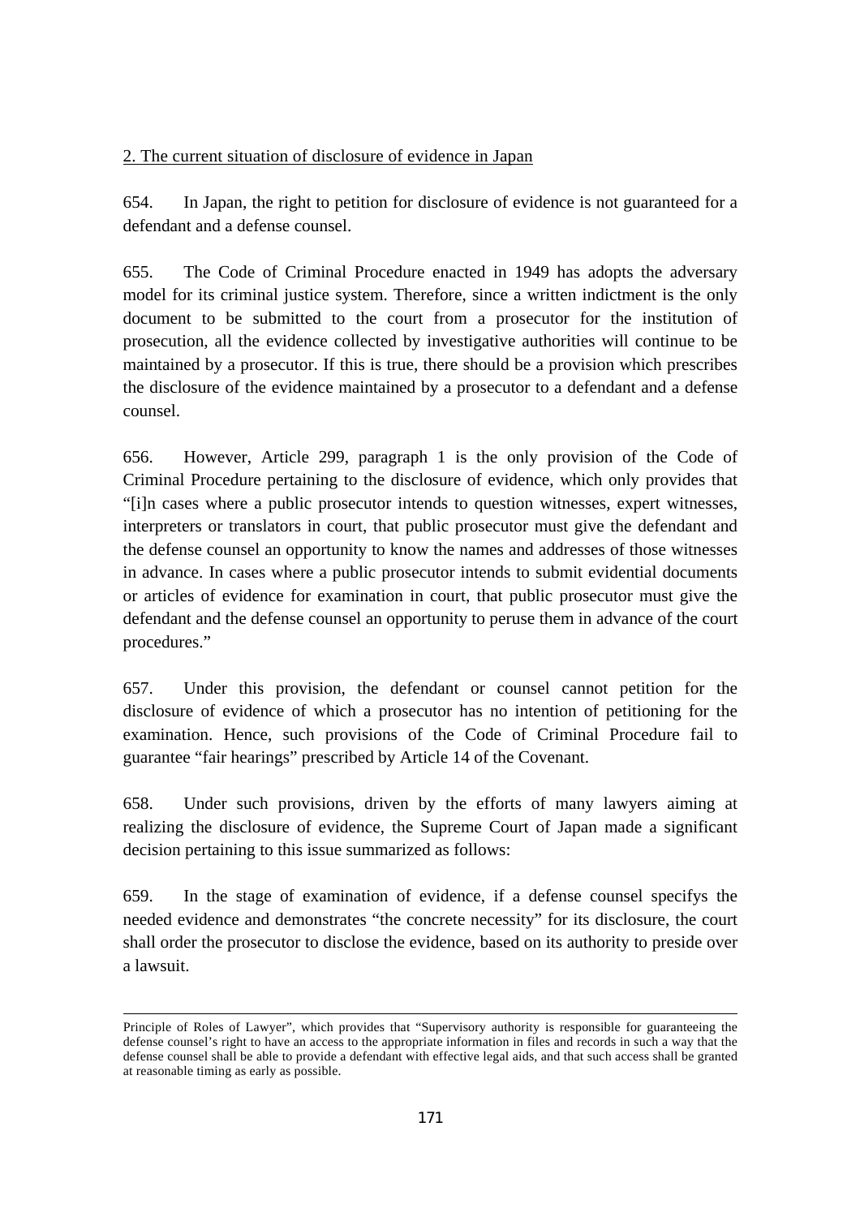2. The current situation of disclosure of evidence in Japan

654. In Japan, the right to petition for disclosure of evidence is not guaranteed for a defendant and a defense counsel.

655. The Code of Criminal Procedure enacted in 1949 has adopts the adversary model for its criminal justice system. Therefore, since a written indictment is the only document to be submitted to the court from a prosecutor for the institution of prosecution, all the evidence collected by investigative authorities will continue to be maintained by a prosecutor. If this is true, there should be a provision which prescribes the disclosure of the evidence maintained by a prosecutor to a defendant and a defense counsel.

656. However, Article 299, paragraph 1 is the only provision of the Code of Criminal Procedure pertaining to the disclosure of evidence, which only provides that "[i]n cases where a public prosecutor intends to question witnesses, expert witnesses, interpreters or translators in court, that public prosecutor must give the defendant and the defense counsel an opportunity to know the names and addresses of those witnesses in advance. In cases where a public prosecutor intends to submit evidential documents or articles of evidence for examination in court, that public prosecutor must give the defendant and the defense counsel an opportunity to peruse them in advance of the court procedures."

657. Under this provision, the defendant or counsel cannot petition for the disclosure of evidence of which a prosecutor has no intention of petitioning for the examination. Hence, such provisions of the Code of Criminal Procedure fail to guarantee "fair hearings" prescribed by Article 14 of the Covenant.

658. Under such provisions, driven by the efforts of many lawyers aiming at realizing the disclosure of evidence, the Supreme Court of Japan made a significant decision pertaining to this issue summarized as follows:

659. In the stage of examination of evidence, if a defense counsel specifys the needed evidence and demonstrates "the concrete necessity" for its disclosure, the court shall order the prosecutor to disclose the evidence, based on its authority to preside over a lawsuit.

---

Principle of Roles of Lawyer", which provides that "Supervisory authority is responsible for guaranteeing the defense counsel's right to have an access to the appropriate information in files and records in such a way that the defense counsel shall be able to provide a defendant with effective legal aids, and that such access shall be granted at reasonable timing as early as possible.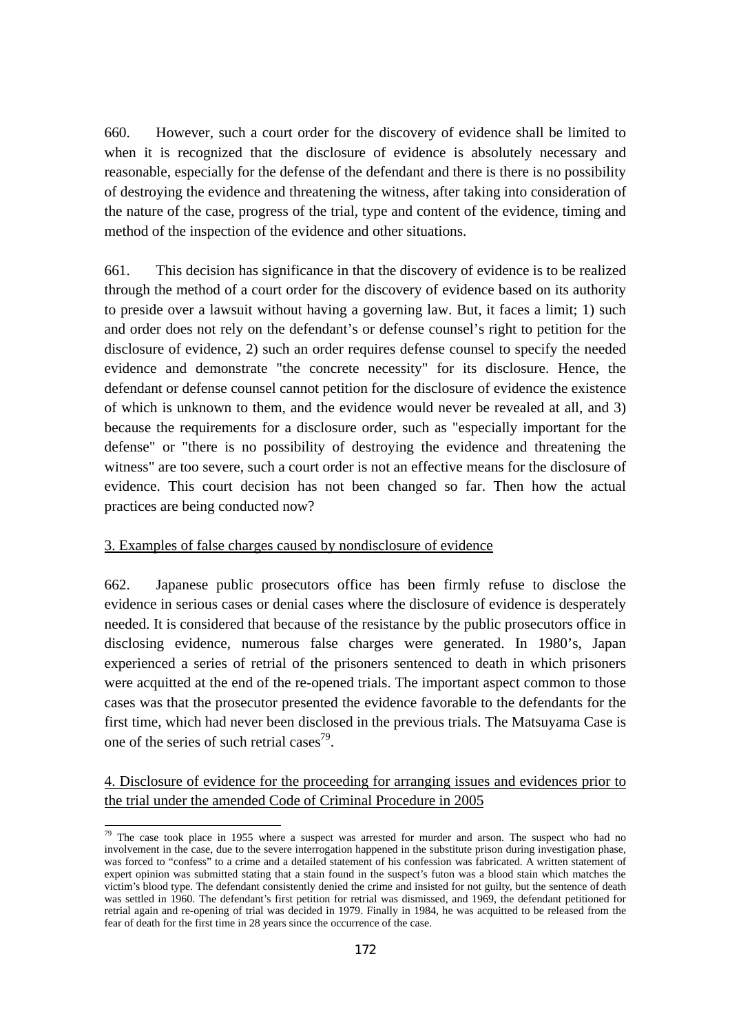660. However, such a court order for the discovery of evidence shall be limited to when it is recognized that the disclosure of evidence is absolutely necessary and reasonable, especially for the defense of the defendant and there is there is no possibility of destroying the evidence and threatening the witness, after taking into consideration of the nature of the case, progress of the trial, type and content of the evidence, timing and method of the inspection of the evidence and other situations.

661. This decision has significance in that the discovery of evidence is to be realized through the method of a court order for the discovery of evidence based on its authority to preside over a lawsuit without having a governing law. But, it faces a limit; 1) such and order does not rely on the defendant's or defense counsel's right to petition for the disclosure of evidence, 2) such an order requires defense counsel to specify the needed evidence and demonstrate "the concrete necessity" for its disclosure. Hence, the defendant or defense counsel cannot petition for the disclosure of evidence the existence of which is unknown to them, and the evidence would never be revealed at all, and 3) because the requirements for a disclosure order, such as "especially important for the defense" or "there is no possibility of destroying the evidence and threatening the witness" are too severe, such a court order is not an effective means for the disclosure of evidence. This court decision has not been changed so far. Then how the actual practices are being conducted now?

<u>3. Examples of false charges caused by nondisclosure of evidence</u>

662. Japanese public prosecutors office has been firmly refuse to disclose the evidence in serious cases or denial cases where the disclosure of evidence is desperately needed. It is considered that because of the resistance by the public prosecutors office in disclosing evidence, numerous false charges were generated. In 1980's, Japan experienced a series of retrial of the prisoners sentenced to death in which prisoners were acquitted at the end of the re-opened trials. The important aspect common to those cases was that the prosecutor presented the evidence favorable to the defendants for the first time, which had never been disclosed in the previous trials. The Matsuyama Case is one of the series of such retrial cases[79].

<u>4. Disclosure of evidence for the proceeding for arranging issues and evidences prior to the trial under the amended Code of Criminal Procedure in 2005</u>

---

[79] The case took place in 1955 where a suspect was arrested for murder and arson. The suspect who had no involvement in the case, due to the severe interrogation happened in the substitute prison during investigation phase, was forced to "confess" to a crime and a detailed statement of his confession was fabricated. A written statement of expert opinion was submitted stating that a stain found in the suspect's futon was a blood stain which matches the victim's blood type. The defendant consistently denied the crime and insisted for not guilty, but the sentence of death was settled in 1960. The defendant's first petition for retrial was dismissed, and 1969, the defendant petitioned for retrial again and re-opening of trial was decided in 1979. Finally in 1984, he was acquitted to be released from the fear of death for the first time in 28 years since the occurrence of the case.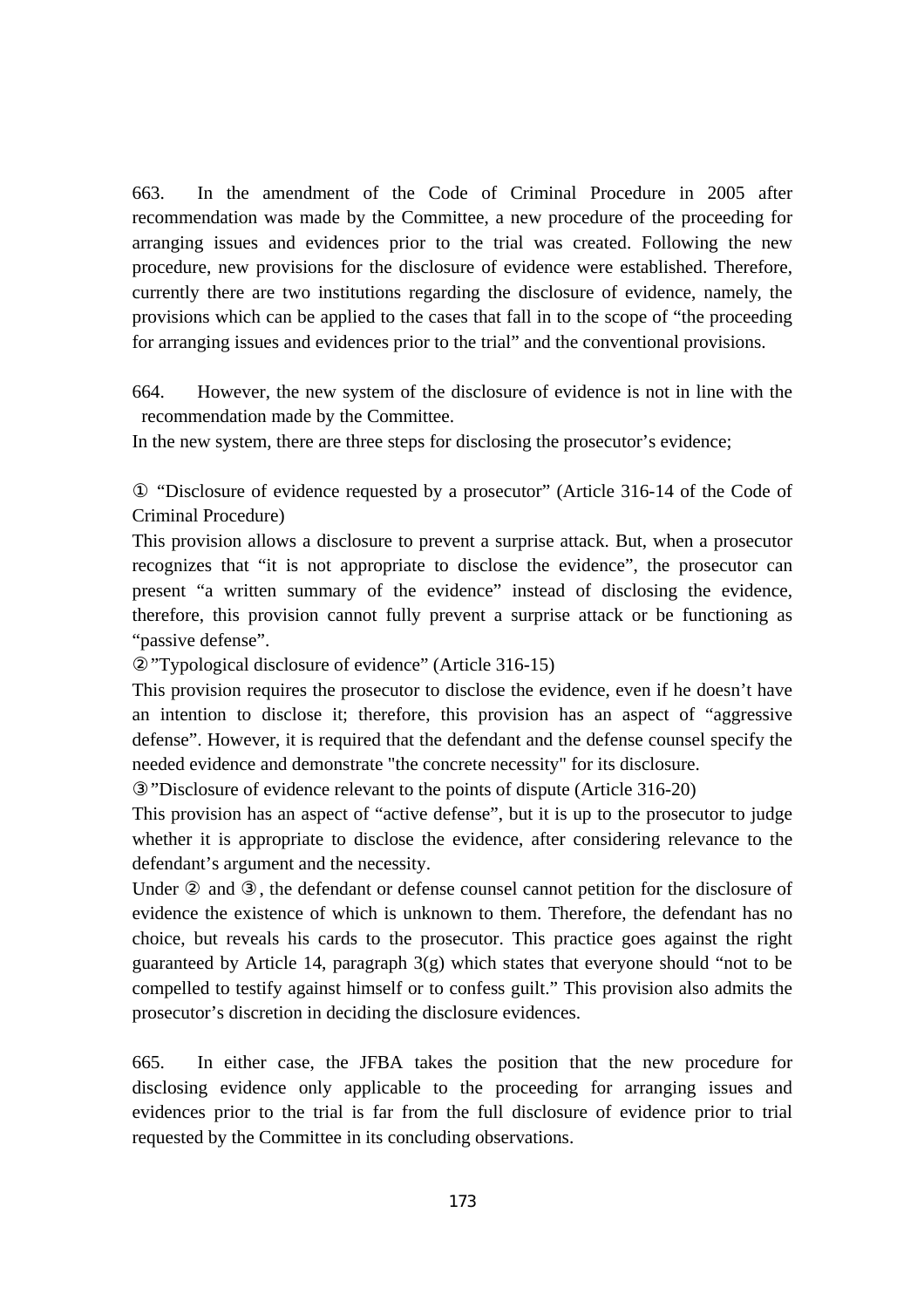663. In the amendment of the Code of Criminal Procedure in 2005 after recommendation was made by the Committee, a new procedure of the proceeding for arranging issues and evidences prior to the trial was created. Following the new procedure, new provisions for the disclosure of evidence were established. Therefore, currently there are two institutions regarding the disclosure of evidence, namely, the provisions which can be applied to the cases that fall in to the scope of "the proceeding for arranging issues and evidences prior to the trial" and the conventional provisions.

664. However, the new system of the disclosure of evidence is not in line with the recommendation made by the Committee.

In the new system, there are three steps for disclosing the prosecutor's evidence;

① "Disclosure of evidence requested by a prosecutor" (Article 316-14 of the Code of Criminal Procedure)

This provision allows a disclosure to prevent a surprise attack. But, when a prosecutor recognizes that "it is not appropriate to disclose the evidence", the prosecutor can present "a written summary of the evidence" instead of disclosing the evidence, therefore, this provision cannot fully prevent a surprise attack or be functioning as "passive defense".

②"Typological disclosure of evidence" (Article 316-15)

This provision requires the prosecutor to disclose the evidence, even if he doesn't have an intention to disclose it; therefore, this provision has an aspect of "aggressive defense". However, it is required that the defendant and the defense counsel specify the needed evidence and demonstrate "the concrete necessity" for its disclosure.

③"Disclosure of evidence relevant to the points of dispute (Article 316-20)

This provision has an aspect of "active defense", but it is up to the prosecutor to judge whether it is appropriate to disclose the evidence, after considering relevance to the defendant's argument and the necessity.

Under ② and ③, the defendant or defense counsel cannot petition for the disclosure of evidence the existence of which is unknown to them. Therefore, the defendant has no choice, but reveals his cards to the prosecutor. This practice goes against the right guaranteed by Article 14, paragraph 3(g) which states that everyone should "not to be compelled to testify against himself or to confess guilt." This provision also admits the prosecutor's discretion in deciding the disclosure evidences.

665. In either case, the JFBA takes the position that the new procedure for disclosing evidence only applicable to the proceeding for arranging issues and evidences prior to the trial is far from the full disclosure of evidence prior to trial requested by the Committee in its concluding observations.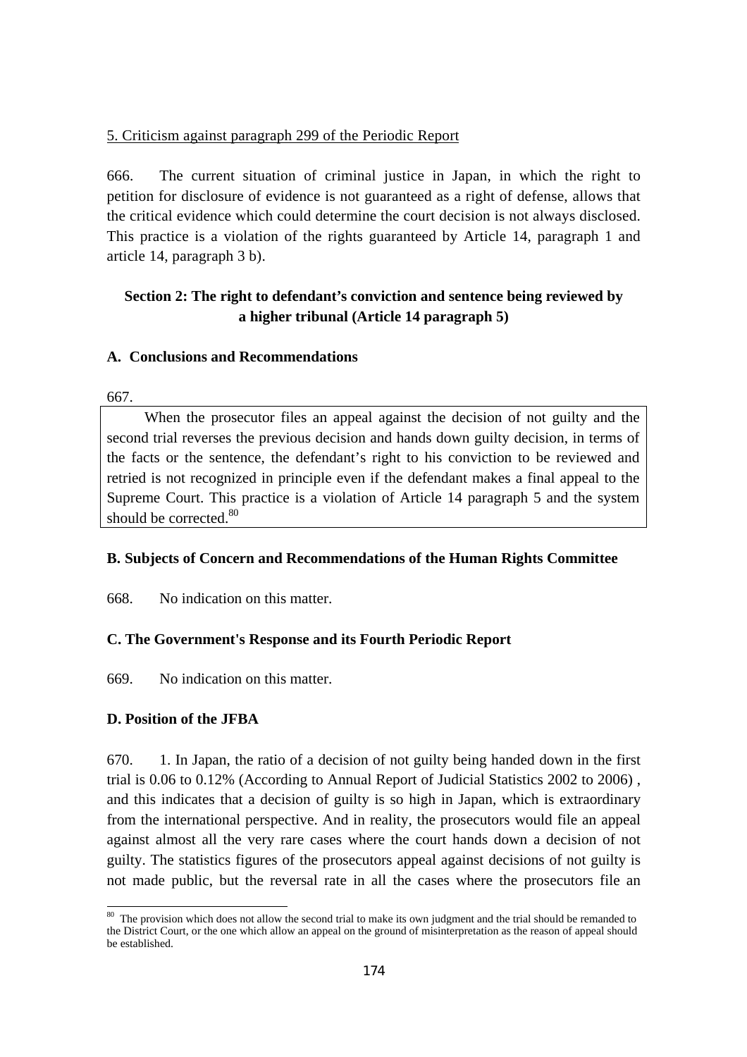5. Criticism against paragraph 299 of the Periodic Report

666. The current situation of criminal justice in Japan, in which the right to petition for disclosure of evidence is not guaranteed as a right of defense, allows that the critical evidence which could determine the court decision is not always disclosed. This practice is a violation of the rights guaranteed by Article 14, paragraph 1 and article 14, paragraph 3 b).

## Section 2: The right to defendant's conviction and sentence being reviewed by a higher tribunal (Article 14 paragraph 5)

### A. Conclusions and Recommendations

667.

When the prosecutor files an appeal against the decision of not guilty and the second trial reverses the previous decision and hands down guilty decision, in terms of the facts or the sentence, the defendant's right to his conviction to be reviewed and retried is not recognized in principle even if the defendant makes a final appeal to the Supreme Court. This practice is a violation of Article 14 paragraph 5 and the system should be corrected.[80]

### B. Subjects of Concern and Recommendations of the Human Rights Committee

668. No indication on this matter.

### C. The Government's Response and its Fourth Periodic Report

669. No indication on this matter.

### D. Position of the JFBA

670. 1. In Japan, the ratio of a decision of not guilty being handed down in the first trial is 0.06 to 0.12% (According to Annual Report of Judicial Statistics 2002 to 2006) , and this indicates that a decision of guilty is so high in Japan, which is extraordinary from the international perspective. And in reality, the prosecutors would file an appeal against almost all the very rare cases where the court hands down a decision of not guilty. The statistics figures of the prosecutors appeal against decisions of not guilty is not made public, but the reversal rate in all the cases where the prosecutors file an

[80] The provision which does not allow the second trial to make its own judgment and the trial should be remanded to the District Court, or the one which allow an appeal on the ground of misinterpretation as the reason of appeal should be established.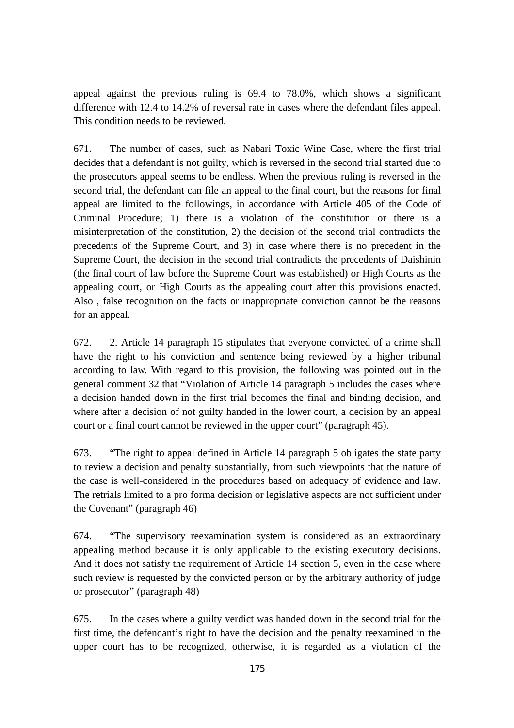appeal against the previous ruling is 69.4 to 78.0%, which shows a significant difference with 12.4 to 14.2% of reversal rate in cases where the defendant files appeal. This condition needs to be reviewed.

671. The number of cases, such as Nabari Toxic Wine Case, where the first trial decides that a defendant is not guilty, which is reversed in the second trial started due to the prosecutors appeal seems to be endless. When the previous ruling is reversed in the second trial, the defendant can file an appeal to the final court, but the reasons for final appeal are limited to the followings, in accordance with Article 405 of the Code of Criminal Procedure; 1) there is a violation of the constitution or there is a misinterpretation of the constitution, 2) the decision of the second trial contradicts the precedents of the Supreme Court, and 3) in case where there is no precedent in the Supreme Court, the decision in the second trial contradicts the precedents of Daishinin (the final court of law before the Supreme Court was established) or High Courts as the appealing court, or High Courts as the appealing court after this provisions enacted. Also , false recognition on the facts or inappropriate conviction cannot be the reasons for an appeal.

672. 2. Article 14 paragraph 15 stipulates that everyone convicted of a crime shall have the right to his conviction and sentence being reviewed by a higher tribunal according to law. With regard to this provision, the following was pointed out in the general comment 32 that "Violation of Article 14 paragraph 5 includes the cases where a decision handed down in the first trial becomes the final and binding decision, and where after a decision of not guilty handed in the lower court, a decision by an appeal court or a final court cannot be reviewed in the upper court" (paragraph 45).

673. "The right to appeal defined in Article 14 paragraph 5 obligates the state party to review a decision and penalty substantially, from such viewpoints that the nature of the case is well-considered in the procedures based on adequacy of evidence and law. The retrials limited to a pro forma decision or legislative aspects are not sufficient under the Covenant" (paragraph 46)

674. "The supervisory reexamination system is considered as an extraordinary appealing method because it is only applicable to the existing executory decisions. And it does not satisfy the requirement of Article 14 section 5, even in the case where such review is requested by the convicted person or by the arbitrary authority of judge or prosecutor" (paragraph 48)

675. In the cases where a guilty verdict was handed down in the second trial for the first time, the defendant's right to have the decision and the penalty reexamined in the upper court has to be recognized, otherwise, it is regarded as a violation of the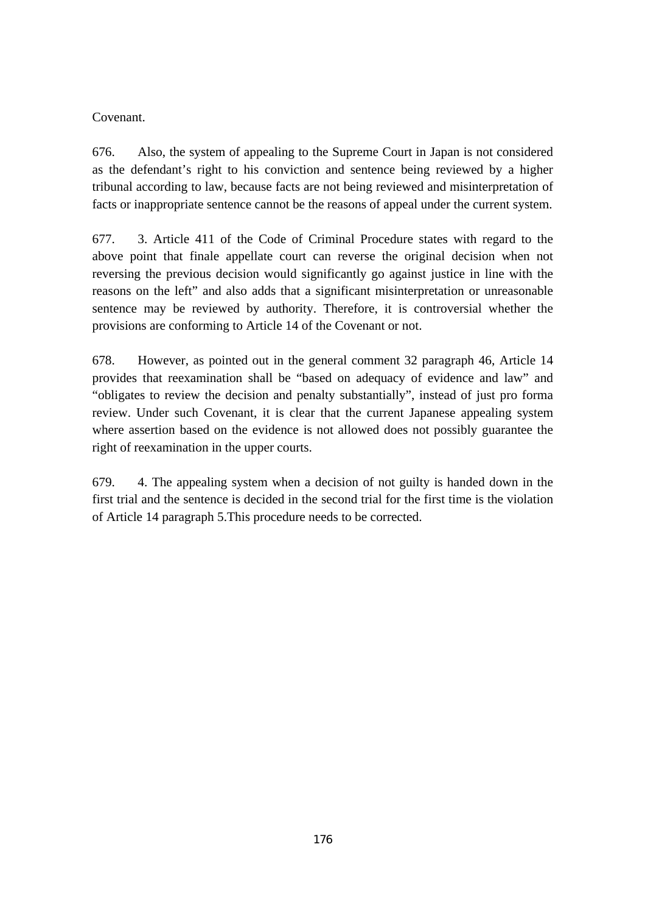Covenant.

676. Also, the system of appealing to the Supreme Court in Japan is not considered as the defendant's right to his conviction and sentence being reviewed by a higher tribunal according to law, because facts are not being reviewed and misinterpretation of facts or inappropriate sentence cannot be the reasons of appeal under the current system.

677. 3. Article 411 of the Code of Criminal Procedure states with regard to the above point that finale appellate court can reverse the original decision when not reversing the previous decision would significantly go against justice in line with the reasons on the left" and also adds that a significant misinterpretation or unreasonable sentence may be reviewed by authority. Therefore, it is controversial whether the provisions are conforming to Article 14 of the Covenant or not.

678. However, as pointed out in the general comment 32 paragraph 46, Article 14 provides that reexamination shall be "based on adequacy of evidence and law" and "obligates to review the decision and penalty substantially", instead of just pro forma review. Under such Covenant, it is clear that the current Japanese appealing system where assertion based on the evidence is not allowed does not possibly guarantee the right of reexamination in the upper courts.

679. 4. The appealing system when a decision of not guilty is handed down in the first trial and the sentence is decided in the second trial for the first time is the violation of Article 14 paragraph 5.This procedure needs to be corrected.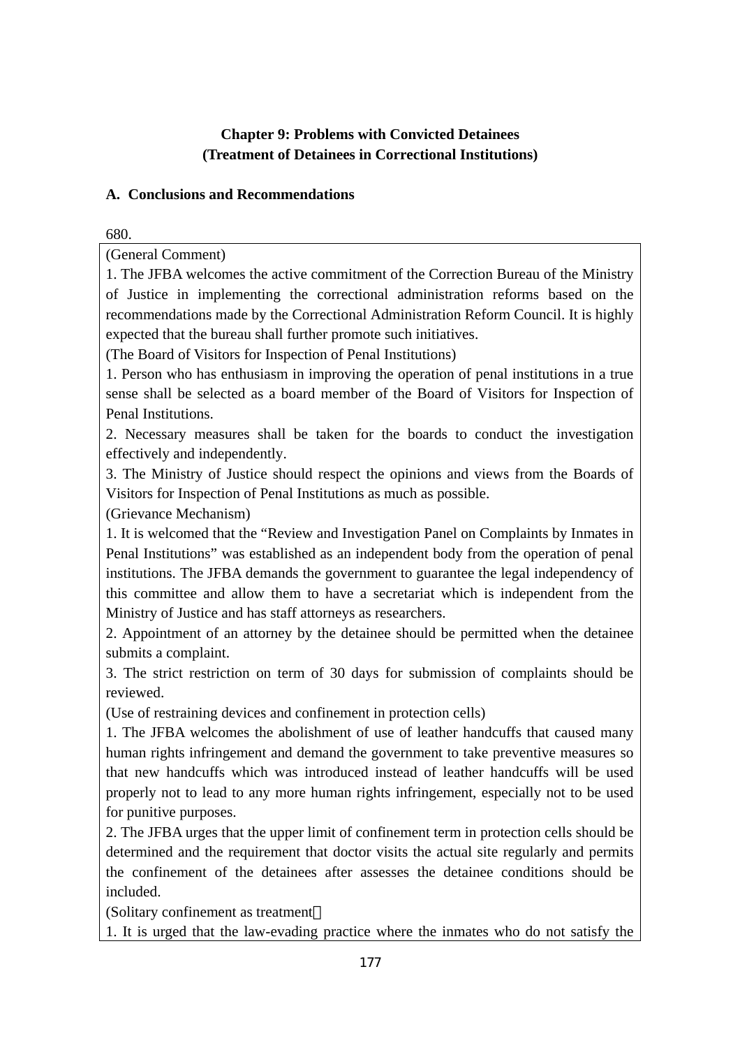**Chapter 9: Problems with Convicted Detainees**
**(Treatment of Detainees in Correctional Institutions)**

**A. Conclusions and Recommendations**

680.

(General Comment)

1. The JFBA welcomes the active commitment of the Correction Bureau of the Ministry of Justice in implementing the correctional administration reforms based on the recommendations made by the Correctional Administration Reform Council. It is highly expected that the bureau shall further promote such initiatives.

(The Board of Visitors for Inspection of Penal Institutions)

1. Person who has enthusiasm in improving the operation of penal institutions in a true sense shall be selected as a board member of the Board of Visitors for Inspection of Penal Institutions.
2. Necessary measures shall be taken for the boards to conduct the investigation effectively and independently.
3. The Ministry of Justice should respect the opinions and views from the Boards of Visitors for Inspection of Penal Institutions as much as possible.

(Grievance Mechanism)

1. It is welcomed that the “Review and Investigation Panel on Complaints by Inmates in Penal Institutions” was established as an independent body from the operation of penal institutions. The JFBA demands the government to guarantee the legal independency of this committee and allow them to have a secretariat which is independent from the Ministry of Justice and has staff attorneys as researchers.
2. Appointment of an attorney by the detainee should be permitted when the detainee submits a complaint.
3. The strict restriction on term of 30 days for submission of complaints should be reviewed.

(Use of restraining devices and confinement in protection cells)

1. The JFBA welcomes the abolishment of use of leather handcuffs that caused many human rights infringement and demand the government to take preventive measures so that new handcuffs which was introduced instead of leather handcuffs will be used properly not to lead to any more human rights infringement, especially not to be used for punitive purposes.
2. The JFBA urges that the upper limit of confinement term in protection cells should be determined and the requirement that doctor visits the actual site regularly and permits the confinement of the detainees after assesses the detainee conditions should be included.

(Solitary confinement as treatment）

1. It is urged that the law-evading practice where the inmates who do not satisfy the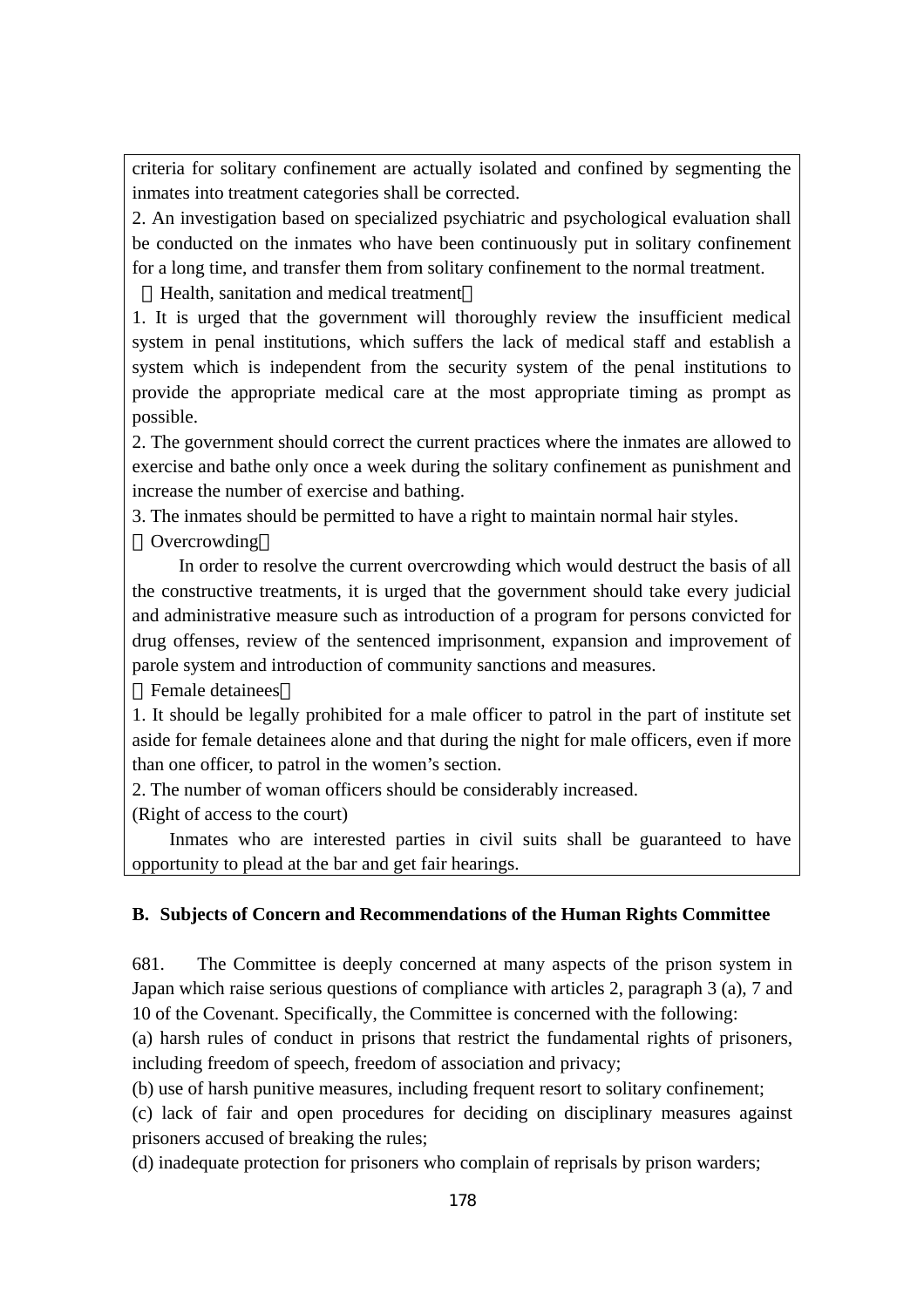criteria for solitary confinement are actually isolated and confined by segmenting the inmates into treatment categories shall be corrected.

2. An investigation based on specialized psychiatric and psychological evaluation shall be conducted on the inmates who have been continuously put in solitary confinement for a long time, and transfer them from solitary confinement to the normal treatment.

（Health, sanitation and medical treatment）

1. It is urged that the government will thoroughly review the insufficient medical system in penal institutions, which suffers the lack of medical staff and establish a system which is independent from the security system of the penal institutions to provide the appropriate medical care at the most appropriate timing as prompt as possible.

2. The government should correct the current practices where the inmates are allowed to exercise and bathe only once a week during the solitary confinement as punishment and increase the number of exercise and bathing.

3. The inmates should be permitted to have a right to maintain normal hair styles.

（Overcrowding）

In order to resolve the current overcrowding which would destruct the basis of all the constructive treatments, it is urged that the government should take every judicial and administrative measure such as introduction of a program for persons convicted for drug offenses, review of the sentenced imprisonment, expansion and improvement of parole system and introduction of community sanctions and measures.

（Female detainees）

1. It should be legally prohibited for a male officer to patrol in the part of institute set aside for female detainees alone and that during the night for male officers, even if more than one officer, to patrol in the women's section.

2. The number of woman officers should be considerably increased.

(Right of access to the court)

Inmates who are interested parties in civil suits shall be guaranteed to have opportunity to plead at the bar and get fair hearings.

**B. Subjects of Concern and Recommendations of the Human Rights Committee**

681. The Committee is deeply concerned at many aspects of the prison system in Japan which raise serious questions of compliance with articles 2, paragraph 3 (a), 7 and 10 of the Covenant. Specifically, the Committee is concerned with the following:

(a) harsh rules of conduct in prisons that restrict the fundamental rights of prisoners, including freedom of speech, freedom of association and privacy;

(b) use of harsh punitive measures, including frequent resort to solitary confinement;

(c) lack of fair and open procedures for deciding on disciplinary measures against prisoners accused of breaking the rules;

(d) inadequate protection for prisoners who complain of reprisals by prison warders;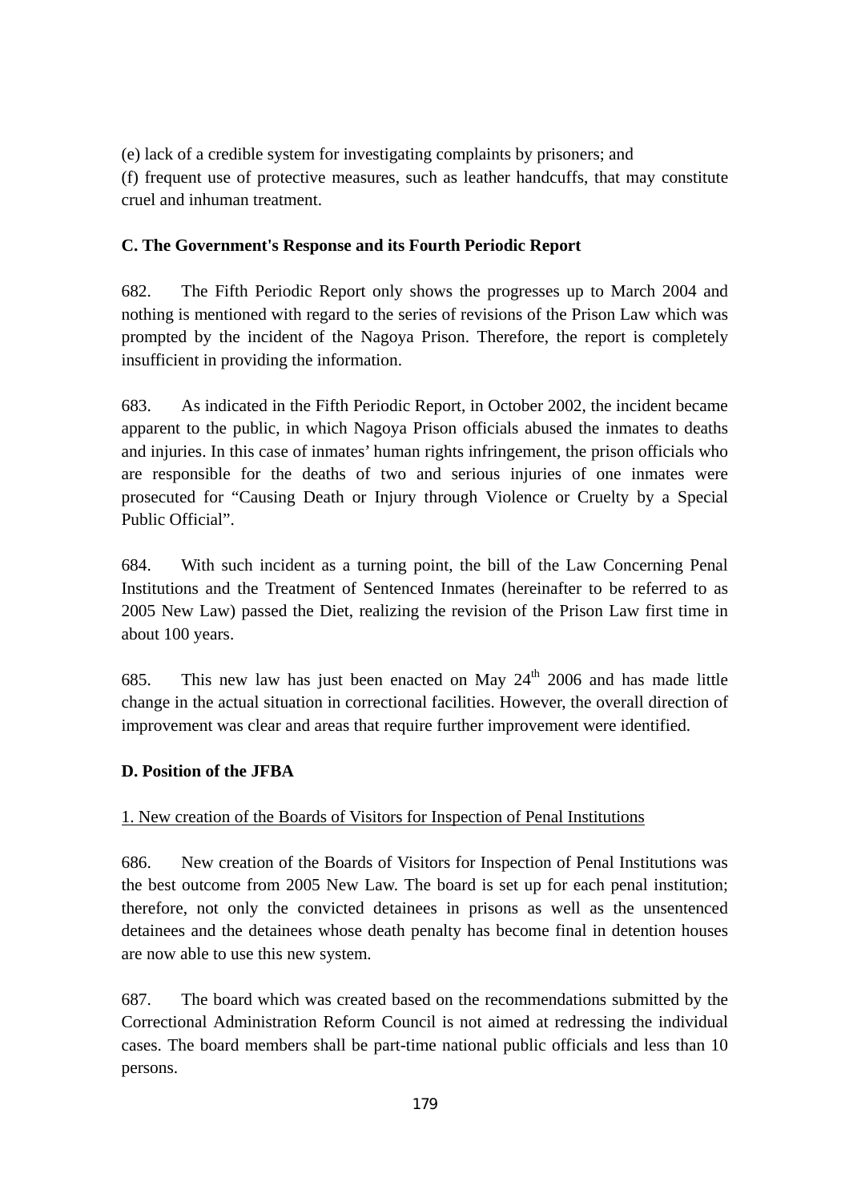(e) lack of a credible system for investigating complaints by prisoners; and

(f) frequent use of protective measures, such as leather handcuffs, that may constitute cruel and inhuman treatment.

**C. The Government's Response and its Fourth Periodic Report**

682. The Fifth Periodic Report only shows the progresses up to March 2004 and nothing is mentioned with regard to the series of revisions of the Prison Law which was prompted by the incident of the Nagoya Prison. Therefore, the report is completely insufficient in providing the information.

683. As indicated in the Fifth Periodic Report, in October 2002, the incident became apparent to the public, in which Nagoya Prison officials abused the inmates to deaths and injuries. In this case of inmates' human rights infringement, the prison officials who are responsible for the deaths of two and serious injuries of one inmates were prosecuted for "Causing Death or Injury through Violence or Cruelty by a Special Public Official".

684. With such incident as a turning point, the bill of the Law Concerning Penal Institutions and the Treatment of Sentenced Inmates (hereinafter to be referred to as 2005 New Law) passed the Diet, realizing the revision of the Prison Law first time in about 100 years.

685. This new law has just been enacted on May 24th 2006 and has made little change in the actual situation in correctional facilities. However, the overall direction of improvement was clear and areas that require further improvement were identified.

**D. Position of the JFBA**

1. New creation of the Boards of Visitors for Inspection of Penal Institutions

686. New creation of the Boards of Visitors for Inspection of Penal Institutions was the best outcome from 2005 New Law. The board is set up for each penal institution; therefore, not only the convicted detainees in prisons as well as the unsentenced detainees and the detainees whose death penalty has become final in detention houses are now able to use this new system.

687. The board which was created based on the recommendations submitted by the Correctional Administration Reform Council is not aimed at redressing the individual cases. The board members shall be part-time national public officials and less than 10 persons.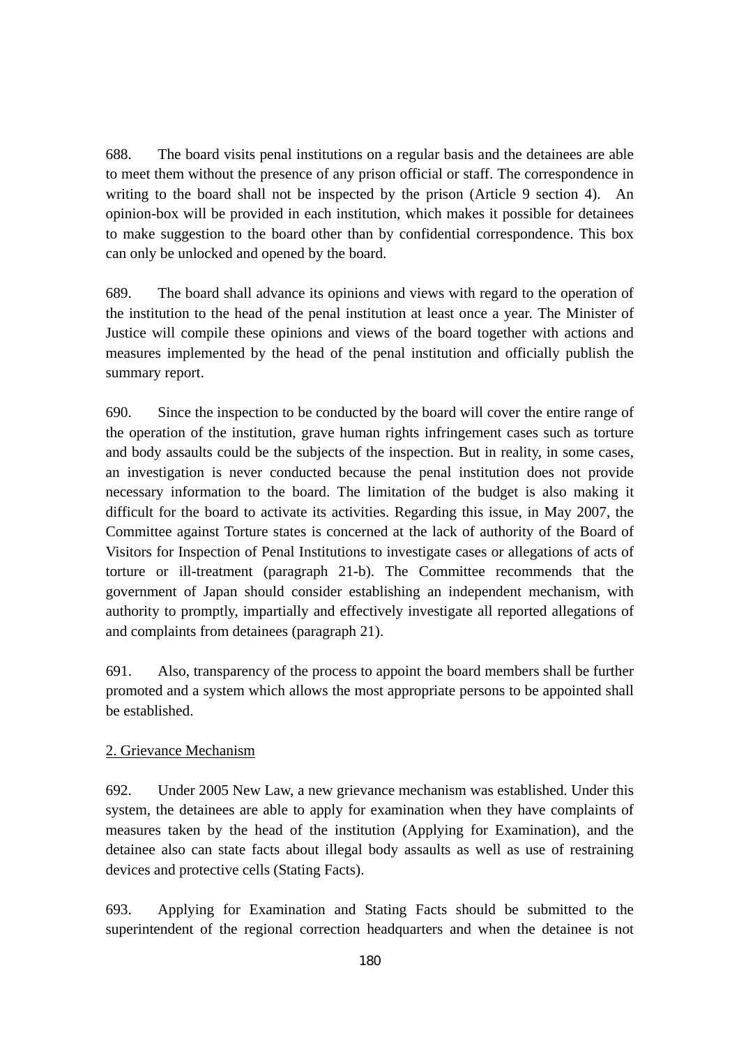688. The board visits penal institutions on a regular basis and the detainees are able to meet them without the presence of any prison official or staff. The correspondence in writing to the board shall not be inspected by the prison (Article 9 section 4). An opinion-box will be provided in each institution, which makes it possible for detainees to make suggestion to the board other than by confidential correspondence. This box can only be unlocked and opened by the board.

689. The board shall advance its opinions and views with regard to the operation of the institution to the head of the penal institution at least once a year. The Minister of Justice will compile these opinions and views of the board together with actions and measures implemented by the head of the penal institution and officially publish the summary report.

690. Since the inspection to be conducted by the board will cover the entire range of the operation of the institution, grave human rights infringement cases such as torture and body assaults could be the subjects of the inspection. But in reality, in some cases, an investigation is never conducted because the penal institution does not provide necessary information to the board. The limitation of the budget is also making it difficult for the board to activate its activities. Regarding this issue, in May 2007, the Committee against Torture states is concerned at the lack of authority of the Board of Visitors for Inspection of Penal Institutions to investigate cases or allegations of acts of torture or ill-treatment (paragraph 21-b). The Committee recommends that the government of Japan should consider establishing an independent mechanism, with authority to promptly, impartially and effectively investigate all reported allegations of and complaints from detainees (paragraph 21).

691. Also, transparency of the process to appoint the board members shall be further promoted and a system which allows the most appropriate persons to be appointed shall be established.

<u>2. Grievance Mechanism</u>

692. Under 2005 New Law, a new grievance mechanism was established. Under this system, the detainees are able to apply for examination when they have complaints of measures taken by the head of the institution (Applying for Examination), and the detainee also can state facts about illegal body assaults as well as use of restraining devices and protective cells (Stating Facts).

693. Applying for Examination and Stating Facts should be submitted to the superintendent of the regional correction headquarters and when the detainee is not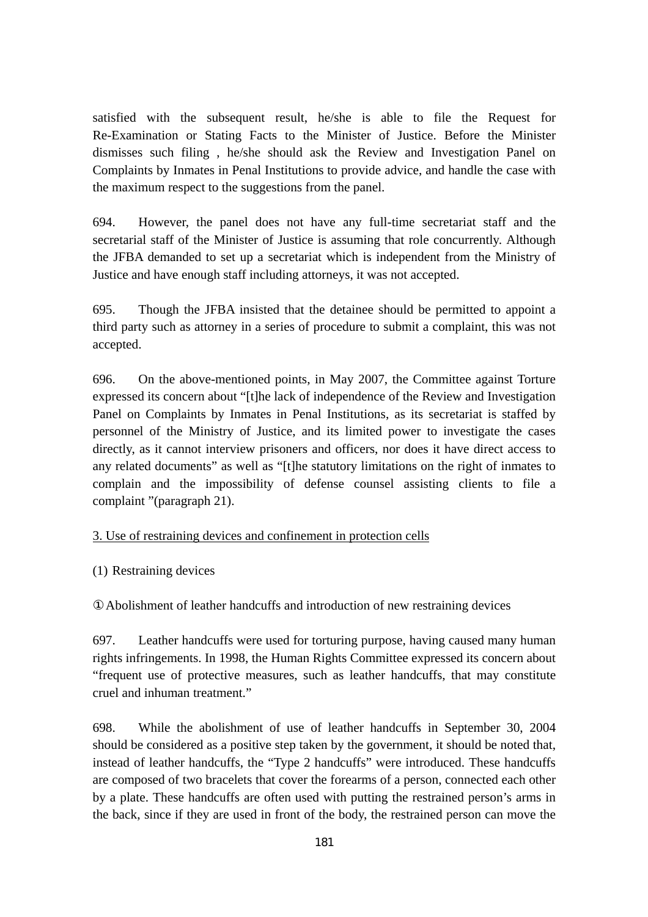satisfied with the subsequent result, he/she is able to file the Request for Re-Examination or Stating Facts to the Minister of Justice. Before the Minister dismisses such filing , he/she should ask the Review and Investigation Panel on Complaints by Inmates in Penal Institutions to provide advice, and handle the case with the maximum respect to the suggestions from the panel.

694. However, the panel does not have any full-time secretariat staff and the secretarial staff of the Minister of Justice is assuming that role concurrently. Although the JFBA demanded to set up a secretariat which is independent from the Ministry of Justice and have enough staff including attorneys, it was not accepted.

695. Though the JFBA insisted that the detainee should be permitted to appoint a third party such as attorney in a series of procedure to submit a complaint, this was not accepted.

696. On the above-mentioned points, in May 2007, the Committee against Torture expressed its concern about "[t]he lack of independence of the Review and Investigation Panel on Complaints by Inmates in Penal Institutions, as its secretariat is staffed by personnel of the Ministry of Justice, and its limited power to investigate the cases directly, as it cannot interview prisoners and officers, nor does it have direct access to any related documents" as well as "[t]he statutory limitations on the right of inmates to complain and the impossibility of defense counsel assisting clients to file a complaint "(paragraph 21).

3. Use of restraining devices and confinement in protection cells

(1) Restraining devices

① Abolishment of leather handcuffs and introduction of new restraining devices

697. Leather handcuffs were used for torturing purpose, having caused many human rights infringements. In 1998, the Human Rights Committee expressed its concern about "frequent use of protective measures, such as leather handcuffs, that may constitute cruel and inhuman treatment."

698. While the abolishment of use of leather handcuffs in September 30, 2004 should be considered as a positive step taken by the government, it should be noted that, instead of leather handcuffs, the "Type 2 handcuffs" were introduced. These handcuffs are composed of two bracelets that cover the forearms of a person, connected each other by a plate. These handcuffs are often used with putting the restrained person's arms in the back, since if they are used in front of the body, the restrained person can move the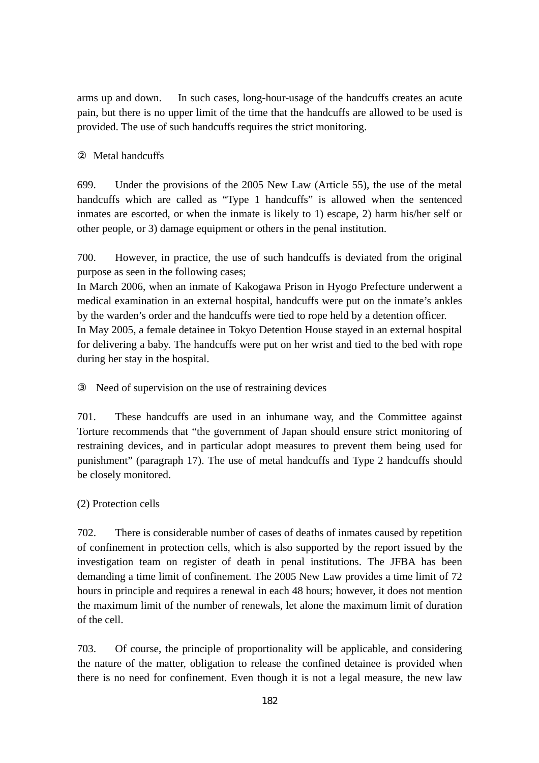arms up and down. In such cases, long-hour-usage of the handcuffs creates an acute pain, but there is no upper limit of the time that the handcuffs are allowed to be used is provided. The use of such handcuffs requires the strict monitoring.

② Metal handcuffs

699. Under the provisions of the 2005 New Law (Article 55), the use of the metal handcuffs which are called as “Type 1 handcuffs” is allowed when the sentenced inmates are escorted, or when the inmate is likely to 1) escape, 2) harm his/her self or other people, or 3) damage equipment or others in the penal institution.

700. However, in practice, the use of such handcuffs is deviated from the original purpose as seen in the following cases;
In March 2006, when an inmate of Kakogawa Prison in Hyogo Prefecture underwent a medical examination in an external hospital, handcuffs were put on the inmate’s ankles by the warden’s order and the handcuffs were tied to rope held by a detention officer.
In May 2005, a female detainee in Tokyo Detention House stayed in an external hospital for delivering a baby. The handcuffs were put on her wrist and tied to the bed with rope during her stay in the hospital.

③ Need of supervision on the use of restraining devices

701. These handcuffs are used in an inhumane way, and the Committee against Torture recommends that “the government of Japan should ensure strict monitoring of restraining devices, and in particular adopt measures to prevent them being used for punishment” (paragraph 17). The use of metal handcuffs and Type 2 handcuffs should be closely monitored.

(2) Protection cells

702. There is considerable number of cases of deaths of inmates caused by repetition of confinement in protection cells, which is also supported by the report issued by the investigation team on register of death in penal institutions. The JFBA has been demanding a time limit of confinement. The 2005 New Law provides a time limit of 72 hours in principle and requires a renewal in each 48 hours; however, it does not mention the maximum limit of the number of renewals, let alone the maximum limit of duration of the cell.

703. Of course, the principle of proportionality will be applicable, and considering the nature of the matter, obligation to release the confined detainee is provided when there is no need for confinement. Even though it is not a legal measure, the new law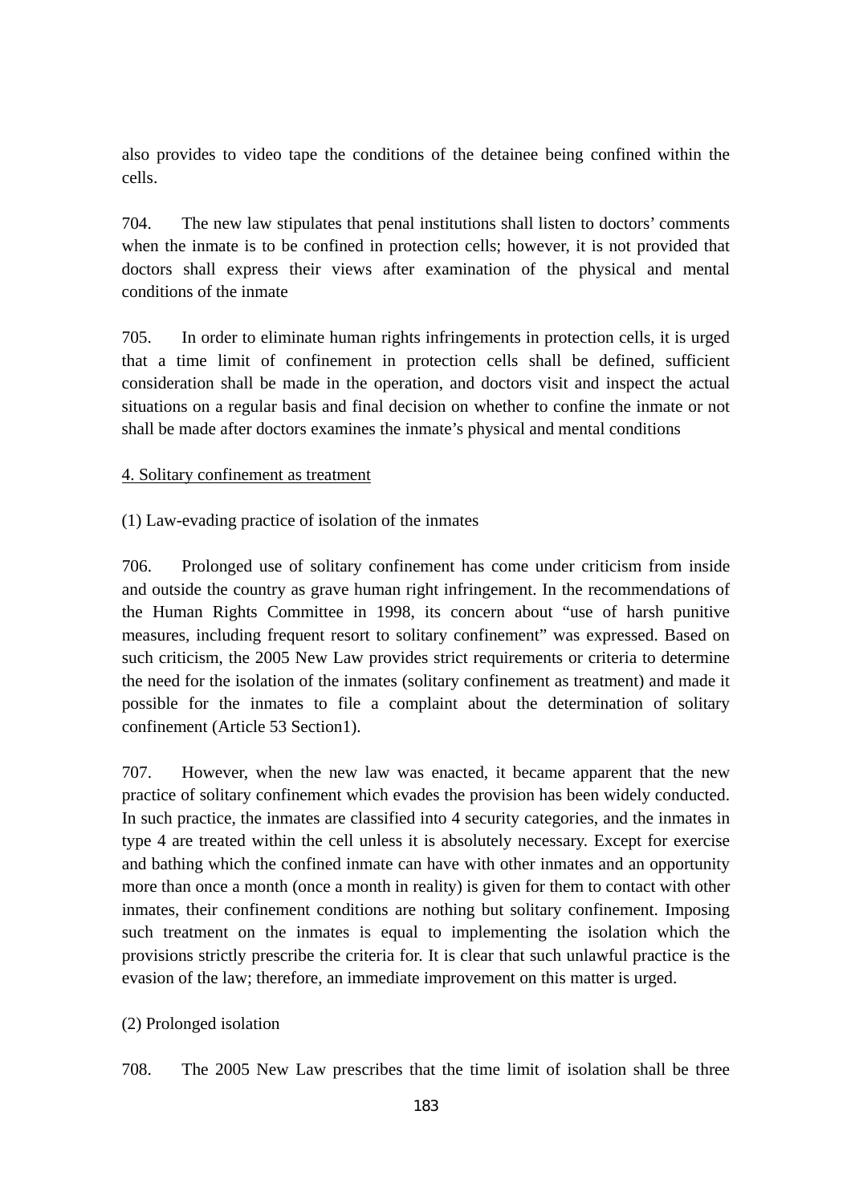also provides to video tape the conditions of the detainee being confined within the cells.

704. The new law stipulates that penal institutions shall listen to doctors' comments when the inmate is to be confined in protection cells; however, it is not provided that doctors shall express their views after examination of the physical and mental conditions of the inmate

705. In order to eliminate human rights infringements in protection cells, it is urged that a time limit of confinement in protection cells shall be defined, sufficient consideration shall be made in the operation, and doctors visit and inspect the actual situations on a regular basis and final decision on whether to confine the inmate or not shall be made after doctors examines the inmate's physical and mental conditions

4. Solitary confinement as treatment

(1) Law-evading practice of isolation of the inmates

706. Prolonged use of solitary confinement has come under criticism from inside and outside the country as grave human right infringement. In the recommendations of the Human Rights Committee in 1998, its concern about "use of harsh punitive measures, including frequent resort to solitary confinement" was expressed. Based on such criticism, the 2005 New Law provides strict requirements or criteria to determine the need for the isolation of the inmates (solitary confinement as treatment) and made it possible for the inmates to file a complaint about the determination of solitary confinement (Article 53 Section1).

707. However, when the new law was enacted, it became apparent that the new practice of solitary confinement which evades the provision has been widely conducted. In such practice, the inmates are classified into 4 security categories, and the inmates in type 4 are treated within the cell unless it is absolutely necessary. Except for exercise and bathing which the confined inmate can have with other inmates and an opportunity more than once a month (once a month in reality) is given for them to contact with other inmates, their confinement conditions are nothing but solitary confinement. Imposing such treatment on the inmates is equal to implementing the isolation which the provisions strictly prescribe the criteria for. It is clear that such unlawful practice is the evasion of the law; therefore, an immediate improvement on this matter is urged.

(2) Prolonged isolation

708. The 2005 New Law prescribes that the time limit of isolation shall be three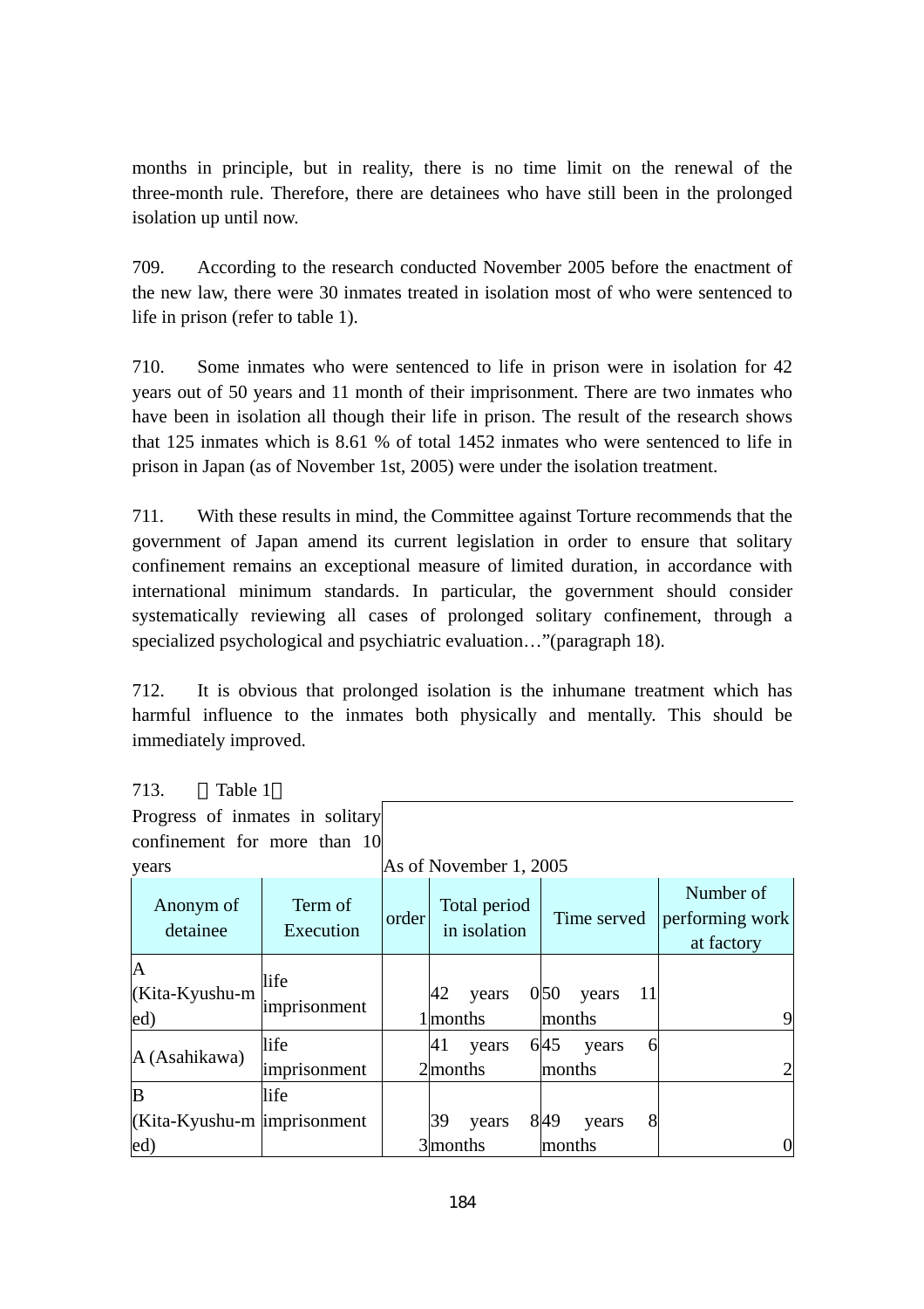months in principle, but in reality, there is no time limit on the renewal of the three-month rule. Therefore, there are detainees who have still been in the prolonged isolation up until now.

709. According to the research conducted November 2005 before the enactment of the new law, there were 30 inmates treated in isolation most of who were sentenced to life in prison (refer to table 1).

710. Some inmates who were sentenced to life in prison were in isolation for 42 years out of 50 years and 11 month of their imprisonment. There are two inmates who have been in isolation all though their life in prison. The result of the research shows that 125 inmates which is 8.61 % of total 1452 inmates who were sentenced to life in prison in Japan (as of November 1st, 2005) were under the isolation treatment.

711. With these results in mind, the Committee against Torture recommends that the government of Japan amend its current legislation in order to ensure that solitary confinement remains an exceptional measure of limited duration, in accordance with international minimum standards. In particular, the government should consider systematically reviewing all cases of prolonged solitary confinement, through a specialized psychological and psychiatric evaluation…"(paragraph 18).

712. It is obvious that prolonged isolation is the inhumane treatment which has harmful influence to the inmates both physically and mentally. This should be immediately improved.

713. 【Table 1】

Progress of inmates in solitary confinement for more than 10 years — As of November 1, 2005

| Anonym of detainee | Term of Execution | order | Total period in isolation | Time served | Number of performing work at factory |
|---|---|---|---|---|---|
| A (Kita-Kyushu-med) | life imprisonment | 1 | 42 years 0 months | 50 years 11 months | 9 |
| A (Asahikawa) | life imprisonment | 2 | 41 years 6 months | 45 years 6 months | 2 |
| B (Kita-Kyushu-med) | life imprisonment | 3 | 39 years 8 months | 49 years 8 months | 0 |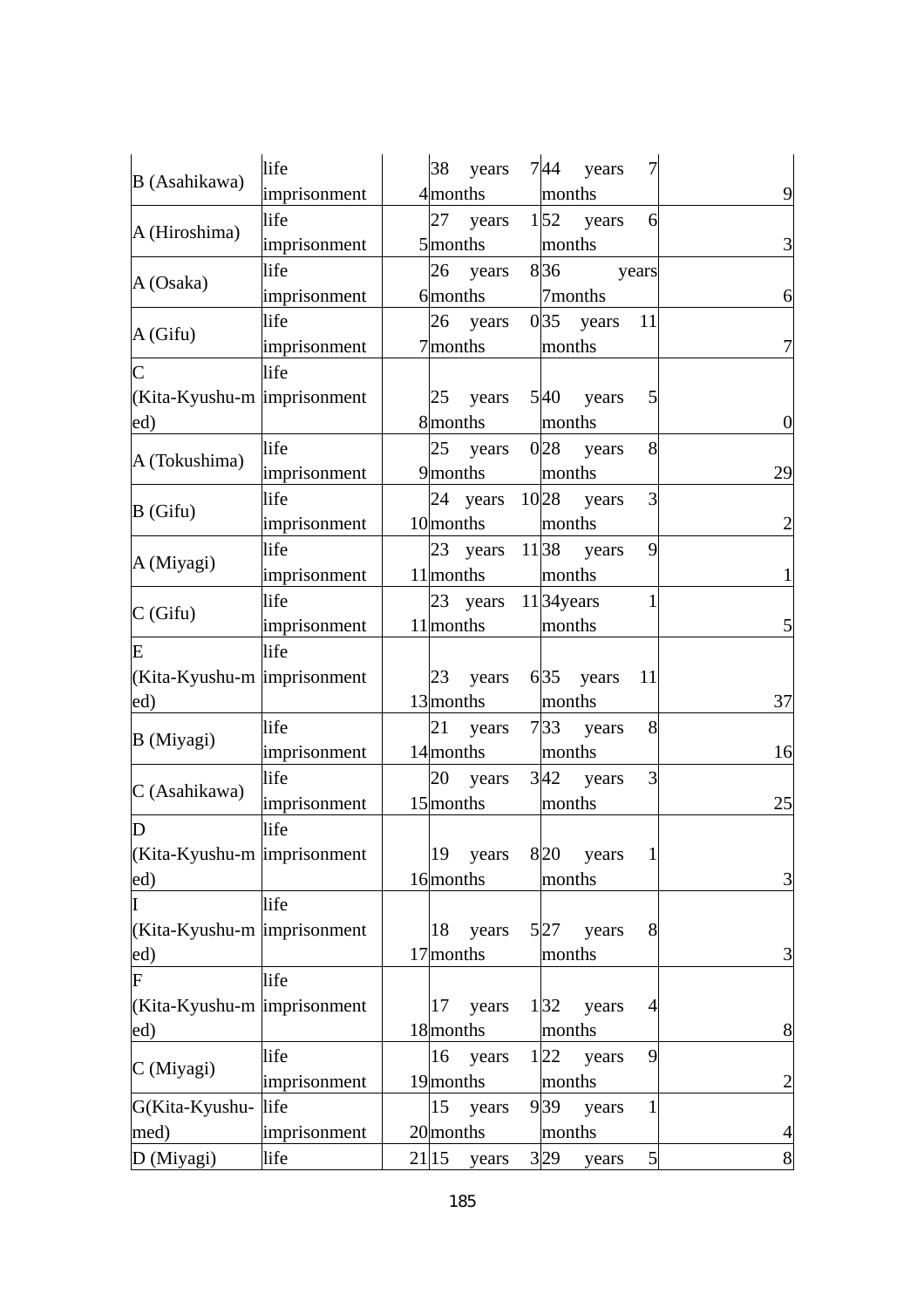| | | | | | |
|---|---|---|---|---|---|
| B (Asahikawa) | life imprisonment | 4 | 38 years 7 months | 44 years 7 months | 9 |
| A (Hiroshima) | life imprisonment | 5 | 27 years 1 months | 52 years 6 months | 3 |
| A (Osaka) | life imprisonment | 6 | 26 years 8 months | 36 years 7months | 6 |
| A (Gifu) | life imprisonment | 7 | 26 years 0 months | 35 years 11 months | 7 |
| C (Kita-Kyushu-med) | life imprisonment | 8 | 25 years 5 months | 40 years 5 months | 0 |
| A (Tokushima) | life imprisonment | 9 | 25 years 0 months | 28 years 8 months | 29 |
| B (Gifu) | life imprisonment | 10 | 24 years 10 months | 28 years 3 months | 2 |
| A (Miyagi) | life imprisonment | 11 | 23 years 11 months | 38 years 9 months | 1 |
| C (Gifu) | life imprisonment | 11 | 23 years 11 months | 34years 1 months | 5 |
| E (Kita-Kyushu-med) | life imprisonment | 13 | 23 years 6 months | 35 years 11 months | 37 |
| B (Miyagi) | life imprisonment | 14 | 21 years 7 months | 33 years 8 months | 16 |
| C (Asahikawa) | life imprisonment | 15 | 20 years 3 months | 42 years 3 months | 25 |
| D (Kita-Kyushu-med) | life imprisonment | 16 | 19 years 8 months | 20 years 1 months | 3 |
| I (Kita-Kyushu-med) | life imprisonment | 17 | 18 years 5 months | 27 years 8 months | 3 |
| F (Kita-Kyushu-med) | life imprisonment | 18 | 17 years 1 months | 32 years 4 months | 8 |
| C (Miyagi) | life imprisonment | 19 | 16 years 1 months | 22 years 9 months | 2 |
| G(Kita-Kyushu-med) | life imprisonment | 20 | 15 years 9 months | 39 years 1 months | 4 |
| D (Miyagi) | life | 21 | 15 years 3 | 29 years 5 | 8 |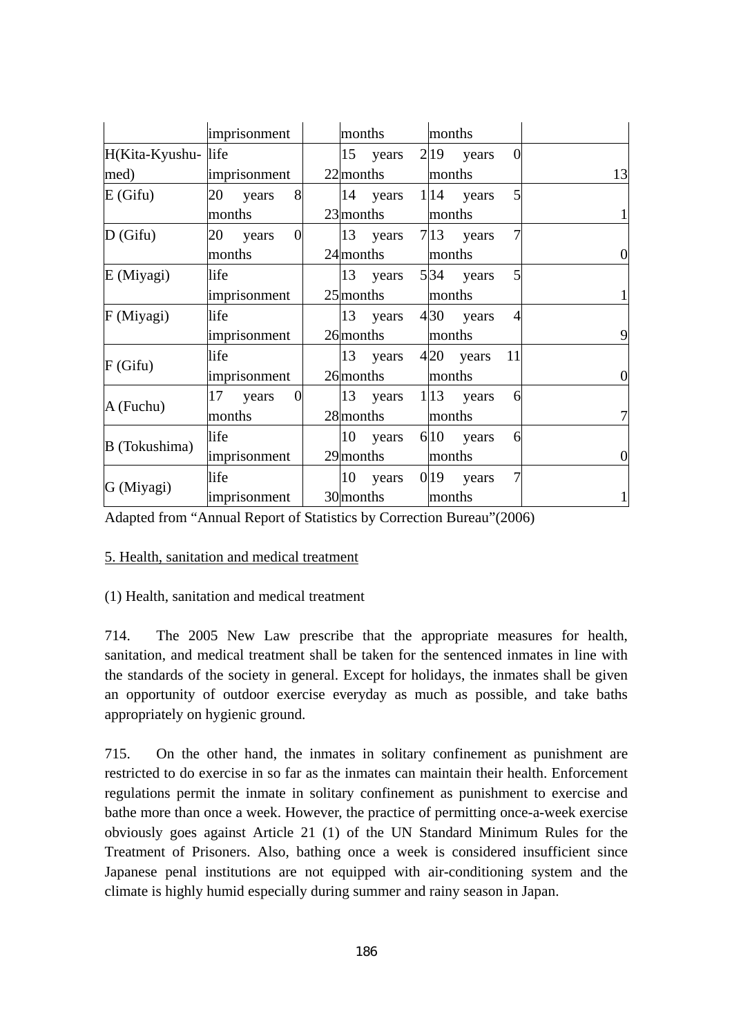| | imprisonment | | months | months | |
|---|---|---|---|---|---|
| H(Kita-Kyushu-med) | life imprisonment | 22 | 15 years 2 months | 19 years 0 months | 13 |
| E (Gifu) | 20 years 8 months | 23 | 14 years 1 months | 14 years 5 months | 1 |
| D (Gifu) | 20 years 0 months | 24 | 13 years 7 months | 13 years 7 months | 0 |
| E (Miyagi) | life imprisonment | 25 | 13 years 5 months | 34 years 5 months | 1 |
| F (Miyagi) | life imprisonment | 26 | 13 years 4 months | 30 years 4 months | 9 |
| F (Gifu) | life imprisonment | 26 | 13 years 4 months | 20 years 11 months | 0 |
| A (Fuchu) | 17 years 0 months | 28 | 13 years 1 months | 13 years 6 months | 7 |
| B (Tokushima) | life imprisonment | 29 | 10 years 6 months | 10 years 6 months | 0 |
| G (Miyagi) | life imprisonment | 30 | 10 years 0 months | 19 years 7 months | 1 |

Adapted from "Annual Report of Statistics by Correction Bureau"(2006)

5. Health, sanitation and medical treatment

(1) Health, sanitation and medical treatment

714. The 2005 New Law prescribe that the appropriate measures for health, sanitation, and medical treatment shall be taken for the sentenced inmates in line with the standards of the society in general. Except for holidays, the inmates shall be given an opportunity of outdoor exercise everyday as much as possible, and take baths appropriately on hygienic ground.

715. On the other hand, the inmates in solitary confinement as punishment are restricted to do exercise in so far as the inmates can maintain their health. Enforcement regulations permit the inmate in solitary confinement as punishment to exercise and bathe more than once a week. However, the practice of permitting once-a-week exercise obviously goes against Article 21 (1) of the UN Standard Minimum Rules for the Treatment of Prisoners. Also, bathing once a week is considered insufficient since Japanese penal institutions are not equipped with air-conditioning system and the climate is highly humid especially during summer and rainy season in Japan.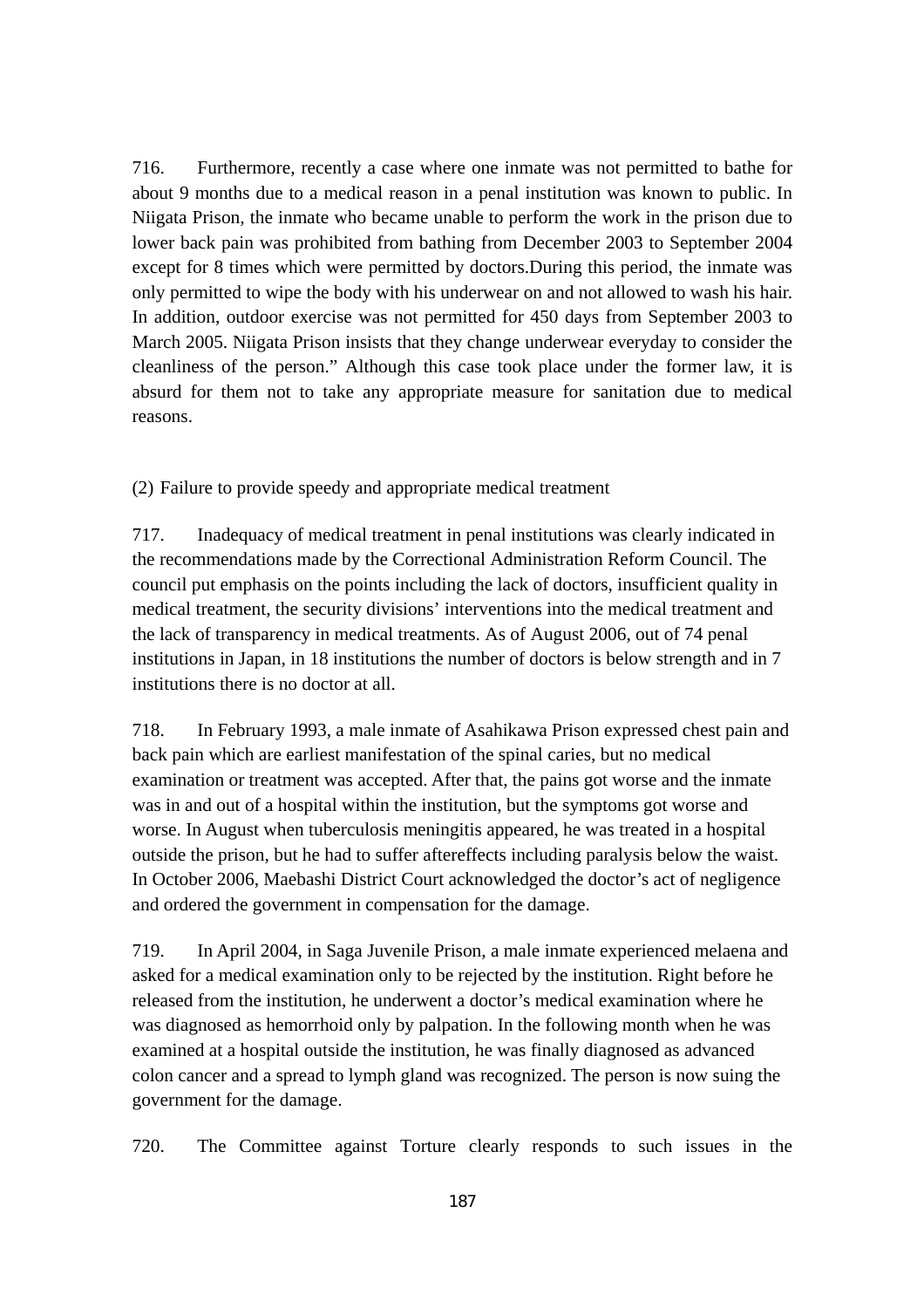716. Furthermore, recently a case where one inmate was not permitted to bathe for about 9 months due to a medical reason in a penal institution was known to public. In Niigata Prison, the inmate who became unable to perform the work in the prison due to lower back pain was prohibited from bathing from December 2003 to September 2004 except for 8 times which were permitted by doctors.During this period, the inmate was only permitted to wipe the body with his underwear on and not allowed to wash his hair. In addition, outdoor exercise was not permitted for 450 days from September 2003 to March 2005. Niigata Prison insists that they change underwear everyday to consider the cleanliness of the person." Although this case took place under the former law, it is absurd for them not to take any appropriate measure for sanitation due to medical reasons.

(2) Failure to provide speedy and appropriate medical treatment

717. Inadequacy of medical treatment in penal institutions was clearly indicated in the recommendations made by the Correctional Administration Reform Council. The council put emphasis on the points including the lack of doctors, insufficient quality in medical treatment, the security divisions' interventions into the medical treatment and the lack of transparency in medical treatments. As of August 2006, out of 74 penal institutions in Japan, in 18 institutions the number of doctors is below strength and in 7 institutions there is no doctor at all.

718. In February 1993, a male inmate of Asahikawa Prison expressed chest pain and back pain which are earliest manifestation of the spinal caries, but no medical examination or treatment was accepted. After that, the pains got worse and the inmate was in and out of a hospital within the institution, but the symptoms got worse and worse. In August when tuberculosis meningitis appeared, he was treated in a hospital outside the prison, but he had to suffer aftereffects including paralysis below the waist. In October 2006, Maebashi District Court acknowledged the doctor's act of negligence and ordered the government in compensation for the damage.

719. In April 2004, in Saga Juvenile Prison, a male inmate experienced melaena and asked for a medical examination only to be rejected by the institution. Right before he released from the institution, he underwent a doctor's medical examination where he was diagnosed as hemorrhoid only by palpation. In the following month when he was examined at a hospital outside the institution, he was finally diagnosed as advanced colon cancer and a spread to lymph gland was recognized. The person is now suing the government for the damage.

720. The Committee against Torture clearly responds to such issues in the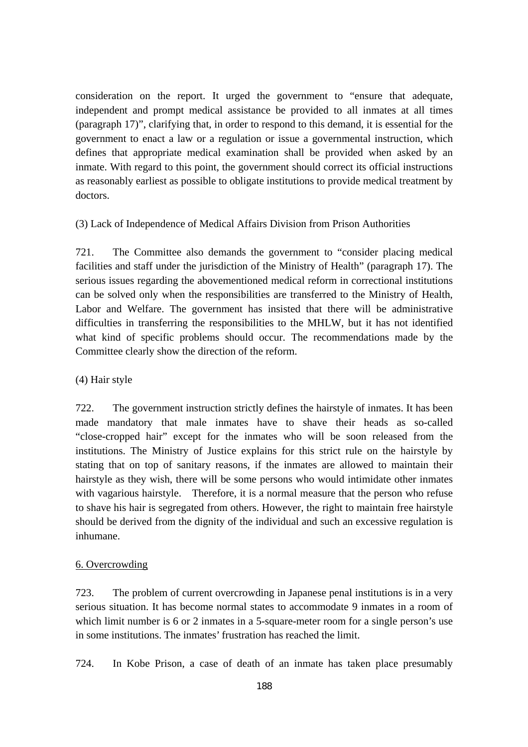consideration on the report. It urged the government to "ensure that adequate, independent and prompt medical assistance be provided to all inmates at all times (paragraph 17)", clarifying that, in order to respond to this demand, it is essential for the government to enact a law or a regulation or issue a governmental instruction, which defines that appropriate medical examination shall be provided when asked by an inmate. With regard to this point, the government should correct its official instructions as reasonably earliest as possible to obligate institutions to provide medical treatment by doctors.

(3) Lack of Independence of Medical Affairs Division from Prison Authorities

721. The Committee also demands the government to "consider placing medical facilities and staff under the jurisdiction of the Ministry of Health" (paragraph 17). The serious issues regarding the abovementioned medical reform in correctional institutions can be solved only when the responsibilities are transferred to the Ministry of Health, Labor and Welfare. The government has insisted that there will be administrative difficulties in transferring the responsibilities to the MHLW, but it has not identified what kind of specific problems should occur. The recommendations made by the Committee clearly show the direction of the reform.

(4) Hair style

722. The government instruction strictly defines the hairstyle of inmates. It has been made mandatory that male inmates have to shave their heads as so-called "close-cropped hair" except for the inmates who will be soon released from the institutions. The Ministry of Justice explains for this strict rule on the hairstyle by stating that on top of sanitary reasons, if the inmates are allowed to maintain their hairstyle as they wish, there will be some persons who would intimidate other inmates with vagarious hairstyle. Therefore, it is a normal measure that the person who refuse to shave his hair is segregated from others. However, the right to maintain free hairstyle should be derived from the dignity of the individual and such an excessive regulation is inhumane.

6. Overcrowding

723. The problem of current overcrowding in Japanese penal institutions is in a very serious situation. It has become normal states to accommodate 9 inmates in a room of which limit number is 6 or 2 inmates in a 5-square-meter room for a single person's use in some institutions. The inmates' frustration has reached the limit.

724. In Kobe Prison, a case of death of an inmate has taken place presumably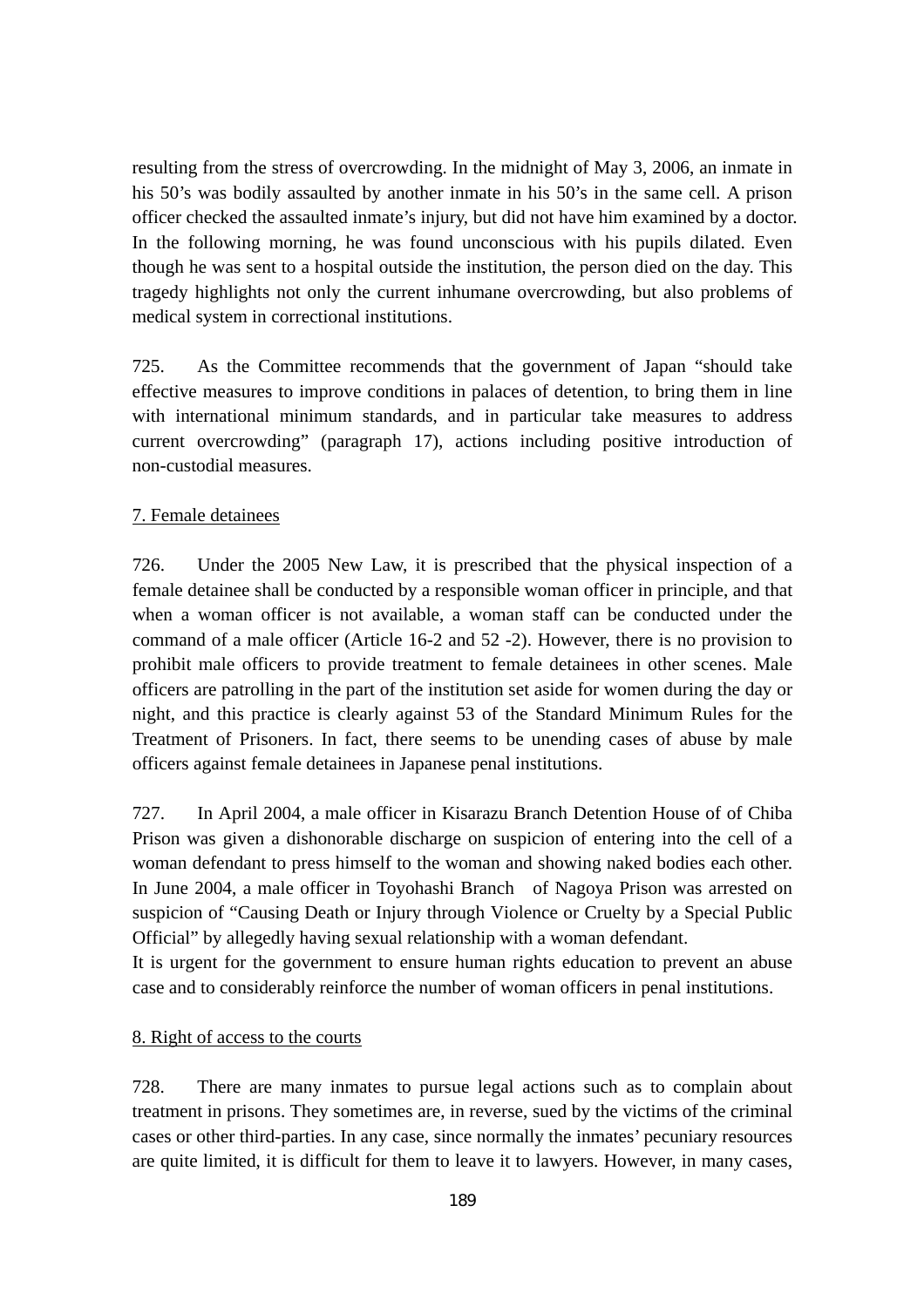resulting from the stress of overcrowding. In the midnight of May 3, 2006, an inmate in his 50's was bodily assaulted by another inmate in his 50's in the same cell. A prison officer checked the assaulted inmate's injury, but did not have him examined by a doctor. In the following morning, he was found unconscious with his pupils dilated. Even though he was sent to a hospital outside the institution, the person died on the day. This tragedy highlights not only the current inhumane overcrowding, but also problems of medical system in correctional institutions.

725. As the Committee recommends that the government of Japan "should take effective measures to improve conditions in palaces of detention, to bring them in line with international minimum standards, and in particular take measures to address current overcrowding" (paragraph 17), actions including positive introduction of non-custodial measures.

7. Female detainees

726. Under the 2005 New Law, it is prescribed that the physical inspection of a female detainee shall be conducted by a responsible woman officer in principle, and that when a woman officer is not available, a woman staff can be conducted under the command of a male officer (Article 16-2 and 52 -2). However, there is no provision to prohibit male officers to provide treatment to female detainees in other scenes. Male officers are patrolling in the part of the institution set aside for women during the day or night, and this practice is clearly against 53 of the Standard Minimum Rules for the Treatment of Prisoners. In fact, there seems to be unending cases of abuse by male officers against female detainees in Japanese penal institutions.

727. In April 2004, a male officer in Kisarazu Branch Detention House of of Chiba Prison was given a dishonorable discharge on suspicion of entering into the cell of a woman defendant to press himself to the woman and showing naked bodies each other. In June 2004, a male officer in Toyohashi Branch of Nagoya Prison was arrested on suspicion of "Causing Death or Injury through Violence or Cruelty by a Special Public Official" by allegedly having sexual relationship with a woman defendant.
It is urgent for the government to ensure human rights education to prevent an abuse case and to considerably reinforce the number of woman officers in penal institutions.

8. Right of access to the courts

728. There are many inmates to pursue legal actions such as to complain about treatment in prisons. They sometimes are, in reverse, sued by the victims of the criminal cases or other third-parties. In any case, since normally the inmates' pecuniary resources are quite limited, it is difficult for them to leave it to lawyers. However, in many cases,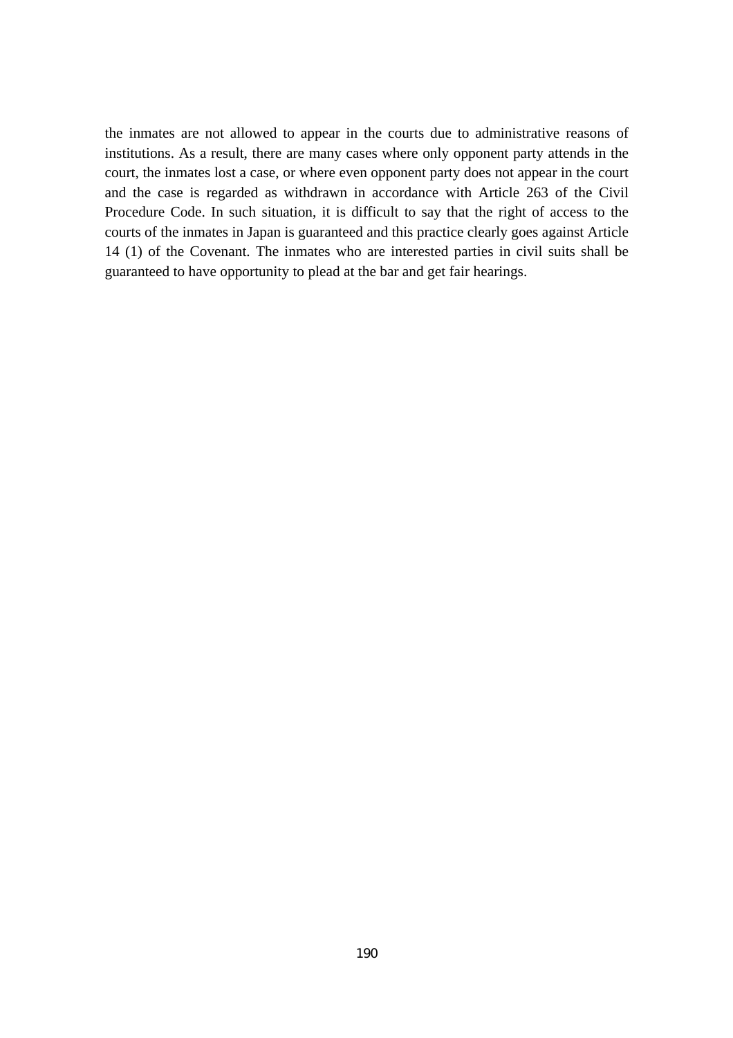the inmates are not allowed to appear in the courts due to administrative reasons of institutions. As a result, there are many cases where only opponent party attends in the court, the inmates lost a case, or where even opponent party does not appear in the court and the case is regarded as withdrawn in accordance with Article 263 of the Civil Procedure Code. In such situation, it is difficult to say that the right of access to the courts of the inmates in Japan is guaranteed and this practice clearly goes against Article 14 (1) of the Covenant. The inmates who are interested parties in civil suits shall be guaranteed to have opportunity to plead at the bar and get fair hearings.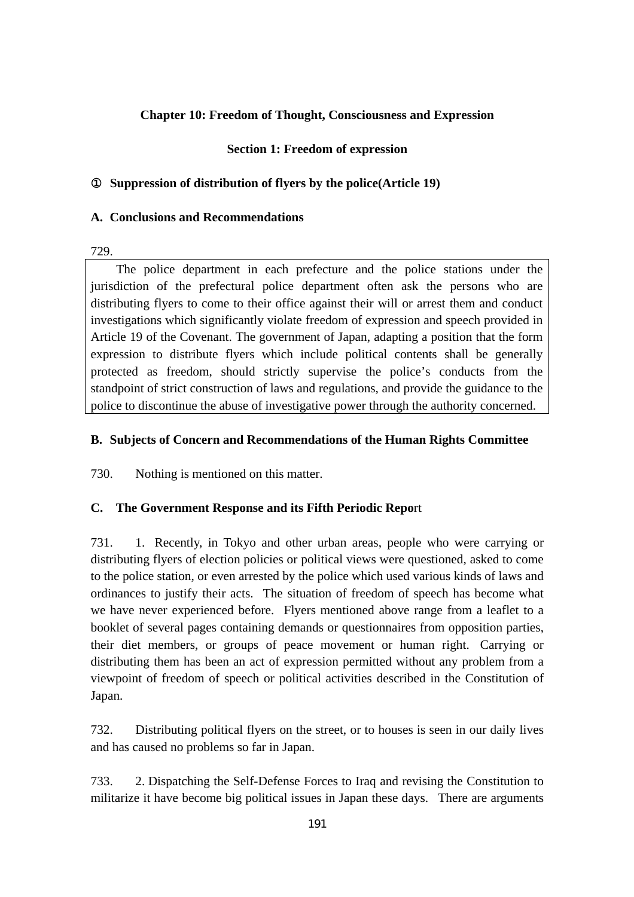## Chapter 10: Freedom of Thought, Consciousness and Expression

### Section 1: Freedom of expression

**① Suppression of distribution of flyers by the police(Article 19)**

**A. Conclusions and Recommendations**

729.

The police department in each prefecture and the police stations under the jurisdiction of the prefectural police department often ask the persons who are distributing flyers to come to their office against their will or arrest them and conduct investigations which significantly violate freedom of expression and speech provided in Article 19 of the Covenant. The government of Japan, adapting a position that the form expression to distribute flyers which include political contents shall be generally protected as freedom, should strictly supervise the police's conducts from the standpoint of strict construction of laws and regulations, and provide the guidance to the police to discontinue the abuse of investigative power through the authority concerned.

**B. Subjects of Concern and Recommendations of the Human Rights Committee**

730. Nothing is mentioned on this matter.

**C. The Government Response and its Fifth Periodic Repo**rt

731. 1. Recently, in Tokyo and other urban areas, people who were carrying or distributing flyers of election policies or political views were questioned, asked to come to the police station, or even arrested by the police which used various kinds of laws and ordinances to justify their acts. The situation of freedom of speech has become what we have never experienced before. Flyers mentioned above range from a leaflet to a booklet of several pages containing demands or questionnaires from opposition parties, their diet members, or groups of peace movement or human right. Carrying or distributing them has been an act of expression permitted without any problem from a viewpoint of freedom of speech or political activities described in the Constitution of Japan.

732. Distributing political flyers on the street, or to houses is seen in our daily lives and has caused no problems so far in Japan.

733. 2. Dispatching the Self-Defense Forces to Iraq and revising the Constitution to militarize it have become big political issues in Japan these days. There are arguments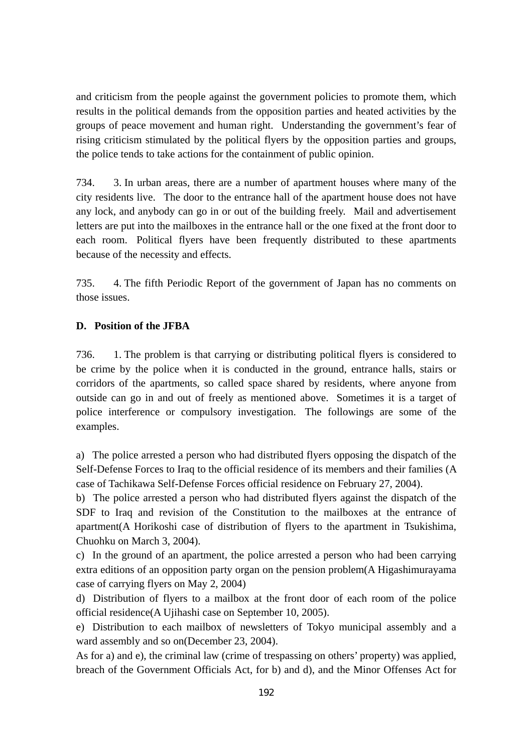and criticism from the people against the government policies to promote them, which results in the political demands from the opposition parties and heated activities by the groups of peace movement and human right. Understanding the government's fear of rising criticism stimulated by the political flyers by the opposition parties and groups, the police tends to take actions for the containment of public opinion.

734. 3. In urban areas, there are a number of apartment houses where many of the city residents live. The door to the entrance hall of the apartment house does not have any lock, and anybody can go in or out of the building freely. Mail and advertisement letters are put into the mailboxes in the entrance hall or the one fixed at the front door to each room. Political flyers have been frequently distributed to these apartments because of the necessity and effects.

735. 4. The fifth Periodic Report of the government of Japan has no comments on those issues.

**D. Position of the JFBA**

736. 1. The problem is that carrying or distributing political flyers is considered to be crime by the police when it is conducted in the ground, entrance halls, stairs or corridors of the apartments, so called space shared by residents, where anyone from outside can go in and out of freely as mentioned above. Sometimes it is a target of police interference or compulsory investigation. The followings are some of the examples.

a) The police arrested a person who had distributed flyers opposing the dispatch of the Self-Defense Forces to Iraq to the official residence of its members and their families (A case of Tachikawa Self-Defense Forces official residence on February 27, 2004).
b) The police arrested a person who had distributed flyers against the dispatch of the SDF to Iraq and revision of the Constitution to the mailboxes at the entrance of apartment(A Horikoshi case of distribution of flyers to the apartment in Tsukishima, Chuohku on March 3, 2004).
c) In the ground of an apartment, the police arrested a person who had been carrying extra editions of an opposition party organ on the pension problem(A Higashimurayama case of carrying flyers on May 2, 2004)
d) Distribution of flyers to a mailbox at the front door of each room of the police official residence(A Ujihashi case on September 10, 2005).
e) Distribution to each mailbox of newsletters of Tokyo municipal assembly and a ward assembly and so on(December 23, 2004).
As for a) and e), the criminal law (crime of trespassing on others' property) was applied, breach of the Government Officials Act, for b) and d), and the Minor Offenses Act for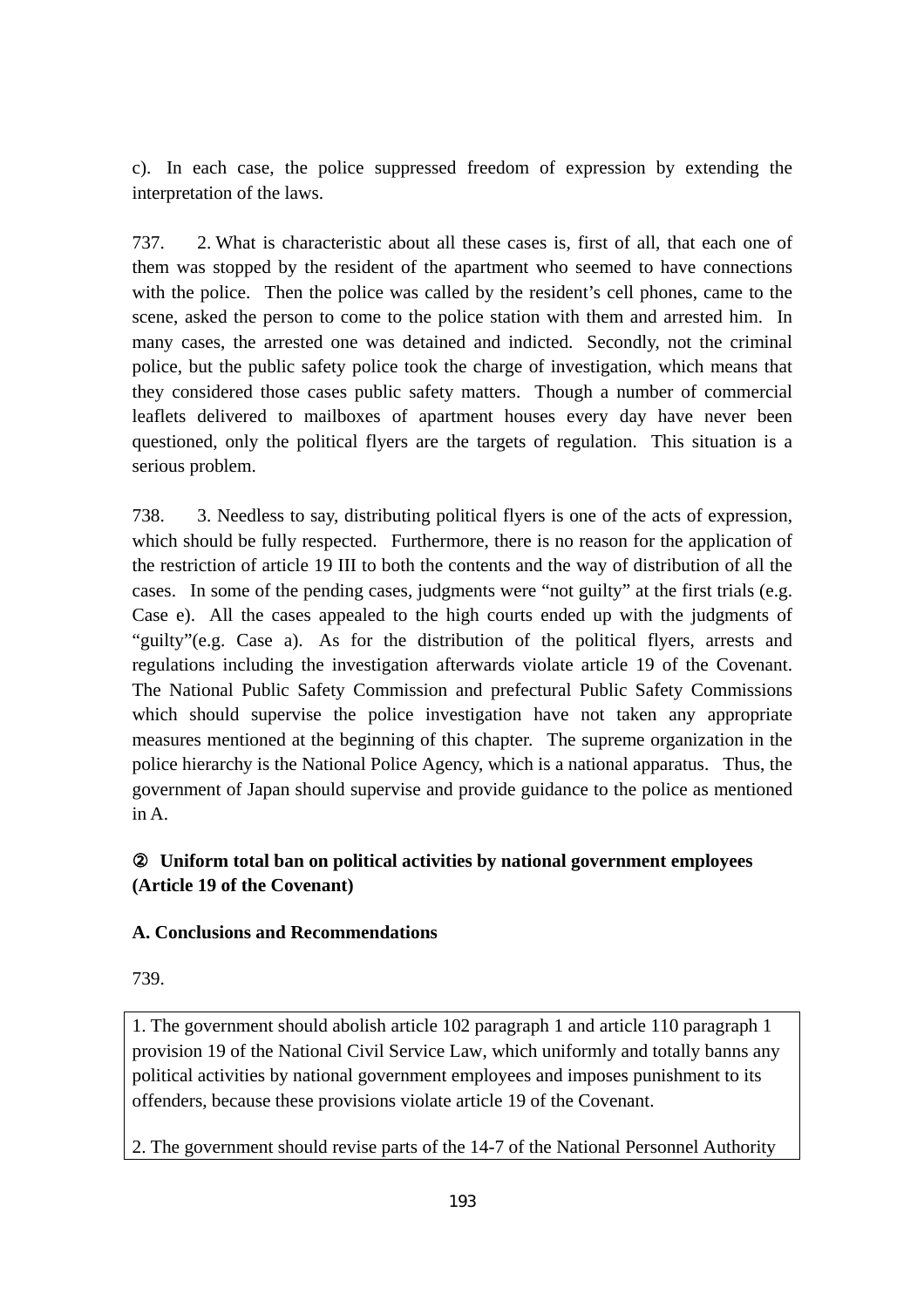c). In each case, the police suppressed freedom of expression by extending the interpretation of the laws.

737. 2. What is characteristic about all these cases is, first of all, that each one of them was stopped by the resident of the apartment who seemed to have connections with the police. Then the police was called by the resident's cell phones, came to the scene, asked the person to come to the police station with them and arrested him. In many cases, the arrested one was detained and indicted. Secondly, not the criminal police, but the public safety police took the charge of investigation, which means that they considered those cases public safety matters. Though a number of commercial leaflets delivered to mailboxes of apartment houses every day have never been questioned, only the political flyers are the targets of regulation. This situation is a serious problem.

738. 3. Needless to say, distributing political flyers is one of the acts of expression, which should be fully respected. Furthermore, there is no reason for the application of the restriction of article 19 III to both the contents and the way of distribution of all the cases. In some of the pending cases, judgments were "not guilty" at the first trials (e.g. Case e). All the cases appealed to the high courts ended up with the judgments of "guilty"(e.g. Case a). As for the distribution of the political flyers, arrests and regulations including the investigation afterwards violate article 19 of the Covenant. The National Public Safety Commission and prefectural Public Safety Commissions which should supervise the police investigation have not taken any appropriate measures mentioned at the beginning of this chapter. The supreme organization in the police hierarchy is the National Police Agency, which is a national apparatus. Thus, the government of Japan should supervise and provide guidance to the police as mentioned in A.

### ② Uniform total ban on political activities by national government employees (Article 19 of the Covenant)

#### A. Conclusions and Recommendations

739.

1. The government should abolish article 102 paragraph 1 and article 110 paragraph 1 provision 19 of the National Civil Service Law, which uniformly and totally banns any political activities by national government employees and imposes punishment to its offenders, because these provisions violate article 19 of the Covenant.

2. The government should revise parts of the 14-7 of the National Personnel Authority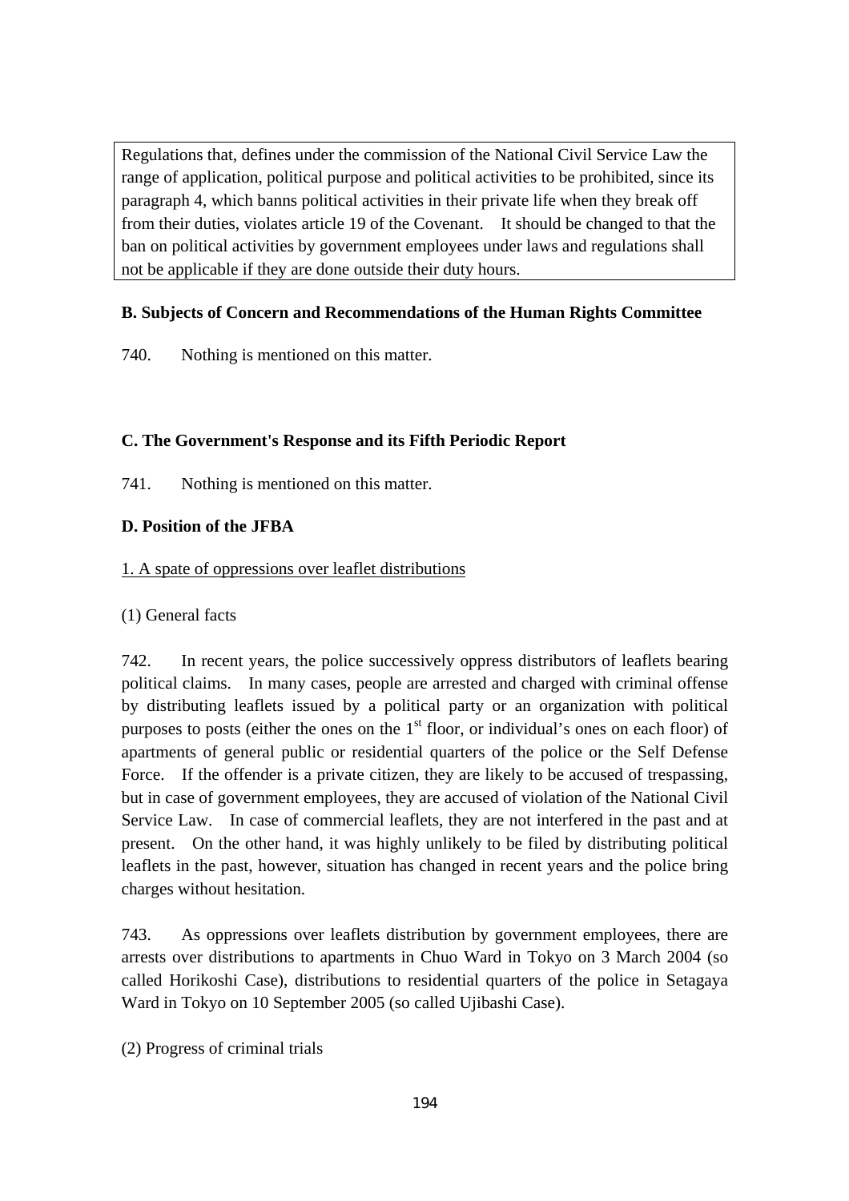Regulations that, defines under the commission of the National Civil Service Law the range of application, political purpose and political activities to be prohibited, since its paragraph 4, which banns political activities in their private life when they break off from their duties, violates article 19 of the Covenant. It should be changed to that the ban on political activities by government employees under laws and regulations shall not be applicable if they are done outside their duty hours.

### B. Subjects of Concern and Recommendations of the Human Rights Committee

740. Nothing is mentioned on this matter.

### C. The Government's Response and its Fifth Periodic Report

741. Nothing is mentioned on this matter.

### D. Position of the JFBA

1. A spate of oppressions over leaflet distributions

(1) General facts

742. In recent years, the police successively oppress distributors of leaflets bearing political claims. In many cases, people are arrested and charged with criminal offense by distributing leaflets issued by a political party or an organization with political purposes to posts (either the ones on the 1st floor, or individual's ones on each floor) of apartments of general public or residential quarters of the police or the Self Defense Force. If the offender is a private citizen, they are likely to be accused of trespassing, but in case of government employees, they are accused of violation of the National Civil Service Law. In case of commercial leaflets, they are not interfered in the past and at present. On the other hand, it was highly unlikely to be filed by distributing political leaflets in the past, however, situation has changed in recent years and the police bring charges without hesitation.

743. As oppressions over leaflets distribution by government employees, there are arrests over distributions to apartments in Chuo Ward in Tokyo on 3 March 2004 (so called Horikoshi Case), distributions to residential quarters of the police in Setagaya Ward in Tokyo on 10 September 2005 (so called Ujibashi Case).

(2) Progress of criminal trials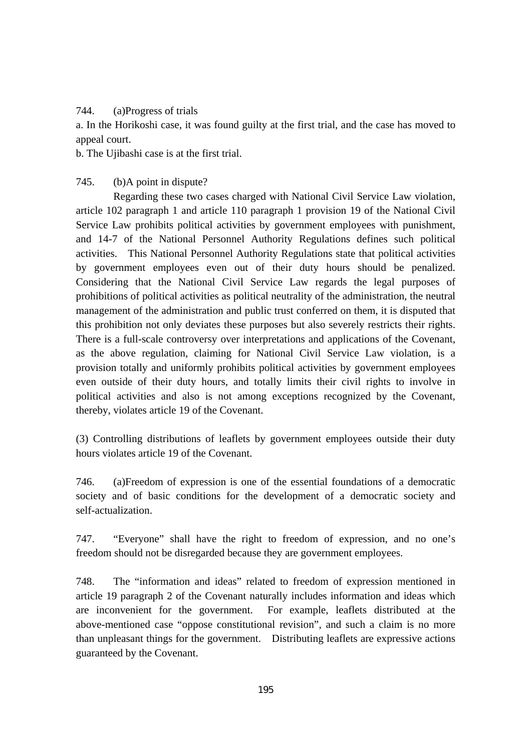744. (a)Progress of trials

a. In the Horikoshi case, it was found guilty at the first trial, and the case has moved to appeal court.

b. The Ujibashi case is at the first trial.

745. (b)A point in dispute?

Regarding these two cases charged with National Civil Service Law violation, article 102 paragraph 1 and article 110 paragraph 1 provision 19 of the National Civil Service Law prohibits political activities by government employees with punishment, and 14-7 of the National Personnel Authority Regulations defines such political activities. This National Personnel Authority Regulations state that political activities by government employees even out of their duty hours should be penalized. Considering that the National Civil Service Law regards the legal purposes of prohibitions of political activities as political neutrality of the administration, the neutral management of the administration and public trust conferred on them, it is disputed that this prohibition not only deviates these purposes but also severely restricts their rights. There is a full-scale controversy over interpretations and applications of the Covenant, as the above regulation, claiming for National Civil Service Law violation, is a provision totally and uniformly prohibits political activities by government employees even outside of their duty hours, and totally limits their civil rights to involve in political activities and also is not among exceptions recognized by the Covenant, thereby, violates article 19 of the Covenant.

(3) Controlling distributions of leaflets by government employees outside their duty hours violates article 19 of the Covenant.

746. (a)Freedom of expression is one of the essential foundations of a democratic society and of basic conditions for the development of a democratic society and self-actualization.

747. “Everyone” shall have the right to freedom of expression, and no one’s freedom should not be disregarded because they are government employees.

748. The “information and ideas” related to freedom of expression mentioned in article 19 paragraph 2 of the Covenant naturally includes information and ideas which are inconvenient for the government. For example, leaflets distributed at the above-mentioned case “oppose constitutional revision”, and such a claim is no more than unpleasant things for the government. Distributing leaflets are expressive actions guaranteed by the Covenant.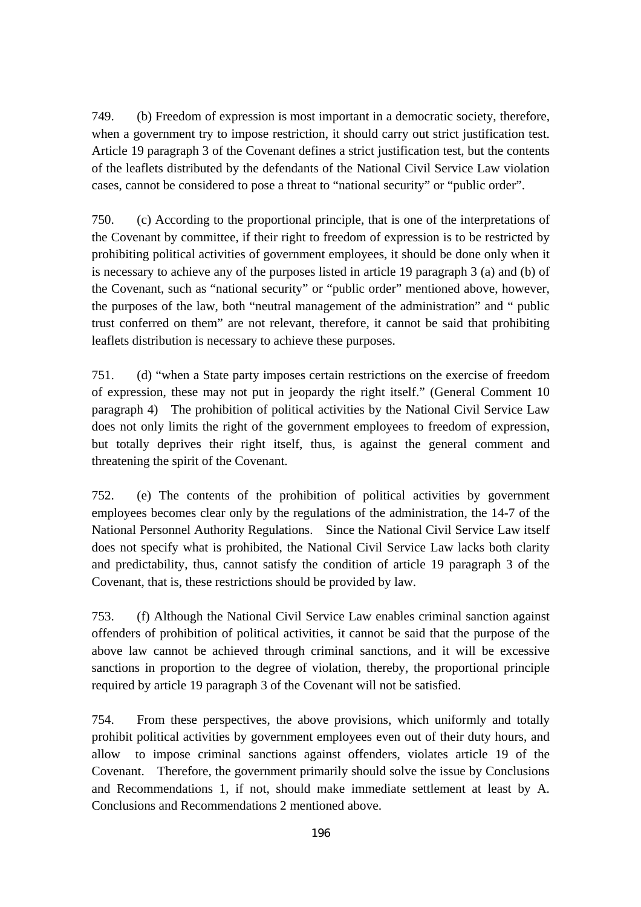749. (b) Freedom of expression is most important in a democratic society, therefore, when a government try to impose restriction, it should carry out strict justification test. Article 19 paragraph 3 of the Covenant defines a strict justification test, but the contents of the leaflets distributed by the defendants of the National Civil Service Law violation cases, cannot be considered to pose a threat to “national security” or “public order”.

750. (c) According to the proportional principle, that is one of the interpretations of the Covenant by committee, if their right to freedom of expression is to be restricted by prohibiting political activities of government employees, it should be done only when it is necessary to achieve any of the purposes listed in article 19 paragraph 3 (a) and (b) of the Covenant, such as “national security” or “public order” mentioned above, however, the purposes of the law, both “neutral management of the administration” and “ public trust conferred on them” are not relevant, therefore, it cannot be said that prohibiting leaflets distribution is necessary to achieve these purposes.

751. (d) “when a State party imposes certain restrictions on the exercise of freedom of expression, these may not put in jeopardy the right itself.” (General Comment 10 paragraph 4) The prohibition of political activities by the National Civil Service Law does not only limits the right of the government employees to freedom of expression, but totally deprives their right itself, thus, is against the general comment and threatening the spirit of the Covenant.

752. (e) The contents of the prohibition of political activities by government employees becomes clear only by the regulations of the administration, the 14-7 of the National Personnel Authority Regulations. Since the National Civil Service Law itself does not specify what is prohibited, the National Civil Service Law lacks both clarity and predictability, thus, cannot satisfy the condition of article 19 paragraph 3 of the Covenant, that is, these restrictions should be provided by law.

753. (f) Although the National Civil Service Law enables criminal sanction against offenders of prohibition of political activities, it cannot be said that the purpose of the above law cannot be achieved through criminal sanctions, and it will be excessive sanctions in proportion to the degree of violation, thereby, the proportional principle required by article 19 paragraph 3 of the Covenant will not be satisfied.

754. From these perspectives, the above provisions, which uniformly and totally prohibit political activities by government employees even out of their duty hours, and allow to impose criminal sanctions against offenders, violates article 19 of the Covenant. Therefore, the government primarily should solve the issue by Conclusions and Recommendations 1, if not, should make immediate settlement at least by A. Conclusions and Recommendations 2 mentioned above.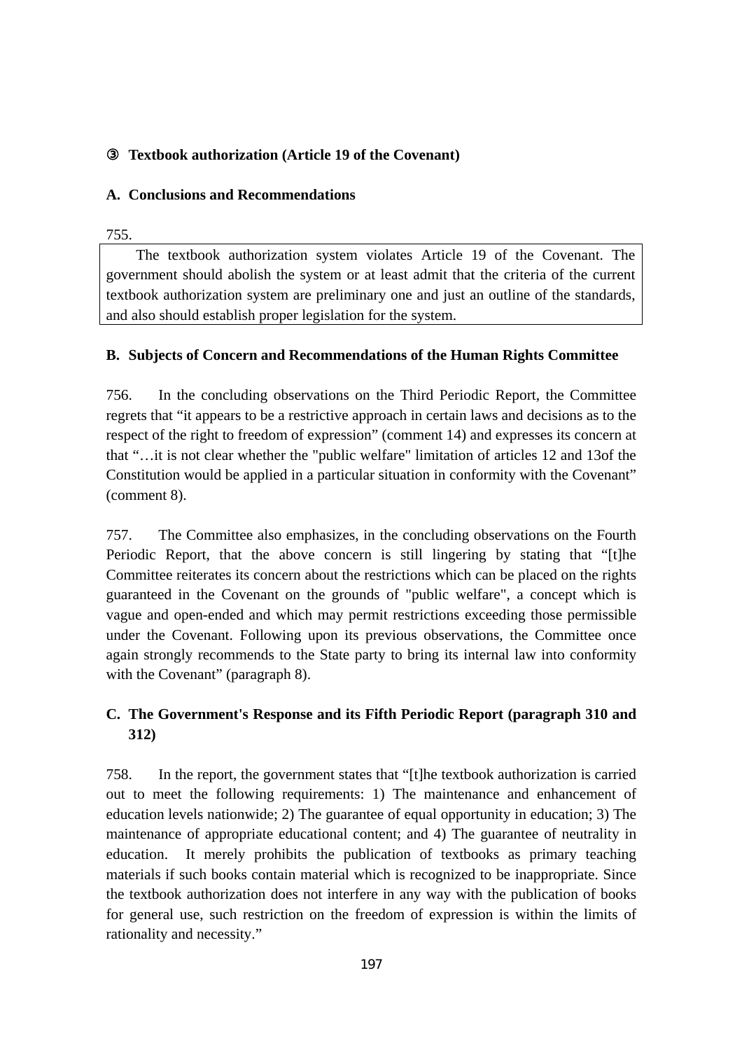### ③ Textbook authorization (Article 19 of the Covenant)

#### A. Conclusions and Recommendations

755.

> The textbook authorization system violates Article 19 of the Covenant. The government should abolish the system or at least admit that the criteria of the current textbook authorization system are preliminary one and just an outline of the standards, and also should establish proper legislation for the system.

#### B. Subjects of Concern and Recommendations of the Human Rights Committee

756. In the concluding observations on the Third Periodic Report, the Committee regrets that "it appears to be a restrictive approach in certain laws and decisions as to the respect of the right to freedom of expression" (comment 14) and expresses its concern at that "…it is not clear whether the "public welfare" limitation of articles 12 and 13of the Constitution would be applied in a particular situation in conformity with the Covenant" (comment 8).

757. The Committee also emphasizes, in the concluding observations on the Fourth Periodic Report, that the above concern is still lingering by stating that "[t]he Committee reiterates its concern about the restrictions which can be placed on the rights guaranteed in the Covenant on the grounds of "public welfare", a concept which is vague and open-ended and which may permit restrictions exceeding those permissible under the Covenant. Following upon its previous observations, the Committee once again strongly recommends to the State party to bring its internal law into conformity with the Covenant" (paragraph 8).

#### C. The Government's Response and its Fifth Periodic Report (paragraph 310 and 312)

758. In the report, the government states that "[t]he textbook authorization is carried out to meet the following requirements: 1) The maintenance and enhancement of education levels nationwide; 2) The guarantee of equal opportunity in education; 3) The maintenance of appropriate educational content; and 4) The guarantee of neutrality in education. It merely prohibits the publication of textbooks as primary teaching materials if such books contain material which is recognized to be inappropriate. Since the textbook authorization does not interfere in any way with the publication of books for general use, such restriction on the freedom of expression is within the limits of rationality and necessity."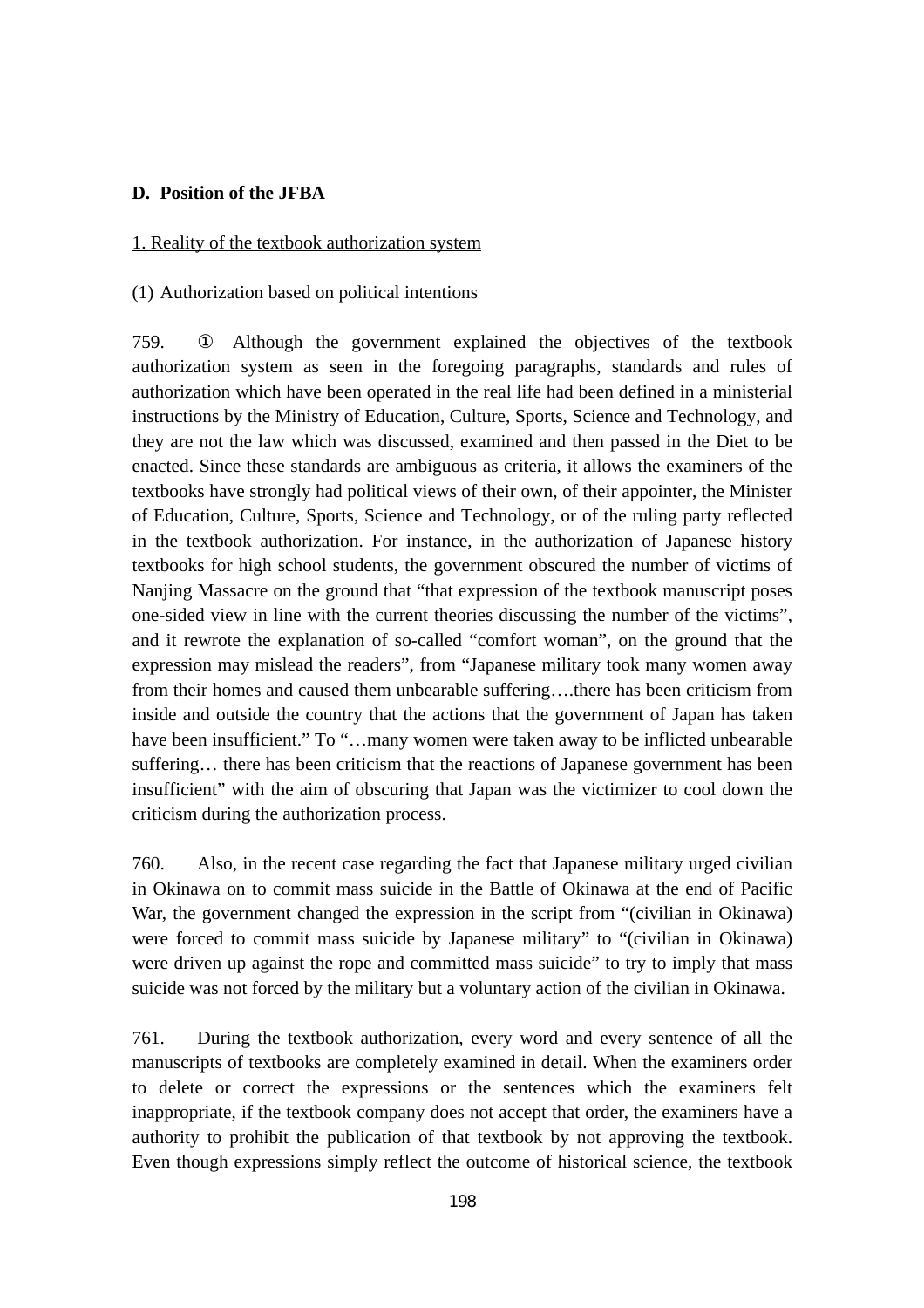## D. Position of the JFBA

1. Reality of the textbook authorization system

(1) Authorization based on political intentions

759. ① Although the government explained the objectives of the textbook authorization system as seen in the foregoing paragraphs, standards and rules of authorization which have been operated in the real life had been defined in a ministerial instructions by the Ministry of Education, Culture, Sports, Science and Technology, and they are not the law which was discussed, examined and then passed in the Diet to be enacted. Since these standards are ambiguous as criteria, it allows the examiners of the textbooks have strongly had political views of their own, of their appointer, the Minister of Education, Culture, Sports, Science and Technology, or of the ruling party reflected in the textbook authorization. For instance, in the authorization of Japanese history textbooks for high school students, the government obscured the number of victims of Nanjing Massacre on the ground that "that expression of the textbook manuscript poses one-sided view in line with the current theories discussing the number of the victims", and it rewrote the explanation of so-called "comfort woman", on the ground that the expression may mislead the readers", from "Japanese military took many women away from their homes and caused them unbearable suffering….there has been criticism from inside and outside the country that the actions that the government of Japan has taken have been insufficient." To "…many women were taken away to be inflicted unbearable suffering… there has been criticism that the reactions of Japanese government has been insufficient" with the aim of obscuring that Japan was the victimizer to cool down the criticism during the authorization process.

760. Also, in the recent case regarding the fact that Japanese military urged civilian in Okinawa on to commit mass suicide in the Battle of Okinawa at the end of Pacific War, the government changed the expression in the script from "(civilian in Okinawa) were forced to commit mass suicide by Japanese military" to "(civilian in Okinawa) were driven up against the rope and committed mass suicide" to try to imply that mass suicide was not forced by the military but a voluntary action of the civilian in Okinawa.

761. During the textbook authorization, every word and every sentence of all the manuscripts of textbooks are completely examined in detail. When the examiners order to delete or correct the expressions or the sentences which the examiners felt inappropriate, if the textbook company does not accept that order, the examiners have a authority to prohibit the publication of that textbook by not approving the textbook. Even though expressions simply reflect the outcome of historical science, the textbook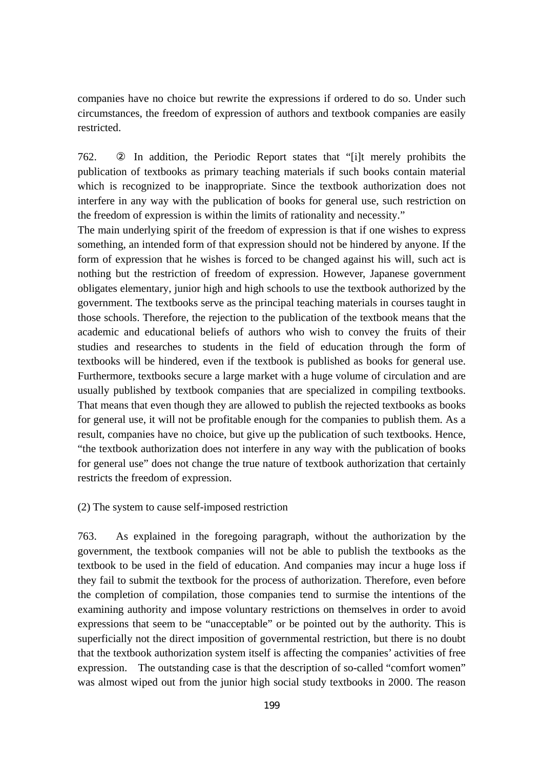companies have no choice but rewrite the expressions if ordered to do so. Under such circumstances, the freedom of expression of authors and textbook companies are easily restricted.

762. ② In addition, the Periodic Report states that "[i]t merely prohibits the publication of textbooks as primary teaching materials if such books contain material which is recognized to be inappropriate. Since the textbook authorization does not interfere in any way with the publication of books for general use, such restriction on the freedom of expression is within the limits of rationality and necessity."
The main underlying spirit of the freedom of expression is that if one wishes to express something, an intended form of that expression should not be hindered by anyone. If the form of expression that he wishes is forced to be changed against his will, such act is nothing but the restriction of freedom of expression. However, Japanese government obligates elementary, junior high and high schools to use the textbook authorized by the government. The textbooks serve as the principal teaching materials in courses taught in those schools. Therefore, the rejection to the publication of the textbook means that the academic and educational beliefs of authors who wish to convey the fruits of their studies and researches to students in the field of education through the form of textbooks will be hindered, even if the textbook is published as books for general use. Furthermore, textbooks secure a large market with a huge volume of circulation and are usually published by textbook companies that are specialized in compiling textbooks. That means that even though they are allowed to publish the rejected textbooks as books for general use, it will not be profitable enough for the companies to publish them. As a result, companies have no choice, but give up the publication of such textbooks. Hence, "the textbook authorization does not interfere in any way with the publication of books for general use" does not change the true nature of textbook authorization that certainly restricts the freedom of expression.

(2) The system to cause self-imposed restriction

763. As explained in the foregoing paragraph, without the authorization by the government, the textbook companies will not be able to publish the textbooks as the textbook to be used in the field of education. And companies may incur a huge loss if they fail to submit the textbook for the process of authorization. Therefore, even before the completion of compilation, those companies tend to surmise the intentions of the examining authority and impose voluntary restrictions on themselves in order to avoid expressions that seem to be "unacceptable" or be pointed out by the authority. This is superficially not the direct imposition of governmental restriction, but there is no doubt that the textbook authorization system itself is affecting the companies' activities of free expression. The outstanding case is that the description of so-called "comfort women" was almost wiped out from the junior high social study textbooks in 2000. The reason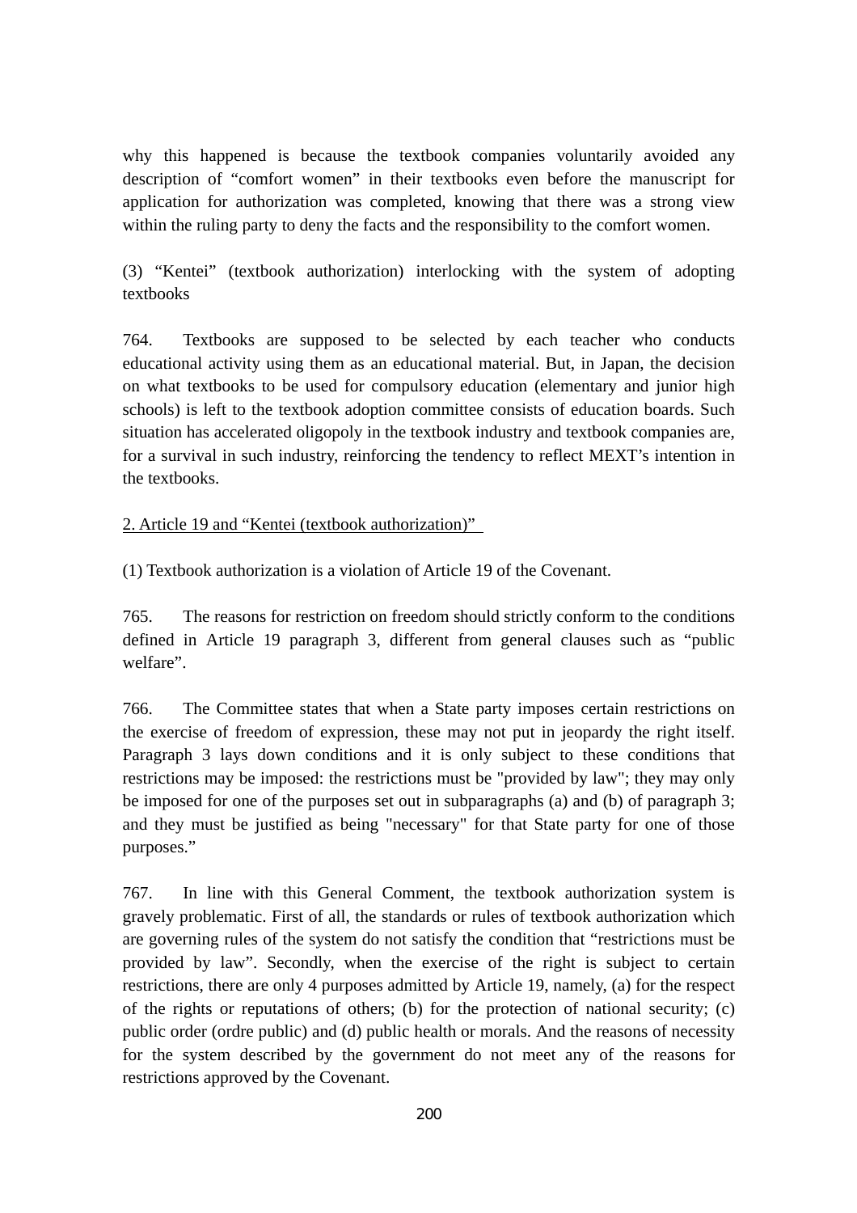why this happened is because the textbook companies voluntarily avoided any description of "comfort women" in their textbooks even before the manuscript for application for authorization was completed, knowing that there was a strong view within the ruling party to deny the facts and the responsibility to the comfort women.

(3) "Kentei" (textbook authorization) interlocking with the system of adopting textbooks

764. Textbooks are supposed to be selected by each teacher who conducts educational activity using them as an educational material. But, in Japan, the decision on what textbooks to be used for compulsory education (elementary and junior high schools) is left to the textbook adoption committee consists of education boards. Such situation has accelerated oligopoly in the textbook industry and textbook companies are, for a survival in such industry, reinforcing the tendency to reflect MEXT's intention in the textbooks.

<u>2. Article 19 and "Kentei (textbook authorization)"</u>

(1) Textbook authorization is a violation of Article 19 of the Covenant.

765. The reasons for restriction on freedom should strictly conform to the conditions defined in Article 19 paragraph 3, different from general clauses such as "public welfare".

766. The Committee states that when a State party imposes certain restrictions on the exercise of freedom of expression, these may not put in jeopardy the right itself. Paragraph 3 lays down conditions and it is only subject to these conditions that restrictions may be imposed: the restrictions must be "provided by law"; they may only be imposed for one of the purposes set out in subparagraphs (a) and (b) of paragraph 3; and they must be justified as being "necessary" for that State party for one of those purposes."

767. In line with this General Comment, the textbook authorization system is gravely problematic. First of all, the standards or rules of textbook authorization which are governing rules of the system do not satisfy the condition that "restrictions must be provided by law". Secondly, when the exercise of the right is subject to certain restrictions, there are only 4 purposes admitted by Article 19, namely, (a) for the respect of the rights or reputations of others; (b) for the protection of national security; (c) public order (ordre public) and (d) public health or morals. And the reasons of necessity for the system described by the government do not meet any of the reasons for restrictions approved by the Covenant.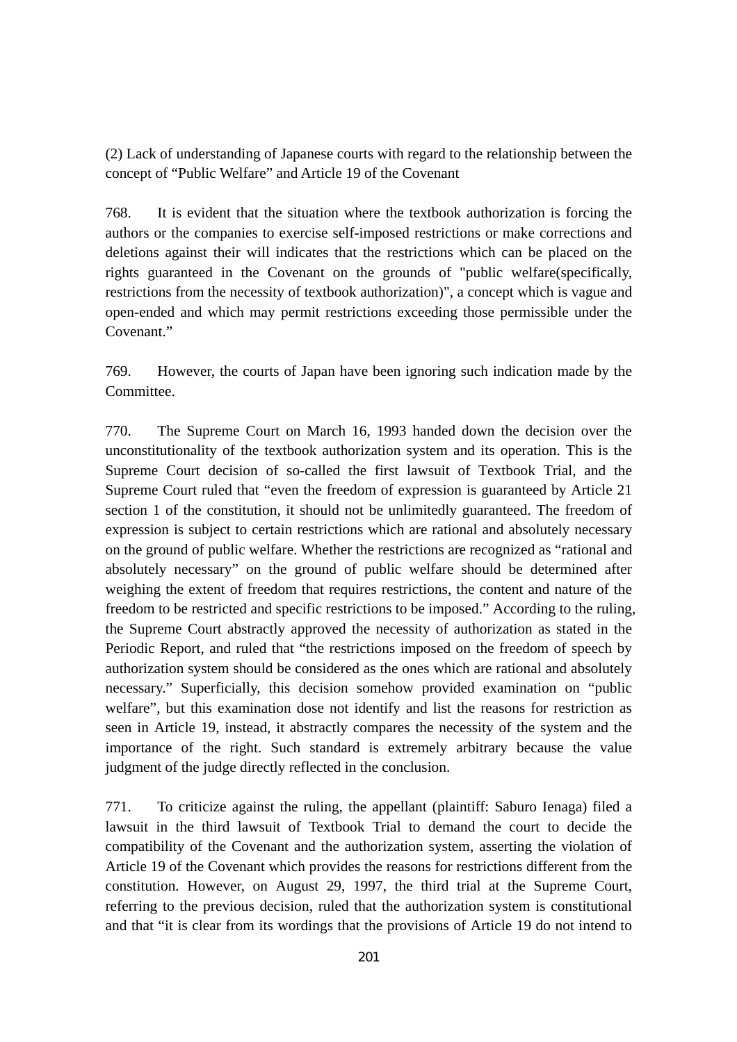(2) Lack of understanding of Japanese courts with regard to the relationship between the concept of “Public Welfare” and Article 19 of the Covenant

768. It is evident that the situation where the textbook authorization is forcing the authors or the companies to exercise self-imposed restrictions or make corrections and deletions against their will indicates that the restrictions which can be placed on the rights guaranteed in the Covenant on the grounds of "public welfare(specifically, restrictions from the necessity of textbook authorization)", a concept which is vague and open-ended and which may permit restrictions exceeding those permissible under the Covenant.”

769. However, the courts of Japan have been ignoring such indication made by the Committee.

770. The Supreme Court on March 16, 1993 handed down the decision over the unconstitutionality of the textbook authorization system and its operation. This is the Supreme Court decision of so-called the first lawsuit of Textbook Trial, and the Supreme Court ruled that “even the freedom of expression is guaranteed by Article 21 section 1 of the constitution, it should not be unlimitedly guaranteed. The freedom of expression is subject to certain restrictions which are rational and absolutely necessary on the ground of public welfare. Whether the restrictions are recognized as “rational and absolutely necessary” on the ground of public welfare should be determined after weighing the extent of freedom that requires restrictions, the content and nature of the freedom to be restricted and specific restrictions to be imposed.” According to the ruling, the Supreme Court abstractly approved the necessity of authorization as stated in the Periodic Report, and ruled that “the restrictions imposed on the freedom of speech by authorization system should be considered as the ones which are rational and absolutely necessary.” Superficially, this decision somehow provided examination on “public welfare”, but this examination dose not identify and list the reasons for restriction as seen in Article 19, instead, it abstractly compares the necessity of the system and the importance of the right. Such standard is extremely arbitrary because the value judgment of the judge directly reflected in the conclusion.

771. To criticize against the ruling, the appellant (plaintiff: Saburo Ienaga) filed a lawsuit in the third lawsuit of Textbook Trial to demand the court to decide the compatibility of the Covenant and the authorization system, asserting the violation of Article 19 of the Covenant which provides the reasons for restrictions different from the constitution. However, on August 29, 1997, the third trial at the Supreme Court, referring to the previous decision, ruled that the authorization system is constitutional and that “it is clear from its wordings that the provisions of Article 19 do not intend to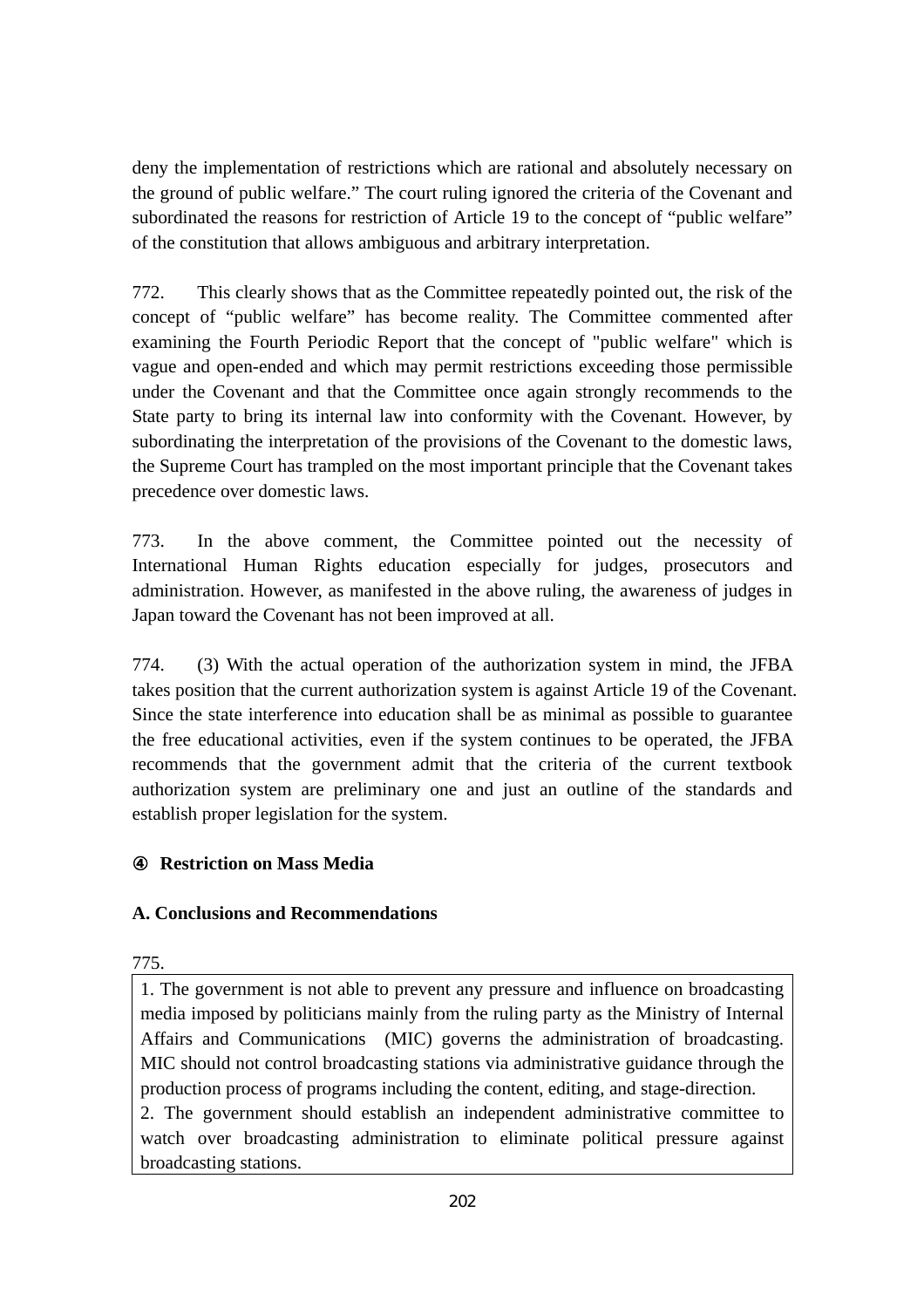deny the implementation of restrictions which are rational and absolutely necessary on the ground of public welfare." The court ruling ignored the criteria of the Covenant and subordinated the reasons for restriction of Article 19 to the concept of "public welfare" of the constitution that allows ambiguous and arbitrary interpretation.

772. This clearly shows that as the Committee repeatedly pointed out, the risk of the concept of "public welfare" has become reality. The Committee commented after examining the Fourth Periodic Report that the concept of "public welfare" which is vague and open-ended and which may permit restrictions exceeding those permissible under the Covenant and that the Committee once again strongly recommends to the State party to bring its internal law into conformity with the Covenant. However, by subordinating the interpretation of the provisions of the Covenant to the domestic laws, the Supreme Court has trampled on the most important principle that the Covenant takes precedence over domestic laws.

773. In the above comment, the Committee pointed out the necessity of International Human Rights education especially for judges, prosecutors and administration. However, as manifested in the above ruling, the awareness of judges in Japan toward the Covenant has not been improved at all.

774. (3) With the actual operation of the authorization system in mind, the JFBA takes position that the current authorization system is against Article 19 of the Covenant. Since the state interference into education shall be as minimal as possible to guarantee the free educational activities, even if the system continues to be operated, the JFBA recommends that the government admit that the criteria of the current textbook authorization system are preliminary one and just an outline of the standards and establish proper legislation for the system.

**④ Restriction on Mass Media**

**A. Conclusions and Recommendations**

775.

| 1. The government is not able to prevent any pressure and influence on broadcasting media imposed by politicians mainly from the ruling party as the Ministry of Internal Affairs and Communications (MIC) governs the administration of broadcasting. MIC should not control broadcasting stations via administrative guidance through the production process of programs including the content, editing, and stage-direction.<br>2. The government should establish an independent administrative committee to watch over broadcasting administration to eliminate political pressure against broadcasting stations. |
|---|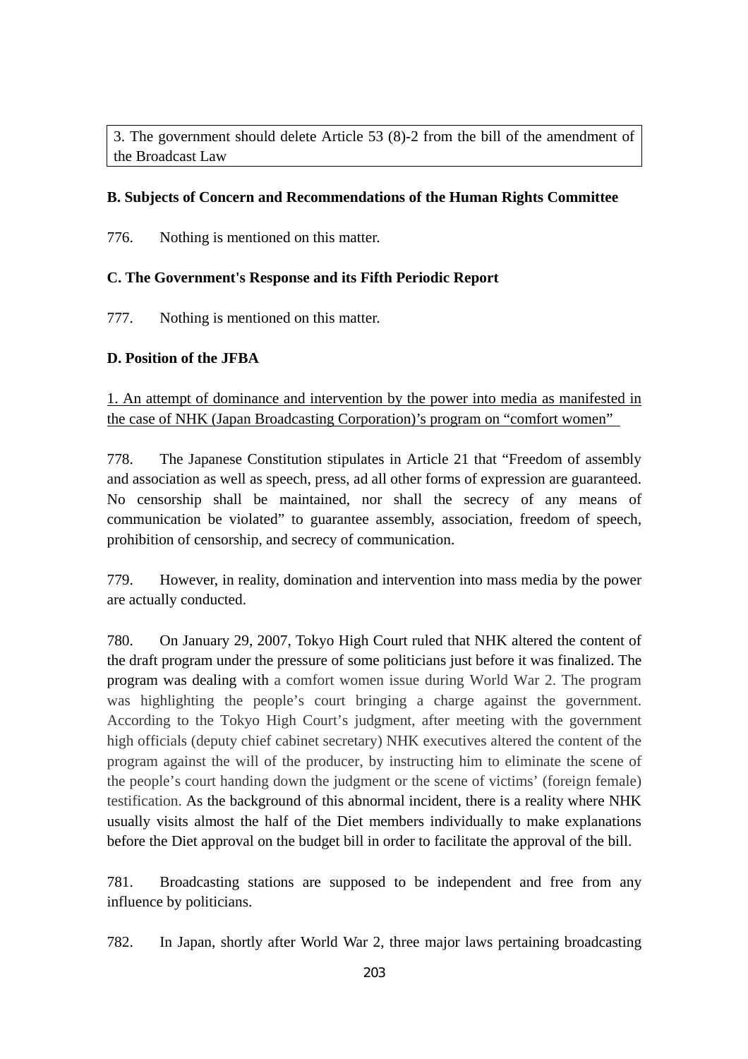| 3. The government should delete Article 53 (8)-2 from the bill of the amendment of the Broadcast Law |
|---|

**B. Subjects of Concern and Recommendations of the Human Rights Committee**

776. Nothing is mentioned on this matter.

**C. The Government's Response and its Fifth Periodic Report**

777. Nothing is mentioned on this matter.

**D. Position of the JFBA**

1. An attempt of dominance and intervention by the power into media as manifested in the case of NHK (Japan Broadcasting Corporation)'s program on "comfort women"

778. The Japanese Constitution stipulates in Article 21 that "Freedom of assembly and association as well as speech, press, ad all other forms of expression are guaranteed. No censorship shall be maintained, nor shall the secrecy of any means of communication be violated" to guarantee assembly, association, freedom of speech, prohibition of censorship, and secrecy of communication.

779. However, in reality, domination and intervention into mass media by the power are actually conducted.

780. On January 29, 2007, Tokyo High Court ruled that NHK altered the content of the draft program under the pressure of some politicians just before it was finalized. The program was dealing with a comfort women issue during World War 2. The program was highlighting the people's court bringing a charge against the government. According to the Tokyo High Court's judgment, after meeting with the government high officials (deputy chief cabinet secretary) NHK executives altered the content of the program against the will of the producer, by instructing him to eliminate the scene of the people's court handing down the judgment or the scene of victims' (foreign female) testification. As the background of this abnormal incident, there is a reality where NHK usually visits almost the half of the Diet members individually to make explanations before the Diet approval on the budget bill in order to facilitate the approval of the bill.

781. Broadcasting stations are supposed to be independent and free from any influence by politicians.

782. In Japan, shortly after World War 2, three major laws pertaining broadcasting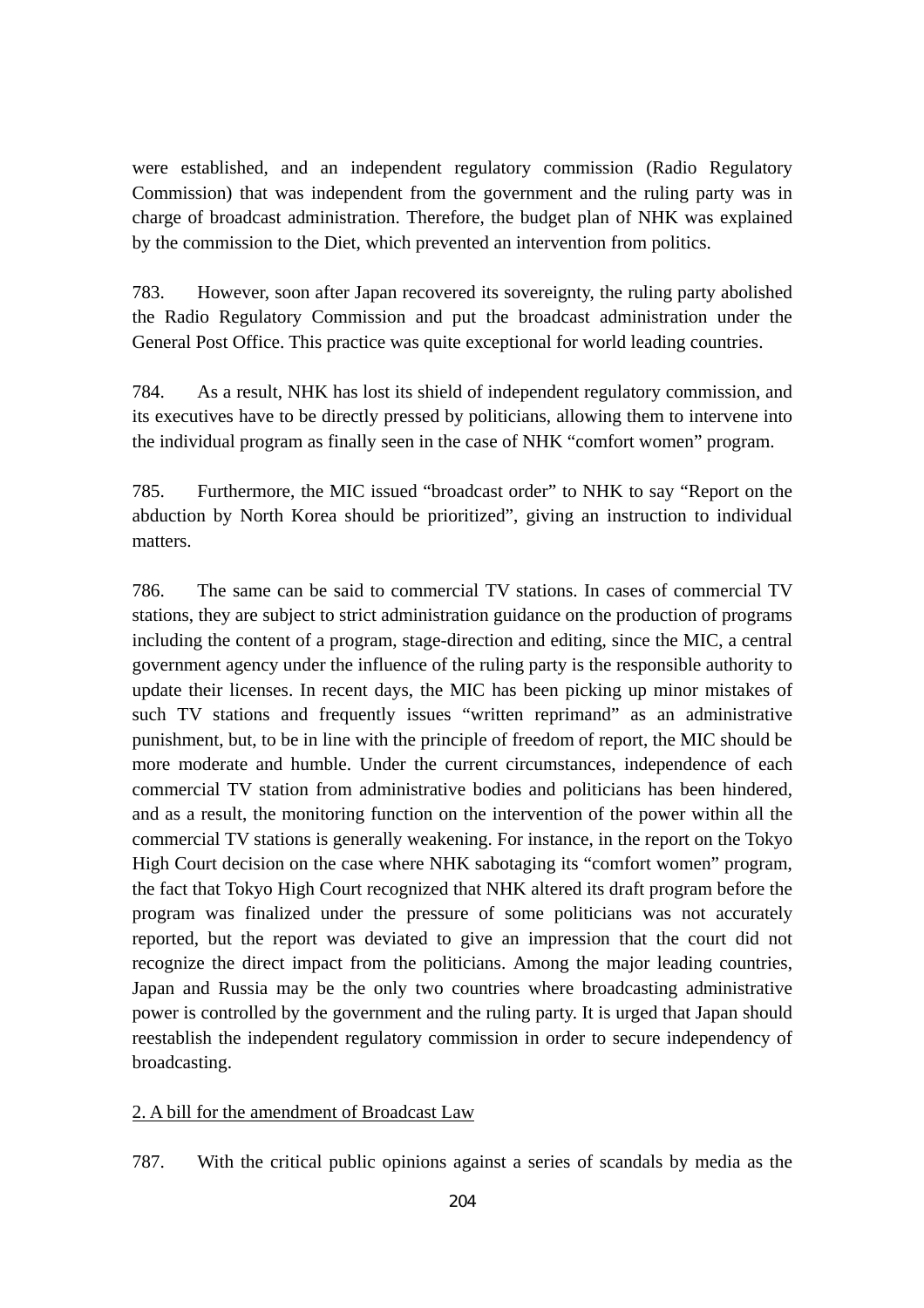were established, and an independent regulatory commission (Radio Regulatory Commission) that was independent from the government and the ruling party was in charge of broadcast administration. Therefore, the budget plan of NHK was explained by the commission to the Diet, which prevented an intervention from politics.

783. However, soon after Japan recovered its sovereignty, the ruling party abolished the Radio Regulatory Commission and put the broadcast administration under the General Post Office. This practice was quite exceptional for world leading countries.

784. As a result, NHK has lost its shield of independent regulatory commission, and its executives have to be directly pressed by politicians, allowing them to intervene into the individual program as finally seen in the case of NHK “comfort women” program.

785. Furthermore, the MIC issued “broadcast order” to NHK to say “Report on the abduction by North Korea should be prioritized”, giving an instruction to individual matters.

786. The same can be said to commercial TV stations. In cases of commercial TV stations, they are subject to strict administration guidance on the production of programs including the content of a program, stage-direction and editing, since the MIC, a central government agency under the influence of the ruling party is the responsible authority to update their licenses. In recent days, the MIC has been picking up minor mistakes of such TV stations and frequently issues “written reprimand” as an administrative punishment, but, to be in line with the principle of freedom of report, the MIC should be more moderate and humble. Under the current circumstances, independence of each commercial TV station from administrative bodies and politicians has been hindered, and as a result, the monitoring function on the intervention of the power within all the commercial TV stations is generally weakening. For instance, in the report on the Tokyo High Court decision on the case where NHK sabotaging its “comfort women” program, the fact that Tokyo High Court recognized that NHK altered its draft program before the program was finalized under the pressure of some politicians was not accurately reported, but the report was deviated to give an impression that the court did not recognize the direct impact from the politicians. Among the major leading countries, Japan and Russia may be the only two countries where broadcasting administrative power is controlled by the government and the ruling party. It is urged that Japan should reestablish the independent regulatory commission in order to secure independency of broadcasting.

2. A bill for the amendment of Broadcast Law

787. With the critical public opinions against a series of scandals by media as the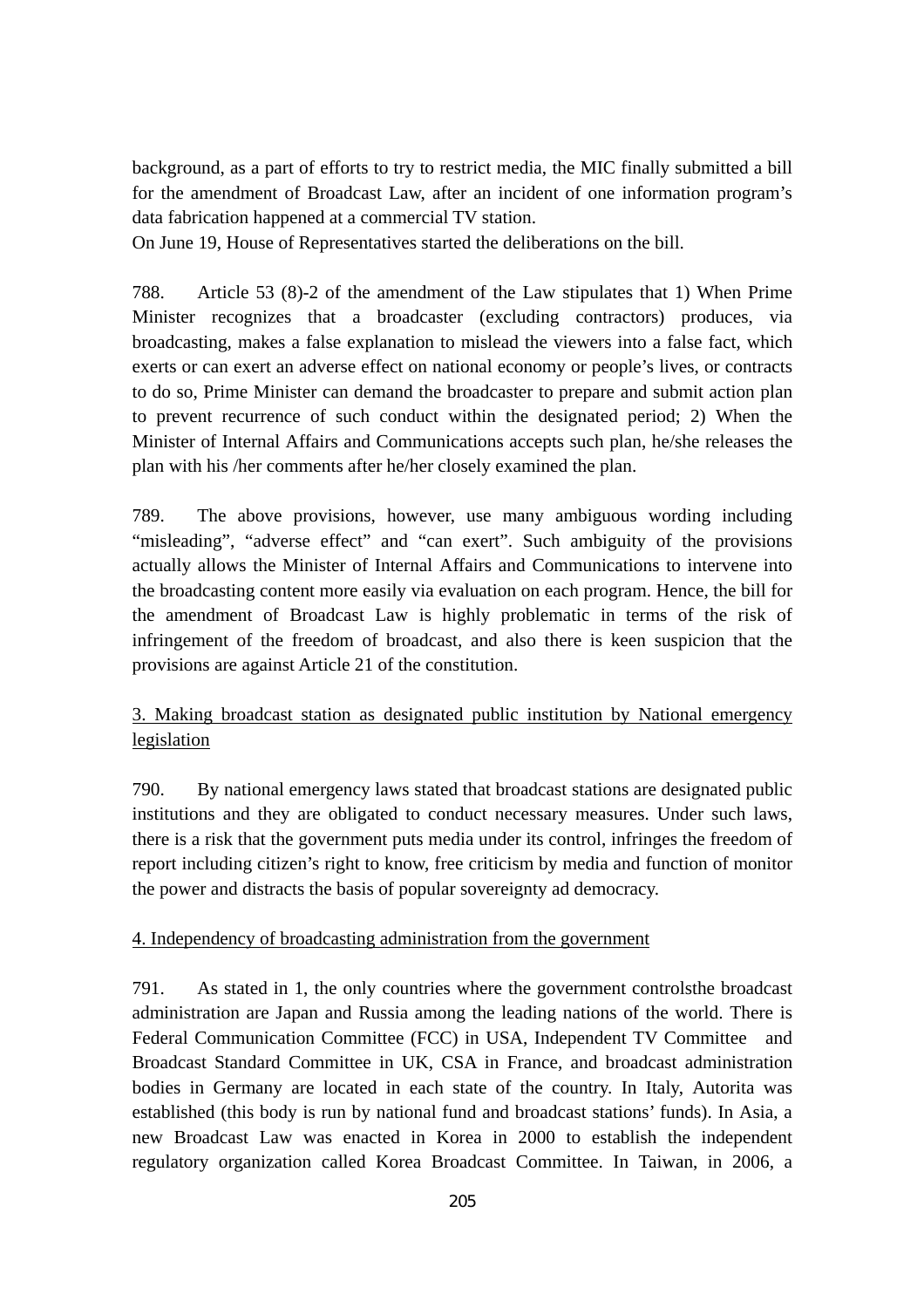background, as a part of efforts to try to restrict media, the MIC finally submitted a bill for the amendment of Broadcast Law, after an incident of one information program's data fabrication happened at a commercial TV station.
On June 19, House of Representatives started the deliberations on the bill.

788. Article 53 (8)-2 of the amendment of the Law stipulates that 1) When Prime Minister recognizes that a broadcaster (excluding contractors) produces, via broadcasting, makes a false explanation to mislead the viewers into a false fact, which exerts or can exert an adverse effect on national economy or people's lives, or contracts to do so, Prime Minister can demand the broadcaster to prepare and submit action plan to prevent recurrence of such conduct within the designated period; 2) When the Minister of Internal Affairs and Communications accepts such plan, he/she releases the plan with his /her comments after he/her closely examined the plan.

789. The above provisions, however, use many ambiguous wording including "misleading", "adverse effect" and "can exert". Such ambiguity of the provisions actually allows the Minister of Internal Affairs and Communications to intervene into the broadcasting content more easily via evaluation on each program. Hence, the bill for the amendment of Broadcast Law is highly problematic in terms of the risk of infringement of the freedom of broadcast, and also there is keen suspicion that the provisions are against Article 21 of the constitution.

<u>3. Making broadcast station as designated public institution by National emergency legislation</u>

790. By national emergency laws stated that broadcast stations are designated public institutions and they are obligated to conduct necessary measures. Under such laws, there is a risk that the government puts media under its control, infringes the freedom of report including citizen's right to know, free criticism by media and function of monitor the power and distracts the basis of popular sovereignty ad democracy.

<u>4. Independency of broadcasting administration from the government</u>

791. As stated in 1, the only countries where the government controlsthe broadcast administration are Japan and Russia among the leading nations of the world. There is Federal Communication Committee (FCC) in USA, Independent TV Committee and Broadcast Standard Committee in UK, CSA in France, and broadcast administration bodies in Germany are located in each state of the country. In Italy, Autorita was established (this body is run by national fund and broadcast stations' funds). In Asia, a new Broadcast Law was enacted in Korea in 2000 to establish the independent regulatory organization called Korea Broadcast Committee. In Taiwan, in 2006, a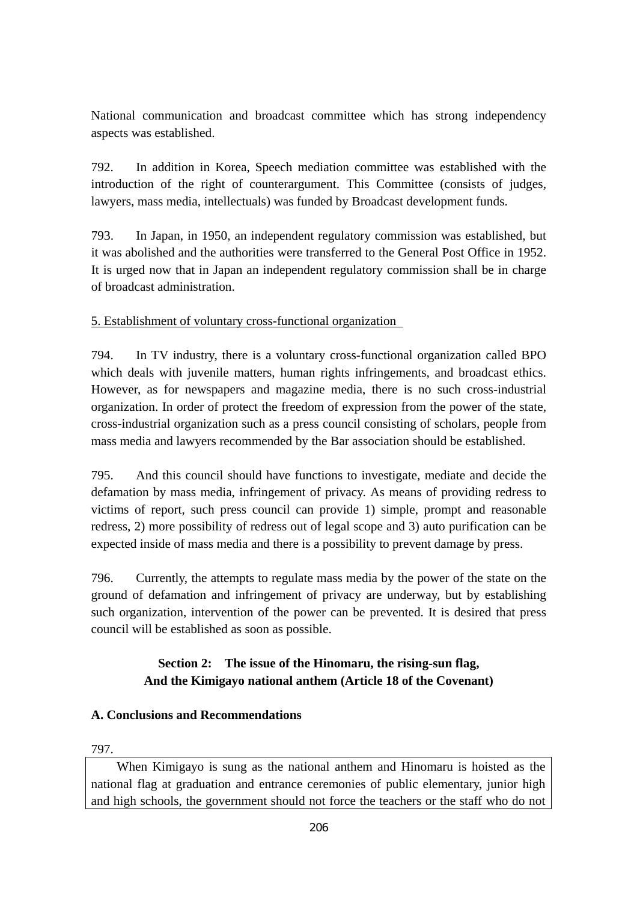National communication and broadcast committee which has strong independency aspects was established.

792. In addition in Korea, Speech mediation committee was established with the introduction of the right of counterargument. This Committee (consists of judges, lawyers, mass media, intellectuals) was funded by Broadcast development funds.

793. In Japan, in 1950, an independent regulatory commission was established, but it was abolished and the authorities were transferred to the General Post Office in 1952. It is urged now that in Japan an independent regulatory commission shall be in charge of broadcast administration.

5. Establishment of voluntary cross-functional organization

794. In TV industry, there is a voluntary cross-functional organization called BPO which deals with juvenile matters, human rights infringements, and broadcast ethics. However, as for newspapers and magazine media, there is no such cross-industrial organization. In order of protect the freedom of expression from the power of the state, cross-industrial organization such as a press council consisting of scholars, people from mass media and lawyers recommended by the Bar association should be established.

795. And this council should have functions to investigate, mediate and decide the defamation by mass media, infringement of privacy. As means of providing redress to victims of report, such press council can provide 1) simple, prompt and reasonable redress, 2) more possibility of redress out of legal scope and 3) auto purification can be expected inside of mass media and there is a possibility to prevent damage by press.

796. Currently, the attempts to regulate mass media by the power of the state on the ground of defamation and infringement of privacy are underway, but by establishing such organization, intervention of the power can be prevented. It is desired that press council will be established as soon as possible.

## Section 2: The issue of the Hinomaru, the rising-sun flag, And the Kimigayo national anthem (Article 18 of the Covenant)

### A. Conclusions and Recommendations

797.

When Kimigayo is sung as the national anthem and Hinomaru is hoisted as the national flag at graduation and entrance ceremonies of public elementary, junior high and high schools, the government should not force the teachers or the staff who do not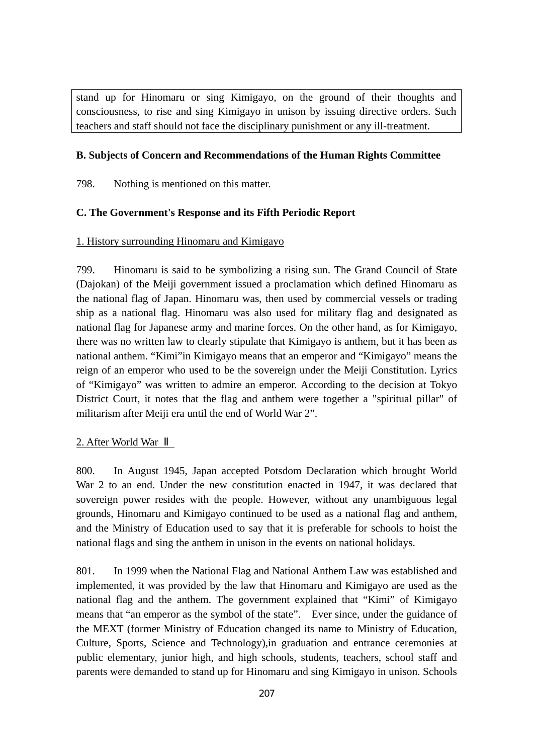stand up for Hinomaru or sing Kimigayo, on the ground of their thoughts and consciousness, to rise and sing Kimigayo in unison by issuing directive orders. Such teachers and staff should not face the disciplinary punishment or any ill-treatment.

**B. Subjects of Concern and Recommendations of the Human Rights Committee**

798. Nothing is mentioned on this matter.

**C. The Government's Response and its Fifth Periodic Report**

1. History surrounding Hinomaru and Kimigayo

799. Hinomaru is said to be symbolizing a rising sun. The Grand Council of State (Dajokan) of the Meiji government issued a proclamation which defined Hinomaru as the national flag of Japan. Hinomaru was, then used by commercial vessels or trading ship as a national flag. Hinomaru was also used for military flag and designated as national flag for Japanese army and marine forces. On the other hand, as for Kimigayo, there was no written law to clearly stipulate that Kimigayo is anthem, but it has been as national anthem. "Kimi"in Kimigayo means that an emperor and "Kimigayo" means the reign of an emperor who used to be the sovereign under the Meiji Constitution. Lyrics of "Kimigayo" was written to admire an emperor. According to the decision at Tokyo District Court, it notes that the flag and anthem were together a "spiritual pillar" of militarism after Meiji era until the end of World War 2".

2. After World War Ⅱ

800. In August 1945, Japan accepted Potsdom Declaration which brought World War 2 to an end. Under the new constitution enacted in 1947, it was declared that sovereign power resides with the people. However, without any unambiguous legal grounds, Hinomaru and Kimigayo continued to be used as a national flag and anthem, and the Ministry of Education used to say that it is preferable for schools to hoist the national flags and sing the anthem in unison in the events on national holidays.

801. In 1999 when the National Flag and National Anthem Law was established and implemented, it was provided by the law that Hinomaru and Kimigayo are used as the national flag and the anthem. The government explained that "Kimi" of Kimigayo means that "an emperor as the symbol of the state". Ever since, under the guidance of the MEXT (former Ministry of Education changed its name to Ministry of Education, Culture, Sports, Science and Technology),in graduation and entrance ceremonies at public elementary, junior high, and high schools, students, teachers, school staff and parents were demanded to stand up for Hinomaru and sing Kimigayo in unison. Schools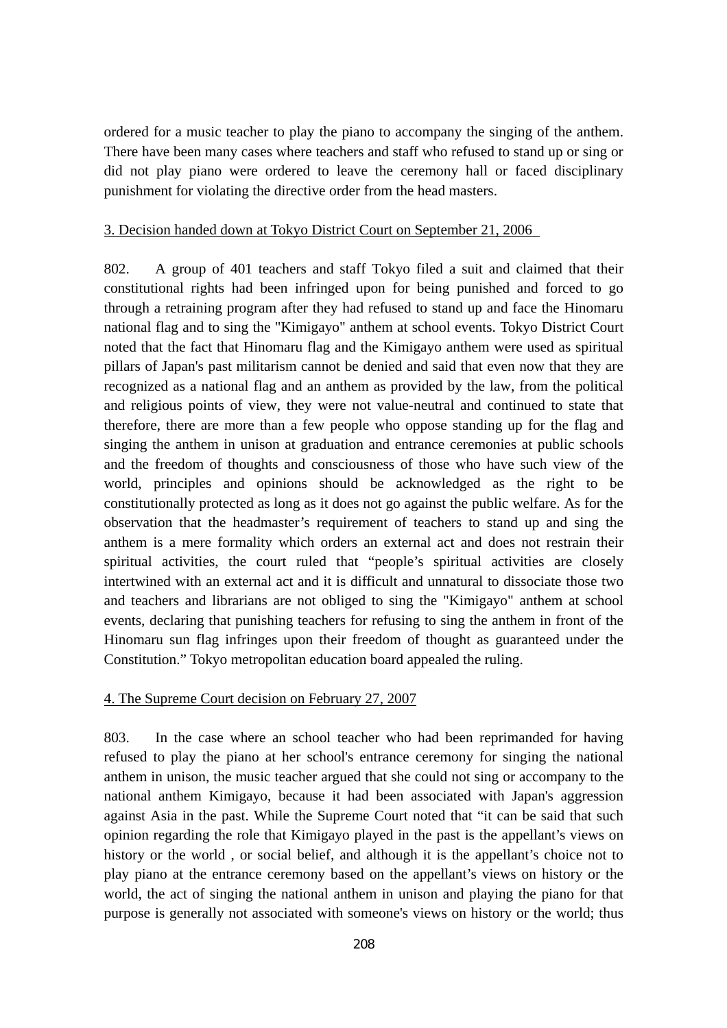ordered for a music teacher to play the piano to accompany the singing of the anthem. There have been many cases where teachers and staff who refused to stand up or sing or did not play piano were ordered to leave the ceremony hall or faced disciplinary punishment for violating the directive order from the head masters.

<u>3. Decision handed down at Tokyo District Court on September 21, 2006</u>

802. A group of 401 teachers and staff Tokyo filed a suit and claimed that their constitutional rights had been infringed upon for being punished and forced to go through a retraining program after they had refused to stand up and face the Hinomaru national flag and to sing the "Kimigayo" anthem at school events. Tokyo District Court noted that the fact that Hinomaru flag and the Kimigayo anthem were used as spiritual pillars of Japan's past militarism cannot be denied and said that even now that they are recognized as a national flag and an anthem as provided by the law, from the political and religious points of view, they were not value-neutral and continued to state that therefore, there are more than a few people who oppose standing up for the flag and singing the anthem in unison at graduation and entrance ceremonies at public schools and the freedom of thoughts and consciousness of those who have such view of the world, principles and opinions should be acknowledged as the right to be constitutionally protected as long as it does not go against the public welfare. As for the observation that the headmaster's requirement of teachers to stand up and sing the anthem is a mere formality which orders an external act and does not restrain their spiritual activities, the court ruled that "people's spiritual activities are closely intertwined with an external act and it is difficult and unnatural to dissociate those two and teachers and librarians are not obliged to sing the "Kimigayo" anthem at school events, declaring that punishing teachers for refusing to sing the anthem in front of the Hinomaru sun flag infringes upon their freedom of thought as guaranteed under the Constitution." Tokyo metropolitan education board appealed the ruling.

<u>4. The Supreme Court decision on February 27, 2007</u>

803. In the case where an school teacher who had been reprimanded for having refused to play the piano at her school's entrance ceremony for singing the national anthem in unison, the music teacher argued that she could not sing or accompany to the national anthem Kimigayo, because it had been associated with Japan's aggression against Asia in the past. While the Supreme Court noted that "it can be said that such opinion regarding the role that Kimigayo played in the past is the appellant's views on history or the world , or social belief, and although it is the appellant's choice not to play piano at the entrance ceremony based on the appellant's views on history or the world, the act of singing the national anthem in unison and playing the piano for that purpose is generally not associated with someone's views on history or the world; thus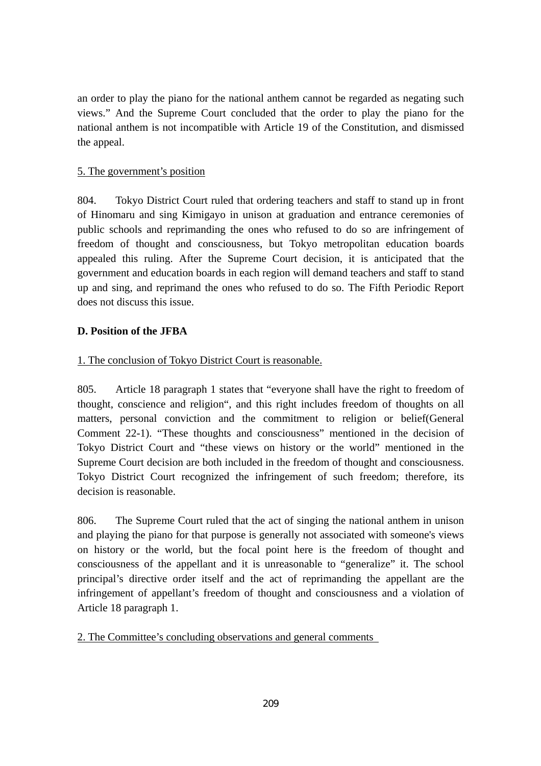an order to play the piano for the national anthem cannot be regarded as negating such views." And the Supreme Court concluded that the order to play the piano for the national anthem is not incompatible with Article 19 of the Constitution, and dismissed the appeal.

5. The government's position

804. Tokyo District Court ruled that ordering teachers and staff to stand up in front of Hinomaru and sing Kimigayo in unison at graduation and entrance ceremonies of public schools and reprimanding the ones who refused to do so are infringement of freedom of thought and consciousness, but Tokyo metropolitan education boards appealed this ruling. After the Supreme Court decision, it is anticipated that the government and education boards in each region will demand teachers and staff to stand up and sing, and reprimand the ones who refused to do so. The Fifth Periodic Report does not discuss this issue.

**D. Position of the JFBA**

1. The conclusion of Tokyo District Court is reasonable.

805. Article 18 paragraph 1 states that "everyone shall have the right to freedom of thought, conscience and religion", and this right includes freedom of thoughts on all matters, personal conviction and the commitment to religion or belief(General Comment 22-1). "These thoughts and consciousness" mentioned in the decision of Tokyo District Court and "these views on history or the world" mentioned in the Supreme Court decision are both included in the freedom of thought and consciousness. Tokyo District Court recognized the infringement of such freedom; therefore, its decision is reasonable.

806. The Supreme Court ruled that the act of singing the national anthem in unison and playing the piano for that purpose is generally not associated with someone's views on history or the world, but the focal point here is the freedom of thought and consciousness of the appellant and it is unreasonable to "generalize" it. The school principal's directive order itself and the act of reprimanding the appellant are the infringement of appellant's freedom of thought and consciousness and a violation of Article 18 paragraph 1.

2. The Committee's concluding observations and general comments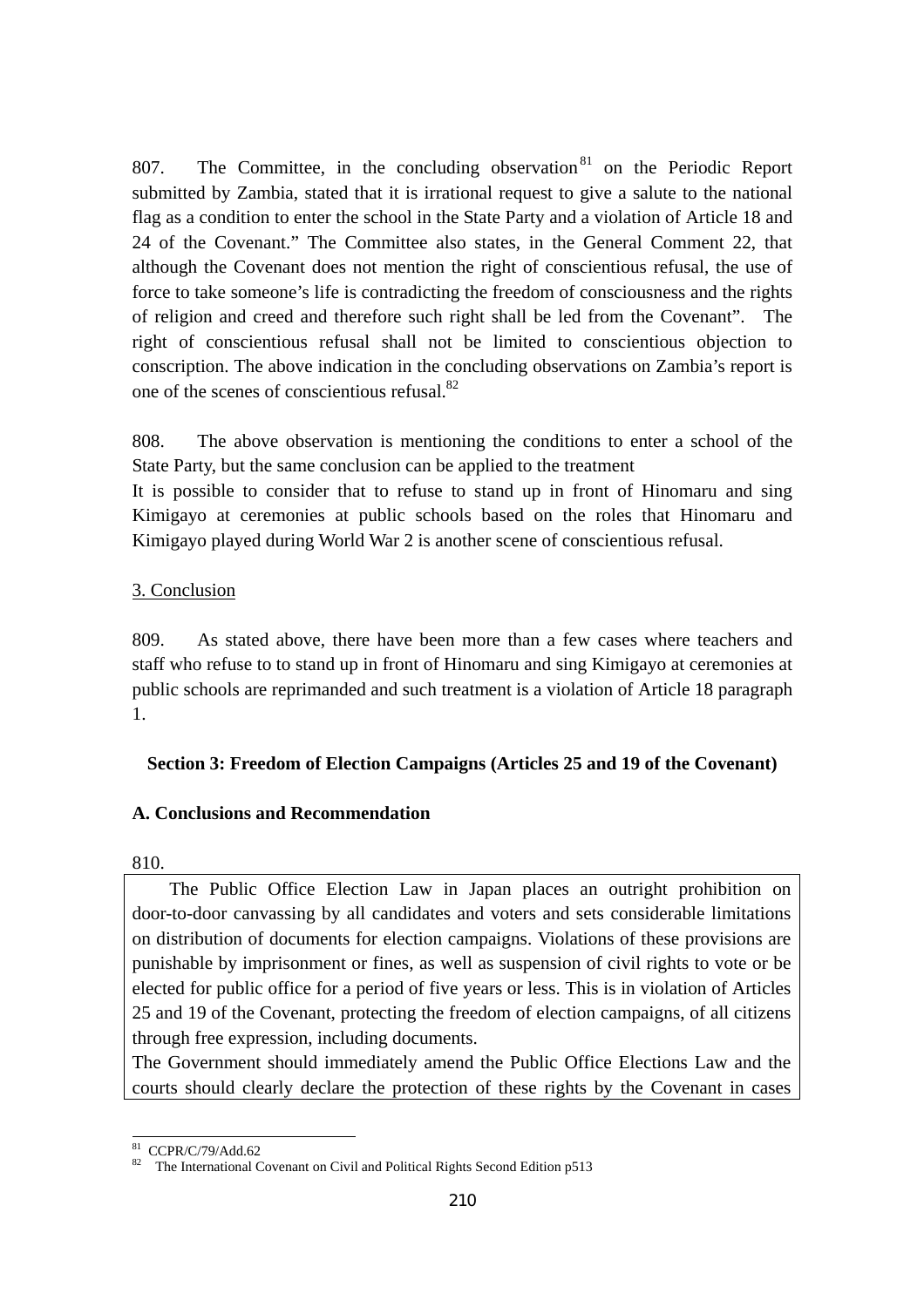807. The Committee, in the concluding observation[81] on the Periodic Report submitted by Zambia, stated that it is irrational request to give a salute to the national flag as a condition to enter the school in the State Party and a violation of Article 18 and 24 of the Covenant." The Committee also states, in the General Comment 22, that although the Covenant does not mention the right of conscientious refusal, the use of force to take someone's life is contradicting the freedom of consciousness and the rights of religion and creed and therefore such right shall be led from the Covenant". The right of conscientious refusal shall not be limited to conscientious objection to conscription. The above indication in the concluding observations on Zambia's report is one of the scenes of conscientious refusal.[82]

808. The above observation is mentioning the conditions to enter a school of the State Party, but the same conclusion can be applied to the treatment

It is possible to consider that to refuse to stand up in front of Hinomaru and sing Kimigayo at ceremonies at public schools based on the roles that Hinomaru and Kimigayo played during World War 2 is another scene of conscientious refusal.

3. Conclusion

809. As stated above, there have been more than a few cases where teachers and staff who refuse to to stand up in front of Hinomaru and sing Kimigayo at ceremonies at public schools are reprimanded and such treatment is a violation of Article 18 paragraph 1.

### Section 3: Freedom of Election Campaigns (Articles 25 and 19 of the Covenant)

**A. Conclusions and Recommendation**

810.

The Public Office Election Law in Japan places an outright prohibition on door-to-door canvassing by all candidates and voters and sets considerable limitations on distribution of documents for election campaigns. Violations of these provisions are punishable by imprisonment or fines, as well as suspension of civil rights to vote or be elected for public office for a period of five years or less. This is in violation of Articles 25 and 19 of the Covenant, protecting the freedom of election campaigns, of all citizens through free expression, including documents.

The Government should immediately amend the Public Office Elections Law and the courts should clearly declare the protection of these rights by the Covenant in cases

[81] CCPR/C/79/Add.62

[82] The International Covenant on Civil and Political Rights Second Edition p513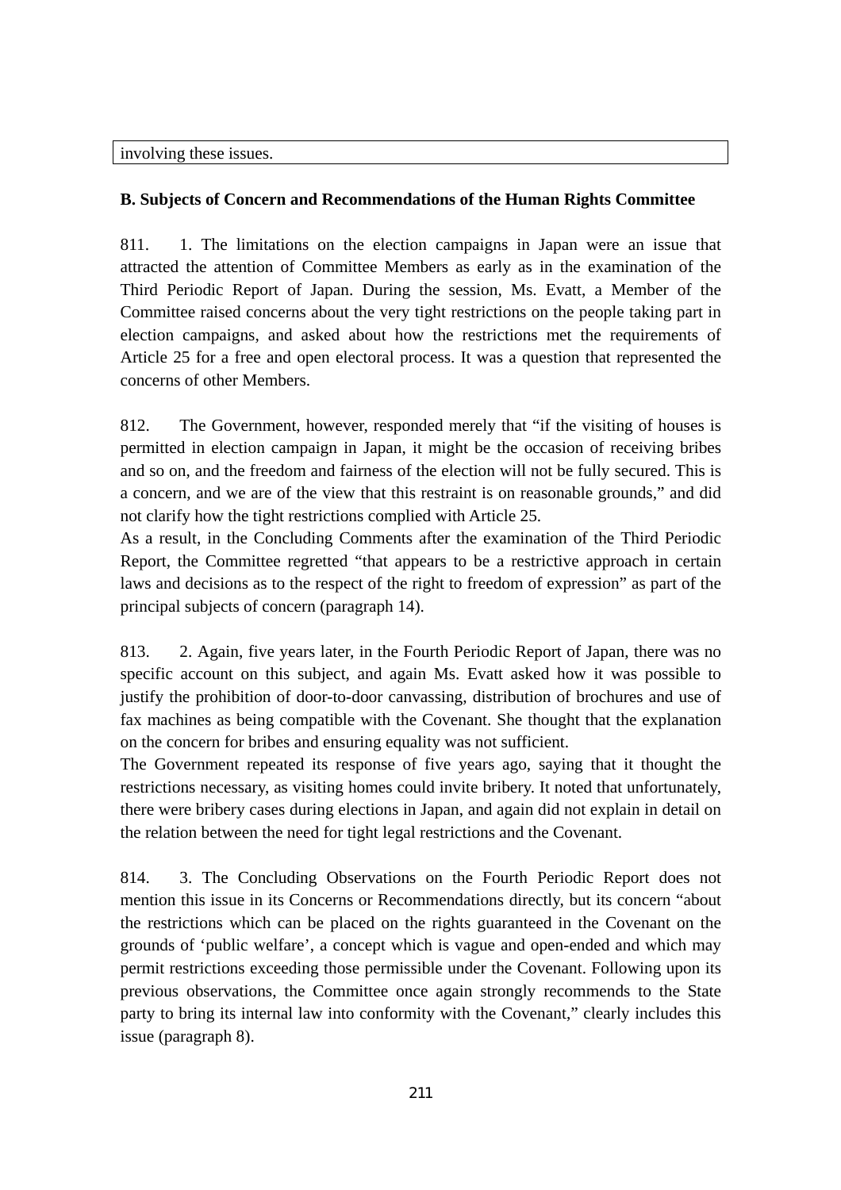involving these issues.

**B. Subjects of Concern and Recommendations of the Human Rights Committee**

811. 1. The limitations on the election campaigns in Japan were an issue that attracted the attention of Committee Members as early as in the examination of the Third Periodic Report of Japan. During the session, Ms. Evatt, a Member of the Committee raised concerns about the very tight restrictions on the people taking part in election campaigns, and asked about how the restrictions met the requirements of Article 25 for a free and open electoral process. It was a question that represented the concerns of other Members.

812. The Government, however, responded merely that "if the visiting of houses is permitted in election campaign in Japan, it might be the occasion of receiving bribes and so on, and the freedom and fairness of the election will not be fully secured. This is a concern, and we are of the view that this restraint is on reasonable grounds," and did not clarify how the tight restrictions complied with Article 25.
As a result, in the Concluding Comments after the examination of the Third Periodic Report, the Committee regretted "that appears to be a restrictive approach in certain laws and decisions as to the respect of the right to freedom of expression" as part of the principal subjects of concern (paragraph 14).

813. 2. Again, five years later, in the Fourth Periodic Report of Japan, there was no specific account on this subject, and again Ms. Evatt asked how it was possible to justify the prohibition of door-to-door canvassing, distribution of brochures and use of fax machines as being compatible with the Covenant. She thought that the explanation on the concern for bribes and ensuring equality was not sufficient.
The Government repeated its response of five years ago, saying that it thought the restrictions necessary, as visiting homes could invite bribery. It noted that unfortunately, there were bribery cases during elections in Japan, and again did not explain in detail on the relation between the need for tight legal restrictions and the Covenant.

814. 3. The Concluding Observations on the Fourth Periodic Report does not mention this issue in its Concerns or Recommendations directly, but its concern "about the restrictions which can be placed on the rights guaranteed in the Covenant on the grounds of 'public welfare', a concept which is vague and open-ended and which may permit restrictions exceeding those permissible under the Covenant. Following upon its previous observations, the Committee once again strongly recommends to the State party to bring its internal law into conformity with the Covenant," clearly includes this issue (paragraph 8).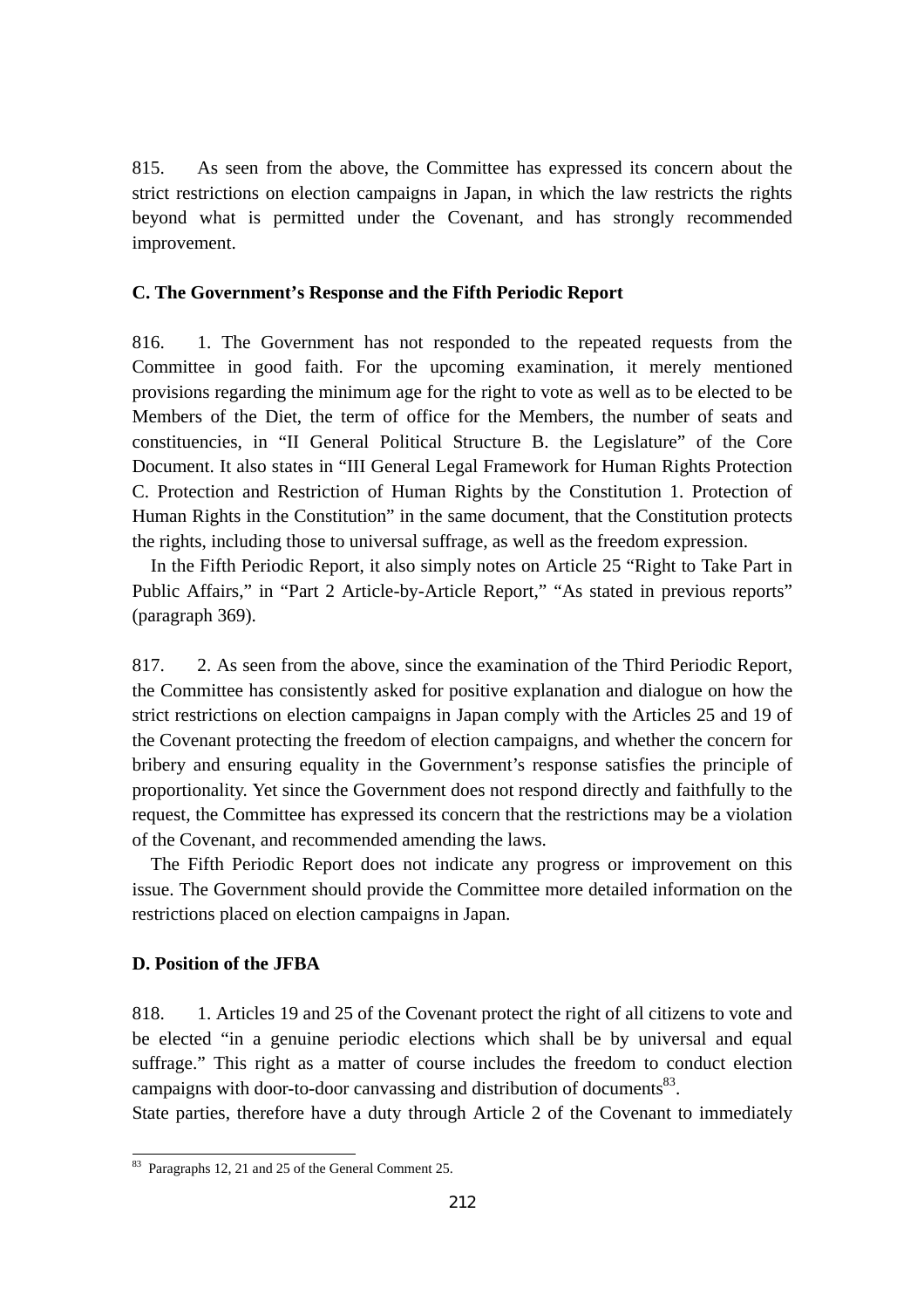815. As seen from the above, the Committee has expressed its concern about the strict restrictions on election campaigns in Japan, in which the law restricts the rights beyond what is permitted under the Covenant, and has strongly recommended improvement.

**C. The Government's Response and the Fifth Periodic Report**

816. 1. The Government has not responded to the repeated requests from the Committee in good faith. For the upcoming examination, it merely mentioned provisions regarding the minimum age for the right to vote as well as to be elected to be Members of the Diet, the term of office for the Members, the number of seats and constituencies, in "II General Political Structure B. the Legislature" of the Core Document. It also states in "III General Legal Framework for Human Rights Protection C. Protection and Restriction of Human Rights by the Constitution 1. Protection of Human Rights in the Constitution" in the same document, that the Constitution protects the rights, including those to universal suffrage, as well as the freedom expression.

In the Fifth Periodic Report, it also simply notes on Article 25 "Right to Take Part in Public Affairs," in "Part 2 Article-by-Article Report," "As stated in previous reports" (paragraph 369).

817. 2. As seen from the above, since the examination of the Third Periodic Report, the Committee has consistently asked for positive explanation and dialogue on how the strict restrictions on election campaigns in Japan comply with the Articles 25 and 19 of the Covenant protecting the freedom of election campaigns, and whether the concern for bribery and ensuring equality in the Government's response satisfies the principle of proportionality. Yet since the Government does not respond directly and faithfully to the request, the Committee has expressed its concern that the restrictions may be a violation of the Covenant, and recommended amending the laws.

The Fifth Periodic Report does not indicate any progress or improvement on this issue. The Government should provide the Committee more detailed information on the restrictions placed on election campaigns in Japan.

**D. Position of the JFBA**

818. 1. Articles 19 and 25 of the Covenant protect the right of all citizens to vote and be elected "in a genuine periodic elections which shall be by universal and equal suffrage." This right as a matter of course includes the freedom to conduct election campaigns with door-to-door canvassing and distribution of documents[83].

State parties, therefore have a duty through Article 2 of the Covenant to immediately

[83] Paragraphs 12, 21 and 25 of the General Comment 25.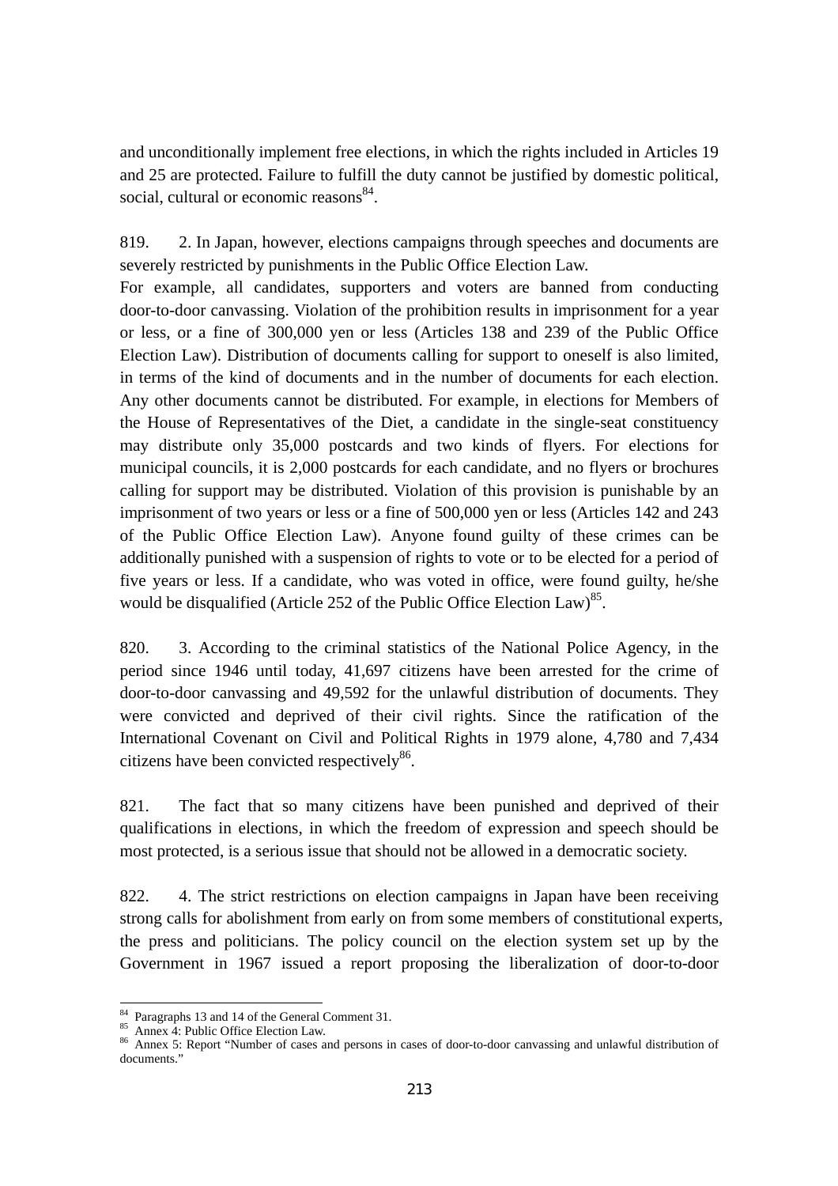and unconditionally implement free elections, in which the rights included in Articles 19 and 25 are protected. Failure to fulfill the duty cannot be justified by domestic political, social, cultural or economic reasons[84].

819. 2. In Japan, however, elections campaigns through speeches and documents are severely restricted by punishments in the Public Office Election Law.
For example, all candidates, supporters and voters are banned from conducting door-to-door canvassing. Violation of the prohibition results in imprisonment for a year or less, or a fine of 300,000 yen or less (Articles 138 and 239 of the Public Office Election Law). Distribution of documents calling for support to oneself is also limited, in terms of the kind of documents and in the number of documents for each election. Any other documents cannot be distributed. For example, in elections for Members of the House of Representatives of the Diet, a candidate in the single-seat constituency may distribute only 35,000 postcards and two kinds of flyers. For elections for municipal councils, it is 2,000 postcards for each candidate, and no flyers or brochures calling for support may be distributed. Violation of this provision is punishable by an imprisonment of two years or less or a fine of 500,000 yen or less (Articles 142 and 243 of the Public Office Election Law). Anyone found guilty of these crimes can be additionally punished with a suspension of rights to vote or to be elected for a period of five years or less. If a candidate, who was voted in office, were found guilty, he/she would be disqualified (Article 252 of the Public Office Election Law)[85].

820. 3. According to the criminal statistics of the National Police Agency, in the period since 1946 until today, 41,697 citizens have been arrested for the crime of door-to-door canvassing and 49,592 for the unlawful distribution of documents. They were convicted and deprived of their civil rights. Since the ratification of the International Covenant on Civil and Political Rights in 1979 alone, 4,780 and 7,434 citizens have been convicted respectively[86].

821. The fact that so many citizens have been punished and deprived of their qualifications in elections, in which the freedom of expression and speech should be most protected, is a serious issue that should not be allowed in a democratic society.

822. 4. The strict restrictions on election campaigns in Japan have been receiving strong calls for abolishment from early on from some members of constitutional experts, the press and politicians. The policy council on the election system set up by the Government in 1967 issued a report proposing the liberalization of door-to-door

---

[84] Paragraphs 13 and 14 of the General Comment 31.
[85] Annex 4: Public Office Election Law.
[86] Annex 5: Report "Number of cases and persons in cases of door-to-door canvassing and unlawful distribution of documents."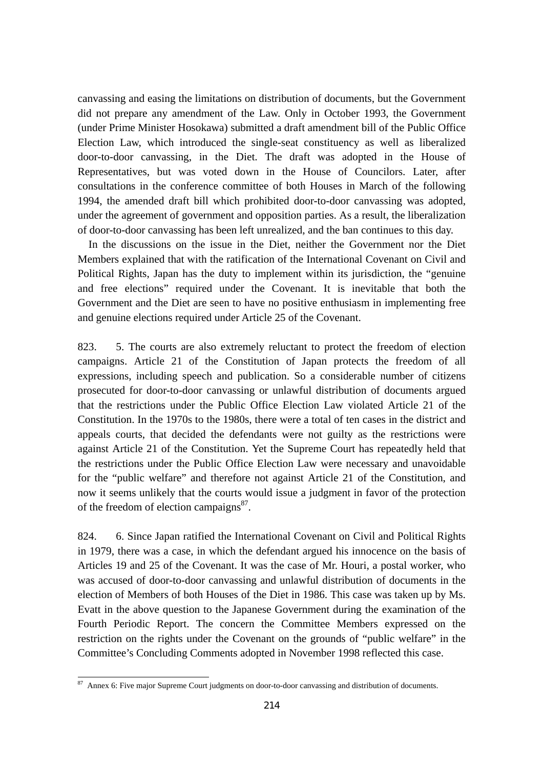canvassing and easing the limitations on distribution of documents, but the Government did not prepare any amendment of the Law. Only in October 1993, the Government (under Prime Minister Hosokawa) submitted a draft amendment bill of the Public Office Election Law, which introduced the single-seat constituency as well as liberalized door-to-door canvassing, in the Diet. The draft was adopted in the House of Representatives, but was voted down in the House of Councilors. Later, after consultations in the conference committee of both Houses in March of the following 1994, the amended draft bill which prohibited door-to-door canvassing was adopted, under the agreement of government and opposition parties. As a result, the liberalization of door-to-door canvassing has been left unrealized, and the ban continues to this day.

In the discussions on the issue in the Diet, neither the Government nor the Diet Members explained that with the ratification of the International Covenant on Civil and Political Rights, Japan has the duty to implement within its jurisdiction, the "genuine and free elections" required under the Covenant. It is inevitable that both the Government and the Diet are seen to have no positive enthusiasm in implementing free and genuine elections required under Article 25 of the Covenant.

823. 5. The courts are also extremely reluctant to protect the freedom of election campaigns. Article 21 of the Constitution of Japan protects the freedom of all expressions, including speech and publication. So a considerable number of citizens prosecuted for door-to-door canvassing or unlawful distribution of documents argued that the restrictions under the Public Office Election Law violated Article 21 of the Constitution. In the 1970s to the 1980s, there were a total of ten cases in the district and appeals courts, that decided the defendants were not guilty as the restrictions were against Article 21 of the Constitution. Yet the Supreme Court has repeatedly held that the restrictions under the Public Office Election Law were necessary and unavoidable for the "public welfare" and therefore not against Article 21 of the Constitution, and now it seems unlikely that the courts would issue a judgment in favor of the protection of the freedom of election campaigns[87].

824. 6. Since Japan ratified the International Covenant on Civil and Political Rights in 1979, there was a case, in which the defendant argued his innocence on the basis of Articles 19 and 25 of the Covenant. It was the case of Mr. Houri, a postal worker, who was accused of door-to-door canvassing and unlawful distribution of documents in the election of Members of both Houses of the Diet in 1986. This case was taken up by Ms. Evatt in the above question to the Japanese Government during the examination of the Fourth Periodic Report. The concern the Committee Members expressed on the restriction on the rights under the Covenant on the grounds of "public welfare" in the Committee's Concluding Comments adopted in November 1998 reflected this case.

[87] Annex 6: Five major Supreme Court judgments on door-to-door canvassing and distribution of documents.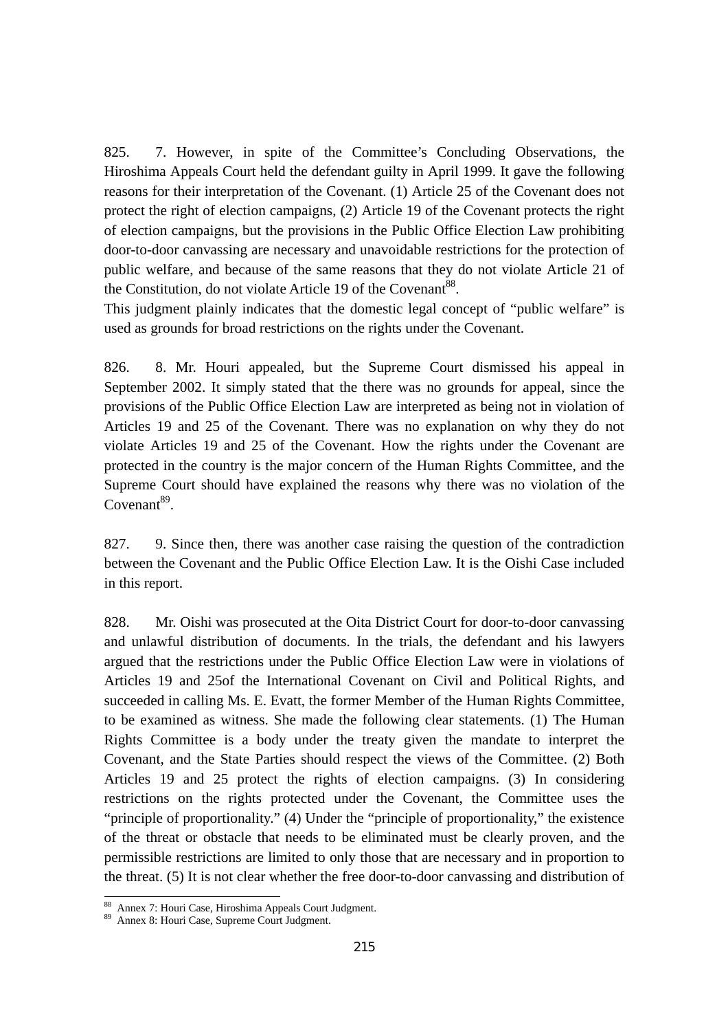825. 7. However, in spite of the Committee's Concluding Observations, the Hiroshima Appeals Court held the defendant guilty in April 1999. It gave the following reasons for their interpretation of the Covenant. (1) Article 25 of the Covenant does not protect the right of election campaigns, (2) Article 19 of the Covenant protects the right of election campaigns, but the provisions in the Public Office Election Law prohibiting door-to-door canvassing are necessary and unavoidable restrictions for the protection of public welfare, and because of the same reasons that they do not violate Article 21 of the Constitution, do not violate Article 19 of the Covenant[88].

This judgment plainly indicates that the domestic legal concept of "public welfare" is used as grounds for broad restrictions on the rights under the Covenant.

826. 8. Mr. Houri appealed, but the Supreme Court dismissed his appeal in September 2002. It simply stated that the there was no grounds for appeal, since the provisions of the Public Office Election Law are interpreted as being not in violation of Articles 19 and 25 of the Covenant. There was no explanation on why they do not violate Articles 19 and 25 of the Covenant. How the rights under the Covenant are protected in the country is the major concern of the Human Rights Committee, and the Supreme Court should have explained the reasons why there was no violation of the Covenant[89].

827. 9. Since then, there was another case raising the question of the contradiction between the Covenant and the Public Office Election Law. It is the Oishi Case included in this report.

828. Mr. Oishi was prosecuted at the Oita District Court for door-to-door canvassing and unlawful distribution of documents. In the trials, the defendant and his lawyers argued that the restrictions under the Public Office Election Law were in violations of Articles 19 and 25of the International Covenant on Civil and Political Rights, and succeeded in calling Ms. E. Evatt, the former Member of the Human Rights Committee, to be examined as witness. She made the following clear statements. (1) The Human Rights Committee is a body under the treaty given the mandate to interpret the Covenant, and the State Parties should respect the views of the Committee. (2) Both Articles 19 and 25 protect the rights of election campaigns. (3) In considering restrictions on the rights protected under the Covenant, the Committee uses the "principle of proportionality." (4) Under the "principle of proportionality," the existence of the threat or obstacle that needs to be eliminated must be clearly proven, and the permissible restrictions are limited to only those that are necessary and in proportion to the threat. (5) It is not clear whether the free door-to-door canvassing and distribution of

---

[88] Annex 7: Houri Case, Hiroshima Appeals Court Judgment.

[89] Annex 8: Houri Case, Supreme Court Judgment.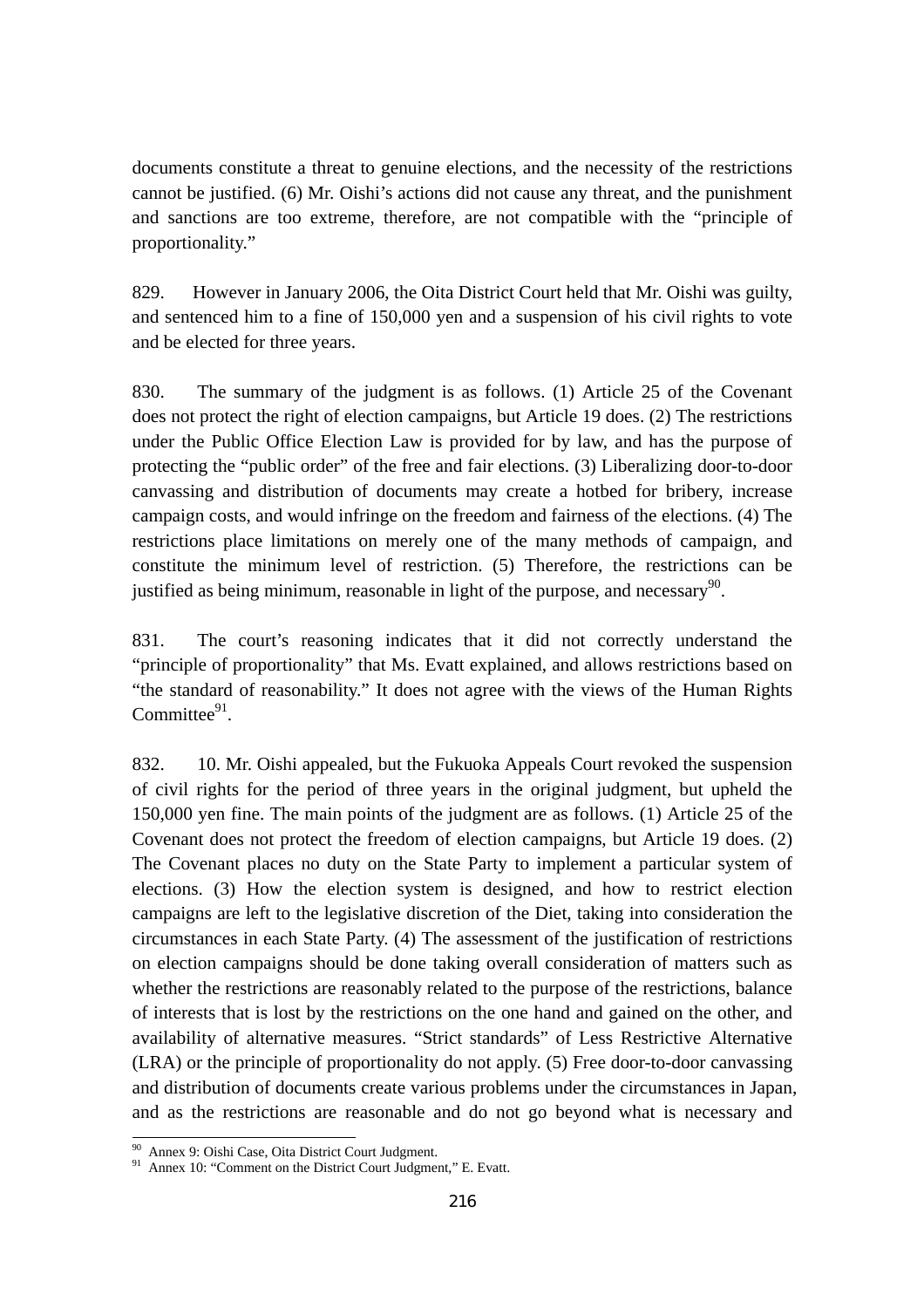documents constitute a threat to genuine elections, and the necessity of the restrictions cannot be justified. (6) Mr. Oishi's actions did not cause any threat, and the punishment and sanctions are too extreme, therefore, are not compatible with the "principle of proportionality."

829. However in January 2006, the Oita District Court held that Mr. Oishi was guilty, and sentenced him to a fine of 150,000 yen and a suspension of his civil rights to vote and be elected for three years.

830. The summary of the judgment is as follows. (1) Article 25 of the Covenant does not protect the right of election campaigns, but Article 19 does. (2) The restrictions under the Public Office Election Law is provided for by law, and has the purpose of protecting the "public order" of the free and fair elections. (3) Liberalizing door-to-door canvassing and distribution of documents may create a hotbed for bribery, increase campaign costs, and would infringe on the freedom and fairness of the elections. (4) The restrictions place limitations on merely one of the many methods of campaign, and constitute the minimum level of restriction. (5) Therefore, the restrictions can be justified as being minimum, reasonable in light of the purpose, and necessary[90].

831. The court's reasoning indicates that it did not correctly understand the "principle of proportionality" that Ms. Evatt explained, and allows restrictions based on "the standard of reasonability." It does not agree with the views of the Human Rights Committee[91].

832. 10. Mr. Oishi appealed, but the Fukuoka Appeals Court revoked the suspension of civil rights for the period of three years in the original judgment, but upheld the 150,000 yen fine. The main points of the judgment are as follows. (1) Article 25 of the Covenant does not protect the freedom of election campaigns, but Article 19 does. (2) The Covenant places no duty on the State Party to implement a particular system of elections. (3) How the election system is designed, and how to restrict election campaigns are left to the legislative discretion of the Diet, taking into consideration the circumstances in each State Party. (4) The assessment of the justification of restrictions on election campaigns should be done taking overall consideration of matters such as whether the restrictions are reasonably related to the purpose of the restrictions, balance of interests that is lost by the restrictions on the one hand and gained on the other, and availability of alternative measures. "Strict standards" of Less Restrictive Alternative (LRA) or the principle of proportionality do not apply. (5) Free door-to-door canvassing and distribution of documents create various problems under the circumstances in Japan, and as the restrictions are reasonable and do not go beyond what is necessary and

---

[90] Annex 9: Oishi Case, Oita District Court Judgment.

[91] Annex 10: "Comment on the District Court Judgment," E. Evatt.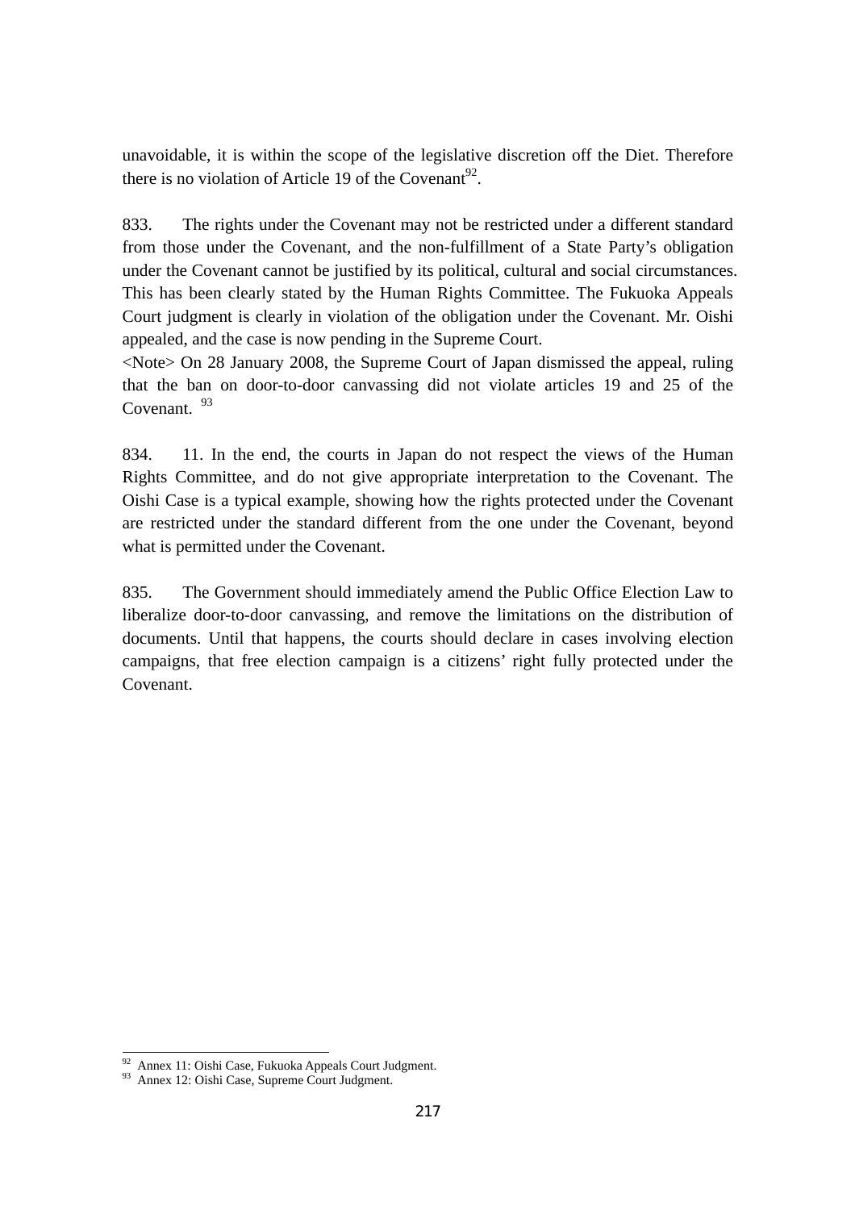unavoidable, it is within the scope of the legislative discretion off the Diet. Therefore there is no violation of Article 19 of the Covenant[92].

833. The rights under the Covenant may not be restricted under a different standard from those under the Covenant, and the non-fulfillment of a State Party's obligation under the Covenant cannot be justified by its political, cultural and social circumstances. This has been clearly stated by the Human Rights Committee. The Fukuoka Appeals Court judgment is clearly in violation of the obligation under the Covenant. Mr. Oishi appealed, and the case is now pending in the Supreme Court.

<Note> On 28 January 2008, the Supreme Court of Japan dismissed the appeal, ruling that the ban on door-to-door canvassing did not violate articles 19 and 25 of the Covenant. [93]

834. 11. In the end, the courts in Japan do not respect the views of the Human Rights Committee, and do not give appropriate interpretation to the Covenant. The Oishi Case is a typical example, showing how the rights protected under the Covenant are restricted under the standard different from the one under the Covenant, beyond what is permitted under the Covenant.

835. The Government should immediately amend the Public Office Election Law to liberalize door-to-door canvassing, and remove the limitations on the distribution of documents. Until that happens, the courts should declare in cases involving election campaigns, that free election campaign is a citizens' right fully protected under the Covenant.

---

[92] Annex 11: Oishi Case, Fukuoka Appeals Court Judgment.

[93] Annex 12: Oishi Case, Supreme Court Judgment.